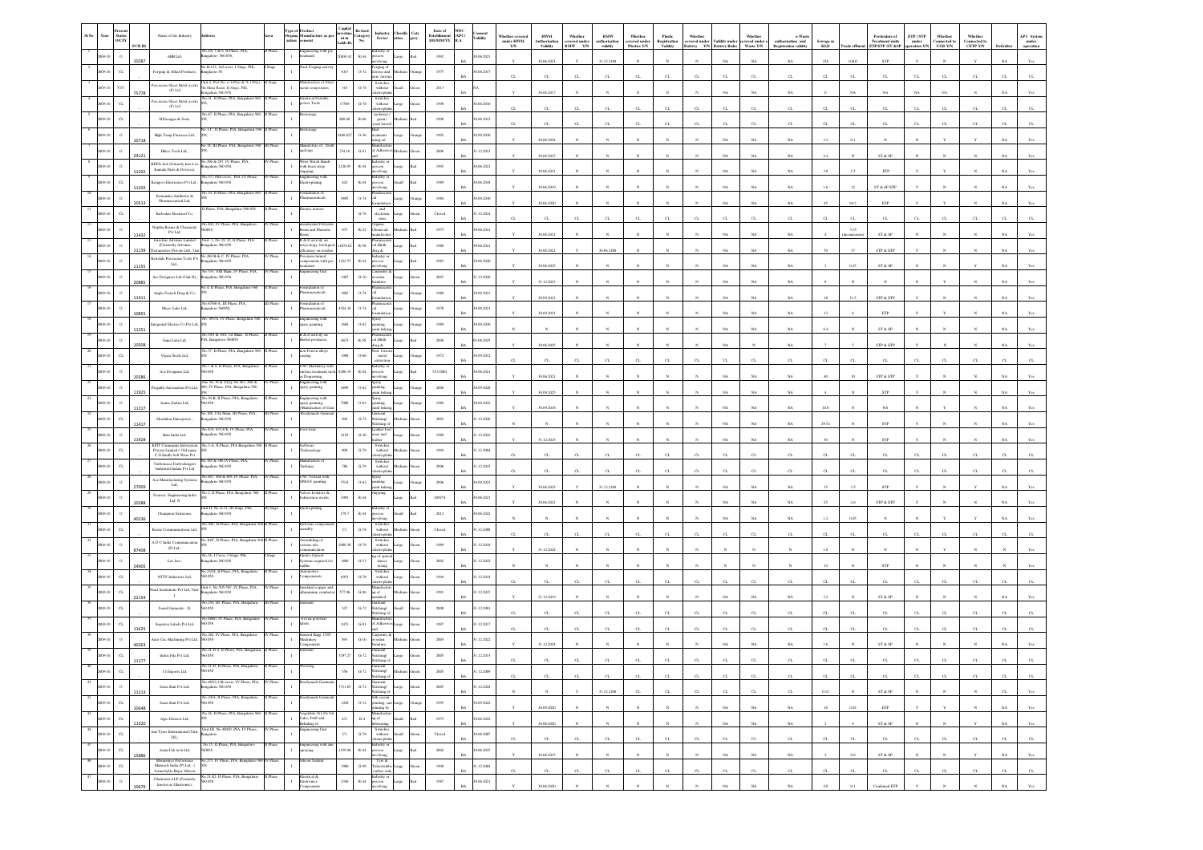| Sl.No | Year | Present Status O/C/Y | PCB ID | Name of the Industry | Address | Area | Type of Organisation | Product Manufacture as per consent | Capital investment in Lakh Rs | Revised Category No. | Industry Sector | Classification | Category | Date of Establishment DD/MM/YY | WPC /APC/ H-A | Consent Validity | Whether covered under HWM Y/N | HWM Authorisation Validity | Whether covered under BMW Y/N | BMW authorisation validity | Whether covered under Plastics Y/N | Plastic Registration Validity | Whether covered under Battery Y/N | Validity under Battery Rules | Whether covered under e-Waste Y/N | e-Waste authorisation and Registration validity | Sewage in KLD | Trade effluent | Particulars of Treatment units ETP/STP /ST &SP | ETP / STP under operation Y/N | Whether Connected to UGD Y/N | Whether Connected to CETP Y/N | Defaulter | APC System under operation |
|---|---|---|---|---|---|---|---|---|---|---|---|---|---|---|---|---|---|---|---|---|---|---|---|---|---|---|---|---|---|---|---|---|---|---|
| 1 | 2009-10 | O | 10287 | ABB Ltd, | No.4A, 5 & 6, II Phase, PIA, Bangalore- 560 058, | II Phase | I | Engineering with pre treatment | 20834.11 | R-44 | Industry or process involving | Large | Red | 1992 | BA | 30.06.2021 | Y | 30.06.2021 | Y | 31.12.2108 | N | N | N | NA | N | NA | 220 | 0.005 | STP | Y | N | Y | NA | Yes |
| 2 | 2009-10 | CL | | Forging & Allied Products, | No.B-125, 3rd cross, I Stage, PIE, Bangalore-58. | I Stage | I | Steel Forging activity | 6.63 | O-32 | Forging of ferrous and non-ferrous | Medium | Orange | 1975 | BA | 30.06.2017 | CL | CL | CL | CL | CL | CL | CL | CL | CL | CL | CL | CL | CL | CL | CL | CL | CL | CL |
| 3 | 2009-10 | Y/TC | 75778 | Precission Sheet Metal works (P) Ltd | Shed-2, Plot No. A-109(a) & A-159(a), 4th Main Road, II Stage, PIE, Bangalore 560 058 | II Stage | I | Manufacture of sheet metal components | 310 | G-78 | Switches without electroplating | Small | Green | 2013 | BA | NA | Y | 30.06.2017 | N | N | N | N | N | NA | N | NA | 0 | NA | NA | NA | NA | NA | NA | Yes |
| 4 | 2009-10 | CL | | Precission Sheet Metal works (P) Ltd | No.21, II Phase, PIA, Bangalore-560 058 | II Phase | I | Electrical Portable power Tools | 17568 | G-78 | Switches without electroplating | Large | Green | 1998 | BA | 30.06.2010 | CL | CL | CL | CL | CL | CL | CL | CL | CL | CL | CL | CL | CL | CL | CL | CL | CL | CL |
| 5 | 2009-10 | CL | | H.Dasappa & Sons, | No.67, II Phase, PIA, Bangalore-560 058, | II Phase | I | Beverage | 300.68 | R-60 | (molasses / grain / yeast based) | Medium | Red | 1998 | BA | 30.06.2012 | CL | CL | CL | CL | CL | CL | CL | CL | CL | CL | CL | CL | CL | CL | CL | CL | CL | CL |
| 6 | 2009-10 | O | 10718 | High Temp Furnaces Ltd, | No.1-C, II Phase, PIA, Bangalore-560 058, | II Phase | I | Beverage | 2448.823 | O-36 | Heat treatment using oil | Large | Orange | 1992 | BA | 30.09.2030 | Y | 30.06.2024 | N | N | N | N | N | NA | N | NA | 3.2 | 0.1 | N | N | Y | Y | NA | Yes |
| 7 | 2009-10 | O | 24121 | Bhler Tools Ltd., | No. 51, III Phase, PIA, Bangalore-560 058, | III Phase | I | Manufacture of Tools and taps | 738.16 | G-91 | Manufacture of Adhesives and | Medium | Green | 2000 | BA | 31.12.2021 | Y | 30.06.2025 | N | N | N | N | N | NA | N | NA | 2.4 | N | ST & SP | N | N | N | NA | Yes |
| 8 | 2009-10 | O | 11202 | KDDL Ltd (formerly known as Kamala Dials & Devices), | No.296 & 297, IV Phase, PIA, Bangalore-560 058 | IV Phase | I | Wrist Watch Hands with brass strip shipping | 2120.95 | R-44 | Industry or process involving | Large | Red | 1992 | BA | 30.06.2021 | Y | 30.06.2021 | N | N | N | N | N | NA | N | NA | 3.8 | 5.5 | ETP | Y | Y | N | NA | Yes |
| 9 | 2009-10 | CL | 11202 | Kongovi Electronics Pvt Ltd, | No.337/338 cross, PIA, IV Phase, Bangalore-560 058 | IV Phase | I | Engineering with Electroplating | 442 | R-44 | Industry or process involving | Small | Red | 1989 | BA | 30.06.2018 | Y | 30.06.2019 | N | N | N | N | N | NA | N | NA | 1.6 | 12 | ST & SP ETP | Y | N | N | NA | Yes |
| 10 | 2009-10 | O | 10533 | Karnataka Antibiotic & Pharmaceutical Ltd, | No.14, II Phase, PIA, Bangalore-560 058 | II Phase | I | Formulation of Pharmaceuticals | 9495 | O-74 | Pharmaceutical formulation | Large | Orange | 1984 | BA | 30.09.2030 | Y | 30.06.2020 | N | N | N | N | N | NA | N | NA | 45 | 94.2 | ETP | Y | Y | N | NA | Yes |
| 11 | 2009-10 | CL | | Kirloskar Electrical Co, | II Phase, PIA, Bangalore-560 058 | II Phase | I | Electric motors | | G-78 | and electronic items | Large | Green | Closed | BA | 31.12.2014 | CL | CL | CL | CL | CL | CL | CL | CL | CL | CL | CL | CL | CL | CL | CL | CL | CL | CL |
| 12 | 2009-10 | O | 11432 | Naptha Resins & Chemicals Pvt Ltd, | No.482, IV Phase, PIA, Bangalore-560058 | IV Phase | I | Unsaturated Polyester Resins and Phenolic Resins | 875 | R-22 | Organic Chemicals manufacture | Medium | Red | 1975 | BA | 30.06.2021 | Y | 30.06.2021 | N | N | N | N | N | NA | N | NA | 4 | 1.35 (incineration) | ST & SP | N | N | N | NA | Yes |
| 13 | 2009-10 | O | 11139 | Himalaya Herbal Care Limited (Formerly Advinus Therapeutics Private Ltd), Unit | Unit -1, No. 21-22, II Phase, PIA, Bangalore-560 058 | II Phase | I | R & D activity on toxicology, biological efficacy on residue | 11674.82 | R-58 | Pharmaceutical (Bulk drug &) | Large | Red | 1980 | BA | 30.06.2021 | Y | 30.06.2021 | Y | 30.06.2108 | N | N | N | NA | N | NA | 70 | 37 | STP & ETP | Y | N | N | NA | Yes |
| 14 | 2009-10 | O | 11155 | Kemtek Precision Tools Pvt Ltd, | No.450 B & C, IV Phase, PIA, Bangalore-560 058 | IV Phase | I | Precision turned components with pre treatment | 1222.57 | R-44 | Industry or process involving | Large | Red | 1983 | BA | 30.06.2020 | Y | 30.06.2025 | N | N | N | N | N | NA | N | NA | 3 | 0.25 | ST & SP | N | N | Y | NA | Yes |
| 15 | 2009-10 | O | 20885 | Ace Designers Ltd (Unit II), | No.7-33, 15th Main, IV Phase, PIA, Bangalore-560 058 | IV Phase | I | Engineering Unit | 1407 | G-10 | Carpentry & wooden furniture | Large | Green | 2007 | BA | 31.12.2026 | Y | 31.12.2023 | N | N | N | N | N | NA | N | NA | 8 | N | N | Y | N | N | NA | Yes |
| 16 | 2009-10 | O | 11411 | Anglo French Drug & Co, | No.4, II Phase, PIA, Bangalore-560 058 | II Phase | I | Formulation of Pharmaceuticals | 1862 | O-74 | Pharmaceutical formulation | Large | Orange | 1980 | BA | 30.09.2021 | Y | 30.09.2021 | N | N | N | N | N | NA | N | NA | 18 | 31.5 | STP & ETP | Y | N | N | NA | Yes |
| 17 | 2009-10 | O | 10855 | Micro Labs Ltd, | No.67/68-A, III Phase, PIA, Bangalore-560 058 | III Phase | I | Formulation of Pharmaceuticals | 4521.31 | O-74 | Pharmaceutical formulation | Large | Orange | 1978 | BA | 30.09.2021 | Y | 30.09.2021 | N | N | N | N | N | NA | N | NA | 13 | 6 | ETP | Y | Y | N | NA | Yes |
| 18 | 2009-10 | O | 11251 | Integrated Electric Co Pvt Ltd, | No. 393 A, IV Phase, Bangalore-560 058 | IV Phase | I | Engineering with epoxy painting | 1604 | O-62 | Spray painting, paint baking | Large | Orange | 1989 | BA | 30.09.2030 | N | N | N | N | N | N | N | NA | N | NA | 6.4 | N | ST & SP | N | N | N | NA | Yes |
| 19 | 2009-10 | O | 10508 | Sami Labs Ltd, | No.19/1 & 19/2, 1st Main, II Phase, PIA, Bangalore-560058 | II Phase | I | R & D activity on Herbal products | 4673 | R-58 | Pharmaceutical (Bulk drug &) | Large | Red | 2000 | BA | 05.04.2025 | Y | 30.06.2025 | N | N | N | N | N | NA | N | NA | 7 | 5 | STP & ETP | Y | N | N | NA | Yes |
| 20 | 2009-10 | CL | | Vijaya Steels Ltd, | No.53, II Phase, PIA, Bangalore-560 058 | II Phase | I | non Ferrous alloys casting | 1960 | O-66 | Non ferrous metal extraction | Large | Orange | 1972 | BA | 30.09.2012 | CL | CL | CL | CL | CL | CL | CL | CL | CL | CL | CL | CL | CL | CL | CL | CL | CL | CL |
| 21 | 2009-10 | O | 10286 | Ace Designers Ltd, | No.7 & 8, II Phase, PIA, Bangalore-560 058 | II Phase | I | CNC Machinery with surface treatment such as Degreasing | 8286.19 | R-44 | Industry or process involving | Large | Red | 7/1/2001 | BA | 30.06.2021 | Y | 30.06.2021 | N | N | N | N | N | NA | N | NA | 40 | 10 | STP & ETP | Y | N | N | NA | Yes |
| 22 | 2009-10 | O | 11925 | Pragathi Automation Pvt Ltd, | Site No.19 & 20(A) No.467, 468 & 469, IV Phase, PIA, Bangalore-560 058 | IV Phase | I | Engineering with epoxy painting | 4090 | O-62 | Spray painting, paint baking | Large | Orange | 2006 | BA | 30.09.2028 | Y | 30.09.2025 | N | N | N | N | N | NA | N | NA | 4 | N | STP | Y | N | N | NA | Yes |
| 23 | 2009-10 | O | 11217 | Amara (India) Ltd, | No.59-B, II Phase, PIA, Bangalore-560 058 | II Phase | I | Engineering with epoxy painting, (Manufacture of Gear) | 7088 | O-62 | Spray painting, paint baking | Large | Orange | 1986 | BA | 30.09.2022 | Y | 30.09.2018 | N | N | N | N | N | NA | N | NA | 10.8 | N | NA | N | Y | N | NA | Yes |
| 24 | 2009-10 | CL | 11417 | Shashikar Enterprises, | No. 100, 11th Main, III Phase, PIA, Bangalore-560 058 | III Phase | I | Readymade Garments | 394 | G-72 | Garment Stitching/ Stitching of | Medium | Green | 2003 | BA | 31.12.2026 | N | N | N | N | N | N | N | NA | N | NA | 29.52 | N | STP | Y | N | N | NA | Yes |
| 25 | 2009-10 | O | 11428 | Bata India Ltd, | No.474, 475 & 476, IV Phase, PIA, Bangalore-560 058 | IV Phase | I | Foot wear | 2192 | G-26 | Leather foot wear and leather | Large | Green | 1988 | BA | 31.12.2022 | Y | 31.12.2023 | N | N | N | N | N | NA | N | NA | 30 | N | STP | N | N | N | NA | Yes |
| 26 | 2009-10 | O | | KPIT Communication Infosystems Private Limited ( Old name C.G.Smith Soft Ware Pvt | No.1-A, II Phase, PIA, Bangalore-560 058 | II Phase | I | Software Technology | 309 | G-78 | Switches without electroplating | Medium | Green | 1994 | BA | 31.12.2004 | CL | CL | CL | CL | CL | CL | CL | CL | CL | CL | CL | CL | CL | CL | CL | CL | CL | CL |
| 27 | 2009-10 | CL | | Turbomeca Turbochargers Industrial India Pvt Ltd | No.385 & 386 IV Phase, PIA, Bangalore-560 058 | IV Phase | I | Manufacture of Turbines | 786 | G-78 | Switches without electroplating | Medium | Green | 2006 | BA | 31.12.2015 | CL | CL | CL | CL | CL | CL | CL | CL | CL | CL | CL | CL | CL | CL | CL | CL | CL | CL |
| 28 | 2009-10 | O | 27009 | Ace Manufacturing Systems Ltd, | No.467, 468 & 469, IV Phase, PIA, Bangalore-560 058 | IV Phase | I | CNC Vertical with SPRAY painting | 5510 | O-62 | Spray painting, paint baking | Large | Orange | 2006 | BA | 30.09.2023 | Y | 30.09.2023 | Y | 31.12.2108 | N | N | N | NA | N | NA | 15 | 3.5 | STP | Y | N | Y | NA | Yes |
| 29 | 2009-10 | O | 10288 | Forarco Engineering India Ltd N | No.2, II Phase, PIA, Bangalore-560 058 | II Phase | I | Valves Isolators & Fabrication works | 3960 | R-44 | Industry or process involving | Large | Red | 209/74 | BA | 30.06.2021 | Y | 30.06.2021 | N | N | N | N | N | NA | N | NA | 25 | 2.6 | STP & ETP | Y | N | N | NA | Yes |
| 30 | 2009-10 | O | 40236 | Champion Extrusions | Shed-31, No.A-21, III Stage, PIE, Bangalore 560 058 | III Stage | I | Electroplating | 179.7 | R-44 | Industry or process involving | Small | Red | 2012 | BA | 30.06.2022 | N | N | N | N | N | N | N | NA | N | NA | 1.2 | 0.05 | N | N | Y | Y | NA | Yes |
| 31 | 2009-10 | CL | | Kessar Communications Ltd, | No.80C, II Phase, PIA, Bangalore-560 058 | II Phase | I | Electronic components assembly | C1 | G-78 | Switches without electroplating | Medium | Green | Closed | BA | 31.12.2008 | CL | CL | CL | CL | CL | CL | CL | CL | CL | CL | CL | CL | CL | CL | CL | CL | CL | CL |
| 32 | 2009-10 | O | 87408 | A.D.C India Communication (P) Ltd, | No.10C, II Phase, PIA, Bangalore-560 058 | II Phase | I | Assembling of various tele communication | 2080.38 | G-78 | Switches without electroplating | Large | Green | 1989 | BA | 31.12.2034 | Y | 31.12.2026 | N | N | N | N | N | N | N | N | 1.8 | N | N | N | Y | N | NA | Yes |
| 33 | 2009-10 | O | 24905 | Lux Inc, | No.16, I Cross, I Stage, PIE, Bangalore-560 058 | I Stage | I | Fiber Optical Systems required for cables | 1880 | G-53 | Mfg of optical lenses (using) | Large | Green | 2002 | BA | 31.12.2022 | N | N | N | N | N | N | N | N | N | N | 14 | N | STP | N | N | N | N | Yes |
| 34 | 2009-10 | CL | | NTTF Industries Ltd, | No.23/24, II Phase, PIA, Bangalore-560 058 | II Phase | I | Automotive Components | 6953 | G-78 | Switches without electroplating | Large | Green | 1994 | BA | 31.12.2014 | CL | CL | CL | CL | CL | CL | CL | CL | CL | CL | CL | CL | CL | CL | CL | CL | CL | CL |
| 35 | 2009-10 | CL | 22154 | Pearl Insulations Pvt Ltd, Unit I, | Unit-1, No.505-507, IV Phase, PIA, Bangalore-560 058 | IV Phase | I | Insulated copper and alluminium conductor | 577.96 | G-96 | Manufacture of insulated | Medium | Green | 1991 | BA | 31.12.2015 | Y | 31.12.2019 | N | N | N | N | N | NA | N | NA | 3.2 | N | ST & SP | N | N | N | NA | Yes |
| 36 | 2009-10 | CL | | Jonal Garments - II, | No.254, III Phase, PIA, Bangalore-560 058 | III Phase | I | Garment | 347 | G-72 | Garment Stitching/ Stitching of | Small | Green | 2000 | BA | 31.12.2001 | CL | CL | CL | CL | CL | CL | CL | CL | CL | CL | CL | CL | CL | CL | CL | CL | CL | CL |
| 37 | 2009-10 | CL | 11625 | Superior Labels Pvt Ltd, | No.488D, IV Phase, PIA, Bangalore-560 058 | IV Phase | I | Woven polyester labels | 2473 | G-91 | Manufacture of Adhesives and | Large | Green | 1997 | BA | 31.12.2017 | CL | CL | CL | CL | CL | CL | CL | CL | CL | CL | CL | CL | CL | CL | CL | CL | CL | CL |
| 38 | 2009-10 | O | 40263 | Auto Cnc Machining Pvt Ltd, | No.382, IV Phase, PIA, Bangalore-560 058 | IV Phase | I | General Engg. CNC Machinery Components | 393 | G-10 | Carpentry & wooden furniture | Medium | Green | 2003 | BA | 31.12.2022 | Y | 31.12.2024 | N | N | N | N | N | NA | N | NA | 1.6 | N | ST & SP | N | N | N | NA | Yes |
| 39 | 2009-10 | CL | 11177 | Indus Fila Pvt Ltd, | No.21-D-2, II Phase, PIA, Bangalore-560 058 | II Phase | I | Garment | 5297.27 | G-72 | Garment Stitching/ Stitching of | Large | Green | 2005 | BA | 31.12.2013 | CL | CL | CL | CL | CL | CL | CL | CL | CL | CL | CL | CL | CL | CL | CL | CL | CL | CL |
| 40 | 2009-10 | CL | | J.J.Exports Ltd, | No.21-D, II Phase, PIA, Bangalore-560 058 | II Phase | I | Weaving | 556 | G-72 | Garment Stitching/ Stitching of | Medium | Green | 2005 | BA | 31.12.2009 | CL | CL | CL | CL | CL | CL | CL | CL | CL | CL | CL | CL | CL | CL | CL | CL | CL | CL |
| 41 | 2009-10 | O | 11213 | Jeans Knit Pvt Ltd, | No.485/2, 14th cross, IV Phase, PIA, Bangalore-560 058 | IV Phase | I | Readymade Garments | 3711.65 | G-72 | Garment Stitching/ Stitching of | Large | Green | 2005 | BA | 31.12.2024 | N | N | Y | 31.12.2108 | N | N | N | NA | N | NA | 0.12 | N | ST & SP | N | N | N | NA | Yes |
| 42 | 2009-10 | CL | 10648 | Jeans Knit Pvt Ltd, | No.58/A, II Phase, PIA, Bangalore-560 058 | II Phase | I | Readymade Garments | 1430 | O-12 | Silk screen printing, sari printing by | Large | Orange | 1995 | BA | 30.09.2022 | Y | 30.09.2020 | N | N | N | N | N | NA | N | NA | 16 | 0.02 | ETP | Y | Y | N | NA | Yes |
| 43 | 2009-10 | CL | 11520 | Agro Extracts Ltd, | No.16, II Phase, PIA, Bangalore-560 058 | II Phase | I | Vegetable Oil, De Oil Cake, DAP and blending of | 471 | R-4 | Manufacture of ... Solvent | Small | Red | 1978 | BA | 30.06.2022 | Y | 30.06.2020 | N | N | N | N | N | NA | N | NA | 2 | 6 | ST & SP | N | Y | N | NA | Yes |
| 44 | 2009-10 | CL | | Ace Tyres International (Unit-III), | Unit-III, No.460D, PIA, IV Phase, Bangalore | IV Phase | I | Engineering Unit | C1 | G-78 | Switches without electroplating | Small | Green | Closed | BA | 30.06.2007 | CL | CL | CL | CL | CL | CL | CL | CL | CL | CL | CL | CL | CL | CL | CL | CL | CL | CL |
| 45 | 2009-10 | CL | 15886 | Anana Fab tech Ltd, | No.15, II Phase, PIA, Bangalore-560058 | II Phase | I | Engineering with zinc spraying | 1159.96 | R-44 | Industry or process involving | Large | Red | 2002 | BA | 30.06.2015 | Y | 30.06.2015 | N | N | N | N | N | NA | N | NA | 2 | 0.6 | ST & SP | N | N | Y | NA | Yes |
| 46 | 2009-10 | CL | | Momentive Performance Materials India (P) Ltd., ( formerlyGe Bayer Silicon | No.275, IV Phase, PIA, Bangalore-560 058 | IV Phase | I | Silicon Sealent | 1960 | G-98 | Tyre & Tubes(Rubber tubes only) | Large | Green | 1998 | BA | 31.12.2004 | CL | CL | CL | CL | CL | CL | CL | CL | CL | CL | CL | CL | CL | CL | CL | CL | CL | CL |
| 47 | 2009-10 | O | 10679 | Glotronics LLP (Formerly known as Glotronics), | No.21-G2, II Phase, PIA, Bangalore-560 058 | II Phase | I | Electrical & Electronics Components | 3196 | R-44 | Industry or process involving | Large | Red | 1987 | BA | 30.06.2021 | Y | 30.06.2020 | N | N | N | N | N | NA | N | NA | 4.8 | 0.1 | Combined ETP | Y | N | N | NA | Yes |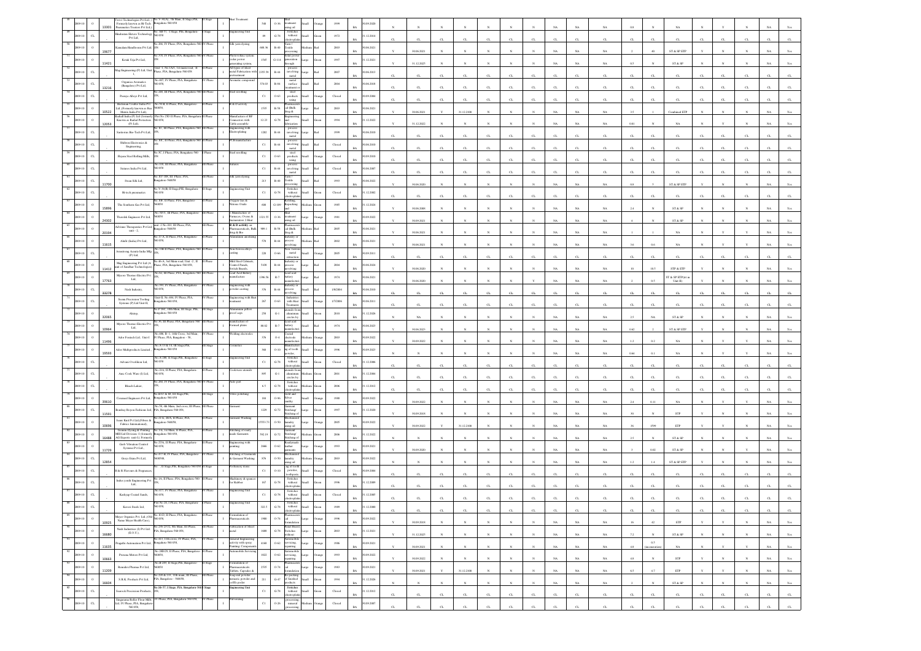| | | | | | | | | | | | | | | | | | | | | | | | | | | | | | | | | | | |
|---|---|---|---|---|---|---|---|---|---|---|---|---|---|---|---|---|---|---|---|---|---|---|---|---|---|---|---|---|---|---|---|---|---|---|
| 48 | 2009-10 | O | 13301 | Fusion Technologies Pvt Ltd., (Formerly known as Hi-Tech Pneumatics Traders Pvt Ltd.) | No.V-30(A), 7th Main, II Stage, Bangalore-560 058 | II Stage | I | Heat Treatment | 548 | O-36 | Small | Orange | 1999 | 30.09.2020 | BA | N | N | N | N | N | N | N | N | NA | NA | NA | 0.8 | N | NA | N | Y | N | NA | Yes |
| 49 | 2009-10 | CL | | Hindustan Hitachi Technology Pvt Ltd. | No. SB-93, I Stage, PIE, Bangalore-560 058 | I Stage | I | Engineering Unit | 89 | G-78 | Small | Green | 1972 | 31.12.2014 | BA | CL | CL | CL | CL | CL | CL | CL | CL | CL | CL | CL | CL | CL | CL | CL | CL | CL | CL | CL |
| 50 | 2009-10 | O | 19677 | Kanchan Handlooms Pvt Ltd. | No.266, IV Phase, PIA, Bangalore-560 058 | IV Phase | I | Silk yarn dyeing | 688.96 | R-40 | Medium | Red | 2003 | 30.06.2021 | BA | Y | 30.06.2021 | N | N | N | N | N | N | NA | NA | NA | 2 | 40 | ST & SP ETP | Y | N | N | NA | Yes |
| 51 | 2009-10 | O | 11421 | Kotak Urja Pvt Ltd. | No.378, IV Phase, PIA, Bangalore-560 058 | IV Phase | I | Photovoltaic system solar power generating system | 1545 | G-114 | Large | Green | 1997 | 31.12.2021 | BA | Y | 31.12.2025 | N | N | N | N | N | N | NA | NA | NA | 0.5 | N | ST & SP | N | N | N | NA | Yes |
| 52 | 2009-10 | CL | | Mag Engineering (P) Ltd. Unit 1 | Unit-1, No.1A/1, Gr main road, II Phase, PIA, Bangalore-560 058 | II Phase | I | All types of sheet metal fabrication with pretreatment | 2355.59 | R-44 | Large | Red | 2007 | 31.12.2013 | BA | CL | CL | CL | CL | CL | CL | CL | CL | CL | CL | CL | CL | CL | CL | CL | CL | CL | CL | CL |
| 53 | 2009-10 | CL | 13216 | Organica Aromatics (Bangalore) Pvt Ltd. | No.407, IV Phase, PIA, Bangalore-560 058 | IV Phase | I | Aromatic compound | 374.03 | R-44 | Small | Red | 2004 | 30.06.2018 | BA | CL | CL | CL | CL | CL | CL | CL | CL | CL | CL | CL | CL | CL | CL | CL | CL | CL | CL | CL |
| 54 | 2009-10 | CL | | Peenya Alloys Pvt Ltd. | No.288, III Phase, PIA, Bangalore-560 058 | III Phase | I | Steel rerolling | C1 | O-63 | Small | Orange | Closed | 30.09.2004 | BA | CL | CL | CL | CL | CL | CL | CL | CL | CL | CL | CL | CL | CL | CL | CL | CL | CL | CL | CL |
| 55 | 2009-10 | O | 10522 | Jubilant Limited (Formerly known as Rea Matrix India Pvt Ltd) | No.56 B, II Phase, PIA, Bangalore-560058 | II Phase | I | R & D activity | 1545 | R-58 | Large | Red | 2003 | 30.06.2021 | BA | Y | 30.06.2021 | Y | 31.12.2108 | N | N | N | N | NA | NA | NA | 3.5 | 1 | Combined ETP | N | N | N | NA | Yes |
| 56 | 2009-10 | O | 12053 | Radiall India (P) Ltd (Formerly Kaveri vs Radiall Protection (P) Ltd) | Plot No.25D II Phase, PIA, Bangalore-560 058 | II Phase | I | Manufacture of RF Connectors with Cable assembly | 12.23 | G-78 | Small | Green | 1994 | 31.12.2022 | BA | Y | 31.12.2022 | N | N | N | N | N | N | NA | NA | NA | 0.01 | N | NA | N | Y | N | NA | Yes |
| 57 | 2009-10 | CL | | Sambrama Bio-Tech Pvt Ltd. | No. 81, III Phase, PIA, Bangalore-560 058 | III Phase | I | Engineering with Electroplating | 1282 | R-44 | Small | Red | 1999 | 30.06.2010 | BA | CL | CL | CL | CL | CL | CL | CL | CL | CL | CL | CL | CL | CL | CL | CL | CL | CL | CL | CL |
| 58 | 2009-10 | CL | | Shiltron Electronics & Engineering | No.3SC, II Phase, PIA, Bangalore-560 058 | II Phase | I | PCB manufacture | C1 | R-44 | Small | Red | Closed | 30.09.2010 | BA | CL | CL | CL | CL | CL | CL | CL | CL | CL | CL | CL | CL | CL | CL | CL | CL | CL | CL | CL |
| 59 | 2009-10 | CL | | Shyam Steel Rolling Mills | No.5C, I Phase, PIA, Bangalore-560 058 | I Phase | I | Steel rerolling | C1 | O-63 | Small | Orange | Closed | 30.09.2010 | BA | CL | CL | CL | CL | CL | CL | CL | CL | CL | CL | CL | CL | CL | CL | CL | CL | CL | CL | CL |
| 60 | 2009-10 | CL | | Sinture India Pvt Ltd. | No.118, III Phase, Bangalore-560 058 | III Phase | I | Sintures | C1 | R-44 | Small | Red | Closed | 30.06.2007 | BA | CL | CL | CL | CL | CL | CL | CL | CL | CL | CL | CL | CL | CL | CL | CL | CL | CL | CL | CL |
| 61 | 2009-10 | O | 11700 | Swan Silk Ltd. | No. B17-20B, III Phase, PIA, Bangalore-560058 | III Phase | I | Silk yarn dyeing | 213 | R-40 | Small | Red | 1993 | 30.06.2022 | BA | Y | 30.06.2020 | N | N | N | N | N | N | NA | NA | NA | 0.8 | 5 | ST & SP ETP | Y | N | N | NA | Yes |
| 62 | 2009-10 | CL | | Hi-tech pneumatics | No.V-34(B) II Stage, PIE, Bangalore-560 058 | II Stage | I | Engineering Unit | C1 | G-78 | Small | Green | Closed | 31.12.2002 | BA | CL | CL | CL | CL | CL | CL | CL | CL | CL | CL | CL | CL | CL | CL | CL | CL | CL | CL | CL |
| 63 | 2009-10 | O | 15896 | The Southern Gas Pvt Ltd. | No. B8, II Phase, PIA, Bangalore-560058 | II Phase | I | Oxygen Gas & Nitrous Oxide | 600 | G-109 | Medium | Green | 1985 | 31.12.2024 | BA | Y | 30.06.2008 | N | N | N | N | N | N | NA | NA | NA | 2.4 | N | ST & SP | N | N | N | NA | Yes |
| 64 | 2009-10 | O | 24302 | Therelek Engineers Pvt Ltd. | No. 59/71, III Phase, PIA, Bangalore-560058 | III Phase | I | Manufacture of Furnaces, Ovens & Incinerators & Heat treatment using oil | 1421.55 | O-36 | Large | Orange | 1981 | 30.09.2022 | BA | Y | 30.09.2021 | N | N | N | N | N | N | NA | NA | NA | 4 | N | ST & SP | N | N | N | NA | Yes |
| 65 | 2009-10 | O | 20194 | Advinus Therapeutics Pvt Ltd. unit - 2 | unit-2 No.2.1, III Phase, PIA, Bangalore-560058 | III Phase | I | R & D activity on Pharmaceuticals Bulk drug & Bio | 909.1 | R-58 | Medium | Red | 2005 | 30.06.2021 | BA | Y | 30.06.2021 | N | N | N | N | N | N | NA | NA | NA | 1 | 1 | NA | N | Y | Y | NA | Yes |
| 66 | 2009-10 | O | 11615 | Alufit (India) Pvt Ltd. | No.17 A, II Phase, PIA, Bangalore-560 058 | II Phase | I | Aluminium anodizing | 578 | R-44 | Medium | Red | 2002 | 30.06.2021 | BA | Y | 30.06.2021 | N | N | N | N | N | N | NA | NA | NA | 3.6 | 0.6 | NA | N | Y | N | NA | Yes |
| 67 | 2009-10 | CL | | Armstrong Access India Mfg (P) Ltd. | No.13B, II Phase, PIA, Bangalore-560 058 | II Phase | I | Non ferrous alloys casting | 228 | O-66 | Small | Orange | 2005 | 30.09.2011 | BA | CL | CL | CL | CL | CL | CL | CL | CL | CL | CL | CL | CL | CL | CL | CL | CL | CL | CL | CL |
| 68 | 2009-10 | O | 11412 | Mag Engineering Pvt Ltd (A unit of Sandhar Technologies) | No.49-A, 3rd Main road, Gut -2, II Phase, PIA, Bangalore-560 058 | II Phase | I | Mild Steel Cabinets, Control Panels, Switch Boards | 5100 | R-44 | Large | Red | 2004 | 30.06.2021 | BA | Y | 30.06.2020 | N | N | N | N | N | N | NA | NA | NA | 30 | 10.5 | STP & ETP | Y | N | N | NA | Yes |
| 69 | 2009-10 | O | 17763 | Mysore Thermo Electric Pvt Ltd. | No.62, III Phase, PIA, Bangalore-560 058 | III Phase | I | Lead Acid Battery manufacture | 1396.56 | R-7 | Large | Red | 1974 | 30.06.2021 | BA | Y | 30.06.2020 | N | N | N | N | N | Y | NA | NA | NA | 2 | 0.5 | ST & SP ETP(in Unit-II) | N | N | N | NA | Yes |
| 70 | 2009-10 | CL | 13278 | Nash Industry | No.351, IV Phase, PIA, Bangalore-560 058 | IV Phase | I | Engineering with powder coating | 378 | R-44 | Small | Red | 1/8/2001 | 30.06.2010 | BA | CL | CL | CL | CL | CL | CL | CL | CL | CL | CL | CL | CL | CL | CL | CL | CL | CL | CL | CL |
| 71 | 2009-10 | CL | | Sounn Precision Tooling Systems (P) Ltd Unit-II | Unit-II, No.404, IV Phase, PIA, Bangalore-560 058 | IV Phase | I | Engineering with Heat treatment | 267 | O-63 | Small | Orange | 1/7/2006 | 30.09.2011 | BA | CL | CL | CL | CL | CL | CL | CL | CL | CL | CL | CL | CL | CL | CL | CL | CL | CL | CL | CL |
| 72 | 2009-10 | O | 32065 | Alutop, | No.P 26C, IIIrd Main, III Stage, PIE, Bangalore-560 058 | III Stage | I | Aluminium pilfer proof caps | 258 | G-1 | Small | Green | 2010 | 31.12.2026 | BA | N | NA | N | N | N | N | N | N | NA | NA | NA | 2.5 | NA | ST & SP | N | N | N | NA | Yes |
| 73 | 2009-10 | O | 10964 | Mysore Thermo Electric Pvt Ltd. | No.6, III Phase, PIA, Bangalore-560 058 | III Phase | I | manufacture of Formed plates | 88.02 | R-7 | Small | Red | 1974 | 30.06.2023 | BA | Y | 30.06.2023 | N | N | N | N | N | N | NA | NA | NA | 0.62 | 2 | ST & SP ETP | Y | N | N | NA | Yes |
| 74 | 2009-10 | O | 13496 | Ador Fontech Ltd. Unit-I | No.A-08, R-1, 14th Cross, 3rd Main, IV Phase, PIA, Bangalore - 58 | IV Phase | I | Welding electrodes | 376 | O-4 | Medium | Orange | 2003 | 30.09.2022 | BA | Y | 30.09.2022 | N | N | N | N | N | N | NA | NA | NA | 1.2 | 0.2 | NA | N | Y | Y | NA | Yes |
| 75 | 2009-10 | O | 10593 | Ador Multiproducts Limited , | No.A-13 & 14, III Stage, PIE, Bangalore-560 058 | III Stage | I | Cosmetics | 360 | O-10 | Small | Orange | 1996 | 30.09.2023 | BA | N | N | N | N | N | N | N | N | NA | NA | NA | 0.64 | 0.1 | NA | N | Y | Y | NA | Yes |
| 76 | 2009-10 | CL | | Advani Oerlikon Ltd. | No.A-289, II Stage, PIE, Bangalore-560 058 | II Stage | I | Engineering Unit | C1 | G-78 | Small | Green | Closed | 31.12.2006 | BA | CL | CL | CL | CL | CL | CL | CL | CL | CL | CL | CL | CL | CL | CL | CL | CL | CL | CL | CL |
| 77 | 2009-10 | CL | | Anu Cook Wares (I) Ltd. | No.25A, II Phase, PIA, Bangalore-560 058 | II Phase | I | Cookware utensils | 895 | G-1 | Medium | Green | 2001 | 31.12.2004 | BA | CL | CL | CL | CL | CL | CL | CL | CL | CL | CL | CL | CL | CL | CL | CL | CL | CL | CL | CL |
| 78 | 2009-10 | CL | | Bharath Lakes, | No.200, IV Phase, PIA, Bangalore-560 058 | IV Phase | I | Auto part | 6.5 | G-78 | Medium | Green | 2006 | 31.12.2012 | BA | CL | CL | CL | CL | CL | CL | CL | CL | CL | CL | CL | CL | CL | CL | CL | CL | CL | CL | CL |
| 79 | 2009-10 | O | 39610 | Coramod Engineers Pvt Ltd. | No.M-67 & 68, III Stage, PIE, Bangalore-560 058 | III Stage | I | Silver polishing | 101 | O-96 | Small | Orange | 1988 | 30.09.2022 | BA | Y | 30.09.2022 | N | N | N | N | N | N | NA | NA | NA | 2.4 | 0.11 | NA | N | Y | Y | NA | Yes |
| 80 | 2009-10 | O | 11591 | Bombay Rayon Fashions Ltd. | No.58, 4th Main, 2nd cross, III Phase, PIA, Bangalore-560 058. | III Phase | I | Garment | 1229 | G-72 | Large | Green | 1997 | 31.12.2020 | BA | Y | 30.09.2018 | N | N | N | N | N | N | NA | NA | NA | 30 | N | STP | Y | N | N | NA | Yes |
| 81 | 2009-10 | O | 10696 | Jeans Knit Pvt Ltd (Fibres & Fabrics International) | No.23 & 26A, II Phase, PIA, Bangalore-560058 | II Phase | I | Garment Washing | 15553.73 | O-56 | Large | Orange | 2005 | 30.09.2022 | BA | Y | 30.09.2022 | Y | 31.12.2108 | N | N | N | N | NA | NA | NA | 36 | 1599 | ETP | Y | Y | N | NA | Yes |
| 82 | 2009-10 | O | 16488 | Gokaldas Dyeing & Printing Mill Ltd Division-1 (formerly AG Exports unit 1) | No.16, 1st Main, II Phase, PIA, Bangalore-560 058 | II Phase | I | Stitching of ready made Garments | 592.19 | G-72 | Medium | Green | 2006 | 31.12.2022 | BA | N | N | N | N | N | N | N | N | NA | NA | NA | 2.5 | N | ST & SP | N | N | N | NA | Yes |
| 83 | 2009-10 | O | 13729 | Gerb Vibration Control Systems Pvt Ltd., | No.23A, II Phase, PIA, Bangalore-560 058 | II Phase | I | Engineering with painting | 2666 | O-62 | Large | Orange | 1993 | 30.09.2021 | BA | Y | 30.09.2020 | N | N | N | N | N | N | NA | NA | NA | 3 | 0.02 | ST & SP | N | N | Y | NA | Yes |
| 84 | 2009-10 | O | 12854 | Graya Jeans Pvt Ltd. | No.477 & 19, IV Phase, PIA, Bangalore-560058, | IV Phase | I | Stitching of Garments & Garment Washing | 876 | O-56 | Medium | Orange | 2003 | 30.09.2022 | BA | N | N | N | N | N | N | N | N | NA | NA | NA | 1.2 | 1.4 | ST & SP ETP | Y | N | N | NA | Yes |
| 85 | 2009-10 | CL | | H & R Flavours & Fragrances | No. , II Stage, PIE, Bangalore-560 058 | II Stage | I | Perfumery items | C1 | O-10 | Small | Orange | Closed | 30.09.2004 | BA | CL | CL | CL | CL | CL | CL | CL | CL | CL | CL | CL | CL | CL | CL | CL | CL | CL | CL | CL |
| 86 | 2009-10 | CL | | Indus youth Engineering Pvt Ltd. | No.1A, II Phase, PIA, Bangalore-560 058, | II Phase | I | Machinery & spares for Rubber | 167 | G-78 | Small | Green | 1996 | 31.12.2009 | BA | CL | CL | CL | CL | CL | CL | CL | CL | CL | CL | CL | CL | CL | CL | CL | CL | CL | CL | CL |
| 87 | 2009-10 | CL | | Kashyap Coated Sands. | No.425, IV Phase, PIA, Bangalore-560 058 | IV Phase | I | Engineering Unit | C1 | G-78 | Small | Green | Closed | 31.12.2007 | BA | CL | CL | CL | CL | CL | CL | CL | CL | CL | CL | CL | CL | CL | CL | CL | CL | CL | CL | CL |
| 88 | 2009-10 | CL | | Kaveri Steels Ltd. | Plot No.2B, I Phase, PIA, Bangalore-560 058 | I Phase | I | Engineering Unit | 322.5 | G-78 | Small | Green | 1989 | 31.12.2000 | BA | CL | CL | CL | CL | CL | CL | CL | CL | CL | CL | CL | CL | CL | CL | CL | CL | CL | CL | CL |
| 89 | 2009-10 | O | 10925 | Mayer Organics Pvt Ltd. (Old Name Mayer Health Care) | No.3VD, II Phase, PIA, Bangalore-560 058 | II Phase | I | Formulation of Pharmaceuticals | 1900 | O-74 | Large | Orange | 1996 | 30.09.2022 | BA | Y | 30.09.2018 | N | N | N | N | N | N | NA | NA | NA | 16 | 42 | ETP | Y | Y | N | NA | Yes |
| 90 | 2009-10 | O | 16680 | Nash Industries (I) Pvt Ltd (E.O.U), | No.239-271, 8th Main, III Phase, PIA, Bangalore-560 058 | III Phase | I | Fabrication of Sheet metal | 1688 | G-78 | Large | Green | 2003 | 31.12.2021 | BA | Y | 31.12.2025 | N | N | N | N | N | N | NA | NA | NA | 7.2 | N | ST & SP | N | N | N | NA | Yes |
| 91 | 2009-10 | O | 11635 | Pragathi Automation Pvt Ltd. | No.411, 13th cross, IV Phase, PIA, Bangalore-560 058 | IV Phase | I | General Engineering activity with spray Painting Components | 4160 | O-62 | Large | Orange | 1986 | 30.09.2021 | BA | Y | 30.09.2021 | N | N | N | N | N | N | NA | NA | NA | 4.0 | 0.5 (incineration) | NA | N | Y | Y | NA | Yes |
| 92 | 2009-10 | O | 10663 | Prasanna Motors Pvt Ltd. | No.28D/29, II Phase, PIA, Bangalore-560058, | II Phase | I | Automobile Servicing | 1022 | O-62 | Large | Orange | 1993 | 30.09.2022 | BA | Y | 30.09.2022 | N | N | N | N | N | N | NA | NA | NA | 4.0 | N | STP | Y | N | N | NA | Yes |
| 93 | 2009-10 | O | 11209 | Remidex Pharma Pvt Ltd. | No.M-209, II Stage, PIE, Bangalore-560058 | II Stage | I | Formulation of Pharmaceuticals Tablets, Capsules & | 2535 | O-74 | Large | Orange | 1983 | 30.09.2021 | BA | Y | 30.09.2021 | Y | 31.12.2108 | N | N | N | N | NA | NA | NA | 6.5 | 4.7 | ETP | Y | Y | N | NA | Yes |
| 94 | 2009-10 | O | 16604 | S.R.K. Products Pvt Ltd, | No.228 & 239, 11th main, III Phase, PIA, Bangalore - 560058, | III Phase | I | Soap, talc powder, turmeric powder and coffee powder | 211 | G-47 | Small | Green | 1994 | 31.12.2026 | BA | N | N | N | N | N | N | N | N | NA | NA | NA | 2 | N | ST & SP | N | N | N | NA | Yes |
| 95 | 2009-10 | CL | | Seacock Precision Products, | No.SB-77, I Stage, PIE, Bangalore-560 058 | I Stage | I | Engineering Unit | C1 | G-78 | Small | Green | Closed | 31.12.2013 | BA | CL | CL | CL | CL | CL | CL | CL | CL | CL | CL | CL | CL | CL | CL | CL | CL | CL | CL | CL |
| 96 | 2009-10 | CL | | Sanganna Roller Flour Mills Ltd, IV Phase, PIA, Bangalore-560 058. | IV Phase, PIA, Bangalore-560 058. | IV Phase | I | Pulverising mineral processing | C1 | O-26 | Medium | Orange | Closed | 30.09.2007 | BA | CL | CL | CL | CL | CL | CL | CL | CL | CL | CL | CL | CL | CL | CL | CL | CL | CL | CL | CL |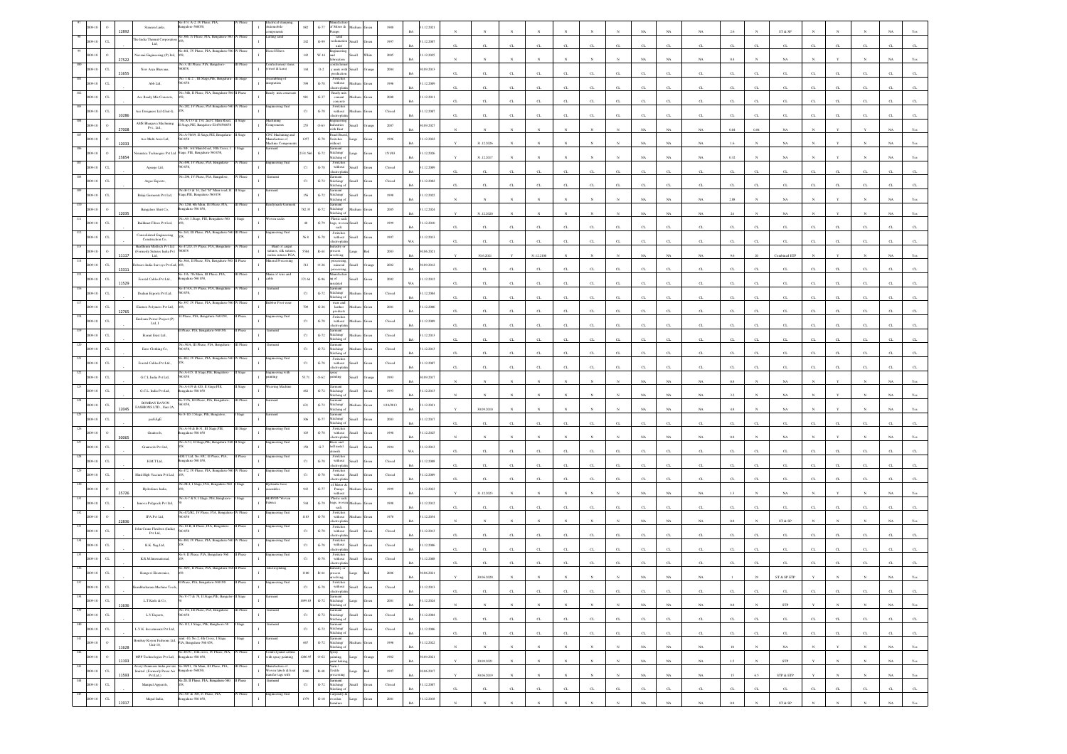| | | | | | | | | | | | | | | | | | | | | | | | | | | | | | | | | | | | |
|---|---|---|---|---|---|---|---|---|---|---|---|---|---|---|---|---|---|---|---|---|---|---|---|---|---|---|---|---|---|---|---|---|---|---|---|
| 97 | 2009-10 | O | 12892 | Siemens Limits | No.415, 9-2, IV Phase, PIA, Bangalore-560058 | IV Phase | I | Electrical stamping, Automobile components | 882 | G-77 | Manufacture of Motor & Pumps | Medium | Green | 1980 | BA | 31.12.2021 | N | N | N | N | N | N | N | N | NA | NA | NA | 2.6 | N | ST & SP | N | N | N | NA | Yes |
| 98 | 2009-10 | CL | | The India Thermit Corporation Ltd. | No.366, IV Phase, PIA, Bangalore 560 058 | IV Phase | I | Casting sand | 282 | G-99 | sand reclamation | Small | Green | 1997 | BA | 31.12.2007 | CL | CL | CL | CL | CL | CL | CL | CL | CL | CL | CL | CL | CL | CL | CL | CL | CL | CL | CL |
| 99 | 2009-10 | O | 27522 | Navana Engineering (P) Ltd, | No.481, IV Phase, PIA, Bangalore 560 058 | IV Phase | I | Diesel Filters | 142 | W-14 | Engineering and fabrication | Small | White | 2005 | BA | 31.12.2025 | N | N | N | N | N | N | N | N | NA | NA | NA | 0.4 | N | NA | N | Y | N | NA | Yes |
| 100 | 2009-10 | CL | 21655 | New Arya Bhavana | No.5, III Phase, PIA, Bangalore-560058 | III Phase | I | Confectionery (sweet & kara) | 144 | O-1 | | Small | Orange | 2004 | BA | 30.09.2013 | CL | CL | CL | CL | CL | CL | CL | CL | CL | CL | CL | CL | CL | CL | CL | CL | CL | CL | CL |
| 101 | 2009-10 | CL | | Abb Ltd, | No.1 & 2, III Stage PIA, Bangalore 560 058 | III Stage | I | Assembling of integration | 598 | G-78 | Switches without electroplating | Medium | Green | 1996 | BA | 31.12.2009 | CL | CL | CL | CL | CL | CL | CL | CL | CL | CL | CL | CL | CL | CL | CL | CL | CL | CL | CL |
| 102 | 2009-10 | CL | | Ace Ready Mix Concrete, | No.348, II Phase, PIA, Bangalore 560 058 | II Phase | I | Ready mix concrete | 981 | G-37 | Ready mix cement concrete | Medium | Green | 2000 | BA | 31.12.2011 | CL | CL | CL | CL | CL | CL | CL | CL | CL | CL | CL | CL | CL | CL | CL | CL | CL | CL | CL |
| 103 | 2009-10 | CL | 10286 | Ace Designers Ltd (Unit I), | No.282, IV Phase, PIA, Bangalore 560 058 | IV Phase | I | Engineering Unit | C1 | G-78 | Switches without electroplating | Medium | Green | Closed | BA | 31.12.2007 | CL | CL | CL | CL | CL | CL | CL | CL | CL | CL | CL | CL | CL | CL | CL | CL | CL | CL | CL |
| 104 | 2009-10 | O | 27008 | AMS Bhargava Machining Pvt, Ltd., | No.A-155 & 156, 2nd C Main Road, II Stage PIE, Bangalore-560058 | II Stage | I | Machining Components | 255 | O-63 | Engineering industries with Heat | Small | Orange | 2007 | BA | 30.09.2027 | N | N | N | N | N | N | N | N | NA | NA | NA | 0.66 | 0.06 | NA | N | Y | N | NA | Yes |
| 105 | 2009-10 | O | 12033 | Ace Multi Axes Ltd, | No.A-58/49, II Stage PIE, Bangalore 560 058 | II Stage | I | CNC Machining and Manufacture of Machine Components | 1257 | G-78 | Panel Board, Switches without | Large | Green | 1996 | BA | 31.12.2022 | Y | 31.12.2026 | N | N | N | N | N | N | NA | NA | NA | 1.6 | N | NA | N | Y | N | NA | Yes |
| 106 | 2009-10 | O | 25854 | Naumica Techniques Pvt Ltd, | No.9/9, 3rd Main Road, 10th Cross, I Stage, PIE, Bangalore 560 058 | I Stage | I | Garment | 2331.566 | G-72 | Garment Stitching/Stitching of | Large | Green | 15/1/03 | BA | 31.12.2026 | Y | 31.12.2017 | N | N | N | N | N | N | NA | NA | NA | 0.32 | N | NA | N | Y | N | NA | Yes |
| 107 | 2009-10 | CL | | Apsigo Ltd, | No.498, IV Phase, PIA, Bangalore 560 058 | IV Phase | I | Engineering Unit | C1 | G-78 | Switches without electroplating | Small | Green | Closed | BA | 31.12.2009 | CL | CL | CL | CL | CL | CL | CL | CL | CL | CL | CL | CL | CL | CL | CL | CL | CL | CL | CL |
| 108 | 2009-10 | CL | | Argee Exports, | No.236, IV Phase, PIA, Bangalore, | IV Phase | I | Garment | C1 | G-72 | Garment Stitching/Stitching of | Small | Green | Closed | BA | 31.12.2002 | CL | CL | CL | CL | CL | CL | CL | CL | CL | CL | CL | CL | CL | CL | CL | CL | CL | CL | CL |
| 109 | 2009-10 | CL | | Balaji Garments Pvt Ltd, | No.B-13 & 14, 2nd 'B' Main road, II Stage, PIE, Bangalore-560 058 | II Stage | I | Garment | 156 | G-72 | Garment Stitching/Stitching of | Small | Green | 1998 | BA | 31.12.2022 | N | N | N | N | N | N | N | N | NA | NA | NA | 2.88 | N | NA | N | Y | N | NA | Yes |
| 110 | 2009-10 | O | 12035 | Bangalore Shirt Co, | No.125B, 8th Main, III Phase, PIA, Bangalore-560 058 | III Phase | I | Readymade Garment | 782.35 | G-72 | Garment Stitching/Stitching of | Medium | Green | 2005 | BA | 31.12.2024 | Y | 31.12.2020 | N | N | N | N | N | N | NA | NA | NA | 24 | N | NA | N | Y | N | NA | Yes |
| 111 | 2009-10 | CL | | Birthblue Fibres Pvt Ltd, | No.A8, I Stage, PIE, Bangalore 560 058 | I Stage | I | Woven sacks | 38 | G-79 | Plastic sack bags, woven sack | Small | Green | 1999 | BA | 31.12.2010 | CL | CL | CL | CL | CL | CL | CL | CL | CL | CL | CL | CL | CL | CL | CL | CL | CL | CL | CL |
| 112 | 2009-10 | CL | | Consolidated Engineering Construction Co, | No.280, III Phase, PIA, Bangalore 560 058 | III Phase | I | Engineering Unit | 56.8 | G-78 | Switches without electroplating | Small | Green | 1997 | WA | 31.12.2013 | CL | CL | CL | CL | CL | CL | CL | CL | CL | CL | CL | CL | CL | CL | CL | CL | CL | CL | CL |
| 113 | 2009-10 | O | 11117 | Healthium Medtech Pvt Ltd (Formerly Sutures India Pvt. Ltd), | No.472/D, IV Phase, PIA, Bangalore-560058 | IV Phase | I | Mfr of catgut sutures, silk sutures, nylon sutures PGA | 5704 | R-44 | Industry or process involving | Large | Red | 2003 | BA | 30.06.2021 | Y | 30.6.2021 | Y | 31.12.2108 | N | N | N | N | NA | NA | NA | 9.6 | 33 | Combined ETP | N | Y | N | NA | Yes |
| 114 | 2009-10 | CL | 13311 | Dobson India Surveys Pvt Ltd, | No.86A, II Phase, PIA, Bangalore 560 058 | II Phase | I | Mineral Processing | 312 | O-26 | processing mineral processing | Small | Orange | 2002 | BA | 30.09.2013 | CL | CL | CL | CL | CL | CL | CL | CL | CL | CL | CL | CL | CL | CL | CL | CL | CL | CL | CL |
| 115 | 2009-10 | CL | 11529 | Foretel Cables Pvt Ltd, | No.116, 7th Main, III Phase, PIA, Bangalore-560 058 | III Phase | I | Mfr of wire and cable | 371.64 | G-96 | Manufacturing of insulated | Small | Green | 2002 | WA | 31.12.2012 | CL | CL | CL | CL | CL | CL | CL | CL | CL | CL | CL | CL | CL | CL | CL | CL | CL | CL | CL |
| 116 | 2009-10 | CL | | Dadami Exports Pvt Ltd, | No.474/A, IV Phase, PIA, Bangalore 560 058 | IV Phase | I | Garment | C1 | G-72 | Garment Stitching/Stitching of | Medium | Green | Closed | BA | 31.12.2004 | CL | CL | CL | CL | CL | CL | CL | CL | CL | CL | CL | CL | CL | CL | CL | CL | CL | CL | CL |
| 117 | 2009-10 | CL | 12765 | Elastrex Polymers Pvt Ltd, | No.597, IV Phase, PIA, Bangalore 560 058 | IV Phase | I | Rubber Foot wear | 709 | G-26 | rexin and leather products | Medium | Green | 2001 | BA | 31.12.2008 | CL | CL | CL | CL | CL | CL | CL | CL | CL | CL | CL | CL | CL | CL | CL | CL | CL | CL | CL |
| 118 | 2009-10 | CL | | Emblems Power Project (P) Ltd, I | II Phase, PIA, Bangalore-560058 | II Phase | I | Engineering Unit | C1 | G-78 | Switches without electroplating | Medium | Green | Closed | BA | 31.12.2009 | CL | CL | CL | CL | CL | CL | CL | CL | CL | CL | CL | CL | CL | CL | CL | CL | CL | CL | CL |
| 119 | 2009-10 | CL | | Eveant Exot Ltd, | II Phase, PIA, Bangalore-560058 | II Phase | I | Garment | C1 | G-72 | Garment Stitching/Stitching of | Medium | Green | Closed | BA | 31.12.2013 | CL | CL | CL | CL | CL | CL | CL | CL | CL | CL | CL | CL | CL | CL | CL | CL | CL | CL | CL |
| 120 | 2009-10 | CL | | Euro Clothing Co, | No.348A, III Phase, PIA, Bangalore 560 058 | III Phase | I | Garment | C1 | G-72 | Garment Stitching/Stitching of | Medium | Green | Closed | BA | 31.12.2013 | CL | CL | CL | CL | CL | CL | CL | CL | CL | CL | CL | CL | CL | CL | CL | CL | CL | CL | CL |
| 121 | 2009-10 | CL | | Foretel Cables Pvt Ltd, | No.403, IV Phase, PIA, Bangalore 560 058 | IV Phase | I | Engineering Unit | C1 | G-78 | Switches without electroplating | Medium | Green | Closed | BA | 31.12.2007 | CL | CL | CL | CL | CL | CL | CL | CL | CL | CL | CL | CL | CL | CL | CL | CL | CL | CL | CL |
| 122 | 2009-10 | CL | | G.C.L India Pvt Ltd, | No.A-415, II Stage, PIE, Bangalore 560 058 | II Stage | I | Engineering with painting | 55.71 | O-62 | Spray painting | Small | Orange | 1993 | BA | 30.09.2017 | N | N | N | N | N | N | N | N | NA | NA | NA | 0.8 | N | NA | N | Y | N | NA | Yes |
| 123 | 2009-10 | CL | | G.C.L India Pvt Ltd, | No.A-419 & 420, II Stage PIE, Bangalore 560 058 | II Stage | I | Weaving Machine | 462 | G-72 | Garment Stitching/Stitching of | Small | Green | 1993 | BA | 31.12.2013 | N | N | N | N | N | N | N | N | NA | NA | NA | 3.2 | N | NA | N | Y | N | NA | Yes |
| 124 | 2009-10 | CL | 12045 | BOMBAY RAYON FASHIONS LTD, Unit 2A, | No.372A, III Phase, PIA, Bangalore 560 058 | III Phase | I | Garment | 631 | G-72 | Garment Stitching/Stitching of | Medium | Green | 3/18/2013 | BA | 31.12.2021 | Y | 30.09.2010 | N | N | N | N | N | N | NA | NA | NA | 4.8 | N | NA | N | Y | N | NA | Yes |
| 125 | 2009-10 | CL | | yash | No.9-10, I Stage, PIE, Bangalore, | I Stage | I | Garment | 306 | G-77 | Garment Stitching/Stitching of | Small | Green | 2003 | BA | 31.12.2017 | CL | CL | CL | CL | CL | CL | CL | CL | CL | CL | CL | CL | CL | CL | CL | CL | CL | CL | CL |
| 126 | 2009-10 | O | 30065 | Geartech, | No.A-58 & B-31, III Stage, PIE, Bangalore 560 058 | III Stage | I | Engineering Unit | 103 | G-78 | Switches without electroplating | Small | Green | 1998 | BA | 31.12.2025 | N | N | N | N | N | N | N | N | NA | NA | NA | 0.8 | N | NA | N | Y | N | NA | Yes |
| 127 | 2009-10 | CL | | Geartech Pvt Ltd, | No.A-53, II Stage, PIE, Bangalore 560 058 | II Stage | I | Engineering Unit | 158 | G-7 | Brass and bell metal utensils | Small | Green | 1994 | WA | 31.12.2013 | CL | CL | CL | CL | CL | CL | CL | CL | CL | CL | CL | CL | CL | CL | CL | CL | CL | CL | CL |
| 128 | 2009-10 | CL | | H.M.T Ltd, | H.M.T Ltd, No.30C, II Phase, PIA, Bangalore 560 058 | II Phase | I | Engineering Unit | C1 | G-78 | Switches without electroplating | Small | Green | Closed | BA | 31.12.2008 | CL | CL | CL | CL | CL | CL | CL | CL | CL | CL | CL | CL | CL | CL | CL | CL | CL | CL | CL |
| 129 | 2009-10 | CL | | Hind High Vaccum Pvt Ltd, | No.472, IV Phase, PIA, Bangalore 560 058 | IV Phase | I | Engineering Unit | C1 | G-78 | Switches without electroplating | Small | Green | Closed | BA | 31.12.2009 | CL | CL | CL | CL | CL | CL | CL | CL | CL | CL | CL | CL | CL | CL | CL | CL | CL | CL | CL |
| 130 | 2009-10 | O | 25726 | Hydrolines India, | No.30-E, I Stage, PIE, Bangalore 560 058 | I Stage | I | Hydraulic hose assemblies | 963 | G-77 | Mfr of Motor & Pumps without | Medium | Green | 1999 | BA | 31.12.2023 | Y | 31.12.2023 | N | N | N | N | N | N | NA | NA | NA | 1.3 | N | NA | N | Y | N | NA | Yes |
| 131 | 2009-10 | CL | | Innova Polypack Pvt Ltd, | No.A-7 & 8, I Stage, PIE, Bangalore 560 058 | I Stage | I | HDPE/PP Woven fabrics | 544 | G-79 | Plastic sack bags, woven sack | Medium | Green | 1998 | BA | 31.12.2012 | CL | CL | CL | CL | CL | CL | CL | CL | CL | CL | CL | CL | CL | CL | CL | CL | CL | CL | CL |
| 132 | 2009-10 | O | 22836 | IPA Pvt Ltd, | No.472/B2, IV Phase, PIA, Bangalore 560 058 | IV Phase | I | Engineering Unit | 1183 | G-78 | Switches without electroplating | Medium | Green | 1978 | BA | 31.12.2034 | N | N | N | N | N | N | N | N | NA | NA | NA | 0.8 | N | ST & SP | N | N | N | NA | Yes |
| 133 | 2009-10 | CL | | John Crane Flexibox (India) Pvt Ltd, | No.83-B, II Phase, PIA, Bangalore 560 058 | II Phase | I | Engineering Unit | C1 | G-78 | Switches without electroplating | Small | Green | Closed | BA | 31.12.2013 | CL | CL | CL | CL | CL | CL | CL | CL | CL | CL | CL | CL | CL | CL | CL | CL | CL | CL | CL |
| 134 | 2009-10 | CL | | K.K. Nag Ltd, | No.490, IV Phase, PIA, Bangalore 560 058 | IV Phase | I | Engineering Unit | C1 | G-78 | Switches without electroplating | Small | Green | Closed | BA | 31.12.2006 | CL | CL | CL | CL | CL | CL | CL | CL | CL | CL | CL | CL | CL | CL | CL | CL | CL | CL | CL |
| 135 | 2009-10 | CL | | K.R.M International, | No.9, II Phase, PIA, Bangalore 560 058 | II Phase | I | Engineering Unit | C1 | G-78 | Switches without electroplating | Small | Green | Closed | BA | 31.12.2008 | CL | CL | CL | CL | CL | CL | CL | CL | CL | CL | CL | CL | CL | CL | CL | CL | CL | CL | CL |
| 136 | 2009-10 | CL | | Kongovi Electronics, | No.30C, II Phase, PIA, Bangalore 560 058 | II Phase | I | Electroplating | 1180 | R-44 | Industry or process involving | Large | Red | 2006 | BA | 30.06.2021 | Y | 30.06.2020 | N | N | N | N | N | N | NA | NA | NA | 1 | 29 | ST & SP ETP | Y | N | N | NA | Yes |
| 137 | 2009-10 | CL | | Kumbhakaran Machine Tools, | II Phase, PIA, Bangalore 560058 | II Phase | I | Engineering Unit | C1 | G-78 | Switches without electroplating | Small | Green | Closed | BA | 31.12.2013 | CL | CL | CL | CL | CL | CL | CL | CL | CL | CL | CL | CL | CL | CL | CL | CL | CL | CL | CL |
| 138 | 2009-10 | CL | 11636 | L.T.Karle & Co, | No.A-77 & 78, II Stage, PIE, Bangalore 560 058 | II Stage | I | Garment | 1699.83 | G-72 | Garment Stitching/Stitching of | Large | Green | 2001 | BA | 31.12.2021 | N | N | N | N | N | N | N | N | NA | NA | NA | 8.8 | N | STP | Y | N | N | NA | Yes |
| 139 | 2009-10 | CL | | L.V.Exports, | No.152, III Phase, PIA, Bangalore 560058 | III Phase | I | Garment | C1 | G-72 | Garment Stitching/Stitching of | Small | Green | Closed | BA | 31.12.2004 | CL | CL | CL | CL | CL | CL | CL | CL | CL | CL | CL | CL | CL | CL | CL | CL | CL | CL | CL |
| 140 | 2009-10 | CL | | L.V.K. Investments Pvt Ltd, | No.112, I Stage, PIE, Bangalore 58 | I Stage | I | Garment | C1 | G-72 | Garment Stitching/Stitching of | Small | Green | Closed | BA | 31.12.2006 | CL | CL | CL | CL | CL | CL | CL | CL | CL | CL | CL | CL | CL | CL | CL | CL | CL | CL | CL |
| 141 | 2009-10 | O | 11628 | Bombay Rayon Fashions Ltd, Unit-10, | unit-10, No.22, 4th Cross, I Stage, PIA, Bangalore-560 058 | I Stage | I | Garment | 667 | G-72 | Garment Stitching/Stitching of | Medium | Green | 1996 | BA | 31.12.2022 | N | N | N | N | N | N | N | N | NA | NA | NA | 10 | N | NA | N | Y | N | NA | Yes |
| 142 | 2009-10 | O | 11101 | MPP Technologies Pvt Ltd, | No.403C, 10th cross, IV Phase, PIA, Bangalore 560 058 | IV Phase | I | Control panel cabinets with spray painting | 1286.95 | O-62 | Spray painting, panel baking | Large | Orange | 1992 | BA | 30.09.2021 | Y | 30.09.2021 | N | N | N | N | N | N | NA | NA | NA | 1.5 | N | STP | N | Y | N | NA | Yes |
| 143 | 2009-10 | CL | 11593 | Avery Dennison India private limited (Formerly Paxar Ar Pvt Ltd), | No.9/391, 7th Main, III Phase, PIA, Bangalore-560058 | III Phase | I | Manufacture of Woven labels & heat transfer tags with | 3280 | R-80 | Yarn / Textile processing | Large | Red | 1997 | BA | 30.06.2017 | Y | 30.06.2019 | N | N | N | N | N | N | NA | NA | NA | 15 | 6.5 | STP & ETP | Y | N | N | NA | Yes |
| 144 | 2009-10 | CL | | Manipal Apparels, | No.28, II Phase, PIA, Bangalore 560058 | II Phase | I | Garment | C1 | G-72 | Garment Stitching/Stitching of | Small | Green | Closed | BA | 31.12.2007 | CL | CL | CL | CL | CL | CL | CL | CL | CL | CL | CL | CL | CL | CL | CL | CL | CL | CL | CL |
| 145 | 2009-10 | O | 11917 | Mapal India, | No.403 & 405, IV Phase, PIA, Bangalore 560 058 | IV Phase | I | Engineering Unit | 1378 | G-33 | Carpentry & wooden furniture | Large | Green | 2001 | BA | 31.12.2018 | N | N | N | N | N | N | N | N | NA | NA | NA | 0.8 | N | ST & SP | N | N | N | NA | Yes |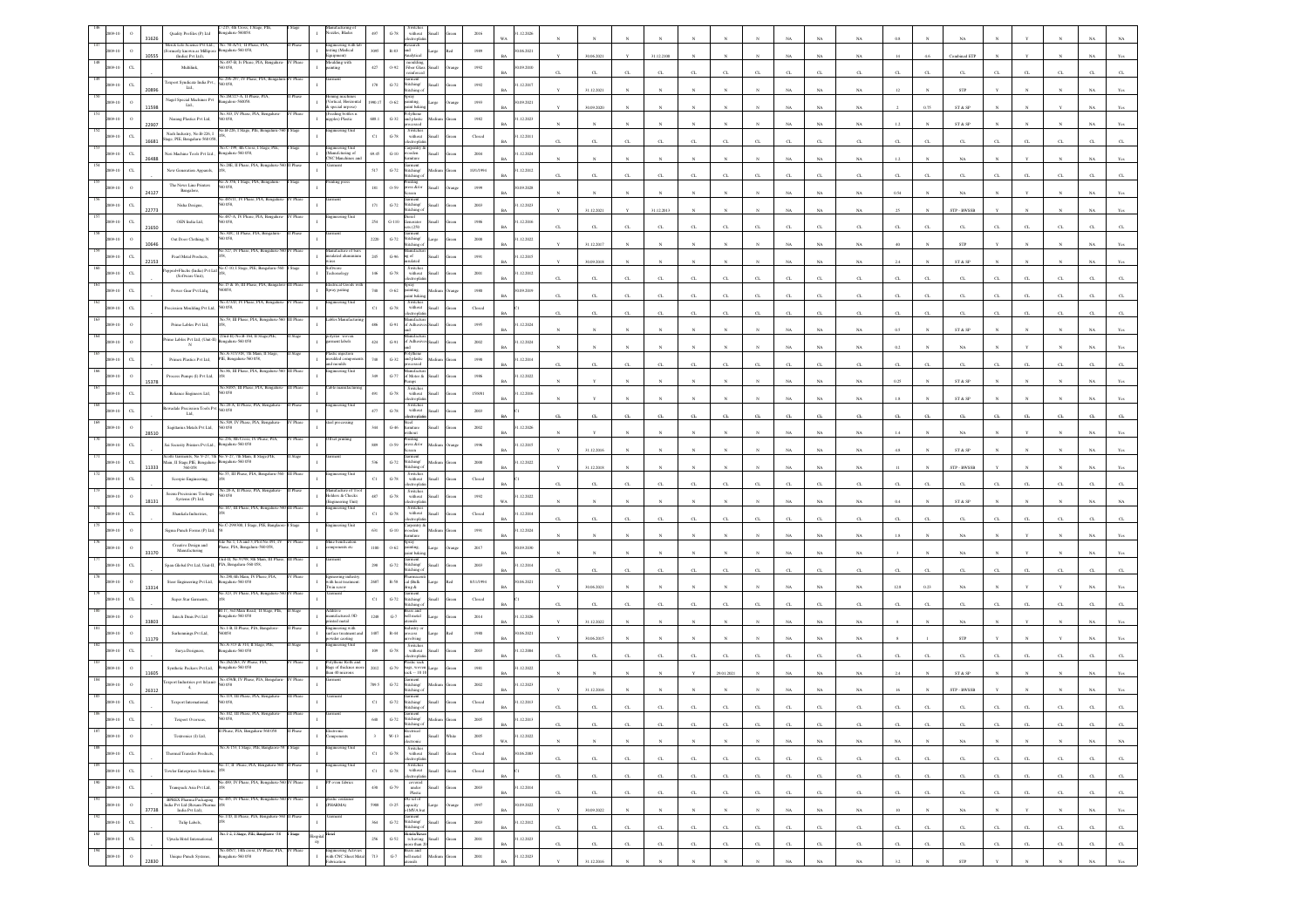| | | | | | | | | | | | | | | | | | | | | | | | | | | | | | | | | | | | |
|---|---|---|---|---|---|---|---|---|---|---|---|---|---|---|---|---|---|---|---|---|---|---|---|---|---|---|---|---|---|---|---|---|---|---|---|
| 136 | 2009-10 | O | 31626 | Quality Profiles (P) Ltd | 7-235, 4th Cross, I Stage, PIA, Bangalore-560058 | I Stage | I | Manufacturing of Nozzles, Blades | 497 | G-78 | Switches without electroplating | Small | Green | 2016 | WA | 31.12.2026 | N | N | N | N | N | N | N | N | NA | NA | NA | 0.8 | N | NA | N | Y | N | NA | NA |
| 137 | 2009-10 | O | 10555 | Merck Life Science Pvt Ltd (Formerly known as Millipore (India) Pvt Ltd) | No. 50-A/51, II Phase, PIA, Bangalore-560 058 | II Phase | I | Engineering with lab testing (Medical Equipment) | 3680 | R-83 | Research and Analytical | Large | Red | 2016 | BA | 30.06.2021 | Y | 30.06.2021 | Y | 31.12.2108 | N | N | N | N | NA | NA | NA | 14 | 4.6 | Condensed ETP | N | Y | N | NA | Yes |
| 138 | 2009-10 | CL | - | Multilink | No.497-B, IV Phase, PIA, Bangalore 560 058 | IV Phase | I | Moulding with painting | 627 | O-92 | moulding, Fiber Glass reinforced | Small | Orange | 1992 | BA | 30.09.2010 | CL | CL | CL | CL | CL | CL | CL | CL | CL | CL | CL | CL | CL | CL | CL | CL | CL | CL | CL |
| 139 | 2009-10 | CL | 20896 | Teeport Syndicate India Pvt Ltd | No.298-297, IV Phase, PIA, Bangalore-560 058 | IV Phase | I | Garment | 178 | G-72 | Garment Stitching/ Stitching of | Small | Green | 1992 | BA | 31.12.2017 | Y | 31.12.2021 | N | N | N | N | N | N | NA | NA | NA | 12 | N | STP | N | N | N | NA | Yes |
| 140 | 2009-10 | O | 11598 | Nagel Special Machines Pvt. Ltd. | No.284/27-A, II Phase, PIA, Bangalore-560058 | II Phase | I | Honing machines (Vertical, Horizontal & special purpose) | 1990.17 | O-62 | Spray painting, paint baking | Large | Orange | 1993 | BA | 30.09.2021 | Y | 30.09.2020 | N | N | N | N | N | N | NA | NA | NA | 2 | 0.75 | ST & SP | N | N | Y | NA | Yes |
| 141 | 2009-10 | O | 22907 | Narang Plastics Pvt Ltd | No.503, IV Phase, PIA, Bangalore 560 058 | IV Phase | I | Feeding bottles & nipples/ Plastic | 689.1 | G-32 | Polythene and plastic processed | Medium | Green | 1982 | BA | 31.12.2023 | N | N | N | N | N | N | N | N | NA | NA | NA | 1.2 | N | ST & SP | N | N | N | NA | Yes |
| 142 | 2009-10 | CL | 16681 | Nash Industry, No.B-226, I Stage, PIE, Bangalore-560 058 | | I Stage | I | Engineering Unit | C1 | G-78 | Switches without electroplating | Small | Green | Closed | BA | 31.12.2011 | CL | CL | CL | CL | CL | CL | CL | CL | CL | CL | CL | CL | CL | CL | CL | CL | CL | CL | CL |
| 143 | 2009-10 | O | 26488 | New Madhura Tools Pvt Ltd | No.C-199, 4th Cross, I Stage, PIE, Bangalore-560 058 | I Stage | I | Engineering Unit (Manufacturing of CNC Machines and ...) | 69.45 | G-81 | Carpentry & wooden furniture | Small | Green | 2004 | BA | 31.12.2024 | N | N | N | N | N | N | N | N | NA | NA | NA | 1.2 | N | NA | N | Y | N | NA | Yes |
| 144 | 2009-10 | CL | - | New Generation Apparels | No.28B, II Phase, PIA, Bangalore-560 058 | II Phase | I | Garment | 517 | G-72 | Garment Stitching/ Stitching of | Medium | Green | 10/5/1994 | BA | 31.12.2012 | CL | CL | CL | CL | CL | CL | CL | CL | CL | CL | CL | CL | CL | CL | CL | CL | CL | CL | CL |
| 145 | 2009-10 | O | 24127 | The News Line Printers Bangalore | No.A-356, I Stage, PIA, Bangalore-560 058 | I Stage | I | Printing press | 181 | O-59 | Printing press &/or screen | Small | Orange | 1999 | BA | 30.09.2028 | N | N | N | N | N | N | N | N | NA | NA | NA | 0.54 | N | NA | N | Y | N | NA | Yes |
| 146 | 2009-10 | CL | 22773 | Nidhi Designs | No.485/11, IV Phase, PIA, Bangalore-560 058 | IV Phase | I | Garment | 171 | G-72 | Garment Stitching/ Stitching of | Small | Green | 2003 | BA | 31.12.2023 | Y | 31.12.2021 | Y | 31.12.2013 | N | N | N | N | NA | NA | NA | 25 | N | STP - HWSSB | Y | N | N | NA | Yes |
| 147 | 2009-10 | CL | 21650 | OEN India Ltd | No.487-A, IV Phase, PIA, Bangalore-560 058 | IV Phase | I | Engineering Unit | 254 | G-110 | Diesel Generator sets (250 ...) | Small | Green | 1986 | BA | 31.12.2016 | CL | CL | CL | CL | CL | CL | CL | CL | CL | CL | CL | CL | CL | CL | CL | CL | CL | CL | CL |
| 148 | 2009-10 | O | 10646 | Out Door Clothing, N | No.45E, II Phase, PIA, Bangalore-560 058 | II Phase | I | Garment | 2226 | G-72 | Garment Stitching/ Stitching of | Large | Green | 2008 | BA | 31.12.2022 | Y | 31.12.2017 | N | N | N | N | N | N | NA | NA | NA | 40 | N | STP | Y | N | N | NA | Yes |
| 149 | 2009-10 | CL | 22153 | Pearl Metal Products | No.527, IV Phase, PIA, Bangalore-560 058 | IV Phase | I | Manufacture of Insulated aluminium ware | 245 | G-96 | Manufacture of insulated | Small | Green | 1991 | BA | 31.12.2015 | Y | 30.09.2018 | N | N | N | N | N | N | NA | NA | NA | 2.4 | N | ST & SP | N | N | N | NA | Yes |
| 150 | 2009-10 | CL | - | Pepperl+Fuchs (India) Pvt Ltd (Software Unit) | No.C-31, I Stage, PIE, Bangalore-560 058 | I Stage | I | Software Technology | 146 | G-78 | Switches without electroplating | Small | Green | 2001 | BA | 31.12.2012 | CL | CL | CL | CL | CL | CL | CL | CL | CL | CL | CL | CL | CL | CL | CL | CL | CL | CL | CL |
| 151 | 2009-10 | CL | - | Power Gear Pvt Ltd | No.37-B, 38, III Phase, PIA, Bangalore-560058 | III Phase | I | Electrical Goods with Spray paint | 708 | O-62 | Spray painting, paint baking | Medium | Orange | 1988 | BA | 30.09.2019 | CL | CL | CL | CL | CL | CL | CL | CL | CL | CL | CL | CL | CL | CL | CL | CL | CL | CL | CL |
| 152 | 2009-10 | CL | - | Precession Moulding Pvt Ltd | No.474D, IV Phase, PIA, Bangalore-560 058 | IV Phase | I | Engineering Unit | C1 | G-78 | Switches without electroplating | Small | Green | Closed | BA | C1 | CL | CL | CL | CL | CL | CL | CL | CL | CL | CL | CL | CL | CL | CL | CL | CL | CL | CL | CL |
| 153 | 2009-10 | O | - | Prime Lables Pvt Ltd | No.58, III Phase, PIA, Bangalore-560 058 | III Phase | I | Lables Manufacturing | 496 | G-91 | Manufacture of Adhesive tape | Small | Green | 1995 | BA | 31.12.2024 | N | N | N | N | N | N | N | N | NA | NA | NA | 0.5 | N | ST & SP | N | N | N | NA | Yes |
| 154 | 2009-10 | O | - | Prime Lables Pvt Ltd (Unit-II) N | 13rd (B) No.B-104, II Stage, PIE, Bangalore-560 058 | II Stage | I | polyster woven garment labels | 424 | G-91 | Manufacture of Adhesive tape | Small | Green | 2002 | BA | 31.12.2024 | N | N | N | N | N | N | N | N | NA | NA | NA | 0.2 | N | NA | N | Y | N | NA | Yes |
| 155 | 2009-10 | CL | - | Primex Plastics Pvt Ltd | No.A-313/314, 5th Main, II Stage, PIE, Bangalore-560 058 | II Stage | I | Plastic injection moulded components and moulds | 708 | G-32 | Polythene and plastic processed | Medium | Green | 1998 | BA | 31.12.2014 | CL | CL | CL | CL | CL | CL | CL | CL | CL | CL | CL | CL | CL | CL | CL | CL | CL | CL | CL |
| 156 | 2009-10 | O | - | Process Pumps (I) Pvt Ltd | No.86, III Phase, PIA, Bangalore-560 058 | III Phase | I | Engineering Unit | 349 | G-77 | Manufacture of Motor & Pumps | Small | Green | 1986 | BA | 31.12.2022 | N | Y | N | N | N | N | N | N | NA | NA | NA | 0.25 | N | ST & SP | N | N | N | NA | Yes |
| 157 | 2009-10 | O | 15378 | Reliance Engineers Ltd | No.88/95, III Phase, PIA, Bangalore-560 058 | III Phase | I | Cable manufacturing | 691 | G-78 | Switches without electroplating | Small | Green | 15/8/91 | BA | 31.12.2016 | N | Y | N | N | N | N | N | N | NA | NA | NA | 1.8 | N | ST & SP | N | N | N | NA | Yes |
| 158 | 2009-10 | CL | - | Remadale Precission Tools Pvt Ltd | No.28-A, II Phase, PIA, Bangalore-560 058 | II Phase | I | Engineering Unit | 477 | G-78 | Switches without electroplating | Small | Green | 2003 | BA | C1 | CL | CL | CL | CL | CL | CL | CL | CL | CL | CL | CL | CL | CL | CL | CL | CL | CL | CL | CL |
| 159 | 2009-10 | O | 28510 | Sagittarius Metals Pvt Ltd | No.308, IV Phase, PIA, Bangalore-560 058 | IV Phase | I | Steel processing | 344 | G-46 | Steel furniture without | Small | Green | 2002 | BA | 31.12.2026 | N | Y | N | N | N | N | N | N | NA | NA | NA | 1.4 | N | NA | N | Y | N | NA | Yes |
| 160 | 2009-10 | O | - | Sai Security Printers Pvt Ltd | No.256, 6th Cross, IV Phase, PIA, Bangalore-560 058 | IV Phase | I | Offset printing | 889 | O-59 | Printing press &/or screen | Medium | Orange | 1996 | BA | 31.12.2017 | Y | 31.12.2016 | N | N | N | N | N | N | NA | NA | NA | 4.9 | N | ST & SP | N | N | N | NA | Yes |
| 161 | 2009-10 | CL | 11333 | Scobi Garments | No.V-27, 7th Main, II Stage, PIE, Bangalore-560 058 | II Stage | I | Garment | 536 | G-72 | Garment Stitching/ Stitching of | Medium | Green | 2000 | BA | 31.12.2022 | Y | 31.12.2018 | N | N | N | N | N | N | NA | NA | NA | 11 | N | STP - HWSSB | Y | N | N | NA | Yes |
| 162 | 2009-10 | CL | - | Scorpio Engineering | No.55, III Phase, PIA, Bangalore-560 058 | III Phase | I | Engineering Unit | C1 | G-78 | Switches without electroplating | Small | Green | Closed | BA | C1 | CL | CL | CL | CL | CL | CL | CL | CL | CL | CL | CL | CL | CL | CL | CL | CL | CL | CL | CL |
| 163 | 2009-10 | O | 18131 | Soms Precisson Toolings Systems (P) Ltd | No.28-A, II Phase, PIA, Bangalore-560 058 | II Phase | I | Manufacture of Tool Holders & Chucks (Engineering Unit) | 487 | G-78 | Switches without electroplating | Small | Green | 1992 | WA | 31.12.2022 | N | N | N | N | N | N | N | N | NA | NA | NA | 0.4 | N | ST & SP | N | N | N | NA | NA |
| 164 | 2009-10 | CL | - | Shankala Industries | No.167, III Phase, PIA, Bangalore-560 058 | III Phase | I | Engineering Unit | C1 | G-78 | Switches without electroplating | Small | Green | Closed | BA | 31.12.2014 | CL | CL | CL | CL | CL | CL | CL | CL | CL | CL | CL | CL | CL | CL | CL | CL | CL | CL | CL |
| 165 | 2009-10 | O | - | Sigma Punch Forms (P) Ltd | No.C-299/300, I Stage, PIE, Bangalore-560 058 | I Stage | I | Engineering Unit | 631 | G-81 | Carpentry & wooden furniture | Medium | Green | 1991 | BA | 31.12.2024 | N | N | N | N | N | N | N | N | NA | NA | NA | 1.8 | N | NA | N | Y | N | NA | Yes |
| 166 | 2009-10 | O | 33170 | Creative Design and Manufacturing | Old No.1, 1A and 3, (New No.491), IV Phase, PIA, Bangalore-560 058 | IV Phase | I | Mine beneficiation components etc | 1100 | O-62 | Spray painting, paint baking | Large | Orange | 2017 | BA | 30.09.2030 | N | N | N | N | N | N | N | N | NA | NA | NA | 3 | N | NA | N | Y | N | NA | Yes |
| 167 | 2009-10 | CL | - | Span Global Pvt Ltd, Unit-II | Unit-II, No.97/98, 8th Main, III Phase, PIA, Bangalore-560 058 | III Phase | I | Garment | 298 | G-72 | Garment Stitching/ Stitching of | Small | Green | 2003 | BA | 31.12.2014 | CL | CL | CL | CL | CL | CL | CL | CL | CL | CL | CL | CL | CL | CL | CL | CL | CL | CL | CL |
| 168 | 2009-10 | O | 13314 | Stree Engineering Pvt Ltd | No.298, 4th Main, IV Phase, PIA, Bangalore-560 058 | IV Phase | I | Engineering industry with heat treatment Twin screw | 2687 | R-58 | Pharmaceutical (Bulk drug & | Large | Red | 8/11/1994 | BA | 30.06.2021 | Y | 30.06.2021 | N | N | N | N | N | N | NA | NA | NA | 12.8 | 0.23 | NA | N | Y | Y | NA | Yes |
| 169 | 2009-10 | CL | - | Super Star Garments | No.323, IV Phase, PIA, Bangalore-560 058 | IV Phase | I | Garment | C1 | G-72 | Garment Stitching/ Stitching of | Small | Green | Closed | BA | C1 | CL | CL | CL | CL | CL | CL | CL | CL | CL | CL | CL | CL | CL | CL | CL | CL | CL | CL | CL |
| 170 | 2009-10 | O | 33803 | Intech Dmm Pvt Ltd | B-37, 3rd Main Road, II Stage, PIE, Bangalore-560 058 | II Stage | I | Additive manufactured 3D printed metal | 1248 | G-7 | Steel and rolled metal products | Large | Green | 2014 | BA | 31.12.2026 | N | N | N | N | N | N | N | N | NA | NA | NA | 8 | N | NA | N | Y | N | NA | Yes |
| 171 | 2009-10 | O | 11179 | Sarhamangs Pvt Ltd | No.1-B, II Phase, PIA, Bangalore-560058 | II Phase | I | Engineering with surface treatment and powder coating | 1087 | R-44 | Industry or process involving | Large | Red | 1988 | BA | 30.06.2021 | Y | 30.06.2017 | N | N | N | N | N | N | NA | NA | NA | 8 | 1 | STP | Y | N | Y | NA | Yes |
| 172 | 2009-10 | CL | - | Surya Designers | No.A-315 & 316, II Stage, PIE, Bangalore-560 058 | II Stage | I | Engineering Unit | 109 | G-78 | Switches without electroplating | Small | Green | 2003 | BA | 31.12.2004 | CL | CL | CL | CL | CL | CL | CL | CL | CL | CL | CL | CL | CL | CL | CL | CL | CL | CL | CL |
| 173 | 2009-10 | O | 11605 | Synthetic Packers Pvt Ltd | No.282/283, IV Phase, PIA, Bangalore-560 058 | IV Phase | I | Polythene Rolls and Bags of thickness more than 40 microns | 2012 | G-79 | Plastic sack bags, woven sack - 18-16 | Large | Green | 1981 | BA | 31.12.2022 | N | N | N | N | Y | 29.01.2021 | N | N | NA | NA | NA | 2.4 | N | ST & SP | N | N | N | NA | Yes |
| 174 | 2009-10 | O | 26312 | Teeport Industries pvt ltd unit 4 | No.456-B, IV Phase, PIA, Bangalore-560 058 | IV Phase | I | Garment | 789.5 | G-72 | Garment Stitching/ Stitching of | Small | Green | 2002 | BA | 31.12.2023 | Y | 31.12.2016 | N | N | N | N | N | N | NA | NA | NA | 16 | N | STP - HWSSB | Y | N | N | NA | Yes |
| 175 | 2009-10 | CL | - | Teeport International | No.103, III Phase, PIA, Bangalore-560 058 | III Phase | I | Garment | C1 | G-72 | Garment Stitching/ Stitching of | Small | Green | Closed | BA | 31.12.2013 | CL | CL | CL | CL | CL | CL | CL | CL | CL | CL | CL | CL | CL | CL | CL | CL | CL | CL | CL |
| 176 | 2009-10 | CL | - | Teeport Overseas | No.102, III Phase, PIA, Bangalore-560 058 | III Phase | I | Garment | 648 | G-72 | Garment Stitching/ Stitching of | Medium | Green | 2005 | BA | 31.12.2013 | CL | CL | CL | CL | CL | CL | CL | CL | CL | CL | CL | CL | CL | CL | CL | CL | CL | CL | CL |
| 177 | 2009-10 | O | - | Testronics (I) Ltd | II Phase, PIA, Bangalore-560 058 | II Phase | I | Electronic Components | 3 | W-13 | Electrical and electronic | Small | White | 2005 | WA | 31.12.2022 | N | N | N | N | N | N | N | N | NA | NA | NA | NA | N | NA | N | N | N | NA | NA |
| 178 | 2009-10 | CL | - | Thermal Transfer Products | No.A-153, I Stage, PIE, Bangalore-560 058 | I Stage | I | Engineering Unit | C1 | G-78 | Switches without electroplating | Small | Green | Closed | BA | 30.06.2008 | CL | CL | CL | CL | CL | CL | CL | CL | CL | CL | CL | CL | CL | CL | CL | CL | CL | CL | CL |
| 179 | 2009-10 | CL | - | Tovler Enterprises Solutions | No.37, II Phase, PIA, Bangalore-560 058 | II Phase | I | Engineering Unit | C1 | G-78 | Switches without electroplating | Small | Green | Closed | BA | C1 | CL | CL | CL | CL | CL | CL | CL | CL | CL | CL | CL | CL | CL | CL | CL | CL | CL | CL | CL |
| 180 | 2009-10 | CL | - | Transpack Asia Pvt Ltd | No.489, IV Phase, PIA, Bangalore-560 058 | IV Phase | I | PP oven fabrics | 438 | G-79 | covered under Plastic | Small | Green | 2003 | BA | 31.12.2014 | CL | CL | CL | CL | CL | CL | CL | CL | CL | CL | CL | CL | CL | CL | CL | CL | CL | CL | CL |
| 181 | 2009-10 | O | 37738 | Berry Pharma Packaging India Pvt Ltd (Rexam Pharma India Pvt Ltd) | No.485, IV Phase, PIA, Bangalore-560 058 | IV Phase | I | Plastic container (PHARMA) | 3988 | O-25 | DG set of capacity >1MVA but | Large | Orange | 1997 | BA | 30.09.2022 | Y | 30.09.2022 | N | N | N | N | N | N | NA | NA | NA | 10 | N | NA | N | Y | N | NA | Yes |
| 182 | 2009-10 | CL | - | Tulip Labels | No.170, II Phase, PIA, Bangalore-560 058 | II Phase | I | Garment | 564 | G-72 | Garment Stitching/ Stitching of | Small | Green | 2003 | BA | 31.12.2012 | CL | CL | CL | CL | CL | CL | CL | CL | CL | CL | CL | CL | CL | CL | CL | CL | CL | CL | CL |
| 183 | 2009-10 | CL | - | Uptala Hotel International | No.1-2, I Stage, PIE, Bangalore-58 | I Stage | Hospital | Hotel | 256 | G-51 | Hotels/Resorts having not more than 20 | Small | Green | 2001 | BA | 31.12.2023 | CL | CL | CL | CL | CL | CL | CL | CL | CL | CL | CL | CL | CL | CL | CL | CL | CL | CL | CL |
| 184 | 2009-10 | O | 22830 | Unique Punch Systems | No.485/7, 14th cross, IV Phase, PIA, Bangalore-560 058 | IV Phase | I | Engineering Activity with CNC Sheet Metal Fabrication | 713 | G-7 | Steel and rolled metal products | Medium | Green | 2001 | BA | 31.12.2023 | Y | 31.12.2016 | N | N | N | N | N | N | NA | NA | NA | 3.2 | N | STP | Y | N | N | NA | Yes |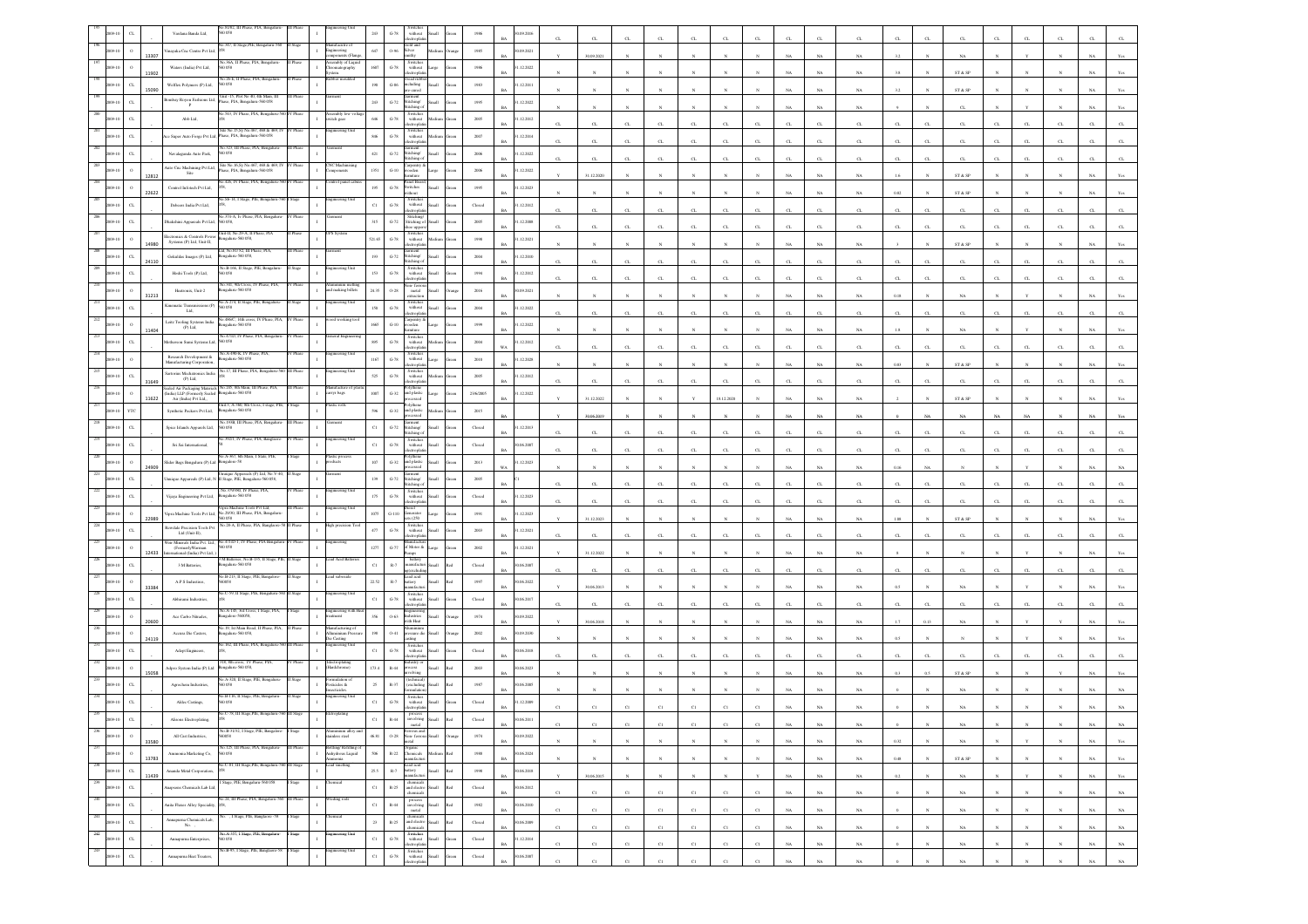| | | | | | | | | | | | | | | | | | | | | | | | | | | | | | | | | | | | |
|---|---|---|---|---|---|---|---|---|---|---|---|---|---|---|---|---|---|---|---|---|---|---|---|---|---|---|---|---|---|---|---|---|---|---|---|
| 195 | 2009-10 | CL | | Vandana Bands Ltd | No.81/82, III Phase, PIA, Bangalore-560 058 | III Phase | I | Engineering Unit | 243 | G-78 | Switches without electroplating | Small | Green | 1986 | BA | 30.09.2016 | CL | CL | CL | CL | CL | CL | CL | CL | CL | CL | CL | CL | CL | CL | CL | CL | CL | CL | CL |
| 196 | 2009-10 | O | 13307 | Vinayaka Cnc Centre Pvt Ltd | No.3/C, II Stage, PIE, Bangalore-560 058 | II Stage | I | Manufacture of Engineering components (Flange) | 667 | O-96 | Mold and silver | Medium | Orange | 1985 | BA | 30.09.2021 | Y | 30.09.2021 | N | N | N | N | N | N | NA | NA | NA | 3.2 | N | NA | N | Y | N | NA | Yes |
| 197 | 2009-10 | O | 11902 | Waters (India) Pvt Ltd | No.36A, II Phase, PIA, Bangalore-560 058 | II Phase | I | Assembly of Liquid Chromatography System | 1607 | G-78 | Switches without electroplating | Large | Green | 1986 | BA | 31.12.2022 | N | N | N | N | N | N | N | NA | NA | NA | 3.8 | N | ST & SP | N | N | N | NA | Yes | |
| 198 | 2009-10 | CL | 35090 | Welfex Polymers (P) Ltd | No.26-B, II Phase, PIA, Bangalore-560 058 | II Phase | I | Rubber moulded | 198 | G-46 | Diesel oil/fire including pre-mixed | Small | Green | 1983 | BA | 31.12.2011 | N | N | N | N | N | N | N | NA | NA | NA | 3.2 | N | ST & SP | N | N | N | NA | Yes | |
| 199 | 2009-10 | CL | | Bombay Rayon Fashions Ltd | Unit -15, Plot No.40, 4th Main, III Phase, PIA, Bangalore-560 058 | III Phase | I | Garment | 243 | G-72 | Garment Stitching/Stitching of | Small | Green | 1995 | BA | 31.12.2022 | N | N | N | N | N | N | N | NA | NA | NA | 9 | N | CL | N | Y | N | NA | Yes | |
| 200 | 2009-10 | CL | | Abb Ltd | No.54A, IV Phase, PIA, Bangalore-560 058 | IV Phase | I | Assembly low voltage switch gear | 646 | G-78 | Switches without electroplating | Medium | Green | 2005 | BA | 31.12.2012 | CL | CL | CL | CL | CL | CL | CL | CL | CL | CL | CL | CL | CL | CL | CL | CL | CL | CL | CL |
| 201 | 2009-10 | CL | | Ace Super Auto Forge Pvt Ltd | Site No.15 Sy.No.467, 468 & 469, IV Phase, PIA, Bangalore-560 058 | IV Phase | I | Engineering Unit | 846 | G-78 | Switches without electroplating | Medium | Green | 2007 | BA | 31.12.2014 | CL | CL | CL | CL | CL | CL | CL | CL | CL | CL | CL | CL | CL | CL | CL | CL | CL | CL | CL |
| 202 | 2009-10 | CL | | Navalagunde Auto Park | No.521, III Phase, PIA, Bangalore-560 058 | III Phase | I | Garment | 421 | G-72 | Garment Stitching/Stitching of | Small | Green | 2006 | BA | 31.12.2022 | CL | CL | CL | CL | CL | CL | CL | CL | CL | CL | CL | CL | CL | CL | CL | CL | CL | CL | CL |
| 203 | 2009-10 | O | 12812 | Auto Cnc Machining Pvt Ltd, Site | Site No.18 Sy.No.467, 468 & 469, IV Phase, PIA, Bangalore-560 058 | IV Phase | I | CNC Machining Components | 1351 | G-10 | Carpentry & wooden furniture | Large | Green | 2006 | BA | 31.12.2022 | Y | 31.12.2020 | N | N | N | N | N | N | NA | NA | NA | 1.6 | N | ST & SP | N | N | N | NA | Yes |
| 204 | 2009-10 | O | 22622 | Control Infotech Pvt Ltd | No.426, IV Phase, PIA, Bangalore-560 058 | IV Phase | I | Control panel cabins | 195 | G-78 | Panel Board, Switches without | Small | Green | 1995 | BA | 31.12.2023 | N | N | N | N | N | N | N | NA | NA | NA | 0.02 | N | ST & SP | N | N | N | NA | Yes | |
| 205 | 2009-10 | CL | | Dobson India Pvt Ltd | No.M-18, I Stage, PIE, Bangalore-560 058 | I Stage | I | Engineering Unit | C1 | G-78 | Switches without electroplating | Small | Green | Closed | BA | 31.12.2012 | CL | CL | CL | CL | CL | CL | CL | CL | CL | CL | CL | CL | CL | CL | CL | CL | CL | CL | CL |
| 206 | 2009-10 | CL | | Dhakshini Apparels Pvt Ltd | No.370-A, I- Phase, PIA, Bangalore-560 058 | IV Phase | I | Garment | 315 | G-72 | Stitching/Stitching of shoe uppers | Small | Green | 2005 | BA | 31.12.2008 | CL | CL | CL | CL | CL | CL | CL | CL | CL | CL | CL | CL | CL | CL | CL | CL | CL | CL | CL |
| 207 | 2009-10 | O | 14980 | Electronics & Controls Power Systems (P) Ltd, Unit-II | No.29-A, II Phase, PIA, Bangalore-560 058 | II Phase | I | UPS System | 521.65 | G-78 | Switches without electroplating | Medium | Green | 1998 | BA | 31.12.2021 | N | N | N | N | N | N | N | NA | NA | NA | 3 | N | ST & SP | N | N | N | NA | Yes | |
| 208 | 2009-10 | CL | 24130 | Gokuldas Images (P) Ltd | Unit No.81/82, III Phase, PIA, Bangalore-560 058 | III Phase | I | Garment | 193 | G-72 | Garment Stitching/Stitching of | Small | Green | 2004 | BA | 31.12.2010 | CL | CL | CL | CL | CL | CL | CL | CL | CL | CL | CL | CL | CL | CL | CL | CL | CL | CL | CL |
| 209 | 2009-10 | CL | | Hedis Tools (P) Ltd | No.B-166, II Stage, PIE, Bangalore-560 058 | II Stage | I | Engineering Unit | 153 | G-78 | Switches without electroplating | Small | Green | 1994 | BA | 31.12.2012 | CL | CL | CL | CL | CL | CL | CL | CL | CL | CL | CL | CL | CL | CL | CL | CL | CL | CL | CL |
| 210 | 2009-10 | O | 31213 | Hindcastes, Unit-2 | No.500, 9th Cross, IV Phase, PIA, Bangalore-560 058 | IV Phase | I | Aluminium melting and making billets | 24.35 | O-28 | Non-ferrous metal extraction | Small | Orange | 2016 | BA | 30.09.2021 | N | N | N | N | N | N | N | NA | NA | NA | 0.18 | N | NA | N | Y | N | NA | Yes | |
| 211 | 2009-10 | CL | | Kinematic Transmissions (P) Ltd | No.A-273, II Stage, PIE, Bangalore-560 058 | II Stage | I | Engineering Unit | 158 | G-78 | Switches without electroplating | Small | Green | 2004 | BA | 31.12.2022 | CL | CL | CL | CL | CL | CL | CL | CL | CL | CL | CL | CL | CL | CL | CL | CL | CL | CL | CL |
| 212 | 2009-10 | O | 11404 | Lutz Tooling Systems India (P) Ltd | No.466C, 14th cross, IV Phase, PIA, Bangalore-560 058 | IV Phase | I | wood working tool | 1665 | G-10 | Carpentry & wooden furniture | Large | Green | 1999 | BA | 31.12.2022 | N | N | N | N | N | N | N | NA | NA | NA | 1.9 | N | NA | N | Y | N | NA | Yes | |
| 213 | 2009-10 | CL | | Mothercon Insus Systems Ltd | No.473/D, IV Phase, PIA, Bangalore-560 058 | IV Phase | I | General Engineering | 895 | G-78 | Switches without electroplating | Medium | Green | 2004 | WA | 31.12.2012 | CL | CL | CL | CL | CL | CL | CL | CL | CL | CL | CL | CL | CL | CL | CL | CL | CL | CL | CL |
| 214 | 2009-10 | O | | Research Development & Manufacturing Corporation | No.A-D48/4, IV Phase, PIA, Bangalore-560 058 | IV Phase | I | Engineering Unit | 1167 | G-78 | Switches without electroplating | Large | Green | 2010 | BA | 31.12.2028 | N | N | N | N | N | N | N | NA | NA | NA | 0.03 | N | ST & SP | N | N | N | NA | Yes | |
| 215 | 2009-10 | CL | 31649 | Sartorius Mechatronics India (P) Ltd | No.17, III Phase, PIA, Bangalore-560 058 | III Phase | I | Engineering Unit | 525 | G-78 | Switches without electroplating | Medium | Green | 2005 | BA | 31.12.2012 | CL | CL | CL | CL | CL | CL | CL | CL | CL | CL | CL | CL | CL | CL | CL | CL | CL | CL | CL |
| 216 | 2009-10 | O | 11622 | Sealed Air Packaging Materials (India) LLP (Formerly Sealed Air (India) Pvt Ltd) | No.185, 8th Main, III Phase, PIA, Bangalore-560 058 | III Phase | I | Manufacture of plastic carry bags | 1007 | G-32 | Polythene and plastic processed | Large | Green | 23/6/2003 | BA | 31.12.2022 | Y | 31.12.2022 | N | N | N | Y | 18.12.2020 | N | NA | NA | 2 | N | ST & SP | N | N | N | NA | Yes | |
| 217 | 2009-10 | YTC | | Synthetic Packers Pvt Ltd | Shed-3, A-960, 8th Cross, I stage, PIE, Bangalore-560 058 | I Stage | I | Plastic rolls | 596 | G-32 | Polythene and plastic processed | Medium | Green | 2015 | BA | | Y | 30.06.2019 | N | N | N | N | N | N | NA | NA | NA | 0 | NA | NA | NA | NA | NA | N | NA | Yes |
| 218 | 2009-10 | CL | | Space Islands Apparels Ltd | No.159B, III Phase, PIA, Bangalore-560 058 | III Phase | I | Garment | C1 | G-72 | Garment Stitching/Stitching of | Small | Green | Closed | BA | 31.12.2013 | CL | CL | CL | CL | CL | CL | CL | CL | CL | CL | CL | CL | CL | CL | CL | CL | CL | CL | CL |
| 219 | 2009-10 | CL | | Sri Sai International | No.302/3, IV Phase, PIA, Bangalore-560 058 | IV Phase | I | Engineering Unit | C1 | G-78 | Switches without electroplating | Small | Green | Closed | BA | 30.06.2007 | CL | CL | CL | CL | CL | CL | CL | CL | CL | CL | CL | CL | CL | CL | CL | CL | CL | CL | CL |
| 220 | 2009-10 | O | 24909 | Slider Bags Bangalore (P) Ltd | No.A-303, 8th Main, I Stage, PIE, Bangalore-58 | I Stage | I | Plastic process products | 107 | G-32 | Polythene and plastic processed | Small | Green | 2013 | WA | 31.12.2023 | N | N | N | N | N | N | N | NA | NA | NA | 0.16 | NA | N | N | Y | N | NA | NA | |
| 221 | 2009-10 | CL | | Unique Apparels (P) Ltd, No.9-81 | Unique Apparels (P) Ltd, No.9-81, II Stage, PIE, Bangalore-560 058 | II Stage | I | Garment | 139 | G-72 | Garment Stitching/Stitching of | Small | Green | 2005 | BA | C1 | CL | CL | CL | CL | CL | CL | CL | CL | CL | CL | CL | CL | CL | CL | CL | CL | CL | CL | CL |
| 222 | 2009-10 | CL | | Vijaya Engineering Pvt Ltd | No.379/380, IV Phase, PIA, Bangalore-560 058 | IV Phase | I | Engineering Unit | 175 | G-78 | Switches without electroplating | Small | Green | Closed | BA | 31.12.2023 | CL | CL | CL | CL | CL | CL | CL | CL | CL | CL | CL | CL | CL | CL | CL | CL | CL | CL | CL |
| 223 | 2009-10 | O | 22980 | Vijaya Machine Tools Pvt Ltd | Vijaya Machine Tools Pvt Ltd, No.26/B, III Phase, PIA, Bangalore-560 058 | III Phase | I | Engineering Unit | 1075 | G-101 | Diesel generator sets (250) | Large | Green | 1991 | BA | 31.12.2023 | Y | 31.12.2023 | N | N | N | N | N | N | NA | NA | NA | 1.08 | N | ST & SP | N | N | N | NA | Yes |
| 224 | 2009-10 | CL | | Rotofab Precision Tools Pvt Ltd (Unit-II) | No.28-A, II Phase, PIA, Bangalore-58 | II Phase | I | High precision Tool | 477 | G-78 | Switches without electroplating | Small | Green | 2003 | BA | 31.12.2021 | CL | CL | CL | CL | CL | CL | CL | CL | CL | CL | CL | CL | CL | CL | CL | CL | CL | CL | CL |
| 225 | 2009-10 | O | 12433 | Wear Minerals India Pvt. Ltd. (Formerly Warman International (India) Pvt Ltd) | No.471/D-1, IV Phase, PIA, Bangalore-560 058 | IV Phase | I | Engineering Unit | 1277 | G-77 | Manufacture of Motor & Pumps | Large | Green | 2002 | BA | 31.12.2021 | Y | 31.12.2022 | N | N | N | N | N | N | NA | NA | NA | 8 | N | N | N | Y | N | NA | Yes |
| 226 | 2009-10 | CL | | 3 M Batteries | 3 M Batteries, No.B-115, II Stage, PIE, Bangalore-560 058 | II Stage | I | Lead Acid Batteries | C1 | R-7 | battery manufacture (excluding) | Small | Red | Closed | BA | 30.06.2007 | CL | CL | CL | CL | CL | CL | CL | CL | CL | CL | CL | CL | CL | CL | CL | CL | CL | CL | CL |
| 227 | 2009-10 | O | 33384 | A P S Industries | No.B-215, II Stage, PIE, Bangalore-560058 | II Stage | I | Lead tubes | 22.52 | R-7 | Lead acid battery manufacture | Small | Red | 1997 | BA | 30.06.2022 | Y | 30.06.2013 | N | N | N | N | N | N | NA | NA | NA | 0.5 | N | NA | N | Y | N | NA | Yes |
| 228 | 2009-10 | CL | | Abhirama Industries | No.C-59, II Stage, PIE, Bangalore-560 058 | II Stage | I | Engineering Unit | C1 | G-78 | Switches without electroplating | Small | Green | Closed | BA | 30.06.2017 | CL | CL | CL | CL | CL | CL | CL | CL | CL | CL | CL | CL | CL | CL | CL | CL | CL | CL | CL |
| 229 | 2009-10 | O | 20600 | Ace Carbo Nitrates | No.A-145, 3rd Cross, I Stage, PIA, Bangalore-560058 | I Stage | I | Engineering with Heat treatment | 356 | O-63 | Engineering industries with heat | Small | Orange | 1974 | BA | 30.09.2022 | Y | 30.06.2018 | N | N | N | N | N | N | NA | NA | NA | 1.7 | 0.13 | NA | N | Y | Y | NA | Yes |
| 230 | 2009-10 | O | 24110 | Accura Die Casters | No.19, 1st Main Road, II Phase, PIA, Bangalore-560 058 | II Phase | I | Manufacturing of Aluminium Pressure Die Casting | 198 | O-41 | Aluminium pressure die casting | Small | Orange | 2002 | BA | 30.09.2016 | N | N | N | N | N | N | N | NA | NA | NA | 0.5 | N | N | N | Y | N | NA | Yes | |
| 231 | 2009-10 | CL | | Adept Engineers | No.182, III Phase, PIA, Bangalore-560 058 | III Phase | I | Engineering Unit | C1 | G-78 | Switches without electroplating | Small | Green | Closed | BA | 30.06.2018 | CL | CL | CL | CL | CL | CL | CL | CL | CL | CL | CL | CL | CL | CL | CL | CL | CL | CL | CL |
| 232 | 2009-10 | O | 15058 | Adpro System India (P) Ltd | 318, 9th cross, IV Phase, PIA, Bangalore-560 058 | IV Phase | I | Electroplating (Hard chrome) | 173.4 | R-44 | Industry or process involving | Small | Red | 2003 | BA | 30.06.2023 | N | N | N | N | N | N | N | NA | NA | NA | 0.3 | 0.5 | ST & SP | N | N | Y | NA | Yes | |
| 233 | 2009-10 | CL | | Agrochem Industries | No.A-328, II Stage, PIE, Bangalore-560 058 | II Stage | I | Formulation of Pesticides & insecticides | 25 | R-37 | (Technical) (excluding formulation) | Small | Red | 1987 | BA | 30.06.2005 | N | N | N | N | N | N | N | NA | NA | NA | 0 | N | NA | N | N | N | NA | NA | |
| 234 | 2009-10 | CL | | Akhil Castings | No.B-195, II Stage, PIE, Bangalore-560 058 | II Stage | I | Engineering Unit | C1 | G-78 | Switches without electroplating | Small | Green | Closed | BA | 31.12.2009 | C1 | C1 | C1 | C1 | C1 | C1 | C1 | NA | NA | NA | 0 | N | NA | N | N | N | NA | NA | |
| 235 | 2009-10 | CL | | Akruthi Electroplating | No.C-76, III Stage, PIE, Bangalore-560 058 | III Stage | I | Electroplating | C1 | R-44 | process involving metal | Small | Red | Closed | BA | 30.06.2011 | C1 | C1 | C1 | C1 | C1 | C1 | C1 | NA | NA | NA | 0 | N | NA | N | N | N | NA | NA | |
| 236 | 2009-10 | O | 33580 | All Cast Industries | No.B-31/32, I Stage, PIE, Bangalore-560058 | I Stage | I | Aluminium alloy and stainless steel | 46.81 | O-28 | Non-ferrous metal | Small | Orange | 1974 | BA | 30.09.2022 | N | N | N | N | N | N | N | NA | NA | NA | 0.32 | N | NA | N | Y | N | NA | Yes | |
| 237 | 2009-10 | O | 13783 | Ammonia Marketing Co | No.125, III Phase, PIA, Bangalore-560 058 | III Phase | I | Bottling/Refilling of Anhydrous Liquid Ammonia | 506 | R-22 | Organic Chemicals manufacture | Medium | Red | 1988 | BA | 30.06.2024 | N | N | N | N | N | N | N | NA | NA | NA | 0.48 | N | ST & SP | N | N | N | NA | Yes | |
| 238 | 2009-10 | CL | 11439 | Ananda Metal Corporation | No.C-81, III Stage, PIE, Bangalore-560 058 | III Stage | I | Lead smelting | 25.5 | R-7 | Lead acid battery manufacture | Small | Red | 1998 | BA | 30.06.2018 | Y | 30.06.2015 | N | N | N | N | N | Y | NA | NA | NA | 0.2 | N | NA | N | Y | N | NA | Yes |
| 239 | 2009-10 | CL | | Anagrams Chemicals Lab Ltd | I Stage, PIE, Bangalore-560 058 | I Stage | I | Chemical | C1 | R-25 | chemicals and electro chemicals | Small | Red | Closed | BA | 30.06.2012 | C1 | C1 | C1 | C1 | C1 | C1 | C1 | NA | NA | NA | 0 | N | NA | N | N | N | NA | NA | |
| 240 | 2009-10 | CL | | Annai Flexes Alloy Specialty | No.26, III Phase, PIA, Bangalore-560 058 | III Phase | I | Welding rods | C1 | R-44 | process involving metal | Small | Red | 1982 | BA | 30.06.2010 | C1 | C1 | C1 | C1 | C1 | C1 | C1 | NA | NA | NA | 0 | N | NA | N | N | N | NA | NA | |
| 241 | 2009-10 | CL | | Annapurna Chemicals Lab | No. , I Stage, PIE, Bangalore-58 | I Stage | I | Chemical | 23 | R-25 | chemicals and electro chemicals | Small | Red | Closed | BA | 30.06.2009 | C1 | C1 | C1 | C1 | C1 | C1 | C1 | NA | NA | NA | 0 | N | NA | N | N | N | NA | NA | |
| 242 | 2009-10 | CL | | Annapurna Enterprises | No.A-337, I Stage, PIE, Bangalore-560 058 | I Stage | I | Engineering Unit | C1 | G-78 | Switches without electroplating | Small | Green | Closed | BA | 31.12.2014 | C1 | C1 | C1 | C1 | C1 | C1 | C1 | NA | NA | NA | 0 | N | NA | N | N | N | NA | NA | |
| 243 | 2009-10 | CL | | Annapurna Heat Treaters | No.B-95, I Stage, PIE, Bangalore-58 | I Stage | I | Engineering Unit | C1 | G-78 | Switches without electroplating | Small | Green | Closed | BA | 30.06.2007 | C1 | C1 | C1 | C1 | C1 | C1 | C1 | NA | NA | NA | 0 | N | NA | N | N | N | NA | NA | |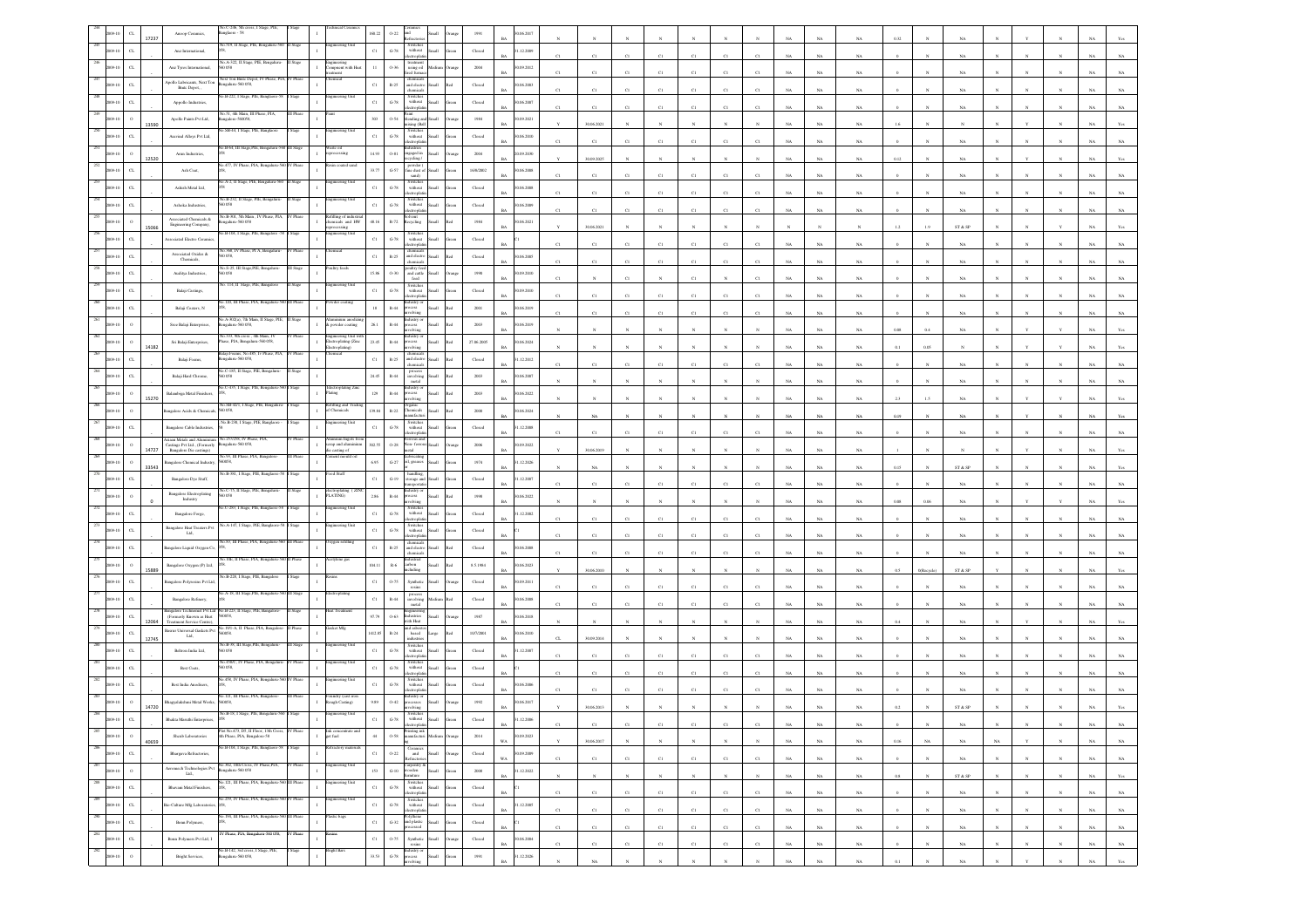| Sl | Year | Status | ID | Name | Address | Area | Cat | Activity | Capital | Code | Product | Size | Colour | Year of Est | Type | Validity | | | | | | | | | | | | | | | | | | |
|---|---|---|---|---|---|---|---|---|---|---|---|---|---|---|---|---|---|---|---|---|---|---|---|---|---|---|---|---|---|---|---|---|---|---|
| 234 | 2009-10 | CL | 17237 | Autocop Ceramics, | No.C-248, 5th cross, I Stage, PIE, Bangalore - 58 | I Stage | I | Technical Ceramics | 168.22 | O-22 | Ceramics and Refractories | Small | Orange | 1991 | BA | 30.06.2017 | N | N | N | N | N | N | N | NA | NA | NA | 0.32 | N | NA | N | Y | N | NA | Yes |
| 235 | 2009-10 | CL | | Anu International, | No.319, II Stage, PIE, Bangalore 560 058, | II Stage | I | Engineering Unit | C1 | G-78 | Switches without electroplating | Small | Green | Closed | BA | 31.12.2009 | C1 | C1 | C1 | C1 | C1 | C1 | C1 | NA | NA | NA | 0 | N | NA | N | N | N | NA | NA |
| 236 | 2009-10 | CL | | Anu Tyres International, | No.A-321, II Stage, PIE, Bangalore 560 058 | II Stage | I | Engineering Component with Heat treatment | 11 | O-36 | treatment using oil fired furnaces | Medium | Orange | 2004 | BA | 30.09.2012 | C1 | C1 | C1 | C1 | C1 | C1 | C1 | NA | NA | NA | 0 | N | NA | N | N | N | NA | NA |
| 237 | 2009-10 | CL | | Apollo Lubricants, Next Ton Bank Depot, | Next Ton Bank Depot, IV Phase, PIA Bangalore 560 058, | IV Phase | I | Chemical | C1 | R-25 | chemicals and electro chemicals | Small | Red | Closed | BA | 30.06.2003 | C1 | C1 | C1 | C1 | C1 | C1 | C1 | NA | NA | NA | 0 | N | NA | N | N | N | NA | NA |
| 238 | 2009-10 | CL | | Appollo Industries, | No.B-222, I Stage, PIE, Bangalore 58 | I Stage | I | Engineering Unit | C1 | G-78 | Switches without electroplating | Small | Green | Closed | BA | 30.06.2007 | C1 | C1 | C1 | C1 | C1 | C1 | C1 | NA | NA | NA | 0 | N | NA | N | N | N | NA | NA |
| 239 | 2009-10 | O | 13590 | Apollo Paints Pvt Ltd, | No.51, 4th Main, II Phase, PIA, Bangalore-560058 | II Phase | I | Paint | 303 | O-54 | Paint blending and mixing (Ball | Small | Orange | 1981 | BA | 30.09.2021 | Y | 30.06.2021 | N | N | N | N | N | NA | NA | NA | 1.6 | N | N | N | Y | N | NA | Yes |
| 240 | 2009-10 | CL | | Aravind Alloys Pvt Ltd, | No.SM-84, I Stage, PIE, Bangalore | I Stage | I | Engineering Unit | C1 | G-78 | Switches without electroplating | Small | Green | Closed | BA | 30.06.2001 | C1 | C1 | C1 | C1 | C1 | C1 | C1 | NA | NA | NA | 0 | N | NA | N | N | N | NA | NA |
| 241 | 2009-10 | O | 12520 | Arun Industries, | No.B-64, III Stage,PIE, Bangalore-560 058 | III Stage | I | Waste oil reprocessing | 14.93 | O-81 | industries engaged in recycling | Small | Orange | 2004 | BA | 30.09.2030 | Y | 30.09.2025 | N | N | N | N | N | NA | NA | NA | 0.12 | N | NA | N | Y | N | NA | Yes |
| 242 | 2009-10 | CL | | Ash Coat, | No.477, IV Phase, PIA, Bangalore 560 058, | IV Phase | I | Resin coated sand | 33.77 | G-57 | powder (fine dust of sand) | Small | Green | 16/9/2002 | BA | 30.06.2008 | C1 | C1 | C1 | C1 | C1 | C1 | C1 | NA | NA | NA | 0 | N | NA | N | N | N | NA | NA |
| 243 | 2009-10 | CL | | Ashish Metal Ltd, | No.A-2, II Stage, PIE, Bangalore-560 058, | II Stage | I | Engineering Unit | C1 | G-78 | Switches without electroplating | Small | Green | Closed | BA | 30.06.2008 | C1 | C1 | C1 | C1 | C1 | C1 | C1 | NA | NA | NA | 0 | N | NA | N | N | N | NA | NA |
| 244 | 2009-10 | CL | | Ashoka Industries, | No.B-252, II Stage, PIE, Bangalore 560 058 | II Stage | I | Engineering Unit | C1 | G-78 | Switches without electroplating | Small | Green | Closed | BA | 30.06.2009 | C1 | C1 | C1 | C1 | C1 | C1 | C1 | NA | NA | NA | 0 | N | NA | N | N | N | NA | NA |
| 245 | 2009-10 | O | 15066 | Associated Chemicals & Engineering Company, | No.B-301, 5th Main, IV Phase, PIA Bangalore 560 058 | IV Phase | I | Refilling of industrial chemicals and HW reprocessing | 48.18 | R-72 | Solvent Recycling | Small | Red | 1984 | BA | 30.06.2021 | Y | 30.06.2021 | N | N | N | N | N | N | N | N | 1.2 | 1.9 | ST & SP | N | Y | N | NA | Yes |
| 246 | 2009-10 | CL | | Associated Electric Ceramics, | No.B-104, I Stage, PIE, Bangalore 58 | I Stage | I | Engineering Unit | C1 | G-78 | Switches without electroplating | Small | Green | Closed | BA | C1 | C1 | C1 | C1 | C1 | C1 | C1 | C1 | NA | NA | NA | 0 | N | NA | N | N | N | NA | NA |
| 247 | 2009-10 | CL | | Associated Oxides & Chemicals, | No.388, IV Phase, PIA, Bangalore 560 058, | IV Phase | I | Chemical | C1 | R-25 | chemicals and electro chemicals | Small | Red | Closed | BA | 30.06.2005 | C1 | C1 | C1 | C1 | C1 | C1 | C1 | NA | NA | NA | 0 | N | NA | N | N | N | NA | NA |
| 248 | 2009-10 | CL | | Avaditya Industries, | No.S-25, III Stage,PIE, Bangalore-560 058 | III Stage | I | Poultry feeds | 15.06 | O-30 | poultry feed and cattle feed | Small | Orange | 1998 | BA | 30.09.2010 | C1 | N | C1 | N | C1 | N | C1 | NA | NA | NA | 0 | N | NA | N | N | N | NA | NA |
| 249 | 2009-10 | CL | | Balaji Castings, | No. 114, II Stage, PIE, Bangalore | II Stage | I | Engineering Unit | C1 | G-78 | Switches without electroplating | Small | Green | Closed | BA | 30.09.2010 | C1 | C1 | C1 | C1 | C1 | C1 | C1 | NA | NA | NA | 0 | N | NA | N | N | N | NA | NA |
| 250 | 2009-10 | CL | | Balaji Coaters, IV | No.140, III Phase, PIA, Bangalore 560 058 | III Phase | I | Powder coating | 18 | R-44 | industry or process involving | Small | Red | 2001 | BA | 30.06.2019 | C1 | C1 | C1 | C1 | C1 | C1 | C1 | NA | NA | NA | 0 | N | NA | N | N | N | NA | NA |
| 251 | 2009-10 | O | | Sree Balaji Enterprises, | No.A-302(a), 7th Main, II Stage, PIE, Bangalore-560 058, | II Stage | I | Aluminium anodizing & powder coating | 26.1 | R-44 | industry or process involving | Small | Red | 2003 | BA | 30.06.2019 | N | N | N | N | N | N | N | NA | NA | NA | 0.08 | 0.4 | NA | N | Y | Y | NA | Yes |
| 252 | 2009-10 | O | 14182 | Sri Balaji Enterprises, | No.333, 9th cross , 5th Main, IV Phase, PIA, Bangalore-560 058, | IV Phase | I | Engineering Unit with Electroplating (Zinc Electroplating) | 23.45 | R-44 | industry or process involving | Small | Red | 27.06.2005 | BA | 30.06.2024 | N | N | N | N | N | N | N | NA | NA | NA | 0.1 | 0.05 | N | N | Y | Y | NA | Yes |
| 253 | 2009-10 | CL | | Balaji Foams, | Balaji Foams, No.485, IV Phase, PIA Bangalore 560 058, | IV Phase | I | Chemical | C1 | R-25 | chemicals and electro chemicals | Small | Red | Closed | BA | 31.12.2012 | C1 | C1 | C1 | C1 | C1 | C1 | C1 | NA | NA | NA | 0 | N | NA | N | N | N | NA | NA |
| 254 | 2009-10 | CL | | Balaji Hard Chrome, | No.C-185, II Stage, PIE, Bangalore 560 058 | II Stage | I | | 24.45 | R-44 | process involving metal | Small | Red | 2003 | BA | 30.06.2007 | N | N | N | N | N | N | N | NA | NA | NA | 0 | N | NA | N | N | N | NA | NA |
| 255 | 2009-10 | O | 15270 | Balambiga Metal Finishers, | No.C-435, I Stage, PIE, Bangalore 560 058 | I Stage | I | Electroplating Zinc Plating | 129 | R-44 | industry or process involving | Small | Red | 2003 | BA | 30.06.2022 | N | N | N | N | N | N | N | NA | NA | NA | 2.3 | 1.5 | NA | N | Y | Y | NA | Yes |
| 256 | 2009-10 | O | | Bangalore Acids & Chemicals, | No.SM-82/3, I Stage, PIE, Bangalore 560 058, | I Stage | I | Refilling and Trading of Chemicals | 139.84 | R-22 | Organic Chemicals manufacture | Small | Red | 2008 | BA | 30.06.2024 | N | NA | N | N | N | N | N | NA | NA | NA | 0.05 | N | NA | N | Y | N | NA | Yes |
| 257 | 2009-10 | CL | | Bangalore Cable Industries, | , No.B-238, I Stage, PIE, Bangalore | I Stage | I | Engineering Unit | C1 | G-78 | Switches without electroplating | Small | Green | Closed | BA | 31.12.2008 | C1 | C1 | C1 | C1 | C1 | C1 | C1 | NA | NA | NA | 0 | N | NA | N | N | N | NA | NA |
| 258 | 2009-10 | O | 14727 | Assam Metals and Aluminium Castings Pvt Ltd, (Formerly Bangalore Die castings) | No.255/256, IV Phase, PIA, Bangalore 560 058, | IV Phase | I | Aluminium Ingots from scrap and aluminium die casting of | 302.55 | O-28 | processes and Non-ferrous metal | Small | Orange | 2006 | BA | 30.09.2022 | Y | 30.06.2019 | N | N | N | N | N | NA | NA | NA | 1 | N | N | N | Y | N | NA | Yes |
| 259 | 2009-10 | O | 33543 | Bangalore Chemical Industry, | No.93, III Phase, PIA, Bangalore 560058, | III Phase | I | Cement (mould oil) | 6.95 | G-27 | Lubricating oil, greases | Small | Green | 1978 | BA | 31.12.2026 | N | NA | N | N | N | N | N | NA | NA | NA | 0.15 | N | ST & SP | N | N | N | NA | Yes |
| 260 | 2009-10 | CL | | Bangalore Dye Stuff, | No.B-381, I Stage, PIE, Bangalore-58 | I Stage | I | Food Stuff | C1 | G-19 | handling, storage and transportation | Small | Green | Closed | BA | 31.12.2007 | C1 | C1 | C1 | C1 | C1 | C1 | C1 | NA | NA | NA | 0 | N | NA | N | N | N | NA | NA |
| 261 | 2009-10 | O | 0 | Bangalore Electroplating Industry | No.C-173, II Stage, PIE, Bangalore-560 058 | II Stage | I | electroplating ( ZINC PLATING) | 2.86 | R-44 | industry or process involving | Small | Red | 1998 | BA | 30.06.2022 | N | N | N | N | N | N | N | NA | NA | NA | 0.08 | 0.06 | NA | N | Y | Y | NA | Yes |
| 262 | 2009-10 | CL | | Bangalore Forge, | No.C-280, I Stage, PIE, Bangalore 58 | I Stage | I | Engineering Unit | C1 | G-78 | Switches without electroplating | Small | Green | Closed | BA | 31.12.2002 | C1 | C1 | C1 | C1 | C1 | C1 | C1 | NA | NA | NA | 0 | N | NA | N | N | N | NA | NA |
| 263 | 2009-10 | CL | | Bangalore Heat Treaters Pvt Ltd, | No.A-147, I Stage, PIE, Bangalore 58 | I Stage | I | Engineering Unit | C1 | G-78 | Switches without electroplating | Small | Green | Closed | BA | C1 | C1 | C1 | C1 | C1 | C1 | C1 | C1 | NA | NA | NA | 0 | N | NA | N | N | N | NA | NA |
| 264 | 2009-10 | CL | | Bangalore Liquid Oxygen Co, | No.93, III Phase, PIA, Bangalore 560 058 | III Phase | I | Oxygen refilling | C1 | R-25 | chemicals and electro chemicals | Small | Red | Closed | BA | 30.06.2008 | C1 | C1 | C1 | C1 | C1 | C1 | C1 | NA | NA | NA | 0 | N | NA | N | N | N | NA | NA |
| 265 | 2009-10 | O | 15889 | Bangalore Oxygen (P) Ltd, | No.38C, II Phase, PIA, Bangalore 560 058, | II Phase | I | Acetylene gas | 104.11 | R-6 | Industrial carbon including | Small | Red | 8.5.1984 | BA | 30.06.2023 | Y | 30.06.2010 | N | N | N | N | N | NA | NA | NA | 0.5 | 8(Recycle) | ST & SP | Y | N | N | NA | Yes |
| 266 | 2009-10 | CL | | Bangalore Polyresins Pvt Ltd, | No.B-228, I Stage, PIE, Bangalore | I Stage | I | Resins | C1 | O-75 | Synthetic resins | Small | Orange | Closed | BA | 30.09.2011 | C1 | C1 | C1 | C1 | C1 | C1 | C1 | NA | NA | NA | 0 | N | NA | N | N | N | NA | NA |
| 267 | 2009-10 | CL | | Bangalore Refinery, | No.A-35, III Stage, PIE, Bangalore 560 058 | III Stage | I | Electroplating | C1 | R-44 | process involving metal | Medium | Red | Closed | BA | 30.06.2008 | C1 | C1 | C1 | C1 | C1 | C1 | C1 | NA | NA | NA | 0 | N | NA | N | N | N | NA | NA |
| 268 | 2009-10 | CL | 12064 | Bangalore Technomet Pvt Ltd (Formerly Known as Heat Treatment Service Centre), | No.B-223, II Stage, PIE, Bangalore 560058, | II Stage | I | Heat Treatment | 97.78 | O-63 | Engineering Industries with Heat | Small | Orange | 1987 | BA | 30.09.2018 | N | N | N | N | N | N | N | NA | NA | NA | 0.4 | N | NA | N | Y | N | NA | Yes |
| 269 | 2009-10 | CL | 12745 | Banco Universal Gaskets Pvt Ltd, | No.549 (A, II, Phase, PIA, Bangalore-560058, | II Phase | I | Gasket Mfg | 1412.85 | R-24 | and asbestos based industries | Large | Red | 03/7/2004 | BA | 30.06.2010 | CL | 30.09.2014 | N | N | N | N | N | NA | NA | NA | 0 | N | NA | N | N | N | NA | NA |
| 270 | 2009-10 | CL | | Belrose India Ltd, | No.B-39, III Stage,PIE, Bangalore-560 058 | III Stage | I | Engineering Unit | C1 | G-78 | Switches without electroplating | Small | Green | Closed | BA | 31.12.2007 | C1 | C1 | C1 | C1 | C1 | C1 | C1 | NA | NA | NA | 0 | N | NA | N | N | N | NA | NA |
| 271 | 2009-10 | CL | | Best Coats, | No.458/C, IV Phase, PIA, Bangalore 560 058, | IV Phase | I | Engineering Unit | C1 | G-78 | Switches without electroplating | Small | Green | Closed | BA | C1 | C1 | C1 | C1 | C1 | C1 | C1 | C1 | NA | NA | NA | 0 | N | NA | N | N | N | NA | NA |
| 272 | 2009-10 | CL | | Best India Anodisers, | No.458, IV Phase, PIA, Bangalore 560 058, | IV Phase | I | Engineering Unit | C1 | G-78 | Switches without electroplating | Small | Green | Closed | BA | 30.06.2006 | C1 | C1 | C1 | C1 | C1 | C1 | C1 | NA | NA | NA | 0 | N | NA | N | N | N | NA | NA |
| 273 | 2009-10 | O | 14720 | Bhagyalakshmi Metal Works, | No.121, III Phase, PIA, Bangalore 560058, | III Phase | I | Foundry (cast iron Rough Casting) | 9.69 | O-42 | industry or processes involving | Small | Orange | 1992 | BA | 30.06.2017 | Y | 30.06.2013 | N | N | N | N | N | NA | NA | NA | 0.2 | N | ST & SP | N | N | N | NA | Yes |
| 274 | 2009-10 | CL | | Bhakta Marutha Enterprises, | No.B-35, I Stage, PIE, Bangalore 58 | I Stage | I | Engineering Unit | C1 | G-78 | Switches without electroplating | Small | Green | Closed | BA | 31.12.2006 | C1 | C1 | C1 | C1 | C1 | C1 | C1 | NA | NA | NA | 0 | N | NA | N | N | N | NA | NA |
| 275 | 2009-10 | O | 40659 | Shesh Laboratories | Plot No.473, D5, II Floor, 13th Cross, 8th Phase, PIA, Bengaluru-58 | IV Phase | I | Ink concentrate and gel food | 44 | O-58 | Printing ink manufacture | Medium | Orange | 2014 | WA | 30.09.2023 | Y | 30.06.2017 | N | N | N | N | N | NA | NA | NA | 0.16 | NA | NA | NA | Y | NA | NA | NA |
| 276 | 2009-10 | CL | | Bharguru Refractories, | No.B-188, I Stage, PIE, Bangalore 58 | I Stage | I | Refractory materials | C1 | O-22 | Ceramics and Refractories | Small | Orange | Closed | WA | 30.09.2009 | C1 | C1 | C1 | C1 | C1 | C1 | C1 | NA | NA | NA | 0 | N | NA | N | N | N | NA | NA |
| 277 | 2009-10 | O | | Aeromech Technologies Pvt Ltd, | No.392, 10th Cross, IV Phase,PIA, Bangalore 560 058 | IV Phase | I | Engineering Unit | 153 | G-10 | Carpentry & wooden furniture | Small | Green | 2008 | BA | 31.12.2022 | N | N | N | N | N | N | N | NA | NA | NA | 0.8 | N | ST & SP | N | N | N | NA | Yes |
| 278 | 2009-10 | CL | | Bhavani Metal Finishers, | No.121, III Phase, PIA, Bangalore 560 058 | III Phase | I | Engineering Unit | C1 | G-78 | Switches without electroplating | Small | Green | Closed | BA | C1 | C1 | C1 | C1 | C1 | C1 | C1 | C1 | NA | NA | NA | 0 | N | NA | N | N | N | NA | NA |
| 279 | 2009-10 | CL | | Bio-Culture Mfg Laboratories, | No.255, IV Phase, PIA, Bangalore 560 058, | IV Phase | I | Engineering Unit | C1 | G-78 | Switches without electroplating | Small | Green | Closed | BA | 31.12.2005 | C1 | C1 | C1 | C1 | C1 | C1 | C1 | NA | NA | NA | 0 | N | NA | N | N | N | NA | NA |
| 280 | 2009-10 | CL | | Bonn Polymers, | No.191, III Phase, PIA, Bangalore 560 058 | III Phase | I | Plastic bags | C1 | G-32 | Polythene and plastic processed | Small | Green | Closed | BA | C1 | C1 | C1 | C1 | C1 | C1 | C1 | C1 | NA | NA | NA | 0 | N | NA | N | N | N | NA | NA |
| 281 | 2009-10 | CL | | Bonn Polymers Pvt Ltd, I | IV Phase, PIA, Bangalore 560 058, | IV Phase | I | Resins | C1 | O-75 | Synthetic resins | Small | Orange | Closed | BA | 30.06.2004 | C1 | C1 | C1 | C1 | C1 | C1 | C1 | NA | NA | NA | 0 | N | NA | N | N | N | NA | NA |
| 282 | 2009-10 | O | | Bright Services, | No.B-182, 3rd cross, I Stage, PIE, Bangalore-560 058, | I Stage | I | Bright Bars | 33.53 | G-78 | industry or process involving | Small | Green | 1991 | BA | 31.12.2026 | N | NA | N | N | N | N | N | NA | NA | NA | 0.1 | N | NA | N | Y | N | NA | Yes |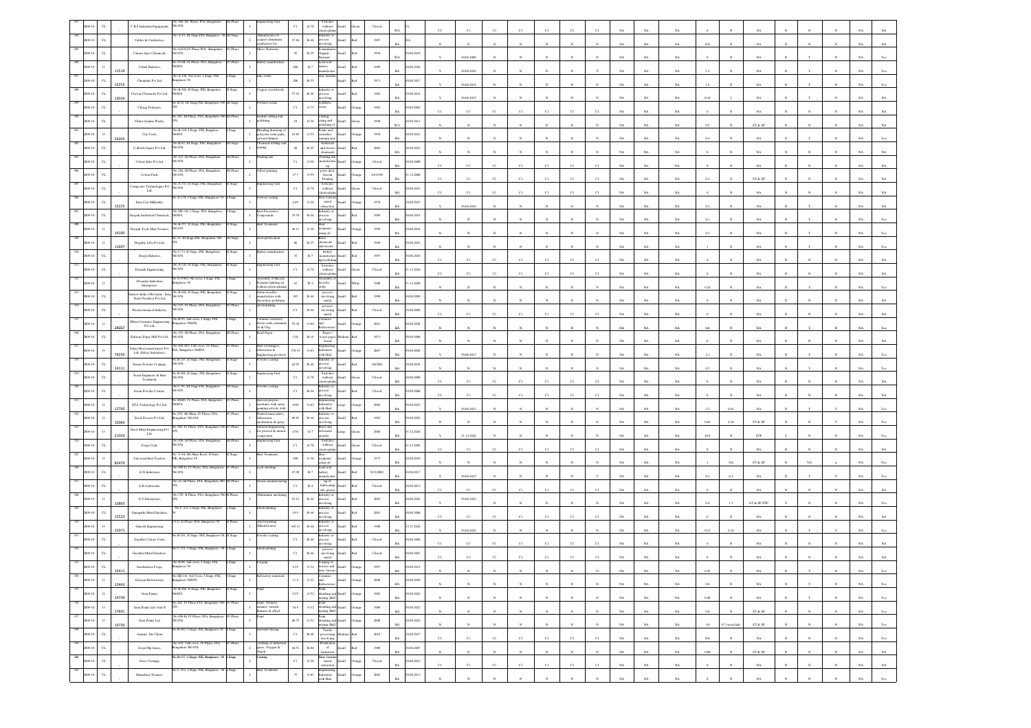| Sl. No. | Year | Status | ID | Name of the Industry | Address | Area | Activity | Type | Capital | Category Code | Category Description | Size | Colour | Year | Location | Validity | | | | | | | | | | | | | | | | | | |
|---|---|---|---|---|---|---|---|---|---|---|---|---|---|---|---|---|---|---|---|---|---|---|---|---|---|---|---|---|---|---|---|---|---|---|
| 291 | 2009-10 | CL | | C.R.S Industrial Equipment | No.168, III Phase, PIA, Bangalore-560 058. | III Phase | Engineering Unit | I | C1 | G-78 | Switches without electroplating | Small | Green | Closed | WA | CL | C1 | C1 | C1 | C1 | C1 | C1 | C1 | NA | NA | NA | 0 | N | NA | N | N | N | NA | NA |
| 292 | 2009-10 | CL | | Cables & Conductors | No.A-15, III Stage, PIB, Bangalore-58 | III Stage | Manufacture of copper/ aluminium conductors for | I | 37.88 | R-44 | Industry or process involving | Small | Red | 1987 | BA | NA | N | N | N | N | N | N | N | NA | NA | NA | NA | N | NA | N | N | N | NA | NA |
| 293 | 2009-10 | CL | | Canara Agro Chemicals | No.44/A/A, IV Phase, PIA, Bangalore-560 058. | IV Phase | Micro Nutrients | I | 45 | R-25 | Formulation of Organic Nutrients | Small | Red | 1994 | BA | 30.06.2019 | Y | 30.06.2008 | N | N | N | N | N | NA | NA | NA | 0 | N | NA | N | Y | N | NA | Yes |
| 294 | 2009-10 | O | 11539 | Celtek Batteries | No.473/B, IV Phase, PIA, Bangalore-560058. | IV Phase | Battery manufacture | I | 260 | R-7 | Lead acid battery manufacture | Small | Red | 1989 | BA | 30.06.2018 | Y | 30.06.2026 | N | N | N | N | Y | NA | NA | NA | 1.2 | N | NA | N | Y | N | NA | Yes |
| 295 | 2009-10 | O | 15255 | Chemsals Pvt Ltd | No.A-156, 3rd cross, I Stage, PIE, Bangalore-58 | I Stage | Zinc oxide | I | 286 | R-55 | Zinc Smelter | Small | Red | 1973 | BA | 30.06.2017 | Y | 30.06.2018 | N | N | N | N | N | NA | NA | NA | 1.4 | N | NA | N | Y | N | NA | Yes |
| 296 | 2009-10 | O | 13016 | Chevron Chemicals Pvt Ltd | No.B-306, II Stage, PIE, Bangalore-560058 | II Stage | Copper oxychloride | I | 57.92 | R-44 | Industry or process involving | Small | Red | 1982 | BA | 30.06.2014 | Y | 30.06.2015 | N | N | N | N | N | NA | NA | NA | 0.16 | 2 | NA | N | Y | N | NA | Yes |
| 297 | 2009-10 | CL | | Chirag Polymers | No.H-82, III Stage,PIE, Bangalore-560 058. | III Stage | Polymer resins | I | C1 | O-73 | Synthetic resins | Small | Orange | 1982 | BA | 30.09.2002 | C1 | C1 | C1 | C1 | C1 | C1 | C1 | NA | NA | NA | 0 | N | NA | N | N | N | NA | NA |
| 298 | 2009-10 | CL | | Chitra Granite Works | No.101, III Phase, PIA, Bangalore-560 058. | III Phase | Granite cutting and polishing | I | 10 | G-56 | Cutting, sizing and polishing of | Small | Green | 1999 | WA | 30.09.2011 | N | N | N | N | N | N | N | NA | NA | NA | 0.5 | N | ST & SP | N | N | N | NA | NA |
| 299 | 2009-10 | O | 24205 | City Coats | No.B-318, I Stage, PIE, Bangalore-560058 | I Stage | Blending/ thinning of polyester resin paint, solvent thinner | I | 16.85 | O-55 | Paints and varnishes (mixing and | Small | Orange | 1994 | BA | 30.09.2021 | N | N | N | N | N | N | N | NA | NA | NA | 0.4 | N | NA | N | Y | N | NA | Yes |
| 300 | 2009-10 | CL | | Colloids Impex Pvt Ltd | No.B-02, III Stage, PIE, Bangalore-560 058. | III Stage | Chemical mixing and trading | I | 48 | R-25 | Chemicals and electro chemicals | Small | Red | 2002 | BA | 30.06.2012 | N | N | N | N | N | N | N | NA | NA | NA | 0 | N | NA | N | N | N | NA | NA |
| 301 | 2009-10 | CL | | Colour Inks Pvt Ltd | No.123, III Phase, PIA, Bangalore-560 058. | III Phase | Printing ink | I | C1 | O-58 | Printing ink manufacturing | Small | Orange | Closed | BA | 30.09.2008 | C1 | C1 | C1 | C1 | C1 | C1 | C1 | NA | NA | NA | 0 | N | NA | N | N | N | NA | NA |
| 302 | 2009-10 | CL | | Colour Park | No.228, III Phase, PIA, Bangalore-560 058. | III Phase | Offset printing | I | 37.7 | O-59 | Printing press &/or Screen Printing | Small | Orange | 24/11/98 | BA | 31.12.2006 | C1 | C1 | C1 | C1 | C1 | C1 | C1 | NA | NA | NA | 0.2 | N | ST & SP | N | N | N | NA | NA |
| 303 | 2009-10 | CL | | Composite Technologies Pvt Ltd | No.A-153, II Stage, PIE, Bangalore-560 058 | II Stage | Engineering Unit | I | C1 | G-78 | Switches without electroplating | Small | Green | Closed | BA | 30.06.2015 | C1 | C1 | C1 | C1 | C1 | C1 | C1 | NA | NA | NA | 0 | N | NA | N | N | N | NA | NA |
| 304 | 2009-10 | CL | 15225 | Data Cast Malleable | No.A-378, I Stage, PIE, Bangalore-58 | I Stage | Ferrous casting | I | 6.69 | O-28 | Non-ferrous metal extraction | Small | Orange | 1978 | BA | 30.06.2015 | Y | 30.06.2020 | N | N | N | N | N | NA | NA | NA | 0.2 | N | NA | N | Y | N | NA | NA |
| 305 | 2009-10 | CL | | Deepak Industrial Chemicals | No.SB-136, I Stage, PIE, Bangalore-560058 | I Stage | Rust Preventive Compounds | I | 25.58 | R-44 | Industry or process involving | Small | Red | 1989 | BA | 30.06.2014 | N | N | N | N | N | N | N | NA | NA | NA | 0.1 | N | NA | N | N | N | NA | Yes |
| 306 | 2009-10 | O | 14190 | Deepak Tools Heat Treaters | No.B-257, II Stage, PIE, Bangalore-560 058 | II Stage | Heat Treatment | I | 68.11 | O-36 | Heat treatment using oil | Small | Orange | 1999 | BA | 30.06.2014 | N | N | N | N | N | N | N | NA | NA | NA | 0.3 | N | NA | N | Y | N | NA | Yes |
| 307 | 2009-10 | O | 11697 | Deepthy Labs Pvt Ltd | No.23, III Stage,PIE, Bangalore-560 058. | III Stage | Acid purification | I | 46 | R-25 | Basic chemicals and electro | Small | Red | 1999 | BA | 30.06.2023 | N | N | N | N | N | N | N | NA | NA | NA | 1 | N | NA | N | Y | N | NA | Yes |
| 308 | 2009-10 | CL | | Deepu Batteries | No.C-73, II Stage, PIE, Bangalore-560 058 | II Stage | Battery manufacture | I | 35 | R-7 | Lead acid battery manufacture excluding assembling/recharging | Small | Red | 1997 | BA | 30.06.2010 | C1 | C1 | C1 | C1 | C1 | C1 | C1 | NA | NA | NA | 0 | N | NA | N | N | N | NA | NA |
| 309 | 2009-10 | CL | | Deemak Engineering | No.A-325, II Stage, PIE, Bangalore-560 058 | II Stage | Engineering Unit | I | C1 | G-78 | Switches without electroplating | Small | Green | Closed | BA | 31.12.2010 | C1 | C1 | C1 | C1 | C1 | C1 | C1 | NA | NA | NA | 0 | N | NA | N | N | N | NA | NA |
| 310 | 2009-10 | O | | Dwaraka Industries Enterprises | No.A-359/1, 9th cross, I Stage, PIE, Bangalore-58 | I Stage | Assembly of Bicycle Dynamo lighting set without electroplating | I | 43 | W-2 | Assembly of bicycles, baby | Small | White | 1988 | BA | 31.12.2020 | N | N | N | N | N | N | N | NA | NA | NA | 0.24 | N | NA | N | Y | N | NA | Yes |
| 311 | 2009-10 | CL | | Futures India (Old name: Easy Stitch Needles) Pvt Ltd | No.B-260, II Stage, PIE, Bangalore-560 058 | II Stage | Suture needles manufacture with electrolytic polishing | I | 165 | R-44 | process involving metal | Small | Red | 1998 | BA | 30.06.2009 | N | N | N | N | N | N | N | NA | NA | NA | 0 | N | NA | N | N | N | NA | NA |
| 312 | 2009-10 | CL | | Electrochemical Industry | No.517, IV Phase, PIA, Bangalore-560 058. | IV Phase | Electroplating | I | C1 | R-44 | process involving metal | Small | Red | Closed | BA | 30.06.2009 | C1 | C1 | C1 | C1 | C1 | C1 | C1 | NA | NA | NA | 0 | N | NA | N | N | N | NA | NA |
| 313 | 2009-10 | O | 24057 | Elbert Ceramics Engineering Pvt Ltd | No.B-91, 2nd cross, I Stage, PIE, Bangalore-560058 | I Stage | Ceramics refractory bricks with calcined Al & Clay | I | 55.38 | O-84 | Ceramics and Refractories | Small | Orange | 2001 | BA | 30.06.2028 | N | N | N | N | N | N | N | NA | NA | NA | 0.8 | N | NA | N | Y | N | NA | Yes |
| 314 | 2009-10 | CL | | Eshwari Paper Mill Pvt Ltd | No.253, III Phase, PIA, Bangalore-560 058. | III Phase | Kraft Paper | I | 3.36 | R-18 | Paper (waste paper based) | Medium | Red | 1973 | BA | 30.09.2008 | N | N | N | N | N | N | N | NA | NA | NA | 0 | N | NA | N | N | N | NA | NA |
| 315 | 2009-10 | O | 74256 | Eskay Heat transformers Pvt Ltd (Eskay Industries) | No.444-445, 12th cross, IV Phase, PIA, Bangalore-560058 | IV Phase | Heat exchangers, fabrication & Engineering products | I | 378.33 | O-63 | Engineering Industries with Heat | Small | Orange | 2007 | BA | 30.09.2028 | Y | 30.09.2025 | N | N | N | N | N | NA | NA | NA | 2.1 | N | NA | N | Y | N | NA | Yes |
| 316 | 2009-10 | O | 24131 | Essem Powder Coatings | No.M-235, II Stage, PIE, Bangalore-560 058 | II Stage | Powder coating | I | 42.95 | R-44 | Industry or process involving | Small | Red | 1/6/2001 | BA | 30.06.2018 | N | N | N | N | N | N | N | NA | NA | NA | 0.2 | N | NA | N | Y | N | NA | Yes |
| 317 | 2009-10 | CL | | Essem Engineers & Heat Treatment | No.B-208, II Stage, PIE, Bangalore-560 058 | II Stage | Engineering Unit | I | C1 | G-78 | Switches without electroplating | Small | Green | Closed | BA | 30.06.2008 | C1 | C1 | C1 | C1 | C1 | C1 | C1 | NA | NA | NA | 0 | N | NA | N | N | N | NA | NA |
| 318 | 2009-10 | CL | | Essem Powder Coaters | No.C-91, III Stage, PIE, Bangalore-560 058 | III Stage | Powder coating | I | C1 | R-44 | Industry or process involving | Small | Red | Closed | BA | 30.09.2006 | C1 | C1 | C1 | C1 | C1 | C1 | C1 | NA | NA | NA | 0 | N | NA | N | N | N | NA | NA |
| 319 | 2009-10 | O | 12760 | ETA Technology Pvt Ltd | No.468D, IV Phase, PIA, Bangalore-560058 | IV Phase | Special purpose machines with spray painting activity with | I | 1039 | O-63 | Engineering Industries with Heat | Large | Orange | 2004 | BA | 30.09.2021 | Y | 30.06.2023 | N | N | N | N | N | NA | NA | NA | 5.2 | 0.01 | NA | N | Y | Y | NA | Yes |
| 320 | 2009-10 | O | 15064 | Excel Process Pvt Ltd | No.278, 4th Main, IV Phase, PIA, Bangalore-560 058. | IV Phase | Printed name plates, fabrication, anodization & spray | I | 86.81 | R-44 | Industry or process involving | Small | Red | 1992 | BA | 30.06.2022 | N | N | N | N | N | N | N | NA | NA | NA | 0.64 | 0.16 | ST & SP | N | Y | N | NA | Yes |
| 321 | 2009-10 | O | 21033 | Excel Metal Engineering Pvt Ltd | No.383, IV Phase, PIA, Bangalore-560 058. | IV Phase | General Engineering for pressed & formed components | I | 1531 | G-7 | Brass and bell metal utensils | Large | Green | 2008 | BA | 31.12.2024 | Y | 31.12.2024 | N | N | N | N | N | NA | NA | NA | 10.8 | N | STP | Y | N | N | NA | Yes |
| 322 | 2009-10 | CL | | Forge Craft | No.108, III Phase, PIA, Bangalore-560 058. | III Phase | Engineering Unit | I | C1 | G-78 | Switches without electroplating | Small | Green | Closed | BA | 31.12.2002 | C1 | C1 | C1 | C1 | C1 | C1 | C1 | NA | NA | NA | 0 | N | NA | N | N | N | NA | NA |
| 323 | 2009-10 | O | 82479 | Universal Heat Treaters | No. V-44, 8th Main Road, II Stage, PIE, Bangalore-58 | II Stage | Heat Treatment | I | 108 | O-36 | Heat treatment using oil | Small | Orange | 1975 | BA | 30.09.2019 | N | N | N | N | N | N | N | NA | NA | NA | 1 | NA | ST & SP | N | NA | n | NA | Yes |
| 324 | 2009-10 | CL | | G.N Industries | No.499 D, IV Phase, PIA, Bangalore-560 058. | IV Phase | Lead smelting | I | 47.09 | R-7 | Lead acid battery manufacture | Small | Red | 9/12/2002 | BA | 30.06.2017 | Y | 30.06.2015 | N | N | N | N | Y | NA | NA | NA | 0.3 | 0.2 | NA | N | Y | N | NA | Yes |
| 325 | 2009-10 | CL | | G.R.Lubricants | No.22, III Phase, PIA, Bangalore-560 058. | III Phase | Grease manufacturing | I | C1 | R-4 | Lubricating oil, greases | Small | Red | Closed | BA | 30.09.2011 | C1 | C1 | C1 | C1 | C1 | C1 | C1 | NA | NA | NA | 0 | N | NA | N | N | N | NA | NA |
| 326 | 2009-10 | O | 15803 | G.V Enterprises | No.178, II Phase, PIA, Bangalore-560 058. | II Phase | Aluminium anodizing | I | 93.12 | R-44 | Industry or process involving | Small | Red | 2003 | BA | 30.09.2022 | Y | 30.06.2022 | N | N | N | N | N | NA | NA | NA | 0.4 | 1.5 | ST & SP STP | Y | N | N | NA | Yes |
| 327 | 2009-10 | CL | 12523 | Ganapathi Metal Finishers | No.C-232, I Stage, PIE, Bangalore-58 | I Stage | Electroplating | I | 19.9 | R-44 | Industry or process involving | Small | Red | 2001 | BA | 30.06.2006 | C1 | C1 | C1 | C1 | C1 | C1 | C1 | NA | NA | NA | 0 | N | NA | N | N | N | NA | Yes |
| 328 | 2009-10 | O | 15071 | Ganesh Engineering | 170/1, II Phase, PIA, Bangalore-58 | II Phase | Electroplating (Hardchrome) | I | 345.12 | R-44 | Industry or process involving | Small | Red | 1988 | BA | 31.12.2021 | Y | 30.06.2026 | N | N | N | N | N | NA | NA | NA | 0.15 | 0.18 | NA | N | Y | Y | NA | Yes |
| 329 | 2009-10 | CL | | Gayathri Colour Coats | No.B-291, II Stage, PIE, Bangalore-58 | II Stage | Powder coating | I | C1 | R-44 | Industry or process involving | Small | Red | Closed | BA | 30.06.2004 | C1 | C1 | C1 | C1 | C1 | C1 | C1 | NA | NA | NA | 0 | N | NA | N | N | N | NA | NA |
| 330 | 2009-10 | CL | | Gayathri Metal Finishers | No.C-151, I Stage, PIE, Bangalore-58 | I Stage | Electroplating | I | C1 | R-44 | process involving metal | Small | Red | Closed | BA | 30.06.2007 | C1 | C1 | C1 | C1 | C1 | C1 | C1 | NA | NA | NA | 0 | N | NA | N | N | N | NA | NA |
| 331 | 2009-10 | CL | 15411 | Geethashree Forge | No.B-86, 2nd cross, I Stage, PIE, Bangalore-58 | I Stage | Forging | I | 9.25 | O-32 | Forging of ferrous and non-ferrous | Small | Orange | 1997 | BA | 30.06.2013 | N | N | N | N | N | N | N | NA | NA | NA | 0.25 | N | NA | N | Y | N | NA | Yes |
| 332 | 2009-10 | O | 15443 | Gurjeet Refractories | No.SB-118, 3rd Cross, I Stage, PIE, Bangalore-560058 | I Stage | Refractory materials | I | 11.4 | O-22 | Ceramics and Refractories | Small | Orange | 2000 | BA | 30.06.2029 | N | N | N | N | N | N | N | NA | NA | NA | 0.6 | N | NA | N | N | N | NA | Yes |
| 333 | 2009-10 | O | 14739 | Gem Paints | No.B-266, II Stage, PIE, Bangalore-560058 | II Stage | Paint | I | 9.23 | O-52 | Paint blending and mixing (Ball | Small | Orange | 1982 | BA | 30.09.2022 | N | N | N | N | N | N | N | NA | NA | NA | 0.48 | N | NA | N | Y | N | NA | Yes |
| 334 | 2009-10 | O | 17691 | Gem Paints Ltd, Unit II | No.291, IV Phase, PIA, Bangalore-560 058. | IV Phase | Paint, Primers, enamel, varnish, thinners & alkyd | I | 34.9 | O-52 | Paint blending and mixing (Ball | Small | Orange | 1986 | BA | 30.09.2022 | N | N | N | N | N | N | N | NA | NA | NA | 0.8 | N | ST & SP | N | N | N | NA | Yes |
| 335 | 2009-10 | O | 14739 | Gem Paints Ltd | No.498-H, IV Phase, PIA, Bangalore-560 058. | IV Phase | Paint | I | 48.75 | O-52 | Paint blending and mixing (Ball | Small | Orange | 2006 | BA | 30.09.2022 | N | N | N | N | N | N | N | NA | NA | NA | 3.6 | 0.7 (recycled) | ST & SP | N | N | N | NA | Yes |
| 336 | 2009-10 | CL | | Gemini Dye Chem | No.B-302, I Stage, PIE, Bangalore-58 | I Stage | Garment dyeing | I | C1 | R-40 | Textile processing involving | Medium | Red | 2010 | BA | 30.06.2017 | C1 | C1 | C1 | C1 | C1 | C1 | C1 | NA | NA | NA | NA | N | NA | N | N | N | NA | Yes |
| 337 | 2009-10 | CL | | Goyal Mg Gases | No.439, 12th cross, IV Phase, PIA, Bangalore-560 058. | IV Phase | Refilling of industrial gases, Oxygen & Argon | I | 44.51 | R-84 | Production of Industrial | Small | Red | 1988 | BA | 30.06.2007 | N | N | N | N | N | N | N | NA | NA | NA | 0.08 | N | ST & SP | N | N | N | NA | NA |
| 338 | 2009-10 | CL | | Grace Castings | No.B-137, I Stage, PIE, Bangalore-58 | I Stage | Casting | I | C1 | O-28 | Non-ferrous metal extraction | Small | Orange | Closed | BA | 30.06.2013 | C1 | C1 | C1 | C1 | C1 | C1 | C1 | NA | NA | NA | 0 | N | NA | N | N | N | NA | NA |
| 339 | 2009-10 | CL | | Himashree Treaters | No.C-252, I Stage, PIE, Bangalore-58 | I Stage | Heat Treatment | I | 75 | O-63 | Engineering Industries with Heat | Small | Orange | 2002 | BA | 30.06.2011 | N | N | N | N | N | N | N | NA | NA | NA | 0 | N | NA | N | N | N | NA | Yes |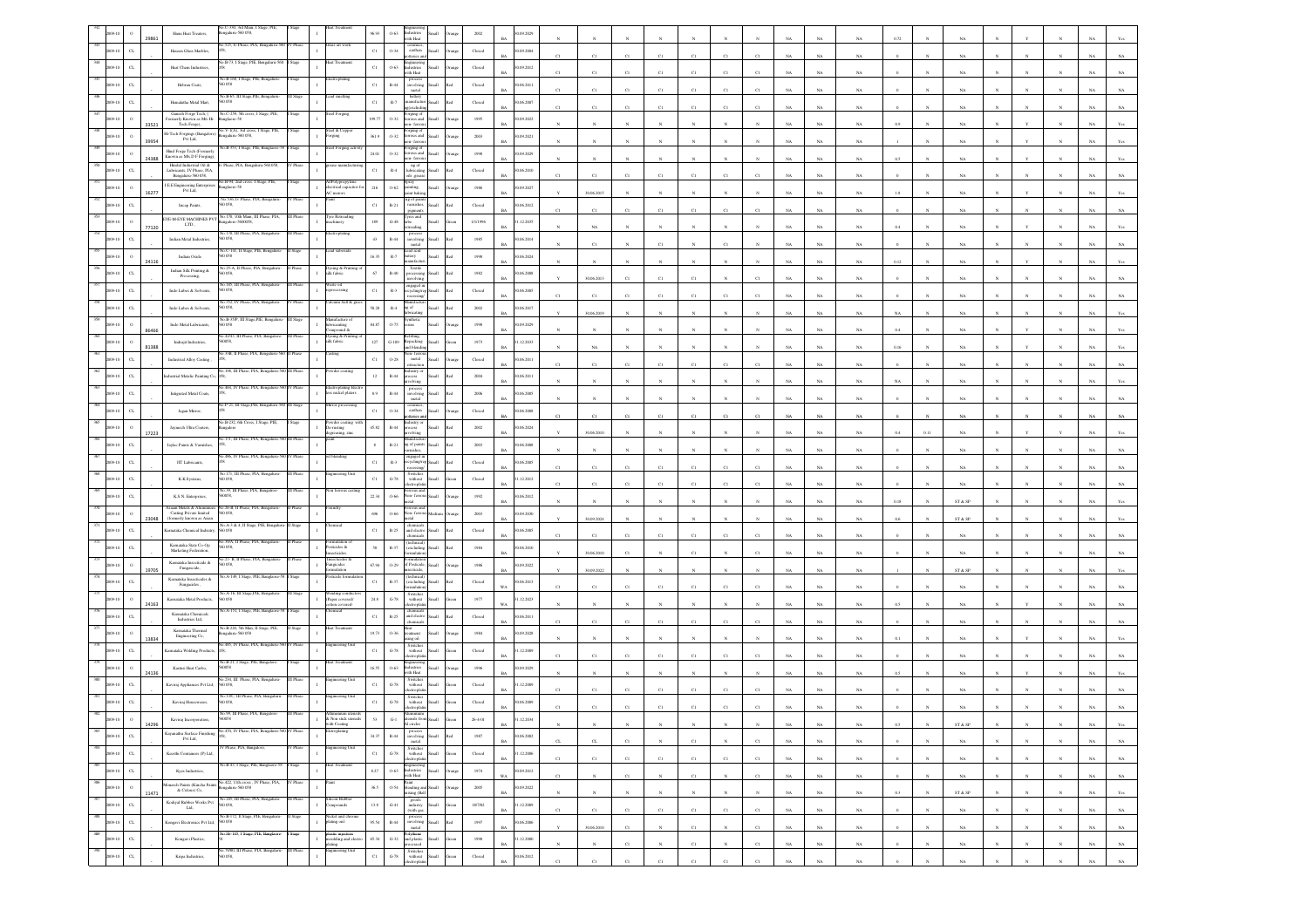| 342 | 2009-10 | O | 29861 | Bimu Heat Treaters | No.C-350, 3rd Main, I Stage, PIE, Bengaluru-560 058 | I Stage | Heat Treatment | I | 96.93 | O-63 | Engineering Industries with Heat treatment | Small | Orange | 2002 | BA | 30.09.2029 | N | N | N | N | N | N | N | NA | NA | NA | 0.72 | N | NA | N | Y | N | NA | Yes |
|---|---|---|---|---|---|---|---|---|---|---|---|---|---|---|---|---|---|---|---|---|---|---|---|---|---|---|---|---|---|---|---|---|---|---|
| 343 | 2009-10 | CL | | Hassen Glass Marbles | No.325, II Phase, PIA, Bengaluru-560 058 | IV Phase | Glass art work | I | C1 | O-34 | ceramics, earthen pottery and | Small | Orange | Closed | BA | 30.09.2004 | C1 | C1 | C1 | C1 | C1 | C1 | C1 | NA | NA | NA | 0 | N | NA | N | N | N | NA | NA |
| 344 | 2009-10 | CL | | Heat Chem Industries | No.B-73, I Stage, PIE, Bengaluru-560 058 | I Stage | Heat Treatment | I | C1 | O-63 | Engineering Industries with Heat | Small | Orange | Closed | BA | 30.09.2012 | C1 | C1 | C1 | C1 | C1 | C1 | C1 | NA | NA | NA | 0 | N | NA | N | N | N | NA | NA |
| 345 | 2009-10 | CL | | Hebsur Coats | No.B-368, I Stage, PIE, Bengaluru-560 058 | I Stage | Electro plating | I | C1 | R-44 | process involving metal | Small | Red | Closed | BA | 30.06.2011 | C1 | C1 | C1 | C1 | C1 | C1 | C1 | NA | NA | NA | 0 | N | NA | N | N | N | NA | NA |
| 346 | 2009-10 | CL | | Hemalatha Metal Mart | No.B-65, III Stage, PIE, Bengaluru-560 058 | III Stage | Lead smelting | I | C1 | R-7 | battery manufacture and recycling | Small | Red | Closed | BA | 30.06.2007 | C1 | C1 | C1 | C1 | C1 | C1 | C1 | NA | NA | NA | 0 | N | NA | N | N | N | NA | NA |
| 347 | 2009-10 | O | 33521 | Ganesh Forge Tech, Formerly Known as M/s Hi-Tech Forge | No.C-238, 9th cross, I Stage, PIE, Bangalore-58 | I Stage | Steel Forging | I | 199.77 | O-32 | Forging of ferrous and non- ferrous | Small | Orange | 1995 | BA | 30.09.2022 | N | N | N | N | N | N | N | NA | NA | NA | 0.9 | N | NA | N | Y | N | NA | Yes |
| 348 | 2009-10 | O | 39954 | Hi-Tech Forgings (Bangalore) Pvt Ltd. | No.V-1(A), 3rd cross, I Stage, PIE, Bengaluru-560 058 | I Stage | Steel & Copper Forging | I | 361.9 | O-32 | Forging of ferrous and non- ferrous | Small | Orange | 2003 | BA | 30.09.2021 | N | N | N | N | N | N | N | NA | NA | NA | 1 | N | NA | N | Y | N | NA | Yes |
| 349 | 2009-10 | O | 24388 | Hind Forge Tech (Formerly Known as M/s.D P Forgings) | No.B-353, I Stage, PIE, Bengaluru-560 058 | I Stage | Steel Forging activity | I | 24.01 | O-32 | Forging of ferrous and non- ferrous | Small | Orange | 1998 | BA | 30.09.2029 | N | N | N | N | N | N | N | NA | NA | NA | 0.5 | N | NA | N | Y | N | NA | Yes |
| 350 | 2009-10 | CL | | Hindol Industrial Oil & Lubricants, IV Phase, PIA, Bengaluru 560 058 | IV Phase, PIA, Bengaluru-560 058 | IV Phase | grease manufacturing | I | C1 | R-4 | mg of lubricating oils, greases | Small | Red | Closed | BA | 30.06.2010 | C1 | C1 | C1 | C1 | C1 | C1 | C1 | NA | NA | NA | 0 | N | NA | N | N | N | NA | NA |
| 351 | 2009-10 | O | 16277 | I.E.E Engineering Enterprises Pvt Ltd. | No.B-98, 2nd cross, I Stage, PIE, Bangalore-58 | I Stage | MPP polypropylene electrical capacitor for AC motors | I | 216 | O-62 | Epoxy, enameling, paint baking | Small | Orange | 1986 | BA | 30.09.2027 | Y | 30.06.2015 | N | N | N | N | N | NA | NA | NA | 1.8 | N | NA | N | Y | N | NA | Yes |
| 352 | 2009-10 | CL | | Incap Paints | No.506, II Phase, PIA, Bengaluru-560 058 | IV Phase | Paint | I | C1 | R-21 | mg of paints, varnishes, pigments | Small | Red | Closed | BA | 30.06.2012 | C1 | C1 | C1 | C1 | C1 | C1 | C1 | NA | NA | NA | 0 | N | NA | N | N | N | NA | NA |
| 353 | 2009-10 | O | 77120 | EYE-M-EYE MACHINES PVT LTD. | No.178, 10th Main, III Phase, PIA, Bengaluru-560058 | III Phase | Tyre Retreading machinery | I | 189 | G-48 | Tyres and tube retreading | Small | Green | 1/1/1996 | BA | 31.12.2035 | N | NA | N | N | N | N | N | NA | NA | NA | 0.4 | N | NA | N | Y | N | NA | Yes |
| 354 | 2009-10 | CL | | Indian Metal Industries | No.174, III Phase, PIA, Bengaluru-560 058 | III Phase | Electroplating | I | 43 | R-44 | process involving metal | Small | Red | 1985 | BA | 30.06.2014 | N | C1 | N | C1 | N | C1 | N | NA | NA | NA | 0 | N | NA | N | N | N | NA | NA |
| 355 | 2009-10 | O | 24136 | Indian Oxide | No.C-110, II Stage, PIE, Bengaluru-560 058 | II Stage | Lead substrate | I | 16.35 | R-7 | Lead acid battery manufacture | Small | Red | 1998 | BA | 30.06.2024 | N | N | N | N | N | N | N | NA | NA | NA | 0.12 | N | NA | N | Y | N | NA | Yes |
| 356 | 2009-10 | CL | | Indian Silk Printing & Processing | No.25-A, II Phase, PIA, Bengaluru-560 058 | II Phase | Dyeing & Printing of silk fabric. | I | 67 | R-40 | Textile processing involving | Small | Red | 1982 | BA | 30.06.2008 | Y | 30.06.2013 | C1 | C1 | C1 | N | C1 | NA | NA | NA | 0 | N | NA | N | N | N | NA | NA |
| 357 | 2009-10 | CL | | Indo Lubes & Solvents | No.185, III Phase, PIA, Bengaluru-560 058 | III Phase | Waste oil reprocessing | I | C1 | R-3 | engaged in recycling/reprocessing | Small | Red | Closed | BA | 30.06.2005 | C1 | C1 | C1 | C1 | C1 | C1 | C1 | NA | NA | NA | 0 | N | NA | N | N | N | NA | NA |
| 358 | 2009-10 | CL | | Indo Lubes & Solvents | No.352, IV Phase, PIA, Bengaluru-560 058 | IV Phase | Calcium Soft & grease | I | 58.28 | R-4 | Manufacture mg of lubricating | Small | Red | 2002 | BA | 30.06.2017 | Y | 30.06.2019 | N | N | N | N | N | NA | NA | NA | NA | N | NA | N | N | N | NA | Yes |
| 359 | 2009-10 | O | 86466 | Indo Metal Lubricants | No.B-35/F, III Stage, PIE, Bengaluru-560 058 | III Stage | Manufacture of lubricating Compound & | I | 84.87 | O-75 | Synthetic resins | Small | Orange | 1998 | BA | 30.09.2029 | N | N | N | N | N | N | N | NA | NA | NA | 0.4 | N | NA | N | Y | N | NA | Yes |
| 360 | 2009-10 | O | 81388 | Indrajit Industries | No.42/43, II Phase, PIA, Bengaluru-560058 | II Phase | Dyeing & Printing of silk fabric | I | 127 | G-109 | Bottling, Repacking and blending | Small | Green | 1973 | BA | 31.12.2033 | N | NA | N | N | N | N | N | NA | NA | NA | 0.16 | N | NA | N | Y | N | NA | Yes |
| 361 | 2009-10 | CL | | Industrial Alloy Casting | No.338, II Phase, PIA, Bengaluru-560 058 | II Phase | Casting | I | C1 | O-28 | Non- ferrous metal extraction | Small | Orange | Closed | BA | 30.06.2011 | C1 | C1 | C1 | C1 | C1 | C1 | C1 | NA | NA | NA | 0 | N | NA | N | N | N | NA | NA |
| 362 | 2009-10 | CL | | Industrial Metallic Painting Co. | No.398, III Phase, PIA, Bengaluru-560 058 | III Phase | Powder coating | I | 12 | R-44 | Industry or process involving | Small | Red | 2004 | BA | 30.06.2011 | N | N | N | N | N | N | N | NA | NA | NA | NA | N | NA | N | N | N | NA | Yes |
| 363 | 2009-10 | CL | | Integrated Metal Coats | No.404, IV Phase, PIA, Bengaluru-560 058 | IV Phase | Electro-plating Electro less nickel platers | I | 8.9 | R-44 | process involving metal | Small | Red | 2006 | BA | 30.06.2005 | N | N | N | N | N | N | N | NA | NA | NA | 0 | N | NA | N | N | N | NA | NA |
| 364 | 2009-10 | CL | | Jagan Mirror | No.P-25, III Stage, PIE, Bengaluru-560 058 | III Stage | Mirror processing | I | C1 | O-34 | ceramics, earthen pottery and | Small | Orange | Closed | BA | 30.06.2008 | C1 | C1 | C1 | C1 | C1 | C1 | C1 | NA | NA | NA | 0 | N | NA | N | N | N | NA | NA |
| 365 | 2009-10 | O | 37223 | Jayanth Ultra Coaters | No.B-232, 6th Cross, I Stage, PIE, Bangalore | I Stage | Powder coating with Ele-rusting, degreasing, zinc | I | 45.82 | R-44 | Industry or process involving | Small | Red | 2002 | BA | 30.06.2024 | Y | 30.06.2010 | N | N | N | N | N | NA | NA | NA | 0.4 | 0.11 | NA | N | Y | Y | NA | Yes |
| 366 | 2009-10 | CL | | Jaylac Paints & Varnishes | No.171, III Phase, PIA, Bengaluru-560 058 | III Phase | paint | I | 0 | R-21 | Manufacturing of paints varnishes, | Small | Red | 2003 | BA | 30.06.2008 | N | N | N | N | N | N | N | NA | NA | NA | 0 | N | NA | N | N | N | NA | NA |
| 367 | 2009-10 | CL | | JIT Lubricants | No.488, IV Phase, PIA, Bengaluru-560 058 | IV Phase | oil blending | I | C1 | R-3 | engaged in recycling/reprocessing | Small | Red | Closed | BA | 30.06.2005 | C1 | C1 | C1 | C1 | C1 | C1 | C1 | NA | NA | NA | 0 | N | NA | N | N | N | NA | NA |
| 368 | 2009-10 | CL | | K.K.Systems | No.171, III Phase, PIA, Bengaluru-560 058 | III Phase | Engineering Unit | I | C1 | G-78 | Switches without electroplating | Small | Green | Closed | BA | 31.12.2012 | C1 | C1 | C1 | C1 | C1 | C1 | C1 | NA | NA | NA | 0 | N | NA | N | N | N | NA | NA |
| 369 | 2009-10 | CL | | K.S.N. Enterprises | No.38, III Phase, PIA, Bengaluru-560058 | III Phase | Non ferrous casting | I | 22.34 | O-66 | ferrous and Non- ferrous metal | Small | Orange | 1992 | BA | 30.06.2012 | N | N | N | N | N | N | N | NA | NA | NA | 0.18 | N | ST & SP | N | N | N | NA | Yes |
| 370 | 2009-10 | O | 23048 | Assam Match & Aluminium Casting Private limited (formerly known as Assam | No.20-B, II Phase, PIA, Bengaluru-560 058 | II Phase | Foundry | I | 106 | O-66 | ferrous and Non- ferrous metal | Medium | Orange | 2003 | BA | 30.09.2030 | Y | 30.09.2024 | N | N | N | N | N | NA | NA | NA | 0.6 | N | ST & SP | N | N | N | NA | Yes |
| 371 | 2009-10 | CL | | Karnataka Chemical Industry | No.A-3 & 4, II Stage, PIE, Bengaluru-560 058 | II Stage | Chemical | I | C1 | R-25 | chemicals and electro chemicals | Small | Red | Closed | BA | 30.06.2005 | C1 | C1 | C1 | C1 | C1 | C1 | C1 | NA | NA | NA | 0 | N | NA | N | N | N | NA | NA |
| 372 | 2009-10 | CL | | Karnataka State Co-Op Marketing Federation | No.39/A, II Phase, PIA, Bengaluru-560 058 | II Phase | Formulation of Pesticides & Insecticides | I | 58 | R-37 | (technical) (excluding formulation) | Small | Red | 1984 | BA | 30.06.2010 | Y | 30.06.2010 | C1 | N | C1 | N | C1 | NA | NA | NA | 0 | N | NA | N | N | N | NA | NA |
| 373 | 2009-10 | O | 19705 | Karnataka Insecticide & Fungicide | No.27, II Phase, PIA, Bengaluru-560 058 | II Phase | Insecticides & Fungicides formulation | I | 67.94 | O-29 | Formulation of Pesticides, insecticides | Small | Orange | 1986 | BA | 30.09.2022 | Y | 30.09.2022 | N | N | N | N | N | NA | NA | NA | 1 | N | ST & SP | N | N | N | NA | Yes |
| 374 | 2009-10 | CL | | Karnataka Insecticides & Fungicides | No.A-149, I Stage, PIE, Bengaluru-58 | I Stage | Pesticide formulation | I | C1 | R-37 | (technical) (excluding formulation) | Small | Red | Closed | WA | 30.06.2013 | C1 | C1 | C1 | C1 | C1 | C1 | C1 | NA | NA | NA | 0 | N | NA | N | N | N | NA | NA |
| 375 | 2009-10 | O | 24103 | Karnataka Metal Products | No.A-18, III Stage, PIE, Bengaluru-560 058 | III Stage | Winding conductors (Paper covered cotton covered) | I | 24.9 | G-78 | Switches without electroplating | Small | Green | 1977 | WA | 31.12.2023 | N | N | N | N | N | N | N | NA | NA | NA | 0.5 | N | NA | N | Y | N | NA | Yes |
| 376 | 2009-10 | CL | | Karnataka Chemicals Industries Ltd. | No.A-151, I Stage, PIE, Bengaluru-58 | I Stage | Chemical | I | C1 | R-25 | chemicals and electro chemicals | Small | Red | Closed | BA | 30.06.2011 | C1 | C1 | C1 | C1 | C1 | C1 | C1 | NA | NA | NA | 0 | N | NA | N | N | N | NA | NA |
| 377 | 2009-10 | O | 13834 | Karnataka Thermal Engineering Co. | No.B-220, 5th Main, II Stage, PIE, Bengaluru-560 058 | II Stage | Heat Treatment | I | 19.73 | O-36 | Heat treatment using oil | Small | Orange | 1984 | BA | 30.09.2028 | N | N | N | N | N | N | N | NA | NA | NA | 0.1 | N | NA | N | Y | N | NA | Yes |
| 378 | 2009-10 | CL | | Karnataka Welding Products | No.485, IV Phase, PIA, Bengaluru-560 058 | IV Phase | Engineering Unit | I | C1 | G-78 | Switches without electroplating | Small | Green | Closed | BA | 31.12.2009 | C1 | C1 | C1 | C1 | C1 | C1 | C1 | NA | NA | NA | 0 | N | NA | N | N | N | NA | NA |
| 379 | 2009-10 | O | 24136 | Kasturi Heat Carbo | No.B-21, I Stage, PIE, Bengaluru-560058 | I Stage | Heat Treatment | I | 16.55 | O-63 | Engineering Industries with Heat | Small | Orange | 1996 | BA | 30.09.2029 | N | N | N | N | N | N | N | NA | NA | NA | 0.5 | N | NA | N | Y | N | NA | Yes |
| 380 | 2009-10 | CL | | Kaviraj Appliances Pvt Ltd. | No.234, III Phase, PIA, Bengaluru-560 058 | III Phase | Engineering Unit | I | C1 | G-78 | Switches without electroplating | Small | Green | Closed | BA | 31.12.2009 | C1 | C1 | C1 | C1 | C1 | C1 | C1 | NA | NA | NA | 0 | N | NA | N | N | N | NA | NA |
| 381 | 2009-10 | CL | | Kaviraj Housewares | No.135, III Phase, PIA, Bengaluru-560 058 | III Phase | Engineering Unit | I | C1 | G-78 | Switches without electroplating | Small | Green | Closed | BA | 30.06.2009 | C1 | C1 | C1 | C1 | C1 | C1 | C1 | NA | NA | NA | 0 | N | NA | N | N | N | NA | NA |
| 382 | 2009-10 | O | 14296 | Kaviraj Incorporation | No.98, III Phase, PIA, Bengaluru-560058 | III Phase | Aluminium utensils & Non stick utensils with Coating | I | 53 | G-1 | Aluminium utensils from Al circles | Small | Green | 26-4-18 | BA | 31.12.2034 | N | N | N | N | N | N | N | NA | NA | NA | 0.5 | N | ST & SP | N | N | N | NA | Yes |
| 383 | 2009-10 | CL | | Kajmudhi Surface Finishing Pvt Ltd. | No.470, IV Phase, PIA, Bengaluru-560 058 | IV Phase | Electroplating | I | 34.37 | R-44 | process involving metal | Small | Red | 1987 | BA | 30.06.2002 | CL | CL | C1 | C1 | N | C1 | N | NA | NA | NA | 0 | N | NA | N | N | N | NA | NA |
| 384 | 2009-10 | CL | | Keerthi Containers (P) Ltd. | IV Phase, PIA, Bangalore | IV Phase | Engineering Unit | I | C1 | G-78 | Switches without electroplating | Small | Green | Closed | BA | 31.12.2006 | C1 | C1 | C1 | C1 | C1 | C1 | C1 | NA | NA | NA | 0 | N | NA | N | N | N | NA | NA |
| 385 | 2009-10 | CL | | Kiyo Industries | No.B-61, I Stage, PIE, Bengaluru-58 | I Stage | Heat Treatment | I | 8.27 | O-63 | Engineering Industries with Heat | Small | Orange | 1974 | WA | 30.09.2012 | C1 | N | C1 | N | C1 | N | C1 | NA | NA | NA | 0 | N | NA | N | N | N | NA | NA |
| 386 | 2009-10 | O | 11471 | Monarch Paints (Kancha Paints & Colours) Co. | No.422, 11th cross, IV Phase, PIA, Bengaluru-560 058 | IV Phase | Paint | I | 36.5 | O-54 | Paint blending and mixing (Ball | Small | Orange | 2005 | BA | 30.09.2022 | N | N | N | N | N | N | N | NA | NA | NA | 0.3 | N | ST & SP | N | N | N | NA | Yes |
| 387 | 2009-10 | CL | | Kodiyal Rubber Works Pvt Ltd. | No.125, III Phase, PIA, Bengaluru-560 058 | III Phase | Silicon Rubber Compounds | I | 13.8 | G-41 | goods industry (with gas | Small | Green | 10/7/82 | BA | 31.12.2009 | C1 | C1 | C1 | C1 | C1 | C1 | C1 | NA | NA | NA | 0 | N | NA | N | N | N | NA | NA |
| 388 | 2009-10 | CL | | Kongavi Electronics Pvt Ltd. | No.B-172, II Stage, PIE, Bengaluru-560 058 | II Stage | Nickel and chrome plating unit | I | 95.54 | R-44 | process involving metal | Small | Red | 1997 | BA | 30.06.2008 | Y | 30.06.2010 | C1 | N | C1 | N | C1 | NA | NA | NA | 0 | N | NA | N | N | N | NA | NA |
| 389 | 2009-10 | CL | | Kongavi Plastics | No.Sb-103, I Stage, PIE, Bangalore-58 | I Stage | plastic injection moulding and electro plating | I | 85.34 | G-32 | Polythene and plastic processed | Small | Green | 1998 | BA | 31.12.2008 | N | N | C1 | N | C1 | N | C1 | NA | NA | NA | 0 | N | NA | N | N | N | NA | NA |
| 390 | 2009-10 | CL | | Kripa Industries | No.399D, III Phase, PIA, Bengaluru-560 058 | III Phase | Engineering Unit | I | C1 | G-78 | Switches without electroplating | Small | Green | Closed | BA | 30.06.2012 | C1 | C1 | C1 | C1 | C1 | C1 | C1 | NA | NA | NA | 0 | N | NA | N | N | N | NA | NA |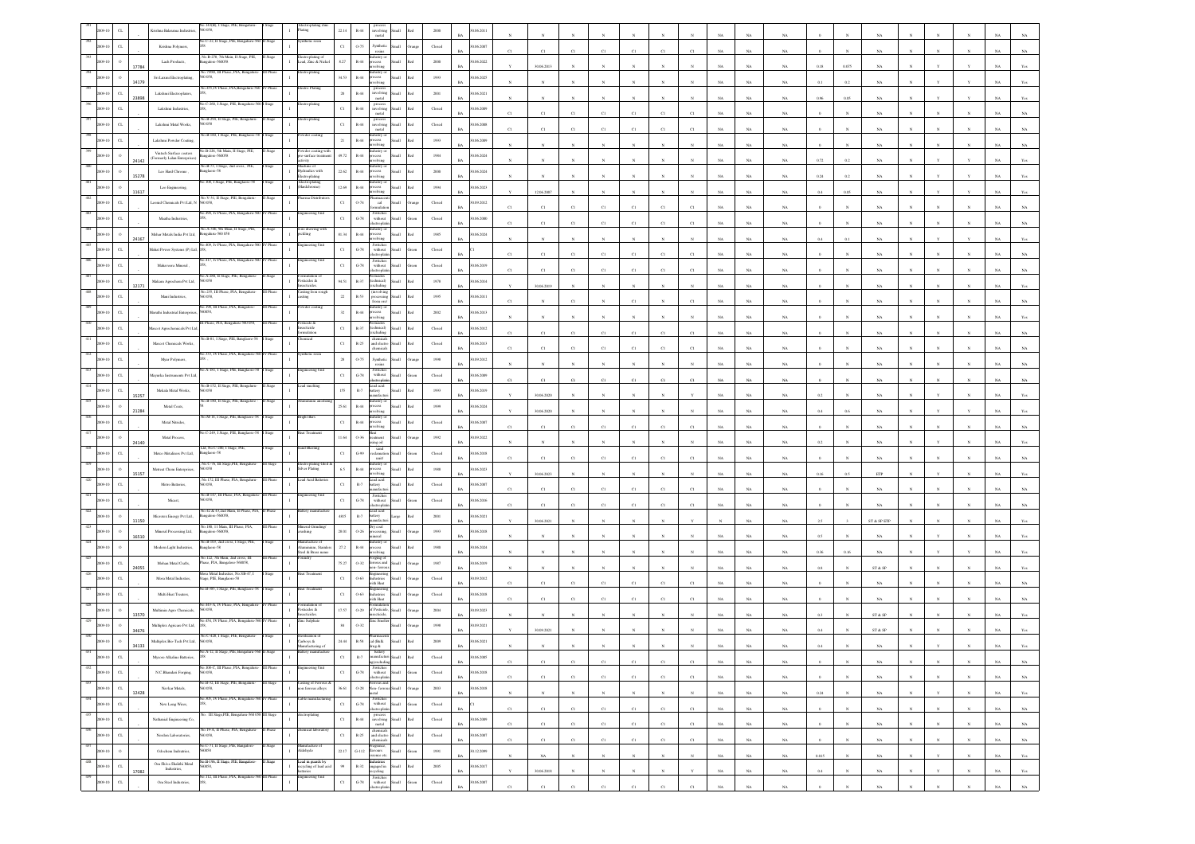| | | | | | | | | | | | | | | | | | | | | | | | | | | | | | | | | | | | |
|---|---|---|---|---|---|---|---|---|---|---|---|---|---|---|---|---|---|---|---|---|---|---|---|---|---|---|---|---|---|---|---|---|---|---|---|
| 391 | 2009-10 | CL | | Krishna Balarama Industries | No. B-180, I Stage, PIE, Bangalore-560 058 | I Stage | I | Electroplating Zinc Plating | 22.14 | R-44 | process involving metal | Small | Red | 2000 | 30.06.2011 | BA | N | N | N | N | N | N | N | N | NA | NA | NA | 0 | N | NA | N | N | N | NA | NA |
| 392 | 2009-10 | CL | | Krishna Polymers | No. C-22, II Stage, PIE, Bangalore-560 058 | II Stage | I | Synthetic resin | C1 | O-75 | Synthetic resins | Small | Orange | Closed | 30.06.2007 | BA | C1 | C1 | C1 | C1 | C1 | C1 | C1 | C1 | NA | NA | NA | 0 | N | NA | N | N | N | NA | NA |
| 393 | 2009-10 | O | 17784 | Lack Products | No. B-278, 7th Main, II Stage, PIE, Bangalore-560058 | II Stage | I | Electroplating of Lead, Zinc & Nickel | 8.27 | R-44 | Industry or process involving | Small | Red | 2000 | 30.06.2022 | BA | Y | 30.06.2013 | N | N | N | N | N | N | NA | NA | NA | 0.18 | 0.075 | NA | N | Y | Y | NA | Yes |
| 394 | 2009-10 | O | 14179 | Sri Laxmi Electroplating | No. 399H, III Phase, PIA, Bangalore-560 058 | III Phase | I | Electroplating | 34.53 | R-44 | industry or process involving | Small | Red | 1993 | 30.06.2025 | BA | N | N | N | N | N | N | N | N | NA | NA | NA | 0.1 | 0.2 | NA | N | Y | Y | NA | Yes |
| 395 | 2009-10 | CL | 23898 | Lakshmi Electroplaters | No. 455, IV Phase, PIA, Bangalore-560 058 | IV Phase | I | Electro Plating | 28 | R-44 | process involving metal | Small | Red | 2001 | 30.06.2021 | BA | N | N | N | N | N | N | N | N | NA | NA | NA | 0.96 | 0.05 | NA | N | Y | Y | NA | Yes |
| 396 | 2009-10 | CL | | Lakshmi Industries | No. C-360, I Stage, PIE, Bangalore-560 058 | I Stage | I | Electroplating | C1 | R-44 | process involving metal | Small | Red | Closed | 30.06.2009 | BA | C1 | C1 | C1 | C1 | C1 | C1 | C1 | C1 | NA | NA | NA | 0 | N | NA | N | N | N | NA | NA |
| 397 | 2009-10 | CL | | Lakshmi Metal Works | No. B-294, II Stage, PIE, Bangalore-560 058 | II Stage | I | Electroplating | C1 | R-44 | process involving metal | Small | Red | Closed | 30.06.2008 | BA | C1 | C1 | C1 | C1 | C1 | C1 | C1 | C1 | NA | NA | NA | 0 | N | NA | N | N | N | NA | NA |
| 398 | 2009-10 | CL | | Lakshmi Powder Coating | No. B-360, I Stage, PIE, Bangalore-58 | I Stage | I | Powder coating | 21 | R-44 | Industry or process involving | Small | Red | 1993 | 30.06.2009 | BA | N | N | N | N | N | N | N | N | NA | NA | NA | 0 | N | NA | N | N | N | NA | NA |
| 399 | 2009-10 | O | 24142 | Vintech Surface coaters (Formerly Lalan Enterprises) | No. B-220, 5th Main, II Stage, PIE, Bangalore-560058 | II Stage | I | Powder coating with pre surface treatment activity | 49.72 | R-44 | Industry or process involving | Small | Red | 1984 | 30.06.2024 | BA | N | N | N | N | N | N | N | N | NA | NA | NA | 0.72 | 0.2 | NA | N | Y | Y | NA | Yes |
| 400 | 2009-10 | O | 15278 | Leo Hard Chrome | No. B-73, I Stage, 2nd cross, PIE, Bangalore-58 | I Stage | I | Machinist of Hydraulics with Electroplating | 22.62 | R-44 | Industry or process involving | Small | Red | 2008 | 30.06.2021 | BA | N | N | N | N | N | N | N | N | NA | NA | NA | 0.24 | 0.2 | NA | N | Y | Y | NA | Yes |
| 401 | 2009-10 | O | 13617 | Leo Engineering | No. 308, I Stage, PIE, Bangalore-58 | I Stage | I | Electroplating (Hardchrome) | 12.69 | R-44 | Industry or process involving | Small | Red | 1994 | 30.06.2023 | BA | Y | 12.06.2007 | N | N | N | N | N | N | NA | NA | NA | 0.4 | 0.05 | NA | N | Y | Y | NA | Yes |
| 402 | 2009-10 | CL | | Leonid Chemicals Pvt Ltd, No | No. V-31, II Stage, PIE, Bangalore-560 058 | II Stage | I | Pharma Distributors | C1 | O-74 | Pharmaceutical formulation | Small | Orange | Closed | 30.09.2012 | BA | C1 | C1 | C1 | C1 | C1 | C1 | C1 | C1 | NA | NA | NA | 0 | N | NA | N | N | N | NA | NA |
| 403 | 2009-10 | CL | | Maadhu Industries | No. 490, IV Phase, PIA, Bangalore-560 058 | IV Phase | I | Engineering Unit | C1 | G-78 | Switches without electroplating | Small | Green | Closed | 30.06.2000 | BA | C1 | C1 | C1 | C1 | C1 | C1 | C1 | C1 | NA | NA | NA | 0 | N | NA | N | N | N | NA | NA |
| 404 | 2009-10 | O | 24167 | Mahaa Metals India Pvt Ltd | No. A-348, 9th Main, II Stage, PIE, Bangalore-560 058 | II Stage | I | Wire drawing with pickling | 81.38 | R-44 | Industry or process involving | Small | Red | 1985 | 30.06.2024 | BA | N | N | N | N | N | N | N | N | NA | NA | NA | 0.4 | 0.1 | NA | N | Y | Y | NA | Yes |
| 405 | 2009-10 | CL | | Mahal Power Systems (P) Ltd | No. 409, IV Phase, PIA, Bangalore-560 058 | IV Phase | I | Engineering Unit | C1 | G-78 | Switches without electroplating | Small | Green | Closed | C1 | BA | C1 | C1 | C1 | C1 | C1 | C1 | C1 | C1 | NA | NA | NA | 0 | N | NA | N | N | N | NA | NA |
| 406 | 2009-10 | CL | | Maheswara Mineral | No. 412, IV Phase, PIA, Bangalore-560 058 | IV Phase | I | Engineering Unit | C1 | G-78 | Switches without electroplating | Small | Green | Closed | 30.06.2010 | BA | C1 | C1 | C1 | C1 | C1 | C1 | C1 | C1 | NA | NA | NA | 0 | N | NA | N | N | N | NA | NA |
| 407 | 2009-10 | CL | 12171 | Makam Agrochem Pvt Ltd | No. A-298, II Stage, PIE, Bangalore-560 058 | II Stage | I | Formulation of Pesticides & Insecticides | 94.53 | R-37 | Pesticides (technical) (excluding | Small | Red | 1978 | 30.06.2018 | BA | Y | 30.06.2019 | N | N | N | N | N | N | NA | NA | NA | 0 | N | NA | N | N | N | NA | Yes |
| 408 | 2009-10 | CL | | Mani Industries | No. 155, III Phase, PIA, Bangalore-560 058 | III Phase | I | Casting from rough casting | 22 | R-53 | (involving processing from raw | Small | Red | 1995 | 30.06.2011 | BA | C1 | N | C1 | N | C1 | N | N | C1 | NA | NA | NA | 0 | N | NA | N | N | N | NA | NA |
| 409 | 2009-10 | CL | | Maruthi Industrial Enterprises | No. 399, III Phase, PIA, Bangalore-560058 | III Phase | I | Powder coating | 32 | R-44 | Industry or process involving | Small | Red | 2002 | 30.06.2013 | BA | N | N | N | N | N | N | N | N | NA | NA | NA | 0 | N | NA | N | N | N | NA | Yes |
| 410 | 2009-10 | CL | | Mascot Agrochemicals Pvt Ltd | III Phase, PIA, Bangalore-560 058 | III Phase | I | Pesticides & Insecticides formulation | C1 | R-37 | Pesticides (technical) (excluding | Small | Red | Closed | 30.06.2012 | BA | C1 | C1 | C1 | C1 | C1 | C1 | C1 | C1 | NA | NA | NA | 0 | N | NA | N | N | N | NA | NA |
| 411 | 2009-10 | CL | | Mascot Chemicals Works | No. B-81, I Stage, PIE, Bangalore-58 | I Stage | I | Chemical | C1 | R-25 | chemicals and electro chemicals | Small | Red | Closed | 30.06.2013 | BA | C1 | C1 | C1 | C1 | C1 | C1 | C1 | C1 | NA | NA | NA | 0 | N | NA | N | N | N | NA | NA |
| 412 | 2009-10 | CL | | Mayur Polymers | No. 333, IV Phase, PIA, Bangalore-560 058 | IV Phase | I | Synthetic resin | 28 | O-75 | Synthetic resins | Small | Orange | 1998 | 30.09.2012 | BA | N | N | N | N | N | N | N | N | NA | NA | NA | 0 | N | NA | N | N | N | NA | NA |
| 413 | 2009-10 | CL | | Mayurika Instruments Pvt Ltd | No. A-391, I Stage, PIE, Bangalore-58 | I Stage | I | Engineering Unit | C1 | G-78 | Switches without electroplating | Small | Green | Closed | 30.06.2009 | BA | C1 | C1 | C1 | C1 | C1 | C1 | C1 | C1 | NA | NA | NA | 0 | N | NA | N | N | N | NA | NA |
| 414 | 2009-10 | CL | 15257 | Mekala Metal Works | No. B-152, II Stage, PIE, Bangalore-560 058 | II Stage | I | Lead smelting | 155 | R-7 | Lead acid battery manufacture | Small | Red | 1993 | 30.06.2019 | BA | Y | 30.06.2020 | N | N | N | N | Y | N | NA | NA | NA | 0.2 | N | NA | N | Y | N | NA | Yes |
| 415 | 2009-10 | O | 21284 | Metal Coats | No. B-390, II Stage, PIE, Bangalore-58 | II Stage | I | Aluminium anodising | 25.61 | R-44 | Industry or process involving | Small | Red | 1999 | 30.06.2021 | BA | Y | 30.06.2020 | N | N | N | N | N | N | NA | NA | NA | 0.4 | 0.6 | NA | N | Y | Y | NA | Yes |
| 416 | 2009-10 | CL | | Metal Nitrides | No. M-31, I Stage, PIE, Bangalore-58 | I Stage | I | Bright Bars | C1 | R-44 | Industry or process involving | Small | Red | Closed | 30.06.2007 | BA | C1 | C1 | C1 | C1 | C1 | C1 | C1 | C1 | NA | NA | NA | 0 | N | NA | N | N | N | NA | NA |
| 417 | 2009-10 | O | 24140 | Metal Process | No. C-249, I Stage, PIE, Bangalore-58 | I Stage | I | Heat Treatment | 11.64 | O-36 | Heat treatment using oil | Small | Orange | 1992 | 30.09.2022 | BA | N | N | N | N | N | N | N | N | NA | NA | NA | 0.2 | N | NA | N | Y | N | NA | Yes |
| 418 | 2009-10 | CL | | Metro Metalizers Pvt Ltd | C46, No.C-288, I Stage, PIE, Bangalore-58 | I Stage | I | Sand Blasting | C1 | G-99 | sand reclamation unit | Small | Green | Closed | 30.06.2018 | BA | C1 | C1 | C1 | C1 | C1 | C1 | C1 | C1 | NA | NA | NA | 0 | N | NA | N | N | N | NA | NA |
| 419 | 2009-10 | O | 15157 | Metrod Chem Enterprises | No. C-76, III Stage, PIE, Bangalore-560 058 | III Stage | I | Electroplating Silver & Silver Plating | 6.5 | R-44 | Industry or process involving | Small | Red | 1988 | 30.06.2023 | BA | Y | 30.06.2023 | N | N | N | N | N | N | NA | NA | NA | 0.16 | 0.5 | ETP | N | Y | N | NA | Yes |
| 420 | 2009-10 | CL | | Metro Batteries | No. 132, III Phase, PIA, Bangalore-560 058 | III Phase | I | Lead Acid Batteries | C1 | R-7 | Lead acid battery manufacture | Small | Red | Closed | 30.06.2007 | BA | C1 | C1 | C1 | C1 | C1 | C1 | C1 | C1 | NA | NA | NA | 0 | N | NA | N | N | N | NA | NA |
| 421 | 2009-10 | CL | | Micotti | No. B-167, III Phase, PIA, Bangalore-560 058 | III Phase | I | Engineering Unit | C1 | G-78 | Switches without electroplating | Small | Green | Closed | 30.06.2016 | BA | C1 | C1 | C1 | C1 | C1 | C1 | C1 | C1 | NA | NA | NA | 0 | N | NA | N | N | N | NA | NA |
| 422 | 2009-10 | O | 13150 | Microtex Energy Pvt Ltd | No. 62 & 63 2nd Main, II Phase, PIA, Bangalore-560058 | II Phase | I | Battery manufacture | 4403 | R-7 | Lead acid battery manufacture | Large | Red | 2001 | 30.06.2021 | BA | Y | 30.06.2021 | N | N | N | N | Y | N | NA | NA | NA | 2.5 | N | ST & SP STP | N | Y | Y | NA | Yes |
| 423 | 2009-10 | O | 16510 | Mineral Processing Ltd | No. 108, 11 Main, III Phase, PIA, Bangalore-560058 | III Phase | I | Mineral Grinding/ crushing | 28.01 | O-26 | Dry coal processing, mineral | Small | Orange | 1993 | 30.09.2018 | BA | N | N | N | N | N | N | N | N | NA | NA | NA | 0.5 | N | NA | N | Y | N | NA | Yes |
| 424 | 2009-10 | O | | Modern Light Industries | No. B-103, 2nd cross, I Stage, PIE, Bangalore-58 | I Stage | I | Manufacture of Aluminium, Stainless Steel & Brass items | 27.2 | R-44 | Industry or process involving | Small | Red | 1988 | 30.06.2024 | BA | N | N | N | N | N | N | N | N | NA | NA | NA | 0.36 | 0.16 | NA | N | Y | Y | NA | Yes |
| 425 | 2009-10 | CL | 24055 | Mohan Metal Crafts | No. 122, 5th Main, 2nd cross, III Phase, PIA, Bangalore-560058 | III Phase | I | Foundry | 75.27 | O-32 | Forging of ferrous and non-ferrous | Small | Orange | 1987 | 30.09.2019 | BA | N | N | N | N | N | N | N | N | NA | NA | NA | 0.8 | N | ST & SP | N | N | N | NA | Yes |
| 426 | 2009-10 | CL | | Mora Metal Industries | Mora Metal Industries, No. 88-47, I Stage, PIE, Bangalore-58 | I Stage | I | Heat Treatment | C1 | O-63 | Engineering industries with Heat | Small | Orange | Closed | 30.09.2012 | BA | C1 | C1 | C1 | C1 | C1 | C1 | C1 | C1 | NA | NA | NA | 0 | N | NA | N | N | N | NA | NA |
| 427 | 2009-10 | CL | | Multi Heat Treaters | No. B-395, I Stage, PIE, Bangalore-58 | I Stage | I | Heat Treatment | C1 | O-63 | Engineering industries with Heat | Small | Orange | Closed | 30.06.2018 | BA | C1 | C1 | C1 | C1 | C1 | C1 | C1 | C1 | NA | NA | NA | 0 | N | NA | N | N | N | NA | NA |
| 428 | 2009-10 | O | 13570 | Multiman Agro Chemicals | No. 463-A, IV Phase, PIA, Bangalore-560 058 | IV Phase | I | Formulation of Pesticides & Insecticides | 17.57 | O-29 | Formulation of Pesticide, insecticide | Small | Orange | 2004 | 30.09.2023 | BA | N | N | N | N | N | N | N | N | NA | NA | NA | 0.3 | N | ST & SP | N | N | N | NA | Yes |
| 429 | 2009-10 | O | 34676 | Multiplex Agrocare Pvt Ltd | No. 456, IV Phase, PIA, Bangalore-560 058 | IV Phase | I | Zinc Sulphate | 84 | O-32 | Zinc Sulphate | Small | Orange | 1998 | 30.09.2021 | BA | Y | 30.09.2021 | N | N | N | N | N | N | NA | NA | NA | 0.4 | N | ST & SP | N | N | N | NA | Yes |
| 430 | 2009-10 | O | 34133 | Multiplex Bio-Tech Pvt Ltd | No. C-428, I Stage, PIE, Bangalore-560 058 | I Stage | I | Production of Carboxy & Manufacturing of | 24.68 | R-58 | Pharmaceutical (Bulk drugs) & | Small | Red | 2009 | 30.06.2021 | BA | N | N | N | N | N | N | N | N | NA | NA | NA | 0.4 | N | NA | N | Y | N | NA | Yes |
| 431 | 2009-10 | CL | | Mysore Alkaline Batteries | No. A-11, II Stage, PIE, Bangalore-560 058 | II Stage | I | Battery manufacture | C1 | R-7 | Battery manufacturing recycling | Small | Red | Closed | 30.06.2005 | BA | C1 | C1 | C1 | C1 | C1 | C1 | C1 | C1 | NA | NA | NA | 0 | N | NA | N | N | N | NA | NA |
| 432 | 2009-10 | CL | | N.C.Bhandari Forgings | No. 108-C, III Phase, PIA, Bangalore-560 058 | III Phase | I | Engineering Unit | C1 | G-78 | Switches without electroplating | Small | Green | Closed | 30.06.2018 | BA | C1 | C1 | C1 | C1 | C1 | C1 | C1 | C1 | NA | NA | NA | 0 | N | NA | N | N | N | NA | NA |
| 433 | 2009-10 | CL | 12428 | Navkar Metals | No. B-92, III Stage, PIE, Bangalore-560 058 | III Stage | I | Casting of ferrous & non-ferrous alloys | 38.61 | O-28 | Ferrous and Non-ferrous metal | Small | Orange | 2003 | 30.06.2018 | BA | N | N | N | N | N | N | N | N | NA | NA | NA | 0.24 | N | NA | N | Y | N | NA | Yes |
| 434 | 2009-10 | CL | | New Long Wires | No. 305, IV Phase, PIA, Bangalore-560 058 | IV Phase | I | Cable manufacturing | C1 | G-78 | Switches without electroplating | Small | Green | Closed | C1 | BA | C1 | C1 | C1 | C1 | C1 | C1 | C1 | C1 | NA | NA | NA | 0 | N | NA | N | N | N | NA | NA |
| 435 | 2009-10 | CL | | Nathanial Engineering Co. | No. III Stage, PIE, Bangalore-560 058 | III Stage | I | electroplating | C1 | R-44 | process involving metal | Small | Red | Closed | 30.06.2009 | BA | C1 | C1 | C1 | C1 | C1 | C1 | C1 | C1 | NA | NA | NA | 0 | N | NA | N | N | N | NA | NA |
| 436 | 2009-10 | CL | | Neelam Laboratories | No. 19-A, II Phase, PIA, Bangalore-560 058 | II Phase | I | chemical laboratory | C1 | R-25 | chemicals and electro chemicals | Small | Red | Closed | 30.06.2007 | BA | C1 | C1 | C1 | C1 | C1 | C1 | C1 | C1 | NA | NA | NA | 0 | N | NA | N | N | N | NA | NA |
| 437 | 2009-10 | O | | Odochem Industries | No. C-31, II Stage, PIE, Bangalore-560058 | II Stage | I | Manufacture of Aldehyde | 22.17 | G-112 | Fragrance, flavours essence etc | Small | Green | 1991 | 31.12.2099 | BA | N | NA | N | N | N | N | N | N | NA | NA | NA | 0.015 | N | NA | N | Y | N | NA | Yes |
| 438 | 2009-10 | CL | 17082 | Om Shiva Shakthi Metal Industries | No. 196, II Stage, PIE, Bangalore-560058 | II Stage | I | Lead ingots by recycling of lead acid batteries | 99 | R-32 | Industries engaged in recycling | Small | Red | 2005 | 30.06.2017 | BA | Y | 30.06.2018 | N | N | N | N | Y | N | NA | NA | NA | 0.4 | N | NA | N | Y | N | NA | Yes |
| 439 | 2009-10 | CL | | Om Steel Industries | No. 112, III Phase, PIA, Bangalore-560 058 | III Phase | I | Engineering Unit | C1 | G-78 | Switches without electroplating | Small | Green | Closed | 30.06.2007 | BA | C1 | C1 | C1 | C1 | C1 | C1 | C1 | C1 | NA | NA | NA | 0 | N | NA | N | N | N | NA | NA |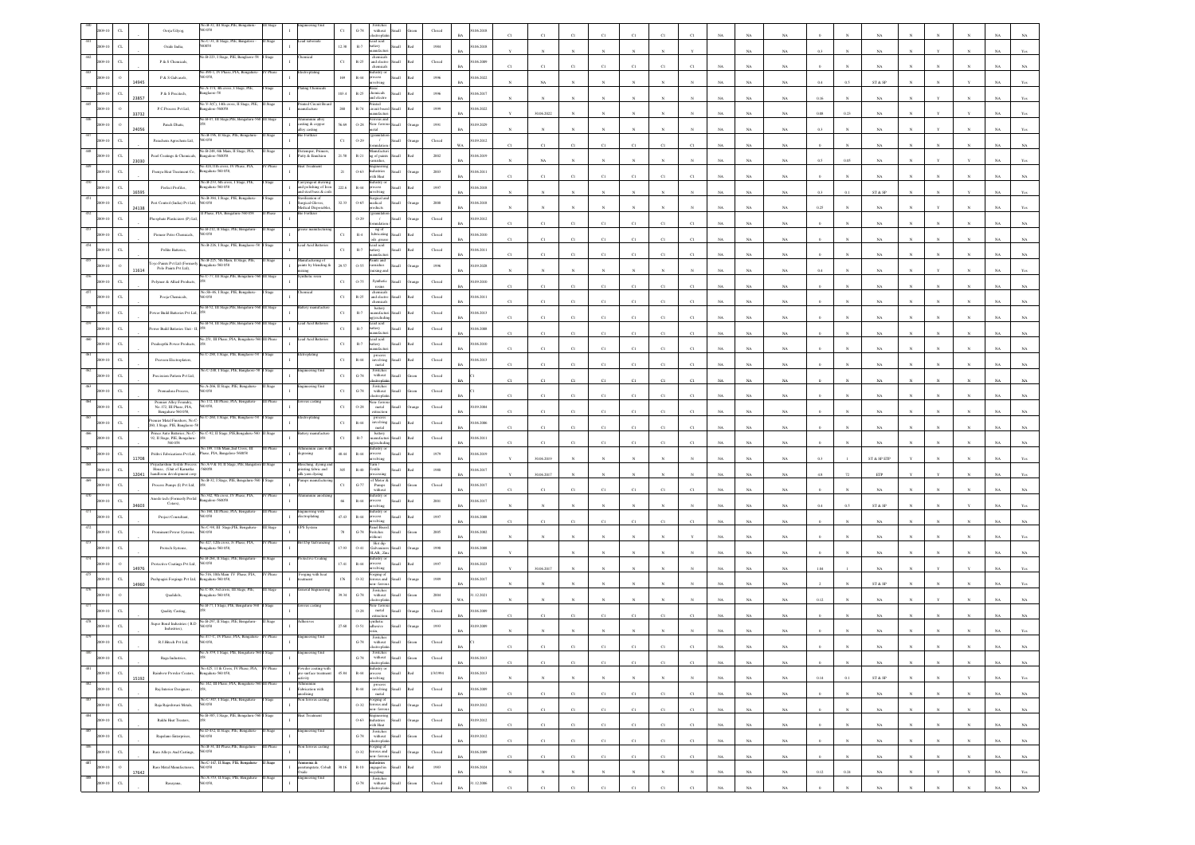| | 2009-10 | CL | | Ooaja Udyog, | No.B-42, III Stage, PIE, Bengaluru-560 058 | III Stage | | Engineering Unit | | C1 | G-78 | Switches without electroplating | Small | Green | Closed | BA | 30.06.2010 | C1 | C1 | C1 | C1 | C1 | C1 | C1 | NA | NA | NA | 0 | N | NA | N | N | N | NA | NA |
|---|---|---|---|---|---|---|---|---|---|---|---|---|---|---|---|---|---|---|---|---|---|---|---|---|---|---|---|---|---|---|---|---|---|---|---|
| 981 | 2009-10 | CL | | Oxide India, | No.C-31, II Stage, PIE, Bengaluru - 560058 | II Stage | I | Lead sub-oxide | | 12.38 | R-7 | Lead acid battery manufacture | Small | Red | 1984 | BA | 30.06.2010 | Y | N | N | N | N | N | Y | | NA | NA | 0.3 | N | NA | N | Y | N | NA | Yes |
| 982 | 2009-10 | CL | | P & S Chemicals, | No.B-225, I Stage, PIE, Bengaluru-58 | I Stage | I | Chemical | | C1 | R-25 | chemicals and electro chemicals | Small | Red | Closed | BA | 30.06.2009 | C1 | C1 | C1 | C1 | C1 | C1 | C1 | NA | NA | NA | 0 | N | NA | N | N | N | NA | NA |
| 983 | 2009-10 | O | 14945 | P & S Galvanix, | No.490, I, IV Phase, PIA, Bengaluru-560 058, | IV Phase | I | Electro-plating | | 169 | R-44 | Industry or process involving | Small | Red | 1996 | BA | 30.06.2022 | N | NA | N | N | N | N | N | NA | NA | NA | 0.4 | 0.5 | ST & SP | N | N | Y | NA | Yes |
| 984 | 2009-10 | CL | 23857 | P & S Precitech, | No.A-374, 4th cross, I Stage, PIE, Bangalore-58 | I Stage | I | Plating Chemicals | | 103.4 | R-25 | chemicals and electro | Small | Red | 1996 | BA | 30.06.2017 | N | N | N | N | N | N | N | NA | NA | NA | 0.16 | N | NA | N | N | N | NA | Yes |
| 985 | 2009-10 | O | 33732 | P.C.Process Pvt Ltd, | No.V-4(C), 14th cross, II Stage, PIE, Bengaluru-560058 | II Stage | I | Printed Circuit Board manufacture | | 280 | R-74 | Printed circuit board manufacture | Small | Red | 1999 | BA | 30.06.2022 | Y | 30.06.2022 | N | N | N | N | N | NA | NA | NA | 0.08 | 0.25 | NA | N | Y | Y | NA | Yes |
| 986 | 2009-10 | O | 24056 | Patich Dhatu, | No.B-83, III Stage,PIE,Bengaluru-560 058 | III Stage | I | Aluminium alloy casting & copper alloy casting | | 56.69 | O-28 | Process and Non-ferrous metal | Small | Orange | 1991 | BA | 30.09.2029 | N | N | N | N | N | N | N | NA | NA | NA | 0.3 | N | NA | N | Y | N | NA | Yes |
| 987 | 2009-10 | CL | | Panchsura Agrochems Ltd, | No.B-156, II Stage, PIE, Bengaluru-560 058 | II Stage | I | Bio-Fertilizer | | C1 | O-29 | Agro formulation | Small | Orange | Closed | WA | 30.09.2012 | C1 | C1 | C1 | C1 | C1 | C1 | C1 | NA | NA | NA | 0 | N | NA | N | N | N | NA | NA |
| 988 | 2009-10 | CL | 23030 | Pearl Coatings & Chemicals, | No.B-248, 6th Main, II Stage, PIA, Bengaluru-560058 | II Stage | I | Distemper, Primers, Putty & Emulsion | | 21.58 | R-21 | Manufacture of paints varnishes, | Small | Red | 2002 | BA | 30.06.2019 | N | NA | N | N | N | N | N | NA | NA | NA | 0.5 | 0.05 | NA | N | Y | N | NA | Yes |
| 989 | 2009-10 | CL | | Pennya Heat Treatment Co, | No.418, 11th cross, IV Phase, PIA, Bengaluru-560 058, | IV Phase | I | Heat Treatment | | 21 | O-63 | Engineering Industries with Heat | Small | Orange | 2003 | BA | 30.06.2011 | C1 | C1 | C1 | C1 | C1 | C1 | C1 | NA | NA | NA | 0 | N | NA | N | N | N | NA | NA |
| 990 | 2009-10 | CL | 16595 | Perfect Profiles, | No.B-233, 6th cross, I Stage, PIE, Bengaluru-560 058 | I Stage | I | Cold/ingot drawing and polishing of Iron and steel bars & coils | | 222.8 | R-44 | Industry or process involving | Small | Red | 1997 | BA | 30.06.2018 | N | N | N | N | N | N | N | NA | NA | NA | 0.3 | 0.1 | ST & SP | N | N | Y | NA | Yes |
| 991 | 2009-10 | CL | 24138 | Peri Control (India) Pvt Ltd, | No.B-966, I Stage, PIE, Bengaluru-560 058 | I Stage | I | Sterilization of Surgical Gloves, Medical Disposables, | | 32.33 | O-65 | Surgical and medical products | Small | Orange | 2000 | BA | 30.06.2018 | N | N | N | N | N | N | N | NA | NA | NA | 0.25 | N | NA | N | Y | N | NA | Yes |
| 992 | 2009-10 | CL | | Phosphate Plasticizers (P) Ltd, | II Phase, PIA, Bengaluru-560 058 | II Phase | I | Bio-Fertilizer | | | O-29 | Agro formulation | Small | Orange | Closed | BA | 30.09.2012 | C1 | C1 | C1 | C1 | C1 | C1 | C1 | NA | NA | NA | 0 | N | NA | N | N | N | NA | NA |
| 993 | 2009-10 | CL | | Pioneer Petro Chemicals, | No.B-212, II Stage, PIE, Bengaluru-560 058 | II Stage | I | grease manufacturing | | C1 | R-4 | Mfg. of lubricating oils ,grease | Small | Red | Closed | BA | 30.06.2010 | C1 | C1 | C1 | C1 | C1 | C1 | C1 | NA | NA | NA | 0 | N | NA | N | N | N | NA | NA |
| 994 | 2009-10 | CL | | Pollite Batteries, | No.B-216, I Stage, PIE, Bengaluru-58 | I Stage | I | Lead Acid Batteries | | C1 | R-7 | Lead acid battery manufacture | Small | Red | Closed | BA | 30.06.2011 | C1 | C1 | C1 | C1 | C1 | C1 | C1 | NA | NA | NA | 0 | N | NA | N | N | N | NA | NA |
| 995 | 2009-10 | O | 11634 | Toyo Paints Pvt Ltd (Formerly Polo Paints Pvt Ltd), | No.B-825, 5th Main, II Stage, PIE, Bengaluru-560 058 | II Stage | I | Manufacturing of paints by blending & mixing | | 29.57 | O-55 | Paints and varnishes (mixing and | Small | Orange | 1996 | BA | 30.09.2028 | N | N | N | N | N | N | N | NA | NA | NA | 0.4 | N | NA | N | Y | N | NA | Yes |
| 996 | 2009-10 | CL | | Polymer & Allied Products, | No.C-77, III Stage,PIE,Bengaluru-560 058 | III Stage | I | Synthetic resin | | C1 | O-75 | Synthetic resins | Small | Orange | Closed | BA | 30.09.2010 | C1 | C1 | C1 | C1 | C1 | C1 | C1 | NA | NA | NA | 0 | N | NA | N | N | N | NA | NA |
| 997 | 2009-10 | CL | | Pooja Chemicals, | No.SB-46, I Stage, PIE, Bengaluru-560 058 | I Stage | I | Chemical | | C1 | R-25 | chemicals and electro chemicals | Small | Red | Closed | BA | 30.06.2011 | C1 | C1 | C1 | C1 | C1 | C1 | C1 | NA | NA | NA | 0 | N | NA | N | N | N | NA | NA |
| 998 | 2009-10 | CL | | Power Build Batteries Pvt Ltd, | No.B-52, III Stage,PIE,Bengaluru-560 058 | III Stage | I | Battery manufacture | | C1 | R-7 | battery manufacture (excluding | Small | Red | Closed | BA | 30.06.2013 | C1 | C1 | C1 | C1 | C1 | C1 | C1 | NA | NA | NA | 0 | N | NA | N | N | N | NA | NA |
| 999 | 2009-10 | CL | | Power Build Batteries Unit - II, | No.B-54, III Stage,PIE,Bengaluru-560 058 | III Stage | I | Lead Acid Batteries | | C1 | R-7 | Lead acid battery manufacture | Small | Red | Closed | BA | 30.06.2008 | C1 | C1 | C1 | C1 | C1 | C1 | C1 | NA | NA | NA | 0 | N | NA | N | N | N | NA | NA |
| 1000 | 2009-10 | CL | | Pradeeptha Power Products, | No.251, III Phase, PIA, Bengaluru-560 058 | III Phase | I | Lead Acid Batteries | | C1 | R-7 | Lead acid battery manufacture | Small | Red | Closed | BA | 30.06.2010 | C1 | C1 | C1 | C1 | C1 | C1 | C1 | NA | NA | NA | 0 | N | NA | N | N | N | NA | NA |
| 1001 | 2009-10 | CL | | Praveen Electroplaters, | No.C-288, I Stage, PIE, Bengaluru-58 | I Stage | I | Electroplating | | C1 | R-44 | process involving metal | Small | Red | Closed | BA | 30.06.2013 | C1 | C1 | C1 | C1 | C1 | C1 | C1 | NA | NA | NA | 0 | N | NA | N | N | N | NA | NA |
| 1002 | 2009-10 | CL | | Precession Pattern Pvt Ltd, | No.C-248, I Stage, PIE, Bengaluru-58 | I Stage | I | Engineering Unit | | C1 | G-78 | Switches without electroplating | Small | Green | Closed | C1 | | | | | | | | | | | | | | | | | | | |
| 1003 | 2009-10 | CL | | Premadaya Process, | No.A-206, II Stage, PIE, Bengaluru-560 058 | II Stage | I | Engineering Unit | | C1 | G-78 | Switches without electroplating | Small | Green | Closed | BA | C1 | C1 | C1 | C1 | C1 | C1 | C1 | C1 | NA | NA | NA | 0 | N | NA | N | N | N | NA | NA |
| 1004 | 2009-10 | CL | | Premier Alloy Foundry, No. 172, III Phase, PIA, Bengaluru-560 058, | No.172, III Phase, PIA, Bengaluru-560 058, | III Phase | I | Ferrous casting | | C1 | O-28 | Non-ferrous metal extraction | Small | Orange | Closed | BA | 30.09.2004 | C1 | C1 | C1 | C1 | C1 | C1 | C1 | NA | NA | NA | 0 | N | NA | N | N | N | NA | NA |
| 1005 | 2009-10 | CL | | Premier Metal Finishers, No.C-290, I Stage, PIE, Bengaluru-58 | No.C-290, I Stage, PIE, Bengaluru-58 | I Stage | I | Electroplating | | C1 | R-44 | process involving metal | Small | Red | Closed | BA | 30.06.2006 | C1 | C1 | C1 | C1 | C1 | C1 | C1 | NA | NA | NA | 0 | N | NA | N | N | N | NA | NA |
| 1006 | 2009-10 | CL | | Prince Auto Batteries, No.C-92, II Stage, PIE, Bengaluru-560 058 | No.C-92, II Stage, PIE,Bengaluru-560 058 | II Stage | I | Battery manufacture | | C1 | R-7 | battery manufacture (excluding | Small | Red | Closed | BA | 30.06.2011 | C1 | C1 | C1 | C1 | C1 | C1 | C1 | NA | NA | NA | 0 | N | NA | N | N | N | NA | NA |
| 1007 | 2009-10 | CL | 11708 | Prithvi Fabrications Pvt Ltd, | No. 169, 11th Main,2nd Cross, III Phase, PIA, Bengaluru-560058 | III Phase | I | Aluminium cans with degreasing | | 48.48 | R-44 | Industry or process involving | Small | Red | 1979 | BA | 30.06.2019 | Y | 30.06.2019 | N | N | N | N | N | NA | NA | NA | 0.3 | 1 | ST & SP STP | Y | N | N | NA | Yes |
| 1008 | 2009-10 | CL | 12041 | Priyadarshini Textile Process Mains. (Unit of Karnataka handloom development corp | No.A-9 & 10, II Stage, PIE,Bengaluru-560058 | II Stage | I | Bleaching, dyeing and printing fabric and silk yarn dyeing | | 305 | R-60 | Yarn / Textile processing | Small | Red | 1988 | BA | 30.06.2017 | Y | 30.06.2017 | N | N | N | N | N | NA | NA | NA | 4.8 | 72 | ETP | Y | Y | N | NA | Yes |
| 1009 | 2009-10 | CL | | Process Pumps (I) Pvt Ltd, | No.B-32, I Stage, PIE, Bengaluru-560 058 | I Stage | I | Pumps manufacturing | | C1 | G-77 | Oil Motor & Pumps without | Small | Green | Closed | BA | 30.06.2017 | C1 | C1 | C1 | C1 | C1 | C1 | C1 | NA | NA | NA | 0 | N | NA | N | N | N | NA | NA |
| 1010 | 2009-10 | CL | 34603 | Anodo tech (Formerly Profal Colors), | No.362, 9th cross, IV Phase, PIA, Bengaluru-560058 | IV Phase | I | Aluminium anodising | | 66 | R-44 | Industry or process involving | Small | Red | 2001 | BA | 30.06.2017 | N | N | N | N | N | N | N | NA | NA | NA | 0.4 | 0.5 | ST & SP | N | N | Y | NA | Yes |
| 1011 | 2009-10 | CL | | Project Consultant, | No.186, III Phase, PIA, Bengaluru-560 058 | III Phase | I | Engineering with electroplating | | 47.63 | R-44 | Industry or process involving | Small | Red | 1997 | BA | 30.06.2008 | C1 | C1 | C1 | C1 | C1 | C1 | C1 | NA | NA | NA | 0 | N | NA | N | N | N | NA | NA |
| 1012 | 2009-10 | CL | | Prominent Power Systems, | No.C-98, III Stage,PIE, Bengaluru-560 058 | III Stage | I | UPS System | | 70 | G-78 | Panel Board, Switches (without | Small | Green | 2005 | BA | 31.12.2002 | N | N | N | N | N | N | Y | NA | NA | NA | 0 | N | NA | N | N | N | NA | Yes |
| 1013 | 2009-10 | CL | | Protech Systems, | No.427, 12th cross, IV Phase, PIA, Bengaluru-560 058, | IV Phase | I | Hot Dip Galvanizing | | 17.93 | O-41 | Hot dip Galvanizing SLAB, Zinc | Small | Orange | 1998 | BA | 30.06.2008 | Y | | N | N | N | N | N | NA | NA | NA | 0 | N | NA | N | N | N | NA | NA |
| 1014 | 2009-10 | O | 14976 | Protective Coatings Pvt Ltd, | No.B-260, II Stage, PIE, Bengaluru-560 058 | II Stage | I | Protective Coating | | 17.41 | R-44 | Industry or process involving | Small | Red | 1997 | BA | 30.06.2023 | Y | 30.06.2017 | N | N | N | N | N | NA | NA | NA | 1.04 | 1 | NA | N | Y | Y | NA | Yes |
| 1015 | 2009-10 | CL | 14960 | Pushpagiri Forgings Pvt Ltd, | No.316, 10th Main, IV Phase, PIA, Bengaluru-560 058, | IV Phase | I | Forging with heat treatment | | 176 | O-32 | Forging of ferrous and non-ferrous | Small | Orange | 1989 | BA | 30.06.2017 | N | N | N | N | N | N | N | NA | NA | NA | 2 | N | ST & SP | N | N | N | NA | Yes |
| 1016 | 2009-10 | O | | Quadtikch, | No.C-98, 3rd cross, III Stage, PIE, Bengaluru-560 058, | III Stage | I | General Engineering | | 39.34 | G-78 | Switches without electroplating | Small | Green | 2004 | WA | 31.12.2021 | N | N | N | N | N | N | N | NA | NA | NA | 0.12 | N | NA | N | Y | N | NA | NA |
| 1017 | 2009-10 | CL | | Quality Casting, | No.B-71, I Stage, PIE, Bengaluru-560 058 | I Stage | I | Ferrous casting | | | O-28 | Non-ferrous metal extraction | Small | Orange | Closed | BA | 30.06.2009 | C1 | C1 | C1 | C1 | C1 | C1 | C1 | NA | NA | NA | 0 | N | NA | N | N | N | NA | NA |
| 1018 | 2009-10 | CL | | Super Bond Industries ( R.D. Industries), | No.B-297, II Stage, PIE, Bengaluru-560 058 | II Stage | I | Adhesives | | 27.68 | O-51 | Synthetic adhesive resin | Small | Orange | 1993 | BA | 30.09.2009 | N | N | N | N | N | N | N | NA | NA | NA | 0 | N | NA | N | N | N | NA | Yes |
| 1019 | 2009-10 | CL | | R.J.Hitech Pvt Ltd, | No.437-C, IV Phase, PIA, Bengaluru-560 058, | IV Phase | I | Engineering Unit | | | G-78 | Switches without electroplating | Small | Green | Closed | BA | C1 | C1 | C1 | C1 | C1 | C1 | C1 | C1 | NA | NA | NA | 0 | N | NA | N | N | N | NA | NA |
| 1020 | 2009-10 | CL | | Raga Industries, | No.A-379, I Stage, PIE, Bengaluru-560 058 | I Stage | I | Engineering Unit | | | G-78 | Switches without electroplating | Small | Green | Closed | BA | 30.06.2013 | C1 | C1 | C1 | C1 | C1 | C1 | C1 | NA | NA | NA | 0 | N | NA | N | N | N | NA | NA |
| 1021 | 2009-10 | CL | 15192 | Rainbow Powder Coaters, | No.425, 11 & Cross, IV Phase, PIA, Bengaluru-560 058, | IV Phase | I | Powder coating with pre-surface treatment activity | | 45.98 | R-44 | Industry or process involving | Small | Red | 1/1/1994 | BA | 30.06.2013 | N | N | N | N | N | N | N | NA | NA | NA | 0.14 | 0.1 | ST & SP | N | N | Y | NA | Yes |
| 1022 | 2009-10 | CL | | Raj Interior Designers, | No.182, III Phase, PIA, Bengaluru-560 058 | III Phase | I | Aluminium fabrication with anodising | | | R-44 | process involving metal | Small | Red | Closed | BA | 30.06.2009 | C1 | C1 | C1 | C1 | C1 | C1 | C1 | NA | NA | NA | 0 | N | NA | N | N | N | NA | NA |
| 1023 | 2009-10 | CL | | Raja Rajeshwari Metals, | No.C-307, I Stage, PIE, Bengaluru-560 058 | I Stage | I | Non ferrous casting | | | O-32 | Forging of ferrous and non-ferrous | Small | Orange | Closed | BA | 30.09.2012 | C1 | C1 | C1 | C1 | C1 | C1 | C1 | NA | NA | NA | 0 | N | NA | N | N | N | NA | NA |
| 1024 | 2009-10 | CL | | Rakhi Heat Treaters, | No.B-395, I Stage, PIE, Bengaluru-560 058 | I Stage | I | Heat Treatment | | | O-63 | Engineering Industries with Heat | Small | Orange | Closed | BA | 30.09.2012 | C1 | C1 | C1 | C1 | C1 | C1 | C1 | NA | NA | NA | 0 | N | NA | N | N | N | NA | NA |
| 1025 | 2009-10 | CL | | Rupalam Enterprises, | No.D-832, II Stage, PIE, Bengaluru-560 058 | II Stage | I | Engineering Unit | | | G-78 | Switches without electroplating | Small | Green | Closed | BA | 30.09.2012 | C1 | C1 | C1 | C1 | C1 | C1 | C1 | NA | NA | NA | 0 | N | NA | N | N | N | NA | NA |
| 1026 | 2009-10 | CL | | Rare Alloys And Castings, | No.B-18, III Phase, PIE, Bengaluru-560 058 | III Phase | I | Non ferrous casting | | | O-32 | Forging of ferrous and non-ferrous | Small | Orange | Closed | BA | 30.06.2009 | C1 | C1 | C1 | C1 | C1 | C1 | C1 | NA | NA | NA | 0 | N | NA | N | N | N | NA | NA |
| 1027 | 2009-10 | O | 17642 | Rare Metal Manufacturers, | No.C-147, II Stage, PIE, Bengaluru-560 058 | II Stage | I | Ammonium & paratungstate, Cobalt Oxide | | 98.18 | R-10 | Industries engaged in recycling | Small | Red | 1993 | BA | 30.06.2021 | N | N | N | N | N | N | N | NA | NA | NA | 0.12 | 0.24 | NA | N | Y | Y | NA | Yes |
| 1028 | 2009-10 | CL | | Rasayana, | No.A-333, II Stage, PIE, Bengaluru-560 058, | II Stage | I | Engineering Unit | | | G-78 | Switches without electroplating | Small | Green | Closed | BA | 31.12.2006 | C1 | C1 | C1 | C1 | C1 | C1 | C1 | NA | NA | NA | 0 | N | NA | N | N | N | NA | NA |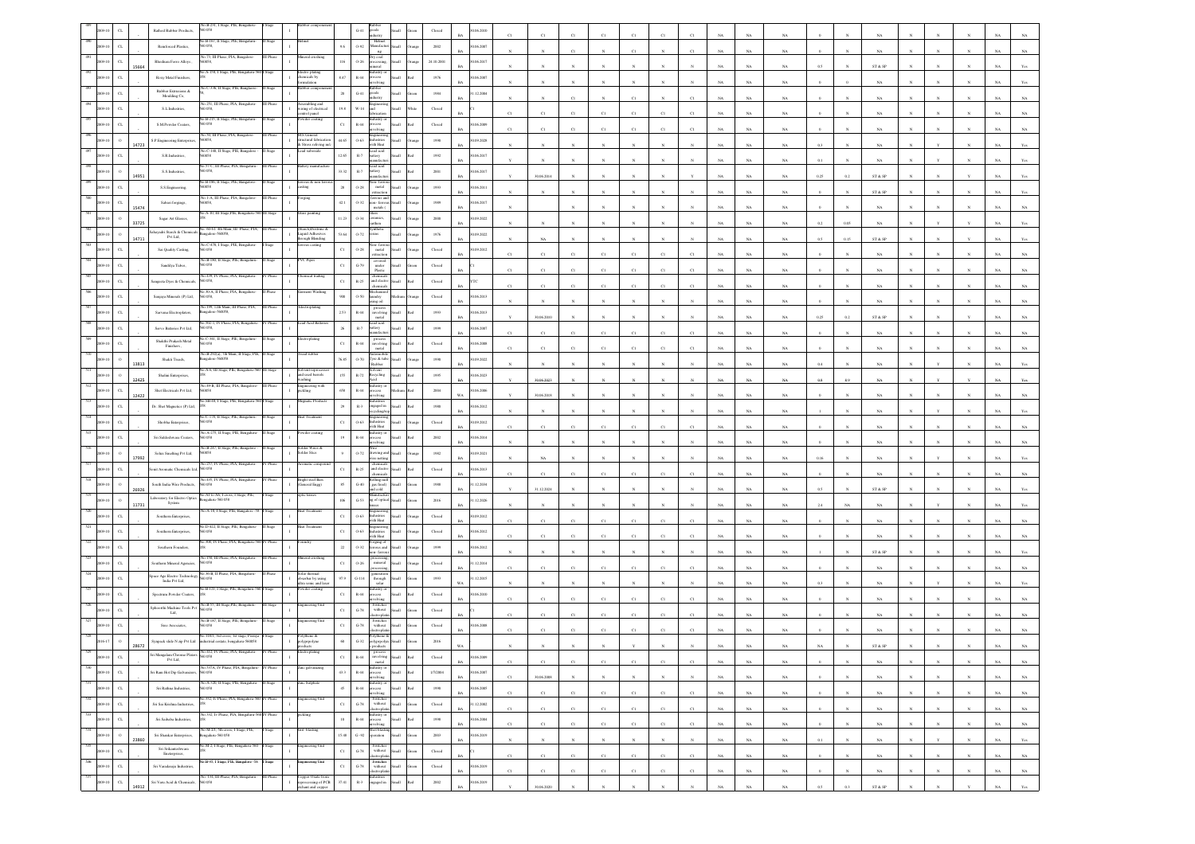| | | | | | | | | | | | | | | | | | | | | | | | | | | | | | | | | | | | | | | |
|---|---|---|---|---|---|---|---|---|---|---|---|---|---|---|---|---|---|---|---|---|---|---|---|---|---|---|---|---|---|---|---|---|---|---|---|---|---|---|
| 489 | 2009-10 | CL | | | Rathod Rubber Products, | No.B-251, I Stage, PIE, Bangalore-560 058 | I Stage | | I | Rubber compounding | | G-41 | Rubber goods industry | Small | Green | | Closed | BA | 30.06.2010 | C1 | C1 | C1 | C1 | C1 | C1 | C1 | NA | NA | NA | 0 | N | NA | N | N | N | N | NA | NA |
| 490 | 2009-10 | CL | | | Renukmayi Plastics | No.B-107, II Stage, PIE, Bangalore-560 058 | II Stage | | I | Helmet | 9.6 | O-42 | Helmet manufacturing | Small | Orange | 2002 | Closed | BA | 30.06.2007 | N | N | C1 | N | N | C1 | N | NA | NA | NA | 0 | N | NA | N | N | N | N | NA | NA |
| 491 | 2009-10 | CL | | 15664 | Rhodium Ferro Alloys | No.73, III Phase, PIA, Bangalore-560058 | III Phase | | I | Mineral crushing | 116 | O-26 | Dry coal processing, mineral | Small | Orange | | 24.10.2000 | BA | 30.06.2017 | N | N | N | N | N | N | N | NA | NA | NA | 0.5 | N | ST & SP | N | N | N | N | NA | Yes |
| 492 | 2009-10 | CL | | | Roxy Metal Finishers | No.A-378, I Stage, PIE, Bangalore-560 058 | I Stage | | I | Electro plating chemicals by formulation | 8.47 | R-44 | Industry or process involving | Small | Red | 1976 | | BA | 30.06.2007 | N | N | N | N | N | N | N | NA | NA | NA | 0 | 0 | NA | N | N | N | N | NA | Yes |
| 493 | 2009-10 | CL | | | Rubber Extrusions & Moulding Co., | No.C-346, II Stage, PIE, Bangalore-560 058 | II Stage | | I | Rubber compounding | 28 | G-41 | Rubber goods industry | Small | Green | 1984 | | BA | 31.12.2004 | N | N | C1 | N | N | C1 | N | NA | NA | NA | 0 | N | NA | N | N | N | N | NA | NA |
| 494 | 2009-10 | CL | | | S.L.Industries, | No.251, III Phase, PIA, Bangalore-560 058 | III Phase | | I | Assembling and wiring of electrical control panel | 19.9 | W-14 | Engineering and fabrication | Small | White | | Closed | BA | CI | C1 | C1 | C1 | C1 | C1 | C1 | C1 | NA | NA | NA | 0 | N | NA | N | N | N | N | NA | NA |
| 495 | 2009-10 | CL | | | S.M.Powder Coaters, | No.B-235, II Stage, PIE, Bangalore-560 058 | II Stage | | I | Powder coating | C1 | R-44 | Industry or process involving | Small | Red | | Closed | BA | 30.06.2009 | C1 | C1 | C1 | C1 | C1 | C1 | C1 | NA | NA | NA | 0 | N | NA | N | N | N | N | NA | NA |
| 496 | 2009-10 | O | | 14723 | S.P.Engineering Enterprises, | No.50, III Phase, PIA, Bangalore-560058 | III Phase | | I | M.S General structural fabrication & Stress relieving unit | 44.65 | O-63 | Engineering industries with Heat | Small | Orange | 1998 | | BA | 30.09.2028 | N | N | N | N | N | N | N | NA | NA | NA | 0.3 | N | NA | N | Y | N | N | NA | Yes |
| 497 | 2009-10 | CL | | | S.R.Industries, | No.C-148, II Stage, PIE, Bangalore-560 058 | II Stage | | I | Lead tubercule | 12.65 | R-7 | Lead acid battery manufacture | Small | Red | 1992 | | BA | 30.06.2017 | Y | N | N | N | N | N | N | NA | NA | NA | 0.1 | N | NA | N | Y | N | N | NA | Yes |
| 498 | 2009-10 | O | | 14051 | S.S.Industries | No.37-C, III Phase, PIA, Bangalore-560 058 | III Phase | | I | Battery manufacture | 33.32 | R-7 | Lead acid battery manufacture | Small | Red | 2001 | | BA | 30.06.2017 | Y | 30.06.2014 | N | N | N | N | Y | NA | NA | NA | 0.25 | 0.2 | ST & SP | N | N | Y | N | NA | Yes |
| 499 | 2009-10 | CL | | | S.S.Engineering | No.B-186, II Stage, PIE, Bangalore-560058 | II Stage | | I | Ferrous & non-ferrous casting | 28 | O-28 | Non-ferrous metal extraction | Small | Orange | 1993 | | BA | 30.06.2011 | N | N | N | N | N | N | N | NA | NA | NA | 0 | N | ST & SP | N | N | N | N | NA | Yes |
| 500 | 2009-10 | CL | | 15474 | Sahasi forgings, | No.1-A, III Phase, PIA, Bangalore-560058 | III Phase | | I | Forging | 42.1 | O-32 | Ferrous and non-ferrous metals ( | Small | Orange | 1989 | | BA | 30.06.2017 | N | N | N | N | N | N | N | NA | NA | NA | 0 | N | NA | N | N | N | N | NA | Yes |
| 501 | 2009-10 | O | | 33725 | Sagar Art Glasses, | No.A-10, III Stage, PIE, Bangalore-560 058 | III Stage | | I | Glass painting | 11.23 | O-34 | Glass ceramics, earthen | Small | Orange | 2008 | | BA | 30.09.2022 | N | N | N | N | N | N | N | NA | NA | NA | 0.2 | 0.05 | NA | N | N | Y | N | NA | Yes |
| 502 | 2009-10 | O | | 14711 | Sahayadri Starch & Chemicals Pvt Ltd, | No. 305/A, 8th Main, III Phase, PIA, Bangalore-560058 | III Phase | | I | Glues/Adhesives & Liquid Adhesives through blending | 53.64 | O-72 | Synthetic resins | Small | Orange | 1976 | | BA | 30.09.2022 | N | NA | N | N | N | N | N | NA | NA | NA | 0.5 | 0.15 | ST & SP | N | N | Y | N | NA | Yes |
| 503 | 2009-10 | CL | | | Sai Quality Casting, | No.C-470, I Stage, PIE, Bangalore-560 058 | I Stage | | I | ferrous casting | C1 | O-28 | Non-ferrous metal extraction | Small | Orange | | Closed | BA | 30.09.2012 | C1 | C1 | C1 | C1 | C1 | C1 | C1 | NA | NA | NA | 0 | N | NA | N | N | N | N | NA | NA |
| 504 | 2009-10 | CL | | | Samhitya Tubes, | No.B-300, II Stage, PIE, Bangalore-560 058 | II Stage | | I | PVC Pipes | C1 | G-79 | covered under Plastic | Small | Green | | Closed | BA | CI | C1 | C1 | C1 | C1 | C1 | C1 | C1 | NA | NA | NA | 0 | N | NA | N | N | N | N | NA | NA |
| 505 | 2009-10 | CL | | | Sangeeta Dyes & Chemicals, | No.149, IV Phase, PIA, Bangalore-560 058 | IV Phase | | I | Chemical trading | C1 | R-25 | chemicals and electro chemicals | Small | Red | | Closed | BA | CTC | C1 | C1 | C1 | C1 | C1 | C1 | C1 | NA | NA | NA | 0 | N | NA | N | N | N | N | NA | NA |
| 506 | 2009-10 | CL | | | Sanjaya Minerals (P) Ltd, | No.80-A, II Phase, PIA, Bangalore-560 058 | II Phase | | I | Garment Washing | 900 | O-50 | Mechanised laundry using oil | Medium | Orange | | Closed | BA | 30.06.2013 | N | N | N | N | N | N | N | NA | NA | NA | 0 | N | NA | N | N | N | N | NA | NA |
| 507 | 2009-10 | CL | | | Sarvana Electroplaters, | No.159, 12th Main, III Phase, PIA, Bangalore-560058 | III Phase | | I | Electroplating | 2.53 | R-44 | process involving metal | Small | Red | 1993 | | BA | 30.06.2013 | N | 30.06.2010 | N | N | N | N | N | NA | NA | NA | 0.25 | 0.2 | ST & SP | N | N | Y | N | NA | NA |
| 508 | 2009-10 | CL | | | Sarvo Batteries Pvt Ltd, | No.382-C, IV Phase, PIA, Bangalore-560 058 | IV Phase | | I | Lead Acid Batteries | 26 | R-7 | Lead acid battery manufacture | Small | Red | 1999 | | BA | 30.06.2007 | C1 | C1 | C1 | C1 | C1 | C1 | C1 | NA | NA | NA | 0 | N | NA | N | N | N | N | NA | NA |
| 509 | 2009-10 | CL | | | Shakthi Prakash Metal Finishers, | No.C-361, II Stage, PIE, Bangalore-560 058 | II Stage | | I | Electro plating | C1 | R-44 | process involving metal | Small | Red | | Closed | BA | 30.06.2008 | C1 | C1 | C1 | C1 | C1 | C1 | C1 | NA | NA | NA | 0 | N | NA | N | N | N | N | NA | NA |
| 510 | 2009-10 | O | | 13813 | Shakti Treads, | No.B-292/a, 7th Main, II Stage, PIE, Bangalore-560058 | II Stage | | I | Tread rubber | 76.85 | O-70 | Automobile Tyre & tube Rubber | Small | Orange | 1998 | | BA | 30.09.2022 | N | N | N | N | N | N | N | NA | NA | NA | 0.4 | N | NA | N | Y | N | N | NA | Yes |
| 511 | 2009-10 | O | | 12425 | Shalini Enterprises, | No.A-6, III Stage, PIE, Bangalore-560 058 | III Stage | | I | Solvent reprocessing and used barrels washing | 155 | R-72 | Solvent Recycling Acid | Small | Red | 1995 | | BA | 30.06.2023 | Y | 30.06.2023 | N | N | N | N | N | NA | NA | NA | 0.8 | 0.9 | NA | N | Y | Y | N | NA | Yes |
| 512 | 2009-10 | CL | | 12422 | Shri Electricals Pvt Ltd, | No. 69-B, III Phase, PIA, Bangalore-560058 | III Phase | | I | Engineering with pickling | 650 | R-44 | Industry or process involving | Medium | Red | 2004 | | WA | 30.06.2006 | Y | 30.06.2018 | N | N | N | N | N | NA | NA | NA | 0 | N | NA | N | N | N | N | NA | NA |
| 513 | 2009-10 | CL | | | Dr. Shiri Magnetics (P) Ltd, | No.SB-88, I Stage, PIE, Bangalore-560 058 | I Stage | | I | Magnetic Products | 29 | R-3 | Industries engaged in recycling/rep | Small | Red | 1988 | | BA | 30.09.2012 | N | N | N | N | N | N | N | NA | NA | NA | 1 | N | NA | N | Y | N | N | NA | Yes |
| 514 | 2009-10 | CL | | | Shobha Enterprises, | No.C-138, II Stage, PIE, Bangalore-560 058 | II Stage | | I | Heat Treatment | C1 | O-63 | Engineering industries with Heat | Small | Orange | | Closed | BA | 30.09.2012 | C1 | C1 | C1 | C1 | C1 | C1 | C1 | NA | NA | NA | 0 | N | NA | N | N | N | N | NA | NA |
| 515 | 2009-10 | CL | | | Sri Siddeshwara Coaters, | No.A-275, II Stage, PIE, Bangalore-560 058 | II Stage | | I | Powder coating | 19 | R-44 | Industry or process involving | Small | Red | 2002 | | BA | 30.06.2014 | N | N | N | N | N | N | N | NA | NA | NA | 0 | N | NA | N | N | N | N | NA | NA |
| 516 | 2009-10 | O | | 17092 | Solex Smelting Pvt Ltd, | No.B-267, II Stage, PIE, Bangalore-560058 | II Stage | | I | Solder Wires & Solder Stics | 9 | O-72 | Wire drawing and wire netting | Small | Orange | 1982 | | BA | 30.09.2021 | N | NA | N | N | N | N | N | NA | NA | NA | 0.16 | N | NA | N | Y | N | N | NA | Yes |
| 517 | 2009-10 | CL | | | Somi Aromatic Chemicals Ltd, | No.257, IV Phase, PIA, Bangalore-560 058 | IV Phase | | I | Aromatic compound | C1 | R-25 | chemicals and electro chemicals | Small | Red | | Closed | BA | 30.06.2013 | C1 | C1 | C1 | C1 | C1 | C1 | C1 | NA | NA | NA | 0 | N | NA | N | N | N | N | NA | NA |
| 518 | 2009-10 | O | | 26926 | South India Wire Products, | No.65, IV Phase, PIA, Bangalore-560 058 | IV Phase | | I | Bright steel Bars (General Engg.) | 85 | G-80 | Rolling mill (gas fired) and cold | Small | Green | 1988 | | BA | 31.12.2024 | Y | 31.12.2024 | N | N | N | N | N | NA | NA | NA | 0.5 | N | ST & SP | N | N | N | N | NA | Yes |
| 519 | 2009-10 | O | | 11731 | Laboratory for Electro Optics Systems | No.A1 to A6, I cross, I Stage, PIE, Bangalore-560 058 | I Stage | | I | optic lenses | 106 | G-53 | Manufacturing of optical lenses | Small | Green | 2016 | | BA | 31.12.2026 | N | N | N | N | N | N | N | NA | NA | NA | 2.4 | NA | NA | N | Y | N | N | NA | Yes |
| 520 | 2009-10 | CL | | | Southern Enterprises, | No.A-18, I Stage, PIE, Bangalore-58 | I Stage | | I | Heat Treatment | C1 | O-63 | Engineering industries with Heat | Small | Orange | | Closed | BA | 30.09.2012 | C1 | C1 | C1 | C1 | C1 | C1 | C1 | NA | NA | NA | 0 | N | NA | N | N | N | N | NA | NA |
| 521 | 2009-10 | CL | | | Southern Enterprises, | No.D-422, II Stage, PIE, Bangalore-560 058 | II Stage | | I | Heat Treatment | C1 | O-63 | Engineering industries with Heat | Small | Orange | | Closed | BA | 30.09.2012 | C1 | C1 | C1 | C1 | C1 | C1 | C1 | NA | NA | NA | 0 | N | NA | N | N | N | N | NA | NA |
| 522 | 2009-10 | CL | | | Southern Founders, | No.308, IV Phase, PIA, Bangalore-560 058 | IV Phase | | I | Foundry | 22 | O-32 | Forging of ferrous and non-ferrous | Small | Orange | 1999 | | BA | 30.06.2012 | N | N | N | N | N | N | N | NA | NA | NA | 1 | N | ST & SP | N | N | N | N | NA | Yes |
| 523 | 2009-10 | CL | | | Southern Mineral Agencies, | No.158, III Phase, PIA, Bangalore-560 058 | III Phase | | I | Mineral crushing | C1 | O-26 | processing, mineral processing | Small | Orange | | Closed | BA | 31.12.2014 | C1 | C1 | C1 | C1 | C1 | C1 | C1 | NA | NA | NA | 0 | N | NA | N | N | N | N | NA | NA |
| 524 | 2009-10 | CL | | | Space Age Electro Technology India Pvt Ltd, | No.16-B, II Phase, PIA, Bangalore-560 058 | II Phase | | I | Solar thermal absorber by using ultra sonic and laser | 97.9 | G-114 | generation through solar | Small | Green | 1993 | | WA | 31.12.2015 | N | N | N | N | N | N | N | NA | NA | NA | 0.3 | N | NA | N | Y | N | N | NA | Yes |
| 525 | 2009-10 | CL | | | Spectrum Powder Coaters, | No.B-132, I Stage, PIE, Bangalore-560 058 | I Stage | | I | Powder coating | C1 | R-44 | Industry or process involving | Small | Red | | Closed | BA | 30.06.2010 | C1 | C1 | C1 | C1 | C1 | C1 | C1 | NA | NA | NA | 0 | N | NA | N | N | N | N | NA | NA |
| 526 | 2009-10 | CL | | | Sphoorthi Machine Tools Pvt Ltd, | No.B-57, III Stage, PIE, Bangalore-560 058 | III Stage | | I | Engineering Unit | C1 | G-78 | Units without electroplating | Small | Green | | Closed | BA | CI | C1 | C1 | C1 | C1 | C1 | C1 | C1 | NA | NA | NA | 0 | N | NA | N | N | N | N | NA | NA |
| 527 | 2009-10 | CL | | | Sree Associates, | No.B-187, II Stage, PIE, Bangalore-560 058 | II Stage | | I | Engineering Unit | C1 | G-78 | Units without electroplating | Small | Green | | Closed | BA | 30.06.2008 | C1 | C1 | C1 | C1 | C1 | C1 | C1 | NA | NA | NA | 0 | N | NA | N | N | N | N | NA | NA |
| 528 | 2016-17 | O | | 28672 | Synpack ifedo N-pp Pvt Ltd | No.1165, 3rd cross, 1st Stage, Peenya industrial estate, bangalore-560058 | I Stage | | I | Polythene & polypropylene products | 60 | G-32 | Polythene & polypropylene products | Small | Green | 2016 | | WA | | N | N | N | N | Y | N | N | NA | NA | NA | NA | N | ST & SP | N | N | N | N | NA | Yes |
| 529 | 2009-10 | CL | | | Sri Mangalam Chrome Platers Pvt Ltd, | No.312, IV Phase, PIA, Bangalore-560 058 | IV Phase | | I | Electro plating | C1 | R-44 | process involving metal | Small | Red | | Closed | BA | 30.06.2009 | C1 | C1 | C1 | C1 | C1 | C1 | C1 | NA | NA | NA | 0 | N | NA | N | N | N | N | NA | NA |
| 530 | 2009-10 | CL | | | Sri Ram Hot Dip Galvanisers, | No.537A, IV Phase, PIA, Bangalore-560 058 | IV Phase | | I | Zinc galvanising | 43.3 | R-44 | Industry or process involving | Small | Red | 1/7/2004 | | BA | 30.06.2007 | C1 | 30.06.2008 | N | N | N | N | N | NA | NA | NA | 0 | N | NA | N | N | N | N | NA | NA |
| 531 | 2009-10 | CL | | | Sri Rathna Industries, | No.A-328, II Stage, PIE, Bangalore-560 058 | II Stage | | I | Zinc Sulphate | 45 | R-44 | Industry or process involving | Small | Red | 1998 | | BA | 30.06.2005 | C1 | C1 | C1 | C1 | C1 | C1 | C1 | NA | NA | NA | 0 | N | NA | N | N | N | N | NA | NA |
| 532 | 2009-10 | CL | | | Sri Sai Krishna Industries, | No.332, IV Phase, PIA, Bangalore-560 058 | IV Phase | | I | Engineering Unit | C1 | G-78 | Units without electroplating | Small | Green | | Closed | BA | 31.12.2002 | C1 | C1 | C1 | C1 | C1 | C1 | C1 | NA | NA | NA | 0 | N | NA | N | N | N | N | NA | NA |
| 533 | 2009-10 | CL | | | Sri Sakuba Industries, | No.382, IV Phase, PIA, Bangalore-560 058 | IV Phase | | I | pickling | 18 | R-44 | Industry or process involving | Small | Red | 1998 | | BA | 30.06.2004 | C1 | C1 | C1 | C1 | C1 | C1 | C1 | NA | NA | NA | 0 | N | NA | N | N | N | N | NA | NA |
| 534 | 2009-10 | O | | 23860 | Sri Shankar Enterprises, | No.M-25, 5th cross, I Stage, PIE, Bangalore-560 058 | I Stage | | I | Shot blasting | 15.48 | G-92 | Shot blasting operation | Small | Green | 2003 | | BA | 30.06.2019 | N | N | N | N | N | N | N | NA | NA | NA | 0.1 | N | NA | N | Y | N | N | NA | Yes |
| 535 | 2009-10 | CL | | | Sri Srikanteshwara Enterprises, | No.M-2, I Stage, PIE, Bangalore-560 058 | I Stage | | I | Engineering Unit | C1 | G-78 | Units without electroplating | Small | Green | | Closed | BA | CI | C1 | C1 | C1 | C1 | C1 | C1 | C1 | NA | NA | NA | 0 | N | NA | N | N | N | N | NA | NA |
| 536 | 2009-10 | CL | | | Sri Varalaxmi Industries, | No.B-95, I Stage, PIE, Bangalore-58 | I Stage | | I | Engineering Unit | C1 | G-78 | Units without electroplating | Small | Green | | Closed | BA | 30.06.2019 | C1 | C1 | C1 | C1 | C1 | C1 | C1 | NA | NA | NA | 0 | N | NA | N | N | N | N | NA | NA |
| 537 | 2009-10 | CL | | 14012 | Sri Vaari Acid & Chemicals, | No.130, III Phase, PIA, Bangalore-560 058 | III Phase | | I | Copper Oxide from reprocessing of PCB etchant and copper | 37.41 | R-3 | Industries engaged in | Small | Red | 2002 | | BA | 30.06.2019 | Y | 30.06.2020 | N | N | N | N | N | NA | NA | NA | 0.5 | 0.3 | ST & SP | N | N | Y | N | NA | Yes |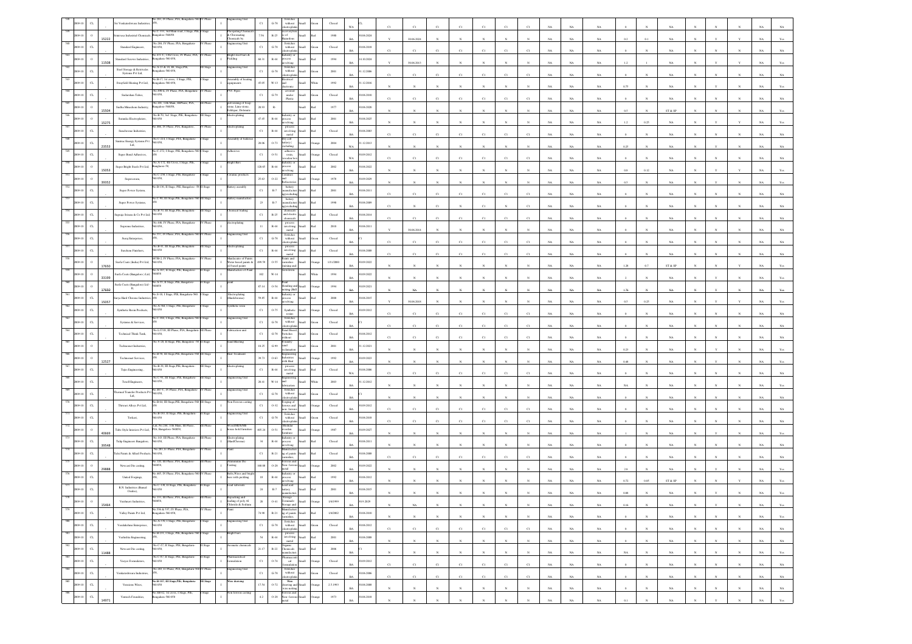| | | | | | | | | | | | | | | | | | | | | | | | | | | | | | | | | | | | |
|---|---|---|---|---|---|---|---|---|---|---|---|---|---|---|---|---|---|---|---|---|---|---|---|---|---|---|---|---|---|---|---|---|---|---|---|
| 539 | 2009-10 | CL | | Sri Venkateshwara Industries | No.203, IV Phase, PIA, Bangalore-560058 | IV Phase | I | Engineering Unit | C1 | G-78 | 3 stitches without electroplating | Small | Green | Closed | WA | CL | C1 | C1 | C1 | C1 | C1 | C1 | C1 | NA | NA | NA | 0 | N | NA | N | N | N | N | NA | NA |
| 540 | 2009-10 | O | 15222 | Srinivasa Industrial Chemicals | No.C-333, 3rd Main road, I Stage, PIE, Bangalore-560058 | I Stage | I | Phosphating Chemicals & Chromating Chemicals by | 7.56 | R-25 | Manufacture of | Small | Red | 1988 | BA | 30.06.2024 | Y | 30.06.2024 | N | N | N | N | N | NA | NA | NA | 0.2 | 0.1 | NA | N | Y | Y | N | NA | Yes |
| 541 | 2009-10 | CL | | Standard Engineers | No.288, IV Phase, PIA, Bangalore-560058 | IV Phase | I | Engineering Unit | C1 | G-78 | 3 stitches without electroplating | Small | Green | Closed | BA | 30.06.2018 | C1 | C1 | C1 | C1 | C1 | C1 | C1 | NA | NA | NA | 0 | N | NA | N | N | N | N | NA | NA |
| 542 | 2009-10 | O | 11508 | Standard Screws Industries | No.417, 11th Cross, IV Phase, PIA, Bangalore-560058 | IV Phase | I | Bright steel bars & Pickling | 60.31 | R-44 | Industry or process involving | Small | Red | 1994 | BA | 31.03.2024 | Y | 30.06.2013 | N | N | N | N | N | NA | NA | NA | 1.2 | 1 | NA | N | Y | Y | N | NA | Yes |
| 543 | 2009-10 | CL | | Steel Storage & Retrievals Systems Pvt Ltd | No.A-23 & 24, III Stage PIE, Bangalore-560058 | III Stage | I | Engineering Unit | C1 | G-78 | 3 stitches without electroplating | Small | Green | 2001 | BA | 31.12.2008 | C1 | C1 | C1 | C1 | C1 | C1 | C1 | NA | NA | NA | 0 | N | NA | N | N | N | N | NA | NA |
| 544 | 2009-10 | CL | | Steelfield Heating Pvt Ltd | No.B-17, 1st cross, I Stage, PIE, Bangalore-560058 | I Stage | I | Assembly of heating equipments | 45.05 | W-13 | Electrical and electronic | Small | White | 1992 | BA | 31.12.2016 | N | N | N | N | N | N | N | NA | NA | NA | 0.75 | N | NA | N | N | Y | N | NA | Yes |
| 545 | 2009-10 | CL | | Sudarshan Tubes | No.408-G, IV Phase, PIA, Bangalore-560058 | IV Phase | I | PVC Pipes | C1 | G-70 | covered under Plastic | Small | Green | Closed | BA | 30.06.2010 | C1 | C1 | C1 | C1 | C1 | C1 | C1 | NA | NA | NA | 0 | N | NA | N | N | N | N | NA | NA |
| 546 | 2009-10 | O | 15504 | Sudha Minechem Industry | No.201, 12th Main, III Phase, PIA, Bangalore-560058 | III Phase | I | pulverizing of Soap-stone, Lime stone, Feldspar, Dolomite | 20.93 | R- | | Small | Red | 1977 | BA | 30.06.2020 | N | N | N | N | N | N | N | NA | NA | NA | 0.5 | N | ST & SP | N | N | N | N | NA | Yes |
| 547 | 2009-10 | O | 15275 | Sumukha Electroplaters | No.B-70, 3rd Stage, PIE, Bangalore-560058 | III Stage | I | Electroplating | 47.05 | R-44 | Industry or process involving | Small | Red | 2001 | BA | 30.06.2025 | N | N | N | N | N | N | N | NA | NA | NA | 1.2 | 0.25 | NA | N | N | Y | Y | NA | Yes |
| 548 | 2009-10 | CL | | Sunchemse Industries | No.406, IV Phase, PIA, Bangalore-560058 | IV Phase | I | Electroplating | C1 | R-44 | process involving metal | Small | Red | Closed | BA | 30.06.2003 | C1 | C1 | C1 | C1 | C1 | C1 | C1 | NA | NA | NA | 0 | N | NA | N | N | N | N | NA | NA |
| 549 | 2009-10 | CL | 23553 | Sunrise Energy Systems Pvt Ltd | No.C-314, I Stage, PIA, Bangalore-560058 | I Stage | I | Assembly of batteries | 28.06 | O-73 | Dry cell battery (excluding | Small | Orange | 2004 | WA | 31.12.2013 | N | N | N | N | N | N | N | NA | NA | NA | 0.25 | N | NA | N | N | Y | N | NA | Yes |
| 550 | 2009-10 | CL | | Super Bond Adhesives | No.C-272, I Stage, PIE, Bangalore-560058 | I Stage | I | Adhesives | C1 | O-51 | adhesives resins | Small | Orange | Closed | WA | 30.09.2012 | C1 | C1 | C1 | C1 | C1 | C1 | C1 | NA | NA | NA | 0 | N | NA | N | N | N | N | NA | NA |
| 551 | 2009-10 | O | 15053 | Super Bright Steels Pvt Ltd | No.A-132, III Cross, I Stage, PIE, Bangalore-58 | I Stage | I | Bright Bars | 128.65 | R-44 | Industry or process involving | Small | Red | 2002 | BA | 30.06.2023 | N | N | N | N | N | N | N | NA | NA | NA | 0.8 | 0.12 | NA | N | N | Y | Y | NA | Yes |
| 552 | 2009-10 | O | 39352 | Superceramic | No.C-258, I Stage, PIE, Bangalore-560058 | I Stage | I | Ceramic products | 25.63 | O-22 | Ceramics and Refractories | Small | Orange | 1978 | BA | 30.09.2029 | N | N | N | N | N | N | N | NA | NA | NA | 0.5 | N | NA | N | N | Y | N | NA | Yes |
| 553 | 2009-10 | CL | | Super Power Systems | No.B-136, II Stage, PIE, Bangalore-560058 | II Stage | I | Battery assembly | C1 | R-7 | battery manufacture (excluding assembling) | Small | Red | 2001 | BA | 30.06.2011 | C1 | C1 | C1 | C1 | C1 | C1 | C1 | NA | NA | NA | 0 | N | NA | N | N | N | N | NA | NA |
| 554 | 2009-10 | CL | | Super Power Systems | No.C-98, III Stage, PIE, Bangalore-560058 | III Stage | I | Battery manufacture | 23 | R-7 | battery manufacture (excluding assembling) | Small | Red | 1998 | BA | 30.06.2009 | C1 | N | C1 | N | C1 | N | C1 | NA | NA | NA | 0 | N | NA | N | N | N | N | NA | NA |
| 555 | 2009-10 | CL | | Suprajo Sirena & Co Pvt Ltd | No.B-91, III Stage, PIE, Bangalore-560058 | III Stage | I | Chemical trading | C1 | R-25 | chemicals and electro chemicals | Small | Red | Closed | BA | 30.06.2018 | C1 | C1 | C1 | C1 | C1 | C1 | C1 | NA | NA | NA | 0 | N | NA | N | N | N | N | NA | NA |
| 556 | 2009-10 | CL | | Supreme Industries | No.446, IV Phase, PIA, Bangalore-560058 | IV Phase | I | electroplating | 11 | R-44 | process involving metal | Small | Red | 2010 | BA | 30.06.2011 | Y | 30.06.2018 | N | N | N | N | N | NA | NA | NA | 0 | N | NA | N | N | N | N | NA | NA |
| 557 | 2009-10 | CL | | Suraj Enterprises | No.337, IV Phase, PIA, Bangalore-560058 | IV Phase | I | Engineering Unit | C1 | G-78 | 3 stitches without electroplating | Small | Green | Closed | BA | C1 | C1 | C1 | C1 | C1 | C1 | C1 | C1 | NA | NA | NA | 0 | N | NA | N | N | N | N | NA | NA |
| 558 | 2009-10 | CL | | Surchem Finishers | No.B-41, III Stage, PIE, Bangalore-560058 | III Stage | I | Electroplating | C1 | R-44 | process involving metal | Small | Red | Closed | BA | 30.06.2008 | C1 | C1 | C1 | C1 | C1 | C1 | C1 | NA | NA | NA | 0 | N | NA | N | N | N | N | NA | NA |
| 559 | 2009-10 | O | 17650 | Surfa Coats (India) Pvt Ltd | #788-2, IV Phase, PIA, Bangalore-560058 | IV Phase | I | Manufacture of Paints, Water based paints & oil based paints | 499.59 | O-55 | Paints and varnishes (mixing and blending) | Small | Orange | 1/11/2000 | BA | 30.09.2022 | N | N | N | N | N | N | N | NA | NA | NA | 1.28 | 0.7 | ST & SP | N | N | N | Y | NA | Yes |
| 560 | 2009-10 | O | 33199 | Surfa Coats (Bangalore) Ltd | No.A-103, II Stage, PIE, Bangalore-560058 | II Stage | I | Manufacture of Paint | 102 | W-14 | distribution | Small | White | 1994 | BA | 30.09.2022 | N | N | N | N | N | N | N | NA | NA | NA | 2 | N | NA | N | N | Y | N | NA | Yes |
| 561 | 2009-10 | O | 17650 | Surfa Coats (Bangalore) Ltd - II | No.A-75, II Stage, PIE, Bangalore-560058 | II Stage | I | paint | 87.14 | O-54 | Paint blending and mixing (Ball mill) | Small | Orange | 1994 | BA | 30.09.2021 | N | NA | N | N | N | N | N | NA | NA | NA | 1.76 | N | NA | N | N | N | N | NA | Yes |
| 562 | 2009-10 | O | 15057 | Surya Hard Chrome Industries | No.S-18, I Stage, PIE, Bangalore-560058 | I Stage | I | Electroplating (Hardchrome) | 58.85 | R-44 | Industry or process involving | Small | Red | 2000 | BA | 30.06.2017 | Y | 30.06.2018 | N | N | N | N | N | NA | NA | NA | 0.5 | 0.25 | NA | N | N | Y | Y | NA | Yes |
| 563 | 2009-10 | CL | | Synthetic Resin Products | No.C-368, I Stage, PIE, Bangalore-560058 | I Stage | I | Synthetic resin | C1 | O-75 | Synthetic resins | Small | Orange | Closed | BA | 30.09.2012 | C1 | C1 | C1 | C1 | C1 | C1 | C1 | NA | NA | NA | 0 | N | NA | N | N | N | N | NA | NA |
| 564 | 2009-10 | CL | | Systems & Services | No.C-308, I Stage, PIE, Bangalore-560058 | I Stage | I | Engineering Unit | C1 | G-78 | 3 stitches without electroplating | Small | Green | Closed | BA | C1 | C1 | C1 | C1 | C1 | C1 | C1 | C1 | NA | NA | NA | 0 | N | NA | N | N | N | N | NA | NA |
| 565 | 2009-10 | CL | | Technical Think Tank | No.3, 17/18, III Phase, PIA, Bangalore-560058 | III Phase | I | Fabrication unit | C1 | G-78 | stitches without | Small | Green | Closed | BA | 30.06.2012 | C1 | C1 | C1 | C1 | C1 | C1 | C1 | NA | NA | NA | 0 | N | NA | N | N | N | N | NA | NA |
| 566 | 2009-10 | O | | Technomet Industries | No.V-28, II Stage, PIE, Bangalore-58 | II Stage | I | Sand Blasting | 18.25 | G-99 | Foundry sand reclamation | Small | Green | 2001 | BA | 31.12.2021 | N | N | N | N | N | N | N | NA | NA | NA | 0.25 | N | NA | N | N | Y | N | NA | Yes |
| 567 | 2009-10 | O | 12527 | Technomet Services | No.B-58, III Stage, PIE, Bangalore-560058 | III Stage | I | Heat Treatment | 39.73 | O-63 | Engineering industries with heat treatment | Small | Orange | 1992 | BA | 30.09.2023 | N | N | N | N | N | N | N | NA | NA | NA | 0.48 | N | NA | N | N | Y | N | NA | Yes |
| 568 | 2009-10 | CL | | Tejas Engineering | No.B-59, III Stage, PIE, Bangalore-560058 | III Stage | I | Electroplating | C1 | R-44 | process involving metal | Small | Red | Closed | WA | 30.06.2006 | C1 | C1 | C1 | C1 | C1 | C1 | C1 | NA | NA | NA | 0 | N | NA | N | N | N | N | NA | NA |
| 569 | 2009-10 | CL | | Tesoll Engineers | No.C-91, III Stage, PIE, Bangalore-560058 | III Stage | I | Engineering Unit | 28.41 | W-14 | Engineering and fabrication | Small | White | 2003 | BA | 31.12.2012 | N | N | N | N | N | N | N | NA | NA | NA | NA | N | NA | N | N | N | N | NA | Yes |
| 570 | 2009-10 | CL | | Thermal Transfer Products Pvt Ltd | No.482-C, IV Phase, PIA, Bangalore-560058 | IV Phase | I | Engineering Unit | C1 | G-78 | 3 stitches without electroplating | Small | Green | Closed | BA | C1 | N | N | N | N | N | N | N | NA | NA | NA | 0 | N | NA | N | N | N | N | NA | NA |
| 571 | 2009-10 | CL | | Thermo Alloys Pvt Ltd | No.B-94, III Stage, PIE, Bangalore-560058 | III Stage | I | Non Ferrous casting | C1 | O-32 | Forging of ferrous and non ferrous | Small | Orange | Closed | BA | 30.09.2012 | C1 | C1 | C1 | C1 | C1 | C1 | C1 | NA | NA | NA | 0 | N | NA | N | N | N | N | NA | NA |
| 572 | 2009-10 | CL | | Torkari | No.B-103, II Stage, PIE, Bangalore-560058 | II Stage | I | Engineering Unit | C1 | G-78 | 3 stitches without electroplating | Small | Green | Closed | BA | 30.06.2018 | C1 | C1 | C1 | C1 | C1 | C1 | C1 | NA | NA | NA | 0 | N | NA | N | N | N | N | NA | NA |
| 573 | 2009-10 | O | 40669 | Tube Style Interiors Pvt Ltd | 148, No.388, 10th Main, III Phase, PIA, Bangalore-560058 | III Phase | I | Wood, SMD/MDF house hold furniture | 605.24 | O-51 | Modular wooden furniture | Small | Orange | 1987 | BA | 30.09.2027 | N | N | N | N | N | N | N | NA | NA | NA | 1 | N | NA | N | N | Y | N | NA | Yes |
| 574 | 2009-10 | CL | 39548 | Tulip Engineers Bangalore | No.103, III Phase, PIA, Bangalore-560058 | III Phase | I | Electroplating (HardChrome) | 34 | R-44 | Industry or process involving | Small | Red | Closed | BA | 30.06.2011 | N | N | N | N | N | N | N | NA | NA | NA | 0 | N | NA | N | N | N | N | NA | Yes |
| 575 | 2009-10 | CL | | Tulsi Paints & Allied Products | No.205, IV Phase, PIA, Bangalore-560058 | IV Phase | I | Paint | C1 | R-21 | Manufacturing of paints varnishes | Small | Red | Closed | BA | 30.06.2008 | C1 | C1 | C1 | C1 | C1 | C1 | C1 | NA | NA | NA | 0 | N | NA | N | N | N | N | NA | NA |
| 576 | 2009-10 | O | 29888 | Newcast Die casting | No.121, III Phase, PIA, Bangalore-560058 | III Phase | I | Aluminium Die Casting | 160.08 | O-28 | Ferrous and Non ferrous metal | Small | Orange | 2002 | BA | 30.09.2022 | N | N | N | N | N | N | N | NA | NA | NA | 2.8 | N | NA | N | N | N | N | NA | Yes |
| 577 | 2009-10 | CL | | United Forgings | No.465, IV Phase, PIA, Bangalore-560058 | IV Phase | I | Bolts, Wires and bright bars with pickling | 18 | R-44 | Industry or process involving | Small | Red | 1992 | BA | 30.06.2013 | N | N | N | N | N | N | N | NA | NA | NA | 0.72 | 0.05 | ST & SP | N | N | Y | N | NA | Yes |
| 578 | 2009-10 | CL | | R.N. Industries (Bismal Oxides) | No.C-198, II Stage, PIE, Bangalore-560058 | II Stage | I | Lead sub oxide | 24 | R-7 | Lead acid battery manufacture | Small | Red | 2001 | BA | 30.06.2015 | N | N | N | N | N | N | N | NA | NA | NA | 0.88 | N | NA | N | N | Y | N | NA | Yes |
| 579 | 2009-10 | O | 15464 | Vaishnavi Industries | No.331, III Phase, PIA, Bangalore-560058 | III Phase | I | Repacking and trading of poly Al Chloride & Sodium | 28 | O-41 | Storage Terminals - Storage and | Small | Orange | 1/8/1999 | BA | 30.9.2029 | N | NA | N | N | N | N | N | NA | NA | NA | 0.16 | N | NA | N | N | Y | N | NA | Yes |
| 580 | 2009-10 | CL | | Valley Paints Pvt Ltd | No.536 & 537, IV Phase, PIA, Bangalore-560058 | IV Phase | I | Paint | 74.98 | R-21 | Manufacturing of paints varnishes | Small | Red | 1/8/2002 | BA | 30.06.2010 | N | N | N | N | N | N | N | NA | NA | NA | 0 | N | NA | N | N | N | N | NA | Yes |
| 581 | 2009-10 | CL | | Varalakshmi Enterprises | No.A-370, I Stage, PIE, Bangalore-560058 | I Stage | I | Engineering Unit | C1 | G-78 | 3 stitches without electroplating | Small | Green | Closed | BA | 30.06.2012 | C1 | C1 | C1 | C1 | C1 | C1 | C1 | NA | NA | NA | 0 | N | NA | N | N | N | N | NA | NA |
| 582 | 2009-10 | CL | | Vasundhra Engineering | No.B-231, I Stage, PIE, Bangalore-560058 | I Stage | I | Bright bars | 54 | R-44 | process involving metal | Small | Red | 2001 | BA | 30.06.2008 | N | N | N | N | N | N | N | NA | NA | NA | 0 | N | NA | N | N | N | N | NA | NA |
| 583 | 2009-10 | CL | 11488 | Newcast Die casting | No.C-27, II Stage, PIE, Bangalore-560058 | II Stage | I | Aromatic chemicals | 21.17 | R-22 | Organic Chemicals manufacture | Small | Red | 2006 | BA | C1 | N | N | N | N | N | N | N | NA | NA | NA | NA | N | NA | N | N | N | N | NA | Yes |
| 584 | 2009-10 | CL | | Veeyor Formulations | No.C-97, II Stage, PIE, Bangalore-560058 | II Stage | I | Pharmaceutical formulation | C1 | O-54 | Pharmaceutical formulation | Small | Orange | Closed | BA | 30.09.2012 | C1 | C1 | C1 | C1 | C1 | C1 | C1 | NA | NA | NA | 0 | N | NA | N | N | N | N | NA | NA |
| 585 | 2009-10 | CL | | Venkateshwara Industries | No.285, IV Phase, PIA, Bangalore-560058 | IV Phase | I | Engineering Unit | C1 | G-78 | 3 stitches without electroplating | Small | Green | Closed | BA | 30.06.2008 | C1 | C1 | C1 | C1 | C1 | C1 | C1 | NA | NA | NA | 0 | N | NA | N | N | N | N | NA | NA |
| 586 | 2009-10 | CL | | Vensanu Wires | No.B-167, III Stage, PIE, Bangalore-560058 | III Stage | I | Wire drawing | 17.54 | O-72 | Wire drawing and wire netting | Small | Orange | 2.5.1993 | BA | 30.06.2008 | N | N | N | N | N | N | N | NA | NA | NA | 0 | N | NA | N | N | N | N | NA | NA |
| 587 | 2009-10 | CL | 14071 | Vennels Foundries | No.SB-02, 1st cross, I Stage, PIE, Bangalore-560058 | I Stage | I | Non ferrous casting | 4.2 | O-28 | Ferrous and Non ferrous metal | Small | Orange | 1973 | BA | 30.06.2018 | N | N | N | N | N | N | N | NA | NA | NA | 0.1 | N | NA | N | N | Y | N | NA | Yes |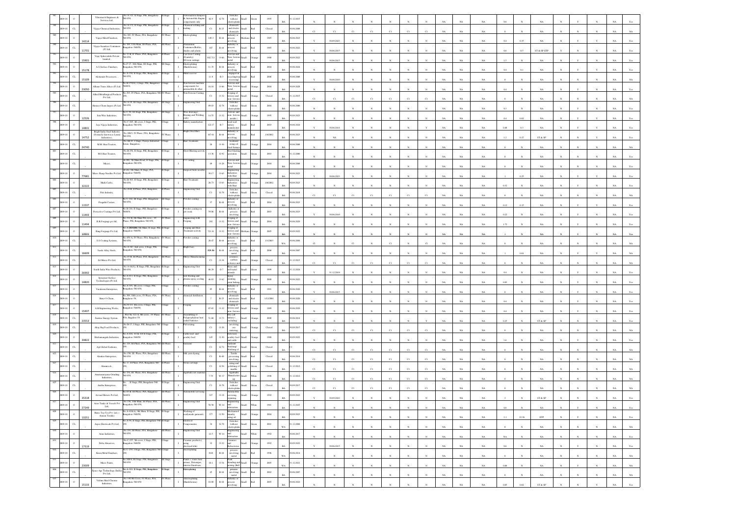| 587 | 2009-10 | O | | Vibrotech Engineers & Services Ltd., | No.A-321, II Stage, PIE, Bangalore-560 058, | II Stage | | Vibration dampers & Automobile Engine components only | 82.9 | G-78 | Switches without electroplating | Small | Green | 1995 | BA | 31.12.2015 | N | N | N | N | N | N | N | N | NA | NA | NA | 0.6 | N | NA | N | Y | N | NA | Yes |
|---|---|---|---|---|---|---|---|---|---|---|---|---|---|---|---|---|---|---|---|---|---|---|---|---|---|---|---|---|---|---|---|---|---|---|---|---|
| 588 | 2009-10 | CL | | Vijaya Chemical Industries, | No.A-232, II Stage, PIE, Bangalore-560 058 | II Stage | I | Chemical trading and trading | C1 | R-25 | chemicals and electro chemicals | Small | | Closed | BA | 30.06.2008 | C1 | C1 | C1 | C1 | C1 | C1 | C1 | NA | NA | NA | 0 | N | NA | N | N | N | NA | NA |
| 589 | 2009-10 | O | 14214 | Vijaya Metal Finishers | No.385, IV Phase, PIA, Bangalore-560 058, | IV Phase | I | Electroplating | 149.5 | R-44 | Industry or process involving | Medium | Red | 1985 | BA | 30.06.2023 | Y | 30.09.2023 | N | N | N | N | N | NA | NA | NA | 0.4 | 0.35 | NA | N | Y | Y | NA | Yes |
| 590 | 2009-10 | CL | 11701 | Vijaya Ananthra Containers (P) Ltd. | No.395, 11th Main, III Phase, PIA, Bangalore-560058. | III Phase | I | Aluminium Containers/Bottles, shades and plastic | 107 | R-44 | Industry or process involving | Small | Red | 1985 | BA | 30.06.2022 | Y | 30.06.2015 | N | N | N | N | N | NA | NA | NA | 0.6 | 0.5 | ST & SP STP | Y | N | N | NA | Yes |
| 591 | 2009-10 | O | 15901 | Vijay Spheroidals Private Limited., | No.17-B, II Phase, PIA, Bangalore-560 058, | II Phase | I | Ferrous Casting (Foundry) SG iron castings | 302.71 | O-66 | Ferrous and Non -ferrous metal | Small | Orange | 1988 | BA | 30.09.2022 | Y | 30.06.2015 | N | N | N | N | N | NA | NA | NA | 1.5 | N | NA | N | N | N | NA | Yes |
| 592 | 2009-10 | O | 15178 | A.S.Surface Finishers, | No.F-27, 18th Main, III Stage, PIE, Bengaluru-560 058, | III Stage | I | Electroplating (Hardchrome) | 11.35 | R-44 | Industry or process involving | Small | Red | 2004 | BA | 30.06.2024 | N | N | N | N | N | N | N | NA | NA | NA | 0.4 | 0.1 | NA | N | Y | Y | NA | Yes |
| 593 | 2009-10 | O | 15209 | Akhsmith Processors, | No.A-358, II Stage, PIE, Bengaluru-560 058, | II Stage | I | Metal recovery | 11.8 | R-3 | engaged in recycling/reprocessing | Small | Red | 2006 | BA | 30.06.2008 | Y | 30.06.2010 | N | N | N | N | N | NA | NA | NA | 0 | N | NA | N | N | N | NA | NA |
| 594 | 2009-10 | O | 23050 | Alluser Tronx Alloys (P) Ltd, | No.B-279(A), I Stage, PIE, Bangalore-560058, | I Stage | I | Non-ferrous Aluminum components for automobile & other | 16.16 | O-66 | Ferrous and Non -ferrous metal | Small | Orange | 2004 | BA | 30.09.2028 | N | N | N | N | N | N | N | NA | NA | NA | 0.4 | N | NA | N | N | N | NA | Yes |
| 595 | 2009-10 | CL | | Allied Metallurgical Products Pvt Ltd., | No.269, IV Phase, PIA, Bangalore-560 058, | IV Phase | I | Non Ferrous Casting | C1 | O-32 | Forging of ferrous and non -ferrous | Small | Orange | Closed | BA | 31.12.2015 | C1 | C1 | C1 | C1 | C1 | C1 | C1 | NA | NA | NA | 0 | N | NA | N | N | N | NA | NA |
| 596 | 2009-10 | CL | | Hemero Chem Impex (P) Ltd, | No.A-25, III Stage, PIE, Bangalore-560 058, | III Stage | I | Engineering Unit | 89.03 | G-78 | Switches without electroplating | Small | Green | 2004 | BA | 30.06.2008 | N | N | N | N | N | N | N | NA | NA | NA | 0.3 | N | NA | N | Y | N | NA | Yes |
| 597 | 2009-10 | O | 12526 | Jain Wire Industries, | No.C-94, III Stage, PIE, Bangalore-560 058, | III Stage | I | Wire drawing ( Brazing and Welding rods) | 14.55 | O-32 | Ferrous and non -ferrous metals ( | Small | Orange | 1995 | BA | 30.09.2023 | N | N | N | N | N | N | N | NA | NA | NA | 0.4 | 0.02 | NA | N | Y | Y | NA | Yes |
| 598 | 2009-10 | O | 14831 | Jaya Vijaya Industries, | No.C-205, 4th cross, I Stage, PIE, Bengaluru-560 058, | I Stage | I | Battery manufacture | 122.17 | R-7 | Lead acid battery manufacture | Small | Red | 2003 | BA | 30.06.2024 | Y | 30.06.2014 | N | N | N | N | Y | NA | NA | NA | 0.48 | 0.3 | NA | N | Y | Y | NA | Yes |
| 599 | 2009-10 | O | 14752 | Bright India Steel Industry (Formerly known as Laxmi Industries), | No.288/3, IV Phase, PIA, Bangalore-560 058, | IV Phase | I | Bright Steel Bars | 167.01 | R-44 | Industry or process involving | Small | Red | 1/4/2002 | BA | 30.06.2023 | N | NA | N | N | N | N | N | NA | NA | NA | 1.2 | 0.27 | ST & SP | N | Y | N | NA | Yes |
| 600 | 2009-10 | CL | 24740 | M.M. Heat Treaters, | No.540-D, I Stage, Peenya Industrial Estate, Bangalore, | I Stage | I | Heat Treatment | 28 | O-36 | Treatment using oil fired furnace | Small | Orange | 2004 | BA | 30.06.2008 | N | N | N | N | N | N | N | NA | NA | NA | 0 | N | NA | N | N | N | NA | NA |
| 601 | 2009-10 | CL | | M.S Heat Treaters, | No.B-256, II Stage, PIE, Bangalore-560 058, | II Stage | I | Shoot Blasting activity | 13.36 | G-92 | Shot blasting operation | Small | Green | 2003 | BA | 31.12.2006 | N | N | N | N | N | N | N | NA | NA | NA | 0 | N | NA | N | N | N | NA | NA |
| 602 | 2009-10 | CL | | Maxcri, | B-503, 7th Main Road, II Stage, PIE, Bengaluru-560 058, | II Stage | I | C.I. casting | 49 | O-28 | Ferrous and Non -ferrous metal | Small | Orange | 2004 | BA | 30.06.2008 | N | N | N | N | N | N | N | NA | NA | NA | 0 | N | NA | N | N | N | NA | Yes |
| 603 | 2009-10 | O | 77681 | Micro Sharp Needles Pvt Ltd, | B-241, 6th Main, II Stage, PIA, Bangalore-560058, | II Stage | I | Surgical Suture needles | 39.17 | O-63 | Engineering industries with Heat | Small | Orange | 2004 | BA | 30.06.2023 | Y | 30.06.2023 | N | N | N | N | N | NA | NA | NA | 1 | 0.25 | NA | N | Y | Y | NA | Yes |
| 604 | 2009-10 | O | 12222 | Multi Carbs, | No.B-303, II Stage, PIE, Bangalore-560 058, | II Stage | I | Heat Treatment | 28.73 | O-63 | Engineering Industries with Heat | Small | Orange | 1/6/2002 | BA | 30.09.2023 | N | N | N | N | N | N | N | NA | NA | NA | 0.32 | N | NA | N | Y | N | NA | Yes |
| 605 | 2009-10 | CL | | Palt Industry, | No.23-B, II Phase, PIA, Bangalore, | II Phase | I | Engineering Unit | C1 | G-78 | Switches without electroplating | Small | Green | Closed | BA | 30.06.2018 | C1 | C1 | C1 | C1 | C1 | C1 | C1 | NA | NA | NA | 0 | N | NA | N | N | N | NA | NA |
| 606 | 2009-10 | O | 11537 | Pragathi Coaters, | No.C-342, III Stage, PIE, Bangalore-560 058, | III Stage | I | Powder coating | 37 | R-44 | Industry or process involving | Small | Red | 2004 | BA | 30.06.2023 | N | N | N | N | N | N | N | NA | NA | NA | 0.12 | 0.15 | NA | N | Y | Y | NA | Yes |
| 607 | 2009-10 | O | 11403 | Protective Coatings Pvt Ltd, | No.B-230, II Stage, PIE, Bangalore-560058, | II Stage | I | Powder coating on job work | 59.06 | R-44 | Industry or process involving | Small | Red | 2003 | BA | 30.06.2023 | Y | 30.06.2016 | N | N | N | N | N | NA | NA | NA | 0.22 | N | NA | N | Y | N | NA | Yes |
| 608 | 2009-10 | O | 11494 | R.B.Forgings pvt ltd, | No.352-B, 6th Main 9th cross, IV Phase, PIE, Bengaluru-560 058, | IV Phase | I | Engineering with Forging | 292 | O-32 | Forging of ferrous and non -ferrous | Small | Orange | 2004 | BA | 30.06.2029 | N | N | N | N | N | N | N | NA | NA | NA | 1.72 | N | NA | N | Y | N | NA | Yes |
| 609 | 2009-10 | O | 12933 | Rang Forgings Pvt Ltd, | No.A-288/288, 6th Main, II stage, PIE, Bangalore-560058, | II Stage | I | Forging and Heat Treatment activity | 721.41 | O-32 | Forging of ferrous and non -ferrous | Medium | Orange | 2005 | BA | 30.09.2022 | N | N | N | N | N | N | N | NA | NA | NA | 1 | N | NA | N | Y | N | NA | Yes |
| 610 | 2009-10 | CL | | S.S Coating Systems, | No.450-A, IV Phase, PIA, Bangalore-560 058, | IV Phase | I | Powder coating | 28.47 | R-44 | Industry or process involving | Small | Red | 1/1/2003 | WA | 30.06.2008 | C1 | N | C1 | N | C1 | N | C1 | NA | NA | NA | 0 | N | NA | N | N | N | NA | NA |
| 611 | 2009-10 | CL | 16609 | Sarda Alloy Steels, | No.A-563, 2nd cross, I Stage, PIE, Bengaluru-560 058, | I Stage | I | Bright bars | 329.86 | R-44 | process involving metal | Small | Red | 2006 | BA | 30.06.2007 | N | N | N | N | N | N | N | NA | NA | NA | 1 | 0.01 | NA | N | Y | N | NA | Yes |
| 612 | 2009-10 | CL | | Sil Mirror Pvt Ltd, | No.65-B, III Phase, PIA, Bangalore-560 058, | III Phase | I | Mirror Manufacturing | C1 | O-34 | ceramic, earthen potteries and | Small | Orange | Closed | BA | 31.12.2015 | C1 | C1 | C1 | C1 | C1 | C1 | C1 | NA | NA | NA | 0 | N | NA | N | N | N | NA | NA |
| 613 | 2009-10 | O | 26992 | South India Wire Products, | No.A-44(A), II Stage, PIE, Bangalore-560 058, | II Stage | I | Engineering Unit | 86.29 | G-7 | Brass and bell metal utensils | Small | Green | 1999 | BA | 31.12.2024 | Y | 31.12.2018 | N | N | N | N | N | NA | NA | NA | 0.4 | N | NA | N | Y | N | NA | Yes |
| 614 | 2009-10 | O | 14820 | Synergetc Surface Technologies (P) Ltd, | No.A-413, II Stage, PIE, Bangalore-560 058, | II Stage | I | Grit blasting and plasma spray coating | 46.83 | O-62 | Spray painting, paint baking | Small | Orange | 2000 | BA | 30.06.2022 | N | N | N | N | N | N | N | NA | NA | NA | 0.03 | N | NA | N | Y | N | NA | Yes |
| 615 | 2009-10 | CL | | Varalaxmi Enterprises, | No.A-395, 4th cross, I Stage, PIE, Bengaluru-560 058, | I Stage | I | Powder coating | 45 | R-44 | Industry or process involving | Small | Red | 1991 | BA | 30.06.2020 | Y | 30.06.2013 | N | N | N | N | N | NA | NA | NA | 0 | N | NA | N | N | N | NA | NA |
| 616 | 2009-10 | O | | Bensi-O-Chem, | No.389, 10th cross, IV Phase, PIA, Bangalore-58, | IV Phase | I | chemical distillation | 7 | R-25 | chemicals and electro chemicals | Small | Red | 1/12/2001 | BA | 30.06.2020 | N | N | N | N | N | N | N | NA | NA | NA | 0.4 | N | NA | N | Y | N | NA | Yes |
| 617 | 2009-10 | O | 15407 | A.B Engineering Works, | No.N-3/3, 8th cross, I Stage, PIE, Bangalore-560058, | I Stage | I | Forging | 87.65 | O-32 | Forging of ferrous and non -ferrous | Small | Orange | 1989 | BA | 30.06.2029 | N | N | N | N | N | N | N | NA | NA | NA | 0.4 | N | NA | N | Y | N | NA | Yes |
| 618 | 2009-10 | CL | 23553 | Sentrax Energy Systems, | Plot No. 321-A, 4th cross, IV Phase, PIA, Bagalore-58 | IV Phase | I | Assembling of Pb(propylplene heat sealed batteries | 51.68 | O-71 | dry cell battery ( excluding | Small | Orange | 2000 | BA | 30.06.2014 | N | N | N | N | N | N | N | NA | NA | NA | 0.25 | N | ST & SP | N | N | N | NA | Yes |
| 619 | 2009-10 | CL | | Abray Raj Food Products, | No.B-17, I Stage, PIE, Bengaluru-560 058, | I Stage | I | Pulverizing | C1 | O-50 | involving rice milling | Small | Orange | Closed | BA | 30.09.2017 | C1 | C1 | C1 | C1 | C1 | C1 | C1 | NA | NA | NA | 0 | N | NA | N | N | N | NA | NA |
| 620 | 2009-10 | O | 34822 | Shubramanyan Industries, | No.A-418, 417 & 418 II Stage, PIE, Bangalore-560058, | II Stage | I | Cattle feed and poultry feed | 105 | O-30 | Fish feed, poultry feed and cattle | Small | Orange | 1988 | BA | 30.09.2022 | N | N | N | N | N | N | N | NA | NA | NA | 1.6 | N | NA | N | Y | N | NA | Yes |
| 621 | 2009-10 | CL | | Ajit Global Fashions, | No.119, III Phase, PIA, Bengaluru-560 058, | III Phase | I | Garments | C1 | G-72 | Garment Stitching/ Stitching of | Small | Green | Closed | | C1 | C1 | C1 | C1 | C1 | C1 | C1 | C1 | NA | NA | NA | 0 | N | NA | N | N | N | NA | NA |
| 622 | 2009-10 | CL | | Alankar Enterprises, | No.158, III Phase, PIA, Bangalore-560 058, | III Phase | I | Silk yarn dyeing | C1 | R-60 | Textile processing involving | Small | Red | Closed | BA | 30.06.2014 | C1 | C1 | C1 | C1 | C1 | C1 | C1 | NA | NA | NA | 0 | N | NA | N | N | N | NA | NA |
| 623 | 2009-10 | CL | | Almitreck, | No.11, II Phase, PIA, Bengaluru-560 058, | II Phase | I | Stone carvings | C1 | G-56 | Sizing and polishing of marble | Small | Green | Closed | BA | 31.12.2012 | C1 | C1 | C1 | C1 | C1 | C1 | C1 | NA | NA | NA | 0 | N | NA | N | N | N | NA | NA |
| 624 | 2009-10 | CL | | Anantanarayana Grinding Industries, | No.156, III Phase, PIA, Bangalore-560 058, | III Phase | I | Agarbathi raw material | 7.79 | W-37 | Agarbathi Manufacturing | Small | White | 1990 | BA | 31.12.2012 | C1 | C1 | C1 | C1 | C1 | C1 | C1 | NA | NA | NA | 0 | N | NA | N | N | N | NA | NA |
| 625 | 2009-10 | CL | | Anitha Enterprises, | No. , II Stage, PIE, Bengaluru-560 058, | II Stage | I | Engineering Unit | C1 | G-78 | Switches without electroplating | Small | Green | Closed | BA | 30.09.2017 | C1 | C1 | C1 | C1 | C1 | C1 | C1 | NA | NA | NA | 0 | N | NA | N | N | N | NA | NA |
| 626 | 2009-10 | O | 35318 | Arvind Motors Pvt Ltd, | No.85-B, III Phase, PIA, Bangalore-560058, | III Phase | I | Automobile servicing | 327 | O-18 | Automobile servicing, repairing | Small | Orange | 1992 | BA | 30.09.2022 | Y | 30.09.2022 | N | N | N | N | N | NA | NA | NA | 3 | N | ST & SP | N | N | N | NA | Yes |
| 627 | 2009-10 | O | 27249 | Arun Tanks & Vessels Pvt Ltd, | No.158, 10th Main, III Phase, PIA, Bengaluru-560 058, | III Phase | I | Engineering Unit | 58.58 | W-14 | Engineering and fabrication | Small | White | 1991 | BA | 31.12.2025 | N | N | N | N | N | N | N | NA | NA | NA | 0.8 | N | NA | N | Y | N | NA | Yes |
| 628 | 2009-10 | O | 13251 | Banco Tex-Tex Pvt Ltd, (Arnem Textile) | No.A-410(A), 9th Main, II Stage, PIE, Bangalore-560058, | II Stage | I | Washing of readymade garments | 377 | O-50 | Mechanized laundry using oil | Small | Orange | 2004 | BA | 30.09.2023 | N | N | N | N | N | N | N | NA | NA | NA | 1.1 | 22.36 | ETP | N | Y | Y | NA | Yes |
| 629 | 2009-10 | CL | | Arpee Electricals Pvt Ltd, | No.A-36, II Stage, PIE, Bengaluru-560 058, | II Stage | I | Electrical Components | 34 | G-78 | Switches without electroplating | Small | Green | 2001 | WA | 31.12.2004 | N | N | N | N | N | N | N | NA | NA | NA | 0 | N | NA | N | N | N | NA | NA |
| 630 | 2009-10 | O | | Arun Industries, | No.159, III Phase, PIA, Bangalore-560 058 | III Phase | I | Engineering Unit | 12.5 | W-14 | Engineering and fabrication | Small | White | 1992 | BA | 30.06.2017 | N | N | N | N | N | N | N | NA | NA | NA | NA | N | NA | N | N | N | NA | Yes |
| 631 | 2009-10 | O | 17319 | Delta Abrasives, | No.C-257, 5th cross, I Stage, PIE, Bangalore-560058 | I Stage | I | Ceramic products ( using electrical kiln) | 32 | O-22 | Ceramics and Refractories | Small | Orange | 1992 | BA | 30.09.2022 | Y | 30.06.2015 | N | N | N | N | N | NA | NA | NA | 0.6 | N | NA | N | Y | N | NA | Yes |
| 632 | 2009-10 | CL | | Kiran Metal Finishers, | No.C-259, I Stage, PIE, Bengaluru-560 058, | I Stage | I | electroplating | 8.65 | R-44 | process involving metal | Small | Red | 1996 | WA | 30.06.2014 | N | N | N | N | N | N | N | NA | NA | NA | 0 | N | NA | N | N | N | NA | NA |
| 633 | 2009-10 | O | 23009 | Micro Paints, | No.C-509-A, III Stage, PIE, Bangalore-560 058 | III Stage | I | Paints ( water base primer, Distemper, interior Emulsions | 10.1 | O-54 | Paint blending and mixing (Ball | Small | Orange | 2005 | WA | 31.12.2021 | N | N | N | N | N | N | N | NA | NA | NA | 0.08 | N | NA | N | Y | N | NA | Yes |
| 634 | 2009-10 | CL | | Space Age Technology (India) Pvt Ltd, | No.A-421, II Stage, PIE, Bengaluru-560 058 | II Stage | I | Electroplating | 45 | R-44 | process involving metal | Small | Red | 2002 | BA | 30.06.2007 | N | N | N | N | N | N | N | NA | NA | NA | 0 | N | NA | N | N | N | NA | NA |
| 635 | 2009-10 | O | 15133 | Vishnu Hard Chrome Industries, | No.338/B6 Cross, IV Phase, PIA, Bengaluru-560 058 | IV Phase | I | Electroplating (Hardchrome) | 18.88 | R-44 | Industry or process involving | Small | Red | 2005 | BA | 30.06.2022 | N | N | N | N | N | N | N | NA | NA | NA | 0.05 | 0.02 | ST & SP | N | Y | Y | NA | Yes |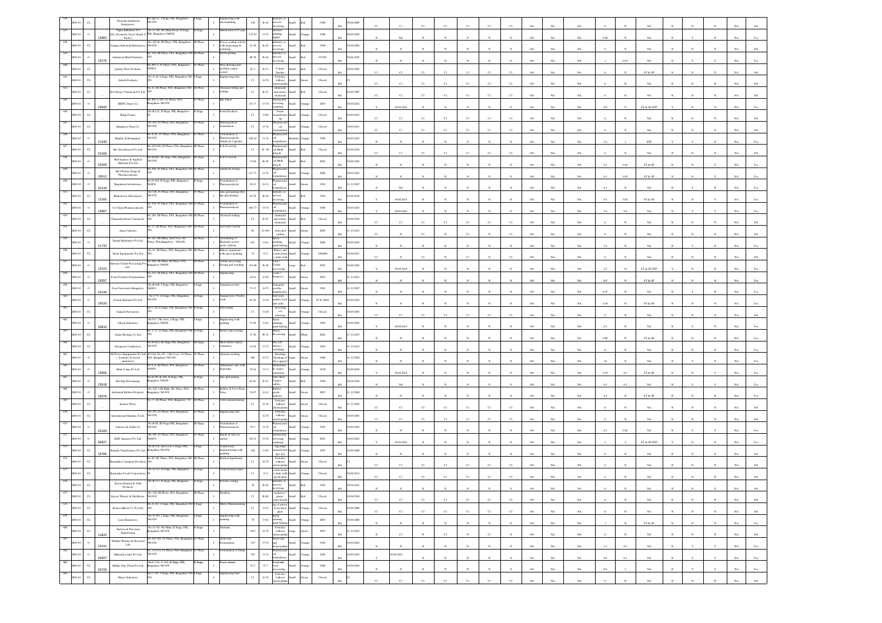| | | | | | | | | | | | | | | | | | | | | | | | | | | | | | | | | | | |
|---|---|---|---|---|---|---|---|---|---|---|---|---|---|---|---|---|---|---|---|---|---|---|---|---|---|---|---|---|---|---|---|---|---|---|
| 636 | 2009-10 | CL | - | Dwaraka Industrial Enterprises, | No.S(p) 51, I Stage, PIE, Bangalore-560 058 | I Stage | I | Engineering with electroplating | 130 | R-44 | Industry or process involving | Small | Red | 1980 | 03.06.2009 | BA | C1 | C1 | C1 | C1 | C1 | C1 | C1 | NA | NA | NA | 0 | N | NA | N | N | N | NA | NA |
| 637 | 2009-10 | O | 13863 | Nipra Industries Pvt Ltd, (Formerly Aryan Graph O Peeks) | No.A-149, 9th Main Road, II Stage, PIE, Bangalore-560058, | II Stage | I | Manufacture PVC pipes | 172.67 | O-35 | Extrusion moulding | Small | Orange | 1986 | 30.09.2020 | BA | N | NA | N | N | N | N | N | NA | NA | NA | 0.96 | N | NA | N | Y | N | NA | Yes |
| 638 | 2009-10 | CL | - | Ganapa Industrial Enterprises, | No.185-B, III Phase, PIA, Bangalore-560 058 | III Phase | I | Power coating activity with degreasing & polishing | 21.58 | R-44 | Industry or process involving | Small | Red | 1990 | 03.06.2002 | BA | N | N | N | N | N | N | N | NA | NA | NA | 0 | N | NA | N | N | N | NA | NA |
| 639 | 2009-10 | O | 15276 | Industrial Metal Finishers, | No.118, III Phase, PIA, Bangalore-560 058, | III Phase | I | Electroplating | 88.78 | R-44 | Industry or process involving | Small | Red | 1/1/1985 | 30.06.2025 | BA | N | N | N | N | N | N | N | NA | NA | NA | 1 | 0.03 | NA | N | Y | Y | NA | Yes |
| 640 | 2009-10 | CL | - | Quality Wire Products, | No.485-S, IV Phase, PIA, Bangalore-560058 | IV Phase | I | Wire drawing and pickling copper coated | 81.2 | R-51 | Copper Smelter | Small | Red | Closed | 03.06.2005 | BA | C1 | C1 | C1 | C1 | C1 | C1 | C1 | NA | NA | NA | 0 | N | ST & SP | N | N | N | NA | NA |
| 641 | 2009-10 | CL | - | Ashadh Products, | No.A-18, I Stage, PIE, Bangalore-560 058 | I Stage | I | Engineering Unit | C1 | G-78 | Switches without electroplating | Small | Green | Closed | C1 | BA | C1 | C1 | C1 | C1 | C1 | C1 | C1 | NA | NA | NA | 0 | N | NA | N | N | N | NA | NA |
| 642 | 2009-10 | CL | - | R.G.Deeps Chemicals Pvt Ltd, | No.47, III Phase, PIA, Bangalore-560 058, | III Phase | I | Chemical filling and trading | C1 | R-25 | chemicals and electro chemicals | Small | Red | Closed | 03.09.2007 | BA | C1 | C1 | C1 | C1 | C1 | C1 | C1 | NA | NA | NA | 0 | N | NA | N | N | N | NA | NA |
| 643 | 2009-10 | O | 23694 | BMTC Depot-22, | No.480, to 483, IV Phase, PIA, Bangalore-560 058 | IV Phase | I | Bus Depot | 67.17 | O-18 | Automobile servicing, repairing | Small | Orange | 2003 | 30.09.2022 | BA | Y | 30.09.2022 | N | N | N | N | N | NA | NA | NA | 0.8 | 15 | ST & SP ETP | Y | N | N | NA | Yes |
| 644 | 2009-10 | CL | - | Balaji Foams, | No.B-122, II Stage, PIE, Bangalore-560 058 | II Stage | I | Foam Products | C1 | O-80 | Foam manufacturing | Small | Orange | Closed | 30.09.2012 | BA | C1 | C1 | C1 | C1 | C1 | C1 | C1 | NA | NA | NA | 0 | N | NA | N | N | N | NA | NA |
| 645 | 2009-10 | CL | - | Bangalore Drug Co., | No.435, IV Phase, PIA, Bangalore-560 058 | IV Phase | I | Pharmaceutical formulation | C1 | O-74 | Pharmaceutical formulation | Small | Orange | Closed | 30.09.2011 | BA | C1 | C1 | C1 | C1 | C1 | C1 | C1 | NA | NA | NA | 0 | N | NA | N | N | N | NA | NA |
| 646 | 2009-10 | O | 21540 | Bentley & Kensington, | No.4-OC, IV Phase, PIA, Bangalore-560 058 | IV Phase | I | Formulation of Pharmaceuticals-Tablets & Capsules | 636.42 | O-74 | Pharmaceutical formulation | Medium | Orange | 1998 | 30.09.2022 | BA | N | N | N | N | N | N | N | NA | NA | NA | 1.6 | 1 | ETP | Y | Y | N | NA | Yes |
| 647 | 2009-10 | CL | 33160 | Bio Gen Extracts Pvt Ltd, | No.107/108, III Phase, PIA, Bangalore-560 058 | III Phase | I | R & D activity | C1 | R-58 | Pharmaceutical (Bulk drug & | Small | Red | Closed | 03.06.2010 | BA | C1 | C1 | C1 | C1 | C1 | C1 | C1 | NA | NA | NA | 0 | N | NA | N | N | N | NA | NA |
| 648 | 2009-10 | O | 33269 | BioOrganics & Applied Materials Pvt Ltd, | No.B-645, II Stage, PIE, Bangalore-560 058 | II Stage | I | R & D activity | 73.98 | R-58 | Pharmaceutical (Bulk drug & | Small | Red | 2002 | 30.06.2022 | BA | N | N | N | N | N | N | N | NA | NA | NA | 0.1 | 0.01 | ST & SP | N | N | N | NA | Yes |
| 649 | 2009-10 | O | 39912 | Bio-Pharma Drugs & Pharmaceuticals, | No.399, IV Phase, PIA, Bangalore-560 058 | IV Phase | I | Tablets & Syrups | 117.75 | O-74 | Pharmaceutical formulation | Small | Orange | 2000 | 30.09.2023 | BA | N | N | N | N | N | N | N | NA | NA | NA | 0.3 | 0.05 | ST & SP | N | N | Y | NA | Yes |
| 650 | 2009-10 | O | 35239 | Biopharma Laboratories, | No.D-434, II Stage, PIE, Bangalore-560058 | II Stage | I | Formulation of Pharmaceuticals | 58.21 | G-31 | Pharmaceutical formulation | Small | Green | 1992 | 31.12.2027 | BA | N | NA | N | N | N | N | N | NA | NA | NA | 0.1 | N | NA | N | Y | N | NA | Yes |
| 651 | 2009-10 | O | 12365 | Bisleshwar Galvanisers, | No.526, IV Phase, PIA, Bangalore-560 058 | IV Phase | I | Zinc galvanizing (Hot dip galvanizing) | 62.59 | R-44 | Industry or process involving | Small | Red | 1994 | 30.06.2019 | BA | Y | 30.06.2017 | N | N | N | N | N | NA | NA | NA | 0.4 | 0.02 | ST & SP | N | N | Y | NA | Yes |
| 652 | 2009-10 | O | 12867 | Co-Chem Pharmaceuticals, | No.336, IV Phase, PIA, Bangalore-560 058 | IV Phase | I | Formulation of Pharmaceuticals | 484.77 | O-74 | Pharmaceutical formulation | Small | Orange | 1988 | 30.09.2023 | BA | Y | 30.09.2023 | N | N | N | N | N | NA | NA | NA | 2.4 | 0.4 | NA | N | Y | N | NA | Yes |
| 653 | 2009-10 | CL | - | Chamundeshwari Chemicals, | No.249, III Phase, PIA, Bangalore-560 058 | III Phase | I | Chemical trading | C1 | R-25 | chemicals and electro chemicals | Small | Red | Closed | 03.06.2010 | BA | C1 | C1 | C1 | C1 | C1 | C1 | C1 | NA | NA | NA | 0 | N | NA | N | N | N | NA | NA |
| 654 | 2009-10 | CL | - | Aqua Carbons, | No.73, III Phase, PIA, Bangalore-560 058 | III Phase | I | Activated Carbon | 65 | G-100 | Activated carbon | Small | Green | 2005 | 31.12.2015 | BA | C1 | N | C1 | N | C1 | N | C1 | NA | NA | NA | 0 | N | NA | N | N | N | NA | NA |
| 655 | 2009-10 | O | 21733 | Dantal Hydraulics Pvt Ltd, | No.123, 4th Main, 2nd Cross, III Phase, PIA, Bangalore-560 058 | III Phase | I | Assembling of Hydraulic power packs without | 451 | O-62 | Spray painting, paint baking | Small | Orange | 2008 | 30.09.2029 | BA | N | N | N | N | N | N | N | NA | NA | NA | 2.4 | N | NA | N | Y | N | NA | Yes |
| 656 | 2009-10 | CL | - | Delar Equipments Pvt Ltd, | No.50, III Phase, PIA, Bangalore-560 058 | III Phase | I | Bakery equipment with spray painting | 74 | O-2 | Bakery and confectionary units with | Small | Orange | 1992/2000 | 30.06.2013 | BA | C1 | N | C1 | N | C1 | N | C1 | NA | NA | NA | 0 | N | NA | N | N | N | NA | NA |
| 657 | 2009-10 | O | 12522 | Eshwari Textile Processing Pvt Ltd, | No.335, 4th Main, III Phase, PIA, Bangalore-560058 | III Phase | I | Textile processing, Dyeing and washing | 319.98 | R-60 | Dyes / Textile processing | Large | Red | 2005 | 30.06.2022 | BA | Y | 30.06.2018 | N | N | N | N | N | NA | NA | NA | 2.5 | 34 | ST & SP ETP | Y | N | N | NA | Yes |
| 658 | 2009-10 | O | 15257 | Foam Products Polyurethane, | No.232, III Phase, PIA, Bangalore-560 058 | III Phase | I | Engineering | 124.8 | G-90 | (Fans & furnaces) | Small | Green | 2007 | 31.12.2021 | BA | N | N | N | N | N | N | N | NA | NA | NA | 0.8 | N | ST & SP | N | N | N | NA | Yes |
| 659 | 2009-10 | O | 24130 | Food Associates Bangalore, | No.B-408, I Stage, PIE, Bangalore-560058 | I Stage | I | Tamarind powder | 73.15 | G-55 | Tamarind powder manufacture | Small | Green | 1991 | 31.12.2027 | BA | N | N | N | N | N | N | N | NA | NA | NA | 0.25 | N | NA | N | Y | N | NA | Yes |
| 660 | 2009-10 | O | 19520 | Formal Nutrients Pvt Ltd, | No.V-37, II Stage, PIE, Bangalore-560 058 | II Stage | I | Animal feed / Poultry feeds | 65.42 | O-81 | Fish feed, poultry feed and cattle | Small | Orange | 07.01.2004 | 30.09.2021 | BA | N | N | N | N | N | N | N | NA | NA | NA | 0.18 | N | ST & SP | N | N | N | NA | Yes |
| 661 | 2009-10 | CL | - | Ganesh Pulverisers, | No.C-20, II Stage, PIE, Bangalore-560 058 | II Stage | I | Pulverising | C1 | O-26 | Pulverising ore crushing | Small | Orange | Closed | 30.09.2007 | BA | C1 | C1 | C1 | C1 | C1 | C1 | C1 | NA | NA | NA | 0 | N | NA | N | N | N | NA | NA |
| 662 | 2009-10 | O | 20810 | Gilepal Industries, | No.N-3, 5th cross, I Stage, PIE, Bangalore-560058 | I Stage | I | Engineering with painting | 37.09 | O-62 | Spray painting, paint baking | Small | Orange | 1994 | 30.09.2029 | BA | Y | 30.06.2017 | N | N | N | N | N | NA | NA | NA | 0.3 | N | NA | N | Y | N | NA | Yes |
| 663 | 2009-10 | CL | - | Gemo Metaligo Co Ltd, | No.V-51, II Stage, PIE, Bangalore-560 058 | II Stage | I | Heavy rope pressing | 37.56 | W-51 | Heavy processing | Small | White | 2004 | 31.12.2015 | BA | N | N | N | N | N | N | N | NA | NA | NA | 0.08 | N | ST & SP | N | N | N | NA | Yes |
| 664 | 2009-10 | CL | - | Guruprriya Conductors, | No.II-S452, III Stage, PIE, Bangalore-560 058 | III Stage | I | Hard rubber battery containers | 19.58 | O-73 | Dry cell battery (excluding | Small | Orange | 1983 | 31.12.2013 | BA | N | N | N | N | N | N | N | NA | NA | NA | 0 | N | NA | N | N | N | NA | NA |
| 665 | 2009-10 | O | - | Hi Power Equipments (P) Ltd (formerly Textport industries) | (P) Ltd, No.427, 12th Cross, IV Phase, PIA, Bangalore-560 058 | IV Phase | I | Garment stitching | 906 | G-72 | Stitching/ Stitching of shoe uppers | Large | Green | 1988 | 31.12.2024 | BA | N | N | N | N | N | N | N | NA | NA | NA | 16 | N | NA | N | Y | N | NA | Yes |
| 666 | 2009-10 | O | 35666 | Hind Comp (P) Ltd, | No.9-A, III Phase, PIA, Bangalore-560058 | III Phase | I | Aluminium cans with degreasing | 79.62 | O-17 | Aluminium & copper extraction | Small | Orange | 1978 | 30.09.2029 | BA | Y | 30.06.2018 | N | N | N | N | N | NA | NA | NA | 0.45 | 0.5 | ST & SP | N | N | Y | NA | Yes |
| 667 | 2009-10 | O | 22818 | Hot Dip Galvanising, | No.II-405 & 406, II Stage, PIE, Bangalore-560058 | II Stage | I | Zinc galvanizing | 61.01 | R-41 | Copper cables | Small | Red | 1981 | 30.06.2024 | BA | N | NA | N | N | N | N | N | NA | NA | NA | 0.3 | 0.1 | NA | N | Y | N | NA | Yes |
| 668 | 2009-10 | O | 16976 | Industrial Rubber Products, | No.238, 11th Main, III Phase, PIA, Bangalore-560 058 | III Phase | I | Rubber & Foot Wear Soles | 54.97 | G-41 | Rubber goods industry | Small | Green | 2007 | 31.12.2020 | BA | N | N | N | N | N | N | N | NA | NA | NA | 6.4 | N | ST & SP | N | N | N | NA | Yes |
| 669 | 2009-10 | CL | - | Insulac Wires, | No.77, III Phase, PIA, Bangalore-560 058 | III Phase | I | Cable manufacturing | C1 | G-78 | Switches without electroplating | Small | Green | Closed | 31.12.2010 | BA | C1 | C1 | C1 | C1 | C1 | C1 | C1 | NA | NA | NA | 0 | N | NA | N | N | N | NA | NA |
| 670 | 2009-10 | CL | - | International Machine Tools, | No.220, IV Phase, PIA, Bangalore-560 058 | IV Phase | I | Engineering Unit | | G-78 | Switches without electroplating | Small | Green | Closed | 30.09.2007 | BA | C1 | C1 | C1 | C1 | C1 | C1 | C1 | NA | NA | NA | 0 | N | NA | N | N | N | NA | NA |
| 671 | 2009-10 | O | 35204 | Johnson & Smith Co., | No.B-49, III Stage, PIE, Bangalore-560 058 | III Stage | I | Formulation of Pharmaceuticals | 56.1 | O-74 | Pharmaceutical formulation | Small | Orange | 1992 | 30.09.2022 | BA | N | N | N | N | N | N | N | NA | NA | NA | 0.3 | 0.02 | NA | N | Y | Y | NA | Yes |
| 672 | 2009-10 | O | 36827 | KBT Agencies Pvt Ltd, | No.305, IV Phase, PIA, Bangalore-560058 | IV Phase | I | Repair & Service station | 64.52 | O-18 | Automobile servicing, repairing | Small | Orange | 2001 | 30.09.2022 | BA | Y | 30.09.2022 | N | N | N | N | N | NA | NA | NA | 2 | 2 | ST & SP ETP | Y | N | N | NA | Yes |
| 673 | 2009-10 | CL | 16766 | Kamath Transformers Pvt Ltd, | No.B-120, 2nd cross, I Stage, PIE, Bangalore-560 058 | I Stage | I | Transformer manufacturing with painting | 140 | O-69 | repairing/manufacture of dry | Small | Orange | 1997 | 30.09.2008 | BA | N | N | N | N | N | N | N | NA | NA | NA | 0 | N | NA | N | N | N | NA | NA |
| 674 | 2009-10 | CL | - | Karnataka Consumer Products, | No.49, III Phase, PIA, Bangalore-560 058 | III Phase | I | Kitchen Equipments | C1 | G-78 | Switches without electroplating | Small | Green | Closed | C1 | BA | C1 | C1 | C1 | C1 | C1 | C1 | C1 | NA | NA | NA | 0 | N | NA | N | N | N | NA | NA |
| 675 | 2009-10 | CL | - | Karnataka Foods Corporation, | No.A-333, II Stage, PIE, Bangalore-560 058 | II Stage | I | Confectionery items | C1 | O-2 | Bakery and confectionary units with production | Small | Orange | Closed | 30.06.2012 | BA | C1 | C1 | C1 | C1 | C1 | C1 | C1 | NA | NA | NA | 0 | N | NA | N | N | N | NA | NA |
| 676 | 2009-10 | CL | - | Kaveri Enamel & Allied Products, | No.B-113, II Stage, PIE, Bangalore-560 058 | II Stage | I | Powder coating | 38 | R-44 | Industry or process involving | Small | Red | 1982 | 03.06.2013 | BA | N | N | N | N | N | N | N | NA | NA | NA | 0 | N | NA | N | N | N | NA | NA |
| 677 | 2009-10 | CL | - | Kaveri Winery & Distilleries, | No.138, III Phase, PIA, Bangalore-560 058 | III Phase | I | Distillery | C1 | R-60 | molasses / grain / yeast based | Small | Red | Closed | 03.06.2010 | BA | C1 | C1 | C1 | C1 | C1 | C1 | C1 | NA | NA | NA | 0 | N | NA | N | N | N | NA | NA |
| 678 | 2009-10 | CL | - | Kenrico Mirror Co Pvt Ltd, | No.A-103, I Stage, PIE, Bangalore-560 058 | I Stage | I | Mirror Manufacturing | C1 | O-47 | Manufacturing of mirror from sheet glass | Small | Orange | Closed | 30.09.2008 | BA | C1 | C1 | C1 | C1 | C1 | C1 | C1 | NA | NA | NA | 0 | N | NA | N | N | N | NA | NA |
| 679 | 2009-10 | CL | - | Loni Enterprises, | No.A-181, I Stage, PIE, Bangalore-560 058 | I Stage | I | Engineering with painting | 79 | O-62 | Spray painting, paint baking | Small | Orange | 2003 | 30.09.2008 | BA | N | N | N | N | N | N | N | NA | NA | NA | 1 | N | ST & SP | N | N | N | NA | NA |
| 680 | 2009-10 | CL | 11824 | Turbotech Precision Engineering, | No.A-343, 9th Main, II Stage, PIE, Bangalore-560 058 | II Stage | I | Turbines | 1615 | G-78 | Switches without electroplating | Large | Green | 2007 | 31.12.2022 | BA | N | C1 | N | C1 | N | C1 | N | NA | NA | NA | 0 | N | NA | N | N | N | NA | NA |
| 681 | 2009-10 | O | 25241 | Madhav Pharma & Research Lab | No.252-291, IV Phase, PIA, Bangalore-560 058 | IV Phase | I | Ayurvedic | 319 | O-19 | Ayurvedic and homeopathic | Small | Orange | 1994 | 30.09.2022 | BA | N | N | N | N | N | N | N | NA | NA | NA | 2.3 | 0.5 | NA | N | Y | Y | NA | Yes |
| 682 | 2009-10 | O | 20407 | Mahendra Labs Pvt Ltd, | No.372/373, IV Phase, PIA, Bangalore-560 058 | IV Phase | I | Formulation of Drugs | 335 | O-74 | Pharmaceutical formulation | Small | Orange | 1985 | 30.09.2023 | BA | Y | 30.09.2023 | N | N | N | N | N | NA | NA | NA | 0.8 | 0.1 | NA | N | Y | Y | NA | Yes |
| 683 | 2009-10 | CL | 20150 | Mallya Fine Chem Pvt Ltd, | No.C-330, C-332, II Stage, PIE, Bangalore-560 058 | II Stage | I | Food colours | 55.3 | O-7 | Food and food processing | Small | Orange | 1986 | 30.09.2019 | BA | N | N | N | N | N | N | N | NA | NA | NA | 0.8 | 2 | NA | N | Y | Y | NA | Yes |
| 684 | 2009-10 | CL | - | Mayur Industries, | No.C-407, I Stage, PIE, Bangalore-560 058 | I Stage | I | Engineering Unit | C1 | G-78 | Switches without electroplating | Small | Green | Closed | C1 | BA | C1 | C1 | C1 | C1 | C1 | C1 | C1 | NA | NA | NA | 0 | N | NA | N | N | N | NA | NA |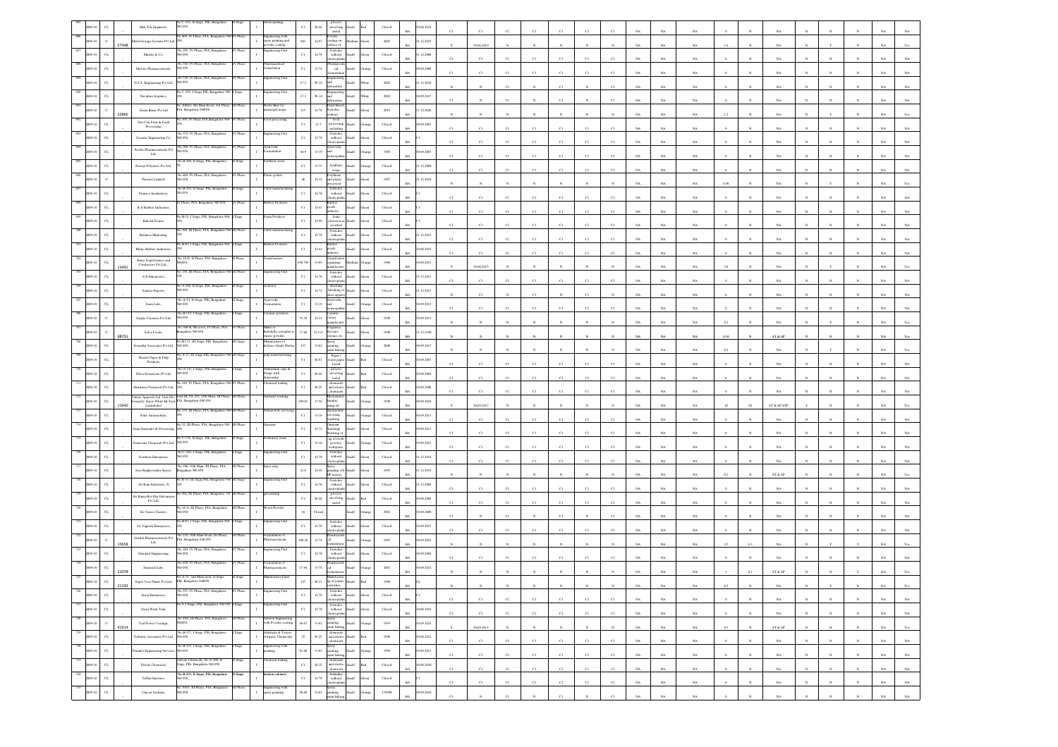| 685 | 2009-10 | CL | | Meh Tek Engineers | No.C-355, II Stage, PIE, Bengaluru-560 058 | II Stage | I | Electro-plating | C1 | R-44 | process involving metal | Small | Red | Closed | BA | 30.06.2014 | C1 | C1 | C1 | C1 | C1 | C1 | C1 | NA | NA | NA | 0 | N | NA | N | N | N | NA | NA |
|---|---|---|---|---|---|---|---|---|---|---|---|---|---|---|---|---|---|---|---|---|---|---|---|---|---|---|---|---|---|---|---|---|---|---|
| 686 | 2009-10 | O | 27348 | Metal Storage Systems Pvt Ltd, | No.B39, IV Phase, PIA, Bengaluru-560 058. | IV Phase | I | Engineering with spray painting and powder coating | 581 | G-97 | Powder coating on surface of | Medium | Green | 2002 | BA | 31.12.2025 | Y | 30.06.2019 | N | N | N | N | N | NA | NA | NA | 2.4 | N | NA | N | Y | N | NA | Yes |
| 687 | 2009-10 | CL | | Murthy & Co, | No.295, IV Phase, PIA, Bengaluru-560 058 | IV Phase | I | Engineering Unit | C1 | G-78 | Switches without electroplatin | Small | Green | Closed | BA | 31.12.2006 | C1 | C1 | C1 | C1 | C1 | C1 | C1 | NA | NA | NA | 0 | N | NA | N | N | N | NA | NA |
| 688 | 2009-10 | CL | | Mysore Pharmaceuticals, | No.318, IV Phase, PIA, Bengaluru-560 058 | IV Phase | I | Pharmaceutical formulation | C1 | O-74 | Pharmaceutical formulation | Small | Orange | Closed | BA | 30.09.2008 | C1 | C1 | C1 | C1 | C1 | C1 | C1 | NA | NA | NA | 0 | N | NA | N | N | N | NA | NA |
| 689 | 2009-10 | CL | | N.S.S. Engineering Pvt Ltd, | No.528, IV Phase, PIA, Bengaluru-560 058 | IV Phase | I | Engineering Unit | 17.2 | W-14 | Engineering and fabrication | Small | White | 2002 | BA | 31.12.2015 | N | N | C1 | N | C1 | N | C1 | NA | NA | NA | 0 | N | NA | N | N | N | NA | NA |
| 690 | 2009-10 | CL | | Navaliata Graphics, | No.C-305, I Stage, PIE, Bengaluru-560 058 | I Stage | I | Engineering Unit | 17.2 | W-14 | Engineering and fabrication | Small | White | 2002 | BA | 30.09.2017 | C1 | N | C1 | N | C1 | N | C1 | NA | NA | NA | 0 | N | NA | N | N | N | NA | NA |
| 691 | 2009-10 | O | 32866 | Zonta Bauer Pvt Ltd | No. 890/A, 6th Main Road, 3rd Phase, PIA, Bengaluru-560058 | IV Phase | I | Waste bins for municipal usage | 115 | G-78 | Panel Board, Switches without | Small | Green | 2016 | BA | 31.12.2026 | N | N | N | N | N | N | N | NA | NA | NA | 1.2 | N | NA | N | Y | N | NA | Yes |
| 692 | 2009-10 | CL | | Nut-Cou Fruit & Food Processing, | No.490, IV Phase PIA Bengaluru-560 058, | IV Phase | I | Food processing | C1 | O-7 | Food processing including | Small | Orange | Closed | BA | 30.09.2007 | C1 | C1 | C1 | C1 | C1 | C1 | C1 | NA | NA | NA | 0 | N | NA | N | N | N | NA | NA |
| 693 | 2009-10 | CL | | Oceanic Engineering Co, | No.373, IV Phase, PIA, Bengaluru-560 058, | IV Phase | I | Engineering Unit | C1 | G-78 | Switches without electroplatin | Small | Green | Closed | BA | C1 | C1 | C1 | C1 | C1 | C1 | C1 | C1 | NA | NA | NA | 0 | N | NA | N | N | N | NA | NA |
| 694 | 2009-10 | CL | | Pacific Pharmaceuticals Pvt Ltd., | No.309, IV Phase, PIA, Bengaluru-560 058, | IV Phase | I | Ayurvedic formulation | 44.9 | O-19 | Ayurvedic and homeopathic | Small | Orange | 1985 | BA | 30.09.2007 | C1 | C1 | C1 | C1 | C1 | C1 | C1 | NA | NA | NA | 0 | N | NA | N | N | N | NA | NA |
| 695 | 2009-10 | CL | | Peenya Polymers Pvt Ltd, | No.B-208, II Stage, PIE, Bengaluru-58 | II Stage | I | Synthetic resin | C1 | O-75 | Synthetic resins | Small | Orange | Closed | BA | 31.12.2009 | C1 | C1 | C1 | C1 | C1 | C1 | C1 | NA | NA | NA | 0 | N | NA | N | N | N | NA | NA |
| 696 | 2009-10 | O | | Plasmix Limited. | No.404, IV Phase, PIA, Bengaluru-560 058, | IV Phase | I | Plastic pellets | 46 | G-32 | Polythene and plastic processed | Small | Green | 1997 | BA | 31.12.2034 | N | N | N | N | N | N | N | NA | NA | NA | 0.36 | N | NA | N | Y | N | NA | Yes |
| 697 | 2009-10 | CL | | Pramara Insulations, | No.B-293, II Stage, PIE, Bengaluru-560 058 | II Stage | I | Cable manufacturing | C1 | G-78 | Switches without electroplatin | Small | Green | Closed | BA | C1 | C1 | C1 | C1 | C1 | C1 | C1 | C1 | NA | NA | NA | 0 | N | NA | N | N | N | NA | NA |
| 698 | 2009-10 | CL | | R.S Rubber Industries, | IV Phase, PIA, Bengaluru-560 058, | IV Phase | I | Rubber Products | C1 | G-41 | Rubber goods industry | Small | Green | Closed | BA | C1 | C1 | C1 | C1 | C1 | C1 | C1 | C1 | NA | NA | NA | 0 | N | NA | N | N | N | NA | NA |
| 699 | 2009-10 | CL | | Rakesh Foams, | No.B-23, I Stage, PIE, Bengaluru-560 058 | I Stage | I | Foam Products | C1 | G-90 | Foam extrusion in alcohol | Small | Green | Closed | BA | C1 | C1 | C1 | C1 | C1 | C1 | C1 | C1 | NA | NA | NA | 0 | N | NA | N | N | N | NA | NA |
| 700 | 2009-10 | CL | | Reliance Marketing, | No.398, III Phase, PIA, Bengaluru-560 058 | III Phase | I | Cable manufacturing | C1 | G-78 | Switches without electroplatin | Small | Green | Closed | BA | 31.12.2013 | C1 | C1 | C1 | C1 | C1 | C1 | C1 | NA | NA | NA | 0 | N | NA | N | N | N | NA | NA |
| 701 | 2009-10 | CL | | Rhino Rubber Industries, | No.B-83, I Stage, PIE, Bengaluru-560 058 | I Stage | I | Rubber Products | C1 | G-41 | Rubber goods industry | Small | Green | Closed | BA | 30.06.2017 | C1 | C1 | C1 | C1 | C1 | C1 | C1 | NA | NA | NA | 0 | N | NA | N | N | N | NA | NA |
| 702 | 2009-10 | CL | 13401 | Rima Transformers and Conductors Pvt Ltd., | No.16 D, II Phase, PIA, Bengaluru-560058, | II Phase | I | Transformers | 658.793 | O-69 | Transformer repairing/ manufacture | Medium | Orange | 1988 | BA | 30.09.2021 | Y | 30.06.2017 | N | N | N | N | N | NA | NA | NA | 2.8 | N | NA | N | Y | N | NA | Yes |
| 703 | 2009-10 | CL | | S.N Enterprises, | No.138, III Phase, PIA, Bengaluru-560 058 | III Phase | I | Engineering Unit | C1 | G-78 | Switches without electroplatin | Small | Green | Closed | BA | 31.12.2013 | C1 | C1 | C1 | C1 | C1 | C1 | C1 | NA | NA | NA | 0 | N | NA | N | N | N | NA | NA |
| 704 | 2009-10 | CL | | Sameer Exports, | No.A-206, II Stage, PIE, Bengaluru-560 058 | II Stage | I | Garments | C1 | G-72 | Stitching/ Stitching of shoe uppers | Small | Green | Closed | BA | 31.12.2013 | N | C1 | C1 | C1 | N | C1 | N | NA | NA | NA | 0 | N | NA | N | N | N | NA | NA |
| 705 | 2009-10 | CL | | Sami Labs, | No.A-53, II Stage, PIE, Bengaluru-560 058 | II Stage | I | Ayurvedic formulation | C1 | O-19 | Ayurvedic and homeopathic | Small | Orange | Closed | BA | 30.09.2011 | C1 | C1 | C1 | C1 | C1 | C1 | C1 | NA | NA | NA | 0 | N | NA | N | N | N | NA | NA |
| 706 | 2009-10 | O | | Sargur Ceramics Pvt Ltd, | No.B-135, I Stage, PIE, Bengaluru-560 058 | I Stage | I | Ceramic products | 51.38 | G-21 | Ceramic colours manufacture | Small | Green | 1998 | BA | 30.09.2011 | N | N | N | N | N | N | N | NA | NA | NA | 0.1 | N | NA | N | Y | N | NA | Yes |
| 707 | 2009-10 | O | 38722 | Selva Foods, | No.390 & 391 (P), IV Phase, PIA, Bengaluru-560 058, | IV Phase | I | Manu of Red chilly coriander & cumin powder | 17.68 | G-112 | Fragrance, flavours, essence etc | Small | Green | 1996 | BA | 31.12.2100 | N | N | N | N | N | N | N | NA | NA | NA | 0.54 | N | ST & SP | N | N | N | NA | Yes |
| 708 | 2009-10 | CL | | Seaship Associates Pvt Ltd, | No.B-121, III Stage, PIE, Bengaluru-560 058, | III Stage | I | Manufacture of defence Grade Shelter | 137 | O-62 | Spray painting, paint baking | Small | Orange | 2000 | BA | 30.09.2017 | N | N | N | N | N | N | N | NA | NA | NA | 0.2 | N | NA | N | Y | N | NA | Yes |
| 709 | 2009-10 | CL | | Sharief Paper & Pulp Products, | No.A-37, III Stage, PIE, Bengaluru-560 058 | III Stage | I | pulp manufacturing | C1 | R-81 | Paper ( waste paper based | Small | Red | Closed | BA | 30.09.2007 | C1 | C1 | C1 | C1 | C1 | C1 | C1 | NA | NA | NA | 0 | N | NA | N | N | N | NA | NA |
| 710 | 2009-10 | CL | | Shiva Extrusions (P) Ltd, | No.A-345, I Stage, PIE, Bengaluru-560 058 | I Stage | I | Aluminium caps & flanges with degreasing | C1 | R-44 | process involving metal | Small | Red | Closed | BA | 30.06.2004 | C1 | C1 | C1 | C1 | C1 | C1 | C1 | NA | NA | NA | 0 | N | NA | N | N | N | NA | NA |
| 711 | 2009-10 | CL | | Shridhma Chemicals Pvt Ltd, | No.349, IV Phase, PIA, Bengaluru-560 058, | IV Phase | I | Chemical trading | C1 | R-25 | chemicals and electro chemicals | Small | Red | Closed | BA | 30.09.2008 | C1 | C1 | C1 | C1 | C1 | C1 | C1 | NA | NA | NA | 0 | N | NA | N | N | N | NA | NA |
| 712 | 2009-10 | CL | 11640 | Unisex Apparels Ltd. Unit III (formerly Snow White Hi Tech Launderette) | Plot H, No.251, 11th Main, III Phase, PIA, Bengaluru-560 058 | III Phase | I | Garment washing | 299.01 | O-50 | Mechanised laundry using oil | Small | Orange | 1998 | BA | 30.09.2018 | Y | 30.09.2017 | N | N | N | N | N | NA | NA | NA | 10 | 50 | ST & SP STP | Y | N | N | NA | Yes |
| 713 | 2009-10 | CL | | Solar Automobiles, | No.155, III Phase, PIA, Bengaluru-560 058 | III Phase | I | Automobile servicing | C1 | O-18 | Automobile servicing, repairing | Small | Orange | Closed | BA | 30.09.2011 | C1 | C1 | C1 | C1 | C1 | C1 | C1 | NA | NA | NA | 0 | N | NA | N | N | N | NA | NA |
| 714 | 2009-10 | CL | | Sona Garments & Processing, | No.22, III Phase, PIA, Bengaluru-560 058 | III Phase | I | Garment | C1 | G-72 | Garment Stitching/ Stitching of | Small | Green | Closed | BA | 30.09.2011 | C1 | C1 | C1 | C1 | C1 | C1 | C1 | NA | NA | NA | 0 | N | NA | N | N | N | NA | NA |
| 715 | 2009-10 | CL | | Sunarome Chemicals Pvt Ltd, | No.C-136, II Stage, PIE, Bengaluru-560 058 | II Stage | I | Perfumery items | C1 | O-10 | Manufacturing of tooth powder, toothpaste | Small | Orange | Closed | BA | 30.09.2013 | C1 | C1 | C1 | C1 | C1 | C1 | C1 | NA | NA | NA | 0 | N | NA | N | N | N | NA | NA |
| 716 | 2009-10 | CL | | Southern Enterprises, | No.C-289, I Stage, PIE, Bengaluru-560 058 | I Stage | I | Engineering Unit | C1 | G-78 | Switches without electroplatin | Small | Green | Closed | BA | 31.12.2014 | C1 | C1 | C1 | C1 | C1 | C1 | C1 | NA | NA | NA | 0 | N | NA | N | N | N | NA | NA |
| 717 | 2009-10 | CL | | Sree Raghavendra Spices, | No.166, 10th Main, III Phase, PIA, Bengaluru-560 058 | III Phase | I | Spice mfg | 21.6 | G-44 | Spices grinding (20 HP motor) | Small | Green | 1995 | BA | 31.12.2014 | N | N | N | N | N | N | N | NA | NA | NA | 0.1 | N | ST & SP | N | N | N | NA | Yes |
| 718 | 2009-10 | CL | | Sri Ram Industries, N | No.B-33, III Stage, PIE, Bengaluru-560 058 | III Stage | I | Engineering Unit | C1 | G-78 | Switches without electroplatin | Small | Green | Closed | BA | 31.12.2004 | C1 | C1 | C1 | C1 | C1 | C1 | C1 | NA | NA | NA | 0 | N | NA | N | N | N | NA | NA |
| 719 | 2009-10 | CL | | Sri Rama Hot Dip Galvanizers Pvt Ltd, | No.96, III Phase, PIA, Bengaluru-560 058 | III Phase | I | galvanising | C1 | R-44 | process involving metal | Small | Red | Closed | BA | 30.06.2004 | C1 | C1 | C1 | C1 | C1 | C1 | C1 | NA | NA | NA | 0 | N | NA | N | N | N | NA | NA |
| 720 | 2009-10 | CL | | Sri Vasavi Traders, | No.14-A, III Phase, PIA, Bengaluru-560 058, | III Phase | I | Wood Powder | 16 | Closed | | Small | Orange | 2002 | BA | 30.09.2009 | C1 | N | C1 | N | C1 | N | C1 | NA | NA | NA | 0 | N | NA | N | N | N | NA | NA |
| 721 | 2009-10 | CL | | Sri Vignesh Enterprises, | No.B-87, I Stage, PIE, Bengaluru-560 058 | I Stage | I | Engineering Unit | C1 | G-78 | Switches without electroplatin | Small | Green | Closed | BA | 30.09.2017 | C1 | C1 | C1 | C1 | C1 | C1 | C1 | NA | NA | NA | 0 | N | NA | N | N | N | NA | NA |
| 722 | 2009-10 | O | 15658 | Srushti Pharmaceuticals Pvt Ltd, | No.154, 10th Main Road, III Phase, PIA, Bengaluru-560 058 | III Phase | I | Formulation of Pharmaceuticals | 188.28 | O-74 | Pharmaceutical formulation | Small | Orange | 1987 | BA | 30.09.2022 | N | N | N | N | N | N | N | NA | NA | NA | 2.5 | 0.3 | NA | N | Y | Y | NA | Yes |
| 723 | 2009-10 | CL | | Standard Engineering, | No.286, IV Phase, PIA, Bengaluru-560 058, | IV Phase | I | Engineering Unit | C1 | G-78 | Switches without electroplatin | Small | Green | Closed | BA | 30.09.2004 | C1 | C1 | C1 | C1 | C1 | C1 | C1 | NA | NA | NA | 0 | N | NA | N | N | N | NA | NA |
| 724 | 2009-10 | CL | 21078 | Stanmed Labs, | No.528, IV Phase, PIA, Bengaluru-560 058, | IV Phase | I | Formulation of Pharmaceuticals | 17.94 | O-74 | Pharmaceutical formulation | Small | Orange | 2001 | BA | 30.09.2021 | N | N | N | N | N | N | N | NA | NA | NA | 1 | 0.1 | ST & SP | N | N | Y | NA | Yes |
| 725 | 2009-10 | CL | 21193 | Super Cost Paints Pvt Ltd, | No.A-51, 2nd Main road, II Stage, PIE, Bengaluru-560058 | II Stage | I | Manufacture Paint | 137 | R-21 | Manufacturing of paints varnishes, | Small | Red | 1998 | BA | CL | N | N | N | N | N | N | N | NA | NA | NA | 0.5 | N | ST & SP | N | Y | N | NA | Yes |
| 726 | 2009-10 | CL | | Suraj Enterprises, | No.557, IV Phase, PIA, Bengaluru-560 058, | IV Phase | I | Engineering Unit | C1 | G-78 | Switches without electroplatin | Small | Green | Closed | BA | C1 | C1 | C1 | C1 | C1 | C1 | C1 | C1 | NA | NA | NA | 0 | N | NA | N | N | N | NA | NA |
| 727 | 2009-10 | CL | | Swan Wash Tech, | No.9, I Stage, PIE, Bengaluru-560 058 | I Stage | I | Engineering Unit | C1 | G-78 | Switches without electroplatin | Small | Green | Closed | BA | 30.06.2018 | C1 | C1 | C1 | C1 | C1 | C1 | C1 | NA | NA | NA | 0 | N | NA | N | N | N | NA | NA |
| 728 | 2009-10 | O | 41914 | Teal Power Coatings, | No.19A, III Phase, PIA, Bengaluru-560058, | III Phase | I | General Engineering with Powder coating | 49.67 | O-62 | Spray painting, paint baking | Small | Orange | 1993 | BA | 30.09.2023 | Y | 30.09.2015 | N | N | N | N | N | NA | NA | NA | 0.5 | N | ST & SP | N | N | N | NA | Yes |
| 729 | 2009-10 | CL | | Technity Aeromatic Pvt Ltd, | No.B-177, I Stage, PIE, Bengaluru-560 058 | I Stage | I | Aldehyde & Esters (Organic Chemicals) | 25 | R-25 | chemicals and electro chemicals | Small | Red | 1996 | BA | 30.06.2012 | C1 | C1 | C1 | C1 | C1 | C1 | C1 | NA | NA | NA | 0 | N | NA | N | N | N | NA | NA |
| 730 | 2009-10 | CL | | Titanibo Engineering Services, | No.B-235, I Stage, PIE, Bengaluru-560 058 | I Stage | I | Engineering with painting | 81.68 | O-62 | Spray painting, paint baking | Small | Orange | 1999 | BA | 30.09.2011 | C1 | C1 | C1 | C1 | C1 | C1 | C1 | NA | NA | NA | 0 | N | NA | N | N | N | NA | NA |
| 731 | 2009-10 | CL | | Triveda Chemicals, | Triveda Chemicals, No.A-200, II Stage, PIE, Bengaluru-560 058 | II Stage | I | Chemical trading | C1 | R-25 | chemicals and electro chemicals | Small | Red | Closed | BA | 30.06.2010 | C1 | C1 | C1 | C1 | C1 | C1 | C1 | NA | NA | NA | 0 | N | NA | N | N | N | NA | NA |
| 732 | 2009-10 | CL | | Tuflam Interiors, | No.B-293, II Stage, PIE, Bengaluru-560 058, | II Stage | I | kitchen cabinets | C1 | G-78 | Switches without electroplatin | Small | Green | Closed | BA | C1 | C1 | C1 | C1 | C1 | C1 | C1 | C1 | NA | NA | NA | 0 | N | NA | N | N | N | NA | NA |
| 733 | 2009-10 | CL | | Unicom Systems, | No. 39/41, III Phase, PIA, Bengaluru-560 058, | III Phase | I | Engineering with epoxy painting | 58.69 | O-62 | Spray painting, paint baking | Small | Orange | 17/6/96 | BA | 30.09.2010 | C1 | N | C1 | N | C1 | N | C1 | NA | NA | NA | 0 | N | NA | N | N | N | NA | NA |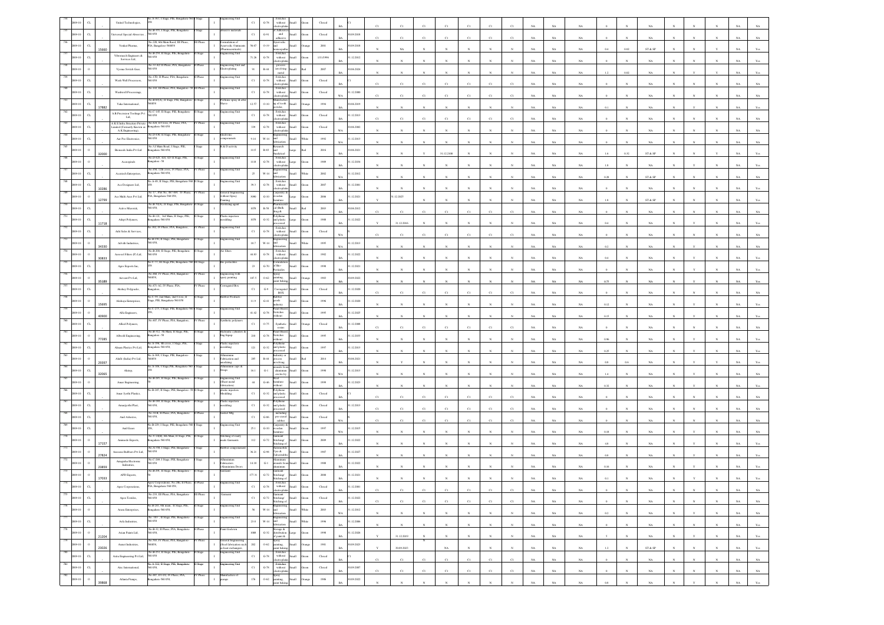| | | | | | | | | | | | | | | | | | | | | | | | | | | | | | | | | | | | | |
|---|---|---|---|---|---|---|---|---|---|---|---|---|---|---|---|---|---|---|---|---|---|---|---|---|---|---|---|---|---|---|---|---|---|---|---|---|
| 730 | 2009-10 | CL | - | United Technologies | No.A-303, I Stage, PIE, Bangalore-560 058 | I Stage | I | Engineering Unit | C1 | G-78 | Switches without electroplating | Small | Green | Closed | BA | | C1 | C1 | C1 | C1 | C1 | C1 | C1 | NA | NA | NA | 0 | N | NA | N | N | N | NA | NA |
| 731 | 2009-10 | CL | - | Universal Special Abrasives | No.B-353, I Stage, PIE, Bangalore-560 058 | I Stage | I | abrasive materials | C1 | G-91 | of Adhesives and adhesives | Small | Green | Closed | BA | 30.09.2018 | C1 | C1 | C1 | C1 | C1 | C1 | C1 | NA | NA | NA | 0 | N | NA | N | N | N | NA | NA |
| 732 | 2009-10 | CL | 15660 | Venkat Pharma | No.220, 6th Main Road, III Phase, PIA, Bangalore-560058 | III Phase | I | Formulation of Ayurvedic Ointments (Pharmaceuticals) | 56.67 | O-19 | Ayurvedic and homeopathic | Small | Orange | 2001 | BA | 30.09.2018 | N | NA | N | N | N | N | N | NA | NA | NA | 0.4 | 0.02 | ST & SP | N | N | Y | NA | Yes |
| 733 | 2009-10 | CL | - | Vibromatch Engineers & Services Ltd, | No.B-259, II Stage, PIE, Bangalore-560 058 | II Stage | I | Engineering Unit | 71.26 | G-78 | Switches without electroplating | Small | Green | 1/1/1996 | BA | 31.12.2013 | N | N | N | N | N | N | N | NA | NA | NA | 0 | N | NA | N | N | N | NA | Yes |
| 734 | 2009-10 | O | - | Vyoma Switch Gears | No.33-A2 II Phase, PIA, Bangalore-560 058 | II Phase | I | Engineering Unit and Electroplating | 91 | R-44 | process involving metal | Small | Red | 2007 | BA | 30.06.2024 | N | N | N | N | N | N | N | NA | NA | NA | 1.2 | 0.02 | NA | N | Y | Y | NA | Yes |
| 735 | 2009-10 | CL | - | Wash Well Processors | No.170, II Phase, PIA, Bangalore-560 058 | II Phase | I | Engineering Unit | C1 | G-78 | Switches without electroplating | Small | Green | Closed | | C1 | C1 | C1 | C1 | C1 | C1 | C1 | C1 | NA | NA | NA | 0 | N | NA | N | N | N | NA | NA |
| 736 | 2009-10 | CL | - | Windwell Processings | No.316, III Phase, PIA, Bangalore-560 058 | III Phase | I | Engineering Unit | C1 | G-78 | Switches without electroplating | Small | Green | Closed | WA | 31.12.2000 | C1 | C1 | C1 | C1 | C1 | C1 | C1 | NA | NA | NA | 0 | N | NA | N | N | N | NA | NA |
| 737 | 2009-10 | CL | 17882 | Yuka International | No.B-89(A), II Stage, PIE, Bangalore-560058 | II Stage | I | Perfume spray & after Shave | 12.57 | O-10 | Manufacturing of tooth powder | Small | Orange | 1994 | BA | 30.06.2019 | N | N | N | N | N | N | N | NA | NA | NA | 0.1 | N | NA | N | Y | N | NA | Yes |
| 738 | 2009-10 | CL | - | A.R Precision Toolings Pvt Ltd, | No.C-145, II Stage, PIE, Bangalore-560 058 | II Stage | I | Engineering Unit | C1 | G-78 | Switches without electroplating | Small | Green | Closed | BA | 31.12.2013 | C1 | C1 | C1 | C1 | C1 | C1 | C1 | NA | NA | NA | 0 | N | NA | N | N | N | NA | NA |
| 739 | 2009-10 | CL | - | A.R.K India Structure Private Limited (Formerly Known as A.K.Engineering), | No.428, II Cross, IV Phase, PIA, Bangalore-560 058 | IV Phase | I | Engineering Unit | 339 | G-78 | Switches without electroplating | Small | Green | Closed | WA | 30.06.2002 | N | N | N | N | N | N | N | NA | NA | NA | 0 | N | NA | N | N | N | NA | NA |
| 740 | 2009-10 | CL | - | Aar Pee Electronics, | No.D-130, II Stage, PIE, Bangalore-560 058 | II Stage | I | Electronic components | 9.34 | W-14 | Engineering and fabrication | Small | White | 1992 | WA | 31.12.2013 | N | N | N | N | N | N | N | NA | NA | NA | 0 | N | NA | N | N | N | NA | NA |
| 741 | 2009-10 | O | 32000 | Biomoule India Pvt Ltd | No.3-I Main Road, I Stage, PIE, Bangalore-560 058, | I Stage | I | R & D activity | 1115 | R-83 | Research and Analytical | Large | Red | 2016 | BA | 30.06.2021 | N | N | Y | 31.12.2108 | N | N | N | NA | NA | NA | 1.6 | 0.32 | ST & SP | N | N | Y | NA | Yes |
| 742 | 2009-10 | O | - | Accuspeals | No.D-425, 426, 427 II Stage, PIE, Bangalore-58 | II Stage | I | Engineering Unit | 11.08 | G-78 | Switches without electroplating | Large | Green | 1989 | BA | 31.12.2034 | N | N | N | N | N | N | N | NA | NA | NA | 0 | N | NA | N | Y | N | NA | Yes |
| 743 | 2009-10 | CL | - | Accutech Enterprises, | No.458, 12th cross, IV Phase, PIA, Bangalore-560 058, | IV Phase | I | Engineering Unit | 25 | W-14 | Engineering and fabrication | Small | White | 2002 | WA | 31.12.2012 | N | N | N | N | N | N | N | NA | NA | NA | 1.9 | N | NA | N | Y | N | NA | Yes |
| 744 | 2009-10 | CL | 10286 | Ace Designers Ltd, | No.A-49, II Stage, PIE, Bangalore-560 058 | II Stage | I | Engineering Unit | 39.3 | G-78 | Switches without electroplating | Small | Green | 2007 | BA | 31.12.2001 | N | N | N | N | N | N | N | NA | NA | NA | 0.28 | N | ST & SP | N | N | N | NA | NA |
| 745 | 2009-10 | O | 12799 | Ace Multi Axes Pvt Ltd, | No.17 , Plot No. 9E / 10/6 , IV Phase, PIA, Bangalore-560 058, | IV Phase | I | General Engineering without Spray Painting | 3090 | G-10 | Carpentry & wooden furniture | Large | Green | 2006 | BA | 31.12.2021 | Y | 31.12.2023 | N | N | N | N | N | NA | NA | NA | 0 | N | NA | N | N | N | NA | Yes |
| 746 | 2009-10 | CL | - | Active Microtek, | No.B-91(A), II Stage, PIE, Bangalore-560 058, | II Stage | I | Fertilizing agent | 1078 | R-58 | Pharmaceutical (Bulk drug) & | Small | Red | 2003 | BA | 30.06.2012 | C1 | C1 | C1 | C1 | C1 | C1 | C1 | NA | NA | NA | 1.9 | N | ST & SP | N | N | N | NA | Yes |
| 747 | 2009-10 | CL | 11718 | Adept Polymers, | No.B-121, 3rd Main, II Stage, PIE, Bangalore-560 058 | II Stage | I | Plastic injection moulding | 1078 | G-32 | Polythene and plastic processed | Large | Green | 1988 | BA | 31.12.2022 | Y | 31.12.2016 | N | N | N | N | N | NA | NA | NA | 0 | N | NA | N | N | N | NA | NA |
| 748 | 2009-10 | CL | - | Adi Sales & Services, | No. 942, IV Phase, PIA, Bangalore, | IV Phase | I | Engineering Unit | C1 | G-78 | Switches without electroplating | Small | Green | Closed | WA | | C1 | C1 | C1 | C1 | C1 | C1 | C1 | NA | NA | NA | 0.4 | N | NA | N | Y | N | NA | Yes |
| 749 | 2009-10 | O | 34330 | Advaft Industries, | No.B-150, II Stage, PIE, Bangalore-560 058, | II Stage | I | Engineering Unit | 18.7 | W-14 | Engineering and fabrication | Small | White | 1995 | WA | 31.12.2013 | N | N | N | N | N | N | N | NA | NA | NA | 0 | N | NA | N | N | N | NA | NA |
| 750 | 2009-10 | O | 30833 | Aerosol Filters (P) Ltd, | No.B-200, II Stage, PIE, Bangalore-560 058 | II Stage | I | Air filters | 44.83 | G-78 | Switches without electroplating | Small | Green | 1982 | BA | 31.12.2022 | N | N | N | N | N | N | N | NA | NA | NA | 0.2 | N | NA | N | Y | N | NA | Yes |
| 751 | 2009-10 | CL | - | Agro Exports Inc, | No.C-77, III Stage, PIE, Bangalore-560 058 | III Stage | I | Bio pesticides | 23 | G-70 | Formulation of Bio-Pesticides | Small | Green | 1998 | BA | 31.12.2021 | N | N | N | N | N | N | N | NA | NA | NA | 0.4 | N | NA | N | Y | N | NA | Yes |
| 752 | 2009-10 | O | 35189 | Airconi Pvt Ltd, | No.468, IV Phase, PIA, Bangalore-560058, | IV Phase | I | Engineering with spray painting | 107.5 | O-62 | Spray painting, paint baking | Small | Orange | 1983 | BA | 30.09.2022 | N | N | N | N | N | N | N | NA | NA | NA | 0 | N | NA | N | N | N | NA | Yes |
| 753 | 2009-10 | CL | - | Akshay Polypacks, | No.473-A2, IV Phase, PIA, Bangalore, | IV Phase | I | Corrugated Box | C1 | G-9 | Corrugated BOX | Small | Green | Closed | BA | 31.12.2020 | C1 | C1 | C1 | C1 | C1 | C1 | C1 | NA | NA | NA | 0.75 | N | NA | N | Y | N | NA | Yes |
| 754 | 2009-10 | O | 15695 | Akshaya Enterprises, | No.C-59, 2nd Main, 2nd Cross, II Stage, PIE, Bangalore-560 058 | II Stage | I | Rubber Products | 11.9 | G-41 | Rubber goods industry | Small | Green | 1996 | BA | 31.12.2020 | N | N | N | N | N | N | N | NA | NA | NA | 0 | N | NA | N | N | N | NA | NA |
| 755 | 2009-10 | O | 40900 | Alfa Engineers, | No.C-275, I Stage, PIE, Bangalore-560 058 | I Stage | I | Engineering Unit | 41.42 | G-78 | Panel Board, Switches without | Small | Green | 1995 | BA | 31.12.2025 | N | N | N | N | N | N | N | NA | NA | NA | 0.12 | N | NA | N | N | N | NA | Yes |
| 756 | 2009-10 | CL | - | Allied Polymers, | No.407, IV Phase, PIA, Bangalore, | IV Phase | I | Synthetic polymers | C1 | O-75 | Synthetic resins | Small | Orange | Closed | BA | 31.12.2000 | C1 | C1 | C1 | C1 | C1 | C1 | C1 | NA | NA | NA | 0.15 | N | NA | N | Y | N | NA | Yes |
| 757 | 2009-10 | O | 77285 | Allweld Engineering, | No.B-312, 7th Main, II Stage, PIE, Bangalore -58 | II Stage | I | Hydraulic cylinders & Bag Equip | 218 | G-78 | Panel Board, Switches without | Small | Green | 1995 | BA | 31.12.2033 | N | N | N | N | N | N | N | NA | NA | NA | 0 | N | NA | N | N | N | NA | NA |
| 758 | 2009-10 | CL | - | Almaas Plastics Pvt Ltd, | No.A-398, 4th cross, I Stage, PIE, Bangalore-560 058, | I Stage | I | Plastic injection moulding | 121 | G-32 | Polythene and plastic processed | Small | Green | 1997 | BA | 31.12.2013 | N | N | N | N | N | N | N | NA | NA | NA | 0.96 | N | NA | N | Y | N | NA | Yes |
| 759 | 2009-10 | O | 29397 | Altech (India) Pvt Ltd, | No.A-469, I Stage, PIE, Bangalore-560058 | I Stage | I | Aluminium Fabrication and anodizing | 285 | R-44 | Industry or process involving | Small | Red | 2014 | BA | 30.06.2021 | N | Y | N | N | N | N | N | NA | NA | NA | 0.25 | N | NA | N | Y | N | NA | Yes |
| 760 | 2009-10 | CL | 32065 | Alutop, | No.A-186, I Stage, PIE, Bangalore-560 058 | I Stage | I | Aluminium caps & Rings | 16.1 | G-1 | utensils from aluminium | Small | Green | 1998 | WA | 31.12.2013 | N | N | N | N | N | N | N | NA | NA | NA | 0.8 | 0.6 | NA | N | Y | Y | NA | Yes |
| 761 | 2009-10 | O | - | Amara Engineering, | No.B-245, II Stage, PIE, Bangalore-58 | II Stage | I | Engineering Unit (Sheet metal fabrication) | 44 | G-46 | Steel furniture without | Small | Green | 1999 | BA | 31.12.2023 | N | N | N | N | N | N | N | NA | NA | NA | 1.4 | N | NA | N | Y | N | NA | NA |
| 762 | 2009-10 | CL | - | Amar Jyothi Plastics, | No.B-245, II Stage, PIE, Bangalore-58 | II Stage | I | plastic injection Moulding | C1 | G-32 | Polythene and plastic processed | Small | Green | Closed | BA | | C1 | C1 | C1 | C1 | C1 | C1 | C1 | NA | NA | NA | 0.32 | N | NA | N | N | N | NA | Yes |
| 763 | 2009-10 | CL | - | Amarjyothi Plast, | No.B-199, II Stage, PIE, Bangalore-560 058, | II Stage | I | Plastic injection moulding | C1 | G-32 | Polythene and plastic processed | Small | Green | Closed | BA | 31.12.2013 | C1 | C1 | C1 | C1 | C1 | C1 | C1 | NA | NA | NA | 0 | N | NA | N | N | N | NA | NA |
| 764 | 2009-10 | CL | - | Ami Asbestos, | No.15-B, II Phase, PIA, Bangalore-560 058, | II Phase | I | Gasket Mfg | C1 | G-86 | including pre-cured rubber | Small | Green | Closed | WA | | C1 | C1 | C1 | C1 | C1 | C1 | C1 | NA | NA | NA | 0 | N | NA | N | N | N | NA | NA |
| 765 | 2009-10 | CL | - | Anil Gears | No.B-229, I Stage, PIE, Bangalore-560 058, | I Stage | I | Engineering Unit | 25.1 | G-10 | Carpentry & wooden furniture | Small | Green | 1997 | WA | 31.12.2015 | N | N | N | N | N | N | N | NA | NA | NA | 0 | N | NA | N | N | N | NA | NA |
| 766 | 2009-10 | O | 17157 | Animantle Exports, | No.A-14(B), 8th Main, II Stage, PIE, Bangalore-560 058, | II Stage | I | Stitching of ready made Garments | 112 | G-72 | Garment Stitching/ Stitching of | Small | Green | 2009 | BA | 31.12.2022 | N | N | N | N | N | N | N | NA | NA | NA | 0.18 | N | NA | N | Y | N | NA | Yes |
| 767 | 2009-10 | O | 27824 | Anteena Rubbers Pvt Ltd, | No.A-158, I Stage, PIE, Bangalore-560 058 | I Stage | I | Rubber compounds | 36.21 | G-98 | Automobile Tyre & Tubes/rubber | Small | Green | 1987 | BA | 31.12.2027 | N | N | N | N | N | N | N | NA | NA | NA | 4.8 | N | NA | N | Y | N | NA | Yes |
| 768 | 2009-10 | O | 23859 | Anugraha Electronic Industries, | No.C-269, I Stage, PIE, Bangalore-560 058 | I Stage | I | Aluminium Fabrication (Aluminium Doors | 14.19 | G-1 | Aluminium utensils from aluminium | Small | Green | 1988 | BA | 31.12.2022 | N | N | N | N | N | N | N | NA | NA | NA | 0.8 | N | NA | N | Y | N | NA | Yes |
| 769 | 2009-10 | O | 17033 | APD Exports, | No.B-298, II Stage, PIE, Bangalore-58 | II Stage | I | Garments | 177.31 | G-72 | Garment Stitching/ Stitching of | Small | Green | 2008 | BA | 31.12.2021 | N | N | N | N | N | N | N | NA | NA | NA | 0.16 | N | NA | N | Y | N | NA | Yes |
| 770 | 2009-10 | CL | - | Apex Corporations, | Apex Corporations, No.28c, II Phase, PIA, Bangalore-560 058, | II Phase | I | Engineering Unit | C1 | G-78 | Switches without electroplating | Small | Green | Closed | BA | 31.12.2001 | C1 | C1 | C1 | C1 | C1 | C1 | C1 | NA | NA | NA | 0.1 | N | NA | N | N | N | NA | Yes |
| 771 | 2009-10 | CL | - | Apex Textiles, | No.233, III Phase, PIA, Bangalore-560 058 | III Phase | I | Garments | C1 | G-72 | Garment Stitching/ Stitching of | Small | Green | Closed | BA | 31.12.2022 | C1 | C1 | C1 | C1 | C1 | C1 | C1 | NA | NA | NA | 0 | N | NA | N | N | N | NA | NA |
| 772 | 2009-10 | O | - | Arasu Enterprises, | No.B-201, 6th main, II Stage, PIE, Bangalore-560 058, | II Stage | I | Engineering Unit | 56 | W-14 | Engineering and fabrication | Small | White | 2003 | WA | 31.12.2012 | N | N | N | N | N | N | N | NA | NA | NA | 0 | N | NA | N | N | N | NA | NA |
| 773 | 2009-10 | CL | - | Arfa Industries, | No. 103 , II Stage, PIE, Bangalore-560 058 | II Stage | I | Engineering Unit | 23.8 | W-14 | Engineering and fabrication | Small | White | 1996 | BA | 31.12.2006 | N | N | N | N | N | N | N | NA | NA | NA | 0.2 | N | NA | N | Y | N | NA | Yes |
| 774 | 2009-10 | O | 21204 | Asian Paints Ltd, | No.B-12, II Phase, PIA, Bangalore-560 058, | II Phase | I | Paint Godown | 1000 | G-32 | Storage & distribution of paint & | Large | Green | 1998 | BA | 31.12.2026 | Y | 31.12.2019 | N | N | N | N | N | NA | NA | NA | 0 | N | NA | N | N | N | NA | NA |
| 775 | 2009-10 | O | 23026 | Asmel Industries, | No.503, IV Phase, PIA, Bangalore-560058, | IV Phase | I | General Engineering (Heat fabrication such as heat exchanger | 202 | O-62 | Spray painting, paint baking | Small | Orange | 1981 | BA | 30.09.2023 | N | 30.09.2023 | N | NA | N | N | N | NA | NA | NA | 3 | N | NA | N | Y | N | NA | Yes |
| 776 | 2009-10 | CL | - | Astra Engineering Pvt Ltd, | No.B-233, II Stage, PIE, Bangalore-560 058 | II Stage | I | Engineering Unit | C1 | G-78 | Switches without electroplating | Small | Green | Closed | BA | | C1 | C1 | C1 | C1 | C1 | C1 | C1 | NA | NA | NA | 1.2 | N | ST & SP | N | N | N | NA | Yes |
| 777 | 2009-10 | CL | - | Atec International, | No.A-422, II Stage, PIE, Bangalore-560 058, | II Stage | I | Engineering Unit | C1 | G-78 | Switches without electroplating | Small | Green | Closed | BA | 30.09.2007 | C1 | C1 | C1 | C1 | C1 | C1 | C1 | NA | NA | NA | 0 | N | NA | N | N | N | NA | NA |
| 778 | 2009-10 | O | 39868 | Atharia Pumps, | No.485, 431-432, IV Phase, PIA, Bangalore-560 058, | IV Phase | I | Manufacture of pumps | 176 | O-62 | Spray painting, paint baking | Small | Orange | 1986 | BA | 30.09.2022 | N | N | N | N | N | N | N | NA | NA | NA | 0.8 | N | NA | N | Y | N | NA | Yes |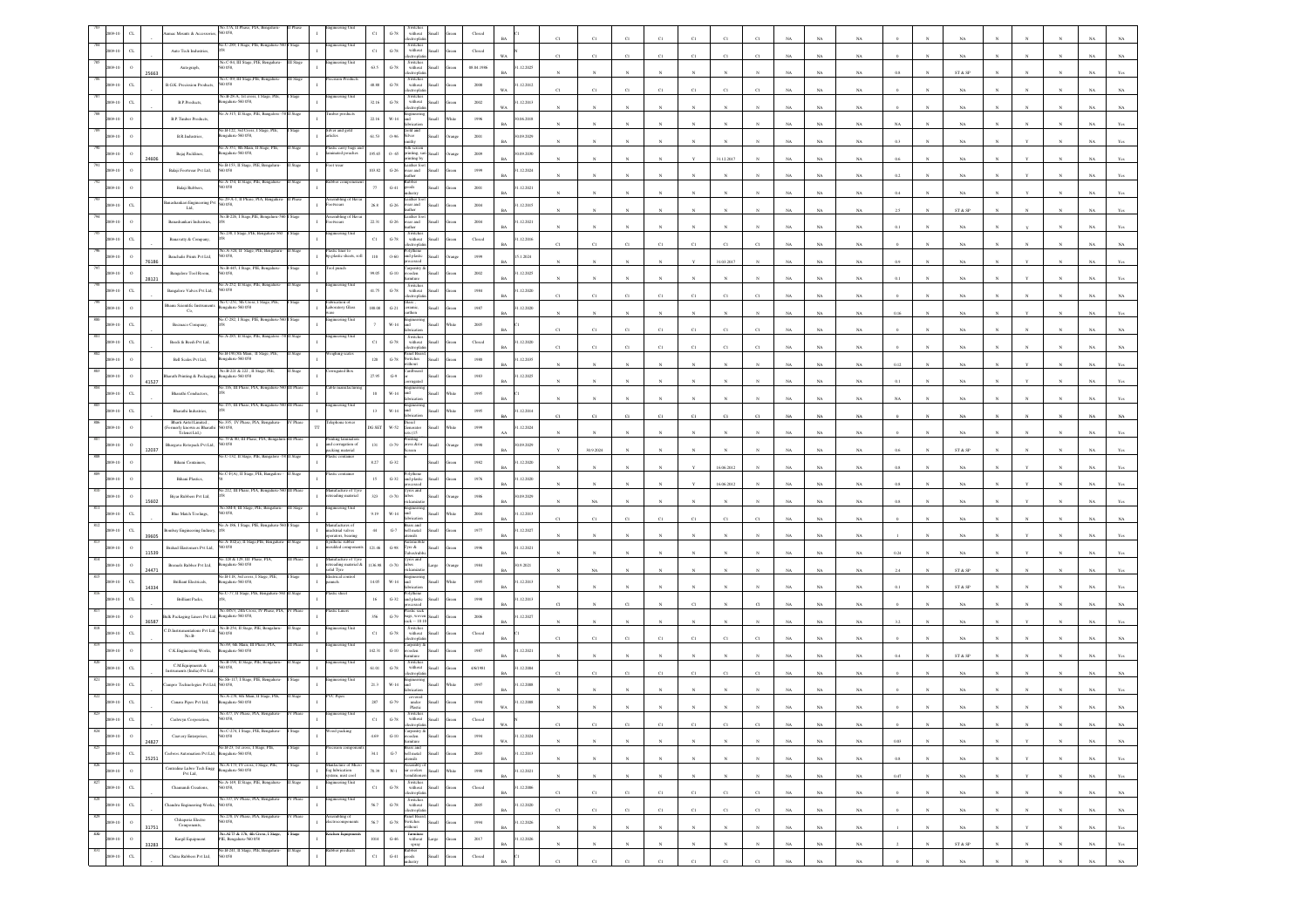| | | | | | | | | | | | | | | | | | | | | | | | | | | | | | | | | | | |
|---|---|---|---|---|---|---|---|---|---|---|---|---|---|---|---|---|---|---|---|---|---|---|---|---|---|---|---|---|---|---|---|---|---|---|
| 783 | 2009-10 | CL | | Aamaz Mounts & Accessories | No.17A, II Phase, PIA, Bangalore-560 058 | II Phase | I | Engineering Unit | C1 | G-78 | Switches without electroplating | Small | Green | Closed | BA | C1 | C1 | C1 | C1 | C1 | C1 | C1 | C1 | NA | NA | NA | 0 | N | NA | N | N | N | NA | NA |
| 784 | 2009-10 | CL | | Auto Tech Industries | No.C-299, I Stage, PIE, Bangalore-560 058 | I Stage | I | Engineering Unit | C1 | G-78 | Switches without electroplating | Small | Green | Closed | WA | N | C1 | C1 | C1 | C1 | C1 | C1 | C1 | NA | NA | NA | 0 | N | NA | N | N | N | NA | NA |
| 785 | 2009-10 | O | 25663 | Autograph | No.C-94, III Stage, PIE, Bangalore-560 058 | III Stage | I | Engineering Unit | 63.5 | G-78 | Switches without electroplating | Small | Green | 08.04.1996 | BA | 31.12.2025 | N | N | N | N | N | N | N | NA | NA | NA | 0.8 | N | ST & SP | N | N | N | NA | Yes |
| 786 | 2009-10 | CL | | B.G.K. Precission Products | No.C-99, III Stage, PIE, Bangalore-560 058 | III Stage | I | Precision Products | 48.48 | G-78 | Switches without electroplating | Small | Green | 2008 | WA | 31.12.2013 | C1 | C1 | C1 | C1 | C1 | C1 | C1 | NA | NA | NA | 0 | N | NA | N | N | N | NA | NA |
| 787 | 2009-10 | CL | | B.P.Products | No.B-285/A, 1st cross, I Stage, PIE, Bangalore-560 058 | I Stage | I | Engineering Unit | 32.16 | G-78 | Switches without electroplating | Small | Green | 2002 | WA | 31.12.2013 | N | N | N | N | N | N | N | NA | NA | NA | 0 | N | NA | N | N | N | NA | NA |
| 788 | 2009-10 | O | | B.P.Timber Products | No.A-315, II Stage, PIE, Bangalore-560 058 | II Stage | I | Timber products | 22.16 | W-14 | Engineering and fabrication | Small | White | 1996 | BA | 30.06.2018 | N | N | N | N | N | N | N | NA | NA | NA | NA | N | NA | N | N | N | NA | Yes |
| 789 | 2009-10 | O | | B.R.Industries | No.B-122, 3rd Cross, I Stage, PIE, Bangalore-560 058 | I Stage | I | Silver and gold articles | 61.53 | O-96 | Gold and Silver smithy | Small | Orange | 2001 | BA | 30.09.2029 | N | N | N | N | N | N | N | NA | NA | NA | 0.3 | N | NA | N | Y | N | NA | Yes |
| 790 | 2009-10 | O | 24606 | Bajaj Packlines | No.A-371, 8th Main, II Stage, PIE, Bangalore-560 058 | II Stage | I | Plastic carry bags and laminated pouches | 195.65 | O-65 | Silk screen printing, sari printing by | Small | Orange | 2009 | BA | 30.09.2030 | N | N | N | N | Y | 31.12.2017 | N | NA | NA | NA | 0.6 | N | NA | N | Y | N | NA | Yes |
| 791 | 2009-10 | O | | Balaji Footwear Pvt Ltd | No.B-175, II Stage, PIE, Bangalore-560 058 | II Stage | I | Foot wear | 103.02 | G-26 | Leather foot wear and leather | Small | Green | 1999 | BA | 31.12.2024 | N | N | N | N | N | N | N | NA | NA | NA | 0.2 | N | NA | N | Y | N | NA | Yes |
| 792 | 2009-10 | O | | Balaji Rubbers | No.A-374, II Stage, PIE, Bangalore-560 058 | II Stage | I | Rubber components | 77 | G-41 | Rubber goods industry | Small | Green | 2001 | BA | 31.12.2021 | N | N | N | N | N | N | N | NA | NA | NA | 0.4 | N | NA | N | Y | N | NA | Yes |
| 793 | 2009-10 | CL | | Banashankari Engineering Pvt Ltd | No.29-A/1, II Phase, PIA, Bangalore-560 058 | II Phase | I | Assembling of Hawai Footwears | 26.9 | G-26 | Leather foot wear and leather | Small | Green | 2004 | BA | 31.12.2015 | N | N | N | N | N | N | N | NA | NA | NA | 2.5 | N | ST & SP | N | N | N | NA | NA |
| 794 | 2009-10 | O | | Banashankari Industries | No.B-226, I Stage, PIE, Bangalore-560 058 | I Stage | I | Assembling of Hawai Footwears | 22.31 | G-26 | Leather foot wear and leather | Small | Green | 2004 | BA | 31.12.2021 | N | N | N | N | N | N | N | NA | NA | NA | 0.1 | N | NA | N | Y | N | NA | Yes |
| 795 | 2009-10 | CL | | Banavathy & Company | No.238, I Stage, PIE, Bangalore-560 058 | I Stage | I | Engineering Unit | C1 | G-78 | Switches without electroplating | Small | Green | Closed | BA | 31.12.2016 | C1 | C1 | C1 | C1 | C1 | C1 | C1 | NA | NA | NA | 0 | N | NA | N | N | N | NA | NA |
| 796 | 2009-10 | O | 76186 | Bancbuilt Prints Pvt Ltd | No.A-324, II Stage, PIE, Bangalore-560 058 | II Stage | I | Plastic liner to polyplastic sheets, roll | 118 | O-60 | Polythene and plastic processed | Small | Orange | 1999 | BA | 15.1.2024 | N | N | N | N | Y | 31.03.2017 | N | NA | NA | NA | 0.9 | N | NA | N | Y | N | NA | Yes |
| 797 | 2009-10 | O | 28121 | Bangalore Tool Rooms | No.B-445, I Stage, PIE, Bangalore-560 058 | I Stage | I | Tool punch | 99.05 | G-10 | Carpentry & wooden furniture | Small | Green | 2002 | BA | 31.12.2025 | N | N | N | N | N | N | N | NA | NA | NA | 0.1 | N | NA | N | Y | N | NA | Yes |
| 798 | 2009-10 | CL | | Bangalore Valves Pvt Ltd | No.A-252, II Stage, PIE, Bangalore-560 058 | II Stage | I | Engineering Unit | 41.75 | G-78 | Switches without electroplating | Small | Green | 1984 | BA | 31.12.2020 | C1 | C1 | C1 | C1 | C1 | C1 | C1 | NA | NA | NA | 0 | N | NA | N | N | N | NA | NA |
| 799 | 2009-10 | O | | Bhanu Scientific Instruments Co | No.C-355, 5th Cross, I Stage, PIE, Bangalore-560 058 | I Stage | I | Fabrication of Laboratory Glass ware | 108.08 | G-21 | Glass, ceramic, earthen | Small | Green | 1987 | BA | 31.12.2020 | N | N | N | N | N | N | N | NA | NA | NA | 0.16 | N | NA | N | Y | N | NA | Yes |
| 800 | 2009-10 | CL | | Bionuce Company | No.C-282, I Stage, PIE, Bangalore-560 058 | I Stage | I | Engineering Unit | 7 | W-14 | Engineering and fabrication | Small | White | 2005 | BA | C1 | C1 | C1 | C1 | C1 | C1 | C1 | C1 | NA | NA | NA | 0 | N | NA | N | N | N | NA | NA |
| 801 | 2009-10 | CL | | Bosch & Bosch Pvt Ltd | No.A-285, II Stage, PIE, Bangalore-560 058 | II Stage | I | Engineering Unit | C1 | G-78 | Switches without electroplating | Small | Green | Closed | BA | 31.12.2020 | C1 | C1 | C1 | C1 | C1 | C1 | C1 | NA | NA | NA | 0 | N | NA | N | N | N | NA | NA |
| 802 | 2009-10 | O | | Bull Scales Pvt Ltd | No.B-190, 9th Main, II Stage, PIE, Bangalore-560 058 | II Stage | I | Weighing scales | 128 | G-78 | Panel Board, Switches without | Small | Green | 1988 | BA | 31.12.2035 | N | N | N | N | N | N | N | NA | NA | NA | 0.12 | N | NA | N | Y | N | NA | Yes |
| 803 | 2009-10 | O | 41527 | Bharath Printing & Packaging | No.B-221 & 222, II Stage, PIE, Bangalore-560 058 | II Stage | I | Corrugated Box | 27.95 | G-9 | Cardboard or corrugated | Small | Green | 1983 | BA | 31.12.2025 | N | N | N | N | N | N | N | NA | NA | NA | 0.1 | N | NA | N | Y | N | NA | Yes |
| 804 | 2009-10 | CL | | Bharathi Conductors | No.116, III Phase, PIA, Bangalore-560 058 | III Phase | I | Cable manufacturing | 18 | W-14 | Engineering and fabrication | Small | White | 1995 | BA | C1 | N | N | N | N | N | N | N | NA | NA | NA | NA | N | NA | N | N | N | NA | NA |
| 805 | 2009-10 | CL | | Bharathi Industries | No.355, III Phase, PIA, Bangalore-560 058 | III Phase | I | Engineering Unit | 13 | W-14 | Engineering and fabrication | Small | White | 1995 | BA | 31.12.2014 | C1 | C1 | C1 | C1 | C1 | C1 | C1 | NA | NA | NA | 0 | N | NA | N | N | N | NA | NA |
| 806 | 2009-10 | O | | Bharti Airtel Limited (Formerly known as Bharathi Telenet Ltd.) | No.335, IV Phase, PIA, Bangalore-560 058 | IV Phase | TT | Telephone tower | DG SET | W-52 | Diesel Generator sets | Small | White | 1999 | AA | 31.12.2024 | N | N | N | N | N | N | N | NA | NA | NA | 0 | N | NA | N | N | N | NA | Yes |
| 807 | 2009-10 | O | 12037 | Bhagyara Rotopack Pvt Ltd | No.79 & 80, III Phase, PIA, Bangalore-560 058 | III Phase | I | Printing lamination and corrugation of packing material | 131 | O-79 | Printing press &/or Screen | Small | Orange | 1998 | BA | 30.09.2029 | Y | 30.9.2024 | N | N | N | N | N | NA | NA | NA | 0.6 | N | ST & SP | N | N | N | NA | Yes |
| 808 | 2009-10 | O | | Bihani Containers | No.C-132, II Stage, PIE, Bangalore-560 058 | II Stage | I | Plastic container | 8.27 | G-32 | Polythene and plastic processed | Small | Green | 1982 | BA | 31.12.2020 | N | N | N | N | Y | 16.08.2012 | N | NA | NA | NA | 0.8 | N | NA | N | Y | N | NA | Yes |
| 809 | 2009-10 | O | | Bikum Plastics | No.C-F(A), II Stage, PIE, Bangalore-58 | II Stage | I | Plastic container | 15 | G-32 | Polythene and plastic processed | Small | Green | 1976 | BA | 31.12.2020 | N | N | N | N | Y | 16.08.2012 | N | NA | NA | NA | 0.8 | N | NA | N | Y | N | NA | Yes |
| 810 | 2009-10 | O | 15602 | Biyar Rubbers Pvt Ltd | No.222, III Phase, PIA, Bangalore-560 058 | III Phase | I | Manufacture of Tyre retreading material | 323 | O-70 | Tyres and tubes vulcanisation | Small | Orange | 1986 | BA | 30.09.2029 | N | NA | N | N | N | N | N | NA | NA | NA | 0.9 | N | NA | N | Y | N | NA | Yes |
| 811 | 2009-10 | CL | | Blue Match Toolings | No.388/B, III Stage, PIE, Bangalore-560 058 | III Stage | I | Engineering Unit | 9.19 | W-14 | Engineering and fabrication | Small | White | 2004 | BA | 31.12.2013 | C1 | C1 | C1 | C1 | C1 | C1 | C1 | NA | NA | NA | 0 | N | NA | N | N | N | NA | NA |
| 812 | 2009-10 | CL | 39605 | Bombay Engineering Industry | No.A-208, I Stage, PIE, Bangalore-560 058 | I Stage | I | Manufacturers of industrial valves, operators, bearing | 44 | G-7 | Brass and bell metal utensils | Small | Green | 1977 | BA | 31.12.2027 | N | N | N | N | N | N | N | NA | NA | NA | 1 | N | NA | N | Y | N | NA | Yes |
| 813 | 2009-10 | O | 11539 | Brahad Elastomers Pvt Ltd | No.A-83(A), II Stage, PIE, Bangalore-560 058 | II Stage | I | Synthetic rubber moulded components | 121.46 | G-98 | Automobile Tyre & Tubes(rubber) | Small | Green | 1996 | BA | 31.12.2021 | N | N | N | N | N | N | N | NA | NA | NA | 0.24 | N | NA | N | Y | N | NA | Yes |
| 814 | 2009-10 | O | 24471 | Brindels Rubber Pvt Ltd | No.128 & 129, III Phase, PIA, Bangalore-560 058 | III Phase | I | Manufacture of Tyre retreading material & solid Tyre | 1136.98 | O-70 | Tyres and tubes vulcanisation | Large | Orange | 1984 | BA | 30.9.2021 | N | NA | N | N | N | N | N | NA | NA | NA | 2.4 | N | ST & SP | N | N | N | NA | Yes |
| 815 | 2009-10 | CL | 14334 | Brilliant Electricals | No.B-135, 3rd cross, I Stage, PIE, Bangalore-560 058 | I Stage | I | Electrical control panels | 14.05 | W-14 | Engineering and fabrication | Small | White | 1995 | BA | 31.12.2013 | N | N | N | N | N | N | N | NA | NA | NA | 0.1 | N | ST & SP | N | N | N | NA | Yes |
| 816 | 2009-10 | CL | | Brilliant Packs | No.C-77, II Stage, PIE, Bangalore-560 058 | II Stage | I | Plastic sheet | 16 | G-32 | Polythene and plastic processed | Small | Green | 1998 | BA | 31.12.2013 | C1 | N | C1 | N | C1 | N | C1 | NA | NA | NA | 0 | N | NA | N | N | N | NA | NA |
| 817 | 2009-10 | O | 36587 | Bulk Packaging Liners Pvt Ltd | No.005/1, 24th Cross, IV Phase, PIA, Bangalore-560 058 | IV Phase | I | Plastic Liners | 356 | G-79 | Plastic sack bags, woven sack | Small | Green | 2006 | BA | 31.12.2027 | N | N | N | N | N | N | N | NA | NA | NA | 3.2 | N | NA | N | Y | N | NA | Yes |
| 818 | 2009-10 | CL | | C.D.Instrumentations Pvt Ltd | No.B-256, II Stage, PIE, Bangalore-560 058 | II Stage | I | Engineering Unit | C1 | G-78 | Switches without electroplating | Small | Green | Closed | BA | C1 | C1 | C1 | C1 | C1 | C1 | C1 | C1 | NA | NA | NA | 0 | N | NA | N | N | N | NA | NA |
| 819 | 2009-10 | O | | C.K.Engineering Works | No.69, 9th Main, III Phase, PIA, Bangalore-560 058 | III Phase | I | Engineering Unit | 102.31 | G-10 | Carpentry & wooden furniture | Small | Green | 1987 | BA | 31.12.2021 | N | N | N | N | N | N | N | NA | NA | NA | 0.4 | N | ST & SP | N | N | N | NA | Yes |
| 820 | 2009-10 | CL | | C.M.Equipments & Instruments (India) Pvt Ltd | No.B-195, II Stage, PIE, Bangalore-560 058 | II Stage | I | Engineering Unit | 91.01 | G-78 | Switches without electroplating | Small | Green | 4/6/1981 | BA | 31.12.2004 | C1 | C1 | C1 | C1 | C1 | C1 | C1 | NA | NA | NA | 0 | N | NA | N | N | N | NA | NA |
| 821 | 2009-10 | CL | | Camper Technologies Pvt Ltd | No.58-117, I Stage, PIE, Bangalore-560 058 | I Stage | I | Engineering Unit | 21.3 | W-14 | Engineering and fabrication | Small | White | 1997 | BA | 31.12.2008 | N | N | N | N | N | N | N | NA | NA | NA | 0 | N | NA | N | N | N | NA | Yes |
| 822 | 2009-10 | CL | | Canara Pipes Pvt Ltd | No.A-238, 8th Main, II Stage, PIE, Bangalore-560 058 | II Stage | I | PVC Pipes | 287 | G-79 | covered under Plastic | Small | Green | 1994 | WA | 31.12.2008 | N | N | N | N | N | N | N | NA | NA | NA | 0 | N | NA | N | N | N | NA | Yes |
| 823 | 2009-10 | CL | | Carleeyn Corporation | No.337, IV Phase, PIA, Bangalore-560 058 | IV Phase | I | Engineering Unit | C1 | G-78 | Switches without electroplating | Small | Green | Closed | WA | N | C1 | C1 | C1 | C1 | C1 | C1 | C1 | NA | NA | NA | 0 | N | NA | N | N | N | NA | NA |
| 824 | 2009-10 | O | 24827 | Carvery Enterprises | No.C-274, I Stage, PIE, Bangalore-560 058 | I Stage | I | Wood packing | 4.69 | G-10 | Carpentry & wooden furniture | Small | Green | 1994 | WA | 31.12.2021 | N | N | N | N | N | N | N | NA | NA | NA | 0.03 | N | NA | N | N | N | NA | Yes |
| 825 | 2009-10 | CL | 25251 | Cedwes Automation Pvt Ltd | No.B-23, 1st cross, I Stage, PIE, Bangalore-560 058 | I Stage | I | Precision components | 34.1 | G-7 | Brass and bell metal utensils | Small | Green | 2003 | BA | 31.12.2013 | N | N | N | N | N | N | N | NA | NA | NA | 0.8 | N | NA | N | N | N | NA | Yes |
| 826 | 2009-10 | O | | Centraline Lubre Tech Engg Pvt Ltd | No.A-33, IV cross, I Stage, PIE, Bangalore-560 058 | I Stage | I | Manufacture of Micro fog lubrication system, mist cool | 78.39 | W-1 | Assembly of air coolers conditioners | Small | White | 1998 | BA | 31.12.2021 | N | N | N | N | N | N | N | NA | NA | NA | 0.47 | N | NA | N | Y | N | NA | Yes |
| 827 | 2009-10 | CL | | Channanth Creations | No.A-109, II Stage, PIE, Bangalore-560 058 | II Stage | I | Engineering Unit | C1 | G-78 | Switches without electroplating | Small | Green | Closed | BA | 31.12.2008 | C1 | C1 | C1 | C1 | C1 | C1 | C1 | NA | NA | NA | 0 | N | NA | N | N | N | NA | NA |
| 828 | 2009-10 | CL | | Chandra Engineering Works | No.337, IV Phase, PIA, Bangalore-560 058 | IV Phase | I | Engineering Unit | 56.7 | G-78 | Switches without electroplating | Small | Green | 2005 | BA | 31.12.2020 | C1 | C1 | C1 | C1 | C1 | C1 | C1 | NA | NA | NA | 0 | N | NA | N | N | N | NA | NA |
| 829 | 2009-10 | O | 31751 | Chitapoia Electro Components | No.258, IV Phase, PIA, Bangalore-560 058 | IV Phase | I | Assembling of electrocomponents | 56.7 | G-78 | Panel Board, Switches without | Small | Green | 1994 | BA | 31.12.2026 | N | N | N | N | N | N | N | NA | NA | NA | 1 | N | NA | N | Y | N | NA | Yes |
| 830 | 2009-10 | O | 33283 | Kargil Equipment | No.A(15 & 15), 4th Cross, I Stage, PIE, Bangalore-560 058 | I Stage | I | Kitchen Equipments | 1018 | G-46 | furniture without spray | Large | Green | 2017 | BA | 31.12.2026 | N | N | N | N | N | N | N | NA | NA | NA | 2 | N | ST & SP | N | N | N | NA | Yes |
| 831 | 2009-10 | CL | | China Rubbers Pvt Ltd | No.B-281, II Stage, PIE, Bangalore-560 058 | II Stage | I | Rubber products | C1 | G-41 | Rubber goods industry | Small | Green | Closed | BA | C1 | C1 | C1 | C1 | C1 | C1 | C1 | C1 | NA | NA | NA | 0 | N | NA | N | N | N | NA | NA |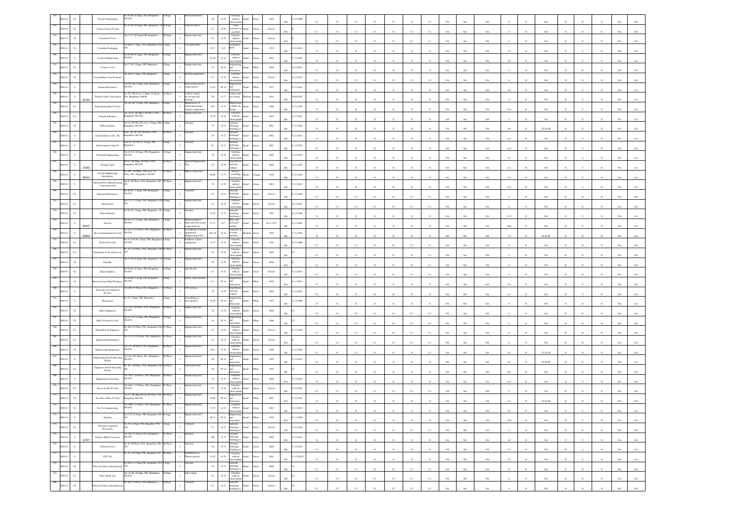| 832 | 2009-10 | CL | | Circuit Technologies, | No.B-108, II Stage, PIE, Bengaluru 560 058 | II Stage | | PCB manufacture | 48 | G-78 | Switches without electroplatin | Small | Green | 1993 | BA | 31.12.2000 | C1 | N | C1 | N | C1 | N | C1 | NA | NA | NA | 0 | N | NA | N | N | N | NA | NA |
|---|---|---|---|---|---|---|---|---|---|---|---|---|---|---|---|---|---|---|---|---|---|---|---|---|---|---|---|---|---|---|---|---|---|---|
| 833 | 2009-10 | CL | | Comrica Fomes Pvt Ltd, | No.A-208, II Stage, PIE, Bangalore -58 | II Stage | I | Foam Products | C1 | G-90 | Foam extrusion & moulding | Small | Green | Closed | WA | N | C1 | C1 | C1 | C1 | C1 | C1 | C1 | NA | NA | NA | 0 | N | NA | N | N | N | NA | NA |
| 834 | 2009-10 | CL | | Concerned Tools , | No.C-97, III Stage,PIE, Bengaluru | III Stage | I | Engineering Unit | C1 | G-78 | Switches without electroplatin | Small | Green | Closed | WA | | C1 | C1 | C1 | C1 | C1 | C1 | C1 | NA | NA | NA | 0 | N | NA | N | N | N | NA | NA |
| 835 | 2009-10 | CL | | Cornithia Packaging | No.B-95, I Stage, PIE, Bengaluru-560 058, | I Stage | I | Corrugated Box | 25.5 | G-9 | Corrugated BOX | Small | Green | 1993 | BA | 31.12.2012 | N | N | N | N | N | N | N | NA | NA | NA | 1.8 | N | NA | N | N | Y | N | NA | Yes |
| 836 | 2009-10 | O | | Cosmos Engineering, | No.B-286, II Stage, PIE, Bengaluru 560 058, | II Stage | I | Engineering Unit | 81.44 | G-78 | Switches without electroplatin | Small | Green | 2003 | | 31.12.2025 | N | N | N | N | N | N | N | NA | NA | NA | 0.9 | N | NA | N | N | Y | N | NA | Yes |
| 837 | 2009-10 | CL | | Cosmos Tools, | No.C-358, I Stage, PIE, Bengaluru, | I Stage | I | Engineering Unit | 19 | W-14 | Engineering and fabrication | Small | White | 2004 | BA | 31.12.2013 | N | N | N | N | N | N | N | NA | NA | NA | 0 | N | NA | N | N | N | NA | Yes |
| 838 | 2009-10 | CL | | Crystal Bionic Care Products, | No.B-90, I Stage, PIE, Bengaluru | I Stage | I | Kitchen Equipments | C1 | G-78 | Switches without electroplatin | Small | Green | Closed | BA | 31.12.2014 | C1 | C1 | C1 | C1 | C1 | C1 | C1 | NA | NA | NA | 0 | N | NA | N | N | N | NA | NA |
| 839 | 2009-10 | O | | Dasanu Electronics, | No.58- 106, I Stage, PIE, Bengaluru 560 058, | I Stage | I | Sheet metal pressed components | 11.64 | W-14 | Engineering and fabrication | Small | White | 1977 | BA | 31.12.2013 | N | N | N | N | N | N | N | NA | NA | NA | 0.8 | N | NA | N | Y | N | NA | Yes |
| 840 | 2009-10 | O | 32744 | Thacker Sales Corporation | No.271, 4th Cross, 3 Main, IV phase, PIA, Bengaluru- 560058 | IV Phase | I | Cashew kernal processing and packing | 778 | O-77 | Cashew nut processing | Medium | Orange | 2016 | BA | 30.09.2022 | N | N | N | N | N | N | N | NA | NA | NA | 1.2 | N | NA | N | Y | N | NA | Yes |
| 841 | 2009-10 | CL | | Dash Hydraulics Pvt Ltd, | No.58- 162, I Stage, PIE, Bengaluru | I Stage | I | Manufacture of Lubricants pumps, hydraulic equipments | 4.65 | G-77 | Manufacture of Motor & Pumps | Small | Green | 1988 | BA | 31.12.2010 | N | N | N | N | N | N | N | NA | NA | NA | 0.06 | N | NA | N | Y | N | NA | Yes |
| 842 | 2009-10 | CL | | Deepak Industries, | No.285/26, 9th Main, III Phase, PIA, Bengaluru-560 058, | III Phase | I | Engineering Unit | 32.59 | G-78 | Switches without electroplatin | Small | Green | 2003 | BA | 31.12.2012 | N | N | N | N | N | N | N | NA | NA | NA | 0 | N | NA | N | N | N | NA | Yes |
| 843 | 2009-10 | CL | | Delta Fashions, | No.A-105/106, 4th cross, I Stage, PIE, Bengaluru-560 058 | I Stage | I | Garment | 75 | G-72 | Garment Stitching/ Stitching of | Small | Green | 2001 | BA | 31.12.2014 | N | N | N | N | N | N | N | NA | NA | NA | 0.9 | N | ST & SP | N | N | N | NA | Yes |
| 844 | 2009-10 | O | | Delta Fashions Unit - III, | Unit - III, No.110, III Phase, PIA, Bengaluru-560 058, | III Phase | I | Garment | 70 | G-72 | Garment Stitching/ Stitching of | Small | Green | 2001 | BA | 31.12.2021 | N | N | N | N | N | N | N | NA | NA | NA | 0.12 | N | NA | N | Y | N | NA | Yes |
| 845 | 2009-10 | O | | Delta Fashions Unit IV, | Unit-IV, No.190-B, I Stage, PIE, Bengaluru, | I Stage | I | Garment | 91 | G-72 | Garment Stitching/ Stitching of | Small | Green | 2001 | BA | 31.12.2021 | N | N | N | N | N | N | N | NA | NA | NA | 0.14 | N | NA | N | Y | N | NA | Yes |
| 846 | 2009-10 | O | | Deshmesh Engineering, | No.D-425, II Stage, PIE, Bengaluru-560 058 | II Stage | I | Engineering Unit | 70 | G-78 | Switches without electroplatin | Small | Green | 2005 | BA | 31.12.2021 | N | N | N | N | N | N | N | NA | NA | NA | 0.1 | N | NA | N | y | N | NA | Yes |
| 847 | 2009-10 | O | 15362 | Design Crafts, | No.63, 4th Main, III Phase, PIA, Bengaluru-560 058, | III Phase | I | General Engineering Unit | 171 | G-78 | Panel Board, Switches without | Small | Green | 2004 | BA | 31.12.2022 | N | N | N | N | N | N | N | NA | NA | NA | 0.1 | N | NA | N | Y | N | NA | Yes |
| 848 | 2009-10 | O | 28255 | Devaki Engineering Enterprises, | No.396, 3rd Main, 11th cross, IV Phase, PIA, Bengaluru-560 058, | IV Phase | I | Battery manufacture | 98.92 | O-71 | Battery ( excluding manufacture | Small | Orange | 1995 | BA | 31.12.2025 | N | N | N | N | N | N | N | NA | NA | NA | 0.5 | N | NA | N | Y | N | NA | Yes |
| 849 | 2009-10 | O | | Diamond Dies Manufacturing Corporation Ltd, | No.83, III Phase, PIA, Bengaluru-560 058, | III Phase | I | Engineering Unit | 70 | G-78 | Switches without electroplatin | Small | Green | 2003 | BA | 31.12.2021 | N | N | N | N | N | N | N | NA | NA | NA | 0.13 | N | NA | N | y | N | NA | Yes |
| 850 | 2009-10 | CL | | Digvijaya Enterprises, | No.B-415, I Stage, PIE, Bengaluru-58 | I Stage | I | Garment | C1 | G-72 | Garment Stitching/ Stitching of | Small | Green | Closed | BA | 31.12.2020 | C1 | C1 | C1 | C1 | C1 | C1 | C1 | NA | NA | NA | 0 | N | NA | N | N | N | NA | NA |
| 851 | 2009-10 | CL | | Dimensions, | No.C-277, I Stage, PIE, Bengaluru-560 058, | I Stage | I | Engineering Unit | C1 | G-78 | Switches without electroplatin | Small | Green | Closed | BA | 31.12.2015 | C1 | C1 | C1 | C1 | C1 | C1 | C1 | NA | NA | NA | 0 | N | NA | N | N | N | NA | NA |
| 852 | 2009-10 | CL | | Dinesh Exports, | No.B-370, I Stage, PIE, Bengaluru -58 | I Stage | I | Garment | 23.42 | G-72 | Garment Stitching/ Stitching of | Small | Green | 1991 | BA | 31.12.2020 | N | N | N | N | N | N | N | NA | NA | NA | 0.15 | N | NA | N | Y | N | NA | Yes |
| 853 | 2009-10 | O | 26325 | Dioxon, | No.58- 113, I Stage, PIE, Bengaluru-560 058 | I Stage | I | Manufacturing of Metal and Non-metal components for | 51.71 | G-7 | Brass and bell metal utensils | Small | Green | 10.11.1975 | BA | 31.12.2025 | N | N | N | N | N | N | N | NA | NA | NA | 0.08 | N | NA | N | Y | N | NA | Yes |
| 854 | 2009-10 | O | 22042 | Discon Instruments Pvt Ltd, | No.477-A, IV Phase, PIA, Bengaluru-560 058, | IV Phase | I | Assembling of testing equipments (Engineering Unit) | 581.48 | G-10 | Carpentry & wooden furniture | Medium | Green | 1994 | BA | 31.12.2023 | N | N | N | N | N | N | N | NA | NA | NA | 3.2 | N | ST & SP | N | N | N | NA | Yes |
| 855 | 2009-10 | CL | | Dravivon Pvt Ltd, | No.A-175/176, I Stage, PIE, Bengaluru-560 058, | I Stage | I | Pollution control equipments | 73.37 | G-78 | Switches without electroplatin | Small | Green | 1991 | BA | 31.12.2006 | C1 | C1 | C1 | C1 | C1 | C1 | C1 | NA | NA | NA | 0 | N | NA | N | N | N | NA | NA |
| 856 | 2009-10 | CL | | Dyanolotch Tools & Devices, | No.455, IV Phase, PIA, Bengaluru-560 058, | IV Phase | I | Engineering Unit | 70 | G-78 | Switches without electroplatin | Small | Green | 2004 | BA | | C1 | N | C1 | N | C1 | N | C1 | NA | NA | NA | 0 | N | NA | N | N | N | NA | NA |
| 857 | 2009-10 | CL | | Dynalite, | No.5-58, II Stage, PIE, Bengaluru -58 | II Stage | I | Engineering Unit | 70 | G-78 | Switches without electroplatin | Small | Green | 2004 | WA | | C1 | N | C1 | N | C1 | N | C1 | NA | NA | NA | 0 | N | NA | N | N | N | NA | NA |
| 858 | 2009-10 | CL | | Eagle Graphics, | No.B-206, II Stage, PIE, Bengaluru-560 058 | II Stage | I | Sign Boards | C1 | G-78 | Switches without electroplatin | Small | Green | Closed | BA | 31.12.2013 | C1 | C1 | C1 | C1 | C1 | C1 | C1 | NA | NA | NA | 0 | N | NA | N | N | N | NA | NA |
| 859 | 2009-10 | CL | | Electrical And Allied Products, | No.B-88/2, I Stage, PIE, Bengaluru-560 058, | I Stage | I | Eletric control panels | 12.7 | W-14 | Engineering and fabrication | Small | White | 2002 | WA | 31.12.2013 | N | N | N | N | N | N | N | NA | NA | NA | 0.8 | N | NA | N | Y | N | NA | NA |
| 860 | 2009-10 | O | | Electronic Investment & Devices, | No.380, IV Phase, PIA, Bengaluru, | IV Phase | I | UPS System | 70 | G-78 | Panel Board, Switches without | Small | Green | 2004 | BA | 31.12.2021 | N | N | N | N | N | N | N | NA | NA | NA | 0.1 | N | NA | N | Y | N | NA | Yes |
| 861 | 2009-10 | O | | Electrogear, | No.45, I Stage, PIE, Bengaluru, | I Stage | I | Assembling of electrogears | 24.36 | W-14 | Engineering and fabrication | Small | White | 1997 | BA | 31.12.2008 | N | N | N | N | N | N | N | NA | NA | NA | 0 | N | NA | N | N | N | NA | Yes |
| 862 | 2009-10 | CL | | Elnsas Engineers, | No.16-A, III Phase, PIA, Bengaluru-560 058 | III Phase | I | Engineering Unit | 70 | G-78 | Switches without electroplatin | Small | Green | 2004 | BA | C1 | C1 | C1 | C1 | C1 | C1 | C1 | C1 | NA | NA | NA | 0 | N | NA | N | N | N | NA | NA |
| 863 | 2009-10 | CL | | Elshe Systems Pvt Ltd, | No.A-322, II Stage, PIE, Bengaluru-560 058 | II Stage | I | Engineering Unit | 18 | W-14 | Engineering and fabrication | Small | White | 1988 | BA | C1 | C1 | C1 | C1 | C1 | C1 | C1 | C1 | NA | NA | NA | 0 | N | NA | N | N | N | NA | NA |
| 864 | 2009-10 | CL | | Enamellers & Engineers, | No.486, IV Phase, PIA, Bengaluru-560 058, | IV Phase | I | Engineering Unit | C1 | G-78 | Switches without electroplatin | Small | Green | Closed | BA | 31.12.2010 | C1 | C1 | C1 | C1 | C1 | C1 | C1 | NA | NA | NA | 0 | N | NA | N | N | N | NA | NA |
| 865 | 2009-10 | CL | | Engineering Enterprises, | No.433-A, IV Phase, PIA, Bengaluru, | IV Phase | I | Engineering Unit | C1 | G-78 | Switches without electroplatin | Small | Green | Closed | WA | | C1 | C1 | C1 | C1 | C1 | C1 | C1 | NA | NA | NA | 0 | N | NA | N | N | N | NA | NA |
| 866 | 2009-10 | CL | | Engineering Equipments, | No.136, III Phase, PIA, Bengaluru-560 058 | III Phase | I | Engineering Unit | 29.9 | G-78 | Switches without electroplatin | Small | Green | 1969 | BA | 31.12.2010 | C1 | N | C1 | N | C1 | N | C1 | NA | NA | NA | 0.2 | N | ST & SP | N | N | N | NA | NA |
| 867 | 2009-10 | O | | Engineering Steel Fabricating Works, | No.161, III Phase, PIA, Bengaluru-560 058 | III Phase | I | Engineering Unit | 20 | W-14 | Engineering and fabrication | Small | White | 1985 | BA | 31.12.2013 | N | N | N | N | N | N | N | NA | NA | NA | 0.2 | N | ST & SP | N | N | N | NA | Yes |
| 868 | 2009-10 | CL | | Engineers Steel Fabricating Works, | No.161, III Phase, PIA, Bengaluru-560 058, | III Phase | I | Fabrication unit | 20 | W-14 | Engineering and fabrication | Small | White | 1995 | BA | C1 | N | N | N | N | N | N | N | NA | NA | NA | NA | N | NA | N | N | N | NA | Yes |
| 869 | 2009-10 | O | | Equipments & Systems, | No.35/31, III Phase, PIA, Bengaluru-560 058 | III Phase | I | Engineering Unit | 70 | G-78 | Switches without electroplatin | Small | Green | 2004 | WA | 31.12.2021 | N | N | N | N | N | N | N | NA | NA | NA | 0.15 | N | NA | N | Y | N | NA | NA |
| 870 | 2009-10 | CL | | Ericsn Sysfin Pvt Ltd, | No.485-C, IV Phase, PIA, Bengaluru-560 058, | IV Phase | I | Engineering Unit | C1 | G-78 | Switches without electroplatin | Small | Green | Closed | BA | 31.12.2013 | C1 | C1 | C1 | C1 | C1 | C1 | C1 | NA | NA | NA | 0 | N | NA | N | N | N | NA | NA |
| 871 | 2009-10 | CL | | Esr Flexi Tubes Pvt Ltd, | No.53, 4th Main Road, III Phase, PIA, Bengaluru-560 058, | III Phase | I | Engineering Unit | 19.88 | W-14 | Engineering and fabrication | Small | White | 2001 | WA | 31.12.2012 | N | N | N | N | N | N | N | NA | NA | NA | 0.2 | N | ST & SP | N | N | N | NA | NA |
| 872 | 2009-10 | CL | | Esr Vee Engineering, | No.508/3, IV Phase, PIA, Bengaluru-560 058, | IV Phase | I | Engineering Unit | 71.52 | G-78 | Switches without electroplatin | Small | Green | 2001 | BA | 31.12.2013 | N | N | N | N | N | N | N | NA | NA | NA | 0.3 | N | NA | N | Y | N | NA | Yes |
| 873 | 2009-10 | O | | Evginas, | No.C-85, II Stage, PIE, Bengaluru-560 058, | II Stage | I | Engineering Unit | 36.31 | W-14 | Engineering and fabrication | Small | White | 1992 | WA | 31.12.2020 | N | N | N | N | N | N | N | NA | NA | NA | 0.24 | N | NA | N | Y | N | NA | NA |
| 874 | 2009-10 | CL | | Executive Apparrel Processors, | No.336, I Stage, PIE, Bengaluru-560 058, | I Stage | I | Garment | C1 | G-72 | Garment Stitching/ Stitching of | Small | Green | Closed | BA | 31.12.2014 | C1 | C1 | C1 | C1 | C1 | C1 | C1 | NA | NA | NA | 0 | N | NA | N | N | N | NA | NA |
| 875 | 2009-10 | O | 12727 | Fashion Matrix Overseas, | No.284, IV Phase, PIA, Bengaluru-560 058, | IV Phase | I | Garment | 300 | G-72 | Garment Stitching/ Stitching of | Small | Green | 2004 | WA | 31.12.2027 | N | N | N | N | N | N | N | NA | NA | NA | 4.8 | N | NA | Y | Y | N | NA | NA |
| 876 | 2009-10 | O | | Fashion Power, | No. 81, III Phase, PIA, Bengaluru-560 058 | III Phase | I | Garment | 70 | G-72 | Garment Stitching/ Stitching of | Small | Green | 2004 | BA | 31.12.2021 | N | N | N | N | N | N | N | NA | NA | NA | 0.1 | N | NA | N | y | N | NA | Yes |
| 877 | 2009-10 | O | | FDC Ltd, | No.A-7, III Stage, PIE, Bengaluru-58, | III Stage | I | Distribution of Pharmaceuticals | 41.92 | G-78 | Switches without electroplatin | Small | Green | 2001 | BA | 31.12.2021 3 | N | N | N | N | N | N | N | NA | NA | NA | 0.5 | N | NA | N | Y | N | NA | Yes |
| 878 | 2009-10 | CL | | Fibre & Fabrics International, | No.58-14, I Stage, PIE, Bengaluru-560 058, | I Stage | I | Garment | 70 | G-72 | Garment Stitching/ Stitching of | Small | Green | 2004 | BA | C1 | C1 | C1 | C1 | C1 | C1 | C1 | C1 | NA | NA | NA | 0 | N | NA | N | N | N | NA | NA |
| 879 | 2009-10 | CL | | Fibre Shells Ltd, | No.A-282, II Stage, PIE, Bengaluru-560 058 | II Stage | I | Fiber sheets | C1 | G-78 | Switches without electroplatin | Small | Green | Closed | BA | C1 | C1 | C1 | C1 | C1 | C1 | C1 | C1 | NA | NA | NA | 0 | N | NA | N | N | N | NA | NA |
| 880 | 2009-10 | CL | | Fibres & Fabrics International, | No.50A, II Phase, PIA, Bengaluru, | II Phase | I | Garment | C1 | G-72 | Garment Stitching/ Stitching of | Small | Green | Closed | BA | C1 | C1 | C1 | C1 | C1 | C1 | C1 | C1 | NA | NA | NA | 0 | N | NA | N | N | N | NA | NA |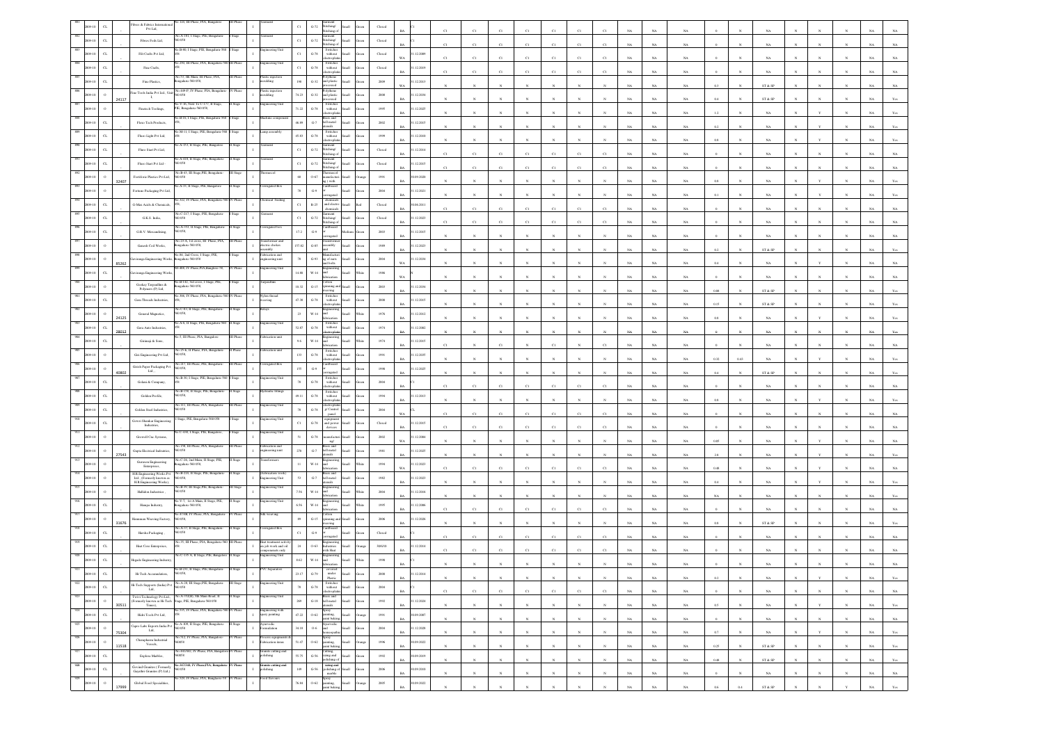| | | | | | | | | | | | | | | | | | | | | | | | | | | | | | | | | | | | |
|---|---|---|---|---|---|---|---|---|---|---|---|---|---|---|---|---|---|---|---|---|---|---|---|---|---|---|---|---|---|---|---|---|---|---|---|
| 881 | 2009-10 | CL | | Fibres & Fabrics International Pvt Ltd | No.121, III Phase, PIA, Bangalore | III Phase | I | Garment | C1 | G-72 | Garment Stitching/ Stitching of | Small | Green | Closed | BA | C1 | C1 | C1 | C1 | C1 | C1 | C1 | C1 | NA | NA | NA | 0 | N | NA | N | N | N | N | NA | NA |
| 882 | 2009-10 | CL | | Fibres Feels Ltd | No.A-181, I Stage, PIE, Bangalore-560 058 | I Stage | I | Garment | C1 | G-72 | Garment Stitching/ Stitching of | Small | Green | Closed | BA | C1 | C1 | C1 | C1 | C1 | C1 | C1 | C1 | NA | NA | NA | 0 | N | NA | N | N | N | N | NA | NA |
| 883 | 2009-10 | CL | | Fili Crafts Pvt Ltd | No.B-80, I Stage, PIE, Bangalore-560 058 | I Stage | I | Engineering Unit | C1 | G-78 | Switches without electroplating | Small | Green | Closed | WA | 31.12.2009 | C1 | C1 | C1 | C1 | C1 | C1 | C1 | NA | NA | NA | 0 | N | NA | N | N | N | N | NA | NA |
| 884 | 2009-10 | CL | | Fine Crafts | No.250, III Phase, PIA, Bangalore-560 058 | III Phase | I | Engineering Unit | C1 | G-78 | Switches without electroplating | Small | Green | Closed | BA | 31.12.2019 | C1 | C1 | C1 | C1 | C1 | C1 | C1 | NA | NA | NA | 0 | N | NA | N | N | N | N | NA | NA |
| 885 | 2009-10 | CL | | Fine Plastics | No.53, 4th Main, III Phase, PIA, Bangalore-560 058 | III Phase | I | Plastic injection moulding | 198 | G-32 | Polythene and plastic processed | Small | Green | 2009 | WA | 31.12.2013 | N | N | N | N | N | N | N | NA | NA | NA | 0.3 | N | ST & SP | N | N | N | N | NA | NA |
| 886 | 2009-10 | O | 24117 | Fine Tools India Pvt Ltd, Unit-I | No.449-P, IV Phase, PIA, Bangalore-560 058 | IV Phase | I | Plastic injection moulding | 74.23 | G-32 | Polythene and plastic processed | Small | Green | 2008 | BA | 31.12.2034 | N | N | N | N | N | N | N | NA | NA | NA | 0.4 | N | ST & SP | N | N | N | N | NA | Yes |
| 887 | 2009-10 | O | | Finetech Toolings | No.V-16, Next to C-177, II Stage, PIE, Bangalore-560 058 | II Stage | I | Engineering Unit | 71.22 | G-78 | Switches without electroplating | Small | Green | 1995 | BA | 31.12.2025 | N | N | N | N | N | N | N | NA | NA | NA | 1.2 | N | NA | N | N | Y | N | NA | Yes |
| 888 | 2009-10 | CL | | Flexo Tech Products | No.B-19, I Stage, PIE, Bangalore-560 058 | I Stage | I | Machine component | 46.89 | G-7 | Basic and self metal utensils | Small | Green | 2002 | BA | 31.12.2015 | N | N | N | N | N | N | N | NA | NA | NA | 0.2 | N | NA | N | N | Y | N | NA | Yes |
| 889 | 2009-10 | CL | | Fluro Light Pvt Ltd | No.M-11, I Stage, PIE, Bangalore-560 058 | I Stage | I | Lamp assembly | 45.03 | G-78 | Switches without electroplating | Small | Green | 1999 | BA | 31.12.2010 | N | N | N | N | N | N | N | NA | NA | NA | 0.8 | N | NA | N | N | Y | N | NA | Yes |
| 890 | 2009-10 | CL | | Fluro Start Pvt Ltd | No.A-373, II Stage, PIE, Bangalore | II Stage | I | Garment | C1 | G-72 | Garment Stitching/ Stitching of | Small | Green | Closed | BA | 31.12.2014 | C1 | C1 | C1 | C1 | C1 | C1 | C1 | NA | NA | NA | 0 | N | NA | N | N | N | N | NA | NA |
| 891 | 2009-10 | CL | | Fluro Start Pvt Ltd | No.A-378, II Stage, PIE, Bangalore-560 058 | II Stage | I | Garment | C1 | G-72 | Garment Stitching/ Stitching of | Small | Green | Closed | BA | 31.12.2015 | C1 | C1 | C1 | C1 | C1 | C1 | C1 | NA | NA | NA | 0 | N | NA | N | N | N | N | NA | NA |
| 892 | 2009-10 | O | 32407 | Forbforme Plastics Pvt Ltd | No.B-45, III Stage, PIE, Bangalore-560 058 | III Stage | I | Thermocol | 60 | O-67 | Thermocol manufacturing (with boiler) | Small | Orange | 1991 | BA | 30.09.2020 | N | N | N | N | N | N | N | NA | NA | NA | 0.9 | N | NA | N | N | Y | N | NA | Yes |
| 893 | 2009-10 | O | | Fortune Packaging Pvt Ltd | No.A-37, II Stage, PIE, Bangalore | II Stage | I | Corrugated Box | 78 | G-9 | Cardboard or corrugated | Small | Green | 2004 | BA | 31.12.2021 | N | N | N | N | N | N | N | NA | NA | NA | 0.1 | N | NA | N | N | Y | N | NA | Yes |
| 894 | 2009-10 | CL | | G-Max Acids & Chemicals | No.322, IV Phase, PIA, Bangalore-560 058 | IV Phase | I | Chemical Trading | C1 | R-25 | Chemicals and electro chemicals | Small | Red | Closed | BA | 30.06.2011 | C1 | C1 | C1 | C1 | C1 | C1 | C1 | NA | NA | NA | 0 | N | NA | N | N | N | N | NA | NA |
| 895 | 2009-10 | CL | | G.K.S. India | No.C-217, I Stage, PIE, Bangalore-560 058 | I Stage | I | Garment | C1 | G-72 | Garment Stitching/ Stitching of | Small | Green | Closed | BA | 31.12.2023 | C1 | C1 | C1 | C1 | C1 | C1 | C1 | NA | NA | NA | 0 | N | NA | N | N | N | N | NA | NA |
| 896 | 2009-10 | CL | | G.R.V. Merchandising | No.A-353, II Stage, PIE, Bangalore-560 058 | II Stage | I | Corrugated box | 17.2 | G-9 | Cardboard or corrugated | Medium | Green | 2003 | BA | 31.12.2015 | N | N | N | N | N | N | N | NA | NA | NA | 0 | N | NA | N | N | N | N | NA | NA |
| 897 | 2009-10 | O | | Ganesh Coil Works | No.23-A, 1st cross, III Phase, PIA, Bangalore-560 058 | III Phase | I | Transformer and electric chokes assembly | 157.02 | G-83 | Transformer assembly and | Small | Green | 1989 | BA | 31.12.2023 | N | N | N | N | N | N | N | NA | NA | NA | 0.2 | N | ST & SP | N | N | N | N | NA | Yes |
| 898 | 2009-10 | O | 85262 | Garvinaga Engineering Works | No.84, 2nd Cross, I Stage, PIE, Bangalore-560 058 | I Stage | I | Fabrication and engineering unit | 78 | G-91 | Manufacture of nuts and bolts | Small | Green | 2004 | WA | 31.12.2034 | N | N | N | N | N | N | N | NA | NA | NA | 0.4 | N | NA | N | N | Y | N | NA | Yes |
| 899 | 2009-10 | CL | | Garvinaga Engineering Works | No.409, IV Phase, PIA, Bangalore-58 | IV Phase | I | Engineering Unit | 14.88 | W-14 | Engineering and fabrication | Small | White | 1986 | WA | | N | N | N | N | N | N | N | NA | NA | NA | 0 | N | NA | N | N | N | N | NA | NA |
| 900 | 2009-10 | O | | Geekay Tarpaulins & Polymers (P) Ltd | No.B-182, 3rd street, I Stage, PIE, Bangalore-560 058 | I Stage | I | Tarpaulins | 18.32 | G-15 | Cotton spinning and weaving | Small | Green | 2003 | BA | 31.12.2034 | N | N | N | N | N | N | N | NA | NA | NA | 0.08 | N | ST & SP | N | N | N | N | NA | Yes |
| 901 | 2009-10 | CL | | Gem Threads Industries | No.306, IV Phase, PIA, Bangalore-560 058 | IV Phase | I | Nylon thread weaving | 47.38 | G-78 | Switches without electroplating | Small | Green | 2006 | BA | 31.12.2015 | N | N | N | N | N | N | N | NA | NA | NA | 0.15 | N | ST & SP | N | N | N | N | NA | Yes |
| 902 | 2009-10 | O | 24125 | General Magnetics | No.C-93, II Stage, PIE, Bangalore-560 058 | II Stage | I | Relays | 23 | W-14 | Engineering and fabrication | Small | White | 1976 | BA | 31.12.2012 | N | N | N | N | N | N | N | NA | NA | NA | 0.8 | N | NA | N | N | Y | N | NA | Yes |
| 903 | 2009-10 | CL | 28012 | Geo Auto Industries | No.A-6, II Stage, PIE, Bangalore-560 058 | II Stage | I | Engineering Unit | 52.65 | G-78 | Switches without electroplating | Small | Green | 1974 | BA | 31.12.2002 | N | N | N | N | N | N | N | NA | NA | NA | 0 | N | NA | N | N | N | N | NA | Yes |
| 904 | 2009-10 | CL | | Giriraaj & Sons | No.5, III Phase, PIA, Bangalore | III Phase | I | Fabrication unit | 9.6 | W-14 | Engineering and fabrication | Small | White | 1978 | BA | 31.12.2015 | C1 | N | C1 | N | C1 | N | C1 | NA | NA | NA | 0 | N | NA | N | N | N | N | NA | NA |
| 905 | 2009-10 | O | | Gits Engineering Pvt Ltd | No.25-A, II Phase, PIA, Bangalore-560 058 | II Phase | I | Fabrication unit | 133 | G-78 | Switches without electroplating | Small | Green | 1991 | BA | 31.12.2035 | N | N | N | N | N | N | N | NA | NA | NA | 0.32 | 0.45 | NA | N | N | Y | N | NA | Yes |
| 906 | 2009-10 | O | 40802 | Girish Paper Packaging Pvt Ltd | No.21, III Phase, PIA, Bangalore-560 058 | III Phase | I | Corrugated Box | 155 | G-9 | Cardboard or corrugated | Small | Green | 1998 | BA | 31.12.2025 | N | N | N | N | N | N | N | NA | NA | NA | 0.4 | N | ST & SP | N | N | N | N | NA | Yes |
| 907 | 2009-10 | CL | | Gokun & Company | No.B-91, I Stage, PIE, Bangalore-560 058 | I Stage | I | Engineering Unit | 78 | G-78 | Switches without electroplating | Small | Green | 2004 | BA | C1 | C1 | C1 | C1 | C1 | C1 | C1 | C1 | NA | NA | NA | 0 | N | NA | N | N | N | N | NA | NA |
| 908 | 2009-10 | CL | | Golden Profile | No.B-238, II Stage, PIE, Bangalore-560 058 | II Stage | I | Hydraulic fittings | 49.11 | G-78 | Switches without electroplating | Small | Green | 1994 | BA | 31.12.2013 | N | N | N | N | N | N | N | NA | NA | NA | 0.8 | N | NA | N | N | Y | N | NA | Yes |
| 909 | 2009-10 | CL | | Golden Steel Industries | No.111, III Phase, PIA, Bangalore-560 058 | III Phase | I | Engineering Unit | 78 | G-78 | electroplating or Control panel | Small | Green | 2004 | WA | CL | C1 | C1 | C1 | C1 | C1 | C1 | C1 | NA | NA | NA | 0 | N | NA | N | N | N | N | NA | NA |
| 910 | 2009-10 | CL | | Govri Shankar Engineering Industries | I Stage, PIE, Bangalore-560 058 | I Stage | I | Engineering Unit | C1 | G-78 | equipment and power devices | Small | Green | Closed | BA | 31.12.2015 | C1 | C1 | C1 | C1 | C1 | C1 | C1 | NA | NA | NA | 0 | N | NA | N | N | N | N | NA | NA |
| 911 | 2009-10 | O | | Growell Gas Systems | No.C-430, I Stage, PIE, Bangalore | I Stage | I | Engineering Unit | 51 | G-78 | manufacturing | Small | Green | 2002 | WA | 31.12.2004 | N | N | N | N | N | N | N | NA | NA | NA | 0.05 | N | NA | N | N | Y | N | NA | NA |
| 912 | 2009-10 | O | 27543 | Gupta Electrical Industries | No.159, III Phase, PIA, Bangalore-560 058 | III Phase | I | Fabrication and engineering unit | 278 | G-7 | Basic and self metal utensils | Small | Green | 1981 | BA | 31.12.2025 | N | N | N | N | N | N | N | NA | NA | NA | 2.8 | N | NA | N | N | Y | N | NA | Yes |
| 913 | 2009-10 | O | | Gurusree Engineering Enterprises | No.C-36, 2nd Main, II Stage, PIE, Bangalore-560 058 | II Stage | I | Transformers | 11 | W-14 | Engineering and fabrication | Small | White | 1994 | WA | 31.12.2023 | C1 | C1 | C1 | C1 | C1 | C1 | C1 | NA | NA | NA | 0.48 | N | NA | N | N | Y | N | NA | NA |
| 914 | 2009-10 | O | | H.R Engineering Works Pvt Ltd, (Formerly known as H.R.Engineering Works) | No.B-223, II Stage, PIE, Bangalore-560 058 | II Stage | I | Fabrication work Engineering Unit | 53 | G-7 | Basic and self metal utensils | Small | Green | 1982 | BA | 31.12.2023 | N | N | N | N | N | N | N | NA | NA | NA | 0.4 | N | NA | N | N | Y | N | NA | Yes |
| 915 | 2009-10 | O | | Hallstein Industries | No.B-97, III Stage, PIE, Bangalore-560 058 | III Stage | I | Engineering Unit | 7.56 | W-14 | Engineering and fabrication | Small | White | 2004 | BA | 31.12.2016 | N | N | N | N | N | N | N | NA | NA | NA | NA | N | NA | N | N | N | N | NA | NA |
| 916 | 2009-10 | CL | | Hampu Industry | No.V-7, 1st A Main, II Stage, PIE, Bangalore-560 058 | II Stage | I | Engineering Unit | 6.56 | W-14 | Engineering and fabrication | Small | White | 1995 | BA | 31.12.2006 | C1 | C1 | C1 | C1 | C1 | C1 | C1 | NA | NA | NA | 0 | N | NA | N | N | N | N | NA | NA |
| 917 | 2009-10 | O | 31676 | Hanuman Weaving Factory | No.433B, IV Phase, PIA, Bangalore-560 058 | IV Phase | I | Silk weaving | 89 | G-15 | Cotton spinning and weaving | Small | Green | 2006 | BA | 31.12.2026 | N | N | N | N | N | N | N | NA | NA | NA | 0.8 | N | ST & SP | N | N | N | N | NA | Yes |
| 918 | 2009-10 | CL | | Harsha Packaging | No.A-33, II Stage, PIE, Bangalore-560 058 | II Stage | I | Corrugated Box | C1 | G-9 | Cardboard or corrugated | Small | Green | Closed | BA | C1 | C1 | C1 | C1 | C1 | C1 | C1 | C1 | NA | NA | NA | 0 | N | NA | N | N | N | N | NA | NA |
| 919 | 2009-10 | CL | | Heat Core Enterprises | No.35, III Phase, PIA, Bangalore-560 058 | III Phase | I | Heat treatment activity on job work and of components only | 24 | O-63 | Engineering industries with Heat | Small | Orange | 00/00/0 | BA | 31.12.2014 | C1 | C1 | C1 | C1 | C1 | C1 | C1 | NA | NA | NA | 0 | N | NA | N | N | N | N | NA | NA |
| 920 | 2009-10 | CL | | Hegade Engineering Industry | No.C-1/5-A, II Stage, PIE, Bangalore-560 058 | II Stage | I | Engineering Unit | 9.62 | W-14 | Engineering and fabrication | Small | White | 1998 | BA | C1 | N | N | N | N | N | N | N | NA | NA | NA | 0 | N | NA | N | N | N | N | NA | NA |
| 921 | 2009-10 | CL | | Hi Tech Accumulators | No.B-271, II Stage, PIE, Bangalore-560 058 | II Stage | I | PVC Separators | 23.17 | G-79 | covered under Plastic | Small | Green | 2008 | BA | 31.12.2014 | N | N | N | N | N | N | N | NA | NA | NA | 0.2 | N | NA | N | N | Y | N | NA | Yes |
| 922 | 2009-10 | CL | | Hi-Tech Supports (India) Pvt Ltd | No.A-28, III Stage, PIE, Bangalore-560 058 | III Stage | I | Engineering Unit | 78 | G-78 | Switches without electroplating | Small | Green | 2004 | BA | C1 | C1 | C1 | C1 | C1 | C1 | C1 | C1 | NA | NA | NA | 0 | N | NA | N | N | N | N | NA | NA |
| 923 | 2009-10 | O | 30511 | Hitech Technology Pvt Ltd (Formerly known as Hi-Tech Timer) | No.A-5XXX, 5th Main Road, II Stage, PIE, Bangalore-560 058 | II Stage | I | Engineering Unit | 269 | G-18 | Basic and self metal utensils | Small | Green | 1992 | BA | 31.12.2024 | N | N | N | N | N | N | N | NA | NA | NA | 0.5 | N | NA | N | N | Y | N | NA | Yes |
| 924 | 2009-10 | CL | | Hulet Tools Pvt Ltd | No.335, IV Phase, PIA, Bangalore-560 058 | IV Phase | I | Engineering with epoxy painting | 47.25 | O-62 | Spray painting, panel baking | Small | Orange | 1991 | BA | 30.09.2007 | N | N | N | N | N | N | N | NA | NA | NA | 0 | N | NA | N | N | N | N | NA | NA |
| 925 | 2009-10 | O | 75304 | Capro Labs Exports India Pvt Ltd | No.A-109, II Stage, PIE, Bangalore-560 058 | II Stage | I | Ayurvedic formulation | 34.18 | O-6 | Ayurvedic and homeopathic | Small | Green | 2004 | BA | 31.12.2028 | N | N | N | N | N | N | N | NA | NA | NA | 0.7 | N | NA | N | N | N | N | NA | Yes |
| 926 | 2009-10 | O | 31518 | Champhama Industrial Vessels | No.312, IV Phase, PIA, Bangalore-560058 | IV Phase | I | Pressure equipments & fabrication items | 51.07 | O-62 | Spray painting, panel baking | Small | Orange | 1996 | BA | 30.09.2022 | N | N | N | N | N | N | N | NA | NA | NA | 0.25 | N | ST & SP | N | N | N | N | NA | Yes |
| 927 | 2009-10 | CL | | Explore Marbles | No.441/442, IV Phase, PIA, Bangalore-560058 | IV Phase | I | Granite cutting and polishing | 55.75 | G-56 | Cutting, sizing and polishing of | Small | Green | 1992 | BA | 30.09.2019 | N | N | N | N | N | N | N | NA | NA | NA | 0.48 | N | ST & SP | N | N | N | N | NA | Yes |
| 928 | 2009-10 | CL | | Govind Granites (Formerly Gayathri Granites (P) Ltd) | No.362/36B, IV Phase, PIA, Bangalore-560058 | IV Phase | I | Granite cutting and polishing | 149 | G-56 | Cutting, sizing and polishing of marble | Small | Green | 2006 | BA | 30.09.2010 | N | N | N | N | N | N | N | NA | NA | NA | 0 | N | NA | N | N | N | N | NA | NA |
| 929 | 2009-10 | O | 17999 | Global Food Specialities | No.329, IV Phase, PIA, Bangalore-560058 | IV Phase | I | Food flavours | 76.84 | O-62 | Spray painting, panel baking | Small | Orange | 2005 | BA | 30.09.2022 | N | N | N | N | N | N | N | NA | NA | NA | 0.6 | 0.4 | ST & SP | N | N | N | Y | NA | Yes |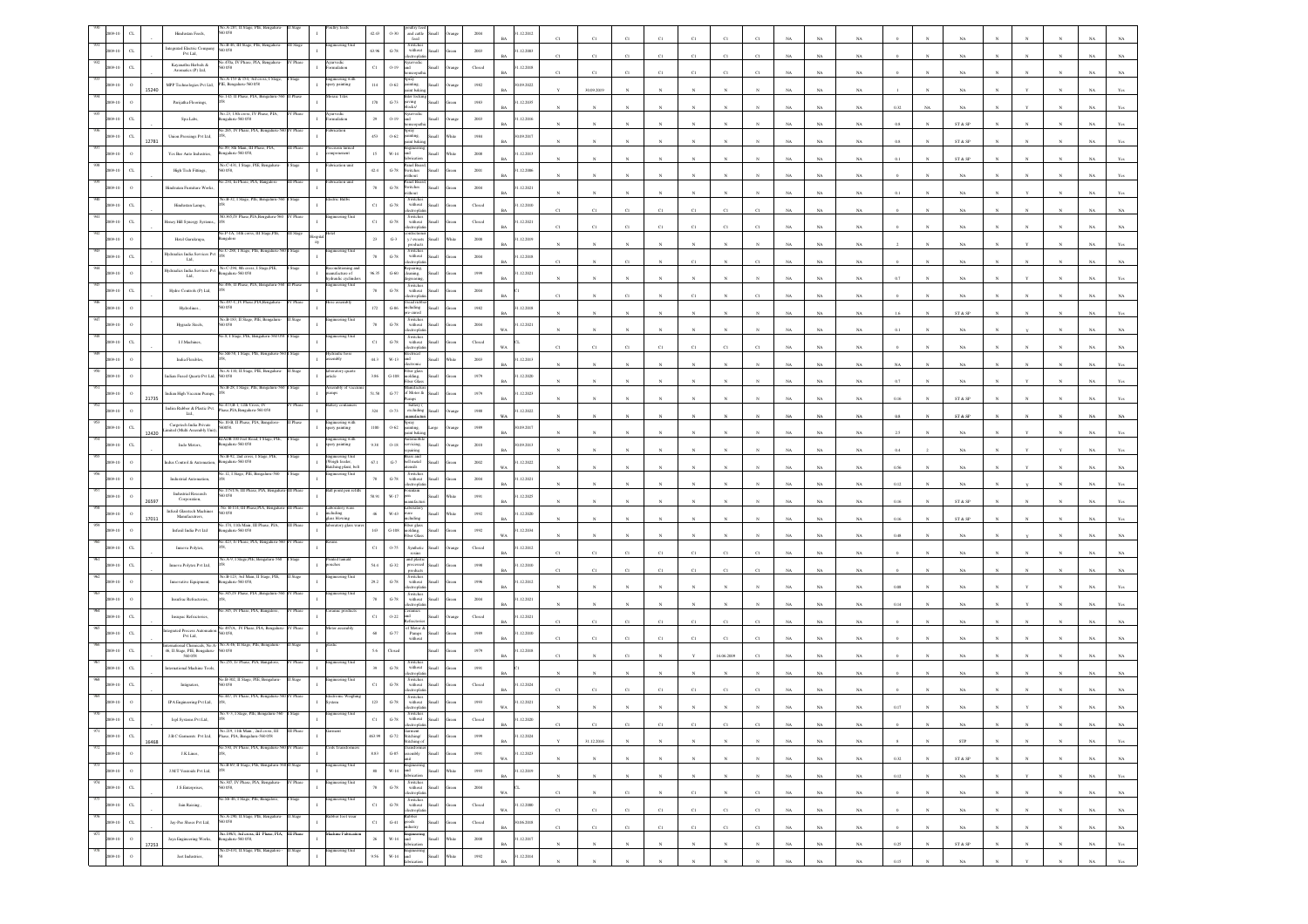| | | | | | | | | | | | | | | | | | | | | | | | | | | | | | | | | | |
|---|---|---|---|---|---|---|---|---|---|---|---|---|---|---|---|---|---|---|---|---|---|---|---|---|---|---|---|---|---|---|---|---|---|
| 930 | 2009-10 | CL | | Hindustan Foods | No.A-185, II Stage, PIE, Bangalore-560 058 | II Stage | I | Poultry feeds | 42.43 | O-30 | Poultry feed and cattle feed, Small | Orange | 2004 | BA | 31.12.2012 | C1 | C1 | C1 | C1 | C1 | C1 | C1 | NA | NA | NA | 0 | N | NA | N | N | N | NA | NA |
| 931 | 2009-10 | CL | | Integrated Electric Company Pvt Ltd | No.B-40, III Stage, PIE, Bangalore-560 058 | III Stage | I | Engineering Unit | 63.96 | G-78 | Switches without electroplating, Small | Green | 2003 | BA | 31.12.2003 | C1 | C1 | C1 | C1 | C1 | C1 | C1 | NA | NA | NA | 0 | N | NA | N | N | N | NA | NA |
| 932 | 2009-10 | CL | | Kaiyandha Herbals & Aromatics (P) Ltd | No.478a, IV Phase, PIA, Bangalore-560 058 | IV Phase | I | Ayurvedic Formulation | C1 | O-19 | Ayurvedic and homeopathic, Small | Orange | Closed | BA | 31.12.2009 | C1 | C1 | C1 | C1 | C1 | C1 | C1 | NA | NA | NA | 0 | N | NA | N | N | N | NA | NA |
| 933 | 2009-10 | O | 15240 | MPP Technologies Pvt Ltd | No.A-153 & 154, 3rd cross, I Stage, PIE, Bangalore-560 058 | I Stage | I | Engineering with epoxy painting | 114 | O-62 | Spray painting, paint baking, Small | Orange | 1982 | BA | 30.09.2022 | Y | 30.09.2019 | N | N | N | N | N | NA | NA | NA | 1 | N | NA | N | Y | N | NA | Yes |
| 934 | 2009-10 | O | | Panjatha Floorings | No.142, III Phase, PIA, Bangalore-560 058 | III Phase | I | Mosaic Tiles | 178 | G-73 | Paving blocks, Small | Green | 1983 | BA | 31.12.2035 | N | N | N | N | N | N | N | NA | NA | NA | 0.32 | NA | NA | N | Y | N | NA | Yes |
| 935 | 2009-10 | CL | | Spa Labs | No.23, 13th cross, IV Phase, PIA, Bangalore-560 058 | IV Phase | I | Ayurvedic Formulation | 29 | O-19 | Ayurvedic and homeopathic, Small | Orange | 2003 | BA | 31.12.2016 | N | N | N | N | N | N | N | NA | NA | NA | 0 | N | NA | N | N | N | NA | NA |
| 936 | 2009-10 | CL | 12781 | Union Pressings Pvt Ltd | No.269, IV Phase, PIA, Bangalore-560 058 | IV Phase | I | Fabrication | 453 | O-62 | Spray painting, paint baking, Small | White | 1984 | BA | 30.09.2017 | N | N | N | N | N | N | N | NA | NA | NA | 0.8 | N | ST & SP | N | N | N | NA | Yes |
| 937 | 2009-10 | O | | Tex Bee Auto Industries | No.89, 9th Main, III Phase, PIA, Bangalore-560 058 | III Phase | I | Precision turned components | 15 | W-14 | Engineering and fabrication, Small | White | 2008 | BA | 31.12.2013 | N | N | N | N | N | N | N | NA | NA | NA | 0.1 | N | ST & SP | N | N | N | NA | Yes |
| 938 | 2009-10 | CL | | High Tech Fittings | No.C-430, I Stage, PIE, Bangalore-560 058 | I Stage | I | Fabrication unit | 42.4 | G-78 | Panel Board, Switches without, Small | Green | 2001 | BA | 31.12.2006 | N | N | N | N | N | N | N | NA | NA | NA | 0 | N | NA | N | N | N | NA | NA |
| 939 | 2009-10 | O | | Hindustan Furniture Works | No.234, 3rd Phase, PIA, Bangalore | III Phase | I | Fabrication unit | 70 | G-78 | Panel Board, Switches without, Small | Green | 2004 | BA | 31.12.2021 | N | N | N | N | N | N | N | NA | NA | NA | 0.1 | N | NA | N | Y | N | NA | Yes |
| 940 | 2009-10 | CL | | Hindustan Lamps | No.B-52, I Stage, PIE, Bangalore-560 058 | I Stage | I | Electric Bulbs | C1 | G-78 | Switches without electroplating, Small | Green | Closed | BA | 31.12.2010 | C1 | C1 | C1 | C1 | C1 | C1 | C1 | NA | NA | NA | 0 | N | NA | N | N | N | NA | NA |
| 941 | 2009-10 | CL | | Honey Hill Synergy Systems | NO.365, IV Phase PIA Bangalore-560 058 | IV Phase | I | Engineering Unit | C1 | G-78 | Switches without electroplating, Small | Green | Closed | BA | 31.12.2021 | C1 | C1 | C1 | C1 | C1 | C1 | C1 | NA | NA | NA | 0 | N | NA | N | N | N | NA | NA |
| 942 | 2009-10 | O | | Hotel Gurukrupa | No.F-1A, 14th cross, III Stage, PIE, Bangalore | III Stage | Hospitality | Hotel | 23 | G-3 | Confectionary / sweets products, Small | White | 2008 | BA | 31.12.2019 | N | N | N | N | N | N | N | NA | NA | NA | 2 | N | NA | N | Y | N | NA | Yes |
| 943 | 2009-10 | CL | | Hydraulics India Services Pvt Ltd | No.C-208, I Stage, PIE, Bangalore-560 058 | I Stage | I | Engineering Unit | 70 | G-78 | Switches without electroplating, Small | Green | 2004 | BA | 31.12.2018 | C1 | N | N | N | C1 | N | C1 | NA | NA | NA | 0 | N | NA | N | N | N | NA | NA |
| 944 | 2009-10 | O | | Hydraulics India Services Pvt Ltd | No.C-294, 8th cross, I Stage, PIE, Bangalore-560 058 | I Stage | I | Reconditioning and manufacture of hydraulic cylinders | 96.35 | G-60 | Degreasing, cleaning, degreasing, Small | Green | 1999 | BA | 31.12.2021 | N | N | N | N | N | N | N | NA | NA | NA | 0.7 | N | NA | N | Y | N | NA | Yes |
| 945 | 2009-10 | CL | | Hydro Controls (P) Ltd | No.498, II Phase, PIA, Bangalore-560 058 | II Phase | I | Engineering Unit | 70 | G-78 | Switches without electroplating, Small | Green | 2004 | BA | C1 | C1 | N | C1 | N | C1 | N | C1 | NA | NA | NA | 0 | N | NA | N | N | N | NA | NA |
| 946 | 2009-10 | O | | Hydrolines | No.497-C, IV Phase, PIA Bangalore-560 058 | IV Phase | I | Hose assembly | 172 | G-86 | Goods without moulding pre-cured, Small | Green | 1982 | BA | 31.12.2018 | N | N | N | N | N | N | N | NA | NA | NA | 1.6 | N | ST & SP | N | N | N | NA | Yes |
| 947 | 2009-10 | O | | Hygrade Steels | No.B-193, II Stage, PIE, Bangalore-560 058 | II Stage | I | Engineering Unit | 70 | G-78 | Switches without electroplating, Small | Green | 2004 | WA | 31.12.2021 | N | N | N | N | N | N | N | NA | NA | NA | 0.1 | N | NA | N | Y | N | NA | NA |
| 948 | 2009-10 | CL | | I I Machines | No.B, I Stage, PIE, Bangalore-560 058 | I Stage | I | Engineering Unit | C1 | G-78 | Switches without electroplating, Small | Green | Closed | WA | CL | C1 | C1 | C1 | C1 | C1 | C1 | C1 | NA | NA | NA | 0 | N | NA | N | N | N | NA | NA |
| 949 | 2009-10 | O | | India Flexibles | No.340-N, I Stage, PIE, Bangalore-560 058 | I Stage | I | Hydraulic hoses assembly | 44.3 | W-13 | Electrical and electronic, Small | White | 2003 | BA | 31.12.2013 | N | N | N | N | N | N | N | NA | NA | NA | NA | N | NA | N | N | N | NA | Yes |
| 950 | 2009-10 | O | | Indian Fused Quartz Pvt Ltd | No.A-130, II Stage, PIE, Bangalore-560 058 | II Stage | I | Laboratory quartz article | 3.86 | G-108 | Fiber glass moulding, Fiber Glass, Small | Green | 1979 | BA | 31.12.2020 | N | N | N | N | N | N | N | NA | NA | NA | 0.7 | N | NA | N | Y | N | NA | Yes |
| 951 | 2009-10 | O | 21735 | Indian High Vacuum Pumps | No.B-28, I Stage, PIE, Bangalore-560 058 | I Stage | I | Assembly of Vacuum pumps | 51.58 | G-77 | Manufacture of Motor & Pumps, Small | Green | 1979 | BA | 31.12.2023 | N | N | N | N | N | N | N | NA | NA | NA | 0.16 | N | ST & SP | N | N | N | NA | Yes |
| 952 | 2009-10 | O | | Indian Rubber & Plastic Pvt Ltd | No.E-A, 12th Cross, IV Phase, PIA Bangalore-560 058 | IV Phase | I | Battery containers | 324 | O-73 | Battery reclaiming manufacture, Small | Orange | 1988 | WA | 31.12.2022 | N | N | N | N | N | N | N | NA | NA | NA | 0.8 | N | ST & SP | N | N | N | NA | NA |
| 953 | 2009-10 | CL | 12420 | Carpetech India Private Limited (Multi Assembly Unit) | No.30-B, II Phase, Bangalore-560 058 | II Phase | I | Engineering with epoxy painting | 1188 | O-62 | Spray painting, paint baking, Large | Orange | 1989 | BA | 30.09.2017 | N | N | N | N | N | N | N | NA | NA | NA | 2.5 | N | NA | N | Y | N | NA | Yes |
| 954 | 2009-10 | CL | | Indo Motors | No.A-208, 100 Feet Road, I Stage, PIE, Bangalore-560 058 | I Stage | I | Engineering with epoxy painting | 9.38 | O-18 | Automobile servicing, repairing, Small | Orange | 2010 | BA | 30.09.2013 | N | N | N | N | N | N | N | NA | NA | NA | 0.4 | 2 | NA | N | Y | Y | NA | NA |
| 955 | 2009-10 | O | | Indus Control & Automation | No.B-92, 2nd cross, I Stage, PIE, Bangalore-560 058 | I Stage | I | Engineering Unit (Weigh feeder, Batching plant, belt) | 67.1 | G-7 | Brass and bell metal utensils, Small | Green | 2002 | WA | 31.12.2022 | N | N | N | N | N | N | N | NA | NA | NA | 0.56 | N | NA | N | N | N | NA | NA |
| 956 | 2009-10 | O | | Industrial Automation | No.12, I Stage, PIE, Bangalore-560 058 | I Stage | I | Engineering Unit | 70 | G-78 | Switches without electroplating, Small | Green | 2004 | BA | 31.12.2021 | N | N | N | N | N | N | N | NA | NA | NA | 0.12 | N | NA | N | Y | N | NA | Yes |
| 957 | 2009-10 | O | 26597 | Industrial Research Corporation | No.175/176, III Phase, PIA, Bangalore-560 058 | III Phase | I | Ball point pen refills | 58.91 | W-17 | Fountain pen manufacture, Small | White | 1991 | BA | 31.12.2025 | N | N | N | N | N | N | N | NA | NA | NA | 0.16 | N | ST & SP | N | N | N | NA | Yes |
| 958 | 2009-10 | O | 17011 | Infosil Glasstech Machinery Manufacturers | No.10-116, III Phase PIA, Bangalore-560 058 | III Phase | I | Laboratory ware including glass blowing | 46 | W-43 | Laboratory ware including, Small | White | 1992 | BA | 31.12.2026 | N | N | N | N | N | N | N | NA | NA | NA | 0.16 | N | ST & SP | N | N | N | NA | Yes |
| 959 | 2009-10 | O | | Infosil India Pvt Ltd | No.174, 11th Main, III Phase, PIA, Bangalore-560 058 | III Phase | I | Laboratory glass wares | 143 | G-108 | Fiber glass moulding, Fiber Glass, Small | Green | 1992 | WA | 31.12.2034 | N | N | N | N | N | N | N | NA | NA | NA | 0.48 | N | NA | N | Y | N | NA | Yes |
| 960 | 2009-10 | CL | | Innova Polytex | No.423, IV Phase, PIA, Bangalore-560 058 | IV Phase | I | Resins | C1 | O-73 | Synthetic resins, Small | Orange | Closed | BA | 31.12.2012 | C1 | C1 | C1 | C1 | C1 | C1 | C1 | NA | NA | NA | 0 | N | NA | N | N | N | NA | NA |
| 961 | 2009-10 | CL | | Innova Polytex Pvt Ltd | No.A-9, I Stage PIE, Bangalore-560 058 | I Stage | I | Printed laminate pouches | 54.4 | G-32 | and plastic processed products, Small | Green | 1998 | BA | 31.12.2010 | C1 | C1 | C1 | C1 | C1 | C1 | C1 | NA | NA | NA | 0 | N | NA | N | N | N | NA | NA |
| 962 | 2009-10 | O | | Innovative Equipment | No.B-123, 3rd Main, II Stage, PIE, Bangalore-560 058 | II Stage | I | Engineering Unit | 29.2 | G-78 | Switches without electroplating, Small | Green | 1996 | BA | 31.12.2012 | N | N | N | N | N | N | N | NA | NA | NA | 0.08 | N | NA | N | Y | N | NA | Yes |
| 963 | 2009-10 | O | | Insufrac Refractories | No.385, IV Phase, PIA, Bangalore-560 058 | IV Phase | I | Engineering Unit | 70 | G-78 | Switches without electroplating, Small | Green | 2004 | BA | 31.12.2021 | N | N | N | N | N | N | N | NA | NA | NA | 0.14 | N | NA | N | Y | N | NA | Yes |
| 964 | 2009-10 | CL | | Instapac Refractories | No.385, IV Phase, PIA, Bangalore | IV Phase | I | Ceramic products | C1 | O-22 | Ceramics and Refractories, Small | Orange | Closed | BA | 31.12.2021 | C1 | C1 | C1 | C1 | C1 | C1 | C1 | NA | NA | NA | 0 | N | NA | N | N | N | NA | NA |
| 965 | 2009-10 | CL | | Integrated Process Automation Pvt Ltd | No.497A, IV Phase, PIA, Bangalore-560 058 | IV Phase | I | Motor assembly | 68 | G-77 | Manufacture of Motor & Pumps without, Small | Green | 1989 | BA | 31.12.2010 | C1 | C1 | C1 | C1 | C1 | C1 | C1 | NA | NA | NA | 0 | N | NA | N | N | N | NA | NA |
| 966 | 2009-10 | CL | | International Chemicals, No.A-96, II Stage, PIE, Bangalore-560 058 | No.A-96, II Stage, PIE, Bangalore-560 058 | II Stage | I | Paints | 5.6 | Closed | Small | Green | 1979 | BA | 31.12.2018 | C1 | N | C1 | N | Y | 16.06.2009 | C1 | NA | NA | NA | 0 | N | NA | N | N | N | NA | NA |
| 967 | 2009-10 | CL | | International Machine Tools | No.255, IV Phase, PIA, Bangalore | IV Phase | I | Engineering Unit | 39 | G-78 | Switches without electroplating, Small | Green | 1991 | BA | C1 | N | N | N | N | N | N | N | NA | NA | NA | 0 | N | NA | N | N | N | NA | NA |
| 968 | 2009-10 | CL | | Integrators | No.B-302, II Stage, PIE, Bangalore-560 058 | II Stage | I | Engineering Unit | C1 | G-78 | Switches without electroplating, Small | Green | Closed | BA | 31.12.2024 | C1 | C1 | C1 | C1 | C1 | C1 | C1 | NA | NA | NA | 0 | N | NA | N | N | N | NA | NA |
| 969 | 2009-10 | O | | IPA Engineering Pvt Ltd | No.467, IV Phase, PIA, Bangalore-560 058 | IV Phase | I | Electronic Weighing System | 123 | G-78 | Switches without electroplating, Small | Green | 1993 | WA | 31.12.2021 | N | N | N | N | N | N | N | NA | NA | NA | 0.17 | N | NA | N | Y | N | NA | Yes |
| 970 | 2009-10 | CL | | Ispl Systems Pvt Ltd | No.V-3, I Stage, PIE, Bangalore-560 058 | I Stage | I | Engineering Unit | C1 | G-78 | Switches without electroplating, Small | Green | Closed | BA | 31.12.2020 | C1 | C1 | C1 | C1 | C1 | C1 | C1 | NA | NA | NA | 0 | N | NA | N | N | N | NA | NA |
| 971 | 2009-10 | CL | 16468 | J B C Garments Pvt Ltd | No.219, 11th Main, 2nd cross, III Phase, PIA, Bangalore-560 058 | III Phase | I | Garments | 463.99 | G-72 | Garment Stitching/ Stitching of, Small | Green | 1999 | BA | 31.12.2021 | Y | 31.12.2016 | N | N | N | N | N | NA | NA | NA | 0 | N | STP | N | N | N | NA | Yes |
| 972 | 2009-10 | O | | J K Lines | No.330, IV Phase, PIA, Bangalore-560 058 | IV Phase | I | Coils Transformers | 0.83 | G-85 | Transformer assembly and, Small | Green | 1991 | WA | 31.12.2023 | N | N | N | N | N | N | N | NA | NA | NA | 0.32 | N | ST & SP | N | N | N | NA | Yes |
| 973 | 2009-10 | O | | J M T Vasanada Pvt Ltd | No.B-89, II Stage, PIE, Bangalore-560 058 | II Stage | I | Engineering Unit | 88 | W-14 | Engineering and fabrication, Small | White | 1993 | BA | 31.12.2019 | N | N | N | N | N | N | N | NA | NA | NA | 0.12 | N | NA | N | Y | N | NA | Yes |
| 974 | 2009-10 | CL | | J S Enterprises | No.307, IV Phase, PIA, Bangalore-560 058 | IV Phase | I | Engineering Unit | 70 | G-78 | Switches without electroplating, Small | Green | 2004 | WA | CL | C1 | N | C1 | N | C1 | N | C1 | NA | NA | NA | 0 | N | NA | N | N | N | NA | NA |
| 975 | 2009-10 | CL | | Jain Racing | No.50-48, I Stage, PIE, Bangalore | I Stage | I | Engineering Unit | C1 | G-78 | Switches without electroplating, Small | Green | Closed | WA | 31.12.2000 | C1 | C1 | C1 | C1 | C1 | C1 | C1 | NA | NA | NA | 0 | N | NA | N | N | N | NA | NA |
| 976 | 2009-10 | CL | | Jay-Pee Hoses Pvt Ltd | No.A-280, II Stage, PIE, Bangalore-560 058 | II Stage | I | Rubber foot wear | C1 | G-41 | Rubber goods industry, Small | Green | Closed | BA | 30.06.2018 | C1 | C1 | C1 | C1 | C1 | C1 | C1 | NA | NA | NA | 0 | N | NA | N | N | N | NA | NA |
| 977 | 2009-10 | O | | Jaya Engineering Works | No.199/3, 3rd cross, III Phase, PIA, Bangalore-560 058 | III Phase | I | Machine Fabrication | 26 | W-14 | Engineering and fabrication, Small | White | 2008 | BA | 31.12.2017 | N | N | N | N | N | N | N | NA | NA | NA | 0.25 | N | ST & SP | N | N | N | NA | Yes |
| 978 | 2009-10 | O | 17253 | Jeet Industries | No.D-131, II Stage, PIE, Bangalore | II Stage | I | Engineering Unit | 9.56 | W-14 | Engineering and fabrication, Small | White | 1992 | BA | 31.12.2014 | N | N | N | N | N | N | N | NA | NA | NA | 0.15 | N | NA | N | Y | N | NA | Yes |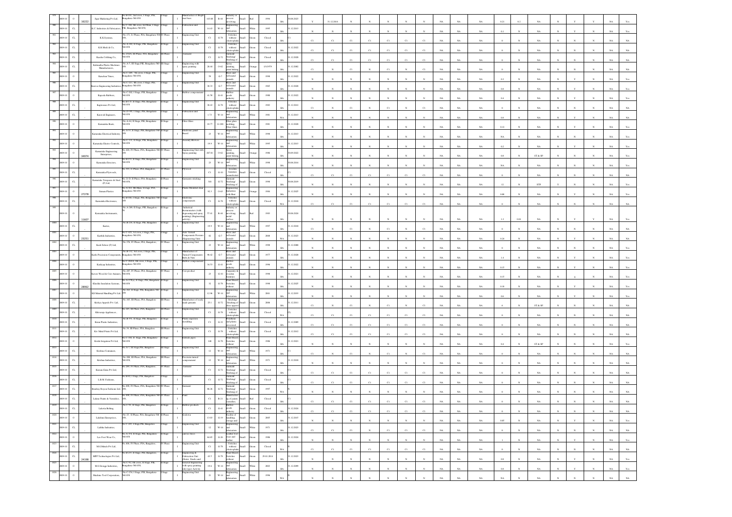| 979 | 2009-10 | O | 16222 | Agar Marketing Pvt Ltd, | No.B-101, 2nd cross, I Stage, PIE, Bengaluru 560 058 | I Stage | I | Manufacture of Bright steel bars | 110.08 | R-44 | Industry or process involving | Small | Red | 1994 | BA | 30.06.2023 | Y | 31.12.2014 | N | N | N | N | N | N | NA | NA | NA | 0.21 | 0.2 | NA | N | Y | Y | NA | Yes |
|---|---|---|---|---|---|---|---|---|---|---|---|---|---|---|---|---|---|---|---|---|---|---|---|---|---|---|---|---|---|---|---|---|---|---|---|
| 980 | 2009-10 | O | | K.C. Industries & Fabricators, | No.C-340, 6th cross, 3rd Main, I Stage, PIE, Bengaluru 560 058, | I Stage | I | Fabrication unit | 14.43 | W-14 | Engineering and fabrication | Small | White | 1995 | BA | 31.12.2013 | N | N | N | N | N | N | N | N | NA | NA | NA | 0.1 | N | NA | N | Y | N | NA | Yes |
| 981 | 2009-10 | CL | | K.K.Systems, | No.171, IV Phase, PIA, Bengaluru 560 058, | IV Phase | I | Engineering Unit | C1 | G-78 | Switches without electroplating | Small | Green | Closed | BA | C1 | C1 | C1 | C1 | C1 | C1 | C1 | C1 | C1 | NA | NA | NA | 0 | N | NA | N | N | N | NA | NA |
| 982 | 2009-10 | CL | | K.R.Modi & Co, | No.A-182, II Stage, PIE, Bengaluru 560 058 | II Stage | I | Engineering Unit | C1 | G-78 | Switches without electroplating | Small | Green | Closed | BA | 31.12.2022 | C1 | C1 | C1 | C1 | C1 | C1 | C1 | C1 | NA | NA | NA | 0 | N | NA | N | N | N | NA | NA |
| 983 | 2009-10 | CL | | Kaesha Clothing Co, | No.254/A, III Phase, PIA, Bengaluru 560 058 | III Phase | I | Garment | C1 | G-72 | Garment Stitching/ Stitching of | Small | Green | Closed | BA | 31.12.2020 | C1 | C1 | C1 | C1 | C1 | C1 | C1 | C1 | NA | NA | NA | 0 | N | NA | N | N | N | NA | NA |
| 984 | 2009-10 | CL | | Kalimatha Plastic Machines Manufacturers, | No.A-7, III Stage, PIE, Bengaluru 560 058, | III Stage | I | Engineering with spray painting | 28.41 | O-62 | Spray painting, paint baking | Small | Orange | 1/1/1979 | BA | 31.12.2002 | C1 | N | C1 | N | C1 | N | C1 | N | NA | NA | NA | 0 | N | NA | N | N | N | NA | NA |
| 985 | 2009-10 | O | | Kanchan Timers, | No.C-285, 5th cross, I Stage, PIE, Bengaluru 560 058 | I Stage | I | Engineering Unit | 59 | G-7 | Brass and bell metal utensils | Small | Green | 1998 | BA | 31.12.2022 | N | N | N | N | N | N | N | N | NA | NA | NA | 0.3 | N | NA | N | Y | N | NA | Yes |
| 986 | 2009-10 | O | | Kanvas Engineering Industries, | No.C-211, 4th cross, I Stage, PIE, Bengaluru 560 058 | I Stage | I | Engineering Unit | 38.31 | G-7 | Brass and bell metal utensils | Small | Green | 1965 | BA | 31.12.2020 | N | N | N | N | N | N | N | N | NA | NA | NA | 0.8 | N | NA | N | Y | N | NA | Yes |
| 987 | 2009-10 | O | | Kapoela Rubbers, | No.C-302, I Stage, PIE, Bengaluru 560 058 | I Stage | I | Rubber components | 41.58 | G-41 | Rubber goods industry | Small | Green | 1988 | BA | 31.12.2022 | N | N | N | N | N | N | N | N | NA | NA | NA | 0.4 | N | NA | N | Y | N | NA | Yes |
| 988 | 2009-10 | CL | | Kaptronics Pvt Ltd, | No.B-17, II Stage, PIE, Bengaluru 560 058 | II Stage | I | Engineering Unit | 38.43 | G-78 | Switches without electroplating | Small | Green | 1983 | BA | 31.12.2012 | C1 | N | C1 | N | C1 | N | C1 | N | NA | NA | NA | 0 | N | NA | N | N | N | NA | NA |
| 989 | 2009-10 | CL | | Karavali Engineers, | No.D-99, I Stage, PIE, Bengaluru 560 058 | I Stage | I | Fabrication unit | 1.73 | W-14 | Engineering and fabrication | Small | White | 1981 | WA | 31.12.2013 | N | N | N | N | N | N | N | N | NA | NA | NA | 0.8 | N | NA | N | Y | N | NA | NA |
| 990 | 2009-10 | O | | Karnataka Boats, | No.A-64, II Stage, PIE, Bengaluru 560 058 | II Stage | I | Fiber Glass | 18.77 | G-108 | Fiber glass molding Fiber Glass | Small | Green | 1981 | BA | 31.12.2020 | N | N | N | N | N | N | N | N | NA | NA | NA | 0.12 | N | NA | N | Y | N | NA | Yes |
| 991 | 2009-10 | O | | Karnataka Electrical Industry, | No.A-57, II Stage, PIE, Bengaluru 560 058 | II Stage | I | Electronic panel Board | 23 | W-14 | Engineering and fabrication | Small | White | 1998 | BA | 31.12.2013 | N | N | N | N | N | N | N | N | NA | NA | NA | NA | N | NA | N | N | N | NA | Yes |
| 992 | 2009-10 | O | | Karnataka Electric Controls, | No.C-116, II Stage, PIE, Bengaluru 560 058 | II Stage | I | Assemly Blowers | 19.9 | W-14 | Engineering and fabrication | Small | White | 1995 | BA | 31.12.2013 | N | N | N | N | N | N | N | N | NA | NA | NA | 0.2 | N | NA | N | Y | N | NA | Yes |
| 993 | 2009-10 | O | 34074 | Karnataka Engineering Enterprises, | No.420, IV Phase, PIA, Bengaluru 560 058 | IV Phase | I | Engineering Unit with Spray painting | 287.03 | O-62 | Spray painting, paint baking | Small | Orange | 1986 | BA | 30.09.2022 | N | N | N | N | N | N | N | N | NA | NA | NA | 0.8 | N | ST & SP | N | N | N | NA | Yes |
| 994 | 2009-10 | O | | Karnataka Erectors, | No.B-155, II Stage, PIE, Bengaluru 560 058 | II Stage | I | Engineering Unit | 23 | W-14 | Engineering and fabrication | Small | White | 1998 | BA | 30.06.2014 | N | N | N | N | N | N | N | N | NA | NA | NA | NA | N | NA | N | N | N | NA | Yes |
| 995 | 2009-10 | CL | | Karnataka Plywoods, | No.393, IV Phase, PIA, Bengaluru, | IV Phase | I | Plywood | C1 | G-10 | Wooden furniture manufacture | Small | Green | Closed | BA | C1 | C1 | C1 | C1 | C1 | C1 | C1 | C1 | C1 | NA | NA | NA | 0 | N | NA | N | N | N | NA | NA |
| 996 | 2009-10 | CL | | Karnataka Texsports & Steel (P) Ltd, | No.21-D, II Phase, PIA, Bengaluru 560 058 | II Phase | I | Garments stitching | 310 | G-72 | Garment Stitching/ Stitching of | Small | Green | 1998 | BA | 30.06.2019 | N | N | N | N | N | N | N | N | NA | NA | NA | 12 | N | STP | Y | N | N | NA | Yes |
| 997 | 2009-10 | O | 27278 | Sanam Plastics | No.A-313, 8th Main, II Stage, PIE, Bengaluru 560 058 | II Stage | I | Plastic Moulded chair | 92.9 | O-63 | Engineering Industries with Heat | Small | Orange | 1981 | BA | 31.12.2025 | N | N | N | N | N | N | N | N | NA | NA | NA | 0.88 | N | NA | N | Y | N | NA | Yes |
| 998 | 2009-10 | CL | | Karnataka Electronics, | No.B-166, I Stage, PIE, Bengaluru 560 058, | I Stage | I | Electronic components | C1 | G-78 | Switches without electroplating | Small | Green | Closed | WA | 31.12.2010 | C1 | C1 | C1 | C1 | C1 | C1 | C1 | C1 | NA | NA | NA | 0 | N | NA | N | N | N | NA | NA |
| 999 | 2009-10 | O | 11607 | Karnataka Instruments, | No.A-269, II Stage, PIE, Bengaluru 58 | II Stage | I | Industrial thermometers (with degreasing and spray painting) (Engineering activity) | 57.41 | R-44 | Industry or process involving metal surface | Small | Red | 1983 | BA | 30.06.2024 | N | N | N | N | N | N | N | N | NA | NA | NA | 1.2 | 0.01 | NA | N | Y | Y | NA | Yes |
| 1000 | 2009-10 | CL | | Kartos, | No.B-238, II Stage, PIE, Bengaluru | II Stage | I | Engineering Unit | 19.9 | W-14 | Engineering and fabrication | Small | White | 1997 | BA | 31.12.2010 | C1 | N | C1 | N | C1 | N | C1 | N | NA | NA | NA | 0 | N | NA | N | N | N | NA | NA |
| 1001 | 2009-10 | O | 23251 | Karthik Industries, | No.C-425, 1st cross, I Stage, PIE, Bengaluru 560 058, | I Stage | I | Auto Turned Components Pressure (Engineering Unit) | 62 | G-7 | Brass and bell metal utensils | Small | Green | 2008 | WA | 31.12.2023 | N | N | N | N | N | N | N | N | NA | NA | NA | 0.24 | N | NA | N | Y | N | NA | Yes |
| 1002 | 2009-10 | CL | | Kash Febeco (P) Ltd, | No.378, IV Phase, PIA, Bengaluru, | IV Phase | I | Engineering Unit | 23 | W-14 | Engineering and fabrication | Small | White | 1998 | BA | 31.12.2000 | N | N | N | N | N | N | N | N | NA | NA | NA | 0 | N | NA | N | N | N | NA | NA |
| 1003 | 2009-10 | O | | Kashi Precision Components, | No.B-132, 3rd cross, I Stage, PIE, Bengaluru 560 058 | I Stage | I | Manufacture of Turned Components Bolts & Nuts | 90.42 | G-7 | Brass and bell metal utensils | Small | Green | 1977 | BA | 31.12.2020 | N | N | N | N | N | N | N | N | NA | NA | NA | 1.4 | N | NA | N | Y | N | NA | Yes |
| 1004 | 2009-10 | O | | Kashyap Industries, | No.C-202/A, 4th cross, I Stage, PIE, Bengaluru 560 058 | I Stage | I | Rubber components | 34.51 | G-41 | Rubber goods industry | Small | Green | 1996 | BA | 31.12.2022 | N | N | N | N | N | N | N | N | NA | NA | NA | 0.15 | N | NA | N | Y | N | NA | Yes |
| 1005 | 2009-10 | O | | Kaveri Wood & Coir Annexes, | No.287, IV Phase, PIA, Bengaluru 560 058, | IV Phase | I | Coir product | 23 | G-10 | Carpentry & wooden furniture | Small | Green | 1998 | BA | 31.12.2021 | N | N | N | N | N | N | N | N | NA | NA | NA | 0.15 | N | NA | N | Y | N | NA | Yes |
| 1006 | 2009-10 | O | 28962 | Khaleda Insulation Systems, | No.A-279(a), II Stage, PIE, Bengaluru 560 058 | II Stage | I | Engineering Unit | 32 | G-78 | Panel Board, Switches without | Small | Green | 1998 | BA | 31.12.2025 | N | N | N | N | N | N | N | N | NA | NA | NA | 0.18 | N | NA | N | Y | N | NA | Yes |
| 1007 | 2009-10 | O | | KE Material Handling Pvt Ltd, | No.183, II Stage, PIE, Bengaluru 560 058 | II Stage | I | Engineering Unit | 12.96 | W-14 | Engineering and fabrication | Small | White | 2001 | BA | 31.12.2013 | N | N | N | N | N | N | N | N | NA | NA | NA | 0.6 | N | NA | N | Y | N | NA | Yes |
| 1008 | 2009-10 | CL | | Akshya Apparels Pvt. Ltd., | No.185, III Phase, PIA, Bengaluru 560 058 | III Phase | I | Manufacture of ready made garments | 25.1 | G-72 | Stitching/ Stitching of shoe uppers | Small | Green | 2006 | BA | 31.12.2011 | C1 | N | C1 | N | C1 | N | C1 | N | NA | NA | NA | 6 | N | ST & SP | N | N | N | NA | NA |
| 1009 | 2009-10 | CL | | Khirsaraja Appliances, | No.245, III Phase, PIA, Bengaluru | III Phase | I | Engineering Unit | C1 | G-78 | Switches without electroplating | Small | Green | Closed | WA | CL | C1 | C1 | C1 | C1 | C1 | C1 | C1 | C1 | NA | NA | NA | 0 | N | NA | N | N | N | NA | NA |
| 1010 | 2009-10 | CL | | Kiran Plastic Industries, | No.B-371, II Stage, PIE, Bengaluru | II Stage | I | Plastic injection moulding | C1 | G-32 | Polythene and plastic processed | Small | Green | Closed | BA | 31.12.2009 | C1 | C1 | C1 | C1 | C1 | C1 | C1 | C1 | NA | NA | NA | 0 | N | NA | N | N | N | NA | NA |
| 1011 | 2009-10 | CL | | Kir Metal Prints Pvt Ltd, | No.39, III Phase, PIA, Bengaluru | III Phase | I | Engineering Unit | C1 | G-78 | Switches without electroplating | Small | Green | Closed | BA | 31.12.2012 | C1 | C1 | C1 | C1 | C1 | C1 | C1 | C1 | NA | NA | NA | 0 | N | NA | N | N | N | NA | NA |
| 1012 | 2009-10 | O | | Kirshi Irrigation Pvt Ltd, | No.C-108, II Stage, PIE, Bengaluru 560 058 | II Stage | I | Extrude pipes | 148 | G-78 | Panel Board, Switches without | Small | Green | 1986 | BA | 31.12.2021 | N | N | N | N | N | N | N | N | NA | NA | NA | 0.4 | N | ST & SP | N | N | N | NA | Yes |
| 1013 | 2009-10 | CL | | Krishna Containers, | No.A-7, III Stage,PIE, Bengaluru | III Stage | I | Engineering Unit | 12 | W-14 | Engineering and fabrication | Small | White | 1971 | BA | C1 | C1 | N | C1 | N | C1 | N | C1 | N | NA | NA | NA | 0 | N | NA | N | N | N | NA | NA |
| 1014 | 2009-10 | CL | | Krishna Industries, | No.208, III Phase, PIA, Bengaluru 560 058, | III Phase | I | Precision turned components | 12 | W-14 | Engineering and fabrication | Small | White | 1971 | BA | 31.12.2010 | N | N | N | N | N | N | N | N | NA | NA | NA | 0 | N | NA | N | N | N | NA | NA |
| 1015 | 2009-10 | CL | | Kusum Exim Pvt Ltd, | No.289, IV Phase, PIA, Bengaluru, | IV Phase | I | Garment | C1 | G-72 | Garment Stitching/ Stitching of | Small | Green | Closed | BA | C1 | C1 | C1 | C1 | C1 | C1 | C1 | C1 | C1 | NA | NA | NA | 0 | N | NA | N | N | N | NA | NA |
| 1016 | 2009-10 | CL | | L.R.M. Fashions, | No.B-82, I Stage, PIE, Bengaluru | I Stage | I | Garment | C1 | G-72 | Garment Stitching/ Stitching of | Small | Green | Closed | BA | C1 | C1 | C1 | C1 | C1 | C1 | C1 | C1 | C1 | NA | NA | NA | 0 | N | NA | N | N | N | NA | NA |
| 1017 | 2009-10 | CL | | Bombay Rayon Fashions Ltd, | No.498, IV Phase, PIA, Bengaluru 560 058, | IV Phase | I | Garment | 86.26 | G-72 | Garment Stitching/ Stitching of | Small | Green | 1997 | WA | N | N | N | N | N | N | N | N | N | NA | NA | NA | 0 | N | NA | N | N | N | NA | NA |
| 1018 | 2009-10 | CL | | Lakme Paints & Varnishes, | No.495, IV Phase, PIA, Bengaluru 560 058, | IV Phase | I | Paint | C1 | R-21 | Manufacturing of paints varnishes, | Small | Red | Closed | BA | C1 | C1 | C1 | C1 | C1 | C1 | C1 | C1 | C1 | NA | NA | NA | 0 | N | NA | N | N | N | NA | NA |
| 1019 | 2009-10 | CL | | Lakshmi Belting, | No.C-91, II Stage, PIE, Bengaluru | II Stage | I | Rubber products | C1 | G-41 | Rubber goods industry | Small | Green | Closed | BA | 31.12.2024 | C1 | C1 | C1 | C1 | C1 | C1 | C1 | C1 | NA | NA | NA | 0 | N | NA | N | N | N | NA | NA |
| 1020 | 2009-10 | O | | Lakshmi Enterprises, | No.25, II Phase, PIA, Bengaluru 560 058, | II Phase | I | Godown | 13.03 | G-19 | Facility of handling, storage and | Small | Green | 2005 | BA | 31.12.2015 | N | N | N | N | N | N | N | N | NA | NA | NA | 0.05 | N | NA | N | Y | N | NA | Yes |
| 1021 | 2009-10 | CL | | Lalitha Industries, | No.C-285, I Stage, PIE, Bengaluru | I Stage | I | Engineering Unit | 12 | W-14 | Engineering and fabrication | Small | White | 1971 | BA | 31.12.2023 | C1 | C1 | C1 | N | C1 | C1 | C1 | N | NA | NA | NA | 0 | N | NA | N | N | N | NA | NA |
| 1022 | 2009-10 | O | | Lee Foot Wear Co, | No.A-354, II Stage, PIE, Bengaluru 560 058 | II Stage | I | Leather shoes | 64.65 | G-26 | Leather foot wear and leather | Small | Green | 1988 | BA | 31.12.2024 | N | N | N | N | N | N | N | N | NA | NA | NA | 1 | N | NA | N | Y | N | NA | Yes |
| 1023 | 2009-10 | CL | | M.G.Metals Pvt Ltd, | No.406, IV Phase, PIA, Bengaluru, | IV Phase | I | Engineering Unit | C1 | G-78 | Switches without electroplating | Small | Green | Closed | WA | C1 | C1 | C1 | C1 | C1 | C1 | C1 | C1 | C1 | NA | NA | NA | 0 | N | NA | N | N | N | NA | NA |
| 1024 | 2009-10 | CL | 24108 | MFP Technologies Pvt Ltd, | No.B-233, II Stage, PIE, Bengaluru | II Stage | I | Engineering & Fabrication Unit (Stator Stacks and | 43.5 | G-78 | Panel Board, Switches without | Small | Green | 29.01.2014 | BA | 31.12.2023 | N | N | N | N | N | N | N | N | NA | NA | NA | 0.8 | N | NA | N | Y | N | NA | Yes |
| 1025 | 2009-10 | O | | M.S.Storage Industries, | No.C-92, 4th cross, II Stage, PIE, Bengaluru 560 058, | II Stage | I | General Engineering with spray painting (dry type) Activity | 19.6 | W-14 | Engineering and fabrication | Small | White | 2003 | BA | 31.12.2099 | N | N | N | N | N | N | N | N | NA | NA | NA | 0.8 | N | NA | N | Y | N | NA | Yes |
| 1026 | 2009-10 | O | | Machine Tool Corporation, | No.C-254, I Stage, PIE, Bengaluru 560 058 | I Stage | I | Engineering Unit | 21 | W-14 | Engineering and fabrication | Small | White | 1996 | WA | N | N | N | N | N | N | N | N | N | NA | NA | NA | NA | N | NA | N | N | N | NA | NA |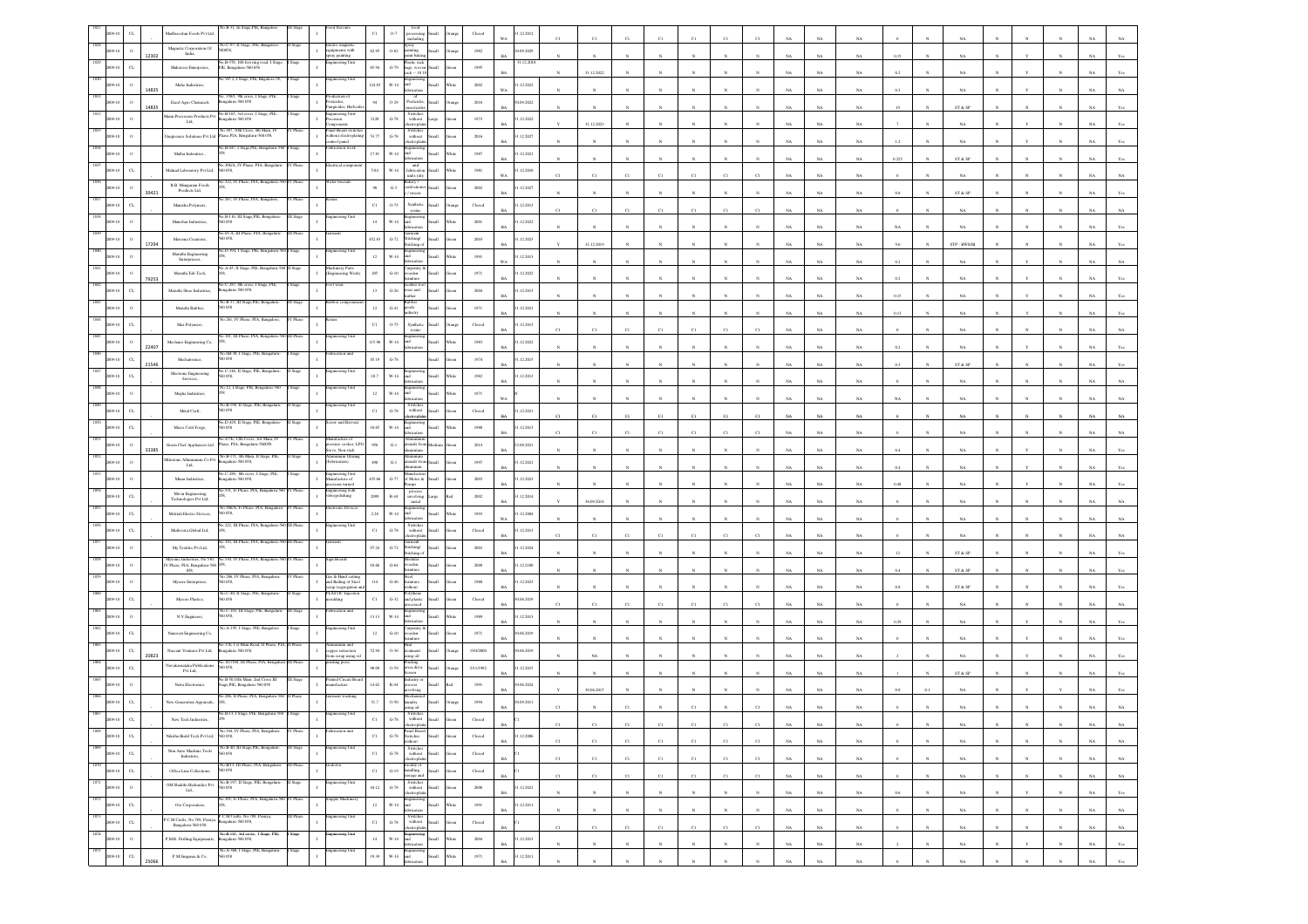| | | | | | | | | | | | | | | | | | | | | | | | | | | | | | | | | | | | |
|---|---|---|---|---|---|---|---|---|---|---|---|---|---|---|---|---|---|---|---|---|---|---|---|---|---|---|---|---|---|---|---|---|---|---|---|
| 1827 | 2009-10 | CL | | Madhusudan Foods Pvt Ltd | No.B-31, Ist Stage, PIE, Bangalore | III Stage | I | Food Services | C1 | O-7 | Food processing including | Small | Orange | Closed | WA | 31.12.2012 | C1 | C1 | C1 | C1 | C1 | C1 | C1 | NA | NA | NA | 0 | N | NA | N | N | N | N | NA | NA |
| 1828 | 2009-10 | O | 12302 | Magnetic Corporation Of India | No.C-93, II Stage, PIE, Bangalore-560058 | II Stage | I | Electro magnetic equipments with epoxy painting | 62.95 | O-62 | Epoxy painting, panel baking | Small | Orange | 1982 | BA | 30.09.2029 | N | N | N | N | N | N | N | NA | NA | NA | 0.15 | N | NA | N | N | N | N | NA | Yes |
| 1829 | 2009-10 | CL | | Mahaveer Enterprises | No.B-359, 100 feet ring road, I Stage, PIE, Bangalore-560 058 | I Stage | I | Engineering Unit | 65.94 | G-79 | Plastic sack bags, woven sack | Small | Green | 1995 | BA | 31.12.2018 | N | 31.12.2022 | N | N | N | N | N | NA | NA | NA | 0.2 | N | NA | N | Y | N | N | NA | Yes |
| 1830 | 2009-10 | O | | Malar Industries | No.3?-2, I Stage, PIE, Bangalore-58 | I Stage | I | Engineering Unit | 124.83 | W-14 | Engineering and fabrication | Small | White | 2002 | WA | 31.12.2022 | N | N | N | N | N | N | N | NA | NA | NA | 0.3 | N | NA | N | Y | N | N | NA | NA |
| 1831 | 2009-10 | O | 14835 | Excel Agro Chemicals | No. 358/1, 9th cross, I Stage, PIE, Bangalore-560 058 | I Stage | I | Production of Pesticides, Fungicides, Herbicides | 94 | O-29 | Formulation of Pesticides, insecticides | Small | Orange | 2016 | BA | 30.09.2022 | N | N | N | N | N | N | N | NA | NA | NA | 19 | N | ST & SP | N | N | N | N | NA | Yes |
| 1832 | 2009-10 | O | | Mani Precession Products Pvt Ltd. | No.B-165, 3rd cross, I Stage, PIE, Bangalore-560 058 | I Stage | I | Engineering Unit-Precision Components | 2128 | G-78 | Stretches without electroplating | Large | Green | 1973 | BA | 31.12.2022 | Y | 31.12.2023 | N | N | N | N | N | NA | NA | NA | 7 | N | NA | N | N | N | N | NA | Yes |
| 1833 | 2009-10 | O | | Manipower Solutions Pvt Ltd | No.385, 10th Cross, 4th Main, IV Phase, PIA, Bangalore-560 058 | IV Phase | I | Panel Board stretches without electroplating control panel | 53.77 | G-78 | Stretches without electroplating | Small | Green | 2016 | BA | 31.12.2027 | N | N | N | N | N | N | N | NA | NA | NA | 1.2 | N | NA | N | Y | N | N | NA | Yes |
| 1834 | 2009-10 | O | | Mallar Industries | No.B-83, I Stage, PIE, Bangalore 560 058 | I Stage | I | Fabrication work | 17.81 | W-14 | Engineering and fabrication | Small | White | 1987 | BA | 31.12.2021 | N | N | N | N | N | N | N | NA | NA | NA | 0.225 | N | ST & SP | N | N | N | N | NA | Yes |
| 1835 | 2009-10 | CL | | Malnad Laboratory Pvt Ltd | No.306/A, IV Phase, PIA, Bangalore-560 058 | IV Phase | I | Electrical components | 5.84 | W-14 | Engineering and fabrication units (dry) | Small | White | 1981 | WA | 31.12.2010 | C1 | C1 | C1 | C1 | C1 | C1 | C1 | NA | NA | NA | 0 | N | NA | N | N | N | N | NA | NA |
| 1836 | 2009-10 | O | 39421 | B.R. Manjunath Foods Products Ltd | No.322, IV Phase, PIA, Bangalore-560 058 | IV Phase | I | Wafer biscuits | 98 | G-3 | Bakery / confectionery / sweets | Small | Green | 2002 | BA | 31.12.2027 | N | N | N | N | N | N | N | NA | NA | NA | 0.8 | N | ST & SP | N | N | N | N | NA | Yes |
| 1837 | 2009-10 | CL | | Manisha Polymers | No.267, IV Phase, PIA, Bangalore | IV Phase | I | Resins | C1 | O-75 | Synthetic resins | Small | Orange | Closed | BA | 31.12.2013 | C1 | C1 | C1 | C1 | C1 | C1 | C1 | NA | NA | NA | 0 | N | NA | N | N | N | N | NA | NA |
| 1838 | 2009-10 | O | | Manohar Industries | No.B-110, III Stage, PIE, Bangalore-560 058 | III Stage | I | Engineering Unit | 14 | W-14 | Engineering and fabrication | Small | White | 2001 | BA | 31.12.2022 | N | N | N | N | N | N | N | NA | NA | NA | 0 | N | NA | N | N | N | N | NA | Yes |
| 1839 | 2009-10 | O | 17204 | Mansoru Creations | No.87-A, III Phase, PIA, Bangalore-560 058 | III Phase | I | Garments | 452.83 | G-72 | Garment Stitching/ Stitching of | Small | Green | 2003 | BA | 31.12.2023 | Y | 31.12.2019 | N | N | N | N | N | NA | NA | NA | 9.6 | N | STP - BWSSB | N | N | N | N | NA | Yes |
| 1840 | 2009-10 | O | | Maratha Engineering Enterprises | No.D-398, I Stage, PIE, Bangalore-560 058 | I Stage | I | Engineering Unit | 12 | W-14 | Engineering and fabrication | Small | White | 1991 | WA | 31.12.2013 | N | N | N | N | N | N | N | NA | NA | NA | 0.2 | N | NA | N | Y | N | N | NA | NA |
| 1841 | 2009-10 | O | 79253 | Maratha Fab Tech | No.A-65, II Stage, PIE, Bangalore-560 058 | II Stage | I | Machinery Parts (Engineering Work) | 205 | G-10 | Carpentry & wooden furniture | Small | Green | 1971 | BA | 31.12.2022 | N | N | N | N | N | N | N | NA | NA | NA | 0.2 | N | NA | N | Y | N | N | NA | Yes |
| 1842 | 2009-10 | CL | | Maruthi Shoe Industries | No.C-297, 9th cross, I Stage, PIE, Bangalore-560 058 | I Stage | I | Foot wear | 13 | G-26 | Leather foot wear and leather | Small | Green | 2004 | BA | 31.12.2013 | N | N | N | N | N | N | N | NA | NA | NA | 0.15 | N | NA | N | Y | N | N | NA | Yes |
| 1843 | 2009-10 | O | | Maruthi Rubber | No.B-37, III Stage, PIE, Bangalore-560 058 | III Stage | I | Rubber components | 12 | G-41 | Rubber goods industry | Small | Green | 1971 | BA | 31.12.2021 | N | N | N | N | N | N | N | NA | NA | NA | 0.13 | N | NA | N | N | N | N | NA | Yes |
| 1844 | 2009-10 | CL | | Max Polymers | No.261, IV Phase, PIA, Bangalore | IV Phase | I | Resins | C1 | O-75 | Synthetic resins | Small | Orange | Closed | BA | 31.12.2022 | C1 | C1 | C1 | C1 | C1 | C1 | C1 | NA | NA | NA | 0 | N | NA | N | N | N | N | NA | NA |
| 1845 | 2009-10 | O | 22407 | Mechanic Engineering Co. | No.181, III Phase, PIA, Bangalore-560 058 | III Phase | I | Engineering Unit | 115.96 | W-14 | Engineering and fabrication | Small | White | 1983 | BA | 31.12.2022 | N | N | N | N | N | N | N | NA | NA | NA | 0.2 | N | NA | N | Y | N | N | NA | Yes |
| 1846 | 2009-10 | CL | 21546 | Mechatronics | No.SB-49, I Stage, PIE, Bangalore-560 058 | I Stage | I | Fabrication unit | 45.18 | G-78 | | Small | Green | 1974 | BA | 31.12.2015 | N | N | N | N | N | N | N | NA | NA | NA | 0.3 | N | ST & SP | N | N | N | N | NA | Yes |
| 1847 | 2009-10 | CL | | Mectronic Engineering Services | No.C-186, II Stage, PIE, Bangalore-560 058 | II Stage | I | Engineering Unit | 18.7 | W-14 | Engineering and fabrication | Small | White | 1982 | BA | 31.12.2013 | N | N | N | N | N | N | N | NA | NA | NA | 0 | N | NA | N | N | N | N | NA | NA |
| 1848 | 2009-10 | O | | Megha Industries | No.12, I Stage, PIE, Bangalore-560 058 | I Stage | I | Engineering Unit | 12 | W-14 | Engineering and fabrication | Small | White | 1971 | WA | N | N | N | N | N | N | N | N | NA | NA | NA | NA | N | NA | N | N | N | N | NA | NA |
| 1849 | 2009-10 | CL | | Metal Craft | No.B-198, II Stage, PIE, Bangalore-560 058 | II Stage | I | Engineering Unit | C1 | G-78 | Stretches without electroplating | Small | Green | Closed | BA | 31.12.2021 | C1 | C1 | C1 | C1 | C1 | C1 | C1 | NA | NA | NA | 0 | N | NA | N | N | N | N | NA | NA |
| 1850 | 2009-10 | CL | | Micro Cold Forge | No.D-429, II Stage, PIE, Bangalore-560 058 | II Stage | I | Screw and Rivets | 19.65 | W-14 | Engineering and fabrication | Small | White | 1988 | BA | 31.12.2013 | C1 | C1 | C1 | C1 | C1 | C1 | C1 | NA | NA | NA | 0 | N | NA | N | N | N | N | NA | NA |
| 1851 | 2009-10 | O | 33385 | Green Chef Appliances Ltd | No.47/6, 12th Cross, 4th Main, IV Phase, PIA, Bangalore-560058 | IV Phase | I | Manufacture of pressure cooker, LPG Stove, Non stick | 950 | G-1 | Aluminium utensils from aluminium | Medium | Green | 2014 | BA | 23.08.2021 | N | N | N | N | N | N | N | NA | NA | NA | 6.4 | N | NA | N | N | N | N | NA | Yes |
| 1852 | 2009-10 | O | | Milestone Alluminium Co Pvt Ltd | No.B-171, 4th Main, II Stage, PIE, Bangalore-560 058 | II Stage | I | Aluminium Making (Fabrication) | 490 | G-1 | Aluminium utensils from aluminium | Small | Green | 1997 | BA | 31.12.2021 | N | N | N | N | N | N | N | NA | NA | NA | 0.4 | N | NA | N | N | N | N | NA | Yes |
| 1853 | 2009-10 | O | | Minar Industries | No.C-290, 8th cross, I Stage, PIE, Bangalore-560 058 | I Stage | I | Engineering Unit Manufacture of precision turned | 435.66 | G-77 | Manufacture of Motor & Pumps | Small | Green | 2003 | BA | 31.12.2023 | N | N | N | N | N | N | N | NA | NA | NA | 0.48 | N | NA | N | Y | N | N | NA | Yes |
| 1854 | 2009-10 | CL | | Mirra Engineering Technologies Pvt Ltd | No.331, IV Phase, PIA, Bangalore-560 058 | IV Phase | I | Engineering with electropolishing | 2099 | R-44 | process involving metal | Large | Red | 2002 | BA | 31.12.2014 | Y | 30.09.2014 | N | N | N | N | N | NA | NA | NA | 0 | N | NA | N | N | N | N | NA | NA |
| 1855 | 2009-10 | CL | | Mitrabi Electro Devices | No.306/A, IV Phase, PIA, Bangalore-560 058 | IV Phase | I | Electronic Devices | 2.28 | W-14 | Engineering and fabrication | Small | White | 1993 | WA | 31.12.2004 | N | N | N | N | N | N | N | NA | NA | NA | 0 | N | NA | N | N | N | N | NA | NA |
| 1856 | 2009-10 | CL | | Modivista Global Ltd | No.222, III Phase, PIA, Bangalore-560 058 | III Phase | I | Engineering Unit | C1 | G-78 | Stretches without electroplating | Small | Green | Closed | BA | 31.12.2013 | C1 | C1 | C1 | C1 | C1 | C1 | C1 | NA | NA | NA | 0 | N | NA | N | N | N | N | NA | NA |
| 1857 | 2009-10 | O | | My Textiles Pvt Ltd | No.392, III Phase, PIA, Bangalore-560 058 | III Phase | I | Garments | 97.24 | G-72 | Garment Stitching/ Stitching of | Small | Green | 2003 | BA | 31.12.2024 | N | N | N | N | N | N | N | NA | NA | NA | 12 | N | ST & SP | N | N | N | N | NA | Yes |
| 1858 | 2009-10 | O | | Mysore Industries, No.330, IV Phase, PIA, Bangalore-560 058 | No.330, IV Phase, PIA, Bangalore-560 058 | IV Phase | I | Sign boards | 18.66 | G-64 | Modular wooden furniture | Small | Green | 2009 | BA | 31.12.2100 | N | N | N | N | N | N | N | NA | NA | NA | 0.4 | N | ST & SP | N | N | N | N | NA | Yes |
| 1859 | 2009-10 | O | | Mysore Enterprises | No.286, IV Phase, PIA, Bangalore-560 058 | IV Phase | I | Gas & Hand cutting and Baling of Steel scrap (segregation and | 114 | G-46 | Steel furniture (without) | Small | Green | 1988 | BA | 31.12.2023 | N | N | N | N | N | N | N | NA | NA | NA | 0.8 | N | ST & SP | N | N | N | N | NA | Yes |
| 1860 | 2009-10 | CL | | Mysore Plastics | No.C-50, II Stage, PIE, Bangalore-560 058 | II Stage | I | PLASTIC Injection moulding | C1 | G-32 | Polythene and plastic processed | Small | Green | Closed | BA | 30.06.2019 | C1 | C1 | C1 | C1 | C1 | C1 | C1 | NA | NA | NA | 0 | N | NA | N | N | N | N | NA | NA |
| 1861 | 2009-10 | O | | N.V. Engineers | No.C-183, III Stage, PIE, Bangalore-560 058 | III Stage | I | Fabrication unit | 13.13 | W-14 | Engineering and fabrication | Small | White | 1989 | BA | 31.12.2013 | N | N | N | N | N | N | N | NA | NA | NA | 0.29 | N | NA | N | Y | N | N | NA | Yes |
| 1862 | 2009-10 | CL | | Nanavati Engineering Co | No.A-195, I Stage, PIE, Bangalore | I Stage | I | Engineering Unit | 12 | G-10 | Carpentry & wooden furniture | Small | Green | 1971 | BA | 30.06.2019 | N | N | N | N | N | N | N | NA | NA | NA | 0 | N | NA | N | Y | N | N | NA | Yes |
| 1863 | 2009-10 | CL | 20823 | Nascent Ventures Pvt Ltd | No.178, 1st Main Road, II Phase, PIA, Bangalore-560 058 | II Phase | I | Aluminium and copper extraction from scrap using oil | 52.98 | O-36 | Heat treatment using oil fired | Small | Orange | 19/4/2000 | BA | 30.06.2019 | N | NA | N | N | N | N | N | NA | NA | NA | 2 | N | NA | N | N | N | N | NA | Yes |
| 1864 | 2009-10 | CL | | Navakarnataka Publications Pvt Ltd | No.35/36B, III Phase, PIA, Bangalore-560 058 | III Phase | I | printing press | 98.08 | O-59 | Printing press &/or | Small | Orange | 5/11/1992 | BA | 31.12.2015 | N | N | N | N | N | N | N | NA | NA | NA | 1 | N | ST & SP | N | N | N | N | NA | Yes |
| 1865 | 2009-10 | O | | Netra Electronics | No.B-50, 10th Main, 2nd Cross, III Stage, PIE, Bangalore-560 058 | III Stage | I | Printed Circuit Board manufacture | 14.62 | R-44 | Industry or process involving | Small | Red | 1991 | BA | 30.06.2024 | Y | 30.06.2015 | N | N | N | N | N | NA | NA | NA | 0.8 | 0.1 | NA | N | Y | Y | N | NA | Yes |
| 1866 | 2009-10 | CL | | New Generation Apparels | No.288, II Phase, PIA, Bangalore-560 058 | II Phase | I | Garments washing | 51.7 | O-50 | Mechanized laundry using oil | Small | Orange | 1994 | BA | 30.09.2011 | C1 | N | C1 | N | C1 | N | C1 | NA | NA | NA | 0 | N | NA | N | N | N | N | NA | NA |
| 1867 | 2009-10 | CL | | New Tech Industries | No.B-11, I Stage, PIE, Bangalore-560 058 | I Stage | I | Engineering Unit | C1 | G-78 | Stretches without electroplating | Small | Green | Closed | BA | C1 | | | | | | | | NA | NA | NA | 0 | N | NA | N | N | N | N | NA | NA |
| 1868 | 2009-10 | CL | | Niketha Build Tech Pvt Ltd | No.304, IV Phase, PIA, Bangalore-560 058 | IV Phase | I | Fabrication unit | C1 | G-78 | Panel Board, Stretches without | Small | Green | Closed | BA | 31.12.2006 | C1 | C1 | C1 | C1 | C1 | C1 | C1 | NA | NA | NA | 0 | N | NA | N | N | N | N | NA | NA |
| 1869 | 2009-10 | CL | | Nirai Auto Machine Tools Industries | No.B-80, III Stage, PIE, Bangalore-560 058 | III Stage | I | Engineering Unit | C1 | G-78 | Stretches without electroplating | Small | Green | Closed | BA | C1 | C1 | C1 | C1 | C1 | C1 | C1 | C1 | NA | NA | NA | 0 | N | NA | N | N | N | N | NA | NA |
| 1870 | 2009-10 | CL | | Office Line Collections | No.B/53, III Phase, PIA, Bangalore-560 058 | III Phase | I | Godown | C1 | G-19 | Handling, storage and | Small | Green | Closed | BA | C1 | C1 | C1 | C1 | C1 | C1 | C1 | C1 | NA | NA | NA | 0 | N | NA | N | N | N | N | NA | NA |
| 1871 | 2009-10 | O | | OM Shakthi Hydraulics Pvt Ltd | No.B-197, II Stage, PIE, Bangalore-560 058 | II Stage | I | Engineering Unit | 44.12 | G-78 | Stretches without electroplating | Small | Green | 2006 | BA | 31.12.2021 | N | N | N | N | N | N | N | NA | NA | NA | 0.6 | N | NA | N | Y | N | N | NA | Yes |
| 1872 | 2009-10 | CL | | Oss Corporations | No.305, IV Phase, PIA, Bangalore-560 058 | IV Phase | I | Nipple Machinery | 12 | W-14 | Engineering and fabrication | Small | White | 1991 | BA | 31.12.2013 | N | N | N | N | N | N | N | NA | NA | NA | 0 | N | NA | N | N | N | N | NA | NA |
| 1873 | 2009-10 | CL | | P C M Cadle, No.789, Peenya, Bangalore-560 058 | P.C.M Cadle, No.789, Peenya, Bangalore-560 058 | III Phase | I | Engineering Unit | C1 | G-78 | Stretches without electroplating | Small | Green | Closed | BA | C1 | C1 | C1 | C1 | C1 | C1 | C1 | C1 | NA | NA | NA | 0 | N | NA | N | N | N | N | NA | NA |
| 1874 | 2009-10 | O | | P.M.R. Drilling Equipments | No.B-141, 3rd cross, I Stage, PIE, Bangalore-560 058 | I Stage | I | Engineering Unit | 14 | W-14 | Engineering and fabrication | Small | White | 2004 | BA | 31.12.2013 | N | N | N | N | N | N | N | NA | NA | NA | 2 | N | NA | N | Y | N | N | NA | Yes |
| 1875 | 2009-10 | CL | 25066 | P.M.Sangama & Co | No.A-388, I Stage, PIE, Bangalore-560 058 | I Stage | I | Engineering Unit | 19.39 | W-14 | Engineering and fabrication | Small | White | 1971 | BA | 31.12.2011 | N | N | N | N | N | N | N | NA | NA | NA | 0 | N | NA | N | N | N | N | NA | Yes |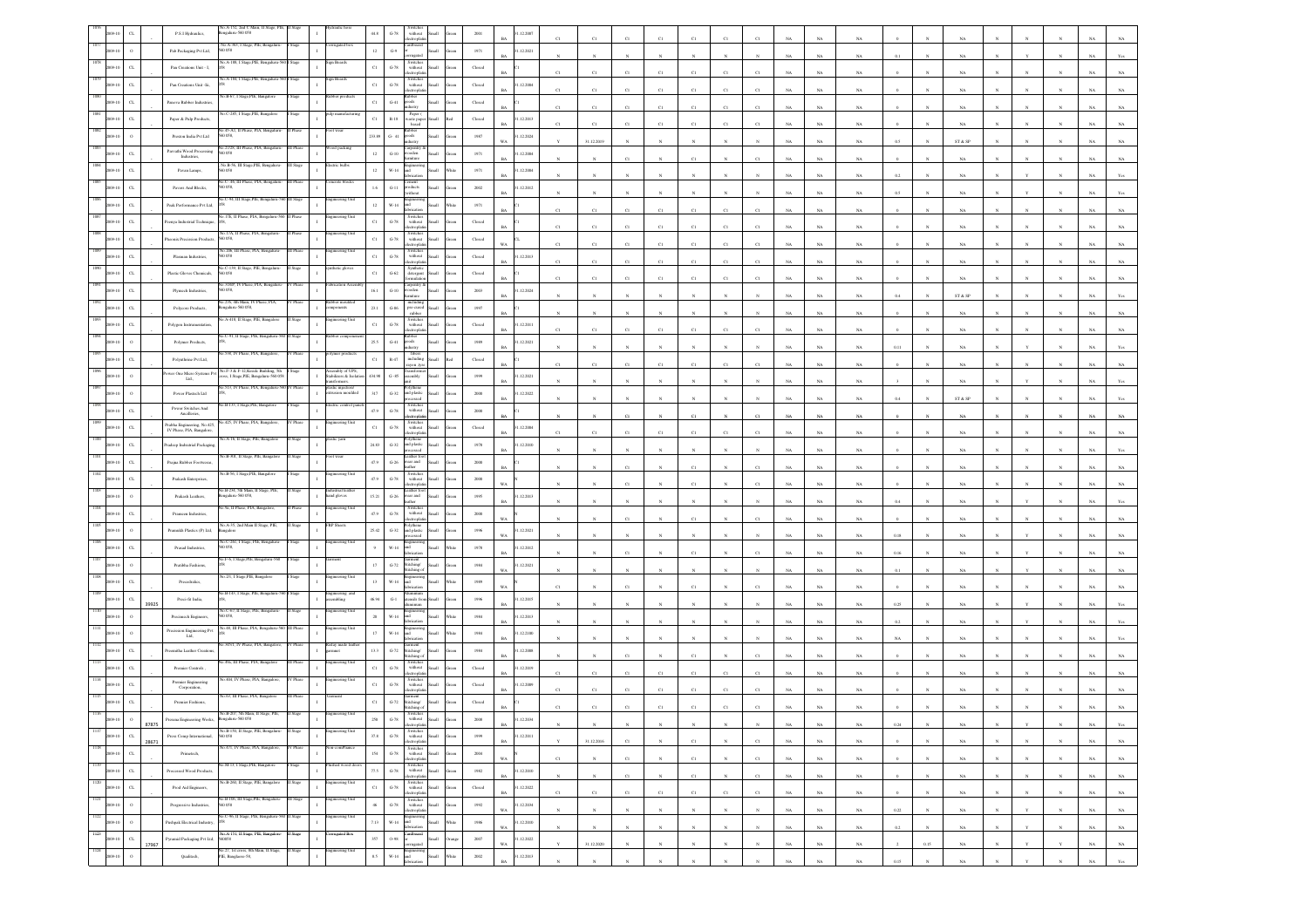| 1076 | 2009-10 | CL | | P.S.I Hydraulics | No.A-332, 2nd C Main, II Stage, PIE, Bangalore-560 058 | II Stage | I | Hydraulic hoses | 44.8 | G-78 | Switches without electroplating | Small | Green | 2001 | BA | 31.12.2007 | C1 | C1 | C1 | C1 | C1 | C1 | C1 | NA | NA | NA | 0 | N | NA | N | N | N | NA | NA |
|---|---|---|---|---|---|---|---|---|---|---|---|---|---|---|---|---|---|---|---|---|---|---|---|---|---|---|---|---|---|---|---|---|---|---|
| 1077 | 2009-10 | O | | Pals Packaging Pvt Ltd, | No. A-363, I Stage, PIE, Bangalore-560 058 | I Stage | I | Corrugated box | 12 | G-9 | Cardboard corrugated | Small | Green | 1971 | BA | 31.12.2021 | N | N | N | N | N | N | N | NA | NA | NA | 0.1 | N | NA | N | Y | N | NA | Yes |
| 1078 | 2009-10 | CL | | Pan Creations Unit - I, | No.A-189, I Stage,PIE, Bangalore-560 058 | I Stage | I | Sign Boards | C1 | G-78 | Switches without electroplating | Small | Green | Closed | BA | C1 | C1 | C1 | C1 | C1 | C1 | C1 | C1 | NA | NA | NA | 0 | N | NA | N | N | N | NA | NA |
| 1079 | 2009-10 | CL | | Pan Creations Unit -Ii, | No.A-188, I Stage,PIE, Bangalore-560 058 | I Stage | I | Sign Boards | C1 | G-78 | Switches without electroplating | Small | Green | Closed | BA | 31.12.2004 | C1 | C1 | C1 | C1 | C1 | C1 | C1 | NA | NA | NA | 0 | N | NA | N | N | N | NA | NA |
| 1080 | 2009-10 | CL | | Panava Rubber Industries, | No.B-67, I Stage,PIE, Bangalore | I Stage | I | Rubber products | C1 | G-41 | Rubber goods industry | Small | Green | Closed | BA | C1 | C1 | C1 | C1 | C1 | C1 | C1 | C1 | NA | NA | NA | 0 | N | NA | N | N | N | NA | NA |
| 1081 | 2009-10 | CL | | Paper & Pulp Products, | No.C-285, I Stage,PIE, Bangalore | I Stage | I | pulp manufacturing | C1 | R-10 | Paper ( waste paper based | Small | Red | Closed | BA | 31.12.2013 | C1 | C1 | C1 | C1 | C1 | C1 | C1 | NA | NA | NA | 0 | N | NA | N | N | N | NA | NA |
| 1082 | 2009-10 | O | | Paxton India Pvt Ltd | No.45-A1, II Phase, PIA, Bangalore-560 058, | II Phase | I | Foot wear | 231.98 | G- 41 | Rubber goods industry | Small | Green | 1987 | WA | 31.12.2020 | Y | 31.12.2019 | N | N | N | N | N | NA | NA | NA | 0.5 | N | ST & SP | N | N | N | NA | NA |
| 1083 | 2009-10 | CL | | Pavvalla Wood Processing Industries, | No.2/129, III Phase, PIA, Bangalore-560 058 | III Phase | I | Wood packing | 12 | G-10 | Carpentry & wooden furniture | Small | Green | 1971 | BA | 31.12.2004 | N | C1 | N | C1 | N | C1 | N | NA | NA | NA | 0 | N | NA | N | N | N | NA | NA |
| 1084 | 2009-10 | CL | | Pavan Lamps, | No.B-58, III Stage,PIE, Bangalore-560 058 | III Stage | I | Electric bulbs | 12 | W-14 | Engineering and fabrication | Small | White | 1971 | BA | 31.12.2004 | N | N | N | N | N | N | N | NA | NA | NA | 0.2 | N | NA | N | N | N | NA | Yes |
| 1085 | 2009-10 | CL | | Pavers And Blocks, | No.C-48, III Phase, PIA, Bangalore-560 058, | III Phase | I | Concrete blocks | 1.6 | G-11 | Cement products (without | Small | Green | 2002 | BA | 31.12.2012 | N | N | N | N | N | N | N | NA | NA | NA | 0.5 | N | NA | N | Y | N | NA | Yes |
| 1086 | 2009-10 | CL | | Peak Performance Pvt Ltd | No.C-91, III Stage,PIE, Bangalore-560 058 | III Stage | I | Engineering Unit | 12 | W-14 | Engineering and fabrication | Small | White | 1971 | BA | C1 | C1 | C1 | C1 | C1 | C1 | C1 | C1 | NA | NA | NA | 0 | N | NA | N | N | N | NA | NA |
| 1087 | 2009-10 | CL | | Peenya Industrial Technique, | No. 37E, II Phase, PIA, Bangalore-560 058, | II Phase | I | Engineering Unit | C1 | G-78 | Switches without electroplating | Small | Green | Closed | BA | C1 | C1 | C1 | C1 | C1 | C1 | C1 | C1 | NA | NA | NA | 0 | N | NA | N | N | N | NA | NA |
| 1088 | 2009-10 | CL | | Phoenix Precission Products, | No.17A, II Phase, PIA, Bangalore-560 058, | II Phase | I | Engineering Unit | C1 | G-78 | Switches without electroplating | Small | Green | Closed | WA | CL | C1 | C1 | C1 | C1 | C1 | C1 | C1 | NA | NA | NA | 0 | N | NA | N | N | N | NA | NA |
| 1089 | 2009-10 | CL | | Plasman Industries, | No.208, III Phase, PIA, Bangalore-560 058 | III Phase | I | Engineering Unit | C1 | G-78 | Switches without electroplating | Small | Green | Closed | BA | 31.12.2013 | C1 | C1 | C1 | C1 | C1 | C1 | C1 | NA | NA | NA | 0 | N | NA | N | N | N | NA | NA |
| 1090 | 2009-10 | CL | | Plastic Gloves Chemicals, | No.C-139, II Stage, PIE, Bangalore-560 058 | II Stage | I | synthetic gloves | C1 | G-62 | Synthetic detergent formulation | Small | Green | Closed | BA | C1 | C1 | C1 | C1 | C1 | C1 | C1 | C1 | NA | NA | NA | 0 | N | NA | N | N | N | NA | NA |
| 1091 | 2009-10 | CL | | Plyinich Industries, | No.316/P, IV Phase, PIA, Bangalore-560 058, | IV Phase | I | Fabrication Assembly | 16.1 | G-10 | Carpentry & wooden furniture | Small | Green | 2003 | BA | 31.12.2024 | N | N | N | N | N | N | N | NA | NA | NA | 0.4 | N | ST & SP | N | N | N | NA | Yes |
| 1092 | 2009-10 | CL | | Polycon Products, | No.276, 4th Main, IV Phase, PIA, Bangalore-560 058, | IV Phase | I | Rubber moulded components | 23.1 | G-86 | moulding pre-cured rubber | Small | Green | 1997 | BA | C1 | N | N | N | N | N | N | N | NA | NA | NA | 0 | N | NA | N | N | N | NA | NA |
| 1093 | 2009-10 | CL | | Polygon Instrumentation, | No.A-418, II Stage, PIE, Bangalore | II Stage | I | Engineering Unit | C1 | G-78 | Switches without electroplating | Small | Green | Closed | BA | 31.12.2011 | C1 | C1 | C1 | C1 | C1 | C1 | C1 | NA | NA | NA | 0 | N | NA | N | N | N | NA | NA |
| 1094 | 2009-10 | O | | Polymer Products, | No.C-91, II Stage, PIE, Bangalore-560 058, | II Stage | I | Rubber components | 25.5 | G-41 | Rubber goods industry | Small | Green | 1989 | BA | 31.12.2021 | N | N | N | N | N | N | N | NA | NA | NA | 0.11 | N | NA | N | Y | N | NA | Yes |
| 1095 | 2009-10 | CL | | Polyurboise Pvt Ltd, | No.338, IV Phase, PIA, Bangalore, | IV Phase | I | polymer products | C1 | R-47 | Fibers including rayon ,tyre | Small | Red | Closed | BA | C1 | C1 | C1 | C1 | C1 | C1 | C1 | C1 | NA | NA | NA | 0 | N | NA | N | N | N | NA | NA |
| 1096 | 2009-10 | O | | Power One Micro Systems Pvt Ltd., | No.F-8 & F-12 Kosik Building, 5th cross, I Stage,PIE, Bangalore-560 058 | I Stage | I | Assembly of UPS, Stabilisers & Isolation transformers | 434.98 | G- 85 | Transformer assembly unit | Small | Green | 1999 | BA | 31.12.2021 | N | N | N | N | N | N | N | NA | NA | NA | 3 | N | NA | N | Y | N | NA | Yes |
| 1097 | 2009-10 | O | | Power Plastech Ltd | No.313, IV Phase, PIA, Bangalore-560 058, | IV Phase | I | plastic injection/ extrusion moulded | 317 | G-32 | Polythene and plastic processed | Small | Green | 2000 | BA | 31.12.2022 | N | N | N | N | N | N | N | NA | NA | NA | 0.4 | N | ST & SP | N | N | N | NA | Yes |
| 1098 | 2009-10 | CL | | Power Switches And Ancillaries, | No.B-133, I Stage,PIE, Bangalore | I Stage | I | Electric control panels | 47.9 | G-78 | Switches without electroplating | Small | Green | 2006 | BA | C1 | N | N | C1 | N | C1 | N | C1 | NA | NA | NA | 0 | N | NA | N | N | N | NA | NA |
| 1099 | 2009-10 | CL | | Prabha Engineering, No.425, IV Phase, PIA, Bangalore, | Prabha Engineering, No.425, IV Phase, PIA, Bangalore, | IV Phase | I | Engineering Unit | C1 | G-78 | Switches without electroplating | Small | Green | Closed | BA | 31.12.2004 | C1 | C1 | C1 | C1 | C1 | C1 | C1 | NA | NA | NA | 0 | N | NA | N | N | N | NA | NA |
| 1100 | 2009-10 | CL | | Pradeep Industrial Packaging | No.A-16, II Stage, PIE, Bangalore | II Stage | I | plastic yarn | 24.83 | G-32 | Polythene and plastic processed | Small | Green | 1978 | BA | 31.12.2010 | N | N | N | N | N | N | N | NA | NA | NA | 0 | N | NA | N | N | N | NA | Yes |
| 1101 | 2009-10 | CL | | Pragna Rubber Footwears, | No.B-308, II Stage, PIE, Bangalore | II Stage | I | Foot wear | 47.9 | G-26 | Leather foot wear and leather | Small | Green | 2000 | BA | C1 | N | N | C1 | N | C1 | N | C1 | NA | NA | NA | 0 | N | NA | N | N | N | NA | NA |
| 1102 | 2009-10 | CL | | Prakash Enterprises, | No.B-56, I Stage,PIE, Bangalore | I Stage | I | Engineering Unit | 47.9 | G-78 | Switches without electroplating | Small | Green | 2000 | WA | N | N | N | C1 | N | C1 | N | C1 | NA | NA | NA | 0 | N | NA | N | N | N | NA | NA |
| 1103 | 2009-10 | O | | Prakash Leathers, | No.B-238, 5th Main, II Stage, PIE, Bangalore-560 058, | II Stage | I | Industrial leather hand gloves | 15.21 | G-26 | Leather foot wear and leather | Small | Green | 1995 | BA | 31.12.2013 | N | N | N | N | N | N | N | NA | NA | NA | 0.4 | N | NA | N | Y | N | NA | Yes |
| 1104 | 2009-10 | CL | | Pramson Industries, | No.56, II Phase, PIA, Bangalore, | II Phase | I | Engineering Unit | 47.9 | G-78 | Switches without electroplating | Small | Green | 2000 | WA | N | N | N | C1 | N | C1 | N | C1 | NA | NA | NA | 0 | N | NA | N | N | N | NA | NA |
| 1105 | 2009-10 | O | | Pramukh Plastics (P) Ltd, | No.A-55, 2nd Main II Stage, PIE, Bangalore. | II Stage | I | FRP Sheets | 25.42 | G-32 | Polythene and plastic processed | Small | Green | 1996 | WA | 31.12.2021 | N | N | N | N | N | N | N | NA | NA | NA | 0.08 | N | NA | N | Y | N | NA | NA |
| 1106 | 2009-10 | CL | | Prasad Industries, | No.C-260, I Stage, PIE, Bangalore-560 058, | I Stage | I | Engineering Unit | 9 | W-14 | Engineering and fabrication | Small | White | 1978 | BA | 31.12.2012 | N | N | C1 | N | C1 | N | C1 | NA | NA | NA | 0.16 | N | NA | N | Y | N | NA | NA |
| 1107 | 2009-10 | O | | Pratibha Fashions, | No.F-5, I Stage,PIE, Bangalore-560 058 | I Stage | I | Garment | 17 | G-72 | Garment Stiching/ Stitching of | Small | Green | 1981 | WA | 31.12.2021 | N | N | N | N | N | N | N | NA | NA | NA | 0.1 | N | NA | N | Y | N | NA | NA |
| 1108 | 2009-10 | CL | | Precedisles, | No.25, I Stage,PIE, Bangalore | I Stage | I | Engineering Unit | 13 | W-14 | Engineering and fabrication | Small | White | 1989 | WA | C1 | C1 | N | C1 | N | C1 | N | C1 | NA | NA | NA | 0 | N | NA | N | N | N | NA | NA |
| 1109 | 2009-10 | CL | 39925 | Precifit India, | No.B-145, I Stage,PIE, Bangalore-560 058, | I Stage | I | Engineering and assembling | 46.94 | G-1 | Aluminium utensils from aluminium | Small | Green | 1996 | BA | 31.12.2023 | N | N | N | N | N | N | N | NA | NA | NA | 0.25 | N | NA | N | Y | N | NA | Yes |
| 1110 | 2009-10 | O | | Precimech Engineers, | No.C-67, II Stage, PIE, Bangalore-560 058, | II Stage | I | Engineering Unit | 20 | W-14 | Engineering and fabrication | Small | White | 1984 | BA | 31.12.2013 | N | N | N | N | N | N | N | NA | NA | NA | 0.2 | N | NA | N | Y | N | NA | Yes |
| 1111 | 2009-10 | O | | Precission Engineering Pvt Ltd., | No.48, III Phase, PIA, Bangalore-560 058 | III Phase | I | Engineering Unit | 17 | W-14 | Engineering and fabrication | Small | White | 1984 | BA | 31.12.2100 | N | N | N | N | N | N | N | NA | NA | NA | NA | N | NA | N | N | N | NA | Yes |
| 1112 | 2009-10 | CL | | Preethika Leather Creations, | No.385/1, IV Phase, PIA, Bangalore, | IV Phase | I | Ready made leather garment | 13.3 | G-72 | Garment Stiching/ Stitching of | Small | Green | 1984 | BA | 31.12.2008 | N | N | C1 | N | C1 | N | C1 | NA | NA | NA | 0 | N | NA | N | N | N | NA | NA |
| 1113 | 2009-10 | CL | | Premier Controls , | No.356, III Phase, PIA, Bangalore | III Phase | I | Engineering Unit | C1 | G-78 | Switches without electroplating | Small | Green | Closed | BA | 31.12.2019 | C1 | C1 | C1 | C1 | C1 | C1 | C1 | NA | NA | NA | 0 | N | NA | N | N | N | NA | NA |
| 1114 | 2009-10 | CL | | Premier Engineering Corporation, | No.404, IV Phase, PIA, Bangalore, | IV Phase | I | Engineering Unit | C1 | G-78 | Switches without electroplating | Small | Green | Closed | BA | 31.12.2009 | C1 | C1 | C1 | C1 | C1 | C1 | C1 | NA | NA | NA | 0 | N | NA | N | N | N | NA | NA |
| 1115 | 2009-10 | CL | | Premier Fashions, | No.64, III Phase, PIA, Bangalore | III Phase | I | Garment | C1 | G-72 | Garment Stiching/ Stitching of | Small | Green | Closed | BA | C1 | C1 | C1 | C1 | C1 | C1 | C1 | C1 | NA | NA | NA | 0 | N | NA | N | N | N | NA | NA |
| 1116 | 2009-10 | O | 87875 | Presead Engineering Works, | No.B-207, 5th Main, II Stage, PIE, Bangalore-560 058 | II Stage | I | Engineering Unit | 250 | G-78 | Switches without electroplating | Small | Green | 2008 | BA | 31.12.2034 | N | N | N | N | N | N | N | NA | NA | NA | 0.24 | N | NA | N | Y | N | NA | Yes |
| 1117 | 2009-10 | CL | 28671 | Prest Comp International, | No.B-170, II Stage, PIE, Bangalore-560 058 | II Stage | I | Engineering Unit | 37.6 | G-78 | Switches without electroplating | Small | Green | 1999 | BA | 31.12.2011 | Y | 31.12.2016 | C1 | N | C1 | N | C1 | NA | NA | NA | 0 | N | NA | N | N | N | NA | NA |
| 1118 | 2009-10 | CL | | Pretatech, | No.433, IV Phase, PIA, Bangalore, | IV Phase | I | Non-compliance | 154 | G-78 | Switches without electroplating | Small | Green | 2004 | WA | C1 | C1 | N | C1 | N | C1 | N | C1 | NA | NA | NA | 0 | N | NA | N | N | N | NA | NA |
| 1119 | 2009-10 | CL | | Processed Wood Products, | No.M-13, I Stage,PIE, Bangalore | I Stage | I | Flushed wood doors | 77.5 | G-78 | Switches without electroplating | Small | Green | 1982 | BA | 31.12.2010 | N | N | C1 | N | C1 | N | C1 | NA | NA | NA | 0 | N | NA | N | N | N | NA | NA |
| 1120 | 2009-10 | CL | | Prod Aid Engineers, | No.B-260, II Stage, PIE, Bangalore | II Stage | I | Engineering Unit | C1 | G-78 | Switches without electroplating | Small | Green | Closed | BA | 31.12.2022 | C1 | C1 | C1 | C1 | C1 | C1 | C1 | NA | NA | NA | 0 | N | NA | N | N | N | NA | NA |
| 1121 | 2009-10 | O | | Progressive Industries, | No.B-106, III Stage,PIE, Bangalore-560 058 | III Stage | I | Engineering Unit | 46 | G-78 | Switches without electroplating | Small | Green | 1992 | WA | 31.12.2034 | N | N | N | N | N | N | N | NA | NA | NA | 0.22 | N | NA | N | N | N | NA | NA |
| 1122 | 2009-10 | O | | Pushpak Electrical Industry, | No.C-96, II Stage, PIE, Bangalore-560 058 | II Stage | I | Engineering Unit | 7.13 | W-14 | Engineering and fabrication | Small | White | 1986 | WA | 31.12.2010 | N | N | N | N | N | N | N | NA | NA | NA | 0.2 | N | NA | N | Y | N | NA | NA |
| 1123 | 2009-10 | CL | 17967 | Pyramid Packaging Pvt Ltd, | No.A-151, II Stage, PIE, Bangalore-560058 | II Stage | I | Corrugated Box | 357 | O-98 | Cardboard corrugated | Small | Orange | 2007 | WA | 31.12.2022 | Y | 31.12.2020 | N | N | N | N | N | NA | NA | NA | 2 | 0.15 | NA | N | Y | Y | NA | NA |
| 1124 | 2009-10 | O | | Quadtech, | No.27, 1st cross, 4th Main, II Stage, PIE, Bangalore-58, | II Stage | I | Engineering Unit | 8.5 | W-14 | Engineering and fabrication | Small | White | 2002 | BA | 31.12.2013 | N | N | N | N | N | N | N | NA | NA | NA | 0.15 | N | NA | N | Y | N | NA | Yes |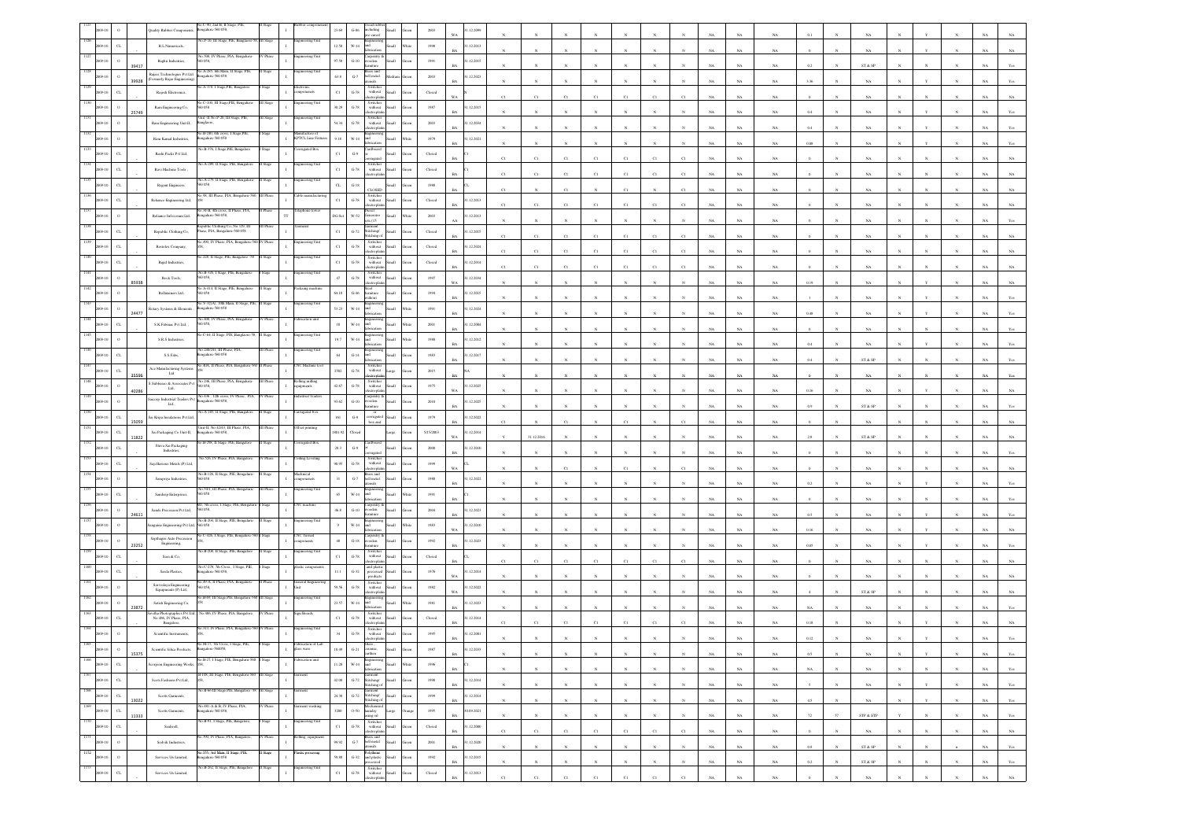| 1125 | 2009-10 | O | | Quality Rubber Components, | No.C-90, 2nd & II Stage, PIE, Bangalore-560 058, | II Stage | I | Rubber components | 23-69 | G-86 | Used rubber including pre-cured | Small | Green | 2003 | WA | 31.12.2099 | N | N | N | N | N | N | N | NA | NA | NA | 0.1 | N | NA | N | Y | N | NA | NA |
|---|---|---|---|---|---|---|---|---|---|---|---|---|---|---|---|---|---|---|---|---|---|---|---|---|---|---|---|---|---|---|---|---|---|---|
| 1126 | 2009-10 | CL | | R.L.Numericals, | No.P-30, III Stage, PIE, Bangalore-58 | III Stage | I | Engineering Unit | 12-58 | W-14 | Engineering and fabrication | Small | White | 1998 | BA | 31.12.2013 | N | N | N | N | N | N | N | NA | NA | NA | 0 | N | NA | N | Y | N | NA | NA |
| 1127 | 2009-10 | O | 39417 | Raghu Industries, | No.508, IV Phase, PIA, Bangalore-560 058, | IV Phase | I | Engineering Unit | 97-58 | G-10 | Carpentry & wooden furniture | Small | Green | 1991 | BA | 31.12.2015 | N | N | N | N | N | N | N | NA | NA | NA | 0.2 | N | ST & SP | N | N | N | NA | Yes |
| 1128 | 2009-10 | O | 39928 | Rajani Technologies Pvt Ltd (Formerly Rajni Engineering) | No.A-205, 8th Main, II Stage, PIE, Bangalore-560 058 | II Stage | I | Engineering Unit | 63-8 | G-7 | Brass and bell metal utensils | Medium | Green | 2003 | BA | 31.12.2023 | N | N | N | N | N | N | N | NA | NA | NA | 3.36 | N | NA | N | Y | N | NA | Yes |
| 1129 | 2009-10 | CL | | Rajesh Electronics, | No.A-178, I Stage,PIE, Bangalore | I Stage | I | Electronic components | C1 | G-78 | Switches without electroplating | Small | Green | Closed | WA | | C1 | C1 | C1 | C1 | C1 | C1 | C1 | NA | NA | NA | 0 | N | NA | N | N | N | NA | NA |
| 1130 | 2009-10 | O | 25749 | Ram Engineering Co, | No.C-108, III Stage,PIE, Bangalore-560 058 | III Stage | I | Engineering Unit | 58-29 | G-78 | Switches without electroplating | Small | Green | 1987 | BA | 31.12.2015 | N | N | N | N | N | N | N | NA | NA | NA | 0.4 | N | NA | N | Y | N | NA | Yes |
| 1131 | 2009-10 | O | | Ram Engineering Unit II, | Unit -II,No.P-25, III Stage, PIE, Banglaore, | III Stage | I | Engineering Unit | 58-38 | G-78 | Switches without electroplating | Small | Green | 2003 | BA | 31.12.2034 | N | N | N | N | N | N | N | NA | NA | NA | 0.4 | N | NA | N | Y | N | NA | Yes |
| 1132 | 2009-10 | O | | Ram Kamal Industries, | No.B-280, 6th cross, I Stage,PIE, Bangalore-560 058 | I Stage | I | Manufacture of KPTCL Line Fixtures | 9-18 | W-14 | Engineering and fabrication | Small | White | 1979 | BA | 31.12.2021 | N | N | N | N | N | N | N | NA | NA | NA | 0.88 | N | NA | N | N | N | NA | Yes |
| 1133 | 2009-10 | CL | | Rashi Packs Pvt Ltd, | No.B-376, I Stage,PIE, Bangalore | I Stage | I | Corrugated Box | C1 | G-9 | Cardboard or corrugated | Small | Green | Closed | BA | | C1 | C1 | C1 | C1 | C1 | C1 | C1 | NA | NA | NA | 0 | N | NA | N | N | N | NA | NA |
| 1134 | 2009-10 | CL | | Ravi Machine Tools, | No.A-289, II Stage, PIE, Bangalore | II Stage | I | Engineering Unit | C1 | G-78 | Switches without electroplating | Small | Green | Closed | BA | C1 | C1 | C1 | C1 | C1 | C1 | C1 | C1 | NA | NA | NA | 0 | N | NA | N | N | N | NA | NA |
| 1135 | 2009-10 | CL | | Regent Engineers, | No.A-279, II Stage, PIE, Bangalore-560 058 | II Stage | I | Engineering Unit | CL | G-18 | CLOSED | Small | Green | 1988 | BA | CL | C1 | N | C1 | N | C1 | N | C1 | NA | NA | NA | 0 | N | NA | N | N | N | NA | NA |
| 1136 | 2009-10 | CL | | Reliance Engineering Ltd, | No.98, III Phase, PIA, Bangalore-560 058 | III Phase | I | Cable manufacturing | C1 | G-78 | Switches without electroplating | Small | Green | Closed | BA | 31.12.2013 | C1 | C1 | C1 | C1 | C1 | C1 | C1 | NA | NA | NA | 0 | N | NA | N | N | N | NA | NA |
| 1137 | 2009-10 | O | | Reliance Infocomm Ltd, | No.30-B, 4th cross, II Phase, PIA, Bangalore-560 058, | II Phase | TT | Telephone tower | DG Set | W-52 | Diesel Generator sets (15 | Small | White | 2003 | AA | 31.12.2023 | N | N | N | N | N | N | N | NA | NA | NA | 0 | N | NA | N | N | N | NA | Yes |
| 1138 | 2009-10 | CL | | Republic Clothing Co, | Republic Clothing Co, No.120, III Phase, PIA, Bangalore-560 058 | III Phase | I | Garment | C1 | G-72 | Garment Stitching/ Stitching of | Small | Green | Closed | BA | 31.12.2015 | C1 | C1 | C1 | C1 | C1 | C1 | C1 | NA | NA | NA | 0 | N | NA | N | N | N | NA | NA |
| 1139 | 2009-10 | CL | | Restolex Company, | No.490, IV Phase, PIA, Bangalore-560 058, | IV Phase | I | Engineering Unit | C1 | G-78 | Switches without electroplating | Small | Green | Closed | BA | 31.12.2021 | C1 | C1 | C1 | C1 | C1 | C1 | C1 | NA | NA | NA | 0 | N | NA | N | N | N | NA | NA |
| 1140 | 2009-10 | CL | | Rigid Industries, | No.228, II Stage, PIE, Bangalore -58 | II Stage | I | Engineering Unit | C1 | G-78 | Switches without electroplating | Small | Green | Closed | BA | 31.12.2014 | C1 | C1 | C1 | C1 | C1 | C1 | C1 | NA | NA | NA | 0 | N | NA | N | N | N | NA | NA |
| 1141 | 2009-10 | O | 85938 | Rock Tools, | No.B-326, I Stage, PIE, Bangalore-560 058, | I Stage | I | Engineering Unit | 47 | G-78 | Switches without electroplating | Small | Green | 1997 | WA | 31.12.2034 | N | N | N | N | N | N | N | NA | NA | NA | 0.19 | N | NA | N | Y | N | NA | NA |
| 1142 | 2009-10 | O | | Rollamizers Ltd, | No.A-410, II Stage, PIE, Bangalore-560 058 | II Stage | I | Packaing machine | 64-18 | G-86 | Steel furniture without | Small | Green | 1994 | BA | 31.12.2015 | N | N | N | N | N | N | N | NA | NA | NA | 1 | N | NA | N | Y | N | NA | Yes |
| 1143 | 2009-10 | O | 24477 | Rotary Systems & Elements | No.P-32(A), 10th Main, II Stage, PIE, Bangalore-560 058 | II Stage | I | Engineering Unit | 53-23 | W-14 | Engineering and fabrication | Small | White | 1991 | BA | 31.12.2024 | N | N | N | N | N | N | N | NA | NA | NA | 0.88 | N | NA | N | Y | N | NA | Yes |
| 1144 | 2009-10 | CL | | S.K.Fibrous Pvt Ltd, | No.408, IV Phase, PIA, Bangalore-560 058, | IV Phase | I | Fabrication unit | 18 | W-14 | Engineering and fabrication | Small | White | 2001 | BA | 31.12.2004 | N | N | N | N | N | N | N | NA | NA | NA | 0 | N | NA | N | N | N | NA | Yes |
| 1145 | 2009-10 | O | | S.R.S.Industries, | No.C-64, II Stage, PIE, Bangalore-58 | II Stage | I | Engineering Unit | 19-7 | W-14 | Engineering and fabrication | Small | White | 1988 | BA | 31.12.2012 | N | N | N | N | N | N | N | NA | NA | NA | 0.4 | N | NA | N | Y | N | NA | NA |
| 1146 | 2009-10 | CL | | S.S.Fabs, | No.200/201, III Phase, PIA, Bangalore-560 058 | III Phase | I | Engineering Unit | 84 | G-14 | Engineering and fabrication | Small | Green | 1983 | BA | 31.12.2017 | N | N | N | N | N | N | N | NA | NA | NA | 0.4 | N | ST & SP | N | N | N | NA | Yes |
| 1147 | 2009-10 | O | 35596 | Ace Manufacturing Systems Ltd | No.B26, II Phase, PIA, Bangalore-560 058 | II Phase | I | CNC Machine tool | 2502 | G-78 | Switches without electroplating | Large | Green | 2015 | BA | NA | N | N | N | N | N | N | N | NA | NA | NA | 0 | N | NA | N | N | N | NA | Yes |
| 1148 | 2009-10 | O | 40286 | S.Subbarao & Associates Pvt Ltd, | No.136, III Phase, PIA, Bangalore-560 058, | III Phase | I | Rolling milling equipments | 42-67 | G-78 | Switches without electroplating | Small | Green | 1975 | WA | 31.12.2025 | N | N | N | N | N | N | N | NA | NA | NA | 0.16 | N | NA | N | Y | N | NA | NA |
| 1149 | 2009-10 | O | | Saicorp Industrial Traders Pvt Ltd, | No.436, 12th cross, IV Phase, PIA, Bangalore-560 058, | IV Phase | I | Industrial Traders | 93-62 | G-10 | Carpentry & wooden furniture | Small | Green | 2010 | BA | 31.12.2025 | N | N | N | N | N | N | N | NA | NA | NA | 0.9 | N | ST & SP | N | N | N | NA | Yes |
| 1150 | 2009-10 | CL | 35059 | Sai Kripa Insulations Pvt Ltd, | No.A-105, II Stage, PIE, Bangalore | II Stage | I | Corrugated box | 161 | G-9 | Cardboard or corrugated box and | Small | Green | 1979 | BA | 31.12.2022 | C1 | N | C1 | N | C1 | N | C1 | NA | NA | NA | 0 | N | NA | N | N | N | NA | NA |
| 1151 | 2009-10 | CL | 11822 | Sai Packaging Co Unit-II, | Unit-II, No.82/83, III Phase, PIA, Bangalore-560 058, | III Phase | I | Offset printing | 1081-82 | Closed | | Large | Green | 515/2003 | WA | 31.12.2014 | Y | 31.12.2016 | N | N | N | N | N | NA | NA | NA | 2.8 | N | ST & SP | N | N | N | NA | NA |
| 1152 | 2009-10 | CL | | Shiva Sai Packaging Industries, | No.B-299, II Stage, PIE, Bangalore | II Stage | I | Corrugated Box | 28-3 | G-9 | Cardboard or corrugated | Small | Green | 2008 | BA | 31.12.2018 | N | N | N | N | N | N | N | NA | NA | NA | 0 | N | NA | N | N | N | NA | Yes |
| 1153 | 2009-10 | CL | | Saja Harison Metals (P) Ltd, | No.520, IV Phase, PIA, Bangalore, | IV Phase | I | Cutting Levelling | 98-95 | G-78 | Switches without electroplating | Small | Green | 1999 | WA | CL | N | N | C1 | N | C1 | N | C1 | NA | NA | NA | 0 | N | NA | N | N | N | NA | NA |
| 1154 | 2009-10 | O | | Samapriya Industries, | No.B-126, II Stage, PIE, Bangalore-560 058 | II Stage | I | Mechanical components | 31 | G-7 | Brass and bell metal utensils | Small | Green | 1988 | BA | 31.12.2022 | N | N | N | N | N | N | N | NA | NA | NA | 0.2 | N | NA | N | Y | N | NA | Yes |
| 1155 | 2009-10 | CL | | Sandeep Enterprises, | No.597, III Phase, PIA, Bangalore-560 058 | III Phase | I | Engineering Unit | 65 | W-14 | Engineering and fabrication | Small | White | 1991 | BA | C1 | N | N | N | N | N | N | N | NA | NA | NA | 0 | N | NA | N | N | N | NA | Yes |
| 1156 | 2009-10 | O | 24611 | Sands Precission Pvt Ltd, | 401, 5th cross, I Stage, PIE, Bangalore-560 058, | I Stage | I | CNC machine | 46-8 | G-10 | Carpentry & wooden furniture | Small | Green | 2004 | BA | 31.12.2023 | N | N | N | N | N | N | N | NA | NA | NA | 0.5 | N | NA | N | Y | N | NA | NA |
| 1157 | 2009-10 | O | | Sangama Engineering Pvt Ltd, | No.B-210, II Stage, PIE, Bangalore-560 058 | II Stage | I | Engineering Unit | 9 | W-14 | Engineering and fabrication | Small | White | 1983 | WA | 31.12.2010 | N | N | N | N | N | N | N | NA | NA | NA | 0.16 | N | NA | N | Y | N | NA | NA |
| 1158 | 2009-10 | O | 23252 | Saptharshi Auto Precission Engineering, | No.C-426, I Stage, PIE, Bangalore-560 058, | I Stage | I | CNC Turned components | 08 | G-18 | Carpentry & wooden furniture | Small | Green | 1992 | BA | 31.12.2023 | N | N | N | N | N | N | N | NA | NA | NA | 0.05 | N | NA | N | Y | N | NA | Yes |
| 1159 | 2009-10 | CL | | Sara & Co, | No.B-298, II Stage, PIE, Bangalore | II Stage | I | Engineering Unit | C1 | G-78 | Switches without electroplating | Small | Green | Closed | BA | CL | C1 | C1 | C1 | C1 | C1 | C1 | C1 | NA | NA | NA | 0 | N | NA | N | N | N | NA | NA |
| 1160 | 2009-10 | CL | | Sarda Plastics, | No.C-278, 7th Cross, I Stage, PIE, Bangalore-560 058, | I Stage | I | plastic components | 11-1 | G-32 | Polythene and plastic processed products | Small | Green | 1976 | WA | 31.12.2014 | N | N | N | N | N | N | N | NA | NA | NA | 0 | N | NA | N | N | N | NA | NA |
| 1161 | 2009-10 | O | | Sarvodaya Engineering Equipments (P) Ltd, | No.49-A, II Phase, PIA, Bangalore-560 058, | II Phase | I | General Engineering Unit | 59-58 | G-78 | Switches without electroplating | Small | Green | 1982 | WA | 31.12.2022 | N | N | N | N | N | N | N | NA | NA | NA | 4 | N | ST & SP | N | N | N | NA | NA |
| 1162 | 2009-10 | O | 23872 | Satish Engineering Co, | No.B-99, III Stage,PIE, Bangalore-560 058, | III Stage | I | Engineering Unit | 23-57 | W-14 | Engineering and fabrication | Small | White | 1981 | BA | 31.12.2023 | N | N | N | N | N | N | N | NA | NA | NA | NA | N | NA | N | N | N | NA | Yes |
| 1163 | 2009-10 | CL | | Savitha Photographics Pvt Ltd No.486, IV Phase, PIA, Bangalore, | No.486, IV Phase, PIA, Bangalore, | IV Phase | I | Sign Boards | C1 | G-78 | Switches without electroplating | Small | Green | Closed | BA | 31.12.2014 | C1 | C1 | C1 | C1 | C1 | C1 | C1 | NA | NA | NA | 0.18 | N | NA | N | Y | N | NA | NA |
| 1164 | 2009-10 | O | | Scientific Instruments, | No.313, IV Phase, PIA, Bangalore-560 058, | IV Phase | I | Engineering Unit | 34 | G-78 | Switches without electroplating | Small | Green | 1995 | WA | 31.12.2081 | N | N | N | N | N | N | N | NA | NA | NA | 0.12 | N | NA | N | Y | N | NA | Yes |
| 1165 | 2009-10 | O | 35375 | Scientific Silica Products, | No.B-71, 5th Cross, I Stage, PIE, Bangalore-560058, | I Stage | I | Fabrication of Lab glass ware | 18-49 | G-21 | Glass ceramic earthen | Small | Green | 1987 | BA | 31.12.2033 | N | N | N | N | N | N | N | NA | NA | NA | 0.5 | N | NA | N | Y | N | NA | Yes |
| 1166 | 2009-10 | CL | | Scorpion Engineering Works, | No.B-27, I Stage, PIE, Bangalore-560 058, | I Stage | I | Fabrication unit | 11-28 | W-14 | Engineering and fabrication | Small | White | 1996 | BA | C1 | N | N | N | N | N | N | N | NA | NA | NA | NA | N | NA | N | N | N | NA | Yes |
| 1167 | 2009-10 | CL | | Scotts Fashions Pvt Ltd, | B-108, III Stage, PIE, Bangalore-560 058, | III Stage | I | Garment | 42-08 | G-72 | Garment Stitching/ Stitching of | Small | Green | 1998 | BA | 31.12.2014 | N | N | N | N | N | N | N | NA | NA | NA | 5 | N | NA | N | Y | N | NA | NA |
| 1168 | 2009-10 | CL | 13022 | Scotts Garments, | No.B-60 III Stage,PIE, Bangalore -58 | III Stage | I | Garment | 24-59 | G-72 | Garment Stitching/ Stitching of | Small | Green | 1999 | BA | 31.12.2014 | N | N | N | N | N | N | N | NA | NA | NA | 4.5 | N | NA | N | Y | N | NA | Yes |
| 1169 | 2009-10 | CL | 11333 | Scotts Garments, | No.481-A & B, IV Phase, PIA, Bangalore-560 058, | IV Phase | I | Garment washing | 3280 | O-50 | Mechanized laundry using oil | Large | Orange | 1995 | BA | 30.09.2021 | N | N | N | N | N | N | N | NA | NA | NA | 72 | 57 | STP & ETP | Y | N | N | NA | Yes |
| 1170 | 2009-10 | CL | | Seabrell, | No.B-51, I Stage, PIE, Bangalore, | I Stage | I | Engineering Unit | C1 | G-78 | Switches without electroplating | Small | Green | Closed | BA | 31.12.2000 | C1 | C1 | C1 | C1 | C1 | C1 | C1 | NA | NA | NA | 0 | N | NA | N | N | N | NA | NA |
| 1171 | 2009-10 | O | | Sedvik Industries, | No.350, IV Phase, PIA, Bangalore, | IV Phase | I | Rolling equipment | 99-92 | G-7 | Brass and bell metal utensils | Small | Green | 2001 | BA | 31.12.2020 | N | N | N | N | N | N | N | NA | NA | NA | 0.8 | N | ST & SP | N | n | N | NA | Yes |
| 1172 | 2009-10 | O | | Servcon Un Limited, | No.253, 3rd Main, II Stage, PIE, Bangalore-560 058 | II Stage | I | Plastic processing | 59-98 | G-32 | Polythene and plastic processed | Small | Green | 1992 | BA | 31.12.2015 | N | N | N | N | N | N | N | NA | NA | NA | 0.2 | N | ST & SP | N | N | N | NA | Yes |
| 1173 | 2009-10 | CL | | Servcon Un Limited, | No.B-262, II Stage, PIE, Bangalore | II Stage | I | Engineering Unit | C1 | G-78 | Switches without electroplating | Small | Green | Closed | BA | 31.12.2013 | C1 | C1 | C1 | C1 | C1 | C1 | C1 | NA | NA | NA | 0 | N | NA | N | N | N | NA | NA |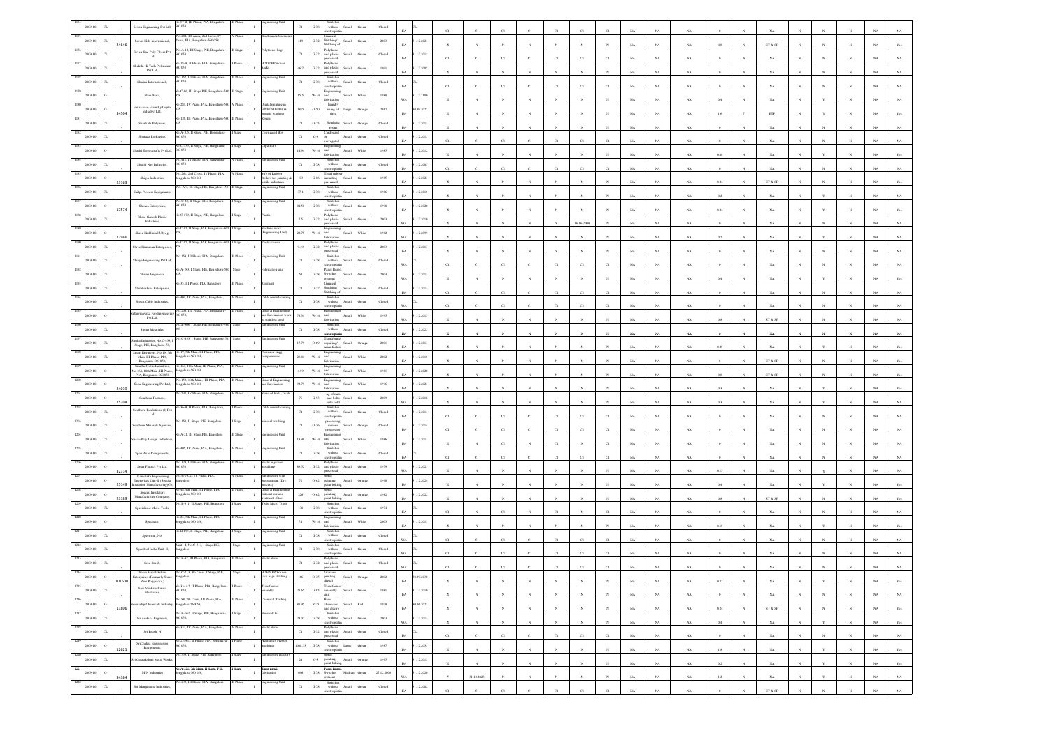| Sl No | Year | Status | ID | Name | Address | Area | Type | Product | Investment | Code | Category | Size | Colour | Year of Estd. | Consent | Validity | | | | | | | | | | | | | | | | | | |
|---|---|---|---|---|---|---|---|---|---|---|---|---|---|---|---|---|---|---|---|---|---|---|---|---|---|---|---|---|---|---|---|---|---|---|
| 1176 | 2009-10 | CL | - | Seven Engineering Pvt Ltd | No.37-B, III Phase, PIA, Bangalore-560 058 | III Phase | I | Engineering Unit | C1 | G-78 | Stretches without electroplating | Small | Green | Closed | BA | CL | C1 | C1 | C1 | C1 | C1 | C1 | C1 | NA | NA | NA | 0 | N | NA | N | N | N | NA | NA |
| 1177 | 2009-10 | CL | 24646 | Seven Hills International | No.284, 4th main, 2nd Cross, IV Phase, PIA, Bangalore-560 058 | IV Phase | I | Readymade Garments | 319 | G-72 | Garment Stitching/ Stitching of | Small | Green | 2003 | BA | 31.12.2021 | N | N | N | N | N | N | N | NA | NA | NA | 4.9 | N | ST & SP | N | N | N | NA | Yes |
| 1178 | 2009-10 | CL | | Seven Star Poly Fibres Pvt Ltd | No.A-12, III Stage, PIE, Bangalore-560 058 | III Stage | I | Polythene bags | C1 | G-32 | Polythene and plastic processed | Small | Green | Closed | BA | 31.12.2012 | C1 | C1 | C1 | C1 | C1 | C1 | C1 | NA | NA | NA | 0 | N | NA | N | N | N | NA | NA |
| 1179 | 2009-10 | CL | | Shakthi Hi-Tech Polymeres Pvt Ltd | No.49-A, II Phase, PIA, Bangalore-560 058 | II Phase | I | HDPE/PP woven Sacks | 46.7 | G-32 | Polythene and plastic processed | Small | Green | 1991 | BA | 31.12.2005 | N | N | N | N | N | N | N | NA | NA | NA | 0 | N | NA | N | N | N | NA | NA |
| 1180 | 2009-10 | CL | | Shalini International | No.152, III Phase, PIA, Bangalore-560 058 | III Phase | I | Engineering Unit | C1 | G-78 | Stretches without electroplating | Small | Green | Closed | BA | CL | C1 | C1 | C1 | C1 | C1 | C1 | C1 | NA | NA | NA | 0 | N | NA | N | N | N | NA | NA |
| 1181 | 2009-10 | O | | Sham Mars | No.C-86, III Stage, PIE, Bangalore-560 058 | III Stage | I | Engineering Unit | 15.5 | W-14 | Engineering and fabrication | Small | White | 1988 | WA | 31.12.2100 | N | N | N | N | N | N | N | NA | NA | NA | 0.4 | N | NA | N | N | N | NA | NA |
| 1182 | 2009-10 | O | 34504 | Emvi- Eco-Friendly Digital India Pvt Ltd | No.288, IV Phase, PIA, Bangalore-560 058 | IV Phase | I | Digital printing on fabric/garments & organic washing | 1805 | O-50 | Laundry using oil fired | Large | Orange | 2017 | BA | 30.09.2022 | N | N | N | N | N | N | N | NA | NA | NA | 1.6 | 7 | ETP | N | Y | N | NA | Yes |
| 1183 | 2009-10 | CL | | Shankala Polymers | No.126, III Phase, PIA, Bangalore-560 058 | III Phase | I | Resins | C1 | O-75 | Synthetic resins | Small | Orange | Closed | BA | 31.12.2013 | N | N | N | N | N | N | N | NA | NA | NA | 0 | N | NA | N | N | N | NA | NA |
| 1184 | 2009-10 | CL | | Sharada Packaging | No.A-105, II Stage, PIE, Bangalore-560 058 | II Stage | I | Corrugated Box | C1 | G-9 | Cardboard or corrugated | Small | Green | Closed | BA | 31.12.2015 | C1 | C1 | C1 | C1 | C1 | C1 | C1 | NA | NA | NA | 0 | N | NA | N | N | N | NA | NA |
| 1185 | 2009-10 | O | | Shashi Electricals Pvt Ltd | No.C-335, II Stage, PIE, Bangalore-560 058 | II Stage | I | Capacitors | 14.94 | W-14 | Engineering and fabrication | Small | White | 1985 | BA | 31.12.2012 | N | N | N | N | N | N | N | NA | NA | NA | 0.08 | N | NA | N | Y | N | NA | Yes |
| 1186 | 2009-10 | CL | | Shashi Nag Industries | No.413, IV Phase, PIA, Bangalore-560 058 | IV Phase | I | Engineering Unit | C1 | G-78 | Stretches without electroplating | Small | Green | Closed | BA | 31.12.2003 | C1 | C1 | C1 | C1 | C1 | C1 | C1 | NA | NA | NA | 0 | N | NA | N | N | N | NA | NA |
| 1187 | 2009-10 | O | 23103 | Shilpa Industries | No.261, 2nd Cross, IV Phase, PIA, Bangalore-560 058 | IV Phase | I | Mfg of Rubber Rollers for printing & textile industries | 103 | G-86 | Retreading including pre-cured | Small | Green | 1985 | BA | 31.12.2023 | N | N | N | N | N | N | N | NA | NA | NA | 0.24 | N | ST & SP | N | N | N | NA | Yes |
| 1188 | 2009-10 | CL | | Shilpa Process Equipments | No. A-9, III Stage, PIE, Bangalore-58 | III Stage | I | Engineering Unit | 37.1 | G-78 | Stretches without electroplating | Small | Green | 1986 | BA | 31.12.2015 | N | N | N | N | N | N | N | NA | NA | NA | 0 | N | NA | N | Y | N | NA | NA |
| 1189 | 2009-10 | O | 37574 | Shoma Enterprises | No.C-28, II Stage, PIE, Bangalore-560 058 | II Stage | I | Engineering Unit | 84.58 | G-78 | Stretches without electroplating | Small | Green | 1998 | BA | 31.12.2020 | N | N | N | N | N | N | N | NA | NA | NA | 0.24 | N | NA | N | Y | N | NA | Yes |
| 1190 | 2009-10 | CL | | Shree Ganesh Plastic Industries | No.C-159, II Stage, PIE, Bangalore | II Stage | I | Plastic | 7.5 | G-32 | Polythene and plastic processed | Small | Green | 2003 | WA | 31.12.2010 | N | N | N | N | Y | 16.10.2009 | N | NA | NA | NA | 0 | N | NA | N | N | N | NA | NA |
| 1191 | 2009-10 | O | 22946 | Shree Siddimukti Udyog | No.C-91, II Stage, PIE, Bangalore-560 058 | II Stage | I | Machine work (Engineering Unit) | 22.75 | W-14 | Engineering and fabrication | Small | White | 1982 | WA | 31.12.2099 | N | N | N | N | N | N | N | NA | NA | NA | 0.2 | N | NA | N | Y | N | NA | NA |
| 1192 | 2009-10 | CL | | Shree Hanuman Enterprises | No.C-93, II Stage, PIE, Bangalore-560 058 | II Stage | I | Plastic covers | 9.49 | G-32 | Polythene and plastic processed | Small | Green | 2003 | BA | 31.12.2013 | N | N | N | Y | N | N | N | NA | NA | NA | 0 | N | NA | N | N | N | NA | NA |
| 1193 | 2009-10 | CL | | Shreya Engineering Pvt Ltd | No.151, III Phase, PIA, Bangalore | III Phase | I | Engineering Unit | C1 | G-78 | Stretches without electroplating | Small | Green | Closed | WA | CL | C1 | C1 | C1 | C1 | C1 | C1 | C1 | NA | NA | NA | 0 | N | NA | N | N | N | NA | NA |
| 1194 | 2009-10 | CL | | Shrinn Engineers | No.A-165, I Stage, PIE, Bangalore-560 058 | I Stage | I | Fabrication unit | 54 | G-78 | Panel Board, Stretches without | Small | Green | 2004 | WA | 31.12.2013 | N | N | N | N | N | N | N | NA | NA | NA | 0.4 | N | NA | N | Y | N | NA | Yes |
| 1195 | 2009-10 | CL | | Shubhashree Enterprises | No.19, III Phase, PIA, Bangalore | III Phase | I | Garment | C1 | G-72 | Garment Stitching/ Stitching of | Small | Green | Closed | BA | 31.12.2013 | C1 | C1 | C1 | C1 | C1 | C1 | C1 | NA | NA | NA | 0 | N | NA | N | N | N | NA | NA |
| 1196 | 2009-10 | CL | | Shyja Cable Industries | No.404, IV Phase, PIA, Bangalore | IV Phase | I | Cable manufacturing | C1 | G-78 | Stretches without electroplating | Small | Green | Closed | WA | CL | C1 | C1 | C1 | C1 | C1 | C1 | C1 | NA | NA | NA | 0 | N | NA | N | N | N | NA | NA |
| 1197 | 2009-10 | O | | Siddivinayaka Fab Engineering Pvt Ltd | No.206, III Phase, PIA, Bangalore-560 058 | III Phase | I | General Engineering and Fabrication work of stainless steel | 76.31 | W-14 | Engineering and fabrication | Small | White | 1995 | WA | 31.12.2013 | N | N | N | N | N | N | N | NA | NA | NA | 0.8 | N | ST & SP | N | N | N | NA | NA |
| 1198 | 2009-10 | CL | | Sigma Metalinks | No.B-308, I Stage, PIE, Bangalore-560 058 | I Stage | I | Engineering Unit | C1 | G-78 | Stretches without electroplating | Small | Green | Closed | BA | 31.12.2023 | N | N | N | N | N | N | N | NA | NA | NA | 0 | N | NA | N | N | N | NA | NA |
| 1199 | 2009-10 | CL | | Simha Industries | No.C-430, I Stage, PIE, Bangalore-58 | I Stage | I | Engineering Unit | 17.79 | O-69 | Transformer repairing/ manufacture | Small | Orange | 2001 | BA | 31.12.2013 | N | N | N | N | N | N | N | NA | NA | NA | 0.25 | N | NA | N | Y | N | NA | Yes |
| 1200 | 2009-10 | CL | | Smart Engineers | No.19, 10th Main, III Phase, PIA, Bangalore-560 058 | III Phase | I | Precision Engg components | 23.01 | W-14 | Engineering and fabrication | Small | White | 2002 | BA | 31.12.2015 | N | N | N | N | N | N | N | NA | NA | NA | 0 | N | ST & SP | N | N | N | NA | Yes |
| 1201 | 2009-10 | O | | Smitha Textile Industries | No.104, 10th Main, III Phase, PIA, Bangalore-560 058 | III Phase | I | Engineering Unit | 4.59 | W-14 | Engineering and fabrication | Small | White | 1991 | BA | 31.12.2020 | N | N | N | N | N | N | N | NA | NA | NA | 0.8 | N | ST & SP | N | N | N | NA | Yes |
| 1202 | 2009-10 | O | 24019 | Sona Engineering Pvt Ltd | No.159, 10th Main, III Phase, PIA, Bangalore-560 058 | III Phase | I | General Engineering and Fabrication | 92.79 | W-14 | Engineering and fabrication | Small | White | 1996 | BA | 31.12.2023 | N | N | N | N | N | N | N | NA | NA | NA | 0.3 | N | NA | N | Y | N | NA | Yes |
| 1203 | 2009-10 | O | 75204 | Southern Fastners | No.343, IV Phase, PIA, Bangalore | IV Phase | I | Manu of bolts, rivets | 76 | G-93 | Making of nuts and bolts with cold | Small | Green | 2009 | WA | 31.12.2018 | N | N | N | N | N | N | N | NA | NA | NA | 0.3 | N | NA | N | Y | N | NA | NA |
| 1204 | 2009-10 | CL | | Southern Insulations (I) Pvt Ltd | No.39-B, II Phase, PIA, Bangalore | II Phase | I | Cable manufacturing | C1 | G-78 | Stretches without electroplating | Small | Green | Closed | BA | 31.12.2014 | C1 | C1 | C1 | C1 | C1 | C1 | C1 | NA | NA | NA | 0 | N | NA | N | N | N | NA | NA |
| 1205 | 2009-10 | CL | | Southern Minerals Agencies | No.158, II Stage, PIE, Bangalore | II Stage | I | mineral crushing | C1 | O-26 | processing mineral processing | Small | Orange | Closed | BA | 31.12.2014 | C1 | C1 | C1 | C1 | C1 | C1 | C1 | NA | NA | NA | 0 | N | NA | N | N | N | NA | NA |
| 1206 | 2009-10 | CL | | Space Way Design Industries | No.A-23, III Stage, PIE, Bangalore | III Stage | I | Engineering Unit | 19.99 | W-14 | Engineering and fabrication | Small | White | 1986 | BA | 31.12.2011 | N | N | C1 | N | C1 | N | C1 | NA | NA | NA | 0 | N | NA | N | N | N | NA | NA |
| 1207 | 2009-10 | CL | | Span Auto Components | No.405, IV Phase, PIA, Bangalore | IV Phase | I | Engineering Unit | C1 | G-78 | Stretches without electroplating | Small | Green | Closed | BA | CL | C1 | C1 | C1 | C1 | C1 | C1 | C1 | NA | NA | NA | 0 | N | NA | N | N | N | NA | NA |
| 1208 | 2009-10 | O | 32314 | Span Plastics Pvt Ltd | No.179, III Phase, PIA, Bangalore-560 058 | III Phase | I | plastic injection moulding | 83.52 | G-32 | Polythene and plastic processed | Small | Green | 1979 | WA | 31.12.2021 | N | N | N | N | N | N | N | NA | NA | NA | 0.13 | N | NA | N | Y | N | NA | NA |
| 1209 | 2009-10 | O | 25349 | Karnataka Engineering Enterprises Unit-II (Special Insulation Manufacturing Co) | No.472-C2, IV Phase, PIA, Bangalore | IV Phase | I | Engineering with pretreatment (Dry process) | 72 | O-62 | Spray painting, paint baking | Small | Orange | 1998 | BA | 31.12.2024 | N | N | N | N | N | N | N | NA | NA | NA | 0.4 | N | NA | N | N | N | NA | Yes |
| 1210 | 2009-10 | O | 23189 | Special Insulators Manufacturing Company | No.48, 4th Main, III Phase, PIA, Bangalore-560 058 | III Phase | I | General Engineering without surface treatment (Shot) | 226 | O-62 | Spray painting, paint baking | Small | Orange | 1982 | BA | 31.12.2022 | N | N | N | N | N | N | N | NA | NA | NA | 0.8 | N | ST & SP | N | N | N | NA | Yes |
| 1211 | 2009-10 | CL | | Specialized Micro Tools | No.B-311, II Stage, PIE, Bangalore | II Stage | I | Twist Micro Tools | 191 | G-78 | Stretches without electroplating | Small | Green | 1974 | BA | CL | C1 | N | C1 | N | C1 | N | C1 | NA | NA | NA | 0 | N | NA | N | N | N | NA | NA |
| 1212 | 2009-10 | O | | Speedech | No.23, 5th Main, III Phase, PIA, Bangalore-560 058 | III Phase | I | Engineering Unit | 7.1 | W-14 | Engineering and fabrication | Small | White | 2003 | BA | 31.12.2013 | N | N | N | N | N | N | N | NA | NA | NA | 0.15 | N | NA | N | Y | N | NA | Yes |
| 1213 | 2009-10 | CL | | Spectrum, No | No.B-199, II Stage, PIE, Bangalore | II Stage | I | Engineering Unit | C1 | G-78 | Stretches without electroplating | Small | Green | Closed | WA | CL | C1 | C1 | C1 | C1 | C1 | C1 | C1 | NA | NA | NA | 0 | N | NA | N | N | N | NA | NA |
| 1214 | 2009-10 | CL | | Speedwell India Unit-3 | Unit-3, No.C-313, I Stage, PIE, Bangalore | I Stage | I | Engineering Unit | C1 | G-78 | Stretches without electroplating | Small | Green | Closed | WA | CL | C1 | C1 | C1 | C1 | C1 | C1 | C1 | NA | NA | NA | 0 | N | NA | N | N | N | NA | NA |
| 1215 | 2009-10 | CL | | Sree Bench | No.B-52, III Phase, PIA, Bangalore | III Phase | I | plastic items | C1 | G-32 | Polythene and plastic processed | Small | Green | Closed | WA | CL | C1 | C1 | C1 | C1 | C1 | C1 | C1 | NA | NA | NA | 0 | N | NA | N | N | N | NA | NA |
| 1216 | 2009-10 | O | 105500 | Shree Mahalakshmi Enterprises (Formerly Shree Ram Polyweaves) | No.C-213, III Cross, I Stage, PIE, Bangalore | I Stage | I | HDPE/PP Woven sack bags stitching | 166 | O-35 | Printing (light) | Small | Orange | 2002 | BA | 30.09.2030 | N | N | N | N | N | N | N | NA | NA | NA | 0.72 | N | NA | N | Y | N | NA | Yes |
| 1217 | 2009-10 | CL | | Sree Venkateshwara Electricals | No.33- A2, II Phase, PIA, Bangalore-560 058 | II Phase | I | Transformer assembly | 28.85 | G-85 | Transformer assembly unit | Small | Green | 1981 | BA | 31.12.2010 | N | N | N | N | N | N | N | NA | NA | NA | 0 | N | NA | N | N | N | NA | NA |
| 1218 | 2009-10 | O | 13806 | Sreenidhi Chemicals Industry | No.58, 7th Cross, III Phase, PIA, Bangalore-560 058 | III Phase | I | Chemical Trading | 88.95 | R-25 | Basic chemicals and electro | Small | Red | 1979 | BA | 30.06.2023 | N | N | N | N | N | N | N | NA | NA | NA | 0.24 | N | ST & SP | N | N | N | NA | Yes |
| 1219 | 2009-10 | CL | | Sri Ambika Engineers | No.B-162, II Stage, PIE, Bangalore-560 058 | II Stage | I | Borewell bit | 29.02 | G-78 | Stretches without electroplating | Small | Green | 2003 | WA | 31.12.2013 | N | N | N | N | N | N | N | NA | NA | NA | 0.4 | N | NA | N | Y | N | NA | Yes |
| 1220 | 2009-10 | CL | | Sri Brush, N | No.352, IV Phase, PIA, Bangalore | IV Phase | I | plastic items | C1 | G-32 | Polythene and plastic processed | Small | Green | Closed | BA | CL | C1 | C1 | C1 | C1 | C1 | C1 | C1 | NA | NA | NA | 0 | N | NA | N | N | N | NA | NA |
| 1221 | 2009-10 | O | 12621 | Sri Chakra Engineering Equipments | No.21(A2), II Phase, PIA, Bangalore-560 058 | II Phase | I | Hydraulics Presses machines | 1088.33 | G-78 | Stretches without electroplating | Large | Green | 1987 | BA | 31.12.2035 | N | N | N | N | N | N | N | NA | NA | NA | 1.9 | N | NA | N | Y | N | NA | Yes |
| 1222 | 2009-10 | CL | | Sri Gajalakshmi Metal Works | No.356, II Stage, PIE, Bangalore | II Stage | I | Engineering industry | 24 | O-3 | Spray painting, paint baking | Small | Orange | 1995 | BA | 31.12.2013 | N | N | N | N | N | N | N | NA | NA | NA | 0.2 | N | NA | N | Y | N | NA | Yes |
| 1223 | 2009-10 | O | 34384 | M/N Industries | No.A-321, 5th Main, II Stage, PIE, Bangalore-560 058 | II Stage | I | Sheet metal fabrication | 696 | G-78 | Panel Board, Stretches without | Medium | Green | 27.12.2009 | WA | 31.12.2026 | Y | 31.12.2023 | N | N | N | N | N | NA | NA | NA | 1.2 | N | NA | N | Y | N | NA | NA |
| 1224 | 2009-10 | CL | | Sri Manjunatha Industries | No.239, III Phase, PIA, Bangalore | III Phase | I | Engineering Unit | C1 | G-78 | Stretches without electroplating | Small | Green | Closed | BA | 31.12.2002 | C1 | C1 | C1 | C1 | C1 | C1 | C1 | NA | NA | NA | 0 | N | ST & SP | N | N | N | NA | NA |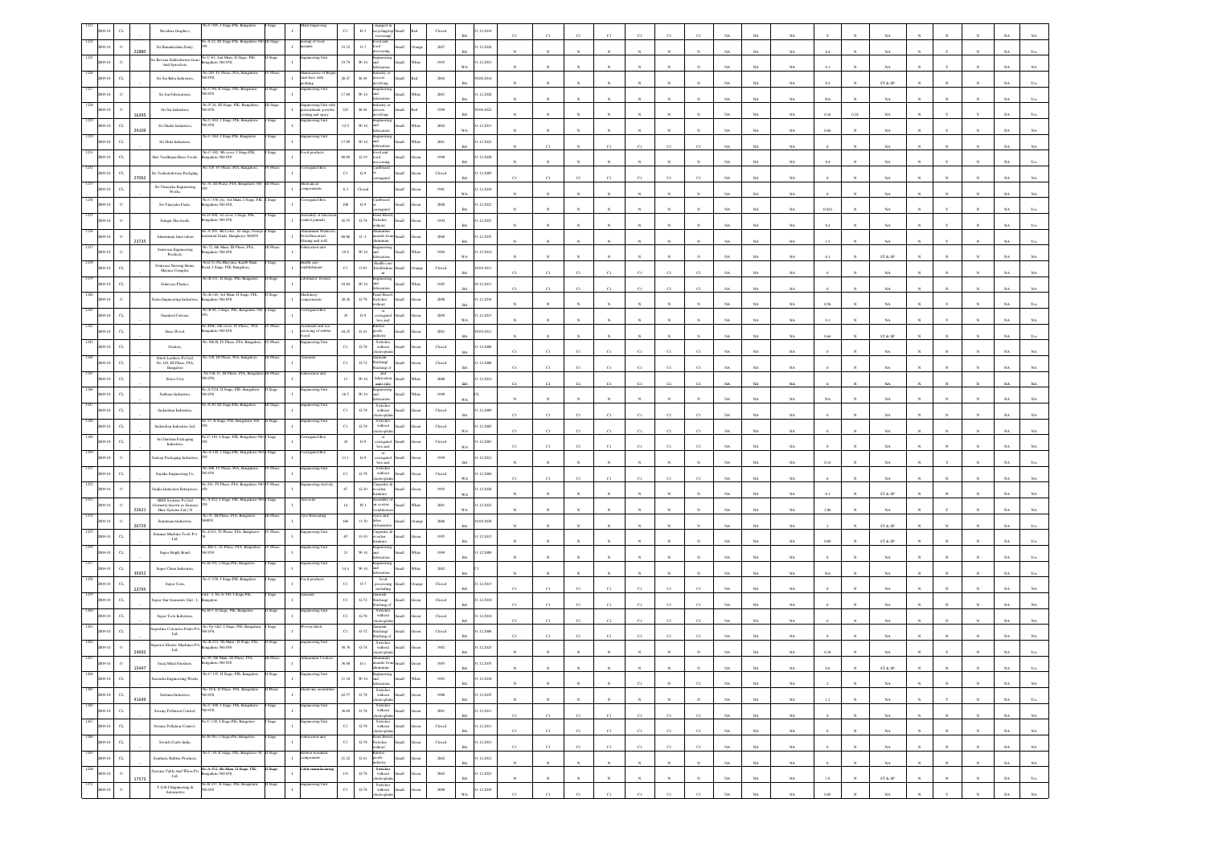| 1224 | 2009-10 | CL | | Navahita Graphics, | No.C-305, I Stage PIE, Bangalore | I Stage | | I | Metal Engineering | C1 | R-3 | engaged in recycling/reprocessing | Small | Red | Closed | BA | 31.12.2014 | C1 | C1 | C1 | C1 | C1 | C1 | C1 | NA | NA | NA | 0 | N | NA | N | N | N | NA | NA |
|---|---|---|---|---|---|---|---|---|---|---|---|---|---|---|---|---|---|---|---|---|---|---|---|---|---|---|---|---|---|---|---|---|---|---|---|
| 1225 | 2009-10 | O | 22880 | Sri Ramakrishna Dairy, | No.A-22, III Stage PIE, Bangalore-560 058. | III Stage | | I | mixing of food mixtures | 33.32 | O-7 | Food and food processing | Small | Orange | 2007 | BA | 31.12.2021 | N | N | N | N | N | N | N | NA | NA | NA | 0.4 | N | NA | N | N | N | NA | Yes |
| 1226 | 2009-10 | O | | Sri Revana Siddeshwara Gear And Sprockets, | No.C-61, 2nd Main, II Stage, PIE, Bangalore 560 058, | II Stage | | I | Engineering Unit | 19.79 | W-14 | Engineering and fabrication | Small | White | 1993 | WA | 31.12.2015 | N | N | N | N | N | N | N | NA | NA | NA | 0.1 | N | NA | N | Y | N | NA | NA |
| 1227 | 2009-10 | CL | | Sri Sai Baba Industries, | No.283, IV Phase, PIA, Bangalore 560 058. | IV Phase | | I | Manufacture of Bright steel bars with pickling | 26.47 | R-44 | Industry or process involving | Small | Red | 2004 | BA | 30.06.2014 | N | N | N | N | N | N | N | NA | NA | NA | 0.4 | N | ST & SP | N | N | N | NA | NA |
| 1228 | 2009-10 | O | | Sri Sai Fabrications, | No.C-66, II Stage, PIE, Bangalore 560 058. | II Stage | | I | Engineering Unit | 17.89 | W-14 | Engineering and fabrication | Small | White | 2001 | BA | 31.12.2020 | N | N | N | N | N | N | N | NA | NA | NA | NA | N | NA | N | N | N | NA | Yes |
| 1229 | 2009-10 | O | 16305 | Sri Sai Industries, | No.P-28, III Stage, PIE, Bangalore 560 058, | III Stage | | I | Engineering Unit with pretreatment, powder coating and spray | 223 | R-44 | Industry or process involving | Small | Red | 1998 | BA | 30.06.2022 | N | N | N | N | N | N | N | NA | NA | NA | 0.16 | 0.24 | NA | N | Y | Y | NA | Yes |
| 1230 | 2009-10 | CL | 24109 | Sri Shakti Industries, | No.C-342, I Stage, PIE, Bangalore 560 058, | I Stage | | I | Engineering Unit | 12.9 | W-14 | Engineering and fabrication | Small | White | 2002 | WA | 31.12.2013 | N | N | N | N | N | N | N | NA | NA | NA | 0.04 | N | NA | N | Y | N | NA | NA |
| 1231 | 2009-10 | CL | | Sri Shiku Industries, | No.C-264, I Stage,PIE, Bangalore | I Stage | | I | Engineering Unit | 17.49 | W-14 | Engineering and fabrication | Small | White | 2001 | BA | 31.12.2022 | N | C1 | N | C1 | C1 | C1 | C1 | NA | NA | NA | NA | N | NA | N | N | N | NA | NA |
| 1232 | 2009-10 | CL | | Shri Vardhman Basic Foods, | No.C-302, 9th cross, I Stage,PIE, Bangalore 560 058, | I Stage | | I | Food products | 60.09 | G-19 | Food and food processing | Small | Green | 1998 | BA | 31.12.2020 | N | N | N | N | N | N | N | NA | NA | NA | 0.4 | N | NA | N | Y | N | NA | Yes |
| 1233 | 2009-10 | CL | 27062 | Sri Venkateshwara Packaging, | No.329, IV Phase, PIA, Bangalore | IV Phase | | I | Corrugated Box | C1 | G-9 | Cardboard or corrugated | Small | Green | Closed | BA | 31.12.2007 | C1 | C1 | C1 | C1 | C1 | C1 | C1 | NA | NA | NA | 0 | N | NA | N | N | N | NA | NA |
| 1234 | 2009-10 | CL | | Sri Vinayaka Engineering Works, | No.34, III Phase, PIA, Bangalore 560 058 | III Phase | | I | Mechanical components | 8.3 | Closed | | Small | Green | 1981 | WA | 31.12.2010 | N | N | N | N | N | N | N | NA | NA | NA | 0 | N | NA | N | N | N | NA | NA |
| 1235 | 2009-10 | O | | Sri Vinayaka Packs, | No.C-338 (A), 3rd Main, I Stage, PIE, Bangalore 560 058, | I Stage | | I | Corrugated Box | 108 | G-9 | Cardboard or corrugated | Small | Green | 2008 | BA | 31.12.2022 | N | N | N | N | N | N | N | NA | NA | NA | 0.024 | N | NA | N | Y | N | NA | NA |
| 1236 | 2009-10 | O | | Sringar Electricals, | No.D-300, 1st cross, I Stage, PIE, Bangalore 560 058, | I Stage | | I | Assembly of Electrical control panels | 45.55 | G-78 | Panel Board, Switches without | Small | Green | 1994 | BA | 31.12.2023 | N | N | N | N | N | N | N | NA | NA | NA | NA | N | NA | N | Y | N | NA | Yes |
| 1237 | 2009-10 | O | 23735 | Aluminium Innovators | No.A-105, 4th Cross, 1st stage, Peenya Industrial Estate, Bangalore- 560058 | I Stage | | I | Aluminium Windows, Door(Structural Glazing and wall | 68.66 | G-1 | Aluminium utensils from aluminium | Small | Green | 2006 | BA | 31.12.2035 | N | N | N | N | N | N | N | NA | NA | NA | 1.5 | N | NA | N | Y | N | NA | Yes |
| 1238 | 2009-10 | O | | Srinivasa Engineering Products, | No.72, 6th Main, III Phase, PIA, Bangalore 560 058, | III Phase | | I | Fabrication unit | 19.6 | W-14 | Engineering and fabrication | Small | White | 1984 | WA | 31.12.2014 | N | N | N | N | N | N | N | NA | NA | NA | 0.1 | N | ST & SP | N | N | N | NA | NA |
| 1239 | 2009-10 | CL | | Srinivasa Nursing Home, Mayura Complex, | No.61/3 (Pai Bhavana), Kanth Main Road, I Stage, PIE, Bangalore | I Stage | | I | Health care establishment | C1 | O-85 | Healthcare Establishment | Small | Orange | Closed | BA | 30.09.2011 | C1 | C1 | C1 | C1 | C1 | C1 | C1 | NA | NA | NA | 0 | N | NA | N | N | N | NA | NA |
| 1240 | 2009-10 | CL | | Srinivasa Plastics, | No.B-211, II Stage, PIE, Bangalore | II Stage | | I | Lubrilated Gasket | 18.08 | W-14 | Engineering and fabrication | Small | White | 1985 | BA | 30.12.2011 | C1 | C1 | C1 | C1 | C1 | C1 | C1 | NA | NA | NA | 0 | N | NA | N | N | N | NA | NA |
| 1241 | 2009-10 | O | | Sriini Engineering Industries, | No.B-120, 3rd Main, II Stage, PIE, Bangalore 560 058, | II Stage | | I | Machinery components | 28.26 | G-78 | Panel Board, Switches without | Small | Green | 2008 | BA | 31.12.2034 | N | N | N | N | N | N | N | NA | NA | NA | 0.56 | N | NA | N | Y | N | NA | Yes |
| 1242 | 2009-10 | CL | | Standard Cartons, | No.B-99, I Stage, PIE, Bangalore 560 058 | I Stage | | I | Corrugated Box | 29 | G-9 | corrugated box and | Small | Green | 2009 | WA | 31.12.2013 | N | N | N | N | N | N | N | NA | NA | NA | 0.1 | N | NA | N | Y | N | NA | NA |
| 1243 | 2009-10 | CL | | Starto Wood, | No.490E, 6th cross, IV Phase, PIA, Bangalore 560 058, | IV Phase | | I | Treatment and re-servicing of rubber wood | 44.25 | G-41 | Rubber goods industry | Small | Green | 2001 | BA | 30.09.2011 | N | N | N | N | N | N | N | NA | NA | NA | 0.64 | N | ST & SP | N | N | N | NA | Yes |
| 1244 | 2009-10 | CL | | Starlure, | No.506-B, IV Phase, PIA, Bangalore | IV Phase | | I | Engineering Unit | C1 | G-78 | Switches without electroplatin | Small | Green | Closed | BA | 31.12.2008 | C1 | C1 | C1 | C1 | C1 | C1 | C1 | NA | NA | NA | 0 | N | NA | N | N | N | NA | NA |
| 1245 | 2009-10 | CL | | Stitch Leathers Pvt Ltd, No.128, III Phase, PIA, Bangalore | No.128, III Phase, Bangalore | III Phase | | I | Garment | C1 | G-72 | Garment Stitching/Stitching of | Small | Green | Closed | BA | 31.12.2006 | C1 | C1 | C1 | C1 | C1 | C1 | C1 | NA | NA | NA | 0 | N | NA | N | N | N | NA | NA |
| 1246 | 2009-10 | CL | | Stress Crei, | No.9 & 11, III Phase, PIA, Bangalore 560 058, | III Phase | | I | Fabrication unit | 13 | W-14 | and fabrication main (dry | Small | White | 2004 | BA | 31.12.2012 | C1 | C1 | C1 | C1 | C1 | C1 | C1 | NA | NA | NA | 0 | N | NA | N | N | N | NA | NA |
| 1247 | 2009-10 | CL | | Subhasis Industries, | No.A-32/4, II Stage, PIE, Bangalore 560 058 | II Stage | | I | Engineering Unit | 16.5 | W-14 | Engineering and fabrication | Small | White | 1998 | WA | C1 | N | N | N | N | N | N | N | NA | NA | NA | NA | N | NA | N | N | N | NA | NA |
| 1248 | 2009-10 | CL | | Sudarshan Industries, | No.A-20, III Stage PIE, Bangalore | III Stage | | I | Engineering Unit | C1 | G-78 | Switches without electroplatin | Small | Green | Closed | BA | 31.12.2009 | C1 | C1 | C1 | C1 | C1 | C1 | C1 | NA | NA | NA | 0 | N | NA | N | N | N | NA | NA |
| 1249 | 2009-10 | CL | | Sudarshan Industries Ltd, | No.31, II Stage, PIE, Bangalore 560 058 | II Stage | | I | Engineering Unit | C1 | G-78 | Switches without electroplatin | Small | Green | Closed | WA | 31.12.2005 | C1 | C1 | C1 | C1 | C1 | C1 | C1 | NA | NA | NA | 0 | N | NA | N | N | N | NA | NA |
| 1250 | 2009-10 | CL | | Sri Darshan Packaging Industries, | No.C-310, I Stage, PIE, Bangalore 560 058 | I Stage | | I | Corrugated Box | 24 | G-9 | or corrugated box and | Small | Green | Closed | WA | 31.12.2003 | C1 | C1 | C1 | C1 | C1 | C1 | C1 | NA | NA | NA | 0 | N | NA | N | N | N | NA | NA |
| 1251 | 2009-10 | O | | Sudeep Packaging Industries, | No.A-184, I Stage,PIE, Bangalore 560 058 | I Stage | | I | Corrugated Box | 13.1 | G-9 | corrugated box and | Small | Green | 1999 | BA | 31.12.2021 | N | N | N | N | N | N | N | NA | NA | NA | 0.14 | N | NA | N | Y | N | NA | Yes |
| 1252 | 2009-10 | CL | | Sujatha Engineering Co, | No.398, IV Phase, PIA, Bangalore 560 058 | IV Phase | | I | Engineering Unit | C1 | G-78 | Switches without electroplatin | Small | Green | Closed | BA | 31.12.2004 | C1 | C1 | C1 | C1 | C1 | C1 | C1 | NA | NA | NA | 0 | N | NA | N | N | N | NA | NA |
| 1253 | 2009-10 | O | | Sujika Induction Enterprises, | No.341, IV Phase, PIA, Bangalore 560 058 | IV Phase | | I | Engineering Activity | 67 | G-11 | Carpentry & wooden furniture | Small | Green | 1992 | WA | 31.12.2020 | N | N | N | N | N | N | N | NA | NA | NA | 0.1 | N | ST & SP | N | N | N | NA | NA |
| 1254 | 2009-10 | O | 22621 | HMX Systems Pvt Ltd (formerly known as Sunaya Hmx Systems Ltd.) N | No.A-412, I Stage, PIE, Bangalore 560 058 | I Stage | | I | Air coolers | 14 | W-1 | Assembly of air coolers/conditioners | Small | White | 2001 | WA | 31.12.2023 | N | N | N | N | N | N | N | NA | NA | NA | 2.06 | N | NA | N | Y | N | NA | NA |
| 1255 | 2009-10 | O | 26729 | Sundarana Industries, | No.31, III Phase, PIA, Bangalore 560058 | III Phase | | I | Tyre Retreading | 166 | O-70 | Tyres and tubes vulcanisation | Small | Orange | 2006 | BA | 30.09.2030 | N | N | N | N | N | N | N | NA | NA | NA | 2 | N | ST & SP | N | N | N | NA | Yes |
| 1256 | 2009-10 | O | | Summer Machine Tools Pvt Ltd, | No.452/1, IV Phase, PIA, Bangalore 58 | IV Phase | | I | Engineering Unit | 65 | G-11 | Carpentry & wooden furniture | Small | Green | 1995 | BA | 31.12.2015 | N | N | N | N | N | N | N | NA | NA | NA | 0.09 | N | ST & SP | N | N | N | NA | Yes |
| 1257 | 2009-10 | CL | | Super Bright Bond, | No.450-T, IV Phase, PIA, Bangalore 560 058 | IV Phase | | I | Engineering Unit | 23 | W-14 | Engineering and fabrication | Small | White | 1999 | BA | 31.12.2009 | N | N | N | N | N | N | N | NA | NA | NA | 0 | N | NA | N | N | N | NA | Yes |
| 1258 | 2009-10 | CL | 39352 | Super Chem Industries, | No.B-354, I Stage,PIE, Bangalore | I Stage | | I | Engineering Unit | 14.4 | W-14 | Engineering and fabrication | Small | White | 2002 | BA | C1 | N | N | N | N | N | N | N | NA | NA | NA | NA | N | NA | N | N | N | NA | Yes |
| 1259 | 2009-10 | CL | 23795 | Super Corn, | No.C-258, I Stage PIE, Bangalore | I Stage | | I | Food products | C1 | O-7 | Food processing including | Small | Orange | Closed | BA | 31.12.2013 | C1 | C1 | C1 | C1 | C1 | C1 | C1 | NA | NA | NA | 0 | N | NA | N | N | N | NA | NA |
| 1260 | 2009-10 | CL | | Super Star Garments Unit - I, | Unit - I, No.A-393, I Stage,PIE, Bangalore | I Stage | | I | Garments | C1 | G-72 | Garment Stitching/Stitching of | Small | Green | Closed | BA | 31.12.2010 | C1 | C1 | C1 | C1 | C1 | C1 | C1 | NA | NA | NA | 0 | N | NA | N | N | N | NA | NA |
| 1261 | 2009-10 | CL | | Super Tech Industries, | No.46-5, II Stage, PIE, Bangalore | II Stage | | I | Engineering Unit | C1 | G-78 | Switches without electroplatin | Small | Green | Closed | BA | 31.12.2010 | C1 | C1 | C1 | C1 | C1 | C1 | C1 | NA | NA | NA | 0 | N | NA | N | N | N | NA | NA |
| 1262 | 2009-10 | CL | | Superfine Colourics Prints Pvt Ltd, | No. Sy-1&2, I Stage, PIE, Bangalore 560 058, | I Stage | | I | Woven labels | C1 | G-72 | Garment Stitching/Stitching of | Small | Green | Closed | BA | 31.12.2006 | C1 | C1 | C1 | C1 | C1 | C1 | C1 | NA | NA | NA | 0 | N | NA | N | N | N | NA | NA |
| 1263 | 2009-10 | O | 24602 | Superior Electric Machines Pvt Ltd, | No.B-210, 5th Main, II Stage, PIE, Bangalore 560 058 | II Stage | | I | Engineering Unit | 38.76 | G-78 | Switches without electroplatin | Small | Green | 1982 | BA | 31.12.2023 | N | N | N | N | N | N | N | NA | NA | NA | 0.18 | N | NA | N | Y | N | NA | NA |
| 1264 | 2009-10 | O | 15447 | Suraj Metal Furniture, | No.59, 5th Main, III Phase, PIA, Bangalore 560 058 | III Phase | | I | Aluminium Utensils | 36.88 | G-1 | Aluminium utensils from aluminium | Small | Green | 1983 | BA | 31.12.2035 | N | N | N | N | N | N | N | NA | NA | NA | 0.8 | N | ST & SP | N | N | N | NA | Yes |
| 1265 | 2009-10 | CL | | Surendra Engineering Works, | No.C-135, II Stage, PIE, Bangalore | II Stage | | I | Engineering Unit | 11.34 | W-14 | Engineering and fabrication | Small | White | 1983 | BA | 31.12.2010 | N | N | N | N | C1 | N | N | NA | NA | NA | NA | N | NA | N | N | N | NA | NA |
| 1266 | 2009-10 | O | 41649 | Sushma Industries, | No.19-B, II Phase, PIA, Bangalore 560 058, | II Phase | | I | Electronic assemblies | 62.57 | G-78 | Switches without electroplatin | Small | Green | 1986 | BA | 31.12.2035 | N | N | N | N | N | N | N | NA | NA | NA | 1.2 | N | NA | N | Y | N | NA | Yes |
| 1267 | 2009-10 | CL | | Swamy Pollution Control, | No.C-308, I Stage, PIE, Bangalore 560 058, | I Stage | | I | Engineering Unit | 36.69 | G-78 | Switches without electroplatin | Small | Green | 2001 | BA | 31.12.2011 | C1 | C1 | C1 | C1 | C1 | C1 | C1 | NA | NA | NA | 0 | N | NA | N | N | N | NA | NA |
| 1268 | 2009-10 | CL | | Swamy Pollution Control, | No.C-128, I Stage,PIE, Bangalore | I Stage | | I | Engineering Unit | C1 | G-78 | Switches without electroplatin | Small | Green | Closed | BA | 31.12.2011 | C1 | C1 | C1 | C1 | C1 | C1 | C1 | NA | NA | NA | 0 | N | NA | N | N | N | NA | NA |
| 1269 | 2009-10 | CL | | Switch Crafts India, | No.B-305, I Stage,PIE, Bangalore | I Stage | | I | Fabrication unit | C1 | G-78 | Panel Board, Switches without | Small | Green | Closed | BA | 31.12.2013 | C1 | C1 | C1 | C1 | C1 | C1 | C1 | NA | NA | NA | 0 | N | NA | N | N | N | NA | NA |
| 1270 | 2009-10 | CL | | Synthetic Rubber Products, | No.C-19, II Stage, PIE, Bangalore 58 | II Stage | | I | Rubber moulded components | 21.22 | G-41 | Rubber goods industry | Small | Green | 2002 | BA | 31.12.2012 | N | N | N | N | N | N | N | NA | NA | NA | 0 | N | NA | N | N | N | NA | NA |
| 1271 | 2009-10 | O | 17573 | Systems Cable And Wires Pvt Ltd, | No.A-372, 8th Main, II Stage, PIE, Bangalore 560 058, | II Stage | | I | Cable manufacturing | 131 | G-78 | Switches without electroplatin | Small | Green | 2002 | BA | 31.12.2021 | N | N | N | N | N | N | N | NA | NA | NA | 1.6 | N | ST & SP | N | N | N | NA | Yes |
| 1272 | 2009-10 | O | | T.G.R.I Engineering & Automotive | No.B-271, II Stage, PIE, Bangalore 560 058 | II Stage | | I | Engineering Unit | C1 | G-78 | Switches without electroplatin | Small | Green | 2008 | WA | 31.12.2018 | C1 | C1 | C1 | C1 | C1 | C1 | C1 | NA | NA | NA | 0.05 | N | NA | N | Y | N | NA | NA |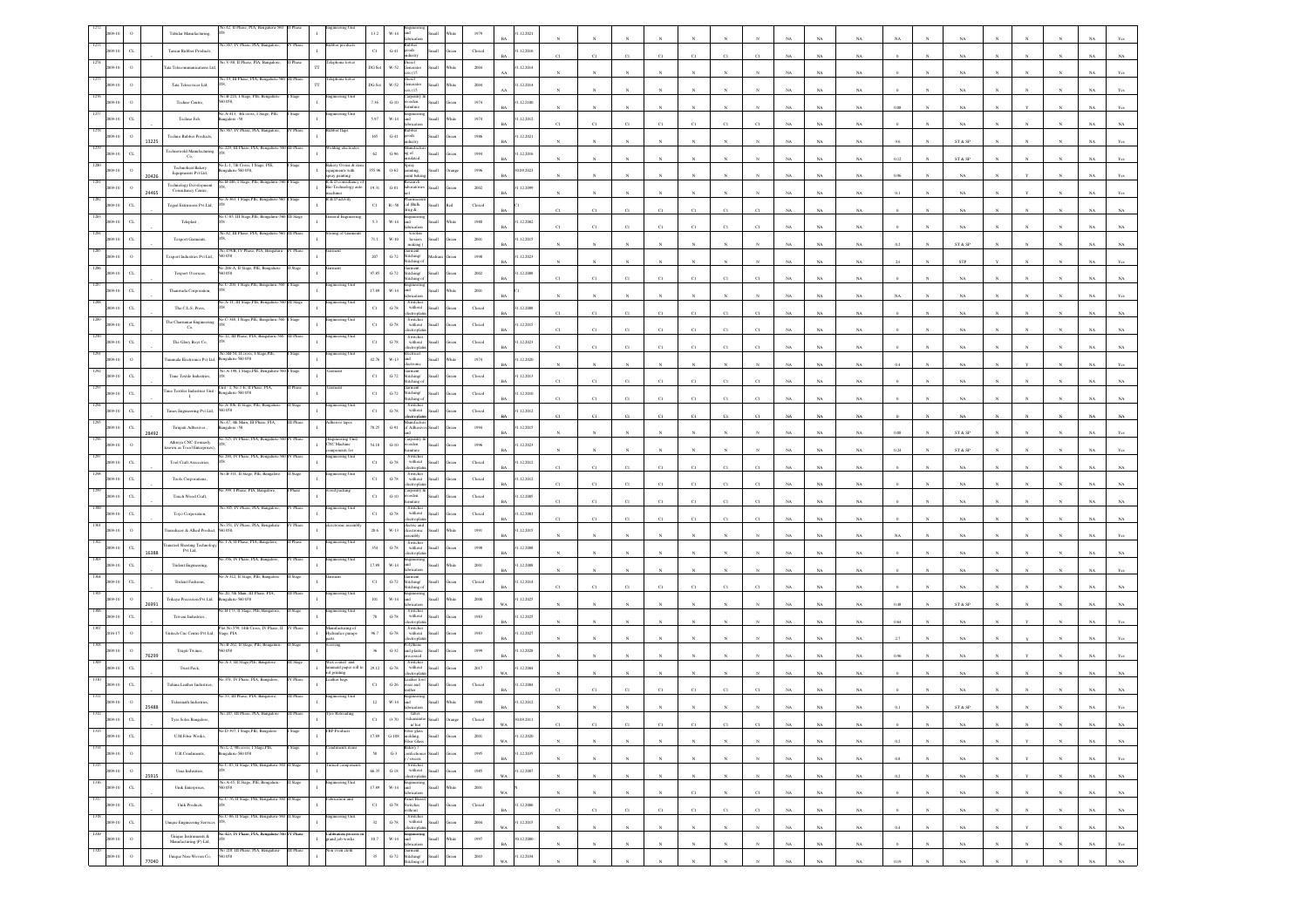| 1274 | 2009-10 | O | | Tubular Manufacturing, | No.62, II Phase, PIA, Bangalore-560 058 | II Phase | | Engineering Unit | I | 13.2 | W-14 | Engineering and fabrication | Small | White | 1979 | BA | 31.12.2021 | N | N | N | N | N | N | N | NA | NA | NA | NA | N | NA | N | N | N | NA | Yes |
|---|---|---|---|---|---|---|---|---|---|---|---|---|---|---|---|---|---|---|---|---|---|---|---|---|---|---|---|---|---|---|---|---|---|---|---|
| 1275 | 2009-10 | CL | | Tumsar Rubber Products, | No.463, IV Phase, PIA, Bangalore, | IV Phase | | Rubber products | I | C1 | G-41 | Rubber goods industry | Small | Green | Closed | BA | 31.12.2016 | C1 | C1 | C1 | C1 | C1 | C1 | C1 | NA | NA | NA | 0 | N | NA | N | N | N | NA | NA |
| 1276 | 2009-10 | O | | Tata Teleocommunications Ltd, | No.V-98, II Phase, PIA, Bangalore, | II Phase | TT | Telephone tower | I | DG Set | W-52 | Diesel Generator sets (15 | Small | White | 2004 | AA | 31.12.2014 | N | N | N | N | N | N | N | NA | NA | NA | 0 | N | NA | N | N | N | NA | Yes |
| 1277 | 2009-10 | O | | Tata Teleservices Ltd, | No.19, III Phase, PIA, Bangalore-560 058, | III Phase | TT | Telephone tower | I | DG Set | W-52 | Diesel Generator sets (15 | Small | White | 2004 | AA | 31.12.2014 | N | N | N | N | N | N | N | NA | NA | NA | 0 | N | NA | N | N | N | NA | Yes |
| 1278 | 2009-10 | O | | Techno Centre, | No.B-220, I Stage, PIE, Bangalore-560 058, | I Stage | | Engineering Unit | I | 7.16 | G-10 | Carpentry & wooden furniture | Small | Green | 1974 | BA | 31.12.2100 | N | N | N | N | N | N | N | NA | NA | NA | 0.08 | N | NA | N | Y | N | NA | Yes |
| 1279 | 2009-10 | CL | | Techno Fab, | No.A-413, 4th cross, I Stage, PIE, Bangalore - 58 | I Stage | | Engineering Unit | I | 5.97 | W-14 | Engineering and fabrication | Small | White | 1974 | BA | 31.12.2012 | C1 | C1 | C1 | C1 | C1 | C1 | C1 | NA | NA | NA | 0 | N | NA | N | N | N | NA | NA |
| 1280 | 2009-10 | O | 13225 | Techno Rubber Products, | No.363, IV Phase, PIA, Bangalore, | IV Phase | | Rubber Bags | I | 165 | G-41 | Rubber goods industry | Small | Green | 1986 | BA | 31.12.2021 | N | N | N | N | N | N | N | NA | NA | NA | 9.6 | N | ST & SP | N | N | N | NA | Yes |
| 1281 | 2009-10 | CL | | Techneworld Manufacturing Co, | No.225, III Phase, PIA, Bangalore-560 058, | III Phase | | Welding electrodes | I | 62 | G-96 | Manufacturing of insulated | Small | Green | 1994 | BA | 31.12.2016 | N | N | N | N | N | N | N | NA | NA | NA | 0.12 | N | ST & SP | N | N | N | NA | NA |
| 1282 | 2009-10 | O | 20426 | Technofood Bakery Equipments Pvt Ltd, | No.L-1, 7th Cross, I Stage, PIE, Bangalore-560 058, | I Stage | | Bakery Ovens & store equipments with spray painting | I | 355.96 | O-62 | Spray painting, paint baking | Small | Orange | 1996 | BA | 30.09.2023 | N | N | N | N | N | N | N | NA | NA | NA | 0.06 | N | NA | N | N | N | NA | Yes |
| 1283 | 2009-10 | O | 24465 | Technology Development Consultancy Centre, | No.B-166, I Stage, PIE, Bangalore-560 058, | I Stage | | R & D consultancy of Bio-Technology auto machines | I | 19.31 | G-81 | Research laboratories and | Small | Green | 2002 | BA | 31.12.2099 | N | N | N | N | N | N | N | NA | NA | NA | 0.1 | N | NA | N | Y | N | NA | Yes |
| 1284 | 2009-10 | CL | | Tejpal Extensions Pvt Ltd, | No.A-363, I Stage, PIE, Bangalore-560 058, | I Stage | | R & D activity | I | C1 | R-58 | Pharmaceutical (Bulk drug & | Small | Red | Closed | BA | C1 | | | | | | | | | | | | | | | | | | |
| 1285 | 2009-10 | CL | | Teleplast , | No.C-83, III Stage, PIE, Bangalore-560 058, | III Stage | | General Engineering | I | 5.3 | W-14 | Engineering and fabrication | Small | White | 1988 | BA | 31.12.2002 | C1 | C1 | C1 | C1 | C1 | C1 | C1 | NA | NA | NA | 0 | N | NA | N | N | N | NA | NA |
| 1286 | 2009-10 | CL | | Tesport Garments, | No.82, III Phase, PIA, Bangalore-560 058, | III Phase | | Stitching of Garments | I | 71.1 | W-10 | woolen hosiery making | Small | Green | 2001 | BA | 31.12.2015 | N | N | N | N | N | N | N | NA | NA | NA | 0.2 | N | ST & SP | N | N | N | NA | NA |
| 1287 | 2009-10 | O | | Tesport Industries Pvt Ltd, | No.379/B, IV Phase, PIA, Bangalore-560 058 | IV Phase | | Garment | I | 207 | G-72 | Garment Stitching/ Stitching of | Medium | Green | 1998 | BA | 31.12.2023 | N | N | N | N | N | N | N | NA | NA | NA | 2.6 | N | STP | Y | N | N | NA | Yes |
| 1288 | 2009-10 | CL | | Tesport Overseas, | No.266-A, II Stage, PIE, Bangalore-560 058 | II Stage | | Garment | I | 97.85 | G-72 | Garment Stitching/ Stitching of | Small | Green | 2002 | BA | 31.12.2008 | C1 | C1 | C1 | C1 | C1 | C1 | C1 | NA | NA | NA | 0 | N | NA | N | N | N | NA | NA |
| 1289 | 2009-10 | CL | | Thanmaila Corporation, | No.C-208, I Stage, PIE, Bangalore-560 058, | I Stage | | Engineering Unit | I | 17.89 | W-14 | Engineering and fabrication | Small | White | 2001 | BA | C1 | N | N | N | N | N | N | N | NA | NA | NA | NA | N | NA | N | N | N | NA | Yes |
| 1290 | 2009-10 | CL | | The C.L.S. Press, | No.A-11, III Stage PIE, Bangalore-560 058, | III Stage | | Engineering Unit | I | C1 | G-78 | Switches without electroplatin | Small | Green | Closed | BA | 31.12.2008 | C1 | C1 | C1 | C1 | C1 | C1 | C1 | NA | NA | NA | 0 | N | NA | N | N | N | NA | NA |
| 1291 | 2009-10 | CL | | The Chairaman Engineering Co, | No.C-348, I Stage, PIE, Bangalore-560 058, | I Stage | | Engineering Unit | I | C1 | G-78 | Switches without electroplatin | Small | Green | Closed | BA | 31.12.2015 | C1 | C1 | C1 | C1 | C1 | C1 | C1 | NA | NA | NA | 0 | N | NA | N | N | N | NA | NA |
| 1292 | 2009-10 | CL | | The Glory Boys Co, | No.12, III Phase, PIA, Bangalore-560 058, | III Phase | | Engineering Unit | I | C1 | G-78 | Switches without electroplatin | Small | Green | Closed | BA | 31.12.2023 | C1 | C1 | C1 | C1 | C1 | C1 | C1 | NA | NA | NA | 0 | N | NA | N | N | N | NA | NA |
| 1293 | 2009-10 | O | | Tammala Electronics Pvt Ltd, | No.340 M, II cross, I Stage,PIE, Bangalore-560 058 | I Stage | | Engineering Unit | I | 42.76 | W-13 | Electrical and electronic | Small | White | 1974 | BA | 31.12.2020 | N | N | N | N | N | N | N | NA | NA | NA | 0.4 | N | NA | N | Y | N | NA | Yes |
| 1294 | 2009-10 | CL | | Time Textile Industries, | No.A-198, I Stage, PIE, Bangalore-560 058, | I Stage | | Garment | I | C1 | G-72 | Garment Stitching/ Stitching of | Small | Green | Closed | BA | 31.12.2013 | C1 | C1 | C1 | C1 | C1 | C1 | C1 | NA | NA | NA | 0 | N | NA | N | N | N | NA | NA |
| 1295 | 2009-10 | CL | | Time Textile Industries Unit-I | Unit - I, No.1-4, II Phase, PIA, Bangalore-560 058 | II Phase | | Garment | I | C1 | G-72 | Garment Stitching/ Stitching of | Small | Green | Closed | BA | 31.12.2010 | C1 | C1 | C1 | C1 | C1 | C1 | C1 | NA | NA | NA | 0 | N | NA | N | N | N | NA | NA |
| 1296 | 2009-10 | CL | | Times Engineering Pvt Ltd, | No.A-108, II Stage, PIE, Bangalore-560 058 | II Stage | | Engineering Unit | I | C1 | G-78 | Switches without electroplatin | Small | Green | Closed | BA | 31.12.2012 | C1 | C1 | C1 | C1 | C1 | C1 | C1 | NA | NA | NA | 0 | N | NA | N | N | N | NA | NA |
| 1297 | 2009-10 | CL | 28492 | Tirupati Adhesives , | No.67, 4th Main, III Phase, PIA, Bangalore - 58 | III Phase | | Adhesive tapes | I | 78.25 | G-91 | Manufacture of Adhesives | Small | Green | 1994 | BA | 31.12.2015 | N | N | N | N | N | N | N | NA | NA | NA | 0.08 | N | ST & SP | N | N | N | NA | Yes |
| 1298 | 2009-10 | O | | Aditya CNC (formerly known as Tosi Enterprises), | No.325, IV Phase, PIA, Bangalore-560 058 | IV Phase | | Engineering Unit/ CNC Machine components for | I | 54.18 | G-10 | Carpentry & wooden furniture | Small | Green | 1996 | BA | 31.12.2023 | N | N | N | N | N | N | N | NA | NA | NA | 0.24 | N | ST & SP | N | N | N | NA | Yes |
| 1299 | 2009-10 | CL | | Tool Craft Associates, | No.200, IV Phase, PIA, Bangalore-560 058 | IV Phase | | Engineering Unit | I | C1 | G-78 | Switches without electroplatin | Small | Green | Closed | BA | 31.12.2012 | C1 | C1 | C1 | C1 | C1 | C1 | C1 | NA | NA | NA | 0 | N | NA | N | N | N | NA | NA |
| 1300 | 2009-10 | CL | | Tools Corporations, | No.B-311, II Stage, PIE, Bangalore | II Stage | | Engineering Unit | I | C1 | G-78 | Switches without electroplatin | Small | Green | Closed | BA | 31.12.2012 | C1 | C1 | C1 | C1 | C1 | C1 | C1 | NA | NA | NA | 0 | N | NA | N | N | N | NA | NA |
| 1301 | 2009-10 | CL | | Touch Wood Craft, | No.399, I Phase, PIA, Bangalore, | I Phase | | Wood packing | I | C1 | G-10 | Carpentry & wooden furniture | Small | Green | Closed | BA | 31.12.2005 | C1 | C1 | C1 | C1 | C1 | C1 | C1 | NA | NA | NA | 0 | N | NA | N | N | N | NA | NA |
| 1302 | 2009-10 | CL | | Toyo Corporation, | No.305, IV Phase, PIA, Bangalore, | IV Phase | | Engineering Unit | I | C1 | G-78 | Switches without electroplatin | Small | Green | Closed | BA | 31.12.2001 | C1 | C1 | C1 | C1 | C1 | C1 | C1 | NA | NA | NA | 0 | N | NA | N | N | N | NA | NA |
| 1303 | 2009-10 | O | | Transducer & Allied Product, | No.351, IV Phase, PIA, Bangalore-560 058, | IV Phase | | electronic assembly | I | 28.6 | W-13 | Electrical and electronic assembly | Small | White | 1991 | BA | 31.12.2015 | N | N | N | N | N | N | N | NA | NA | NA | NA | N | NA | N | N | N | NA | Yes |
| 1304 | 2009-10 | CL | 16388 | Transtel Heating Technology Pvt Ltd, | No.1-A, II Phase, PIA, Bangalore, | II Phase | | Engineering Unit | I | 354 | G-78 | Switches without electroplatin | Small | Green | 1998 | BA | 31.12.2008 | N | N | N | N | N | N | N | NA | NA | NA | 0 | N | NA | N | N | N | NA | NA |
| 1305 | 2009-10 | CL | | Trident Engineering, | No.356, IV Phase, PIA, Bangalore, | IV Phase | | Engineering Unit | I | 17.09 | W-14 | Engineering and fabrication | Small | White | 2001 | BA | 31.12.2008 | N | N | N | N | N | N | N | NA | NA | NA | 0 | N | NA | N | N | N | NA | Yes |
| 1306 | 2009-10 | CL | | Trident Fashions, | No.A-322, II Stage, PIE, Bangalore | II Stage | | Garment | I | C1 | G-72 | Garment Stitching/ Stitching of | Small | Green | Closed | BA | 31.12.2014 | C1 | C1 | C1 | C1 | C1 | C1 | C1 | NA | NA | NA | 0 | N | NA | N | N | N | NA | NA |
| 1307 | 2009-10 | O | 26991 | Trikaya Precission Pvt Ltd, | No.20, 5th Main, III Phase, PIA, Bangalore-560 058 | III Phase | | Engineering Unit | I | 101 | W-14 | Engineering and fabrication | Small | White | 2008 | WA | 31.12.2025 | N | N | N | N | N | N | N | NA | NA | NA | 0.48 | N | ST & SP | N | N | N | NA | Yes |
| 1308 | 2009-10 | CL | | Triveni Industries , | No.B-177, II Stage, PIE, Bangalore, | II Stage | | Engineering Unit | I | 78 | G-78 | Switches without electroplatin | Small | Green | 1983 | BA | 31.12.2025 | N | N | N | N | N | N | N | NA | NA | NA | 0.64 | N | NA | N | Y | N | NA | Yes |
| 1309 | 2016-17 | O | | Unitech Cnc Centre Pvt Ltd, | Plot No.359, 14th Cross, IV Phase, II Stage, PIA | IV Phase | | Manufacturing of Hydraulics pumps parts | I | 96.7 | G-78 | Switches without electroplatin | Small | Green | 1983 | BA | 31.12.2027 | N | N | N | N | N | N | N | NA | NA | NA | 2.7 | N | NA | N | Y | N | NA | Yes |
| 1310 | 2009-10 | O | 76299 | Trupti Twines, | No.B-262, II Stage, PIE, Bangalore-560 058 | II Stage | | Weaving | I | 36 | G-32 | Polythene and plastic processed | Small | Green | 1999 | BA | 31.12.2028 | N | N | N | N | N | N | N | NA | NA | NA | 0.96 | N | NA | N | Y | N | NA | Yes |
| 1311 | 2009-10 | CL | | Trust Pack, | No.A-3, III Stage,PIE, Bangalore | III Stage | | Wax coated and laminated paper roll to oil printing | I | 29.12 | G-78 | Switches without electroplatin | Small | Green | 2017 | WA | 31.12.2084 | N | N | N | N | N | N | N | NA | NA | NA | 0 | N | NA | N | N | N | NA | NA |
| 1312 | 2009-10 | CL | | Tulsian Leather Industries, | No.351, IV Phase, PIA, Bangalore, | IV Phase | | Leather bags | I | C1 | G-26 | Leather foot wear and leather | Small | Green | Closed | BA | 31.12.2004 | C1 | C1 | C1 | C1 | C1 | C1 | C1 | NA | NA | NA | 0 | N | NA | N | N | N | NA | NA |
| 1313 | 2009-10 | O | 25488 | Tulasinath Industries, | No.37, III Phase, PIA, Bangalore, | III Phase | | Engineering Unit | I | 12 | W-14 | Engineering and fabrication | Small | White | 1988 | BA | 31.12.2012 | N | N | N | N | N | N | N | NA | NA | NA | 0.1 | N | ST & SP | N | N | N | NA | Yes |
| 1314 | 2009-10 | CL | | Tyre Soles Bangalore, | No.107, III Phase, PIA, Bangalore | III Phase | | Tyre Retreading | I | C1 | O-70 | Tyres vulcanization or hot | Small | Orange | Closed | WA | 30.09.2011 | C1 | C1 | C1 | C1 | C1 | C1 | C1 | NA | NA | NA | 0 | N | NA | N | N | N | NA | NA |
| 1315 | 2009-10 | CL | | U.M.Fibre Works, | No.D-393, I Stage,PIE, Bangalore | I Stage | | FRP Products | I | 17.89 | G-108 | Fiber glass molding, Fiber Glass | Small | Green | 2001 | WA | 31.12.2020 | N | N | N | N | N | N | N | NA | NA | NA | 0.2 | N | NA | N | Y | N | NA | NA |
| 1316 | 2009-10 | O | | U.R.Condiments, | No.L-2, 9th cross, I Stage,PIE, Bangalore-560 058 | I Stage | | Condiments items | I | 70 | G-3 | Bakery / confectioner / sweets | Small | Green | 1995 | BA | 31.12.2035 | N | N | N | N | N | N | N | NA | NA | NA | 0.8 | N | NA | N | N | N | NA | Yes |
| 1317 | 2009-10 | O | 25915 | Uma Industries, | No.C-83, II Stage, PIE, Bangalore-560 058 | II Stage | | Turned components | I | 66.39 | G-18 | Switches without electroplatin | Small | Green | 1985 | WA | 31.12.2007 | N | N | N | N | N | N | N | NA | NA | NA | 0.2 | N | NA | N | Y | N | NA | NA |
| 1318 | 2009-10 | CL | | Unik Enterprises, | No.A-65, II Stage, PIE, Bangalore-560 058 | II Stage | | Engineering Unit | I | 17.89 | W-14 | Engineering and fabrication | Small | White | 2001 | WA | | N | N | N | N | C1 | N | C1 | NA | NA | NA | 0 | N | NA | N | N | N | NA | NA |
| 1319 | 2009-10 | CL | | Unik Products, | No.C-76, II Stage, PIE, Bangalore-560 058 | II Stage | | Fabrication unit | I | C1 | G-78 | Panel Boards, Switches without | Small | Green | Closed | BA | 31.12.2006 | C1 | C1 | C1 | C1 | C1 | C1 | C1 | NA | NA | NA | 0 | N | NA | N | N | N | NA | NA |
| 1320 | 2009-10 | CL | | Unique Engineering Services, | No.C-86, II Stage, PIE, Bangalore-560 058, | II Stage | | Engineering Unit | I | 32 | G-78 | Switches without electroplatin | Small | Green | 2004 | WA | 31.12.2015 | N | N | N | N | N | N | N | NA | NA | NA | 0.4 | N | NA | N | Y | N | NA | NA |
| 1321 | 2009-10 | O | | Unique Instruments & Manufacturing (P) Ltd, | No.422, IV Phase, PIA, Bangalore-560 058 | IV Phase | | Calibration pressure in grand job works | I | 10.7 | W-14 | Engineering and fabrication | Small | White | 1997 | BA | 30.12.2080 | N | N | N | N | N | N | N | NA | NA | NA | 0 | N | NA | N | N | N | NA | Yes |
| 1322 | 2009-10 | O | 77040 | Unique Non-Woven Co, | No.218, III Phase, PIA, Bangalore-560 058 | III Phase | | Non oven cloth | I | 35 | G-72 | Garment Stitching/ Stitching of | Small | Green | 2003 | WA | 31.12.2034 | N | N | N | N | N | N | N | NA | NA | NA | 0.19 | N | NA | N | Y | N | NA | NA |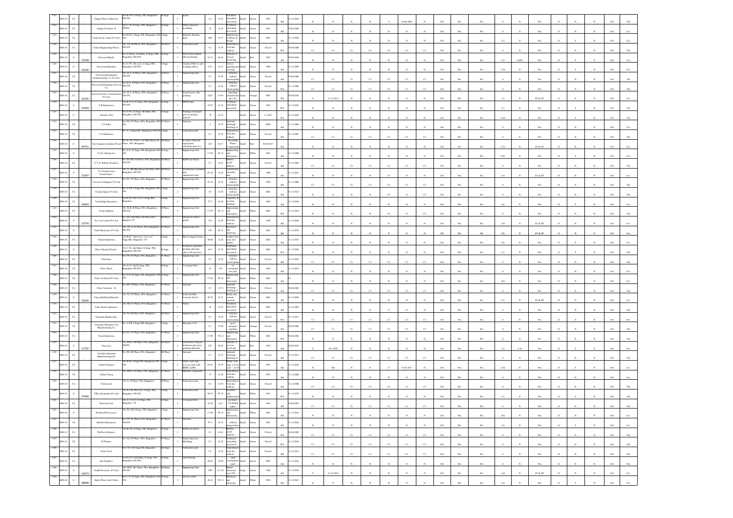| | | | | | | | | | | | | | | | | | | | | | | | | | | | | | | | | | |
|---|---|---|---|---|---|---|---|---|---|---|---|---|---|---|---|---|---|---|---|---|---|---|---|---|---|---|---|---|---|---|---|---|---|
| 1321 | 2009-10 | CL | | Unique Plastic Industries | No.B-259, II Stage, PIE, Bengaluru 560 058 | II Stage | I | Plastic | 4.2 | G-32 | Polythene and plastic processed | Small | Green | 1992 | BA | 31.12.2010 | N | N | N | N | Y | 16.06.2009 | N | NA | NA | NA | 0 | N | NA | N | N | NA | NA |
| 1322 | 2009-10 | CL | | Unique Products, N | No.C-76, II Stage, PIE, Bengaluru-560058 | II Stage | I | Plastic injection moulding | 32 | G-32 | Polythene and plastic processed | Small | Green | 1992 | BA | 30.09.2009 | N | N | N | N | N | N | N | NA | NA | NA | 0 | N | NA | N | N | NA | Yes |
| 1323 | 2009-10 | CL | | Unitech Cnc Centre Pvt Ltd, | No.B-163, I Stage, PIE, Bengaluru-560 058, | I Stage | I | Hydrolic Machine parts | 200 | G-77 | Manufacture of Motor & Pumps | Small | Green | 2001 | BA | 31.12.2016 | N | N | N | N | N | N | N | NA | NA | NA | 0.2 | N | NA | N | Y | NA | Yes |
| 1324 | 2009-10 | CL | | United Engineering Works, | No.176, III Phase, PIA, Bengaluru 560 058 | III Phase | I | Fabrication unit | C1 | G-78 | Panel Board, Switches without | Small | Green | Closed | WA | 30.09.2008 | C1 | C1 | C1 | C1 | C1 | C1 | C1 | NA | NA | NA | 0 | N | NA | N | N | NA | NA |
| 1325 | 2009-10 | O | 15258 | Universal Hands, | No.A-418(a), 3rd Main, II Stage, PIE, Bengaluru 560 058 | II Stage | I | Wrist Watch Hands (Electroplating) | 33.33 | R-44 | Industry or process involving | Small | Red | 1995 | BA | 30.06.2020 | N | N | N | N | N | N | N | NA | NA | NA | 0.5 | 0.085 | NA | Y | Y | NA | Yes |
| 1326 | 2009-10 | O | 23240 | Universal Industries, | No.A-197, 4th cross, I Stage, PIE, Bengaluru-560 058, | I Stage | I | Cushion Pillows and wedding fabrics | 9.32 | G-13 | Cotton spinning and weaving | Small | Green | 1980 | BA | 31.12.2099 | N | N | N | N | N | N | N | NA | NA | NA | 0.06 | N | NA | N | Y | NA | Yes |
| 1327 | 2009-10 | CL | | Universal Instruments manufacturing Co Pvt Ltd, | No.26-A, II Phase, PIA, Bengaluru 560 058 | II Phase | I | Engineering Unit | C1 | G-78 | Switches without electroplating | Small | Green | Closed | BA | 30.09.2006 | C1 | C1 | C1 | C1 | C1 | C1 | C1 | NA | NA | NA | 0 | N | NA | N | N | NA | NA |
| 1328 | 2009-10 | CL | | Universal Instruments Services Co, | No.26-A, II Phase, PIA, Bengaluru 560 058, | II Phase | I | Engineering Unit | C1 | G-78 | Switches without electroplating | Small | Green | Closed | WA | 31.12.2005 | C1 | C1 | C1 | C1 | C1 | C1 | C1 | NA | NA | NA | 0 | N | NA | N | N | NA | NA |
| 1329 | 2009-10 | CL | 10792 | Universal Power Transformers Pvt Ltd, | No.26-A, II Phase, PIA, Bengaluru 560 058, | II Phase | I | Transformer with painting | 2223 | O-69 | Vapouring/manufacturing (dry) | Large | Orange | 2003 | BA | 30.09.2010 | Y | 31.12.2013 | N | N | N | N | N | NA | NA | NA | 2.4 | N | ST & SP | N | N | NA | Yes |
| 1330 | 2009-10 | O | 22204 | V.B Enterprises, | No.B-93/A, II Stage, PIE, Bengaluru 560 058, | II Stage | I | HDPE bags | 32.97 | G-32 | Polythene and plastic processed | Small | Green | 1994 | WA | 31.12.2023 | N | N | N | N | N | N | N | NA | NA | NA | 0.1 | N | NA | N | Y | NA | Yes |
| 1331 | 2009-10 | O | | Ganinder Flex | No.D-301, II Stage, 6th Main, PIE, Bengaluru 560 058, | II Stage | I | Printing on integral part of packing materials | 78 | G-18 | | Small | Green | 1.1.2017 | WA | 31.12.2026 | N | N | N | N | N | N | N | NA | NA | NA | 0.06 | N | NA | N | Y | NA | Yes |
| 1332 | 2009-10 | O | | V.P. India, | No.390, IV Phase, PIA, Bengaluru-560 058, | IV Phase | I | Garment | 4 | G-72 | Garment Stitching/Stitching of | Small | Green | 2000 | BA | 31.12.2004 | N | N | N | N | N | N | N | NA | NA | NA | 0 | N | NA | N | N | NA | NA |
| 1333 | 2009-10 | CL | | V.G.Industries, | No.12, I Stage,PIE, Bengaluru-560 058 | I Stage | I | Fabrication unit | C1 | G-78 | Panel Board, Switches without | Small | Green | Closed | BA | 31.12.2007 | C1 | C1 | C1 | C1 | C1 | C1 | C1 | NA | NA | NA | 0 | N | NA | N | N | NA | NA |
| 1334 | 2009-10 | O | 34751 | Taj Computer Solution Pt Ltd | No.39, No.15/2/3, 1st Main Road, III Phase, PIA, Bengaluru | III Phase | I | E-waste collection, segregation refurbishment of e- | 2.65 | R-15 | Recycling Plants (Components) | Small | Red | 30.09.2017 | BA | | N | N | N | N | N | N | N | NA | NA | NA | 0.72 | N | ST & SP | N | N | NA | Yes |
| 1335 | 2009-10 | O | | V.S.K. Enterprises, | No.A-67, II Stage, PIE, Bengaluru-560 058 | II Stage | I | Engineering Unit | 17.09 | W-14 | Engineering and fabrication | Small | White | 2001 | BA | 31.12.2080 | N | N | N | N | N | N | N | NA | NA | NA | 0.01 | N | NA | N | Y | NA | Yes |
| 1336 | 2009-10 | CL | | V.T.P. Rubber Products, | No.207/208, III Phase, PIA, Bengaluru 560 058 | III Phase | I | Rubber products | C1 | G-41 | Rubber goods industry | Small | Green | Closed | BA | 31.12.2009 | C1 | C1 | C1 | C1 | C1 | C1 | C1 | NA | NA | NA | 0 | N | NA | N | N | NA | NA |
| 1337 | 2009-10 | O | 15347 | V.T.Switch Gears Transformers, | No.31, 4th Main Road, III Phase, PIA, Bengaluru 560 058 | III Phase | I | Transformer assembly unit (industrial scale) | 87.29 | G-18 | Transformer assembly and | Small | Green | 1986 | BA | 31.12.2021 | N | N | N | N | N | N | N | NA | NA | NA | 0.4 | N | ST & SP | N | N | NA | Yes |
| 1338 | 2009-10 | CL | | Vacuum Techniques Pvt Ltd, | No.433, IV Phase, PIA, Bengaluru, | IV Phase | I | Engineering Unit | 81.18 | G-78 | Switches without electroplating | Small | Green | 1989 | BA | 31.12.2006 | C1 | C1 | C1 | C1 | C1 | C1 | C1 | NA | NA | NA | 0 | N | NA | N | N | NA | NA |
| 1339 | 2009-10 | CL | | Vaishni Impex Pvt Ltd, | No.A-352, I Stage, PIE, Bengaluru 560 058 | I Stage | I | Engineering Unit | 65 | G-78 | Switches without electroplating | Small | Green | 2000 | BA | 31.12.2013 | N | N | N | N | C1 | N | C1 | NA | NA | NA | 0 | N | NA | N | N | NA | NA |
| 1340 | 2009-10 | CL | 16454 | Vaishnavi Enterprises, | No.B-239, 4th Cross, I Stage, PIE, Bengaluru | I Stage | I | Engineering Unit | 77.5 | G-30 | Carpentry & wooden furniture | Small | Green | 1982 | BA | 31.12.2020 | N | N | N | N | N | N | N | NA | NA | NA | 0.8 | N | NA | N | Y | NA | Yes |
| 1341 | 2009-10 | CL | | Veena Industry, | No.50-B, II Phase, PIA, Bengaluru 560 058 | II Phase | I | Engineering Unit | 17.09 | W-14 | Engineering and fabrication | Small | White | 2001 | WA | 31.12.2010 | N | N | N | N | C1 | N | C1 | NA | NA | NA | 0 | N | NA | N | N | NA | NA |
| 1342 | 2009-10 | O | 12754 | Veevee Control Pvt Ltd, | No.216, 11th Main, III Phase, PIA, Banglore-58 | III Phase | I | Electrical control panels | 332 | G-78 | Panel Board, Switches without | Small | Green | 1998 | BA | 31.12.2020 | N | N | N | N | N | N | N | NA | NA | NA | 1.65 | N | ST & SP | N | N | NA | Yes |
| 1343 | 2009-10 | O | | Vetel Electronics Pvt Ltd, | No.347-A, IV Phase, PIA, Bengaluru 560 058 | IV Phase | I | Engineering Unit | 156 | W-13 | Electrical and electronic | Small | White | 2001 | BA | 31.12.2010 | N | N | N | N | N | N | N | NA | NA | NA | 0.8 | N | ST & SP | N | N | NA | Yes |
| 1344 | 2009-10 | CL | | Vettyel Industries, | No.B-69, 2nd cross, cross, I st Stage, PIE, Bengaluru -58 | I Stage | I | Hawai chappal straps | 48.98 | G-26 | Leather foot wear and leather | Small | Green | 2002 | BA | 31.12.2017 | N | N | N | N | N | N | N | NA | NA | NA | 0.8 | N | NA | N | Y | NA | Yes |
| 1345 | 2009-10 | O | | Shree Shyam Polymer, | No.C-30, 2nd Main, II Stage, PIE, Bengaluru 560 058 | II Stage | I | Polythene industrial packing and bags (above 40 microns) | 84.5 | G-32 | Polythene and plastic processed | Small | Green | 2002 | WA | 31.12.2028 | N | N | N | N | N | N | N | NA | NA | NA | 0.2 | N | NA | N | Y | NA | Yes |
| 1346 | 2009-10 | CL | | Vibrations, | No.370, IV Phase, PIA, Bengaluru, | IV Phase | I | Engineering Unit | C1 | G-78 | Switches without electroplating | Small | Green | Closed | BA | 31.12.2010 | C1 | C1 | C1 | C1 | C1 | C1 | C1 | NA | NA | NA | 0 | N | NA | N | N | NA | NA |
| 1347 | 2009-10 | CL | | Vidar Shack, | No.A-54, 2nd II Stage, PIE, Bengaluru 560 058, | II Stage | I | Corrugated Box | 43 | G-9 | or corrugated box and | Small | Green | 1999 | BA | 31.12.2012 | N | N | N | N | N | N | N | NA | NA | NA | 0 | N | NA | N | N | NA | Yes |
| 1348 | 2009-10 | CL | | Vidya Technical Pvt Ltd, | No.A-36, II Stage, PIE, Bengaluru-560 058 | II Stage | I | Engineering Unit | 17.09 | W-14 | Engineering and fabrication | Small | White | 2001 | BA | C1 | N | N | N | N | N | N | N | NA | NA | NA | NA | N | NA | N | N | NA | Yes |
| 1349 | 2009-10 | CL | | Vidya Creations - II, | No.298, IV Phase, PIA, Bengaluru, | IV Phase | I | Garment | C1 | G-72 | Garment Stitching/Stitching of | Small | Green | Closed | BA | 30.06.2003 | C1 | C1 | C1 | C1 | C1 | C1 | C1 | NA | NA | NA | 0 | N | NA | N | N | NA | NA |
| 1350 | 2009-10 | O | 23426 | Vijaya Building Materials, | No.352, IV Phase, PIA, Bengaluru, | IV Phase | I | Solid and Hllo Concrete blocks | 28.78 | G-37 | Ready mix cement concrete | Small | Green | 2001 | BA | 31.12.2020 | N | N | N | N | N | N | N | NA | NA | NA | 0.2 | N | ST & SP | N | N | NA | Yes |
| 1351 | 2009-10 | CL | | Vikas Plastic Industries, | No.300, IV Phase, PIA, Bengaluru, | IV Phase | I | Plastic | 18 | G-32 | Polythene and plastic processed | Small | Green | 2003 | BA | 31.12.2007 | N | N | N | N | Y | C1 | N | NA | NA | NA | 0 | N | NA | N | N | NA | NA |
| 1352 | 2009-10 | CL | | Vinayaka Engineering, | No.36, III Phase, PIA, Bengaluru | III Phase | I | Engineering Unit | C1 | G-78 | Switches without electroplating | Small | Green | Closed | WA | 31.12.2011 | C1 | C1 | C1 | C1 | C1 | C1 | C1 | NA | NA | NA | 0 | N | NA | N | N | NA | NA |
| 1353 | 2009-10 | CL | | Vinayaka Mosquito Coil Manufacturing Co, | No.A-308, I Stage, PIE, Bengaluru | I Stage | I | Mosquito Coil | C1 | O-48 | ng of mosquito repellent | Small | Orange | Closed | BA | 30.09.2005 | C1 | C1 | C1 | C1 | C1 | C1 | C1 | NA | NA | NA | 0 | N | NA | N | N | NA | NA |
| 1354 | 2009-10 | CL | | Vinod Industries, | No.422, IV Phase, PIA, Bengaluru, | IV Phase | I | Engineering Unit | 17.09 | W-14 | Engineering and fabrication | Small | White | 2001 | WA | 30.06.2004 | N | N | N | N | N | N | N | NA | NA | NA | 0 | N | NA | N | N | NA | NA |
| 1355 | 2009-10 | O | 11702 | Visin mao, | No.209/B, III Phase, PIA, Bengaluru 560058 | III Phase | I | Fabrication with pre treatment and spray painting (Hydraulic | 435 | R-44 | Industry or process involving | Small | Red | 1985 | BA | 30.06.2023 | N | 23.3.2025 | N | N | N | N | N | NA | NA | NA | 2.4 | 1.16 | NA | N | Y | NA | Yes |
| 1356 | 2009-10 | CL | | Vismitha Garments Manufacturing Ltd, | No.188, III Phase, PIA, Bengaluru | III Phase | I | Garment | C1 | G-72 | Garment Stitching/Stitching of | Small | Green | Closed | BA | 31.12.2013 | C1 | C1 | C1 | C1 | C1 | C1 | C1 | NA | NA | NA | 0 | N | NA | N | N | NA | NA |
| 1357 | 2009-10 | CL | | Vishal Polymers, | No.B-96, I Stage,PIE, Bengaluru-560 058 | I Stage | I | Plastic sack bags woven sack with HDPE, LDPE, | 64.91 | G-79 | Plastic sack bags, woven sack -- 10-18 | Small | Green | 1992 | BA | 31.12.2022 | N | NA | N | N | Y | 31.03.2017 | N | NA | NA | NA | 0.16 | N | NA | N | Y | NA | Yes |
| 1358 | 2009-10 | CL | | Vishal Udyog, | No.306/A, IV Phase, PIA, Bengaluru | IV Phase | I | Machine components | 37 | G-78 | Panel Board, Switches without | Small | Green | 1995 | BA | 31.12.2000 | N | N | N | N | N | N | N | NA | NA | NA | 0 | N | NA | N | N | NA | Yes |
| 1359 | 2009-10 | CL | | Vithas Lisel, | No.1a, II Phase, PIA, Bengaluru, | II Phase | I | Fabrication unit | C1 | G-78 | Panel Board, Switches without | Small | Green | Closed | BA | 31.12.2000 | C1 | C1 | C1 | C1 | C1 | C1 | C1 | NA | NA | NA | 0 | N | NA | N | N | NA | NA |
| 1360 | 2009-10 | O | 27956 | VRL Automation Pvt Ltd, | No.A-150, 4th cross, I Stage, PIE, Bengaluru 560 058, | I Stage | I | Fabrication unit | 68.97 | W-53 | Scientific and mathematical | Small | White | 1997 | WA | 31.12.2015 | N | N | N | N | N | N | N | NA | NA | NA | 0.2 | N | NA | N | Y | NA | Yes |
| 1361 | 2009-10 | CL | | Wad Pack Ltd, | No.A-371/372, II Stage, PIE, Bengaluru -58 | II Stage | I | Corrugated Box | 52.04 | G-9 | products (excluding paper) | Small | Green | 1999 | BA | 30.06.2007 | C1 | C1 | C1 | C1 | C1 | C1 | C1 | NA | NA | NA | 0 | N | NA | N | N | NA | NA |
| 1362 | 2009-10 | O | | Wardwell Processors, | No.58-186, I Stage, PIE, Bengaluru, | I Stage | I | Engineering Unit | 17.09 | W-14 | Engineering and fabrication | Small | White | 2001 | BA | 31.12.2014 | N | N | N | N | N | N | N | NA | NA | NA | NA | N | NA | N | N | NA | Yes |
| 1363 | 2009-10 | CL | | Hanfinlin Enterprises, | No.235, IV Phase, PIA, Bengaluru 560 058 | IV Phase | I | Garment | 87.5 | G-72 | without using boilers | Small | Green | 2007 | BA | 31.12.2016 | N | N | N | N | N | N | N | NA | NA | NA | 1.6 | N | NA | N | Y | NA | Yes |
| 1364 | 2009-10 | CL | | Wellflex Polymers, | No.B-128, II Stage, PIE, Bengaluru | II Stage | I | Rubber products | C1 | G-41 | Rubber goods industry | Small | Green | Closed | WA | 30.06.2009 | C1 | C1 | C1 | C1 | C1 | C1 | C1 | NA | NA | NA | 0 | N | NA | N | N | NA | NA |
| 1365 | 2009-10 | CL | | Xl Plastics, | No.332, IV Phase, PIA, Bengaluru, | IV Phase | I | Plastic Injection Moulding | C1 | G-32 | Polythene and plastic processed | Small | Green | Closed | WA | 31.12.2010 | C1 | C1 | C1 | C1 | C1 | C1 | C1 | NA | NA | NA | 0 | N | NA | N | N | NA | NA |
| 1366 | 2009-10 | CL | | Yanar Tools, | No.C-87, III Stage, PIE, Bengaluru | III Stage | I | Fabrication unit | C1 | G-78 | Panel Board, Switches without | Small | Green | Closed | BA | 31.12.2012 | C1 | C1 | C1 | C1 | C1 | C1 | C1 | NA | NA | NA | 0 | N | NA | N | N | NA | NA |
| 1367 | 2009-10 | CL | | Zen Graphics, | No.D-237/1, 6th Main, II Stage, PIE, Bengaluru 560 058, | II Stage | I | Sand blasting | 48.69 | G-89 | Sand reclamation unit | Small | Green | 2003 | BA | 31.12.2012 | N | N | N | N | N | N | N | NA | NA | NA | 0 | N | NA | N | N | NA | NA |
| 1368 | 2009-10 | O | 15673 | Zenith Precision Pvt Ltd, | No.309/5, III Phase, PIA, Bengaluru 560 058 | III Phase | I | Engineering Unit | 3368 | G-110 | Diesel Generator sets (250 | Large | Green | 1986 | BA | 31.12.2025 | Y | 31.12.2019 | N | N | N | N | N | NA | NA | NA | 1.64 | N | ST & SP | N | N | NA | Yes |
| 1369 | 2009-10 | O | 28098 | Alpha Wires And Cables, | No.C-31, II Stage, PIE, Bengaluru-560 058, | II Stage | I | electric cables | 26.43 | W-13 | Electrical and electronic | Small | White | 1998 | BA | 31.12.2015 | N | N | N | N | N | N | N | NA | NA | NA | 0.4 | N | NA | N | Y | NA | Yes |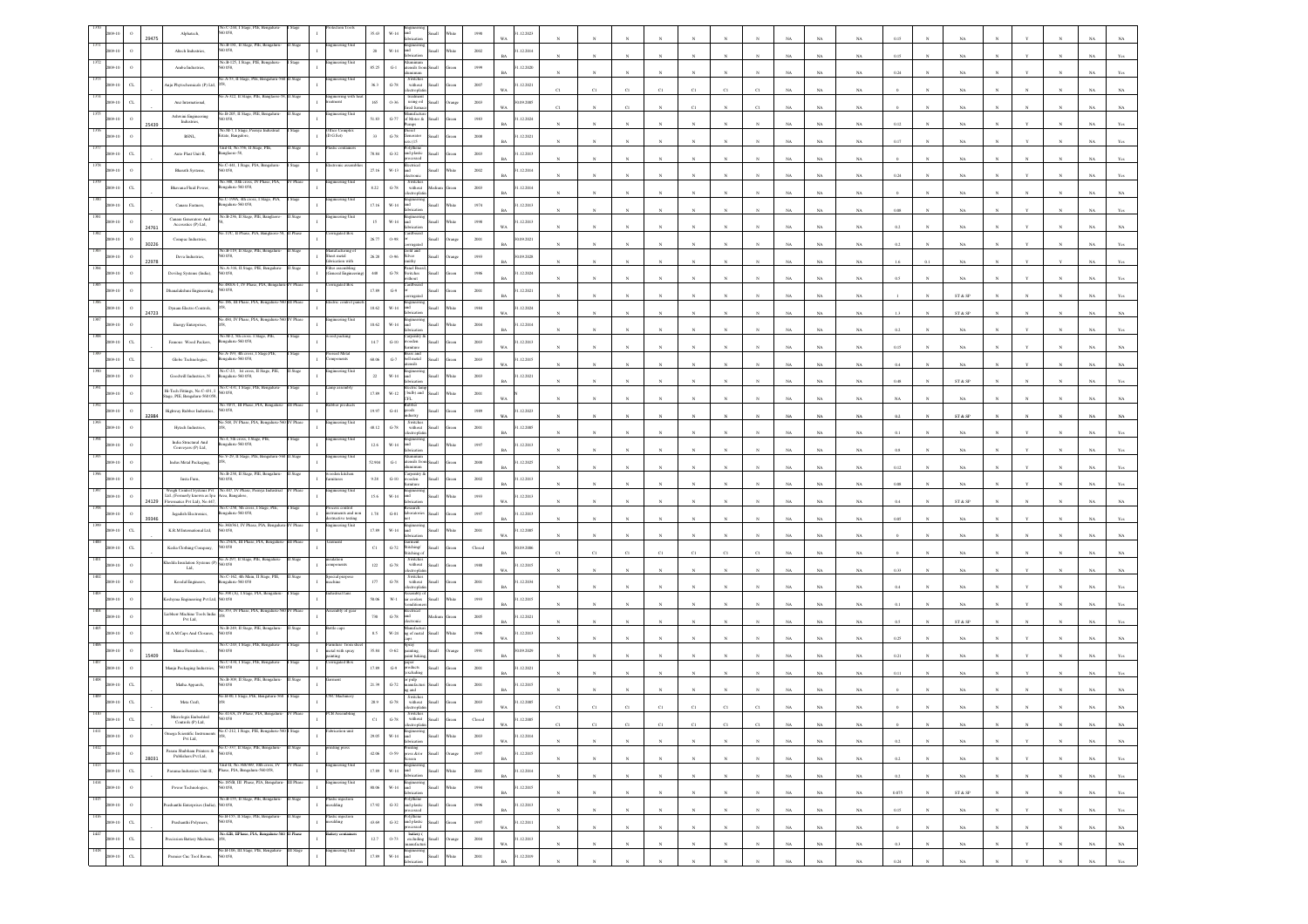| | | | | | | | | | | | | | | | | | | | | | | | | | | | | | | | | | | |
|---|---|---|---|---|---|---|---|---|---|---|---|---|---|---|---|---|---|---|---|---|---|---|---|---|---|---|---|---|---|---|---|---|---|---|
| 1370 | 2009-10 | O | 29475 | Alphatech, | No.C-240, I Stage, PIE, Bangalore 560 058, | I Stage | Pedestals Tools | I | 35.43 | W-14 | Engineering and fabrication | Small | White | 1998 | WA | 31.12.2023 | N | N | N | N | N | N | N | NA | NA | NA | 0.15 | N | NA | N | Y | N | NA | NA |
| 1371 | 2009-10 | O | | Altech Industries, | No.B-301, II Stage, PIE, Bangalore 560 058, | II Stage | Engineering Unit | I | 20 | W-14 | Engineering and fabrication | Small | White | 2002 | BA | 31.12.2014 | N | N | N | N | N | N | N | NA | NA | NA | 0.15 | N | NA | N | Y | N | NA | Yes |
| 1372 | 2009-10 | O | | Aruha Industries, | No.B-125, I Stage, PIE, Bangalore-560 058, | I Stage | Engineering Unit | I | 85.25 | G-1 | Aluminium utensils from aluminium | Small | Green | 1999 | BA | 31.12.2020 | N | N | N | N | N | N | N | NA | NA | NA | 0.24 | N | NA | N | Y | N | NA | Yes |
| 1373 | 2009-10 | CL | | Anju Phytochemicals (P) Ltd, | No.A-37, II Stage, PIE, Bangalore 560 058, | II Stage | Engineering Unit | I | 36.3 | G-78 | Switches without electroplating | Small | Green | 2007 | WA | 31.12.2021 | C1 | C1 | C1 | C1 | C1 | C1 | C1 | NA | NA | NA | 0 | N | NA | N | N | N | NA | NA |
| 1374 | 2009-10 | CL | | Ava International, | No.A-312, II Stage, PIE, Bangalore 560 058, | II Stage | Engineering with heat treatment | I | 165 | O-36 | Heat treatment using oil fired furnace | Small | Orange | 2003 | WA | 30.09.2007 | C1 | N | C1 | N | C1 | N | C1 | NA | NA | NA | 0 | N | NA | N | N | N | NA | NA |
| 1375 | 2009-10 | O | 25439 | Ashwini Engineering Industries, | No.B-205, II Stage, PIE, Bangalore 560 058, | II Stage | Engineering Unit | I | 51.83 | G-77 | Manufacture of Motor & Pumps | Small | Green | 1983 | BA | 31.12.2024 | N | N | N | N | N | N | N | NA | NA | NA | 0.12 | N | NA | N | Y | N | NA | Yes |
| 1376 | 2009-10 | O | | BSNL, | No.M-3, I Stage, Peenya Industrial Estate, Bangalore, | I Stage | Office Complex (D G Set) | I | 33 | G-78 | Diesel Generator sets | Small | Green | 2008 | BA | 31.12.2021 | N | N | N | N | N | N | N | NA | NA | NA | 0.17 | N | NA | N | Y | N | NA | Yes |
| 1377 | 2009-10 | CL | | Auto Plast Unit-II, | Unit-II, No.356, II Stage, PIE, Bangalore-58, | II Stage | Plastic containers | I | 78.84 | G-32 | Polythene and plastic processed | Small | Green | 2003 | BA | 31.12.2013 | N | N | N | N | N | N | N | NA | NA | NA | 0 | N | NA | N | N | N | NA | NA |
| 1378 | 2009-10 | O | | Bharath Systems, | No.C-441, I Stage, PIE, Bangalore 560 058, | I Stage | Electronic assemblies | I | 27.16 | W-13 | Electrical and electronic | Small | White | 2002 | BA | 31.12.2014 | N | N | N | N | N | N | N | NA | NA | NA | 0.24 | N | NA | N | Y | N | NA | Yes |
| 1379 | 2009-10 | CL | | Bhavana Fluid Power, | No.388, 10th cross, IV Phase, PIA, Bangalore 560 058, | IV Phase | Engineering Unit | I | 8.22 | G-78 | Switches without electroplating | Medium | Green | 2003 | BA | 31.12.2014 | N | N | N | N | N | N | N | NA | NA | NA | 0 | N | NA | N | N | N | NA | NA |
| 1380 | 2009-10 | CL | | Canara Fastners, | No.C-399A, 4th cross, I Stage, PIA, Bangalore 560 058, | I Stage | Engineering Unit | I | 17.16 | W-14 | Engineering and fabrication | Small | White | 1974 | BA | 31.12.2013 | N | N | N | N | N | N | N | NA | NA | NA | 0.08 | N | NA | N | N | N | NA | Yes |
| 1381 | 2009-10 | O | 24761 | Canara Generators And Accessories (P) Ltd, | No.B-236, II Stage, PIE, Bangalore-58, | II Stage | Engineering Unit | I | 15 | W-14 | Engineering and fabrication | Small | White | 1998 | WA | 31.12.2013 | N | N | N | N | N | N | N | NA | NA | NA | 0.2 | N | NA | N | Y | N | NA | NA |
| 1382 | 2009-10 | O | 30226 | Compac Industries, | No.175, II Phase, PIA, Bangalore-58, | II Phase | Corrugated Box | I | 26.77 | O-98 | Cardboard or corrugated | Small | Orange | 2001 | BA | 30.09.2021 | N | N | N | N | N | N | N | NA | NA | NA | 0.2 | N | NA | N | Y | N | NA | Yes |
| 1383 | 2009-10 | O | 22978 | Deva Industries, | No.B-119, II Stage, PIE, Bangalore 560 058, | II Stage | Sheet metal and fabrication with | I | 26.28 | O-96 | Steel and Silver utensils | Small | Orange | 1993 | BA | 30.09.2020 | N | N | N | N | N | N | N | NA | NA | NA | 1.6 | 0.1 | NA | N | Y | Y | NA | Yes |
| 1384 | 2009-10 | O | | Devilog Systems (India), | No.A-348, II Stage, PIE, Bangalore 560 058, | II Stage | Filter assembling (General Engineering) | I | 4.08 | G-78 | Panel Board Switches without | Small | Green | 1986 | BA | 31.12.2021 | N | N | N | N | N | N | N | NA | NA | NA | 0.5 | N | NA | N | Y | N | NA | Yes |
| 1385 | 2009-10 | O | | Dhanalakshmi Engineering, | No.B82/C1, IV Phase, PIA, Bangalore 560 058, | IV Phase | Corrugated Box | I | 17.09 | G-9 | Cardboard or corrugated | Small | Green | 2001 | BA | 31.12.2021 | N | N | N | N | N | N | N | NA | NA | NA | 1 | N | ST & SP | N | N | N | NA | Yes |
| 1386 | 2009-10 | O | 24723 | Dynamic Electro Controls, | No.186, III Phase, PIA, Bangalore 560 058, | III Phase | Electric control panels | I | 18.62 | W-14 | Engineering and fabrication | Small | White | 1984 | BA | 31.12.2020 | N | N | N | N | N | N | N | NA | NA | NA | 1.3 | N | ST & SP | N | N | N | NA | NA |
| 1387 | 2009-10 | O | | Energy Enterprises, | No.490, IV Phase, PIA, Bangalore 560 058, | IV Phase | Engineering Unit | I | 16.62 | W-14 | Engineering and fabrication | Small | White | 2004 | BA | 31.12.2014 | N | N | N | N | N | N | N | NA | NA | NA | 0.2 | N | NA | N | Y | N | NA | Yes |
| 1388 | 2009-10 | CL | | Famous Wood Packers, | No.M-2, 5th cross, I Stage, PIE, Bangalore 560 058, | I Stage | Wood packing | I | 14.7 | G-10 | Carpentry & wooden furniture | Small | Green | 2003 | WA | 31.12.2013 | N | N | N | N | N | N | N | NA | NA | NA | 0.15 | N | NA | N | N | N | NA | NA |
| 1389 | 2009-10 | CL | | Globe Technologies, | No.A-394, 4th cross, I Stage, PIE, Bangalore 560 058, | I Stage | Pressed Metal Components | I | 68.06 | G-7 | Brass and bell metal utensils | Small | Green | 2003 | BA | 31.12.2015 | N | N | N | N | N | N | N | NA | NA | NA | 0.4 | N | NA | N | Y | N | NA | NA |
| 1390 | 2009-10 | O | | Goodwill Industries, | No.C-324, 1st cross, II Stage, PIE, Bangalore 560 058, | II Stage | Engineering Unit | I | 22 | W-14 | Engineering and fabrication | Small | White | 2003 | BA | 31.12.2021 | N | N | N | N | N | N | N | NA | NA | NA | 0.08 | N | ST & SP | N | N | N | NA | Yes |
| 1391 | 2009-10 | O | | Hi-Tech Fittings, No.C-435, I Stage, PIE, Bangalore 560 058, | No.C-435, I Stage, PIE, Bangalore 560 058, | I Stage | Lamp assembly | I | 17.09 | W-12 | Electric lamp (bulb) and CFL | Small | White | 2001 | WA | | N | N | N | N | N | N | N | NA | NA | NA | NA | N | NA | N | N | N | NA | NA |
| 1392 | 2009-10 | O | 22984 | Highway Rubber Industries, | No.58/1, III Phase, PIA, Bangalore 560 058, | III Phase | Rubber products | I | 19.45 | G-41 | Rubber goods industry | Small | Green | 1989 | WA | 31.12.2023 | N | N | N | N | N | N | N | NA | NA | NA | 0.2 | N | ST & SP | N | N | N | NA | NA |
| 1393 | 2009-10 | O | | Hytech Industries, | No.348, IV Phase, PIA, Bangalore 560 058, | IV Phase | Engineering Unit | I | 48.12 | G-78 | Switches without electroplating | Small | Green | 2001 | BA | 31.12.2005 | N | N | N | N | N | N | N | NA | NA | NA | 0.1 | N | NA | N | Y | N | NA | Yes |
| 1394 | 2009-10 | O | | India Structural And Conveyors (P) Ltd, | No.C-346, 6th cross, I Stage, PIE, Bangalore 560 058, | I Stage | Engineering Unit | I | 12.6 | W-14 | Engineering and fabrication | Small | White | 1997 | BA | 31.12.2013 | N | N | N | N | N | N | N | NA | NA | NA | 0.9 | N | NA | N | N | N | NA | Yes |
| 1395 | 2009-10 | O | | Indus Metal Packaging, | No.V-37, II Stage, PIE, Bangalore 560 058, | II Stage | Engineering Unit | I | 52.904 | G-1 | Aluminium utensils from aluminium | Small | Green | 2000 | BA | 31.12.2025 | N | N | N | N | N | N | N | NA | NA | NA | NA | N | NA | N | N | N | NA | Yes |
| 1396 | 2009-10 | O | | Janta Farm, | No.B-238, II Stage, PIE, Bangalore 560 058, | II Stage | Wooden kitchen furnitures | I | 9.28 | G-10 | Carpentry & wooden furniture | Small | Green | 2002 | BA | 31.12.2013 | N | N | N | N | N | N | N | NA | NA | NA | 0.08 | N | NA | N | Y | N | NA | Yes |
| 1397 | 2009-10 | O | 24129 | Weigh Control Systems Pvt Ltd, (Formerly known as Ipa Electronics Pvt Ltd), | No.465, IV Phase, Peenya Industrial Area, Bangalore, | IV Phase | Engineering Unit | I | 15.6 | W-14 | Engineering and fabrication | Small | White | 1993 | WA | 31.12.2013 | N | N | N | N | N | N | N | NA | NA | NA | 0.4 | N | ST & SP | N | N | N | NA | NA |
| 1398 | 2009-10 | O | 30346 | Jagadish Electronics, | No.C-238, 9th cross, I Stage, PIE, Bangalore 560 058, | I Stage | Process control instruments and non destructive testing | I | 1.78 | G-81 | Research laboratories | Small | Green | 1997 | BA | 31.12.2013 | N | N | N | N | N | N | N | NA | NA | NA | 0.05 | N | NA | N | Y | N | NA | NA |
| 1399 | 2009-10 | CL | | K R M International Ltd, | No.86/361, IV Phase, PIA, Bangalore 560 058, | IV Phase | Engineering Unit | I | 17.49 | W-14 | Engineering and fabrication | Small | White | 2001 | WA | 31.12.2005 | N | N | N | N | N | N | N | NA | NA | NA | 0 | N | NA | N | N | N | NA | NA |
| 1400 | 2009-10 | CL | | Kedia Clothing Company, | No.256/A, III Phase, PIA, Bangalore 560 058, | III Phase | Garment | I | C1 | G-72 | Garment Stitching/Stitching of | Small | Green | Closed | BA | 30.09.2006 | C1 | C1 | C1 | C1 | C1 | C1 | C1 | NA | NA | NA | 0 | N | NA | N | N | N | NA | NA |
| 1401 | 2009-10 | O | | Kheshla Insulation Systems (P) Ltd, | No.A-307, II Stage, PIE, Bangalore 560 058 | II Stage | Insulation components | I | 122 | G-78 | Switches without electroplating | Small | Green | 1988 | WA | 31.12.2015 | N | N | N | N | N | N | N | NA | NA | NA | 0.33 | N | NA | N | Y | N | NA | NA |
| 1402 | 2009-10 | O | | Kovilal Engineers, | No.C-162, 4th Main, II Stage, PIE, Bangalore 560 058 | II Stage | Special purpose machine | I | 177 | G-78 | Switches without electroplating | Small | Green | 2001 | BA | 31.12.2016 | N | N | N | N | N | N | N | NA | NA | NA | 0.4 | N | NA | N | Y | N | NA | Yes |
| 1403 | 2009-10 | O | | Kovlipriya Engineering Pvt Ltd, | No.339 (A), I Stage, PIE, Bangalore 560 058 | I Stage | Industrial fans | I | 58.08 | W-1 | Assembly of air coolers/conditioners | Small | White | 1993 | BA | 31.12.2023 | N | N | N | N | N | N | N | NA | NA | NA | 0.1 | N | NA | N | Y | N | NA | Yes |
| 1404 | 2009-10 | O | | Lakhsar Machine Tools India Pvt Ltd, | No.353, IV Phase, PIA, Bangalore 560 058 | IV Phase | Assembly of gear box | I | 7.98 | G-78 | Electrical and electronic | Medium | Green | 2005 | BA | 31.12.2021 | N | N | N | N | N | N | N | NA | NA | NA | 0.5 | N | ST & SP | N | N | N | NA | Yes |
| 1405 | 2009-10 | O | | M.A.M Caps And Closures, | No.B-209, II Stage, PIE, Bangalore 560 058 | II Stage | Bottle caps | I | 8.5 | W-24 | Manufacturing of metal caps | Small | White | 1996 | WA | 31.12.2013 | N | N | N | N | N | N | N | NA | NA | NA | 0.25 | N | NA | N | Y | N | NA | NA |
| 1406 | 2009-10 | O | 15409 | Mama Furnitures, | No.C-233, I Stage, PIE, Bangalore 560 058 | I Stage | Furniture (Iron steel) metal with spray painting | I | 35.84 | O-62 | Spray painting, paint baking | Small | Orange | 1991 | BA | 30.09.2029 | N | N | N | N | N | N | N | NA | NA | NA | 0.21 | N | NA | N | Y | N | NA | Yes |
| 1407 | 2009-10 | O | | Manju Packaging Industries, | No.C-438, I Stage, PIE, Bangalore 560 058 | I Stage | Corrugated Box | I | 17.09 | G-9 | Paper products excluding | Small | Green | 2001 | BA | 31.12.2021 | N | N | N | N | N | N | N | NA | NA | NA | 0.11 | N | NA | N | Y | N | NA | Yes |
| 1408 | 2009-10 | CL | | Mafin Apparels, | No.B-309, II Stage, PIE, Bangalore 560 058 | II Stage | Garment | I | 21.39 | G-72 | In pulp manufacturing and | Small | Green | 2001 | BA | 31.12.2015 | N | N | N | N | N | N | N | NA | NA | NA | 0 | N | NA | N | N | N | NA | NA |
| 1409 | 2009-10 | CL | | Metz Craft, | No.M-66, I Stage, PIE, Bangalore 560 058 | I Stage | CNC Machinery | I | 20.9 | G-78 | Switches without electroplating | Small | Green | 2003 | WA | 31.12.2005 | C1 | C1 | C1 | C1 | C1 | C1 | C1 | NA | NA | NA | 0 | N | NA | N | N | N | NA | NA |
| 1410 | 2009-10 | CL | | Micrologic Embedded Controls (P) Ltd, | No.41/1/A, IV Phase, PIA, Bangalore 560 058 | IV Phase | PCB Assembling | I | C1 | G-78 | Switches without electroplating | Small | Green | Closed | WA | 31.12.2005 | C1 | C1 | C1 | C1 | C1 | C1 | C1 | NA | NA | NA | 0 | N | NA | N | N | N | NA | NA |
| 1411 | 2009-10 | O | | Omega Scientific Instruments Pvt Ltd, | No.C-212, I Stage, PIE, Bangalore 560 058, | I Stage | Fabrication unit | I | 29.05 | W-14 | Engineering and fabrication | Small | White | 2003 | WA | 31.12.2014 | N | N | N | N | N | N | N | NA | NA | NA | 0.2 | N | NA | N | N | N | NA | NA |
| 1412 | 2009-10 | O | 28031 | Param Shubham Printers & Publishers Pvt Ltd, | No.C-437, II Stage, PIE, Bangalore 560 058 | II Stage | printing press | I | 42.06 | O-59 | Printing press &/or screen | Small | Orange | 1997 | BA | 31.12.2015 | N | N | N | N | N | N | N | NA | NA | NA | 0.2 | N | NA | N | Y | N | NA | Yes |
| 1413 | 2009-10 | CL | | Paramu Industries Unit-II, | Unit-II, No.368/369, 10th cross, IV Phase, PIA, Bangalore 560 058, | IV Phase | Engineering Unit | I | 17.09 | W-14 | Engineering and fabrication | Small | White | 2001 | BA | 31.12.2014 | N | N | N | N | N | N | N | NA | NA | NA | 0.2 | N | NA | N | N | N | NA | Yes |
| 1414 | 2009-10 | O | | Power Technologies, | No.05/B, III Phase, PIA, Bangalore 560 058, | III Phase | Engineering Unit | I | 98.06 | W-14 | Engineering and fabrication | Small | White | 1994 | BA | 31.12.2015 | N | N | N | N | N | N | N | NA | NA | NA | 0.075 | N | ST & SP | N | N | N | NA | Yes |
| 1415 | 2009-10 | O | | Prashanthi Enterprises (India), | No.B-155, II Stage, PIE, Bangalore 560 058, | II Stage | Plastic injection moulding | I | 17.92 | G-32 | Polythene and plastic processed | Small | Green | 1996 | BA | 31.12.2013 | N | N | N | N | N | N | N | NA | NA | NA | 0.15 | N | NA | N | Y | N | NA | Yes |
| 1416 | 2009-10 | CL | | Prashanthi Polymers, | No.B-155, II Stage, PIE, Bangalore 560 058, | II Stage | Plastic injection moulding | I | 43.69 | G-32 | Polythene and plastic processed | Small | Green | 1997 | WA | 31.12.2011 | N | N | N | N | N | N | N | NA | NA | NA | 0 | N | NA | N | N | N | NA | NA |
| 1417 | 2009-10 | CL | | Precission Battery Machines, | No.428, II Phase, PIA, Bangalore 560 058, | II Phase | Battery containers | I | 12.7 | O-73 | Battery (excluding manufacture) | Small | Orange | 2004 | WA | 31.12.2013 | N | N | N | N | N | N | N | NA | NA | NA | 0.3 | N | NA | N | Y | N | NA | NA |
| 1418 | 2009-10 | CL | | Premier Cnc Tool Room, | No.B-106, III Stage, PIE, Bangalore 560 058, | III Stage | Engineering Unit | I | 17.09 | W-14 | Engineering and fabrication | Small | White | 2001 | BA | 31.12.2019 | N | N | N | N | N | N | N | NA | NA | NA | 0.24 | N | NA | N | Y | N | NA | Yes |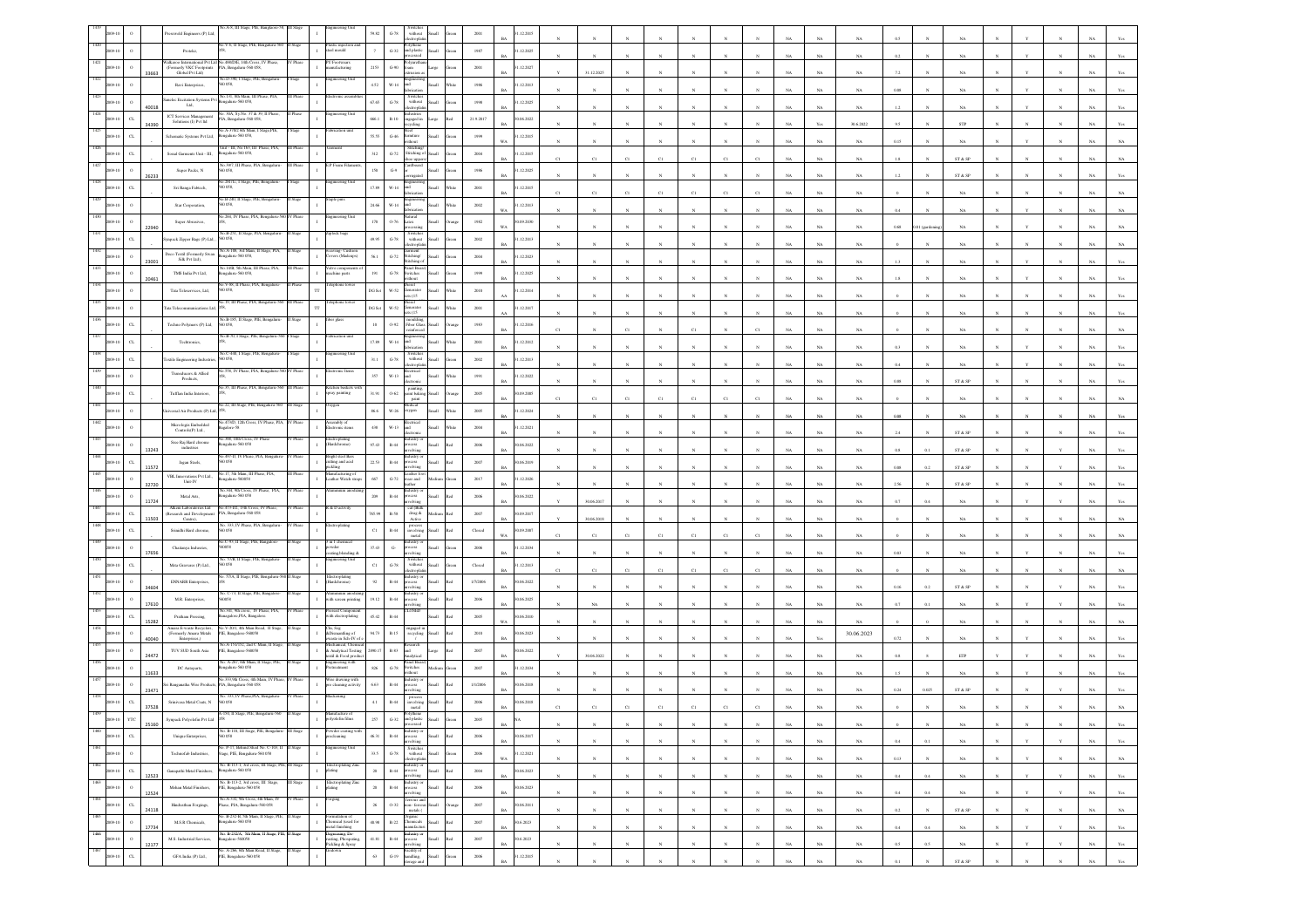| 1419 | 2009-10 | O | | Presteweld Engineers (P) Ltd, | No.A-9, III Stage, PIA, Bangalore-58. | III Stage | | I | Engineering Unit | 59.82 | G-78 | Switches without electroplating | Small | Green | 2001 | BA | 31.12.2015 | N | N | N | N | N | N | N | NA | NA | NA | 0.5 | N | NA | N | Y | N | NA | Yes |
|---|---|---|---|---|---|---|---|---|---|---|---|---|---|---|---|---|---|---|---|---|---|---|---|---|---|---|---|---|---|---|---|---|---|---|---|
| 1420 | 2009-10 | O | | Premike, | No. 9-8, II Stage, PIA, Bangalore 560 058, | II Stage | | I | Plastic injection and steel mould | 7 | G-32 | Polythene and plastic processed | Small | Green | 1987 | BA | 31.12.2025 | N | N | N | N | N | N | N | NA | NA | NA | 0.2 | N | NA | N | Y | N | NA | Yes |
| 1421 | 2009-10 | O | 33663 | Pratikaare International Pvt Ltd (Formerly VKC Footprints Global Pvt Ltd) | No.408D&L, 10th Cross, IV Phase, PIA, Bangalore 560 058, | IV Phase | | I | PU Footwears manufacturing | 2151 | G-90 | Polyurethane foam eliminations | Large | Green | 2001 | BA | 31.12.2027 | Y | 31.12.2025 | N | N | N | N | N | NA | NA | NA | 7.2 | N | NA | N | Y | N | NA | Yes |
| 1422 | 2009-10 | O | | Ravi Enterprises, | No.D-190, I Stage, PIE, Bangalore 560 058, | I Stage | | I | Engineering Unit | 4.52 | W-14 | Engineering and fabrication | Small | White | 1986 | BA | 31.12.2013 | N | N | N | N | N | N | N | NA | NA | NA | 0.08 | N | NA | N | Y | N | NA | Yes |
| 1423 | 2009-10 | O | 40018 | Sandeis Excelsion Systems Pvt Ltd, | No.131, 4th Main, III Phase, PIA, Bangalore 560 058, | III Phase | | I | Electronic assemblies | 67.65 | G-78 | Switches without electroplating | Small | Green | 1998 | BA | 31.12.2025 | N | N | N | N | N | N | N | NA | NA | NA | 1.2 | N | NA | N | Y | N | NA | Yes |
| 1424 | 2009-10 | CL | 34390 | ICT Services Management Solutions (I) Pvt ltd | No. 30A, Sy.No. 37 & 39, II Phase, PIA, Bangalore 560 058, | II Phase | | I | Engineering Unit | 666.1 | R-10 | Industries engaged in recycling | Large | Red | 21.9.2017 | BA | 30.06.2022 | N | N | N | N | N | N | N | NA | Yes | 30.6.2022 | 9.5 | N | ETP | N | N | N | NA | NA |
| 1425 | 2009-10 | CL | | Sabamatic Systems Pvt Ltd, | No.A-370/2 6th Main, I Stage PIE, Bangalore 560 058, | I Stage | | I | Fabrication unit | 55.55 | G-46 | Steel furniture without | Small | Green | 1999 | WA | 31.12.2015 | N | N | N | N | N | N | N | NA | NA | NA | 0.15 | N | NA | N | Y | N | NA | NA |
| 1426 | 2009-10 | CL | | Sonal Garments Unit - III, | Unit - III, No.163, III Phase, PIA, Bangalore 560 058, | III Phase | | I | Garment | 312 | G-72 | Stitching/ Stitching of shoe uppers | Small | Green | 2004 | BA | 31.12.2015 | C1 | C1 | C1 | C1 | C1 | C1 | C1 | NA | NA | NA | 1.8 | N | ST & SP | N | N | N | NA | NA |
| 1427 | 2009-10 | O | 26233 | Super Packs, N | No.397, III Phase, PIA, Bangalore 560 058, | III Phase | | I | EP Foam Pilaments, | 150 | G-9 | Cardboard or corrugated | Small | Green | 1986 | BA | 31.12.2025 | N | N | N | N | N | N | N | NA | NA | NA | 1.2 | N | ST & SP | N | N | N | NA | Yes |
| 1428 | 2009-10 | CL | | Sri Ranga Fabtech, | No.291/2, I Stage, PIE, Bangalore 560 058, | I Stage | | I | Engineering Unit | 17.49 | W-14 | Engineering and fabrication | Small | White | 2001 | BA | 31.12.2015 | C1 | C1 | C1 | C1 | C1 | C1 | C1 | NA | NA | NA | 0 | N | NA | N | N | N | NA | NA |
| 1429 | 2009-10 | O | | Star Corporation, | No.B-280, II Stage, PIE, Bangalore 560 058, | II Stage | | I | Staple pins | 24.66 | W-14 | Engineering and fabrication | Small | White | 2002 | BA | 31.12.2013 | N | N | N | N | N | N | N | NA | NA | NA | 0.6 | N | NA | N | N | N | NA | NA |
| 1430 | 2009-10 | O | 22940 | Super Abrasives, | No.204, IV Phase, PIA, Bangalore 560 058, | IV Phase | | I | Engineering Unit | 178 | O-76 | Natural Latex processing | Small | Orange | 1982 | WA | 30.09.2006 | N | N | N | N | N | N | N | NA | NA | NA | 0.4 | N | NA | N | Y | N | NA | Yes |
| 1431 | 2009-10 | CL | | Synpack Zipper Bags (P) Ltd, | No.B-251, II Stage, PIA, Bangalore 560 058, | II Stage | | I | Ziplock bags | 49.95 | G-78 | Switches without electroplating | Small | Green | 2002 | BA | 31.12.2013 | N | N | N | N | N | N | N | NA | NA | NA | 0.69 | 0.01 (gardening) | NA | N | Y | N | NA | Yes |
| 1432 | 2009-10 | O | 23001 | Deco Textil (Formerly Swan Silk Pvt Ltd), | No.A-188, 3rd Main, II Stage, PIA, Bangalore 560 058, | II Stage | | I | Footwear Cushion Covers (Makeup) | 56.1 | G-72 | Garment Stitching/ Stitching of | Small | Green | 2004 | BA | 31.12.2023 | N | N | N | N | N | N | N | NA | NA | NA | 0 | N | NA | N | N | N | NA | NA |
| 1433 | 2009-10 | O | 20461 | TMB India Pvt Ltd, | No.146B, 5th Main, III Phase, PIA, Bangalore 560 058, | III Phase | | I | Valve components of machine parts | 191 | G-78 | Panel Board, Switches without | Small | Green | 1999 | BA | 31.12.2025 | N | N | N | N | N | N | N | NA | NA | NA | 1.3 | N | NA | N | Y | N | NA | Yes |
| 1434 | 2009-10 | O | | Tata Teleservices, Ltd, | No.9-9B, II Phase, PIA, Bangalore 560 058, | II Phase | TT | | Telephone tower | DG Set | W-52 | Diesel Generator sets (15 | Small | White | 2010 | AA | 31.12.2014 | N | N | N | N | N | N | N | NA | NA | NA | 1.9 | N | NA | N | Y | N | NA | Yes |
| 1435 | 2009-10 | O | | Tata Telecommunications Ltd, | No.19, III Phase, PIA, Bangalore 560 058, | III Phase | TT | | Telephone tower | DG Set | W-52 | Diesel Generator sets (15 | Small | White | 2001 | AA | 31.12.2017 | N | N | N | N | N | N | N | NA | NA | NA | 0 | N | NA | N | N | N | NA | Yes |
| 1436 | 2009-10 | CL | | Techno Polymers (P) Ltd, | No.B-185, II Stage, PIE, Bangalore 560 058, | II Stage | | I | fiber glass | 18 | O-92 | moulding, Fiber Glass reinforced | Small | Orange | 1983 | BA | 31.12.2016 | N | N | N | N | N | N | N | NA | NA | NA | 0 | N | NA | N | N | N | NA | Yes |
| 1437 | 2009-10 | CL | | Techtronics, | No.B-51, I Stage, PIE, Bangalore 560 058, | I Stage | | I | Fabrication unit | 17.49 | W-14 | Engineering and fabrication | Small | White | 2001 | BA | 31.12.2012 | C1 | N | C1 | N | C1 | N | C1 | NA | NA | NA | 0 | N | NA | N | N | N | NA | NA |
| 1438 | 2009-10 | CL | | Textile Engineering Industries, | No.C-408, I Stage, PIE, Bangalore 560 058, | I Stage | | I | Engineering Unit | 31.1 | G-78 | Switches without electroplating | Small | Green | 2002 | BA | 31.12.2013 | N | N | N | N | N | N | N | NA | NA | NA | 0.3 | N | NA | N | Y | N | NA | Yes |
| 1439 | 2009-10 | O | | Transducers & Allied Products, | No.358, IV Phase, PIA, Bangalore 560 058, | IV Phase | | I | Electronic Items | 357 | W-13 | Electrical and electronic | Small | White | 1991 | BA | 31.12.2022 | N | N | N | N | N | N | N | NA | NA | NA | 0.4 | N | NA | N | Y | N | NA | Yes |
| 1440 | 2009-10 | CL | | TufTurn India Inveroto, | No.35, III Phase, PIA, Bangalore 560 058, | III Phase | | I | Kitchen baskets with spray painting | 31.91 | O-62 | painting, paint baking paint | Small | Orange | 2005 | BA | 30.09.2005 | N | N | N | N | N | N | N | NA | NA | NA | 0.08 | N | ST & SP | N | N | N | NA | Yes |
| 1441 | 2009-10 | O | | Universal Air Products (P) Ltd, | No.22, III Stage, PIE, Bangalore 560 058, | III Stage | | I | Oxygen | 86.6 | W-26 | Medical oxygen | Small | White | 2005 | BA | 31.12.2024 | C1 | C1 | C1 | C1 | C1 | C1 | C1 | NA | NA | NA | 0 | N | NA | N | N | N | NA | NA |
| 1442 | 2009-10 | O | | Microlegic Embedded Controls(P) Ltd, | No.47/4D, 12th Cross, IV Phase, PIA, Bangalore-58 | IV Phase | | I | Assembly of electronic items | 438 | W-13 | Electrical and electronic | Small | White | 2004 | BA | 31.12.2021 | N | N | N | N | N | N | N | NA | NA | NA | 0.08 | N | NA | N | N | N | NA | Yes |
| 1443 | 2009-10 | O | 13243 | Sree Raj Hard chrome industries | No. 466, 10th Cross, IV Phase, Bangalore 560 058 | IV Phase | | I | Electroplating (Hardchrome) | 97.61 | R-44 | Industry or process involving | Small | Red | 2006 | BA | 30.06.2023 | N | N | N | N | N | N | N | NA | NA | NA | 2.4 | N | ST & SP | N | N | N | NA | Yes |
| 1444 | 2009-10 | CL | 11572 | Jagan Steels, | No.407-D, IV Phase, PIA, Bangalore 560 058 | IV Phase | | I | Bright steel bars, pikling and acid pickling | 22.53 | R-44 | Industry or process involving | Small | Red | 2007 | BA | 30.06.2019 | N | N | N | N | N | N | N | NA | NA | NA | 0.9 | 0.1 | ST & SP | N | Y | N | NA | Yes |
| 1445 | 2009-10 | O | 32720 | VBL Innovations Pvt Ltd., Unit IV | No. 17, 5th Main, III Phase, PIA, Bangalore 560058 | III Phase | | I | Manufacturing of Leather Watch straps | 667 | G-72 | Leather foot wear and leather | Medium | Green | 2017 | BA | 31.12.2026 | N | N | N | N | N | N | N | NA | NA | NA | 0.08 | 0.2 | ST & SP | N | Y | N | NA | Yes |
| 1446 | 2009-10 | O | 11724 | Metal Arts, | No.368, 9th Cross, IV Phase, PIA, Bangalore 560 058 | IV Phase | | I | Aluminium anodizing | 209 | R-44 | Industry or process involving | Small | Red | 2006 | BA | 30.06.2022 | N | N | N | N | N | N | N | NA | NA | NA | 2.56 | N | ST & SP | N | N | N | NA | Yes |
| 1447 | 2009-10 | CL | 11503 | Alkem Laboratories Ltd (Research and Development Centre), | No.473-D2, 13th Cross, IV Phase, PIA, Bangalore 560 058 | IV Phase | | I | R & D activity | 785.99 | R-58 | cal (Bulk drug & Active | Medium | Red | 2007 | BA | 30.09.2017 | Y | 30.06.2017 | N | N | N | N | N | NA | NA | NA | 0.7 | 0.4 | NA | N | Y | Y | NA | Yes |
| 1448 | 2009-10 | CL | | Srinidhi Hard chrome, | No. 333, IV Phase, PIA, Bangalore 560 058 | IV Phase | | I | Electroplating | C1 | R-44 | process involving metal | Small | Red | Closed | WA | 30.09.2007 | Y | 30.06.2018 | N | N | N | N | N | NA | NA | NA | 0 | N | NA | N | N | N | NA | NA |
| 1449 | 2009-10 | O | 37656 | Chaitanya Industries, | No.C-97, II Stage, PIE, Bangalore 560058 | II Stage | | I | 3 in 1 chemical powder coating/blending & | 37.43 | G- | Industry or process involving | Small | Green | 2006 | BA | 31.12.2034 | C1 | C1 | C1 | C1 | C1 | C1 | C1 | NA | NA | NA | 0 | N | NA | N | N | N | NA | NA |
| 1450 | 2009-10 | CL | | Mita Grewares (P) Ltd., | No. 53/B, II Stage, PIE, Bangalore 560 058 | II Stage | | I | Engineering Unit | C1 | G-78 | Switches without electroplating | Small | Green | Closed | BA | 31.12.2013 | N | N | N | N | N | N | N | NA | NA | NA | 0.03 | N | NA | N | Y | N | NA | Yes |
| 1451 | 2009-10 | O | 34604 | ENNARR Enterprises, | No. 57/A, II Stage, PIE, Bangalore 560 058, | II Stage | | I | Electroplating (Hardchrome) | 92 | R-44 | Industry or process involving | Small | Red | 17/2006 | BA | 30.06.2022 | C1 | C1 | C1 | C1 | C1 | C1 | C1 | NA | NA | NA | 0 | N | NA | N | N | N | NA | NA |
| 1452 | 2009-10 | O | 37610 | M.R. Enterprises, | No. C-73, II Stage, PIE, Bangalore 560058 | II Stage | | I | Aluminium anodizing with screen printing | 19.12 | R-44 | Industry or process involving | Small | Red | 2006 | BA | 30.06.2025 | N | N | N | N | N | N | N | NA | NA | NA | 0.16 | 0.2 | ST & SP | N | Y | N | NA | Yes |
| 1453 | 2009-10 | CL | 15282 | Pratham Pressing, | No.302, 9th cross, IV Phase, PIA, Bangalore-PIA, Bangalore | IV Phase | | I | Pressed Component with electroplating | 45.62 | R-44 | CLOSED | Small | Red | 2005 | WA | 30.09.2010 | N | NA | N | N | N | N | N | NA | NA | NA | 0.7 | 0.1 | NA | N | Y | Y | NA | Yes |
| 1454 | 2009-10 | O | 40040 | Amara E-waste Recyclers (Formerly Anand Metals Enterprises) | No. V-201, 4th Main Road, II Stage, PIE, Bangalore 560058 | II Stage | | I | Dis-Seg &Dismantling of electric in Sr/s IV of e | 94.73 | R-13 | engaged in recycling | Small | Red | 2010 | BA | 30.06.2023 | N | N | N | N | N | N | N | NA | NA | NA | 0 | 0 | NA | N | N | N | NA | NA |
| 1455 | 2009-10 | O | 24472 | TUV SUD South Asia | No.A-151/152, 2nd C Main, II Stage, PIE, Bangalore 560058 | II Stage | | I | Mechanical, Chemical & Analytical Testing textil & Food products | 2890.17 | R-83 | Research and Analytical | Large | Red | 2007 | BA | 30.06.2022 | N | N | N | N | N | N | N | NA | Yes | 30.06.2023 | 0.72 | N | NA | N | Y | N | NA | Yes |
| 1456 | 2009-10 | O | 11633 | DC Autoparts, | No. A-267, 6th Main, II Stage, PIE, Bangalore 560 058 | II Stage | | I | Engineering with Pretreatment | 526 | G-78 | Panel Board, Switches without | Medium | Green | 2007 | BA | 31.12.2034 | Y | 30.06.2022 | N | N | N | N | N | NA | NA | NA | 0.8 | N | ETP | Y | Y | N | NA | Yes |
| 1457 | 2009-10 | O | 23471 | Sri Ranganatha Wire Products | No. 333/4th Cross, 4th Main, IV Phase, PIA, Bangalore 560 058 | IV Phase | | I | Wire drawing with pre cleaning activity | 6.63 | R-44 | Industry or process involving | Small | Red | 17/2006 | BA | 30.06.2018 | N | N | N | N | N | N | N | NA | NA | NA | 1.5 | N | NA | N | Y | N | NA | Yes |
| 1458 | 2009-10 | CL | 37528 | Srinivasa Metal Coats, N | No. 335, IV Phase,PIA, Bangalore 560 058 | IV Phase | | I | Blackening | 4.1 | R-44 | process involving metal | Small | Red | 2006 | BA | 30.06.2018 | N | N | N | N | N | N | N | NA | NA | NA | 0.24 | 0.025 | ST & SP | N | Y | N | NA | Yes |
| 1459 | 2009-10 | YTC | 25160 | Synpack Polytefin Pvt Ltd | No.353, II Stage, PIE, Bangalore-560 058 | II Stage | | I | Manufacture of polyolefin films | 257 | G-32 | Polythene and plastic processed | Small | Green | 2005 | BA | NA | C1 | C1 | C1 | C1 | C1 | C1 | C1 | NA | NA | NA | 0 | N | NA | N | N | N | NA | NA |
| 1460 | 2009-10 | CL | | Unique Enterprises, | No. B-118, III Stage, PIE, Bangalore 560 058 | III Stage | | I | Powder coating with pre-cleaning | 46.31 | R-44 | Industry or process involving | Small | Red | 2006 | BA | 30.06.2017 | N | N | N | N | N | N | N | NA | NA | NA | 0 | N | NA | N | N | N | NA | Yes |
| 1461 | 2009-10 | O | | Technofab Industries | No. P-37, Behind Bhel No. C-410, II Stage, PIE, Bangalore 560 058 | II Stage | | I | Engineering Unit | 33.5 | G-78 | Switches without electroplating | Small | Green | 2006 | WA | 31.12.2021 | N | N | N | N | N | N | N | NA | NA | NA | 0.4 | 0.1 | NA | N | Y | N | NA | Yes |
| 1462 | 2009-10 | CL | 12523 | Ganapathi Metal Finishers, | No. B-113-2, 3rd cross, III Stage, PIE, Bangalore 560 058 | III Stage | | I | Electroplating Zinc plating | 28 | R-44 | Industry or process involving | Small | Red | 2004 | BA | 30.06.2023 | N | N | N | N | N | N | N | NA | NA | NA | 0.13 | N | NA | N | N | N | NA | Yes |
| 1463 | 2009-10 | O | 12524 | Mohan Metal Finishers, | No. B-113-2, 3rd cross, III Stage, PIE, Bangalore 560 058 | III Stage | | I | Electroplating Zinc plating | 28 | R-44 | Industry or process involving | Small | Red | 2006 | BA | 30.06.2023 | N | N | N | N | N | N | N | NA | NA | NA | 0.4 | 0.4 | NA | N | Y | Y | NA | Yes |
| 1464 | 2009-10 | CL | 24218 | Hindusthan Forgings, | No.A-342, 9th Cross, 4th Main, IV Phase, PIA, Bangalore 560 058 | IV Phase | | I | Forging | 26 | O-32 | (ferrous and non- ferrous metals) | Small | Orange | 2007 | BA | 30.06.2011 | N | N | N | N | N | N | N | NA | NA | NA | 0.4 | 0.4 | NA | N | Y | Y | NA | Yes |
| 1465 | 2009-10 | O | 37734 | M.S.R Chemicals, | No. B-232-A, 5th Main, II Stage, PIE, Bangalore 560 058 | II Stage | | I | Formulation of Chemical (used for metal finishing | 40.98 | R-22 | Organic Chemicals manufacture | Small | Red | 2007 | BA | 30.6.2023 | N | N | N | N | N | N | N | NA | NA | NA | 0.2 | N | ST & SP | N | N | N | NA | Yes |
| 1466 | 2009-10 | O | 12177 | M.S. Industrial Services, | No. B-232/A, 5th Main, II Stage, PIE, Bangalore-560058 | II Stage | | I | Engineering, Dy-casting, Phospating, Pickling & Spray | 41.91 | R-44 | Industry or process involving | Small | Red | 2007 | BA | 30.6.2023 | N | N | N | N | N | N | N | NA | NA | NA | 0.4 | 0.4 | NA | N | Y | Y | NA | Yes |
| 1467 | 2009-10 | CL | | GFA India (P) Ltd., | No. A-286, 6th Main Road, II Stage, PIE, Bangalore 560 058 | II Stage | | I | Logistics | 63 | G-19 | Facility of handling, storage and | Small | Green | 2006 | BA | 31.12.2015 | N | N | N | N | N | N | N | NA | NA | NA | 0.5 | 0.5 | NA | N | Y | Y | NA | Yes |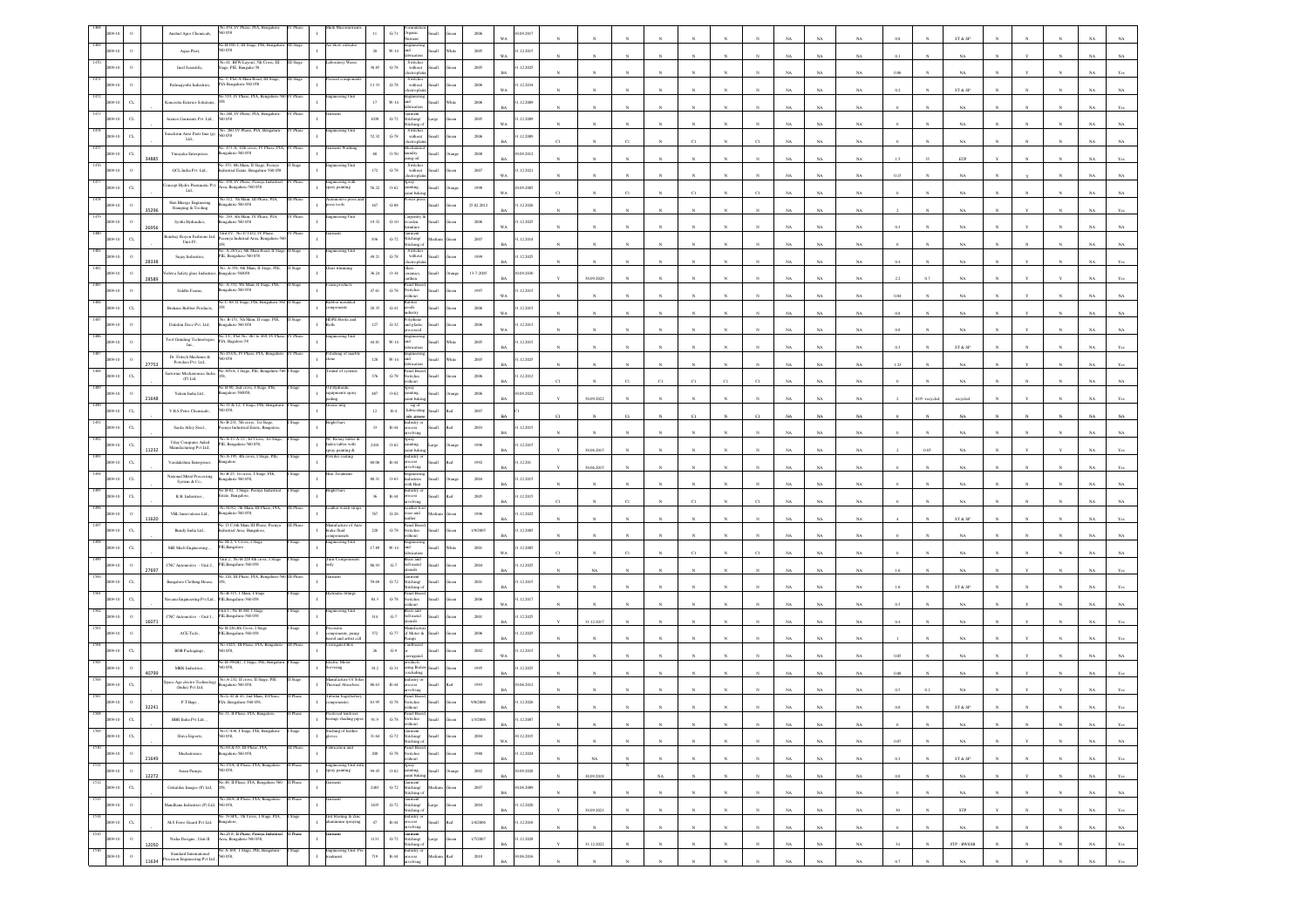| | | | | | | | | | | | | | | | | | | | | | | | | | | | | | | | | | | | |
|---|---|---|---|---|---|---|---|---|---|---|---|---|---|---|---|---|---|---|---|---|---|---|---|---|---|---|---|---|---|---|---|---|---|---|---|
| 1468 | 2009-10 | O | Anchal Agro Chemicals | | No.454, IV Phase, PIA, Bangalore 560 058 | IV Phase | I | Herb Micronutrients | 11 | G-71 | Formulation Organic Nutrient | Small | Green | 2006 | WA | 30.09.2017 | N | N | N | N | N | N | N | N | NA | NA | NA | 0.8 | N | ST & SP | N | N | N | NA | NA |
| 1469 | 2009-10 | O | Aqua Plast | | No.B-180-1, III Stage, PIA, Bangalore 560 058 | III Stage | I | Air blow extruder | 20 | W-14 | Engineering and fabrication | Small | White | 2005 | WA | 31.12.2025 | N | N | N | N | N | N | N | N | NA | NA | NA | 0.1 | N | NA | N | N | N | NA | NA |
| 1470 | 2009-10 | O | Intel Scientific | | No.41, BPW Layout, 5th Cross, III Stage, PIE, Bangalore-58 | III Stage | I | Laboratory Wares | 38.85 | G-78 | Switches without electroplating | Small | Green | 2005 | BA | 31.12.2025 | N | N | N | N | N | N | N | N | NA | NA | NA | 0.06 | N | NA | N | Y | N | NA | Yes |
| 1471 | 2009-10 | O | Padmajyothi Industries | | No. C Plot 6 Main Road, III Stage, PIA Bangalore 560 058 | III Stage | I | Pressed components | 13.33 | G-78 | Switches without electroplating | Small | Green | 2006 | WA | 31.12.2016 | N | N | N | N | N | N | N | N | NA | NA | NA | 0.2 | N | ST & SP | N | N | N | NA | NA |
| 1472 | 2009-10 | CL | Koncretta Exterior Solutions | | No.319, IV Phase, PIA, Bangalore 560 058 | IV Phase | I | Engineering Unit | 17 | W-14 | Engineering and fabrication | Small | White | 2006 | BA | 31.12.2009 | N | N | N | N | N | N | N | N | NA | NA | NA | 0 | N | NA | N | N | N | NA | Yes |
| 1473 | 2009-10 | CL | Avanti Garments Pvt. Ltd., | | No.288, IV Phase, PIA, Bangalore 560 058 | IV Phase | I | Garments | 1098 | G-72 | Garment Stitching/Stitching of | Large | Green | 2005 | WA | 31.12.2009 | N | N | N | N | N | N | N | N | NA | NA | NA | 0 | N | NA | N | N | N | NA | NA |
| 1474 | 2009-10 | CL | Sunshrim Auto Parts Ind (p) Ltd., | | No. 280, IV Phase, PIA Bangalore 560 058 | IV Phase | I | Engineering Unit | 52.32 | G-78 | Switches without electroplating | Small | Green | 2006 | BA | 31.12.2009 | C1 | N | C1 | N | C1 | N | N | C1 | NA | NA | NA | 0 | N | NA | N | N | N | NA | NA |
| 1475 | 2009-10 | CL | Vinayaka Enterprises | 34885 | No. 435-A, 12th cross, IV Phase, PIA, Bangalore 560 058 | IV Phase | I | Garment Washing | 60 | O-50 | Mechanized laundry using oil | Small | Orange | 2008 | BA | 30.09.2012 | N | N | N | N | N | N | N | N | NA | NA | NA | 1.5 | 35 | ETP | Y | N | N | NA | Yes |
| 1476 | 2009-10 | O | GCL India Pvt. Ltd., | | No.351, 8th Main, II Stage, Peenya Industrial Estate, Bangalore 560 058 | II Stage | I | Engineering Unit | 172 | G-78 | Switches without electroplating | Small | Green | 2007 | WA | 31.12.2021 | N | N | N | N | N | N | N | N | NA | NA | NA | 0.15 | N | NA | N | Y | N | NA | NA |
| 1477 | 2009-10 | CL | Concept Hydro Pneumatic Pvt Ltd., | | No. 458, IV Phase, Peenya Industrial Area, Bangalore 560 058 | IV Phase | I | Engineering with epoxy painting | 56.22 | O-62 | Spray painting, paint baking | Small | Orange | 1998 | WA | 30.09.2007 | C1 | N | C1 | N | C1 | N | N | C1 | NA | NA | NA | 0 | N | NA | N | N | N | NA | NA |
| 1478 | 2009-10 | O | Hari Bhargav Engineering Stamping & Tooling | 35296 | No. 312, 5th Main, III Phase, PIA, Bangalore 560 058 | III Phase | I | Automotive press and press tools | 167 | G-88 | Power press | Small | Green | 25.02.2012 | BA | 31.12.2026 | N | N | N | N | N | N | N | N | NA | NA | NA | 0 | N | NA | N | N | N | NA | NA |
| 1479 | 2009-10 | O | Jyothi Hydraulics | 36956 | No. 259, 4th Main, IV Phase, PIA, Bangalore 560 058 | IV Phase | I | Engineering Unit | 19.32 | G-33 | Carpentry & wooden furniture | Small | Green | 2006 | BA | 31.12.2025 | N | N | N | N | N | N | N | N | NA | NA | NA | 2 | N | NA | N | Y | N | NA | Yes |
| 1480 | 2009-10 | CL | Bombay Rayon Fashions Ltd Unit IV | | Unit IV, No.F-71/72, IV Phase, Peenya Industrial Area, Bangalore 560 058 | IV Phase | I | Garments | 936 | G-72 | Garment Stitching/Stitching of | Medium | Green | 2007 | BA | 31.12.2014 | N | N | N | N | N | N | N | N | NA | NA | NA | 0 | N | NA | N | N | N | NA | NA |
| 1481 | 2009-10 | O | Sujay Industries | 28338 | No. A-283(a), 6th Main Road, II Stage, PIE, Bangalore 560 058 | II Stage | I | Engineering Unit | 49.21 | G-78 | Switches without electroplating | Small | Green | 1999 | BA | 31.12.2025 | N | N | N | N | N | N | N | N | NA | NA | NA | 0.4 | N | NA | N | Y | N | NA | Yes |
| 1482 | 2009-10 | O | Vishwa Safety glass Industries | 28589 | No. A-354, 9th Main, II Stage, PIE, Bangalore 560058 | II Stage | I | Glass trimming | 36.24 | O-34 | Glass ceramics, earthen | Small | Orange | 13-7-2005 | BA | 30.09.2030 | Y | 30.09.2020 | N | N | N | N | N | N | NA | NA | NA | 2.2 | 0.7 | NA | Y | Y | N | NA | Yes |
| 1483 | 2009-10 | O | Siddhi Foams | | No. A-352, 9th Main, II Stage, PIE, Bangalore 560 058 | II Stage | I | Foam products | 47.61 | G-78 | Panel Board, Switches without | Small | Green | 1997 | WA | 31.12.2025 | N | N | N | N | N | N | N | N | NA | NA | NA | 0.04 | N | NA | N | N | N | NA | NA |
| 1484 | 2009-10 | CL | Brahma Rubber Products | | No. C-60, II Stage, PIE, Bangalore 560 058 | II Stage | I | Rubber moulded components | 28.35 | G-41 | Rubber goods industry | Small | Green | 2006 | BA | 31.12.2017 | N | N | N | N | N | N | N | N | NA | NA | NA | 0.8 | N | NA | N | Y | N | NA | NA |
| 1485 | 2009-10 | O | Doloshin Deco Pvt. Ltd. | | No. B-151, 5th Main, II stage, PIE, Bangalore 560 058 | II Stage | I | HDPE Sheets and Rolls | 127 | G-32 | Polythene and plastic processed | Small | Green | 2006 | WA | 31.12.2013 | N | N | N | N | N | N | N | N | NA | NA | NA | 0.8 | N | NA | N | Y | N | NA | NA |
| 1486 | 2009-10 | O | Tool Grinding Technologies Inc. | | No. 1C, Plot No. 467 & 469, IV Phase, PIA, Bangalore-58 | IV Phase | I | Engineering Unit | 44.91 | W-14 | Engineering and fabrication | Small | White | 2005 | BA | 31.12.2015 | N | N | N | N | N | N | N | N | NA | NA | NA | 0.3 | N | ST & SP | N | N | N | NA | Yes |
| 1487 | 2009-10 | O | Dr. Fritsch Machines & Powders Pvt. Ltd. | 27753 | No. 454/A, IV Phase, PIA, Bangalore 560 058 | IV Phase | I | Polishing of marble stone | 128 | W-14 | Engineering and fabrication | Small | White | 2005 | BA | 31.12.2025 | N | N | N | N | N | N | N | N | NA | NA | NA | 1.23 | N | NA | N | Y | N | NA | Yes |
| 1488 | 2009-10 | CL | Sai Ventures Mechatronics India (P) Ltd. | | No. 3053/A, I Stage, PIE, Bangalore 560 058 | I Stage | I | Tested of systems | 376 | G-78 | Panel Board, Switches without | Small | Green | 2006 | BA | 31.12.2012 | C1 | N | C1 | C1 | C1 | C1 | | C1 | NA | NA | NA | 0 | N | NA | N | N | N | NA | NA |
| 1489 | 2009-10 | O | Yukon India Ltd. | 21648 | No. B-88, 2nd cross, I Stage, PIE, Bangalore 560058 | I Stage | I | Oil Hydraulic equipments spray painting | 487 | O-62 | Spray painting, paint baking | Small | Orange | 2006 | BA | 30.09.2023 | Y | 30.09.2022 | N | N | N | N | N | N | NA | NA | NA | 2 | 0.05 recycled | recycled | N | Y | N | NA | NA |
| 1490 | 2009-10 | CL | V.R.S Petro Chemicals | | No. 11 & 12, I Stage, PIE, Bangalore 560 058 | I Stage | I | Grease mfg | 12 | R-4 | Manufacturing of lubricating oils greases | Small | Red | 2007 | BA | C1 | C1 | N | C1 | N | C1 | N | N | C1 | NA | NA | NA | 0 | N | NA | N | N | N | NA | NA |
| 1491 | 2009-10 | CL | Sarda Alloy Steel | | No. B-231, 5th cross, 1st Stage, Peenya Industrial Estate, Bangalore | I Stage | I | Bright bars | 33 | R-44 | Industry or process involving | Small | Red | 2003 | BA | 31.12.2017 | N | N | N | N | N | N | N | N | NA | NA | NA | 0 | N | NA | N | N | N | NA | NA |
| 1492 | 2009-10 | CL | Uday Computer Aided Manufacturing Pvt Ltd. | 11232 | No. A-11-A-12, 1st Cross, 1st Stage, PIE, Bangalore 560 058 | I Stage | I | Tilt, Rotary tables & index tables with epoxy painting & | 2416 | O-62 | Spray painting, paint baking | Large | Orange | 1996 | BA | 31.12.2015 | Y | 30.06.2015 | N | N | N | N | N | N | NA | NA | NA | 2 | 0.05 | NA | N | Y | Y | NA | Yes |
| 1493 | 2009-10 | CL | Vasulakshmi Enterprises | | No. A-100, 4th cross, I Stage, PIE, Bangalore | I Stage | I | Powder coating | 60.06 | R-44 | Industry or process involving | Small | Red | 1992 | BA | 31.12.2011 | Y | 30.06.2013 | N | N | N | N | N | N | NA | NA | NA | 0 | N | NA | N | N | N | NA | Yes |
| 1494 | 2009-10 | CL | National Metal Processing System & Co., | | No. B-25, 1st cross, I Stage, PIE, Bangalore 560 058 | I Stage | I | Heat Treatment | 80.31 | O-63 | Engineering industries with Heat | Small | Orange | 2004 | BA | 31.12.2015 | N | N | N | N | N | N | N | N | NA | NA | NA | 0 | N | NA | N | N | N | NA | Yes |
| 1495 | 2009-10 | CL | R.B. Industries | | No. B-82, 1 Stage, Peenya Industrial Estate, Bangalore | I Stage | I | Bright bars | 36 | R-44 | Industry or process involving | Small | Red | 2005 | BA | 31.12.2013 | C1 | N | C1 | N | C1 | N | N | C1 | NA | NA | NA | 0 | N | NA | N | N | N | NA | NA |
| 1496 | 2009-10 | O | VBL Innovations Ltd. | 11620 | No.30/B2, 5th Main, III Phase, PIA, Bangalore 560 058 | III Phase | I | Leather watch straps | 767 | G-26 | Leather foot wear and leather | Medium | Green | 1996 | BA | 31.12.2022 | N | N | N | N | N | N | N | N | NA | NA | NA | 4 | N | ST & SP | N | N | N | NA | Yes |
| 1497 | 2009-10 | CL | Bundy India Ltd. | | No. 13-C&6 Main III Phase, Peenya Industrial Area, Bangalore | III Phase | I | Manufacture of Auto brake fluid components | 220 | G-78 | Panel Board, Switches without | Small | Green | 1/9/2005 | BA | 31.12.2005 | N | N | N | N | N | N | N | N | NA | NA | NA | 0 | N | NA | N | N | N | NA | NA |
| 1498 | 2009-10 | CL | MR Mech Engineering | | No. M-2, V Cross, I Stage, PIE, Bangalore | I Stage | I | Engineering Unit | 17.89 | W-14 | Engineering and fabrication | Small | White | 2001 | WA | 31.12.2007 | C1 | N | C1 | N | C1 | N | N | C1 | NA | NA | NA | 0 | N | NA | N | N | N | NA | NA |
| 1499 | 2009-10 | O | CNC Automotive - Unit 2 | 27697 | Unit 2, No. B-228 4th cross, I Stage, PIE, Bangalore 560 058 | I Stage | I | Turn Components only | 86.93 | G-7 | Bolts and nuts, self metal utensils | Small | Green | 2004 | BA | 31.12.2025 | N | NA | N | N | N | N | N | N | NA | NA | NA | 1.6 | N | NA | N | Y | N | NA | Yes |
| 1500 | 2009-10 | CL | Bangalore Clothing House | | No. 120, III Phase, PIA, Bangalore 560 058 | III Phase | I | Garments | 59.68 | G-72 | Garment Stitching/Stitching of | Small | Green | 2001 | BA | 31.12.2015 | N | N | N | N | N | N | N | N | NA | NA | NA | 1.6 | N | ST & SP | N | N | N | NA | Yes |
| 1501 | 2009-10 | CL | Navami Engineering Pvt Ltd. | | No. B-315, I Main, I Stage, PIE, Bangalore 560 058 | I Stage | I | Hydraulic fittings | 84.3 | G-78 | Panel Board, Switches without | Small | Green | 2006 | WA | 31.12.2017 | N | N | N | N | N | N | N | N | NA | NA | NA | 0.5 | N | NA | N | Y | N | NA | NA |
| 1502 | 2009-10 | O | CNC Automotive - Unit 1 | 16071 | Unit 1, No. B-91&92, I Stage, PIE, Bangalore 560 058 | I Stage | I | Engineering Unit | 314 | G-7 | Bolts and nuts, self metal utensils | Small | Green | 2001 | BA | 31.12.2025 | Y | 31.12.2017 | N | N | N | N | N | N | NA | NA | NA | 0.4 | N | NA | N | Y | N | NA | Yes |
| 1503 | 2009-10 | O | ACE Tools | | No. B-220-B1 Cross, I Stage, PIE, Bangalore 560 058 | I Stage | I | Precision components, pump barrel and arrival cell | 372 | G-77 | Manufacture of Motor & Pumps | Small | Green | 2006 | BA | 31.12.2025 | N | N | N | N | N | N | N | N | NA | NA | NA | 1 | N | NA | N | Y | N | NA | Yes |
| 1504 | 2009-10 | CL | BDR Packaging | | No. 132/1, III Phase, PIA, Bangalore 560 058 | III Phase | I | Corrugated Box | 26 | G-9 | Cardboard or corrugated | Small | Green | 2002 | WA | 31.12.2015 | N | N | N | N | N | N | N | N | NA | NA | NA | 0.05 | N | NA | N | N | N | NA | NA |
| 1505 | 2009-10 | O | MRK Industries | 40799 | No. B-99(B), I Stage, PIE, Bangalore 560 058 | I Stage | I | Electric Motor Servicing | 34.2 | G-31 | Oil products using Boilers excluding | Small | Green | 1995 | BA | 31.12.2025 | N | N | N | N | N | N | N | N | NA | NA | NA | 0.08 | N | NA | N | Y | N | NA | Yes |
| 1506 | 2009-10 | CL | Space Age electro Technology (India) Pvt Ltd | | No. A-232, II cross, II Stage, PIE, Bangalore 560 058 | II Stage | I | Manufacture Of Solar Thermal Absorbers | 86.63 | R-44 | Industry or process involving | Small | Red | 1993 | BA | 30.06.2013 | N | N | N | N | N | N | N | N | NA | NA | NA | 0.5 | 0.2 | NA | Y | Y | N | NA | Yes |
| 1507 | 2009-10 | O | P T Bags | 32241 | No. C-42 & 43, 2nd Main, II Phase, PIA, Bangalore 560 058 | II Phase | I | Tubular bags (battery components) | 63.95 | G-78 | Panel Board, Switches without | Small | Green | 9/8/2006 | BA | 31.12.2026 | N | N | N | N | N | N | N | N | NA | NA | NA | 0.8 | N | ST & SP | N | N | N | NA | Yes |
| 1508 | 2009-10 | CL | IBIR India Pvt Ltd | | No. 31, II Phase, PIA, Bangalore | II Phase | I | Pedestal Mounted bearings (bushing pipes) | 91.9 | G-78 | Panel Board, Switches without | Small | Green | 1/3/2006 | BA | 31.12.2007 | N | N | N | N | N | N | N | N | NA | NA | NA | 0 | N | NA | N | N | N | NA | Yes |
| 1509 | 2009-10 | CL | Shiva Exports | | No. C-4-N, I Stage, PIE, Bangalore 560 058 | I Stage | I | Finishing of leather gloves | 31.64 | G-72 | Garment Stitching/Stitching of | Small | Green | 2004 | WA | 31.12.2015 | N | N | N | N | N | N | N | N | NA | NA | NA | 0.07 | N | NA | N | Y | N | NA | NA |
| 1510 | 2009-10 | O | Mechatronics | 21649 | No. 60 & 59, III Phase, PIA, Bangalore 560 058 | III Phase | I | Fabrication unit | 200 | G-78 | Panel Board, Switches without | Small | Green | 1998 | BA | 31.12.2024 | N | NA | N | N | N | N | N | N | NA | NA | NA | 0.3 | N | ST & SP | N | Y | N | NA | NA |
| 1511 | 2009-10 | O | Asian Pumps | 12272 | No. 170A, II Phase, PIA, Bangalore 560 058 | II Phase | I | Engineering Unit with spray painting | 99.45 | O-62 | Spray painting, paint baking | Small | Orange | 2002 | BA | 30.09.2028 | N | 30.09.2018 | N | NA | N | N | N | N | NA | NA | NA | 0.8 | N | NA | N | Y | N | NA | Yes |
| 1512 | 2009-10 | CL | Gokuldas Images (P) Ltd | | No. 48, II Phase, PIA, Bangalore 560 058 | II Phase | I | Garments | 2403 | G-72 | Garment Stitching/Stitching of | Medium | Green | 2007 | BA | 30.06.2009 | N | N | N | N | N | N | N | N | NA | NA | NA | 0 | N | NA | N | N | N | NA | NA |
| 1513 | 2009-10 | O | Mandhana Industries (P) Ltd. | | No. 28/A, II Phase, PIA, Bangalore 560 058 | II Phase | I | Garments | 1635 | G-72 | Garment Stitching/Stitching of | Large | Green | 2004 | BA | 31.12.2020 | Y | 30.09.2021 | N | N | N | N | N | N | NA | NA | NA | 30 | N | STP | Y | N | N | NA | Yes |
| 1514 | 2009-10 | CL | M.S Force Guard Pvt Ltd. | | No. 30-A/L, 5th Cross, I Stage, PIE, Bangalore | I Stage | I | Grit blasting & zinc aluminium spraying | 47 | R-44 | Industry or process involving | Small | Red | 1/4/2006 | BA | 31.12.2016 | N | N | N | N | N | N | N | N | NA | NA | NA | 0 | N | NA | N | N | N | NA | NA |
| 1515 | 2009-10 | O | Nisha Designs - Unit II | 12050 | No. 27-F, II Phase, Peenya Industrial Area, Bangalore 560 058 | II Phase | I | Garments | 1131 | G-72 | Garment Stitching/Stitching of | Large | Green | 1/7/2007 | BA | 31.12.2028 | Y | 31.12.2022 | N | N | N | N | N | N | NA | NA | NA | 34 | N | STP - HWSSR | N | N | N | NA | Yes |
| 1516 | 2009-10 | O | Standard International Precision Engineering Pvt Ltd | 11634 | No. A-109, I Stage, PIE, Bangalore 560 058 | I Stage | I | Engineering Unit Pre treatment | 719 | R-44 | Industry or process involving | Medium | Red | 2010 | BA | 30.06.2016 | N | N | N | N | N | N | N | N | NA | NA | NA | 0.7 | N | NA | N | Y | N | NA | Yes |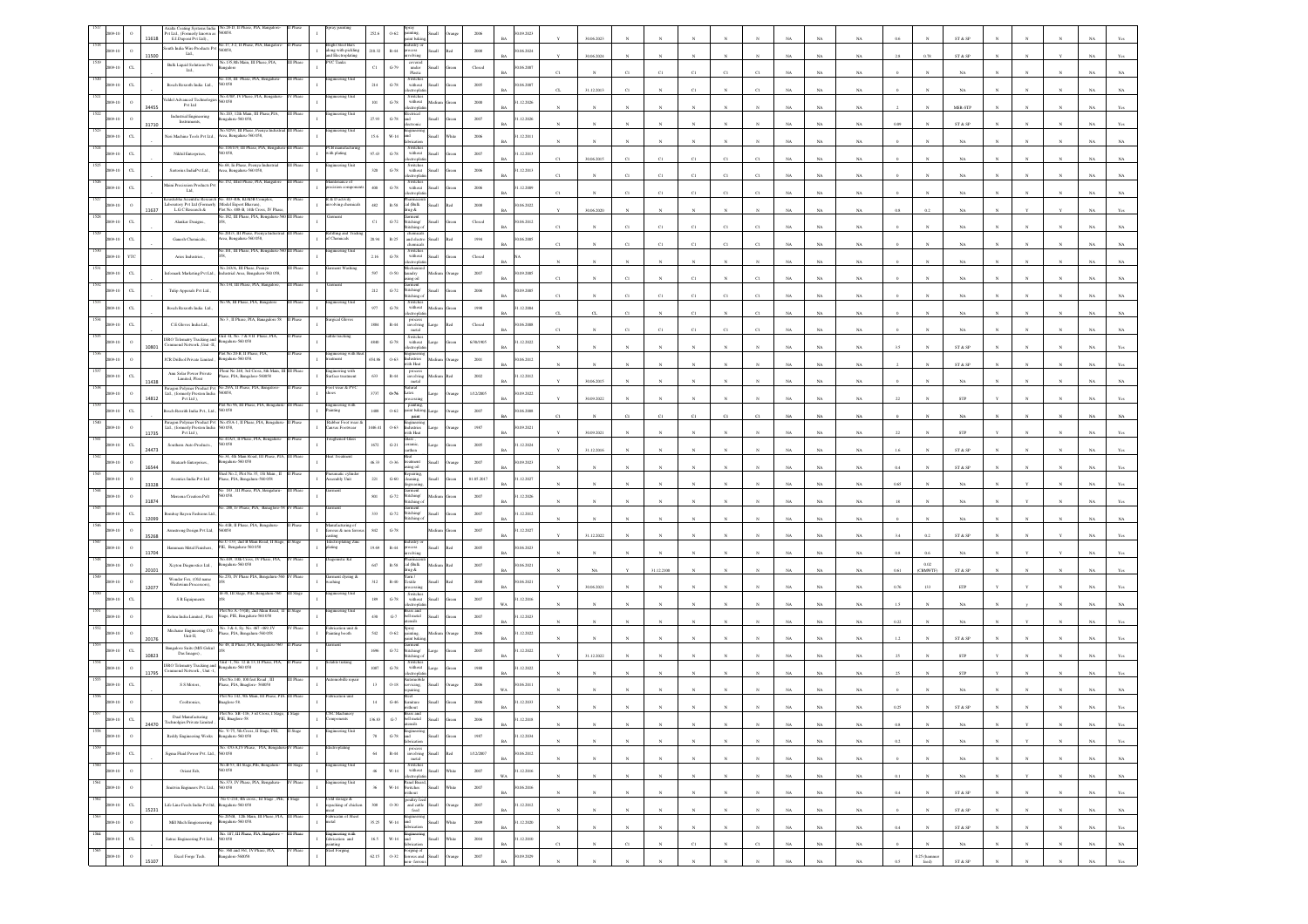| 1517 | 2009-10 | O | 11638 | Asalta Coating Systems India Pvt Ltd., (Formerly known as E.I.Dupont Pvt Ltd), | No.28-D, II Phase, PIA, Bangalore-560058. | II Phase | | Spray painting | 252.8 | O-82 | Spray painting, paint baking | Small | Orange | 2006 | BA | 30.09.2023 | Y | 30.06.2023 | N | N | N | N | N | N | N | NA | NA | NA | 0.6 | N | ST & SP | N | N | N | NA | Yes |
|---|---|---|---|---|---|---|---|---|---|---|---|---|---|---|---|---|---|---|---|---|---|---|---|---|---|---|---|---|---|---|---|---|---|---|---|---|
| 1518 | 2009-10 | O | 13500 | South India Wire Products Pvt Ltd., | No.37, 3-2, II Phase, PIA, Bangalore-560058, | II Phase | | Bright Steel Bars along with pickling and Electroplating | 218.32 | R-61 | Industry or process involving | Small | Red | 2008 | BA | 30.06.2024 | Y | 30.06.2024 | N | N | N | N | N | N | N | NA | NA | NA | 2.9 | 0.78 | ST & SP | N | N | N | NA | Yes |
| 1519 | 2009-10 | CL | | Bulk Liquid Solutions Pvt Ltd., | No.1/5, 8th Main, III Phase, PIA, Bangalore | III Phase | | PVC Tanks | C1 | G-79 | covered under Plastic | Small | Green | Closed | BA | 30.06.2007 | C1 | N | C1 | C1 | C1 | C1 | C1 | C1 | NA | NA | NA | 0 | N | NA | N | N | N | NA | NA |
| 1520 | 2009-10 | CL | | Bosch Rexroth India Ltd., | No.116, III Phase, PIA, Bangalore-560 058 | III Phase | | Engineering Unit | 21.6 | G-78 | Switches without electroplatin | Small | Green | 2005 | BA | 30.06.2007 | CL | 31.12.2013 | C1 | N | C1 | N | C1 | C1 | NA | NA | NA | 0 | N | NA | N | N | N | NA | NA |
| 1521 | 2009-10 | O | 34455 | Vashil Advanced Technologies Pvt Ltd | No.87/B, IV Phase, PIA, Bangalore-560 058 | IV Phase | | Engineering Unit | 101 | G-78 | Switches without electroplatin | Medium | Green | 2008 | BA | 31.12.2026 | N | N | N | N | N | N | N | N | NA | NA | NA | 2 | N | MSB-STP | N | N | N | NA | Yes |
| 1522 | 2009-10 | O | 31710 | Industrial Engineering Instruments, | No.103, 12th Main, III Phase, PIA, Bangalore-560 058, | III Phase | | Engineering Unit | 27.93 | G-78 | Electrical and electronic | Small | Green | 2007 | BA | 31.12.2026 | N | N | N | N | N | N | N | N | NA | NA | NA | 0.09 | N | ST & SP | N | N | N | NA | Yes |
| 1523 | 2009-10 | CL | | Nais Machine Tools Pvt Ltd., | No.92/93, III Phase, Peenya Industrial Area, Bangalore-560 058, | III Phase | | Engineering Unit | 15.6 | W-14 | Engineering and fabrication | Small | White | 2006 | BA | 31.12.2011 | N | N | N | N | N | N | N | N | NA | NA | NA | 0 | N | NA | N | N | N | NA | NA |
| 1524 | 2009-10 | CL | | Nikhil Enterprises, | No.118/119, III Phase, PIA, Bangalore-560 058, | III Phase | | PCB manufacturing with plating | 97.43 | G-78 | Switches without electroplatin | Small | Green | 2007 | BA | 31.12.2013 | C1 | 30.06.2013 | C1 | C1 | C1 | C1 | C1 | C1 | NA | NA | NA | 0 | N | NA | N | N | N | NA | NA |
| 1525 | 2009-10 | CL | | Sartorius IndiaPvt Ltd., | No.69, Ki Phase, Peenya Industrial Area, Bangalore-560 058, | III Phase | | Engineering Unit | 320 | G-78 | Switches without electroplatin | Small | Green | 2006 | BA | 31.12.2013 | C1 | N | C1 | C1 | C1 | C1 | C1 | C1 | NA | NA | NA | 0 | N | NA | N | N | N | NA | NA |
| 1526 | 2009-10 | CL | | Mauni Precision Products Pvt Ltd., | No.152, IIIrd Phase, PIA, Bangalore-560 058, | III Phase | | Maintenance of precision components | 800 | G-78 | Switches without electroplatin | Small | Green | 2006 | BA | 31.12.2009 | C1 | N | C1 | C1 | C1 | C1 | C1 | C1 | NA | NA | NA | 0 | N | NA | N | N | N | NA | NA |
| 1527 | 2009-10 | O | 11637 | Koradaduba Scientific Research Laboratory Pvt Ltd (Formerly L.G.C Research & | No. 403-406, KIADB Complex, Model Export Bhavan), Plot No. 408-B, 18th Cross, IV Phase, | IV Phase | | R & D activity involving chemicals | 482 | R-58 | Pharmaceutical (Bulk drug & | Small | Red | 2008 | BA | 30.06.2023 | Y | 30.06.2020 | N | N | N | N | N | N | N | NA | NA | NA | 0.8 | 0.2 | NA | N | Y | Y | NA | Yes |
| 1528 | 2009-10 | CL | | Alankar Designs, | No. 102, III Phase, PIA, Bangalore-560 058, | III Phase | | Garment | C1 | G-72 | Garment Stitching/ Stitching of | Small | Green | Closed | BA | 30.06.2012 | C1 | N | C1 | C1 | C1 | C1 | C1 | C1 | NA | NA | NA | 0 | N | NA | N | N | N | NA | NA |
| 1529 | 2009-10 | CL | | Ganesh Chemicals, | No.201/1, III Phase, Peenya Industrial Area, Bangalore-560 058, | III Phase | | Refilling and Trading of Chemicals | 28.98 | R-25 | chemicals and electro chemicals | Small | Red | 1994 | BA | 30.06.2005 | C1 | N | C1 | C1 | C1 | C1 | C1 | C1 | NA | NA | NA | 0 | N | NA | N | N | N | NA | NA |
| 1530 | 2009-10 | YTC | | Aries Industries, | No. 8/8, III Phase, PIA, Bangalore-560 058, | III Phase | | Engineering Unit | 2.16 | G-78 | Switches without electroplatin | Small | Green | Closed | BA | NA | N | N | N | N | N | N | N | N | NA | NA | NA | 0 | N | NA | N | N | N | NA | NA |
| 1531 | 2009-10 | CL | | Infomark Marketing Pvt Ltd., | No.203/A, III Phase, Peenya Industrial Area, Bangalore-560 058, | III Phase | | Garment Washing | 597 | O-50 | Mechanized laundry using oil | Medium | Orange | 2007 | BA | 30.09.2005 | C1 | N | C1 | N | C1 | N | C1 | C1 | NA | NA | NA | 0 | N | NA | N | N | N | NA | NA |
| 1532 | 2009-10 | CL | | Tulip Apparels Pvt Ltd., | No.138, III Phase, PIA, Bangalore, | III Phase | | Garment | 212 | G-72 | Garment Stitching/ Stitching of | Small | Green | 2006 | BA | 30.09.2007 | C1 | N | C1 | C1 | C1 | C1 | C1 | C1 | NA | NA | NA | 0 | N | NA | N | N | N | NA | NA |
| 1533 | 2009-10 | CL | | Bosch Rexroth India Ltd., | No.96, III Phase, PIA, Bangalore | III Phase | | Engineering Unit | 977 | G-78 | Switches without electroplatin | Medium | Green | 1998 | BA | 31.12.2004 | CL | CL | C1 | N | C1 | N | C1 | C1 | NA | NA | NA | 0 | N | NA | N | N | N | NA | NA |
| 1534 | 2009-10 | CL | | C.H Gloves India Ltd., | No.3, II Phase, PIA, Bangalore-58 | II Phase | | Surgical Gloves | 1084 | R-44 | process involving metal | Large | Red | Closed | BA | 30.06.2000 | C1 | N | C1 | C1 | C1 | C1 | C1 | C1 | NA | NA | NA | 0 | N | NA | N | N | N | NA | NA |
| 1535 | 2009-10 | O | 10801 | ISRO Telemetry Tracking and Command Network, Unit-II, | Unit-II, No. 7 & 9 II Phase, PIA, Bangalore-560 058 | II Phase | | Satelit tracking | 4848 | G-78 | Switches without electroplatin | Large | Green | 6/30/1905 | BA | 31.12.2022 | N | N | N | N | N | N | N | N | NA | NA | NA | 3.5 | N | ST & SP | N | N | N | NA | Yes |
| 1536 | 2009-10 | O | | ICR Drilled Private Limited , | Plot No 29-B, II Phase, PIA, Bangalore-560 058. | II Phase | | Engineering with Heat treatment | 654.46 | O-63 | Engineering industries with Heat | Medium | Orange | 2001 | BA | 30.06.2012 | N | N | N | N | N | N | N | N | NA | NA | NA | 2 | N | ST & SP | N | N | N | NA | Yes |
| 1537 | 2009-10 | CL | 11438 | Anni Solar Power Private Limited, Pinni | Plant No.26S, 3rd Cross, 8th Main, III Phase, PIA, Bangalore-560058 | III Phase | | Engineering with Surface treatment | 633 | R-44 | process involving metal | Medium | Red | 2002 | BA | 31.12.2012 | Y | 30.06.2015 | N | N | N | N | N | N | N | NA | NA | NA | 0 | N | NA | N | N | N | NA | NA |
| 1538 | 2009-10 | O | 14832 | Paragon Polymer Product Pvt Ltd., (formerly Preston India Pvt Ltd.), | No.29/A, II Phase, PIA, Bangalore-560058, | II Phase | | Foot wear & PVC shoes | 3737 | O-56 | Natural latex processing | Large | Orange | 3/12/2005 | BA | 30.09.2023 | Y | 30.09.2022 | N | N | N | N | N | N | N | NA | NA | NA | 2.2 | N | STP | Y | N | N | NA | Yes |
| 1539 | 2009-10 | CL | | Bosch Rexroth India Pvt. Ltd., | Plot No.99, III Phase, PIA, Bangalore-560 058 | III Phase | | Engineering with Painting | 1400 | O-82 | painting, paint baking, paint | Large | Orange | 2007 | BA | 30.06.2008 | C1 | N | C1 | C1 | C1 | C1 | C1 | C1 | NA | NA | NA | 0 | N | NA | N | N | N | NA | NA |
| 1540 | 2009-10 | O | 11735 | Paragon Polymer Product Pvt Ltd., (formerly Preston India Pvt Ltd.), | No.45(A-1, II Phase, PIA, Bangalore-560 058, | II Phase | | Rubber Foot wear & Canvas Footwear | 1486.41 | O-63 | Engineering industries with Heat | Large | Orange | 1987 | BA | 30.09.2021 | Y | 30.09.2021 | N | N | N | N | N | N | N | NA | NA | NA | 2.2 | N | STP | Y | N | N | NA | Yes |
| 1541 | 2009-10 | O | 24473 | Southern Auto Products, | No.32A/1, II Phase, PIA, Bangalore-560 058 | II Phase | | Toughened Glass | 1672 | G-21 | glass, ceramic, earthen | Large | Green | 2005 | BA | 31.12.2024 | Y | 31.12.2016 | N | N | N | N | N | N | N | NA | NA | NA | 1.6 | N | ST & SP | N | N | N | NA | Yes |
| 1542 | 2009-10 | O | 16544 | Ekaknath Enterprises, | No.31, 8th Main Road, III Phase, PIA, Bangalore-560 058 | III Phase | | Heat Treatment | 46.33 | O-36 | Heat treatment using oil | Small | Orange | 2007 | BA | 30.09.2023 | N | N | N | N | N | N | N | N | NA | NA | NA | 0.4 | N | ST & SP | N | N | N | NA | Yes |
| 1543 | 2009-10 | O | 33328 | Avantax India Pvt Ltd | Shed No.2, Plot No 35, 1St Main , II Phase, PIA, Bangalore-560 058. | II Phase | | Pneumatic cylinder Assembly Unit | 221 | G-60 | Repairing, cleaning, degreasing | Small | Green | 01.05.2017 | BA | 31.12.2027 | N | N | N | N | N | N | N | N | NA | NA | NA | 0.65 | N | NA | N | Y | N | NA | Yes |
| 1544 | 2009-10 | O | 31874 | Meenna Creation Pvt | No. 183 III Phase, PIA, Bangalore-560 058 | III Phase | | Garment | 301 | G-72 | Garment Stitching/ Stitching of | Medium | Green | 2007 | BA | 31.12.2026 | N | N | N | N | N | N | N | N | NA | NA | NA | 19 | N | NA | N | Y | N | NA | Yes |
| 1545 | 2009-10 | CL | 12099 | Bombay Rayon Fashions Ltd., | No. 208, IV Phase, PIA, Bangalore-58 | IV Phase | | Garment | 333 | G-72 | Garment Stitching/ Stitching of | Small | Green | 2007 | BA | 31.12.2012 | N | N | N | N | N | N | N | N | NA | NA | NA | 0 | N | NA | N | N | N | NA | NA |
| 1546 | 2009-10 | O | 35268 | Amarjyoog Design Pvt Ltd, | No.41B, II Phase, PIA, Bangalore-560058 | II Phase | | Manufacturing of ferrous & non-ferrous casting | 862 | G-78 | | Medium | Green | 2007 | BA | 31.12.2027 | Y | 31.12.2022 | N | N | N | N | N | N | N | NA | NA | NA | 3.4 | 0.2 | ST & SP | N | N | Y | NA | Yes |
| 1547 | 2009-10 | O | 11704 | Hanuman Metal Finishers, | No.C-133, 2nd B Main Road, II Stage, PIE, Bangalore-560 058 | II Stage | | Electroplating Zinc plating | 19.69 | R-44 | Industry or process involving | Small | Red | 2005 | BA | 30.06.2023 | N | N | N | N | N | N | N | N | NA | NA | NA | 0.8 | 0.6 | NA | N | Y | Y | NA | Yes |
| 1548 | 2009-10 | O | 20101 | Xcyton Diagnostics Ltd., | No.449, 10th Cross, IV Phase, PIA, Bangalore-560 058 | IV Phase | | Diagnostic Kit | 647 | R-58 | Pharmaceutical (Bulk drug & | Medium | Red | 2007 | BA | 30.06.2021 | N | NA | Y | 31.12.2108 | N | N | N | N | NA | NA | NA | 0.61 | 0.02 (CBMWTF) | ST & SP | N | N | N | NA | Yes |
| 1549 | 2009-10 | O | 12077 | Wonder Fox, (Old name Washtroon Processors), | No.230, IV Phase PIA, Bangalore-560 058 | IV Phase | | Garment dyeing & washing | 312 | R-60 | Yarn / Textile processing | Small | Red | 2008 | BA | 30.06.2021 | Y | 30.06.2021 | N | N | N | N | N | N | N | NA | NA | NA | 0.76 | 0.3 | ETP | Y | Y | N | NA | Yes |
| 1550 | 2009-10 | CL | | S R Equipments | B-39, III Stage, PIE, Bangalore-560 058 | III Stage | | Engineering Unit | 109 | G-78 | Switches without electroplatin | Small | Green | 2007 | WA | 31.12.2016 | N | N | N | N | N | N | N | N | NA | NA | NA | 1.5 | N | NA | N | N | N | NA | NA |
| 1551 | 2009-10 | O | | Rebna India Limited , Plot | Plot No. A- 5 (SB), 2nd Main Road, II Stage, PIE, Bangalore-560 058 | II Stage | | Engineering Unit | 438 | G-7 | Steel and Stainless steel utensils | Small | Green | 2007 | BA | 31.12.2023 | N | N | N | N | N | N | N | N | NA | NA | NA | 0.22 | N | NA | N | Y | N | NA | Yes |
| 1552 | 2009-10 | O | 20176 | Mechatec Engineering CO. Unit-II, | No. 3 & 4, Sy. No. 467 - 469, IV Phase, PIA, Bangalore-560 058 | IV Phase | | Fabrication unit & Painting booth | 542 | O-82 | Spray painting, paint baking | Medium | Orange | 2006 | BA | 31.12.2022 | N | N | N | N | N | N | N | N | NA | NA | NA | 1.2 | N | ST & SP | N | N | N | NA | Yes |
| 1553 | 2009-10 | CL | 10823 | Bangalore Stirs (M/S Gokul Das Images), | No. 45, II Phase, PIA, Bangalore-560 058 | II Phase | | Garment | 1696 | G-72 | Garment Stitching/ Stitching of | Large | Green | 2005 | BA | 31.12.2022 | Y | 31.12.2022 | N | N | N | N | N | N | N | NA | NA | NA | 25 | N | STP | Y | N | N | NA | Yes |
| 1554 | 2009-10 | O | 11795 | ISRO Telemetry Tracking and Command Network , Unit -1, | Unit -1, No. 12 & 13, II Phase, PIA, Bangalore-560 058 | II Phase | | Station tracking | 1007 | G-78 | Switches without electroplatin | Large | Green | 1988 | BA | 31.12.2022 | N | N | N | N | N | N | N | N | NA | NA | NA | 2.5 | N | STP | Y | N | N | NA | Yes |
| 1555 | 2009-10 | CL | | S S Motors, | Plot No.140, 10th Soil Road, III Phase, PIA, Banglore- 560058 | III Phase | | Automobile repair | 13 | O-18 | Automobile servicing, repairing | Small | Orange | 2006 | WA | 30.06.2013 | N | N | N | N | N | N | N | N | NA | NA | NA | 0 | N | NA | N | N | N | NA | NA |
| 1556 | 2009-10 | O | | Coolronics, | Plot No 182, 9th Main, III Phase, PIA, Banglore-58 | III Phase | | Fabrication unit | 14 | G-46 | Steel furniture without | Small | Green | 2006 | BA | 31.12.2033 | N | N | N | N | N | N | N | N | NA | NA | NA | 0.25 | N | ST & SP | N | N | N | NA | Yes |
| 1557 | 2009-10 | CL | 24470 | Dual Manufacturing Technologies Private Limited , | Plot No. SB-116, 3rd Cross, I Stage, PIE, Banglore-58 | I Stage | | CNC Machinery Components | 136.83 | G-7 | Steel and Stainless steel utensils | Small | Green | 2006 | BA | 31.12.2018 | N | N | N | N | N | N | N | N | NA | NA | NA | 0.8 | N | NA | N | Y | N | NA | Yes |
| 1558 | 2009-10 | O | | Reddy Engineering Works, | No. 3/ 75, 5th Cross, II Stage, PIE, Bangalore-560 058 | II Stage | | Engineering Unit | 78 | G-78 | Engineering and fabrication | Small | Green | 1987 | BA | 31.12.2034 | N | N | N | N | N | N | N | N | NA | NA | NA | 0.2 | N | NA | N | Y | N | NA | Yes |
| 1559 | 2009-10 | CL | | Sigma Fluid Power Pvt. Ltd., | No. 435 A, IV Phase , PIA, Bangalore-560 058 | IV Phase | | Electroplating | 64 | R-44 | process involving metal | Small | Red | 3/12/2007 | BA | 30.06.2012 | N | N | N | N | N | N | N | N | NA | NA | NA | 0 | N | NA | N | N | N | NA | NA |
| 1560 | 2009-10 | O | | Orient Fab, | No.B-53, III Stage,PIE, Bangalore-560 058 | III Stage | | Engineering Unit | 48 | W-14 | Switches without electroplatin | Small | White | 2007 | WA | 31.12.2016 | N | N | N | N | N | N | N | N | NA | NA | NA | 0.1 | N | NA | N | Y | N | NA | Yes |
| 1561 | 2009-10 | O | | Srinivas Engineers Pvt. Ltd., | No.375, IV Phase, PIA, Bangalore-560 058 | IV Phase | | Engineering Unit | 36 | W-14 | Panel Board, Switches (without | Small | White | 2007 | BA | 30.06.2016 | N | N | N | N | N | N | N | N | NA | NA | NA | 0.4 | N | ST & SP | N | N | N | NA | Yes |
| 1562 | 2009-10 | CL | 35231 | Life Line Foods India Pvt ltd, | No C-224, 4th cross , I II Stage , PIE, Bangalore-560 058 | I Stage | | Cold storage & repacking of chicken meat | 300 | O-30 | poultry feed and cattle feed | Small | Orange | 2007 | BA | 31.12.2012 | N | N | N | N | N | N | N | N | NA | NA | NA | 0 | N | ST & SP | N | N | N | NA | NA |
| 1563 | 2009-10 | O | | Mill Mech Engineering | No.103/B, 12th Main, III Phase, PIA, Bangalore-560 058 | III Phase | | Fabrication of Sheet metal | 35.25 | W-14 | Engineering and fabrication | Small | White | 2005 | BA | 31.12.2020 | N | N | N | N | N | N | N | N | NA | NA | NA | 0.4 | N | ST & SP | N | N | N | NA | Yes |
| 1564 | 2009-10 | CL | | Satras Engineering Pvt Ltd., | No. 187, III Phase, PIA, Bangalore-560 058 | III Phase | | Engineering with fabrication and painting | 16.5 | W-14 | Engineering and fabrication | Small | White | 2004 | BA | 31.12.2010 | C1 | N | C1 | N | C1 | N | C1 | N | NA | NA | NA | 0 | N | NA | N | N | N | NA | NA |
| 1565 | 2009-10 | O | 15107 | Excel Forge Tech | No. 360 and 362, IV Phase, PIA, Bangalore-560058 | IV Phase | | Steel Forging | 62.15 | O-32 | Forging of ferrous and non -ferrous | Small | Orange | 2007 | BA | 30.09.2029 | N | N | N | N | N | N | N | N | NA | NA | NA | 0.5 | 0.25 (hammer feed) | ST & SP | N | N | N | NA | Yes |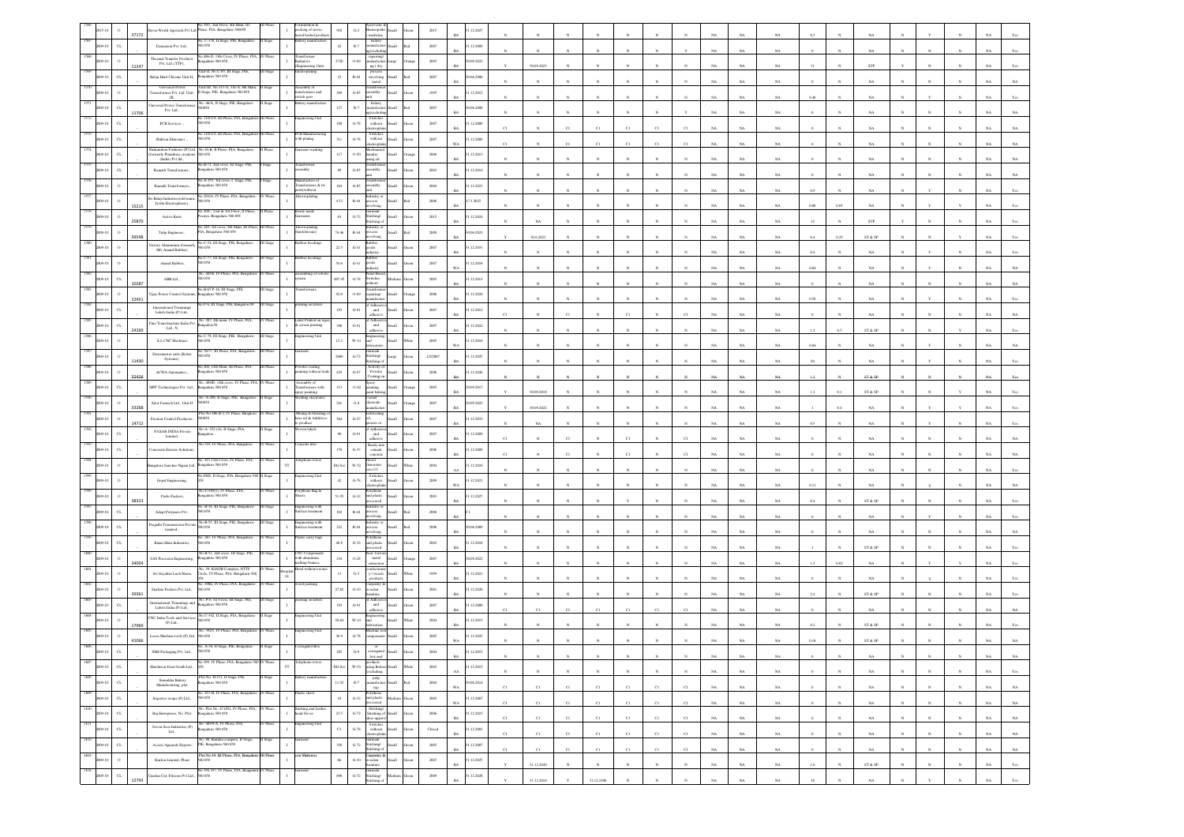| | | | | | | | | | | | | | | | | | | | | | | | | | | | | | | | | | | | |
|---|---|---|---|---|---|---|---|---|---|---|---|---|---|---|---|---|---|---|---|---|---|---|---|---|---|---|---|---|---|---|---|---|---|---|---|
| 1586 | 2015-16 | O | 37172 | Stevia World Agritech Pvt Ltd | No.#97, 2nd Floor, 4th Main, III Phase, PIA, Bangalore-560058 | III Phase | I | Formulation & packing of stevia based herbal products | 910 | G-2 | Ayurvedic & homeopathic medicine | Small | Green | 2015 | BA | 31.12.2027 | N | N | N | N | N | N | N | N | NA | NA | NA | 0.3 | N | NA | N | Y | N | NA | Yes |
| 1587 | 2009-10 | CL | | Dynamism Pvt. Ltd., | No. C-178, II Stage, PIE, Bangalore-560058 | II Stage | I | Battery manufacture | 42 | R-7 | battery manufacture (excluding) | Small | Red | 2007 | BA | 31.12.2009 | N | N | N | N | N | N | N | Y | NA | NA | NA | 0 | N | NA | N | N | N | NA | Yes |
| 1588 | 2009-10 | O | 11247 | Thermal Transfer Products Pvt. Ltd. (TTP) | No 486-D, 13th Cross, IV Phase, PIA, Bangalore 560058 | IV Phase | I | Transformer Radiators (Engineering Unit) | 2728 | O-69 | Transformer repairing/ manufacture | Large | Orange | 2005 | BA | 30.09.2022 | Y | 30.09.2023 | N | N | N | N | N | N | NA | NA | NA | 11 | N | STP | Y | N | N | NA | Yes |
| 1589 | 2009-10 | CL | | Balaji Hard Chrome Unit II | Unit-II, No.C-89, III Stage, PIE, Bangalore 560058 | III Stage | I | Electroplating | 23 | R-44 | Industry or process involving metal | Small | Red | 2007 | BA | 30.06.2008 | N | N | N | N | N | N | N | N | NA | NA | NA | 0 | N | NA | N | N | N | NA | NA |
| 1590 | 2009-10 | O | | Universal Power Transformer Pvt. Ltd. Unit-III, | Unit-III, No.315-A, 14th A, 6th Main, II Stage, PIE, Bangalore 560058 | II Stage | I | Assembly of transformers and switch gear | 368 | G-85 | Transformer assembly unit | Small | Green | 1995 | BA | 31.12.2012 | N | N | N | N | N | N | N | N | NA | NA | NA | 0.48 | N | NA | N | Y | N | NA | Yes |
| 1591 | 2009-10 | CL | 11706 | Universal Power Transformer Pvt. Ltd., | No. 46/A, II Stage, PIE, Bangalore 560058 | II Stage | I | Battery manufacture | 127 | R-7 | battery manufacture (excluding) | Small | Red | 2007 | BA | 30.06.2008 | N | N | N | N | N | N | N | Y | NA | NA | NA | 0 | N | NA | N | N | N | NA | NA |
| 1592 | 2009-10 | CL | | PCB Services , | No. 118/119, III Phase, PIA, Bangalore 560058 | III Phase | I | Engineering Unit | 100 | G-78 | Switches without electroplating | Small | Green | 2007 | BA | 31.12.2008 | C1 | N | C1 | C1 | C1 | C1 | N | C1 | NA | NA | NA | 0 | N | NA | N | N | N | NA | NA |
| 1593 | 2009-10 | CL | | Shilton Electronics , | No. 118/119, III Phase, PIA, Bangalore 560058 | III Phase | I | PCB Manufacturing with plating | 311 | G-78 | Switches without electroplating | Small | Green | 2007 | WA | 31.12.2008 | C1 | N | C1 | C1 | C1 | C1 | N | C1 | NA | NA | NA | 0 | N | NA | N | N | N | NA | NA |
| 1594 | 2009-10 | CL | | Shahanshaw Fashions (P) Ltd (formerly Phandom creations (India) Pvt Ltd., | No.30-B, II Phase, PIA, Bangalore 560058 | II Phase | I | Garment washing | 117 | O-50 | Mechanized laundry using oil | Small | Orange | 2006 | BA | 31.12.2013 | N | N | N | N | N | N | N | N | NA | NA | NA | 0 | N | NA | N | N | N | NA | NA |
| 1595 | 2009-10 | CL | | Kamath Transformers, | No.B-71, 2nd cross, I Stage, PIE, Bangalore 560058 | I Stage | I | Transformer assembly | 89 | G-85 | Transformer assembly unit | Small | Green | 2003 | BA | 31.12.2014 | N | N | N | N | N | N | N | N | NA | NA | NA | 0 | N | NA | N | N | N | NA | NA |
| 1596 | 2009-10 | O | | Kamath Transformers, | No.A-353, 3rd cross, I Stage, PIE, Bangalore 560058 | I Stage | I | Manufacture of Transformers & its parts/without | 164 | G-85 | Transformer assembly unit | Small | Green | 2004 | BA | 31.12.2021 | N | N | N | N | N | N | N | N | NA | NA | NA | 0.8 | N | NA | N | N | N | NA | Yes |
| 1597 | 2009-10 | O | 15215 | Sri Balaji Industries (old name: Jyothi Electroplaters), | No. 219-A, IV Phase, PIA, Bangalore 560058 | IV Phase | I | Electroplating | 4.52 | R-44 | Industry or process involving | Small | Red | 2006 | BA | 17.3.2025 | N | N | N | N | N | N | N | N | NA | NA | NA | 0.09 | 0.05 | NA | N | Y | Y | NA | Yes |
| 1598 | 2009-10 | O | 25870 | Active Knits | No.#39, 2nd & 3rd Floor, II Phase Peenya, Bangalore 560 058 | II Phase | I | Ready made garments | 63 | G-72 | Garment Stitching/ Stitching of | Small | Green | 2015 | BA | 31.12.2024 | N | NA | N | N | N | N | N | N | NA | NA | NA | 12 | N | STP | Y | N | N | NA | Yes |
| 1599 | 2009-10 | O | 39548 | Tulip Engineers, | No.205, 3rd cross, 5th Main, III Phase, PIA, Bangalore 560 058 | III Phase | I | Electroplating (hardchrome) | 74.08 | R-44 | Industry or process involving | Small | Red | 2008 | BA | 30.06.2023 | Y | 30.6.2023 | N | N | N | N | N | N | NA | NA | NA | 0.4 | 0.25 | ST & SP | N | Y | N | NA | Yes |
| 1600 | 2009-10 | O | | Victory Aluminium (formerly Md Anand Rubber) | No.C-54, III Stage, PIE, Bangalore 560058 | III Stage | I | Rubber bushings | 22.5 | G-41 | Rubber goods industry | Small | Green | 2007 | BA | 31.12.2031 | N | N | N | N | N | N | N | N | NA | NA | NA | 0.4 | N | NA | N | Y | N | NA | Yes |
| 1601 | 2009-10 | O | | Anand Rubber, | No.C-77, III Stage, PIE, Bangalore 560058 | III Stage | I | Rubber bushings | 54.6 | G-41 | Rubber goods industry | Small | Green | 2007 | WA | 31.12.2016 | N | N | N | N | N | N | N | N | NA | NA | NA | 0.4 | N | NA | N | N | N | NA | Yes |
| 1602 | 2009-10 | CL | 10287 | ABB Ltd., | No. 369/B, IV Phase, PIA, Bangalore 560058 | IV Phase | I | Assembling of robotic system | 607.45 | G-78 | Panel Board, Switches without | Medium | Green | 2005 | BA | 31.12.2013 | N | N | N | N | N | N | N | N | NA | NA | NA | 0 | N | NA | N | Y | N | NA | NA |
| 1603 | 2009-10 | O | 22051 | Vijay Power Control Systems, | No.B-65 P-16, III Stage, PIE, Bangalore 560058 | III Stage | I | Transformers | 92.6 | O-69 | Transformer repairing/ manufacture | Small | Orange | 2006 | BA | 31.12.2024 | N | N | N | N | N | N | N | N | NA | NA | NA | 0.56 | N | NA | N | Y | N | NA | Yes |
| 1604 | 2009-10 | CL | | International Trimmings Labels India (P) Ltd., | No.F-6, III Stage, PIE, Bangalore 560058 | III Stage | I | printing on labels | 193 | G-91 | of Adhesives and adhesives | Small | Green | 2007 | BA | 31.12.2012 | C1 | N | C1 | N | C1 | N | N | C1 | NA | NA | NA | 0 | N | NA | N | N | N | NA | NA |
| 1605 | 2009-10 | CL | 24269 | Fine Transferprint India Pvt. Ltd., N | No. 287, 4th main, IV Phase, PIA, Bangalore 560058 | IV Phase | I | Label Printed on tapes & screen printing | 396 | G-91 | of Adhesives and adhesives | Small | Green | 2007 | BA | 31.12.2022 | N | N | N | N | N | N | N | N | NA | NA | NA | 1.2 | 0.5 | ST & SP | N | Y | N | NA | Yes |
| 1606 | 2009-10 | O | | X.L CNC Machines, | No.C-76, III Stage, PIE, Bangalore 560058 | III Stage | I | Engineering Unit | 12.2 | W-14 | Engineering and fabrication | Small | White | 2005 | WA | 31.12.2016 | N | N | N | N | N | N | N | N | NA | NA | NA | 0.04 | N | NA | N | Y | N | NA | Yes |
| 1607 | 2009-10 | O | 11430 | Dreamattire rails (Robot Systems), | No.36/37, III Phase, PIA, Bangalore 560058 | III Phase | I | Garment | 2600 | G-72 | Garment Stitching/ Stitching of | Large | Green | 1/2/2007 | BA | 31.12.2025 | N | N | N | N | N | N | N | N | NA | NA | NA | 20 | N | NA | N | Y | N | NA | Yes |
| 1608 | 2009-10 | O | 22426 | ACWA Automatics., | No.436, 12th Main, III Phase, PIA, Bangalore 560058 | III Phase | I | Powder coating, painting without trade | 429 | G-97 | Activity of Powder Coating on | Small | Green | 2006 | BA | 31.12.2026 | N | N | N | N | N | N | N | N | NA | NA | NA | 1.2 | N | ST & SP | N | N | N | NA | Yes |
| 1609 | 2009-10 | CL | | ABP Technologies Pvt. Ltd., | No. 489/D, 14th cross, IV Phase, PIA, Bangalore 560058 | IV Phase | I | Assembly of Transformers with spray painting | 313 | O-62 | Epoxy sanding, metal baking | Small | Orange | 2005 | BA | 30.09.2017 | Y | 30.09.2018 | N | N | N | N | N | N | NA | NA | NA | 1.2 | 0.1 | ST & SP | N | Y | N | NA | Yes |
| 1610 | 2009-10 | O | 33268 | Ador Fontech Ltd., Unit-II | No. A-288, II Stage, PIE, Bangalore 560058 | II Stage | I | Welding electrodes | 241 | O-4 | Coated electrode manufacture | Small | Orange | 2007 | BA | 30.09.2022 | Y | 30.09.2022 | N | N | N | N | N | N | NA | NA | NA | 1 | 0.4 | NA | N | Y | N | NA | Yes |
| 1611 | 2009-10 | O | 14712 | Friction Control Products , | Plot No.490-B-2, IV Phase, Bangalore 560058 | IV Phase | I | Mixing & blending of bees oil & Additives to produce | 364 | G-27 | Lubricating oil, grease or | Small | Green | 2007 | BA | 31.12.2033 | N | NA | N | N | N | N | N | N | NA | NA | NA | 0.5 | N | NA | N | Y | N | NA | Yes |
| 1612 | 2009-10 | CL | | PAXAR INDIA Private Limited, | No.A-252 (A), II Stage, PIA, Bangalore | II Stage | I | Woven labels | 98 | G-91 | of Adhesives and adhesives | Small | Green | 2007 | BA | 31.12.2009 | C1 | N | C1 | N | C1 | N | N | C1 | NA | NA | NA | 0 | N | NA | N | N | N | NA | NA |
| 1613 | 2009-10 | CL | | Concreate Extrusion Solutions, | No.318, IV Phase, PIA, Bangalore | IV Phase | I | Concrete tiles | 178 | G-37 | Ready mix cement concrete | Small | Green | 2006 | BA | 31.12.2009 | C1 | N | C1 | N | C1 | N | N | C1 | NA | NA | NA | 0 | N | NA | N | N | N | NA | NA |
| 1614 | 2009-10 | O | | Bangalore Sanchar Nigam Ltd., | No. 415 13th Cross, IV Phase, PIA, Bangalore 560 058 | IV Phase | TT | Telephone tower | DG Set | W-52 | Diesel generator sets (15) | Small | White | 2004 | AA | 31.12.2016 | N | N | N | N | N | N | N | N | NA | NA | NA | 0 | N | NA | N | N | N | NA | Yes |
| 1615 | 2009-10 | O | | Gopal Engineering, | No.P-6, II Stage, PIE, Bangalore 560 058 | II Stage | I | Engineering Unit | 42 | G-78 | Switches without electroplating | Small | Green | 2009 | WA | 31.12.2021 | N | N | N | N | N | N | N | N | NA | NA | NA | 0.11 | N | NA | N | Y | N | NA | Yes |
| 1616 | 2009-10 | O | 38323 | Perfo Packers, | No.47(A)(1), IV Phase, PIA, Bangalore 560058 | IV Phase | I | Polythene Bag & Plastic | 51.95 | G-32 | Polythene and plastic processed | Small | Green | 2003 | BA | 31.12.2027 | N | N | N | N | N | Y | N | N | NA | NA | NA | 0.4 | N | ST & SP | N | N | N | NA | Yes |
| 1617 | 2009-10 | CL | | Adept Polymers Pvt., | No. B-54, III Stage, PIE, Bangalore 560058 | III Stage | I | Engineering with Surface treatment | 102 | R-44 | Industry or process involving | Small | Red | 2006 | BA | C1 | N | N | N | N | N | N | N | N | NA | NA | NA | 0 | N | NA | N | N | N | NA | Yes |
| 1618 | 2009-10 | CL | | Pragathi Transmission Private Limited., | No.B-55, III Stage, PIE, Bangalore 560058 | III Stage | I | Engineering with Surface treatment | 222 | R-44 | Industry or process involving | Small | Red | 2006 | BA | 30.06.2009 | N | N | N | N | N | N | N | N | NA | NA | NA | 0 | N | NA | N | N | N | NA | NA |
| 1619 | 2009-10 | CL | | Rama Mani Industries, | No. 267, IV Phase, PIA, Bangalore 560 058 | IV Phase | I | Plastic carry bags | 40.8 | G-32 | Polythene and plastic processed | Small | Green | 2002 | BA | 31.12.2016 | N | N | N | N | N | N | N | N | NA | NA | NA | 1 | N | ST & SP | N | N | N | NA | Yes |
| 1620 | 2009-10 | O | 34004 | SAS Processes Engineering, | No.B-51, 2nd cross, III Stage, PIE, Bangalore 560058 | III Stage | I | CNC Components with aluminium melting furnace | 234 | O-28 | Non ferrous metal extraction | Small | Orange | 2007 | BA | 30.09.2022 | N | N | N | N | N | N | N | N | NA | NA | NA | 1.2 | 0.02 | NA | N | Y | Y | NA | Yes |
| 1621 | 2009-10 | O | | Sri Gayathri Lock House, | No. 58, KIADB Complex, NTTF Circle, IV Phase, PIA, Bangalore 560 058 | IV Phase | Hospital | Hotel without rooms | 13 | G-3 | Confectionery / sweets products | Small | White | 1999 | BA | 31.12.2021 | N | N | N | N | N | N | N | N | NA | NA | NA | 0 | N | NA | N | Y | N | NA | Yes |
| 1622 | 2009-10 | O | 39361 | Starline Packers Pvt. Ltd., | No. 358A, IV Phase, PIA, Bangalore 560 058 | IV Phase | I | Wood packing | 27.02 | G-10 | Carpentry & wooden furniture | Small | Green | 2001 | BA | 31.12.2026 | N | N | N | N | N | N | N | N | NA | NA | NA | 2.4 | N | ST & SP | N | N | N | NA | Yes |
| 1623 | 2009-10 | CL | | International Trimmings and Labels India (P) Ltd., | No. F-6, 1st Cross, III Stage, PIE, Bangalore 560058 | III Stage | I | Printing on labels | 193 | G-91 | of Adhesives and adhesives | Small | Green | 2007 | BA | 31.12.2008 | C1 | C1 | C1 | C1 | C1 | C1 | C1 | C1 | NA | NA | NA | 0 | N | NA | N | N | N | NA | NA |
| 1624 | 2009-10 | O | 37969 | CNC India Tools and Services (P) Ltd., | No.C-342, II Stage, PIE, Bangalore 560058 | II Stage | I | Engineering Unit | 58.64 | W-14 | Engineering and fabrication | Small | White | 2004 | BA | 31.12.2033 | N | N | N | N | N | N | N | N | NA | NA | NA | 0.2 | N | ST & SP | N | N | N | NA | Yes |
| 1625 | 2009-10 | O | 41066 | Lucas Machine tools (P) Ltd., | No. 382/1, IV Phase, PIA, Bangalore 560 058 | IV Phase | I | Engineering Unit | 96.9 | G-78 | Machine tool components | Small | Green | 2005 | WA | 31.12.2025 | N | N | N | N | N | N | N | N | NA | NA | NA | 0.08 | N | ST & SP | N | N | N | NA | Yes |
| 1626 | 2009-10 | CL | | SMS Packaging Pvt. Ltd., | No. A-76, II Stage, PIE, Bangalore 560058 | II Stage | I | Corrugated Box | 285 | G-6 | corrugated box and | Small | Green | 2004 | BA | 31.12.2013 | N | N | N | N | N | N | N | N | NA | NA | NA | 0 | N | NA | N | N | N | NA | NA |
| 1627 | 2009-10 | CL | | Hutchison Essar South Ltd., | No.399, IV Phase, PIA, Bangalore 560 058 | IV Phase | TT | Telephone tower | DG Set | W-52 | products using Boiler (excluding) | Small | White | 2003 | AA | 31.12.2015 | N | N | N | N | N | N | N | N | NA | NA | NA | 0 | N | NA | N | N | N | NA | Yes |
| 1628 | 2009-10 | CL | | Samruddha Battery Manufacturing, pvt | Plot No. B-151, II Stage, PIE, Bangalore 560 058 | II Stage | I | Battery manufacture | 11.92 | R-7 | battery manufacture (excluding) | Small | Red | 2004 | WA | 30.06.2014 | C1 | C1 | C1 | C1 | C1 | C1 | C1 | C1 | NA | NA | NA | 0 | N | NA | N | N | N | NA | NA |
| 1629 | 2009-10 | CL | | Superior wraps (P) Ltd., | No. 457-M, IV Phase, PIA, Bangalore 560 058 | IV Phase | I | Plastic sheet | 18 | G-32 | Polythene and plastic processed | Medium | Green | 2005 | BA | 31.12.2007 | C1 | C1 | C1 | C1 | C1 | C1 | C1 | C1 | NA | NA | NA | 0 | N | NA | N | N | N | NA | NA |
| 1630 | 2009-10 | CL | | Raj Enterprises, | No. Plot No. 473/D, IV Phase, PIA, Bangalore 560 058 | IV Phase | I | Stitching and leather hand Gloves | 23.5 | G-72 | Stitching/ Stitching of | Small | Green | 2006 | BA | 31.12.2015 | C1 | C1 | C1 | C1 | C1 | C1 | C1 | C1 | NA | NA | NA | 0 | N | NA | N | N | N | NA | NA |
| 1631 | 2009-10 | CL | | Seven Seas Industries (P) Ltd., | No. 485/9-A, IV Phase, PIA, Bangalore 560 058 | IV Phase | I | Engineering Unit | C1 | G-78 | Switches without electroplating | Small | Closed | | BA | 31.12.2003 | C1 | C1 | C1 | C1 | C1 | C1 | C1 | C1 | NA | NA | NA | 0 | N | NA | N | N | N | NA | NA |
| 1632 | 2009-10 | CL | | Access Apparels Exports, | No. 38, Kumaran complex, II Stage, PIE, Bangalore 560 058 | II Stage | I | Garment | 356 | G-72 | Garment Stitching/ Stitching of | Small | Green | 2005 | BA | 31.12.2007 | C1 | C1 | C1 | C1 | C1 | C1 | C1 | C1 | NA | NA | NA | 0 | N | NA | N | N | N | NA | NA |
| 1633 | 2009-10 | O | | Kurlon Limited, Plant | Plot No.69, III Phase, PIA, Bangalore 560 058 | III Phase | I | Coir Mattress | 66 | G-10 | Carpentry & wooden furniture | Small | Green | 2007 | BA | 31.12.2025 | Y | 31.12.2020 | N | N | N | N | N | N | NA | NA | NA | 1.6 | N | ST & SP | N | N | N | NA | Yes |
| 1634 | 2009-10 | CL | 12793 | Garden City Fabrics Pvt Ltd., | No. 376-377, IV Phase, PIA, Bangalore 560 058 | IV Phase | I | Garment | 698 | G-72 | Garment Stitching/ Stitching of | Medium | Green | 2009 | BA | 31.12.2028 | Y | 31.12.2018 | Y | 31.12.2108 | N | N | N | N | NA | NA | NA | 10 | N | NA | N | N | N | NA | Yes |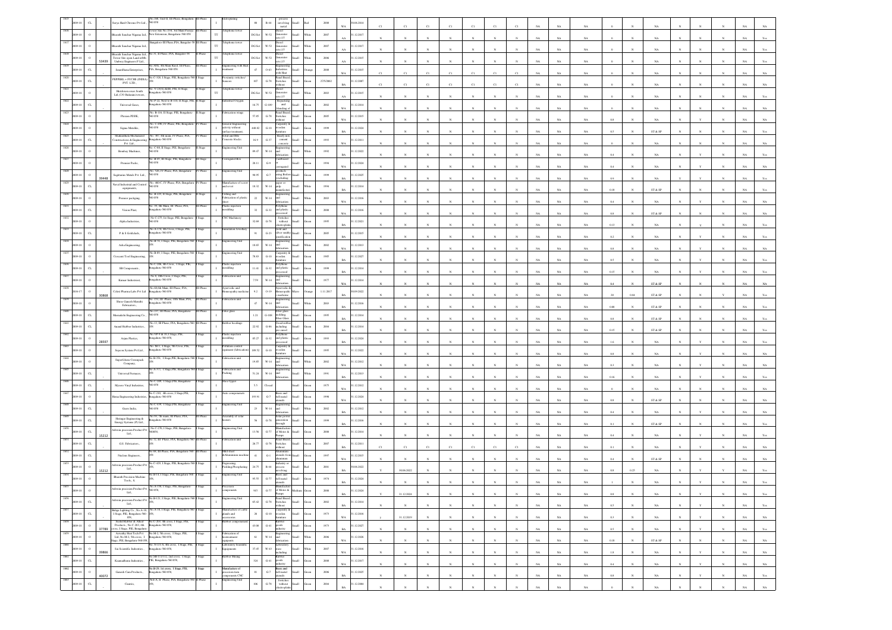| | | | | | | | | | | | | | | | | | | | | | | | | | | | | | | | | | | |
|---|---|---|---|---|---|---|---|---|---|---|---|---|---|---|---|---|---|---|---|---|---|---|---|---|---|---|---|---|---|---|---|---|---|---|
| 1815 | 2009-10 | CL | | Surya Hard Chromes Pvt Ltd | No.16F, Unit-II, III Phase, Bengaluru 560 058 | III Phase | I | Electroplating | 98 | R-44 | Processes involving metal | Small | Red | 2008 | WA | 30.06.2014 | C1 | C1 | C1 | C1 | C1 | C1 | C1 | NA | NA | NA | 0 | N | NA | N | N | N | NA | NA |
| 1816 | 2009-10 | O | | Bharath Sanchar Nigama Ltd. | Tower Site No. 35/4, 3rd Main Peenya III Phase, New Extension, Bengaluru-560 058 | III Phase | TT | Telephone tower | DG Set | W-52 | Diesel Generator sets (15 | Small | White | 2007 | AA | 31.12.2017 | N | N | N | N | N | N | N | NA | NA | NA | 0 | N | NA | N | N | N | NA | Yes |
| 1817 | 2009-10 | O | | Bharath Sanchar Nigama Ltd. | Bangalore III Phase PIA, Bangalore-58 | III Phase | TT | Telephone tower | DG Set | W-52 | Diesel Generator sets (15 | Small | White | 2007 | AA | 31.12.2017 | N | N | N | N | N | N | N | NA | NA | NA | 0 | N | NA | N | N | N | NA | Yes |
| 1818 | 2009-10 | O | 53439 | Bharath Sanchar Nigama Ltd. Tower Site upon Land of M/s Umbrey Engineers P Ltd. | No.31, II Phase, PIA, Bengaluru-58 | II Phase | TT | Telephone tower | DG Set | W-52 | Diesel Generator sets (15 | Small | White | 2006 | AA | 31.12.2015 | N | N | N | N | N | N | N | NA | NA | NA | 0 | N | NA | N | N | N | NA | Yes |
| 1819 | 2009-10 | CL | | Janardhana Enterprises | No.30/4, 4th Main Road, III Phase, PIA, Bengaluru-560 058 | III Phase | I | Engineering with Heat treatment | 47 | O-63 | Industries with Heat | Small | Orange | 2008 | WA | 31.12.2015 | C1 | C1 | C1 | C1 | C1 | C1 | C1 | NA | NA | NA | 0 | N | NA | N | N | N | NA | NA |
| 1820 | 2009-10 | CL | | PEPPERL + FUCHS (INDIA) PVT. LTD. | No.C-108, I Stage, PIE, Bengaluru-560 058 | I Stage | I | Proximity switches/ Sensors | 107 | G-78 | Panel Board, Switches without | Small | Green | 27/5/2002 | BA | 31.12.2007 | C1 | C1 | C1 | C1 | C1 | C1 | C1 | NA | NA | NA | 0 | N | NA | N | N | N | NA | NA |
| 1821 | 2009-10 | O | | Hutchison essar South Ltd., (C/O Rukmani towers) | No. 5-23/A/4&6, PIE, II Stage, Bengaluru-560 058 | II Stage | TT | Telephone tower | DG Set | W-52 | Diesel Generator sets (15 | Small | White | 2003 | AA | 31.12.2015 | N | N | N | N | N | N | N | NA | NA | NA | 0 | N | NA | N | N | N | NA | Yes |
| 1822 | 2009-10 | CL | | Universal Gases | No.P-2, Next to B-110, II Stage, PIE, Bengaluru-560 058 | II Stage | I | Industrial Oxygen | 16.75 | G-109 | Repacking and blending of | Small | Green | 2002 | WA | 31.12.2014 | N | N | N | N | N | N | N | NA | NA | NA | 0 | N | NA | N | N | N | NA | NA |
| 1823 | 2009-10 | O | | Plexion PDDE | No. B-118, II Stage, PIE, Bengaluru-560 058 | II Stage | I | Fabrication rings | 57.85 | G-78 | Panel Board, Switches without | Small | Green | 2005 | WA | 31.12.2015 | N | N | N | N | N | N | N | NA | NA | NA | 0.8 | N | NA | N | N | Y | NA | NA |
| 1824 | 2009-10 | O | | Sigma Metaliks | No.1-190, IV Phase, PIE, Bengaluru-560 058 | IV Phase | I | General engineering activity without surface treatment | 448.42 | G-10 | Carpentry & wooden furniture | Small | Green | 1999 | BA | 31.12.2021 | N | N | N | N | N | N | N | NA | NA | NA | 0.5 | N | ST & SP | N | N | N | NA | Yes |
| 1825 | 2009-10 | CL | | Shakambhari Mechanised Constructions & Engineering Pvt. Ltd. | No. -9, 4th main, IV Phase, PIA, Bengaluru-560 058 | IV Phase | I | Solid and Hollow Concrete Blocks | 16.9 | G-37 | Ready mix cement concrete | Small | Green | 1993 | WA | 31.12.2011 | N | N | N | N | N | N | N | NA | NA | NA | 0 | N | NA | N | N | N | NA | NA |
| 1826 | 2009-10 | O | | Bombay Machines | No. C-90, II Stage, PIE, Bengaluru-560 058 | II Stage | I | Engineering Unit | 49.47 | W-14 | Engineering and fabrication | Small | White | 1992 | BA | 31.12.2022 | N | N | N | N | N | N | N | NA | NA | NA | 0.4 | N | NA | N | N | Y | NA | Yes |
| 1827 | 2009-10 | O | | Premier Packs | No. B-87, III Stage, PIE, Bengaluru-560 058 | III Stage | I | Corrugated Box | 28.11 | G-9 | Cardboard or corrugated | Small | Green | 1994 | WA | 31.12.2024 | N | N | N | N | N | N | N | NA | NA | NA | 0.4 | N | NA | N | N | Y | NA | Yes |
| 1828 | 2009-10 | O | 39448 | Sagittarius Metals Pvt. Ltd. | No. 526, IV Phase, PIA, Bengaluru-560 058 | IV Phase | I | Engineering Unit | 98.95 | G-7 | Steel, Rolling Mills with reheating | Small | Green | 1999 | BA | 31.12.2025 | N | N | N | N | N | N | N | NA | NA | NA | 0.9 | N | NA | Y | Y | N | NA | Yes |
| 1829 | 2009-10 | CL | | Naval Industrial and Control equipments | No. 463/C, IV Phase, PIA, Bengaluru-560 058 | IV Phase | I | Manufacture of screw and rivet | 18.32 | W-14 | Engineering and fabrication | Small | White | 1994 | BA | 31.12.2014 | N | N | N | N | N | N | N | NA | NA | NA | 0.18 | N | ST & SP | N | N | N | NA | Yes |
| 1830 | 2009-10 | O | | Pentacot packaging | No. B-229, II Stage, PIE, Bengaluru-560 058 | II Stage | I | Cutting and Fabrication of plastic sheet | 22 | W-14 | Engineering and fabrication | Small | White | 2003 | WA | 31.12.2016 | N | N | N | N | N | N | N | NA | NA | NA | 0.4 | N | NA | N | N | Y | NA | NA |
| 1831 | 2009-10 | CL | | Vision Plast | No. 35, 4th Main, III Phase, PIA, Bengaluru-560 058 | III Phase | I | Plastic injection moulding | 32 | G-32 | Polythene and plastic processed | Small | Green | 2008 | BA | 31.12.2016 | N | N | N | N | N | N | N | NA | NA | NA | 0.8 | N | ST & SP | N | N | N | NA | NA |
| 1832 | 2009-10 | O | | Alpha Industries | No.C-275, 1st Stage, PIE, Bengaluru-560 058 | I Stage | I | CNC Machinery | 32.69 | G-78 | Switches without electroplating | Small | Green | 1995 | BA | 31.12.2021 | N | N | N | N | N | N | N | NA | NA | NA | 0.13 | N | NA | N | Y | N | NA | Yes |
| 1833 | 2009-10 | CL | | P & S Goldclads | No.A-334, 8th Cross, I Stage, PIE, Bengaluru-560 058 | I Stage | I | Immitation Jewellery | 91 | G-23 | Gold and silver smithy (purification | Small | Green | 2005 | BA | 31.12.2015 | N | N | N | N | N | N | N | NA | NA | NA | 0.2 | N | NA | N | N | N | NA | Yes |
| 1834 | 2009-10 | O | | Adya Engineering | No.B-9, I Stage, PIE, Bengaluru-560 058 | I Stage | I | Engineering Unit | 19.65 | W-14 | Engineering and fabrication | Small | White | 2002 | WA | 31.12.2013 | N | N | N | N | N | N | N | NA | NA | NA | 0.8 | N | NA | N | N | Y | NA | NA |
| 1835 | 2009-10 | O | | Crescent Tool Engineering | No.B-89, I Stage, PIE, Bengaluru-560 058 | I Stage | I | Engineering Unit | 78.83 | G-10 | Carpentry & wooden furniture | Small | Green | 1985 | BA | 31.12.2027 | N | N | N | N | N | N | N | NA | NA | NA | 0.5 | N | NA | N | N | Y | NA | Yes |
| 1836 | 2009-10 | CL | | SB Components | No.C-306, 4th Cross, I Stage, PIE, Bengaluru-560 058 | I Stage | I | Plastic injection moulding | 11.41 | G-32 | Polythene and plastic processed | Small | Green | 1999 | BA | 31.12.2014 | N | N | N | N | N | N | N | NA | NA | NA | 0.15 | N | NA | N | N | N | NA | Yes |
| 1837 | 2009-10 | O | | Kumar Industries | No.8, 10th Cross, I Stage, PIE, Bengaluru-560 058 | I Stage | I | Fabrication unit | 7.59 | W-14 | Engineering and fabrication | Small | White | 1977 | WA | 31.12.2014 | N | N | N | N | N | N | N | NA | NA | NA | 0.4 | N | ST & SP | N | N | N | NA | NA |
| 1838 | 2016-17 | O | 30868 | Celest Pharma Labs Pvt Ltd | No.16/16, 4th Main, III Phase, PIA, Bengaluru-560 058 | III Phase | I | Ayurvedic and Homeopathy medicine | 9.2 | O-19 | Ayurvedic and Homeopathic medicine | Micro | Orange | 1.11.2017 | BA | 30.09.2022 | N | N | N | N | N | N | N | NA | NA | NA | 28 | 0.04 | ST & SP | N | N | Y | NA | Yes |
| 1839 | 2009-10 | O | | Shree Ganesh Maruthi Fabricators | No. 155, III Phase, 10th Main, PIA, Bengaluru-560 058 | III Phase | I | Fabrication unit | 47 | W-14 | Engineering and fabrication | Small | White | 2003 | BA | 31.12.2016 | N | N | N | N | N | N | N | NA | NA | NA | 0.08 | N | ST & SP | N | N | N | NA | NA |
| 1840 | 2009-10 | CL | | Meenakshi Engineering Co. | No.237, III Phase, PIA, Bengaluru-560 058 | III Phase | I | Fiber glass | 1.21 | G-108 | Fibre glass molding, Fiber Glass | Small | Green | 1995 | BA | 31.12.2014 | N | N | N | N | N | N | N | NA | NA | NA | 0.8 | N | ST & SP | N | N | N | NA | Yes |
| 1841 | 2009-10 | CL | | Anand Rubber Industries | No.13, III Phase, PIA, Bengaluru-560 058 | III Phase | I | Rubber bushings | 22.92 | G-86 | Tread rubber including pre-cured | Small | Green | 2004 | BA | 31.12.2014 | N | N | N | N | N | N | N | NA | NA | NA | 0.15 | N | ST & SP | N | N | N | NA | Yes |
| 1842 | 2009-10 | O | 28597 | Arjun Plastics | No.SP-9 & 10, I Stage, Bengaluru-560 058 | I Stage | I | Plastic injection moulding | 85.27 | G-32 | Polythene and plastic processed | Small | Green | 1993 | BA | 31.12.2024 | N | N | N | N | N | N | N | NA | NA | NA | 1.6 | N | NA | N | N | Y | NA | Yes |
| 1843 | 2009-10 | O | | Sepcon Systems Pvt Ltd | No. M-3, I Stage, 5th Cross, PIE, Bengaluru-560 058 | I Stage | I | Pollution control equipment (fabrication) | 109.52 | G-10 | Carpentry & wooden furniture | Small | Green | 1995 | WA | 31.12.2022 | N | N | N | N | N | N | N | NA | NA | NA | 0.8 | N | NA | N | N | N | NA | Yes |
| 1844 | 2009-10 | O | | Superfulcrum Crossposts Company | No.M-356, I Stage, PIE, Bengaluru-560 058 | I Stage | I | Fabrication unit | 19.85 | W-14 | Engineering and fabrication | Small | White | 2002 | WA | 31.12.2012 | N | N | N | N | N | N | N | NA | NA | NA | 0.3 | N | NA | N | N | Y | NA | NA |
| 1845 | 2009-10 | CL | | Universal Furnaces | No.A-371, I Stage, PIE, Bengaluru-560 058 | I Stage | I | Fabrication and Packing | 51.24 | W-14 | Engineering and fabrication | Small | White | 1991 | BA | 31.12.2013 | N | N | N | N | N | N | N | NA | NA | NA | 0.16 | N | NA | N | N | Y | NA | Yes |
| 1846 | 2009-10 | CL | | Mysore Vinyl Industries | No.C-309, I Stage, PIE, Bengaluru-560 058 | I Stage | I | Shoe Upper | 5.5 | Closed | | Small | Green | 1975 | WA | 31.12.2012 | N | N | N | N | N | N | N | NA | NA | NA | 0 | N | NA | N | N | N | NA | NA |
| 1847 | 2009-10 | O | | Hema Engineering Industries | No.C-210, 4th cross, I Stage, PIE, Bengaluru-560 058 | I Stage | I | Auto components | 150.91 | G-7 | Brass and bell metal utensils | Small | Green | 1990 | WA | 31.12.2024 | N | N | N | N | N | N | N | NA | NA | NA | 0.9 | N | ST & SP | N | N | N | NA | NA |
| 1848 | 2009-10 | CL | | Gears India | No.C-319, I Stage, PIE, Bengaluru-560 058 | I Stage | I | Engineering Unit | 23 | W-14 | Engineering and fabrication | Small | White | 2002 | BA | 31.12.2012 | N | N | N | N | N | N | N | NA | NA | NA | 0.4 | N | NA | N | N | Y | NA | NA |
| 1849 | 2009-10 | CL | | Shrinagar Engineering & Energy Systems (P) Ltd. | No.95, 7th main, III Phase, PIA, Bengaluru-560 058 | III Phase | I | Assembly of solar heaters | 56 | G-78 | Solar power generation through | Small | Green | 1999 | BA | 31.12.2016 | N | N | N | N | N | N | N | NA | NA | NA | 0 | N | NA | N | N | N | NA | NA |
| 1850 | 2009-10 | CL | 15212 | Ashwin precision Product Pvt Ltd. | No.C-170, I Stage, PIE, Bengaluru-560058 | I Stage | I | Engineering Unit | 13.58 | G-77 | Manufacture of Motor & Pumps | Small | Green | 2008 | BA | 31.12.2014 | N | N | N | N | N | N | N | NA | NA | NA | 0.1 | N | ST & SP | N | N | N | NA | NA |
| 1851 | 2009-10 | CL | | G.S. Fabricators | No. 12, III Phase, PIA, Bengaluru-560 058 | III Phase | I | Fabrication unit | 26.77 | G-78 | Panel Board, Switches without | Small | Green | 2007 | BA | 31.12.2011 | C1 | C1 | C1 | C1 | C1 | C1 | C1 | NA | NA | NA | 0.1 | N | NA | N | N | Y | NA | Yes |
| 1852 | 2009-10 | CL | | Nucleus Engineers | No.88, III Phase, PIA, Bengaluru-560 058 | III Phase | I | Mild steel & Aluminium machine | 41 | G-1 | Aluminium utensils from Aluminium | Small | Green | 1997 | WA | 31.12.2015 | N | N | N | N | N | N | N | NA | NA | NA | 0.4 | N | ST & SP | N | N | N | NA | NA |
| 1853 | 2009-10 | O | 15212 | Ashwin precision Product Pvt Ltd. | No.C-429, I Stage, PIE, Bengaluru-560 058 | I Stage | I | Degreasing, Pickling/Phosphating | 24.75 | R-44 | Industry or process involving | Small | Red | 2001 | BA | 30.06.2022 | N | 30.06.2022 | N | N | N | N | N | NA | NA | NA | 0.8 | 0.25 | NA | N | Y | Y | NA | Yes |
| 1854 | 2009-10 | O | | Bharath Precision Machine Tools, 8 | No.B-83, I Stage, PIE, Bengaluru-560 058 | I Stage | I | Engineering Unit | 95.55 | G-77 | Brass and bell metal utensils | Small | Green | 1974 | BA | 31.12.2024 | N | N | N | N | N | N | N | NA | NA | NA | 1 | N | NA | N | N | Y | NA | Yes |
| 1855 | 2009-10 | O | | Ashwin precision Product Pvt Ltd. | No.A-158, I Stage, PIE, Bengaluru-560 058 | I Stage | I | Precision components | 915 | G-77 | Manufacture of Motor & Pumps | Medium | Green | 2008 | BA | 31.12.2024 | Y | 31.12.2024 | N | N | N | N | N | NA | NA | NA | 0.8 | N | NA | N | N | Y | NA | Yes |
| 1856 | 2009-10 | O | | Ashwin precision Product Pvt Ltd. | No.B-121, I Stage, PIE, Bengaluru-560 058 | I Stage | I | Engineering Unit | 65.42 | G-78 | Panel Board, Switches without | Small | Green | 2002 | BA | 31.12.2014 | N | N | N | N | N | N | N | NA | NA | NA | 0.5 | N | NA | N | N | N | NA | Yes |
| 1857 | 2009-10 | CL | | Bajaja Lighting Co., No. A-18, I Stage, PIE, Bengaluru-560 058 | No.A-18, I Stage, PIE, Bengaluru-560 058 | I Stage | I | Manufacture of cable glands and accessories | 26 | G-10 | Carpentry & wooden furniture | Small | Green | 1973 | WA | 31.12.2016 | j | 31.12.2019 | N | N | N | N | N | NA | NA | NA | 0.3 | N | NA | N | N | N | NA | NA |
| 1858 | 2009-10 | O | 37780 | Sushil Rubber & Allied Products, No.C-203, 4th cross, I Stage, PIE, Bengaluru | No.C-203, 4th cross, I Stage, PIE, Bengaluru-560 058 | I Stage | I | Rubber components | 43.08 | G-41 | Rubber goods industry | Small | Green | 1973 | BA | 31.12.2027 | N | N | N | N | N | N | N | NA | NA | NA | 0.5 | N | NA | N | N | Y | NA | Yes |
| 1859 | 2009-10 | O | | Acroaflo Heat Tech Pvt Ltd. No.M-2, 5th cross, I Stage, PIE, Bengaluru-560058 | No.M-2, 5th cross, I Stage, PIE, Bengaluru-560 058 | I Stage | I | Fabrication of Instrumental equipments | 61 | W-14 | Engineering and fabrication | Small | White | 2006 | WA | 31.12.2026 | N | N | N | N | N | N | N | NA | NA | NA | 0.08 | N | ST & SP | N | N | N | NA | NA |
| 1860 | 2009-10 | O | 30866 | Sai Scientific Industries | No. 51/13/A, 4th cross, I Stage, PIE, Bengaluru-560 058 | I Stage | I | Laboratory Scientific Equipments | 37.05 | W-63 | Laboratory ware including | Small | White | 2007 | WA | 31.12.2016 | N | N | N | N | N | N | N | NA | NA | NA | 1.8 | N | NA | N | N | N | NA | NA |
| 1861 | 2009-10 | CL | | Kumudhara Industries | No.SB-11(C1), 2nd cross, I Stage, PIE, Bengaluru-560 058 | I Stage | I | Rubber Mixing | 324 | G-41 | Rubber goods industry | Small | Green | 2008 | WA | 31.12.2017 | N | N | N | N | N | N | N | NA | NA | NA | 0.4 | N | NA | N | N | Y | NA | NA |
| 1862 | 2009-10 | O | 40072 | Ganesh Cam Products | No.B-25, 1st cross, I Stage, PIE, Bengaluru-560 058 | I Stage | I | Manufacture of precision turn components CNC | 81 | G-7 | Brass and bell metal utensils | Small | Green | 2006 | BA | 31.12.2025 | N | N | N | N | N | N | N | NA | NA | NA | 0.8 | N | NA | N | N | Y | NA | Yes |
| 1863 | 2009-10 | CL | | Cosmos | No.4-A, II Phase, PIA, Bengaluru-560 058 | II Phase | I | Engineering Unit | 106 | G-78 | Switches without electroplating | Small | Green | 2004 | BA | 31.12.2004 | N | N | N | N | N | N | N | NA | NA | NA | 0 | N | NA | N | N | N | NA | NA |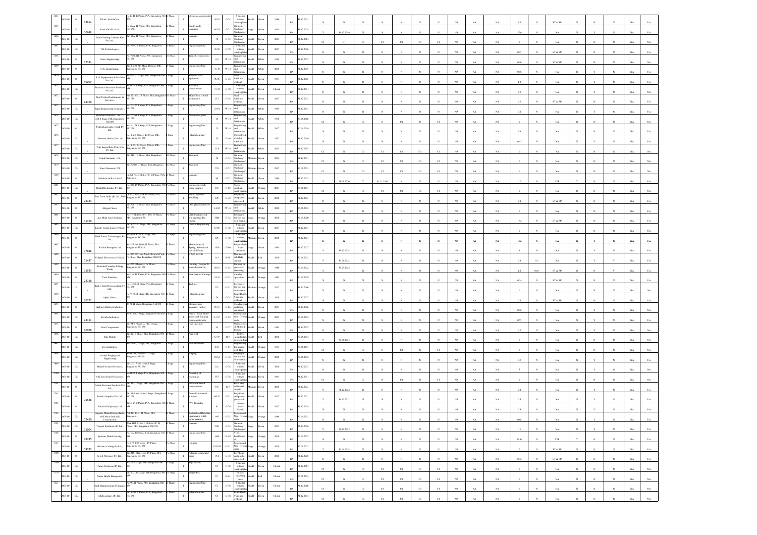| | | | | | | | | | | | | | | | | | | | | | | | | | | | | | | | | | | | |
|---|---|---|---|---|---|---|---|---|---|---|---|---|---|---|---|---|---|---|---|---|---|---|---|---|---|---|---|---|---|---|---|---|---|---|---|
| 1664 | 2009-10 | O | 38854 | Teknic Switchlines | No.17-H, II Phase, PIA, Bangalore-560058 | II Phase | I | Electronic equipments | 38.87 | G-78 | Switches without electroplating | Small | Green | 1988 | BA | 31.12.2015 | N | N | N | N | N | N | N | N | NA | NA | NA | 1.6 | N | ST & SP | N | N | N | NA | Yes |
| 1665 | 2009-10 | CL | 10648 | Jeans Knit Pvt Ltd. | No.20A, II Phase, PIA, Bangalore-560058 | II Phase | I | Ready made Garments | 1929.5 | G-72 | Garment Stitching/ Stitching of | Large | Green | 2004 | BA | 31.12.2020 | Y | 31.12.2019 | N | N | N | N | N | N | NA | NA | NA | 57.6 | N | NA | N | Y | N | NA | Yes |
| 1666 | 2009-10 | CL | | Euro Clothing Cultures Knit Pvt Ltd. | No.20A, II Phase, PIA, Bangalore, | II Phase | I | Garment | 78 | G-72 | Garment Stitching/ Stitching of | Small | Green | 2004 | BA | 31.12.2004 | C1 | C1 | C1 | C1 | C1 | C1 | C1 | C1 | NA | NA | NA | 0 | N | NA | N | N | N | NA | NA |
| 1667 | 2009-10 | CL | | TIA Technologies, | No.19/A, II Phase, PIA, Bangalore, | II Phase | I | Engineering Unit | 45.05 | G-78 | Switches without electroplating | Small | Green | 2007 | WA | 31.12.2016 | N | N | N | N | N | N | N | N | NA | NA | NA | 0.25 | N | ST & SP | N | N | N | NA | Yes |
| 1668 | 2009-10 | O | 17183 | Sonia Engineering, | No. 39/1, III Phase, PIA, Bangalore-560058 | III Phase | I | Turned components | 8.9 | W-14 | Engineering and fabrication | Small | White | 1999 | WA | 31.12.2022 | N | N | N | N | N | N | N | N | NA | NA | NA | 0.16 | N | ST & SP | N | N | N | NA | Yes |
| 1669 | 2009-10 | O | | G.K. Engineering, | No.B-230, 5th Main, II Stage, PIE, Bangalore-560058 | II Stage | I | Engineering Unit | 31.38 | W-14 | Engineering and fabrication | Small | White | 2006 | BA | 31.12.2015 | N | N | N | N | N | N | N | N | NA | NA | NA | 0.16 | N | NA | N | N | N | NA | Yes |
| 1670 | 2009-10 | O | 40009 | S.G. Equipments & Machine Pvt Ltd. | No.54-D, I Stage, PIE, Bangalore-560058 | I Stage | I | Stainless steel equipment | 96.85 | G-66 | Steel furniture without | Small | Green | 1997 | BA | 31.12.2025 | N | N | N | N | N | N | N | N | NA | NA | NA | 1.2 | N | NA | N | Y | N | NA | Yes |
| 1671 | 2009-10 | CL | | Proximech Precision Products Pvt Ltd. | No.B-73, I Stage, PIE, Bangalore-560058 | I Stage | I | Precision components | 73.32 | G-78 | Switches without electroplating | Small | Green | Closed | BA | 31.12.2011 | N | N | N | N | N | N | N | N | NA | NA | NA | 0.8 | N | NA | N | Y | N | NA | NA |
| 1672 | 2009-10 | CL | 28120 | Heat Control Instruments & Services, | Plot No.100, III Phase, PIA, Bangalore-560058 | III Phase | I | Mfg of heat control instruments | 23.2 | G-18 | Steel furniture without | Small | Green | 2003 | BA | 31.12.2023 | N | N | N | N | N | N | N | N | NA | NA | NA | 0.6 | N | ST & SP | N | N | N | NA | Yes |
| 1673 | 2009-10 | CL | | Japan Engineering Company, | No. C-333, I Stage, PIE, Bangalore-560058 | I Stage | I | Engineering Unit | 23.64 | W-14 | Engineering and fabrication | Small | White | 1994 | BA | 31.12.2013 | N | N | N | N | N | N | N | N | NA | NA | NA | 0.2 | N | NA | N | Y | N | NA | Yes |
| 1674 | 2009-10 | CL | | Marshal Industries, No.C-204, I Stage, PIE, Bangalore-560058 | No. C-204, I Stage, PIE, Bangalore-560058 | I Stage | I | Automobile parts | 14 | W-14 | Engineering and fabrication | Small | White | 1978 | BA | 30.06.2008 | C1 | N | C1 | N | C1 | N | C1 | N | NA | NA | NA | 0 | N | NA | N | N | N | NA | NA |
| 1675 | 2009-10 | O | | Contra Line Lathe Tech Pvt Ltd., | No. A-178, I Stage, PIE, Bangalore-560058 | I Stage | I | Engineering Unit | 23 | W-14 | Engineering and fabrication | Small | White | 2007 | BA | 30.06.2019 | N | N | N | N | N | N | N | N | NA | NA | NA | NA | N | NA | N | N | N | NA | Yes |
| 1676 | 2009-10 | CL | | Shantaam (India) Pvt Ltd., | No. B-22, I Stage, III Cross, PIE, Bangalore-560058 | I Stage | I | Fabrication unit | 74 | G-10 | Carpentry & wooden furniture | Small | Green | 1972 | BA | 31.12.2016 | N | N | N | N | N | N | N | N | NA | NA | NA | 0.45 | N | NA | N | N | N | NA | Yes |
| 1677 | 2009-10 | CL | | True Image Roto Converter Pvt Ltd. | No. B-73, III Cross, I Stage, PIE, Bangalore-560058 | I Stage | I | Engineering Unit | 22.8 | W-14 | Engineering and fabrication | Small | White | 2001 | BA | 31.12.2007 | C1 | N | C1 | C1 | C1 | C1 | C1 | N | NA | NA | NA | 0 | N | NA | N | N | N | NA | NA |
| 1678 | 2009-10 | CL | | Sonal Garments - IX, | No.110, III Phase, PIA, Bangalore, | III Phase | I | Garment | 18 | G-72 | Garment Stitching/ Stitching of | Medium | Green | 2004 | WA | 31.12.2011 | C1 | N | C1 | C1 | C1 | C1 | C1 | N | NA | NA | NA | 0 | N | NA | N | N | N | NA | NA |
| 1679 | 2009-10 | CL | | Sonal Garments - VI, | No.7/5HD, III Phase, PIA, Bangalore | III Phase | I | Garment | 795 | G-72 | Garment Stitching/ Stitching of | Medium | Green | 2005 | BA | 30.06.2012 | C1 | N | C1 | C1 | C1 | C1 | C1 | N | NA | NA | NA | 0 | N | NA | N | N | N | NA | NA |
| 1680 | 2009-10 | O | | Gokaldas India - Unit II | Unit II No.23 & 25 C, II Phase, PIA, Bangalore, | II Phase | I | Garment | 98 | G-72 | Garment Stitching/ Stitching of | Small | Green | 1998 | BA | 31.12.2023 | Y | 28.01.2026 | Y | 31.12.2108 | N | N | N | N | NA | NA | NA | 27 | N | STP | Y | N | N | NA | Yes |
| 1681 | 2009-10 | CL | | Daniel Hydraulics Pvt Ltd., | No.490, IV Phase, PIA, Bangalore-560058 | IV Phase | I | Engineering with spray painting | 491 | O-62 | Spray painting, paint baking | Small | Orange | 2003 | BA | 30.06.2013 | C1 | N | C1 | C1 | C1 | C1 | C1 | N | NA | NA | NA | 0 | N | NA | N | N | N | NA | NA |
| 1682 | 2009-10 | O | 24144 | Fine Tools India (P) Ltd. Unit II, | Unit II, No.47-48, IV Phase, PIA, Bangalore-560058 | IV Phase | I | Plastic injection moulding | 105 | G-32 | Polythene and plastic processed | Small | Green | 2000 | BA | 31.12.2023 | N | N | N | N | N | N | N | N | NA | NA | NA | 0.4 | N | ST & SP | N | N | N | NA | Yes |
| 1683 | 2009-10 | O | | Allegro Fibres, | No.338, IV Phase, PIA, Bangalore-560058 | IV Phase | I | Fibre glass reinforced | 14.82 | W-14 | Engineering and fabrication | Small | White | 2000 | BA | 30.06.2012 | N | N | N | N | N | N | N | N | NA | NA | NA | 0 | N | NA | N | N | N | NA | Yes |
| 1684 | 2009-10 | O | 11710 | Ace Multi Axes Systems, | No.17, Plot No.467-469, IV Phase, PIA, Bangalore-58 | IV Phase | I | CNC Machinery & low pressure Die casting | 3669 | O-32 | Forging of ferrous and non-ferrous | Large | Orange | 2006 | BA | 30.09.2020 | N | N | N | N | N | N | N | N | NA | NA | NA | 1.92 | N | ST & SP | N | N | N | NA | Yes |
| 1685 | 2009-10 | CL | | Tanish Technologies (P) Ltd., | No.B-52, III Stage, PIE, Bangalore-560058 | III Stage | I | General Engineering | 67.06 | G-78 | Switches without electroplating | Small | Green | 2007 | BA | 31.12.2015 | N | N | N | N | N | N | N | N | NA | NA | NA | 0 | N | NA | N | N | N | NA | NA |
| 1686 | 2009-10 | O | | Fluid Power Technologies Pvt Ltd., | No.A-23 & 24, III Stage, PIE, Bangalore-560058 | III Stage | I | Engineering Unit | 695 | G-78 | Switches without electroplating | Medium | Green | 2008 | BA | 31.12.2021 | N | N | N | N | N | N | N | N | NA | NA | NA | 1.22 | N | NA | N | Y | N | NA | Yes |
| 1687 | 2009-10 | O | 37886 | Kurlon Enterprises Ltd., | No.29E, 4th Main, II Phase, PIA, Bangalore-560058 | II Phase | I | Manufacture of Spring, Rubberised coir and Foam | 1519 | G-90 | Polyurethane foam | Large | Green | 1994 | BA | 31.12.2027 | Y | 31.12.2024 | N | N | N | N | N | N | NA | NA | NA | 4 | N | NA | N | Y | N | NA | Yes |
| 1688 | 2009-10 | O | 11487 | Vasphar Bioscinences (P) Ltd., | No.303-306, Vijaya Nagar Industrial Park, IV Phase, PIA, Bangalore-560058 | IV Phase | I | R & D activity | 213 | R-56 | Pharmaceuticals ... Drug & | Small | Red | 2008 | BA | 30.06.2023 | Y | 30.06.2022 | N | N | N | N | N | N | NA | NA | NA | 0.4 | 0.2 | NA | N | Y | Y | NA | Yes |
| 1689 | 2009-10 | O | 11543 | Saravana Foundry & Engg Works, | No.392, 10th cross, IV Phase, Bangalore-560058 | IV Phase | I | Foundry (Copper & brass) | 58.16 | O-42 | Industry or processes involving foundry | Small | Orange | 1986 | BA | 30.09.2023 | Y | 30.09.2022 | N | N | N | N | N | N | NA | NA | NA | 1.2 | 0.05 | ST & SP | N | Y | N | NA | Yes |
| 1690 | 2009-10 | O | 24318 | Vani Founders, | No.510, IV Phase, PIA, Bangalore-560058 | IV Phase | I | Non-Ferrous Castings | 24.32 | O-32 | Foundry operations | Small | Orange | 1982 | BA | 30.06.2019 | N | N | N | N | N | N | N | N | NA | NA | NA | 0.24 | N | ST & SP | N | N | N | NA | Yes |
| 1691 | 2009-10 | CL | | Turbo Tech Precision Eng Pvt Ltd., | No.343-N, II Stage, PIE, Bangalore-560058 | II Stage | I | Turbines | 371 | O-32 | Forging of ferrous and non-ferrous | Medium | Orange | 2007 | BA | 31.12.2006 | N | N | N | N | N | N | N | N | NA | NA | NA | 0 | N | NA | N | N | N | NA | NA |
| 1692 | 2009-10 | O | 36722 | Alpha Linear, | No.V-37, II Stage, PIE, Bangalore-560058 | II Stage | I | Fabrication unit | 78 | G-78 | Panel Board, Switches without | Small | Green | 2008 | BA | 31.12.2027 | N | N | N | N | N | N | N | N | NA | NA | NA | 0.6 | N | ST & SP | N | N | N | NA | Yes |
| 1693 | 2009-10 | O | | Highway Rubber Industries, | C-74, II Stage, Bangalore-560058 | II Stage | I | Blending raw materials, rubber | 25.51 | G-86 | Tread rubber including pre-cured | Small | Green | 2007 | WA | 31.12.2026 | N | N | N | N | N | N | N | N | NA | NA | NA | 0.16 | N | NA | N | Y | N | NA | Yes |
| 1694 | 2009-10 | CL | 24113 | Kavitha Industries | No.C-256, I Stage, Bangalore-560058 | I Stage | I | Parts of Solar Water heater and Turning components with | 17.27 | O-22 | Ferrous and Non-ferrous metal | Small | Orange | 2002 | BA | 30.06.2013 | N | N | N | N | N | N | N | N | NA | NA | NA | 0.55 | N | NA | N | N | N | NA | Yes |
| 1695 | 2009-10 | O | 30078 | Auto Components | No.M-7, 7th cross, PIE, I Stage, Bangalore-560058 | I Stage | I | Fuel injection | 43 | G-77 | Manufacture of Motor & Pumps | Small | Green | 1981 | WA | 31.12.2025 | N | N | N | N | N | N | N | N | NA | NA | NA | 0.2 | N | NA | N | N | N | NA | Yes |
| 1696 | 2009-10 | CL | | Sabi Metals, | No.42, II Phase, PIA, Bangalore-560058 | II Phase | I | Pure lead | 67.97 | R-7 | battery manufacture and recycling | Small | Red | 2000 | BA | 30.06.2014 | Y | 30.06.2014 | N | N | N | N | N | N | NA | NA | NA | 0 | N | NA | N | N | N | NA | Yes |
| 1697 | 2009-10 | CL | | Iyyo Industries, | No.300-83, I Stage, PIE, Bangalore | I Stage | I | Heat Treatment | 8.27 | O-63 | Engineering industries with heat | Small | Orange | 1974 | BA | 30.06.2013 | C1 | N | C1 | N | C1 | N | C1 | N | NA | NA | NA | 0 | N | NA | N | N | N | NA | NA |
| 1698 | 2009-10 | CL | | Arvind Forging and Engineering | No.B-131, 3rd cross, I Stage, Bangalore-560058 | I Stage | I | Forging | 89.64 | O-32 | Forging of ferrous and non-ferrous | Small | Orange | 2008 | BA | 30.09.2012 | N | N | N | N | N | N | N | N | NA | NA | NA | 0.3 | N | NA | N | N | N | NA | NA |
| 1699 | 2009-10 | CL | | Mann Precision Products | No.C-217, 4th cross, I Stage, Bangalore-560058 | I Stage | I | Engineering Unit | 221 | G-78 | Switches without electroplating | Small | Green | 2008 | WA | 31.12.2023 | N | N | N | N | N | N | N | N | NA | NA | NA | 5 | N | NA | N | Y | N | NA | Yes |
| 1700 | 2009-10 | CL | | A.G.Sons Panel Processors, | No.B-82, I Stage, PIE, Bangalore-560058 | I Stage | I | Assembly of electronics | 757 | G-78 | Switches without electroplating | Medium | Green | 1991 | WA | 31.12.2011 | C1 | N | C1 | N | C1 | N | C1 | N | NA | NA | NA | 0 | N | NA | N | N | N | NA | NA |
| 1701 | 2009-10 | O | | Mann Precision Products Pvt Ltd., | No.163, I Stage, PIE, Bangalore-560058 | I Stage | I | Precision turned components | 578 | G-7 | Brass and bell metal utensils | Medium | Green | 2006 | BA | 31.12.2023 | Y | 31.12.2022 | N | N | N | N | N | N | NA | NA | NA | 0.4 | N | NA | N | Y | N | NA | Yes |
| 1702 | 2009-10 | O | 11588 | Prianka Graphics Pvt Ltd., | No.M-6, 6th cross, I Stage, Bangalore-560058 | I Stage | I | Printed Laminated pouches | 191.52 | G-32 | Polythene and plastic processed | Small | Green | 2007 | BA | 31.12.2022 | Y | 31.12.2022 | N | N | N | N | N | N | NA | NA | NA | 0.5 | N | NA | N | Y | N | NA | Yes |
| 1703 | 2009-10 | O | | Sankalp Polypacs p Ltd. | No.P-27, II Phase, PIA, Bangalore-560058 | II Phase | I | PVC Granules | 82 | G-79 | covered under Plastic | Small | Green | 2007 | BA | 31.12.2034 | N | N | N | N | N | N | N | N | NA | NA | NA | 0.8 | N | NA | N | N | N | NA | Yes |
| 1704 | 2009-10 | CL | 12420 | Cargotec Manufacturing (India) Old Name: Indmade Construction, | Plot No.97-F, II Phase, PIA, Bangalore | II Phase | I | Material Handling equipments with spray painting | 945 | O-32 | Ferrous and Non-ferrous metal | Large | Orange | 1989 | BA | 30.06.2013 | N | N | N | N | N | N | N | N | NA | NA | NA | 0.88 | N | NA | N | Y | N | NA | Yes |
| 1705 | 2009-10 | CL | 31004 | Teeport Syndicate (P) Ltd., | Unit-II/I, Sy No.3 Plot No.9C, II Phase, PIA, Bangalore-560058 | II Phase | I | Garment | 2.99 | G-72 | Garment Stitching/ Stitching of | Large | Green | 2007 | BA | 31.12.2016 | Y | 31.12.2022 | N | N | N | N | N | N | NA | NA | NA | 15 | N | NA | N | N | N | NA | Yes |
| 1706 | 2009-10 | O | 38785 | Systems Manufacturing, | No.4A, II Phase, PIA, Bangalore-560058 | II Phase | I | Engineering Unit | 3108 | O-101 | STPs established | Large | Orange | 2008 | BA | 30.09.2023 | N | N | N | N | N | N | N | N | NA | NA | NA | 19.44 | N | STP | Y | N | N | NA | Yes |
| 1707 | 2009-10 | O | 14733 | Galvano Casting (P) Ltd., | No.349, 14th cross, IV Phase, Bangalore-560058 | IV Phase | I | Foundry | 1337.85 | O-32 | Ferrous and Non-ferrous metal | Large | Orange | 2008 | BA | 30.09.2023 | Y | 30.06.2018 | N | N | N | N | N | N | NA | NA | NA | 2 | N | ST & SP | N | N | N | NA | Yes |
| 1708 | 2009-10 | O | | G.L.S Polymers Pvt Ltd., | No.413, 11th cross, IV Phase, PIA, Bangalore-560058 | IV Phase | I | Polymer compound based | 354 | G-32 | Polythene and plastic processed | Small | Green | 2006 | BA | 31.12.2025 | N | N | N | N | N | N | N | N | NA | NA | NA | 0.32 | N | ST & SP | N | N | N | NA | Yes |
| 1709 | 2009-10 | CL | | Times Creations (P) Ltd., | No.353, II Stage, PIE, Bangalore-560058 | II Stage | I | Sign Boards | C1 | G-78 | Switches without electroplating | Small | Green | Closed | BA | 31.12.2007 | C1 | N | C1 | C1 | C1 | C1 | C1 | C1 | NA | NA | NA | 0 | N | NA | N | N | N | NA | NA |
| 1710 | 2009-10 | CL | | Super Bright Enterprises, | No.P-21, III Stage, PIE, Bangalore-560058 | III Stage | I | Bright Bars | C1 | R-54 | process involving metal | Small | Red | Closed | WA | 30.06.2014 | C1 | N | C1 | C1 | C1 | C1 | C1 | C1 | NA | NA | NA | 0 | N | NA | N | N | N | NA | NA |
| 1711 | 2009-10 | CL | | Skill Manufacturing Company, | No.8C, II Phase, PIA, Bangalore-560058 | II Phase | I | Engineering Unit | C1 | G-78 | Switches without electroplating | Small | Green | Closed | BA | 31.12.2006 | N | N | N | N | N | N | N | N | NA | NA | NA | 0 | N | NA | N | N | N | NA | NA |
| 1712 | 2009-10 | CL | | Multi castings (P) Ltd., | No.B-83, II Phase, PIA, Bangalore-560058 | II Phase | I | Fabrication unit | C1 | G-78 | Panel Board, Switches without | Small | Green | Closed | BA | 31.12.2014 | C1 | N | C1 | C1 | C1 | C1 | C1 | C1 | NA | NA | NA | 0 | N | NA | N | N | N | NA | NA |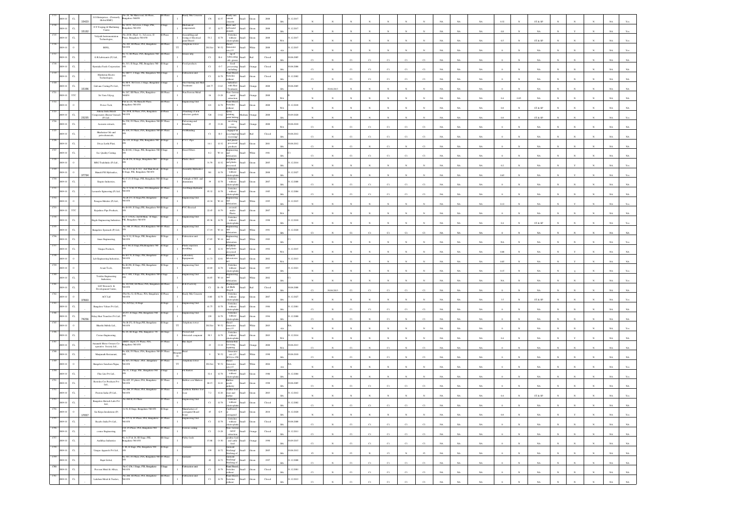| | | | | | | | | | | | | | | | | | | | | | | | | | | | | | | | | | |
|---|---|---|---|---|---|---|---|---|---|---|---|---|---|---|---|---|---|---|---|---|---|---|---|---|---|---|---|---|---|---|---|---|---|
| 1733 | 2009-10 | CL | 15423 | G.S.Enterprises, (Formerly Global RMC) | No.28, 5th Main road, III Phase, Bangalore-560058 | III Phase | I | Ready Mix Concrete | 176 | G-37 | Small | Green | 2008 | BA | 31.12.2017 | N | N | N | N | N | N | N | NA | NA | NA | 0.32 | N | ST & SP | N | N | N | NA | Yes |
| 1734 | 2009-10 | CL | 15132 | D.V.Forging & Machining Centre | No. H-11, 3rd cross, I Stage, PIE, Bangalore-560 058 | I Stage | I | Mechanical components | 57 | G-77 | Small | Green | 2008 | BA | 31.12.2017 | N | N | N | N | N | N | N | NA | NA | NA | 0.8 | N | NA | N | Y | N | NA | Yes |
| 1735 | 2009-10 | CL | | Vidyuth Instrumentation Technologies | No.2D-B (Shed-1), 3rd cross, II Phase, Bangalore 560 058 | II Phase | I | Assembling and wiring of Electrical panel Board | 53.2 | G-78 | Small | Green | 2008 | BA | 31.12.2017 | N | N | N | N | N | N | N | NA | NA | NA | 0.5 | N | ST & SP | N | N | N | NA | Yes |
| 1736 | 2009-10 | O | | BSNL | No.269, III Phase, PIA, Bangalore 560 058 | III Phase | TT | Telephone tower | DG Set | W-52 | Small | White | 2008 | AA | 31.12.2013 | N | N | N | N | N | N | N | NA | NA | NA | 0 | N | NA | N | N | N | NA | Yes |
| 1737 | 2009-10 | CL | | G.R.Lubricants (P) Ltd. | No.12, III Phase, PIA, Bangalore-560 058 | III Phase | I | Grease mfg | C1 | R-4 | Small | Red | Closed | BA | 30.06.2007 | C1 | N | C1 | C1 | C1 | C1 | C1 | NA | NA | NA | 0 | N | NA | N | N | N | NA | NA |
| 1738 | 2009-10 | CL | | Karnataka Foods Corporation | No.313, II Stage, PIE, Bangalore-560 058 | II Stage | I | Food products | C1 | O-7 | Small | Orange | Closed | BA | 30.06.2006 | C1 | N | C1 | C1 | C1 | C1 | C1 | NA | NA | NA | 0 | N | NA | N | N | N | NA | NA |
| 1739 | 2009-10 | CL | | Hindustan Electro Technologies | No.340/37, I Stage, PIE, Bangalore-560 058 | I Stage | I | Fabrication unit | C1 | G-78 | Small | Green | Closed | BA | 31.12.2003 | C1 | N | C1 | C1 | C1 | C1 | C1 | NA | NA | NA | 0 | N | NA | N | N | N | NA | NA |
| 1740 | 2009-10 | CL | 15196 | Galvano Casting Pvt Ltd. | No.B-5, 5th Cross, I Stage, Bengaluru-560 058 | I Stage | I | Heat Treating and Heat Treatment | 249.77 | O-63 | Small | Orange | 2008 | BA | 30.06.2015 | Y | 30.06.2013 | N | N | N | N | N | NA | NA | NA | 0 | N | NA | N | N | N | NA | NA |
| 1741 | 2009-10 | YTC | | Sri Varu Udyog | No.267, III Phase, PIA, Bangalore-560058 | III Phase | I | Non Ferrous Metal | 16 | O-28 | Small | Orange | 2008 | WA | | N | N | N | N | N | N | N | NA | NA | NA | 0.4 | 0.05 | NA | N | N | N | NA | NA |
| 1742 | 2009-10 | O | | Power Tech | Plot no.24, 5th Main, III Phase, Bangalore 560 058 | III Phase | I | Engineering Unit | 121 | G-78 | Small | Green | 2008 | WA | 31.12.2018 | N | N | N | N | N | N | N | NA | NA | NA | 0.8 | N | ST & SP | N | N | N | NA | NA |
| 1743 | 2009-10 | CL | 23235 | Alliance India Hitech Components (Banwar Vianad) (P) Ltd | No.29-B, II Phase, PIA, Bangalore 560 058 | II Phase | I | Punching of non asbestos gaskets | 528 | O-62 | Medium | Orange | 2008 | BA | 30.09.2020 | N | N | N | N | N | N | N | NA | NA | NA | 0.8 | N | ST & SP | N | N | N | NA | Yes |
| 1744 | 2009-10 | CL | | Accurate extracts | No.338, IV Phase, PIA, Bangalore-560 058 | IV Phase | I | Pulverising and Blending | 25 | O-26 | Small | Orange | 2008 | WA | 30.06.2010 | C1 | N | C1 | C1 | C1 | C1 | C1 | NA | NA | NA | 0 | N | NA | N | N | N | NA | NA |
| 1745 | 2009-10 | CL | | Hindustan Oils and petrochemicals | No.438, IV Phase, PIA, Bangalore-560 058 | IV Phase | I | Oil Blending | C1 | R-3 | Small | Red | Closed | BA | 30.06.2013 | C1 | N | C1 | C1 | C1 | C1 | C1 | NA | NA | NA | 0 | N | NA | N | N | N | NA | NA |
| 1746 | 2009-10 | CL | | Divya Jyothi Plast | No.135, II Stage, PIE, Bangalore-560 058 | II Stage | I | P.V.C. Pipe | 14.1 | G-32 | Small | Green | 2001 | BA | 30.06.2012 | C1 | N | C1 | N | C1 | N | C1 | NA | NA | NA | 0 | N | NA | N | N | N | NA | NA |
| 1747 | 2009-10 | CL | | Sse Quality Casting | No.B-166, I Stage, PIE, Bangalore-560 058 | I Stage | I | Diesel Filters | 8.2 | W-14 | Small | White | 1991 | BA | C1 | C1 | N | C1 | C1 | C1 | C1 | C1 | NA | NA | NA | 0 | N | NA | N | N | N | NA | NA |
| 1748 | 2009-10 | O | | MSG Tradelinks (P) Ltd. | No.B-258, II Stage, Bangalore-560 058 | II Stage | I | Plastic sheet | 31.59 | G-32 | Small | Green | 2005 | BA | 31.12.2014 | N | N | N | N | N | N | N | NA | NA | NA | 0.2 | N | NA | N | N | N | NA | Yes |
| 1749 | 2009-10 | O | 37734 | Maruti PSI Hydraulics | No. A-111 & A-112, 2nd Main Road, II Stage, PIE, Bangalore-560 058 | II Stage | I | Assembly Hydraulics | 380 | G-78 | Small | Green | 2008 | BA | 31.12.2027 | N | N | N | N | N | N | N | NA | NA | NA | 0.65 | N | NA | N | Y | N | NA | Yes |
| 1750 | 2009-10 | CL | | Empire Industries | No.C-23, II Stage, PIE, Bangalore-560 058 | II Stage | I | Castings of M.S. and aluminium | 39 | G-78 | Small | Green | 2007 | BA | 31.12.2008 | C1 | N | C1 | C1 | C1 | C1 | C1 | NA | NA | NA | 0 | N | NA | N | N | N | NA | NA |
| 1751 | 2009-10 | CL | | Leonardo Engineering (P) Ltd. | No.V-32-H, IV Phase, PIA Bangalore-560 058 | IV Phase | I | Tool Single Hydraulics | 95.32 | G-78 | Small | Green | 1995 | BA | 31.12.2004 | C1 | N | C1 | C1 | C1 | C1 | C1 | NA | NA | NA | 0 | N | NA | N | N | N | NA | NA |
| 1752 | 2009-10 | O | | Paragon Metaliks (P) Ltd. | No.B-233, II Stage, PIE, Bangalore-560 058 | II Stage | I | Engineering Unit | 43.34 | W-14 | Small | White | 1995 | BA | 31.12.2015 | N | N | N | N | N | N | N | NA | NA | NA | 0.12 | N | NA | N | Y | N | NA | Yes |
| 1753 | 2009-10 | YTC | | Rajashree Pipe Products | No.B-199, II Stage, PIE, Bangalore-560 058 | II Stage | I | PVC Electrical | 22.45 | G-79 | Small | Green | 2007 | WA | | N | N | N | N | N | N | N | NA | NA | NA | 0 | N | NA | N | N | N | NA | NA |
| 1754 | 2009-10 | CL | | Hegde Engineering Industries | No.C-135(A), 2nd B Main, II Stage, PIE, Bangalore-560 058 | II Stage | I | Engineering Unit | 65.36 | G-78 | Small | Green | 1998 | BA | 31.12.2010 | N | N | N | N | N | N | N | NA | NA | NA | 0.4 | N | ST & SP | N | N | N | NA | Yes |
| 1755 | 2009-10 | CL | | Bangalore Spinnach (P) Ltd. | No.348, IV Phase, PIA, Bangalore-560 058 | IV Phase | I | Engineering Unit | 17.19 | W-14 | Small | White | 1991 | BA | 31.12.2020 | C1 | N | C1 | C1 | C1 | C1 | C1 | NA | NA | NA | 0 | N | NA | N | N | N | NA | NA |
| 1756 | 2009-10 | CL | | Amar Engineering | No.V-32, II Stage, PIE, Bangalore-560 058 | II Stage | I | Fabrication unit | 17.65 | W-14 | Small | White | 1983 | BA | C1 | N | N | N | N | N | N | N | NA | NA | NA | NA | N | NA | N | N | N | NA | Yes |
| 1757 | 2009-10 | CL | | Unique Products | No.C-60, II Stage, PIE, Bangalore-560 058 | II Stage | I | Plastic injection moulding | 24 | G-32 | Small | Green | 1992 | WA | 31.12.2015 | N | N | N | N | N | N | N | NA | NA | NA | 0.08 | N | NA | N | Y | N | NA | NA |
| 1758 | 2009-10 | O | | Lab Engineering Industries | No.B-130, II Stage, PIE, Bangalore-560 058 | II Stage | I | Laboratory Equipments | 11.73 | G-81 | Small | Green | 2002 | WA | 31.12.2013 | N | N | N | N | N | N | N | NA | NA | NA | 0.05 | N | NA | N | Y | N | NA | Yes |
| 1759 | 2009-10 | O | | Avant Tools | No.B-296, II Stage, PIE, Bangalore-560 058 | II Stage | I | Engineering Unit | 43.69 | G-78 | Small | Green | 1997 | BA | 31.12.2021 | N | N | N | N | N | N | N | NA | NA | NA | 0.15 | N | NA | N | Y | N | NA | Yes |
| 1760 | 2009-10 | CL | | Trividex Engineering Industries | No.C-440, I Stage, PIE, Bangalore-560 058 | I Stage | I | Engineering Unit | 18.85 | W-14 | Small | White | 2002 | BA | C1 | N | N | N | N | N | N | N | NA | NA | NA | NA | N | NA | N | N | N | NA | Yes |
| 1761 | 2009-10 | CL | | LGC Research & Development Centre | No.19/190, III Phase, PIA, Bangalore-560 058 | III Phase | I | R & D activity | C1 | R-58 | Small | Red | Closed | C1 | 30.06.2008 | C1 | 30.06.2013 | C1 | C1 | C1 | C1 | C1 | NA | NA | NA | 0 | N | NA | N | N | N | NA | NA |
| 1762 | 2009-10 | O | 37833 | ACC Ltd | Plot No.32, II Phase, PIA, Bangalore 560 058 | II Phase | I | Ready Mix Concrete | 1146 | G-78 | Large | Green | 2007 | BA | 31.12.2027 | N | N | N | N | N | N | N | NA | NA | NA | 3.5 | N | ST & SP | N | N | N | NA | Yes |
| 1763 | 2009-10 | CL | | Bangalore Valves Pvt Ltd. | No.A-252(a), II Stage | II Stage | I | Engineering Unit | 41.79 | G-78 | Small | Green | 1994 | BA | 31.12.2001 | C1 | N | C1 | C1 | C1 | C1 | C1 | NA | NA | NA | 0 | N | NA | N | N | N | NA | NA |
| 1764 | 2009-10 | CL | 74256 | Srikay Heat Transfers Pvt Ltd. | B-253, II Stage, PIE, Bangalore-560 058 | II Stage | I | Engineering Unit | 239 | G-78 | Small | Green | 1994 | BA | 31.12.2000 | C1 | N | C1 | N | C1 | N | C1 | NA | NA | NA | 0 | N | NA | N | N | N | NA | NA |
| 1765 | 2009-10 | O | | Bharthi Mobile Ltd. | No.B-252, II Stage, PIE, Bangalore 560 058 | II Stage | TT | Telephone tower | DG Set | W-52 | Small | White | 2003 | AA | NA | N | N | N | N | N | N | N | NA | NA | NA | 0 | N | NA | N | N | N | NA | Yes |
| 1766 | 2009-10 | CL | | Crosse Engineering | No.29, III Stage, PIE, Bangalore-560 058 | III Stage | I | Pressed and fabricated component | 38.3 | G-78 | Small | Green | 2003 | BA | 31.12.2014 | N | N | N | N | N | N | N | NA | NA | NA | 0.4 | N | NA | N | Y | N | NA | NA |
| 1767 | 2009-10 | CL | | Ananath Motor Owners Co-operative Society Ltd | BMTC depot, IV Phase, PIA, Bangalore-560 058 | IV Phase | I | Bus depot | 23 | O-18 | Small | Orange | 2008 | WA | 30.06.2013 | C1 | N | C1 | N | C1 | N | C1 | NA | NA | NA | 0 | N | NA | N | N | N | NA | NA |
| 1768 | 2009-10 | CL | | Manjunath Restaurant | No.426, IV Phase, PIA, Bangalore-560 058 | IV Phase | Hospitality | Hotel | 9 | W-52 | Small | White | 1998 | BA | 30.06.2010 | C1 | N | C1 | N | C1 | N | C1 | NA | NA | NA | 0 | N | NA | N | N | N | NA | NA |
| 1769 | 2009-10 | O | | Bangalore Sanchara Nigam | No.415, IV Phase, PIA, Bangalore-560 058 | IV Phase | TT | Telephone tower | DG Set | W-52 | Small | White | 2004 | AA | NA | N | N | N | N | N | N | N | NA | NA | NA | 0 | N | NA | N | N | N | NA | Yes |
| 1770 | 2009-10 | CL | | Flux Line Pvt Ltd. | No.11, I Stage, PIE, Bangalore-560 058 | I Stage | I | Oil Matters | 32.4 | G-78 | Small | Green | 1986 | BA | 31.12.2004 | N | N | N | N | N | N | N | NA | NA | NA | 0 | N | NA | N | N | N | NA | Yes |
| 1771 | 2009-10 | CL | | Reckitex Coir Products Pvt Ltd. | No.425, IV phase, PIA, Bangalore-560 058 | IV Phase | I | Rubber coir Mattress | 68.15 | G-41 | Small | Green | 1998 | BA | 30.06.2005 | C1 | N | C1 | C1 | C1 | C1 | C1 | NA | NA | NA | 0 | N | NA | N | N | N | NA | NA |
| 1772 | 2009-10 | CL | | Preston India (P) Ltd. | No.288, IV Phase, PIA, Bangalore-560 058 | IV Phase | I | Synthetic Rubber foot wear | 7.2 | G-26 | Small | Green | 2003 | BA | 31.12.2012 | N | N | N | N | N | N | N | NA | NA | NA | 0.4 | N | ST & SP | N | N | N | NA | Yes |
| 1773 | 2009-10 | CL | | Bangalore Biotech Labs Pvt Ltd. | No.480 H, IV Phase | IV Phase | I | Engineering Unit | C1 | G-78 | Small | Green | Closed | BA | 31.12.2002 | C1 | N | C1 | C1 | C1 | C1 | C1 | NA | NA | NA | 0 | N | NA | N | N | N | NA | NA |
| 1774 | 2009-10 | O | 37057 | Sai Kripa Insulations (P) | A-16, II Stage, Bangalore-560 058 | II Stage | I | Manufacture of corrugated Board boxes | 45 | G-9 | Small | Green | 2010 | BA | 31.12.2020 | N | N | N | N | N | N | N | NA | NA | NA | 0.8 | N | NA | N | Y | N | NA | Yes |
| 1775 | 2009-10 | CL | | Recolor India Pvt Ltd. | No.375-A, IV Phase, PIA, Bangalore-560 058 | IV Phase | I | Engineering Unit | C1 | G-78 | Small | Green | Closed | BA | 30.06.2008 | C1 | N | C1 | C1 | C1 | C1 | C1 | NA | NA | NA | 0 | N | NA | N | N | N | NA | NA |
| 1776 | 2009-10 | CL | | cosmo Engineering | 341, IV Phase, PIA, Bangalore-560 058 | IV Phase | I | Ferrous casting | C1 | O-28 | Small | Orange | Closed | BA | 31.12.2011 | C1 | N | C1 | C1 | C1 | C1 | C1 | NA | NA | NA | 0 | N | NA | N | N | N | NA | NA |
| 1777 | 2009-10 | CL | | Aadithya Industries | No.A-37 & 38, III Stage, PIE, Bangalore-560 058 | III Stage | I | Pultry feeds | 15.86 | O-30 | Small | Orange | 1998 | BA | 30.09.2007 | C1 | N | C1 | C1 | C1 | C1 | C1 | NA | NA | NA | 0 | N | NA | N | N | N | NA | NA |
| 1778 | 2009-10 | CL | | Unique Apparels Pvt Ltd. | C-48, II Stage, PIE, Bangalore-560 058 | II Stage | I | Garment | 139 | G-72 | Small | Green | 2005 | BA | 30.06.2012 | C1 | N | C1 | N | C1 | N | C1 | NA | NA | NA | 0 | N | NA | N | N | N | NA | NA |
| 1779 | 2009-10 | CL | | Rajat Gobal | No.303, IV Phase, PIA, Bangalore-560 058 | IV Phase | I | Garment | 42 | G-72 | Small | Green | 1997 | BA | 31.12.2008 | C1 | N | C1 | C1 | C1 | C1 | C1 | NA | NA | NA | 0 | N | NA | N | N | N | NA | NA |
| 1780 | 2009-10 | CL | | Praveen Metal & Alloys | No.C-236, I Stage, PIE, Bangalore-560 058 | I Stage | I | Fabrication unit | C1 | G-78 | Small | Green | Closed | BA | 31.12.2001 | C1 | N | C1 | C1 | C1 | C1 | C1 | NA | NA | NA | 0 | N | NA | N | N | N | NA | NA |
| 1781 | 2009-10 | CL | | Lakshmi Metal & Traders | No.204, III Phase, PIA, Bangalore-560 058 | III Phase | I | Fabrication unit | C1 | G-78 | Small | Green | Closed | BA | 31.12.2013 | C1 | N | C1 | C1 | C1 | C1 | C1 | NA | NA | NA | 0 | N | NA | N | N | N | NA | NA |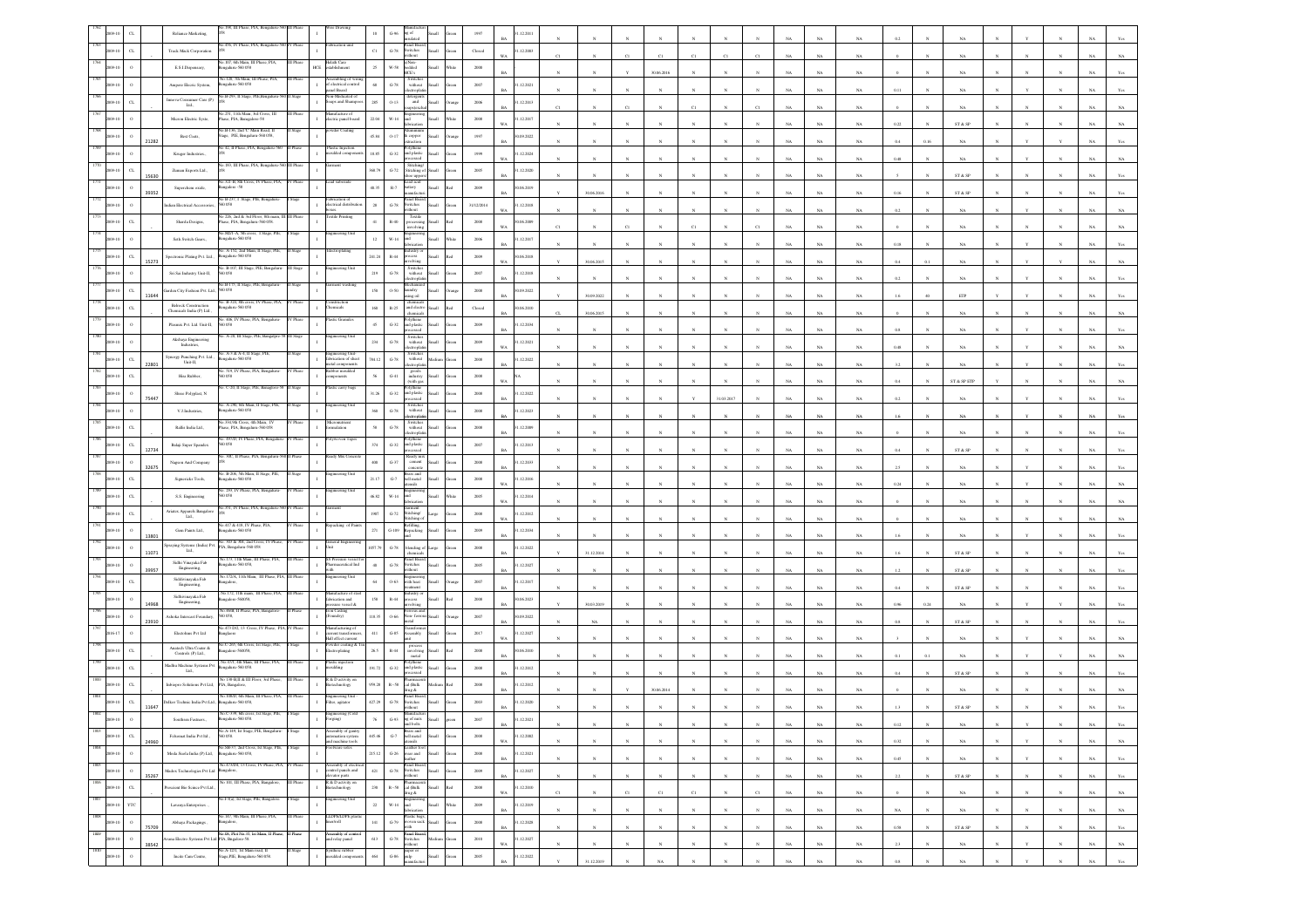| | | | | | | | | | | | | | | | | | | | | | | | | | | | | | | | | | | |
|---|---|---|---|---|---|---|---|---|---|---|---|---|---|---|---|---|---|---|---|---|---|---|---|---|---|---|---|---|---|---|---|---|---|---|
| 1762 | 2009-10 | CL | | Reliance Marketing | No. 398, III Phase, PIA, Bangalore-560 058 | III Phase | I | Wire Drawing | 18 | G-96 | Manufacturing of insulated | Small | Green | 1997 | BA | 31.12.2011 | N | N | N | N | N | N | N | NA | NA | NA | 0.2 | N | NA | N | Y | N | NA | Yes |
| 1763 | 2009-10 | CL | | Track Mark Corporation | No. 458, IV Phase, PIA, Bangalore-560 058 | IV Phase | I | Fabrication unit | C1 | G-78 | Panel Board, Switches without | Small | Green | Closed | WA | 31.12.2003 | C1 | N | C1 | C1 | C1 | N | C1 | NA | NA | NA | 0 | N | NA | N | N | N | NA | NA |
| 1764 | 2009-10 | O | | E S I Dispensary | No. 107, 6th Main, III Phase, PIA, Bangalore-560 058 | III Phase | HCE | Health Care establishment | 25 | W-58 | Non-bedded HCE's | Small | White | 2008 | BA | | N | N | Y | 30.06.2016 | N | N | N | NA | NA | NA | 0 | N | NA | N | N | N | NA | Yes |
| 1765 | 2009-10 | O | | Ampere Electric System | No. 128, 5th Main, III Phase, PIA, Bangalore-560 058 | III Phase | I | Assembling of testing of electrical control panel Board | 68 | G-78 | Switches without electroplating | Small | Green | 2007 | BA | 31.12.2021 | N | N | N | N | N | N | N | NA | NA | NA | 0.11 | N | NA | N | Y | N | NA | Yes |
| 1766 | 2009-10 | CL | | Innova Container Care (P) Ltd. | No. B-293, II Stage, PIE, Bangalore-560 058 | II Stage | I | Non-Mechanical of Soaps and Shampoos | 205 | O-13 | Detergents and soaps | Small | Orange | 2006 | BA | 31.12.2013 | C1 | N | C1 | N | C1 | N | C1 | NA | NA | NA | 0 | N | NA | N | N | N | NA | NA |
| 1767 | 2009-10 | O | | Micron Electric Syste | No. 251, 11th Main, 3rd Cross, III Phase, PIA, Bangalore-58 | III Phase | I | Manufacture of electric panel board | 22.04 | W-14 | Engineering and fabrication | Small | White | 2008 | WA | 31.12.2017 | N | N | N | N | N | N | N | NA | NA | NA | 0.22 | N | ST & SP | N | N | N | NA | NA |
| 1768 | 2009-10 | O | 21282 | Best Coats | No. B-138, 2nd C Main Road, II Stage, PIE, Bangalore-560 058 | II Stage | I | powder Coating | 45.00 | O-17 | Aluminium & copper extraction | Small | Orange | 1997 | BA | 30.09.2022 | N | N | N | N | N | N | N | NA | NA | NA | 0.4 | 0.16 | NA | N | Y | Y | NA | Yes |
| 1769 | 2009-10 | O | | Kesgur Industries | No. 42, II Phase, PIA, Bangalore-560 058 | II Phase | I | Plastic injection moulded components | 18.85 | G-32 | Polythene and plastic processed | Small | Green | 1999 | WA | 31.12.2024 | N | N | N | N | N | N | N | NA | NA | NA | 0.48 | N | NA | N | Y | N | NA | NA |
| 1770 | 2009-10 | CL | 35630 | Zenean Exports Ltd. | No. 183, III Phase, PIA, Bangalore-560 058 | III Phase | I | Garments | 568.79 | G-72 | Stitching/ Stitching of shoe uppers | Small | Green | 2005 | BA | 31.12.2020 | N | N | N | N | N | N | N | NA | NA | NA | 5 | N | ST & SP | N | N | N | NA | Yes |
| 1771 | 2009-10 | O | 39352 | Superchem oxide | No. 421-H, 8th Cross, IV Phase, PIA, Bangalore-58 | IV Phase | I | Lead oxide | 48.35 | R-7 | Lead acid battery manufacture | Small | Red | 2008 | BA | 30.06.2019 | Y | 30.06.2016 | N | N | N | N | N | NA | NA | NA | 0.16 | N | ST & SP | N | N | N | NA | NA |
| 1772 | 2009-10 | O | | Indian Electrical Accessories | No. B-257, I Stage, PIE, Bangalore-560 058 | I Stage | I | Fabrication of electrical distribution boxes | 28 | G-78 | Panel Board, Switches without | Small | Green | 31/12/2014 | WA | 31.12.2018 | N | N | N | N | N | N | N | NA | NA | NA | 0.2 | N | NA | N | Y | N | NA | NA |
| 1773 | 2009-10 | CL | | Sharda Designs | No. 228, 2nd & 3rd Floor, 8th main, III Phase, PIA, Bangalore-560 058 | III Phase | I | Textile Printing | 41 | R-80 | Textile processing involving | Small | Red | 2008 | WA | 30.06.2009 | C1 | N | C1 | N | C1 | N | C1 | NA | NA | NA | 0 | N | NA | N | N | N | NA | NA |
| 1774 | 2009-10 | O | | Seth Switch Gears | No. 482-A, 5th cross, I Stage, PIE, Bangalore-560 058 | I Stage | I | Engineering Unit | 12 | W-14 | Engineering and fabrication | Small | White | 2008 | BA | 31.12.2017 | N | N | N | N | N | N | N | NA | NA | NA | 0.05 | N | NA | N | Y | N | NA | Yes |
| 1775 | 2009-10 | CL | 35273 | Spectronic Plating Pvt. Ltd. | No. A-332, 2nd Main, II Stage, PIE, Bangalore-560 058 | II Stage | I | Electroplating | 281.24 | R-44 | Industry or process involving | Small | Red | 2009 | WA | 30.06.2018 | Y | 30.06.2015 | N | N | N | N | N | NA | NA | NA | 0.4 | 0.1 | NA | N | Y | Y | NA | NA |
| 1776 | 2009-10 | O | | Sri Sai Industry Unit II | No. B-107, III Stage, PIE, Bangalore-560 058 | III Stage | I | Engineering Unit | 219 | G-78 | Switches without electroplating | Small | Green | 2007 | BA | 31.12.2018 | N | N | N | N | N | N | N | NA | NA | NA | 0.2 | N | NA | N | Y | N | NA | Yes |
| 1777 | 2009-10 | CL | 11644 | Garden City Fashions Pvt. Ltd. | No. B-175, II Stage, PIE, Bangalore-560 058 | II Stage | I | Garments washing | 158 | O-50 | Mechanized laundry using oil | Small | Orange | 2008 | BA | 30.09.2022 | Y | 30.09.2022 | N | N | N | N | N | NA | NA | NA | 1.6 | 40 | ETP | Y | Y | N | NA | Yes |
| 1778 | 2009-10 | CL | | Babcock Construction Chemicals India (P) Ltd. | No. B-418, 8th cross, IV Phase, PIA, Bangalore-560 058 | IV Phase | I | Construction Chemicals | 160 | R-25 | chemicals and electro chemicals | Small | Red | Closed | BA | 30.06.2010 | CL | 30.06.2015 | N | N | N | N | N | NA | NA | NA | 0 | N | NA | N | N | N | NA | NA |
| 1779 | 2009-10 | O | | Plasmix Pvt. Ltd. Unit II | No. 406, IV Phase, PIA, Bangalore-560 058 | IV Phase | I | Plastic Granules | 45 | G-32 | Polythene and plastic processed | Small | Green | 2009 | BA | 31.12.2034 | N | N | N | N | N | N | N | NA | NA | NA | 0.8 | N | NA | N | Y | N | NA | NA |
| 1780 | 2009-10 | O | | Akshaya Engineering Industries | No. A-28, III Stage, PIE, Bangalore-58 | III Stage | I | Engineering Unit | 134 | G-78 | Switches without electroplating | Small | Green | 2009 | WA | 31.12.2021 | N | N | N | N | N | N | N | NA | NA | NA | 0.88 | N | NA | N | N | N | NA | NA |
| 1781 | 2009-10 | CL | 22801 | Synergy Punching Pvt. Ltd. Unit II | No. A-1 & A-4, II Stage, PIE, Bangalore-560 058 | II Stage | I | Engineering Unit fabrication of sheet metal components | 784.12 | G-78 | Switches without electroplating | Medium | Green | 2008 | BA | 31.12.2022 | N | N | N | N | N | N | N | NA | NA | NA | 3.2 | N | NA | N | Y | N | NA | Yes |
| 1782 | 2009-10 | CL | | Hisa Rubber | No. 518, IV Phase, PIA, Bangalore-560 058 | IV Phase | I | Rubber moulded components | 56 | G-41 | Rubber goods industry (with gas | Small | Green | 2008 | WA | NA | N | N | N | N | N | N | N | NA | NA | NA | 0.4 | N | ST & SP STP | Y | N | N | NA | NA |
| 1783 | 2009-10 | O | 75447 | Shree Polyplast, N | No. C-30, II Stage, PIE, Bangalore-58 | II Stage | I | Plastic carry bags | 31.28 | G-32 | Polythene and plastic processed | Small | Green | 2008 | BA | 31.12.2022 | N | N | N | N | Y | 31.03.2017 | N | NA | NA | NA | 0.2 | N | NA | N | Y | N | NA | NA |
| 1784 | 2009-10 | O | | V.J Industries | No. A-290, 6th Main, II Stage, PIE, Bangalore-560 058 | II Stage | I | Engineering Unit | 366 | G-78 | Switches without electroplating | Small | Green | 2008 | BA | 31.12.2023 | N | N | N | N | N | N | N | NA | NA | NA | 0.2 | N | NA | N | Y | N | NA | Yes |
| 1785 | 2009-10 | CL | | Rallis India Ltd. | No. 334/3B Cross, 4th Main, IV Phase, PIA, Bangalore-560 058 | IV Phase | I | Micronutrient formulation | 50 | G-78 | Switches without electroplating | Small | Green | 2008 | BA | 31.12.2009 | N | N | N | N | N | N | N | NA | NA | NA | 1.6 | N | NA | N | Y | N | NA | Yes |
| 1786 | 2009-10 | CL | 12734 | Balaji Super Spandex | No. 469-B, IV Phase, PIA, Bangalore-560 058 | IV Phase | I | Polyurethane Tapes | 374 | G-32 | Polythene and plastic processed | Small | Green | 2007 | BA | 31.12.2013 | N | N | N | N | N | N | N | NA | NA | NA | 0 | N | NA | N | N | N | NA | Yes |
| 1787 | 2009-10 | O | 32675 | Nagasree And Company | No. 3K, II Phase, PIA, Bangalore-560 058 | II Phase | I | Ready Mix Concrete | 400 | G-37 | Ready mix cement concrete | Small | Green | 2008 | BA | 31.12.2033 | N | N | N | N | N | N | N | NA | NA | NA | 0.4 | N | ST & SP | N | N | N | NA | NA |
| 1788 | 2009-10 | CL | | Sigmericks Tools | No. B-206, 5th Main, II Stage, PIE, Bangalore-560 058 | II Stage | I | Engineering Unit | 21.17 | G-7 | Brass and bell metal utensils | Small | Green | 2008 | BA | 31.12.2026 | N | N | N | N | N | N | N | NA | NA | NA | 2.5 | N | NA | N | Y | N | NA | Yes |
| 1789 | 2009-10 | CL | | S.S. Engineering | No. 294, IV Phase, PIA, Bangalore-560 058 | IV Phase | I | Engineering Unit | 46.82 | W-14 | Engineering and fabrication | Small | White | 2005 | WA | 31.12.2014 | N | N | N | N | N | N | N | NA | NA | NA | 0.24 | N | NA | N | Y | N | NA | NA |
| 1790 | 2009-10 | CL | | Ariatex Apparels Bangalore Ltd. | No. 251, IV Phase, PIA, Bangalore-560 058 | IV Phase | I | Garments | 1907 | G-72 | Garment Stitching/ Stitching of | Large | Green | 2008 | WA | 31.12.2012 | N | N | N | N | N | N | N | NA | NA | NA | 0 | N | NA | N | N | N | NA | NA |
| 1791 | 2009-10 | O | 13801 | Gem Paints Ltd. | No. 417 & 418, IV Phase, PIA, Bangalore-560 058 | IV Phase | I | Repacking of Paints | 271 | G-109 | Refilling, Repacking, and | Small | Green | 2009 | BA | 31.12.2034 | N | N | N | N | N | N | N | NA | NA | NA | 1.6 | N | NA | N | Y | N | NA | Yes |
| 1792 | 2009-10 | O | 11071 | Spraying Systems (India) Pvt. Ltd. | No. 303 & 304, 2nd Cross, IV Phase, PIA, Bangalore-560 058 | IV Phase | I | General Engineering Unit | 1037.79 | G-78 | Blending of chemicals | Large | Green | 2008 | BA | 31.12.2022 | Y | 31.12.2018 | N | N | N | N | N | NA | NA | NA | 1.6 | N | ST & SP | N | N | N | NA | Yes |
| 1793 | 2009-10 | O | 39957 | Sidhi Vinayaka Fab Engineering | No.133, 11th Main, III Phase, PIA, Bangalore-560 058 | III Phase | I | SS Pressure vessel for Pharmaceutical ind | 48 | G-78 | Panel Board, Switches without | Small | Green | 2005 | BA | 31.12.2027 | N | N | N | N | N | N | N | NA | NA | NA | 1.2 | N | ST & SP | N | N | N | NA | Yes |
| 1794 | 2009-10 | CL | | Siddivinayaka Fab Engineering | No.172/A, 11th Main, III Phase, PIA, Bangalore | III Phase | I | Engineering Unit | 64 | O-63 | Engineering with heat treatment | Small | Orange | 2007 | BA | 31.12.2017 | N | N | N | N | N | N | N | NA | NA | NA | 0.4 | N | ST & SP | N | N | N | NA | NA |
| 1795 | 2009-10 | O | 34968 | Sidhivinayaka Fab Engineering | No.172, 11th main, III Phase, PIA, Bangalore-560058 | III Phase | I | Manufacture of steel fabrication and pressure vessel & | 158 | R-44 | Industry or process involving | Small | Red | 2008 | BA | 30.06.2023 | Y | 30.03.2009 | N | N | N | N | N | NA | NA | NA | 0.96 | 0.24 | NA | N | Y | Y | NA | NA |
| 1796 | 2009-10 | O | 33910 | Ashoka Intercast Foundary | No. 600-B, II Phase, PIA, Bangalore-560 058 | II Phase | I | Iron Casting (Foundry) | 118.15 | O-66 | Ferrous and Non-ferrous metal | Small | Orange | 2007 | BA | 30.09.2022 | N | N | N | N | N | N | N | NA | NA | NA | 0.8 | N | ST & SP | N | N | N | NA | Yes |
| 1797 | 2016-17 | O | | Electrohms Pvt Ltd | No.473/D2, 13 Cross, IV Phase, PIA, Bangalore | IV Phase | I | Manufacturing of current transformers, Hall effect current | 411 | G-85 | Transformer Assembly unit | Small | Green | 2017 | WA | 31.12.2027 | N | NA | N | N | N | N | N | NA | NA | NA | 3 | N | NA | N | Y | N | NA | NA |
| 1798 | 2009-10 | CL | | Ananich Ultra Coater & Controls (P) Ltd. | No. C-265, 6th Cross, I Stage, PIE, Bangalore-560058 | I Stage | I | Powder coating & Tin Electroplating | 26.5 | R-44 | process involving metal | Small | Red | 2008 | BA | 30.06.2010 | N | N | N | N | N | N | N | NA | NA | NA | 0.1 | 0.1 | NA | N | Y | Y | NA | NA |
| 1799 | 2009-10 | CL | | Madhu Machine Systems Pvt. Ltd. | No. 433, 8th Main, III Phase, PIA, Bangalore-560 058 | III Phase | I | Plastic injection moulding | 191.72 | G-32 | Polythene and plastic processed | Small | Green | 2008 | BA | 31.12.2012 | N | N | N | N | N | N | N | NA | NA | NA | 0.4 | N | ST & SP | N | N | N | NA | Yes |
| 1800 | 2009-10 | CL | | Jubispes Solutions Pvt Ltd. | No. 130-B/II & III Floor, 3rd Phase, PIA, Bangalore | III Phase | I | R & D activity on Biotechnology | 959.29 | R-58 | Pharmaceutical (Bulk drug & | Medium | Red | 2008 | BA | 31.12.2012 | N | N | Y | 30.06.2014 | N | N | N | NA | NA | NA | 0 | N | NA | N | N | N | NA | NA |
| 1801 | 2009-10 | CL | 11647 | Deltec Technic India Pvt Ltd. | No. 188/C, 9th Main, III Phase, PIA, Bangalore-560 058 | III Phase | I | Engineering Unit Filter, agitator | 427.29 | G-78 | Panel Board, Switches without | Small | Green | 2003 | BA | 31.12.2020 | N | N | N | N | N | N | N | NA | NA | NA | 1.3 | N | ST & SP | N | N | N | NA | Yes |
| 1802 | 2009-10 | O | | Southern Fasteners | No.C-339, 8th cross, I/2 Stage, PIE, Bangalore-560 058 | I Stage | I | Engineering (Cold Forging) | 76 | G-63 | Manufacturing of nuts and bolts | Small | Green | 2007 | BA | 31.12.2021 | N | N | N | N | N | N | N | NA | NA | NA | 0.12 | N | NA | N | Y | N | NA | Yes |
| 1803 | 2009-10 | CL | 24960 | Fehrmaal India Pvt Ltd. | No. A-109, 1st Stage, PIE, Bangalore-560 058 | I Stage | I | Assembly of gantry automation system and machine tools | 605.46 | G-7 | Brass and bell metal utensils | Small | Green | 2008 | BA | 31.12.2002 | N | N | N | N | N | N | N | NA | NA | NA | 0.32 | N | NA | N | N | N | NA | NA |
| 1804 | 2009-10 | O | | Meda Steels India (P) Ltd. | No.NB-57, 2nd Cross, 1st Stage, PIE, Bangalore-560 058 | I Stage | I | Footwear soles | 215.12 | G-26 | Leather foot wear and leather | Small | Green | 2008 | BA | 31.12.2021 | N | N | N | N | N | N | N | NA | NA | NA | 0.45 | N | NA | N | Y | N | NA | Yes |
| 1805 | 2009-10 | O | 35267 | Madri Technologies Pvt Ltd | No.473/D4, 13 Cross, IV Phase, PIA, Bangalore | IV Phase | I | Assembly of electrical control panels and elevator parts | 621 | G-78 | Panel Board Switches without | Small | Green | 2009 | BA | 31.12.2027 | N | N | N | N | N | N | N | NA | NA | NA | 2.2 | N | ST & SP | N | N | N | NA | Yes |
| 1806 | 2009-10 | CL | | Prescient Bio Sciences Pvt Ltd | No. 181, III Phase, PIA, Bangalore | III Phase | I | R & D activity on Biotechnology | 238 | R-58 | Pharmaceutical (Bulk drug & | Small | Red | 2008 | WA | 31.12.2010 | C1 | N | C1 | C1 | C1 | N | C1 | NA | NA | NA | 0 | N | NA | N | N | N | NA | NA |
| 1807 | 2009-10 | YTC | | Lavanya Enterprises | No.F-8(a), 1st Stage, PIE, Bangalore | I Stage | I | Engineering Unit | 22 | W-14 | Engineering and fabrication | Small | White | 2009 | BA | 31.12.2019 | N | N | N | N | N | N | N | NA | NA | NA | 0 | N | NA | N | N | N | NA | NA |
| 1808 | 2009-10 | O | 75709 | Abhaya Packagings | No. 317, 9th Main, III Phase, PIA, Bangalore | III Phase | I | LLDPE/LDPE plastic liners | 181 | G-79 | Plastic bags, woven sack with | Small | Green | 2008 | BA | 31.12.2028 | N | N | N | N | N | N | N | NA | NA | NA | 0.58 | N | ST & SP | N | N | N | NA | Yes |
| 1809 | 2009-10 | O | 38542 | Avana Electro Systems Pvt Ltd | No.40, Plot No.35, 1st Main, II Phase, PIA, Bangalore-58 | II Phase | I | Assembly of control and relay panel | 613 | G-78 | Panel Board, Switches without | Medium | Green | 2010 | WA | 31.12.2027 | N | N | N | N | N | N | N | NA | NA | NA | 2.3 | N | NA | N | Y | N | NA | NA |
| 1810 | 2009-10 | O | | Incite Care Centre | No.A-121, 1st Main road, II Stage, PIE, Bangalore-560 058 | II Stage | I | Synthetic rubber moulded components | 464 | G-86 | Paper or pulp manufacture | Small | Green | 2005 | BA | 31.12.2022 | Y | 31.12.2019 | N | NA | N | N | N | NA | NA | NA | 0.8 | N | NA | N | Y | N | NA | Yes |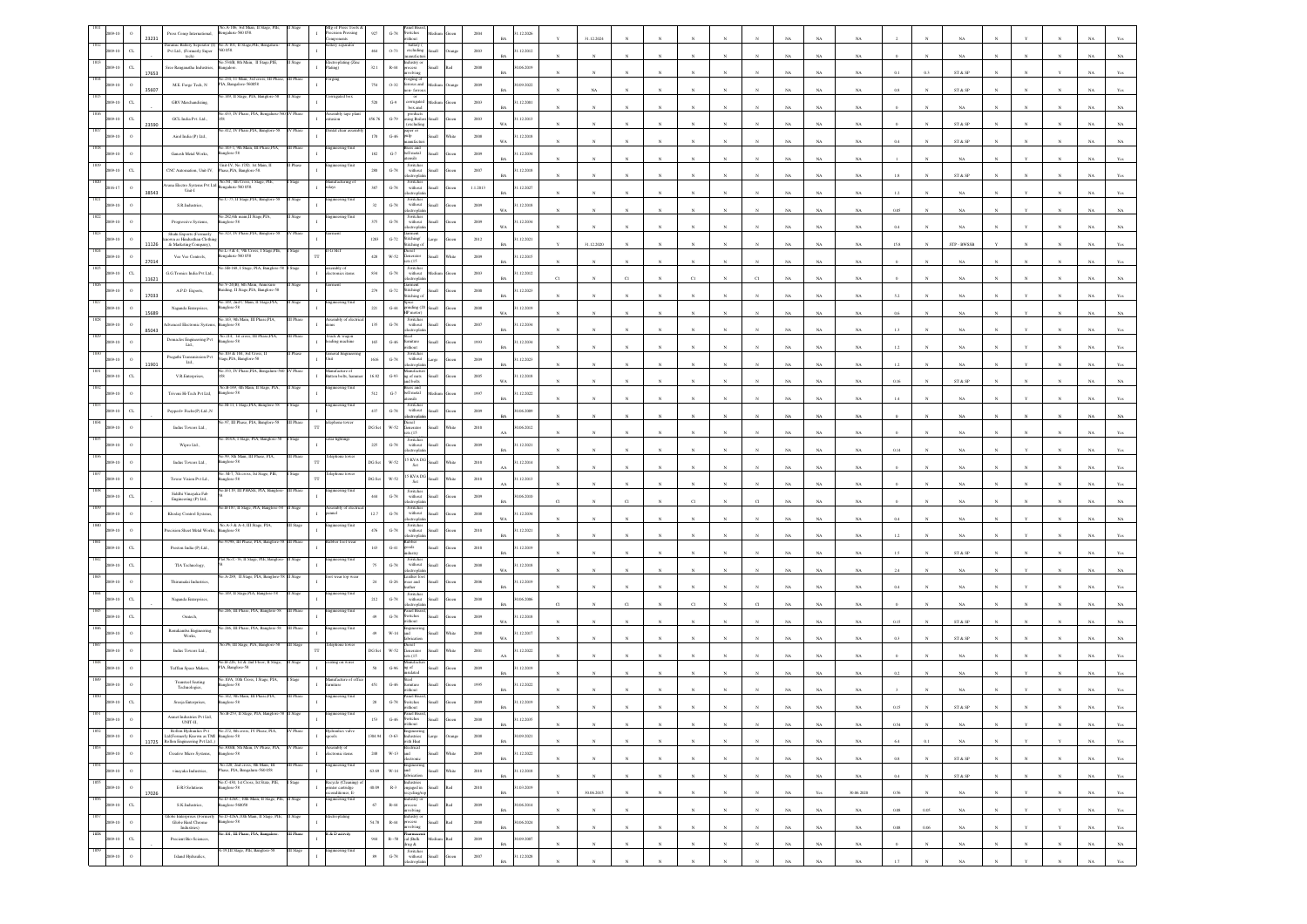| | | | | | | | | | | | | | | | | | | | | | | | | | | | | | | | | | | | |
|---|---|---|---|---|---|---|---|---|---|---|---|---|---|---|---|---|---|---|---|---|---|---|---|---|---|---|---|---|---|---|---|---|---|---|---|
| 1811 | 2009-10 | O | 23231 | Presto Comp International, | No.A-188, 3rd Main, II Stage, PIA, Bangalore-560 058 | II Stage | I | Mfg of Press Tools & Precision Pressing Components | 927 | G-78 | Panel Board, Switches without | Medium | Green | 2004 | BA | 31.12.2026 | Y | 31.12.2026 | N | N | N | N | N | N | NA | NA | NA | 2 | N | NA | N | Y | N | NA | Yes |
| 1812 | 2009-10 | CL | | Dunamic Battery Separator (I) Pvt Ltd., (Formerly Super Tech) | No.A-331, II Stage,PIA, Bangalore-560 058 | II Stage | I | Battery separator | 484 | O-73 | Battery (excluding manufacture | Small | Orange | 2003 | BA | 31.12.2012 | N | N | N | N | N | N | N | N | NA | NA | NA | 0 | N | NA | N | N | N | NA | NA |
| 1813 | 2009-10 | CL | 17653 | Sree Ranganatha Industries, | No.330-B, 8th Main, II Stage,PIA, Bangalore | II Stage | I | Electroplating (Zinc Plating) | 52.1 | R-44 | Industry or process involving | Small | Red | 2008 | BA | 30.06.2019 | N | N | N | N | N | N | N | N | NA | NA | NA | 0.1 | 0.3 | ST & SP | N | N | Y | NA | Yes |
| 1814 | 2009-10 | O | 35607 | M.E. Forge Tech.,N | No.238, 11 Main, 3rd cross, III Phase, PIA, Bangalore-560058 | III Phase | I | Forging | 754 | O-32 | Forging of ferrous and non-ferrous | Medium | Orange | 2009 | BA | 30.09.2022 | N | NA | N | N | N | N | N | N | NA | NA | NA | 0.8 | N | ST & SP | N | N | N | NA | Yes |
| 1815 | 2009-10 | CL | | GRV Merchandising, | No.109, II Stage, PIA, Bangalore-58 | II Stage | I | Corrugated box | 520 | G-9 | corrugated box and | Small | Green | 2003 | BA | 31.12.2001 | N | N | N | N | N | N | N | N | NA | NA | NA | 0 | N | NA | N | N | N | NA | NA |
| 1816 | 2009-10 | CL | 23590 | GCL India Pvt. Ltd., | No.433, IV Phase, PIA, Bangalore-560 058 | IV Phase | I | Assembly (upo plant) solution | 456.78 | G-79 | products using Bodies (excluding | Small | Green | 2003 | WA | 31.12.2013 | N | N | N | N | N | N | N | N | NA | NA | NA | 0 | N | ST & SP | N | N | N | NA | NA |
| 1817 | 2009-10 | O | | Aerol India (P) Ltd., | No.412, IV Phase, PIA, Bangalore-58 | IV Phase | I | Dental chair assembly | 178 | G-46 | paper or pulp manufacture | Small | White | 2008 | WA | 31.12.2018 | N | N | N | N | N | N | N | N | NA | NA | NA | 0.4 | N | ST & SP | N | N | N | NA | NA |
| 1818 | 2009-10 | O | | Ganesh Metal Works, | No.163-J, 9th Main, III Phase, PIA, Banglore-58 | III Phase | I | Engineering Unit | 182 | G-7 | Brass and bell metal utensils | Small | Green | 2009 | BA | 31.12.2034 | N | N | N | N | N | N | N | N | NA | NA | NA | 1 | N | NA | N | Y | N | NA | Yes |
| 1819 | 2009-10 | CL | | CNC Automation, Unit-IV, | Unit IV, No. 37D, 1st Main, II Phase,PIA, Bangalore-58 | II Phase | I | Engineering Unit | 280 | G-78 | Switches without electroplating | Small | Green | 2007 | BA | 31.12.2018 | N | N | N | N | N | N | N | N | NA | NA | NA | 1.8 | N | ST & SP | N | N | N | NA | Yes |
| 1820 | 2016-17 | O | 38543 | Aruna Electro Systems Pvt Ltd, Unit-I | No.56, 4th Cross, I Stage, PIA, Bangalore-560 058 | I Stage | I | Manufacturing of relays | 387 | G-78 | Switches without electroplating | Small | Green | 1.1.2013 | BA | 31.12.2027 | N | N | N | N | N | N | N | N | NA | NA | NA | 1.2 | N | NA | N | Y | N | NA | Yes |
| 1821 | 2009-10 | O | | S.R.Industries, | No.C-75, II Stage, PIA, Bangalore-58 | II Stage | I | Engineering Unit | 32 | G-78 | Switches without electroplating | Small | Green | 2009 | WA | 31.12.2018 | N | N | N | N | N | N | N | N | NA | NA | NA | 0.05 | N | NA | N | Y | N | NA | NA |
| 1822 | 2009-10 | O | | Progressive Systems, | No.282,4th main,II Stage,PIA, Banglore-58 | II Stage | I | Engineering Unit | 375 | G-78 | Switches without electroplating | Small | Green | 2009 | WA | 31.12.2034 | N | N | N | N | N | N | N | N | NA | NA | NA | 0.4 | N | NA | N | Y | N | NA | Yes |
| 1823 | 2009-10 | O | 11126 | Shahi Exports (Formerly known as Hindusthan Clothing & Marketing Company), | No.325, IV Phase,PIA, Banglore-58 | IV Phase | I | Garments | 1203 | G-72 | Garment Stitching/ Stitching of | Large | Green | 2012 | BA | 31.12.2021 | Y | 31.12.2020 | N | N | N | N | N | N | NA | NA | NA | 15.9 | N | STP + BWSSB | Y | N | N | NA | Yes |
| 1824 | 2009-10 | O | 27014 | Voe Vee Controls, | No.L-7 & 8, 5th Cross, I Stage,PIA, Bangalore-560 058 | I Stage | TT | D G Set | 428 | W-52 | Diesel Generator sets (15 | Small | White | 2009 | BA | 31.12.2015 | N | N | N | N | N | N | N | N | NA | NA | NA | 0 | N | NA | N | N | N | NA | Yes |
| 1825 | 2009-10 | CL | 11621 | G.G.Tronics India Pvt Ltd., | No.SB-169, I Stage, PIA, Banglore-58 | I Stage | I | Assembly of electronics items | 831 | G-78 | Switches without electroplating | Medium | Green | 2003 | BA | 31.12.2012 | CI | N | CI | N | CI | N | N | CI | NA | NA | NA | 0 | N | NA | N | N | N | NA | NA |
| 1826 | 2009-10 | O | 17033 | A.P.D. Exports, | No.V-20(B), 8th Main, Annexure Building, II Stage,PIA, Banglore-58 | II Stage | I | Garments | 279 | G-72 | Garment Stitching/ Stitching of | Small | Green | 2008 | BA | 31.12.2023 | N | N | N | N | N | N | N | N | NA | NA | NA | 5.2 | N | NA | N | Y | N | NA | Yes |
| 1827 | 2009-10 | O | 15689 | Naganda Enterprises, | No.105, 2nd C Main, II Stage,PIA, Banglore-58 | II Phase | I | Engineering Unit | 221 | G-44 | Spice grinding (20 HP motor) | Small | Green | 2008 | WA | 31.12.2019 | N | N | N | N | N | N | N | N | NA | NA | NA | 0.6 | N | NA | N | Y | N | NA | NA |
| 1828 | 2009-10 | O | 85043 | Advanced Electronic Systems, | No.163, 9th Main, III Phase,PIA, Banglore-58 | III Phase | I | Assembly of electrical items | 135 | G-78 | Switches without electroplating | Small | Green | 2007 | BA | 31.12.2034 | N | N | N | N | N | N | N | N | NA | NA | NA | 1.3 | N | NA | N | Y | N | NA | Yes |
| 1829 | 2009-10 | O | | Dennacleo Engineering Pvt Ltd., | No.23-E, 1st cross, III Phase,PIA, Banglore-58 | III Phase | I | Truck & wagon loading machine | 165 | G-46 | Steel furniture without | Small | Green | 1993 | BA | 31.12.2034 | N | N | N | N | N | N | N | N | NA | NA | NA | 1.2 | N | NA | N | N | N | NA | Yes |
| 1830 | 2009-10 | O | 11901 | Pragathi Transmission Pvt Ltd., | No.B3 & 185, 3rd Cross, II Stage,PIA, Bangalore-58 | II Phase | I | General Engineering Unit | 1606 | G-78 | Switches without electroplating | Large | Green | 2009 | BA | 31.12.2023 | N | N | N | N | N | N | N | N | NA | NA | NA | 1.2 | N | NA | N | Y | N | NA | Yes |
| 1831 | 2009-10 | CL | | V.R.Enterprises, | No.331, IV Phase, PIA, Bangalore-560 058 | IV Phase | I | Manufacture of Button bolts, fasteners | 16.82 | G-93 | Manufacture of nuts and bolts | Small | Green | 2005 | WA | 31.12.2018 | N | N | N | N | N | N | N | N | NA | NA | NA | 0.16 | N | ST & SP | N | N | N | NA | NA |
| 1832 | 2009-10 | O | | Trivoni Hi-Tech Pvt Ltd, | No.B-109, 8th Main, II Stage, PIA, Banglore-58 | II Stage | I | Engineering Unit | 712 | G-7 | Brass and bell metal utensils | Medium | Green | 1997 | BA | 31.12.2022 | N | N | N | N | N | N | N | N | NA | NA | NA | 1.4 | N | NA | N | Y | N | NA | Yes |
| 1833 | 2009-10 | CL | | Pepperl+ Fuchs(P) Ltd.,N | No.M-71, I Stage,PIA, Banglore-58 | I Stage | I | Engineering Unit | 437 | G-78 | Switches without electroplating | Small | Green | 2009 | N | 30.06.2009 | N | N | N | N | N | N | N | N | NA | NA | NA | 0 | N | NA | N | N | N | NA | NA |
| 1834 | 2009-10 | O | | Indus Towers Ltd., | No.97, III Phase, PIA, Banglore-58 | III Phase | TT | Telephone tower | DG Set | W-52 | Diesel Generator sets (15 | Small | White | 2010 | AA | 30.06.2012 | N | N | N | N | N | N | N | N | NA | NA | NA | 0 | N | NA | N | N | N | NA | Yes |
| 1835 | 2009-10 | O | | Wipro Ltd., | No.D/I/A, I Stage, PIA, Banglore-58 | I Stage | I | Solar lightings | 225 | G-78 | Switches without electroplating | Small | Green | 2009 | BA | 31.12.2021 | N | N | N | N | N | N | N | N | NA | NA | NA | 0.14 | N | NA | N | Y | N | NA | Yes |
| 1836 | 2009-10 | O | | Indus Towers Ltd., | No.97, 5th Main, III Phase, PIA, Banglore-58 | III Phase | TT | Telephone tower | DG Set | W-52 | 15 KVA DG Set | Small | White | 2010 | AA | 31.12.2014 | N | N | N | N | N | N | N | N | NA | NA | NA | 0 | N | NA | N | N | N | NA | Yes |
| 1837 | 2009-10 | O | | Tower Vision Pvt Ltd., | No. M-7, 7th cross, 1st Stage, PIA, Banglore-58 | I Stage | TT | Telephone tower | DG Set | W-52 | 15 KVA DG Set | Small | White | 2010 | AA | 31.12.2013 | N | N | N | N | N | N | N | N | NA | NA | NA | 0 | N | NA | N | N | N | NA | Yes |
| 1838 | 2009-10 | CL | | Siddhi Vinayaka Fab Engineering (P) Ltd., | No.M-19, III PHASE, PIA, Banglore-58 | III Phase | I | Engineering Unit | 841 | G-78 | Switches without electroplating | Small | Green | 2009 | BA | 30.06.2010 | CI | N | CI | N | CI | N | N | CI | NA | NA | NA | 0 | N | NA | N | N | N | NA | NA |
| 1839 | 2009-10 | O | | Klenlay Control Systems, | No.M-107, II Stage, PIA, Banglore-58 | II Stage | I | Assembly of electrical panel | 12.7 | G-78 | Switches without electroplating | Small | Green | 2008 | WA | 31.12.2034 | N | N | N | N | N | N | N | N | NA | NA | NA | 0.4 | N | NA | N | Y | N | NA | Yes |
| 1840 | 2009-10 | O | | Precision Sheet Metal Works, | No.A-3 & A-4, III Stage, PIA, Banglore-58 | III Stage | I | Engineering Unit | 476 | G-78 | Switches without electroplating | Small | Green | 2010 | BA | 31.12.2021 | N | N | N | N | N | N | N | N | NA | NA | NA | 1.2 | N | NA | N | Y | N | NA | Yes |
| 1841 | 2009-10 | CL | | Prestos India (P) Ltd., | No.515/95, III Phase, PIA, Banglore-58 | III Phase | I | Rubber foot wear | 143 | G-41 | Rubber goods industry | Small | Green | 2010 | BA | 31.12.2019 | N | N | N | N | N | N | N | N | NA | NA | NA | 1.5 | N | ST & SP | N | N | N | NA | Yes |
| 1842 | 2009-10 | CL | | TIA Technology, | Plot No.C-36, II Stage, PIA, Banglore-58 | II Stage | I | Engineering Unit | 75 | G-78 | Switches without electroplating | Small | Green | 2008 | WA | 31.12.2018 | N | N | N | N | N | N | N | N | NA | NA | NA | 2.4 | N | NA | N | Y | N | NA | NA |
| 1843 | 2009-10 | O | | Thirumala Industries, | No.A-209, II Stage, PIA, Banglore-58 | II Stage | I | Foot wear top wear | 24 | G-26 | Leather foot wear and leather | Small | Green | 2006 | BA | 31.12.2019 | N | N | N | N | N | N | N | N | NA | NA | NA | 0.4 | N | NA | N | Y | N | NA | Yes |
| 1844 | 2009-10 | CL | | Naganda Enterprises, | No.105, II Stage,PIA, Banglore-58 | II Stage | I | Engineering Unit | 212 | G-78 | Switches without electroplating | Small | Green | 2008 | BA | 30.06.2008 | CI | N | CI | N | CI | N | N | CI | NA | NA | NA | 0 | N | NA | N | N | N | NA | NA |
| 1845 | 2009-10 | CL | | Omtech, | No.246, III Phase, PIA, Banglore-58 | III Phase | I | Engineering Unit | 49 | G-78 | Panel Board, Switches without | Small | Green | 2009 | WA | 31.12.2018 | N | N | N | N | N | N | N | N | NA | NA | NA | 0.15 | N | ST & SP | N | N | N | NA | NA |
| 1846 | 2009-10 | O | | Renukamba Engineering Works, | No.246, III Phase, PIA, Banglore-58 | III Phase | I | Engineering Unit | 49 | W-14 | Engineering and fabrication | Small | White | 2008 | WA | 31.12.2017 | N | N | N | N | N | N | N | N | NA | NA | NA | 0.3 | N | ST & SP | N | N | N | NA | Yes |
| 1847 | 2009-10 | O | | Indus Tower Ltd., | No.P8, III Stage, PIA, Banglore-58 | III Stage | TT | Telephone tower | DG Set | W-52 | Diesel Generator sets (15 | Small | White | 2001 | AA | 31.12.2022 | N | N | N | N | N | N | N | N | NA | NA | NA | 0 | N | NA | N | N | N | NA | Yes |
| 1848 | 2009-10 | O | | Triffun Space Makers, | No.M-226, 1st & 2nd Floor, II Stage, PIA, Banglore-58 | II Stage | I | Training on water | 50 | G-96 | Manufacture of insulated | Small | Green | 2009 | BA | 31.12.2019 | N | N | N | N | N | N | N | N | NA | NA | NA | 0.2 | N | NA | N | Y | N | NA | Yes |
| 1849 | 2009-10 | O | | Trautmed Seating Technologies, | No. B/4A, 10th Cross, I Stage, PIA, Bangalore-58 | I Stage | I | Manufacture of office furniture | 451 | G-46 | Steel furniture without | Small | Green | 1995 | BA | 31.12.2022 | N | N | N | N | N | N | N | N | NA | NA | NA | 3 | N | NA | N | Y | N | NA | Yes |
| 1850 | 2009-10 | CL | | Sreeja Enterprises, | No.162, 9th Main, III Phase,PIA, Banglore-58 | III Phase | I | Engineering Unit | 20 | G-78 | Panel Board, Switches without | Small | Green | 2009 | BA | 31.12.2019 | N | N | N | N | N | N | N | N | NA | NA | NA | 0.15 | N | ST & SP | N | N | N | NA | NA |
| 1851 | 2009-10 | O | | Aunet Industries Pvt Ltd, UNIT-II, | No.B-273, II Stage, PIA, Banglore-58 | II Stage | I | Engineering Unit | 153 | G-46 | Panel Board, Switches without | Small | Green | 2008 | BA | 31.12.2035 | N | N | N | N | N | N | N | N | NA | NA | NA | 0 | N | NA | N | N | N | NA | Yes |
| 1852 | 2009-10 | O | 11725 | Rollon Hydraulics Pvt Ltd(Formerly Known as TMI Rollon Engineering Pvt Ltd.,) | No.272, 4th cross, IV Phase, PIA, Banglore-58 | IV Phase | I | Hydraulics valve spools | 1384.94 | O-63 | Engineering industries with Heat | Large | Orange | 2008 | BA | 30.09.2021 | N | N | N | N | N | N | N | N | NA | NA | NA | 6.4 | 0.1 | NA | N | Y | N | NA | Yes |
| 1853 | 2009-10 | O | | Creative Micro Systems, | No.508B, 5th Main, IV Phase, PIA, Banglore-58 | IV Phase | I | Assembly of electronic items | 240 | W-13 | Electrical and electronic | Small | White | 2009 | BA | 31.12.2022 | N | N | N | N | N | N | N | N | NA | NA | NA | 0 | N | NA | N | N | N | NA | Yes |
| 1854 | 2009-10 | O | | Vinayaka Industries, | No.120, 2nd cross, 8th Main, III Phase, PIA, Bangalore-560 058 | III Phase | I | Engineering Unit | 63.69 | W-14 | Engineering and fabrications | Small | White | 2010 | BA | 31.12.2018 | N | N | N | N | N | N | N | N | NA | NA | NA | 0.4 | N | ST & SP | N | N | N | NA | Yes |
| 1855 | 2009-10 | O | 17026 | E-R3 Solutions | No.C-450, 1st Cross, 1st State, PIA, Banglore-58 | I Stage | I | Recycle (Cleaning) of printer cartridge reconditioner | 48.09 | R-3 | Industries engaged in recycling/rep | Small | Red | 2018 | BA | 31.03.2019 | Y | 30.06.2015 | N | N | N | N | N | N | NA | Yes | 30.06.2020 | 0.56 | N | NA | N | N | N | NA | Yes |
| 1856 | 2009-10 | CL | | S.K.Industries, | No.D-428C, 10th Main, II Stage, PIA, Banglore-560058 | II Stage | I | Engineering Unit | 67 | R-44 | Industry or process involving | Small | Red | 2009 | BA | 30.06.2014 | N | N | N | N | N | N | N | N | NA | NA | NA | 0.08 | 0.05 | NA | N | Y | N | NA | Yes |
| 1857 | 2009-10 | O | | Globe Enterprises (Formerly Globe Hard Chrome Industries) | No.17-426A,10th Main, II Stage, PIA, Banglore-58 | II Stage | I | Electroplating | 54.78 | R-44 | Industry or process involving | Small | Red | 2008 | BA | 30.06.2021 | N | N | N | N | N | N | N | N | NA | NA | NA | 0.08 | 0.06 | NA | Y | Y | N | NA | Yes |
| 1858 | 2009-10 | CL | | Procure Bio Sciences, | No.B4, III Phase, PIA, Bangalore- | III Phase | I | R & D activity | 944 | R-58 | Pharmaceutical (Bulk drug & | Medium | Red | 2009 | BA | 30.09.2007 | N | N | N | N | N | N | N | N | NA | NA | NA | 0 | N | NA | N | N | N | NA | NA |
| 1859 | 2009-10 | O | | Island Hydraulics, | A-19,III Stage, PIA, Banglore-58 | III Stage | I | Engineering Unit | 89 | G-78 | Switches without electroplating | Small | Green | 2007 | BA | 31.12.2020 | N | N | N | N | N | N | N | N | NA | NA | NA | 1.7 | N | NA | N | Y | N | NA | Yes |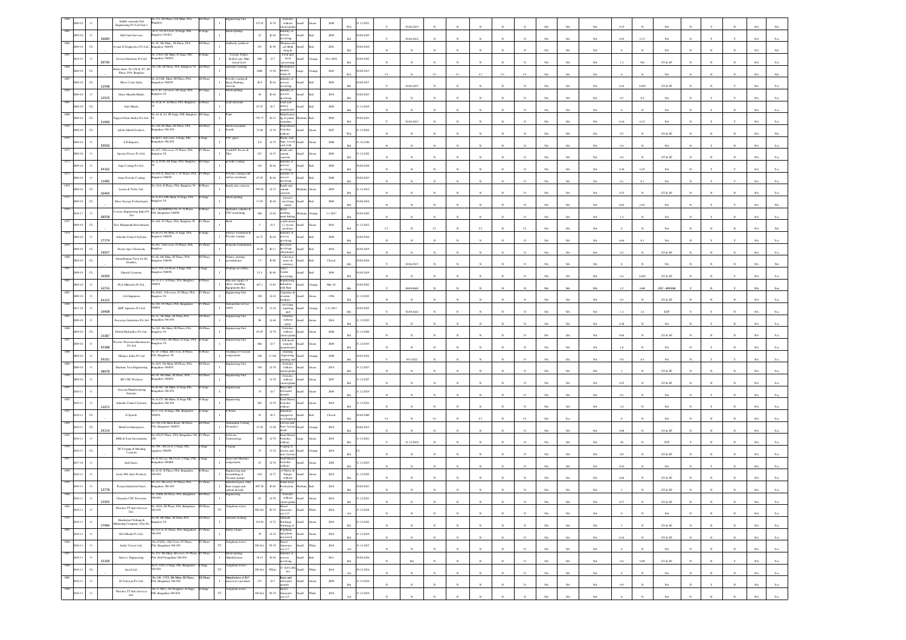| | | | | | | | | | | | | | | | | | | | | | | | | | | | | | | | | | | | |
|---|---|---|---|---|---|---|---|---|---|---|---|---|---|---|---|---|---|---|---|---|---|---|---|---|---|---|---|---|---|---|---|---|---|---|---|
| 1060 | 2009-10 | O | | Siddhi vinayaka Fab Engineering Pvt Ltd Unit 3 | No.172, III Phase, I & Main, PIA, Banglore | III Phase | Engineering Unit | I | 157.91 | G-78 | Fabrication without electroplating | Small | Green | 2008 | WA | 31.12.2021 | Y | 03.06.2019 | N | N | N | N | N | N | NA | NA | NA | 0.15 | N | NA | N | Y | N | NA | NA |
| 1061 | 2009-10 | O | 16684 | S&S Gud Services | No.C-24,1st Cross, II Stage, PIE, Banglore-58 | II Stage | electroplating | I | 22 | R-44 | Industry or process involving | Small | Red | 2009 | BA | 30.06.2023 | Y | 03.06.2014 | N | N | N | N | N | N | NA | NA | NA | 0.29 | 0.13 | NA | N | Y | Y | NA | Yes |
| 1062 | 2009-10 | CL | | Avatar II Diagnostics Pvt Ltd | No.99, 5th Main, III Phase, PIA, Bangalore-560058 | III Phase | Antibody synthesis | I | 191 | R-58 | Pharmaceuticals (Bulk drugs) | Small | Red | 2001 | BA | 30.06.2018 | N | N | N | N | N | N | N | N | NA | NA | NA | 0 | N | NA | N | N | N | NA | NA |
| 1063 | 2018-19 | O | 26730 | Eveena Nutritious Pvt Ltd | No.278/S, 6th Main, II Stage, PIE, Bangalore-560058 | II Stage | Cereals, Flakes, Rolled oats, Malt based food | I | 400 | O-7 | Food and food processing | Small | Orange | 9.11.2016 | BA | 30.09.2022 | N | N | N | N | N | N | N | N | NA | NA | NA | 1.2 | NA | ST & SP | N | N | N | NA | Yes |
| 1064 | 2009-10 | CL | | Indus Intex, No.228 & 227, III Phase, PIA, Banglore | | III Phase | Garment washing | I | 2086 | O-56 | Mechanized laundry using oil | Large | Orange | 2002 | WA | 30.06.2013 | CL | N | CL | CL | CL | CL | CL | | NA | NA | NA | 0 | N | NA | N | N | N | NA | NA |
| 1065 | 2009-10 | CL | 12598 | Micro Coats India | No.223 8th Main, III Phase, PIA, Bangalore-560058 | III Phase | Powder coating & Spray Painting Activity | I | 26.9 | R-44 | Industry or process involving | Small | Red | 2009 | BA | 30.06.2017 | Y | 03.06.2015 | N | N | N | N | N | N | NA | NA | NA | 0.16 | 0.002 | ST & SP | N | N | Y | NA | Yes |
| 1066 | 2009-10 | O | 12525 | Shree Maruthi Metals | No.C-82, 3rd cross, III Stage, PIE, Banglore-58 | III Stage | Electroplating | I | 38 | R-44 | Industry or process involving | Small | Red | 2010 | BA | 30.06.2023 | N | N | N | N | N | N | N | N | NA | NA | NA | 0.5 | 0.4 | NA | N | Y | Y | NA | Yes |
| 1067 | 2009-10 | CL | | Sahi Metals | No.42 & 43, II Phase, PIA, Banglore | II Phase | Lead substrate | I | 67.97 | R-7 | Lead acid battery manufacture | Small | Red | 2009 | BA | 31.12.2019 | N | N | N | N | N | N | N | N | NA | NA | NA | 0 | N | NA | N | N | N | NA | Yes |
| 1068 | 2009-10 | CL | 21099 | Nippon Paint (India) Pvt Ltd | No.A1 & A2, III Stage, PIE, Banglore-58 | III Stage | Paint | I | 758.77 | R-21 | Manufacture of paints varnishes | Medium | Red | 2009 | BA | 30.06.2021 | N | N | N | N | N | N | N | N | NA | NA | NA | 0 | N | NA | N | N | N | NA | Yes |
| 1069 | 2009-10 | CL | | Adobe Metal Products | No.120, 7th Main, III Phase, PIA, Bangalore-560058 | III Phase | Electrical panel boards | I | 72.09 | G-78 | Panel Board, Switches without | Small | Green | 2007 | WA | 31.12.2016 | Y | 03.06.2017 | N | N | N | N | N | N | NA | NA | NA | 0.16 | 0.32 | NA | N | Y | Y | NA | NA |
| 1070 | 2009-10 | O | 39500 | S D Rajamel | No.M-67, 2nd cross, I Stage, PIE, Bangalore-560058 | I Stage | PVC pipes | I | 9.4 | G-79 | Plastic sack bags, woven sack with | Small | Green | 2008 | BA | 31.12.2100 | N | N | N | N | N | N | N | N | NA | NA | NA | 0.5 | N | ST & SP | N | N | N | NA | NA |
| 1071 | 2009-10 | O | | Spectra Pavers Pvt Ltd | No.437, 12th cross, IV Phase, Banglore-58 | IV Phase | Cement Pavers & Tiles | I | 215 | G-37 | Ready mix cement concrete | Small | Green | 2009 | BA | 31.12.2022 | N | N | N | N | N | N | N | N | NA | NA | NA | 0.4 | N | NA | N | N | N | NA | Yes |
| 1072 | 2009-10 | O | 24162 | Sam Coating Pvt Ltd | No.A-273/B, III Stage, PIE, Banglore-58 | III Stage | powder coating | I | 310 | R-44 | Industry or process involving | Small | Red | 2009 | BA | 30.06.2024 | N | N | N | N | N | N | N | N | NA | NA | NA | 0.36 | 0.25 | NA | N | Y | Y | NA | Yes |
| 1073 | 2009-10 | O | 11485 | Amar Powder Coating | No.435 A, Shed No.2, IV Phase, PIA, Banglore-560058 | IV Phase | Powder coating with surface treatment | I | 67.85 | R-44 | Industry or process involving | Small | Red | 2008 | BA | 30.06.2023 | N | N | N | N | N | N | N | N | NA | NA | NA | 0.1 | 0.1 | NA | N | Y | Y | NA | Yes |
| 1074 | 2009-10 | CL | 16464 | Lavson & Turbo Ltd. | No.323A, II Phase, PIA, Banglore-58 | II Phase | Ready mix concrete | I | 595.02 | G-37 | Ready mix cement concrete | Medium | Green | 2009 | BA | 31.12.2012 | N | N | N | N | N | N | N | N | NA | NA | NA | 0.25 | N | ST & SP | N | N | N | NA | NA |
| 1075 | 2009-10 | CL | | Shree Sairaga Technologies | No.D-432, 8th Main, II Stage, PIE, Banglore-58 | II Stage | electroplating | I | 17.03 | R-44 | process involving metal | Small | Red | 2009 | BA | 30.06.2014 | N | N | N | N | N | N | N | N | NA | NA | NA | 0.03 | 0.03 | NA | N | Y | Y | NA | NA |
| 1076 | 2016-17 | O | 38558 | Contec Engineering India Pvt Ltd | No.1, KIADB Plot No.35, II Phase, PIA, Bangalore-560058 | II Phase | Hydraulic cylinder & CNC machining | I | 306 | O-62 | Spray painting, paint baking | Medium | Orange | 1.1.2017 | BA | 30.09.2022 | N | N | N | N | N | N | N | N | NA | NA | NA | 1.2 | N | NA | N | Y | N | NA | Yes |
| 1077 | 2009-10 | CL | | Sree Manjunath Refreshment | No.426, IV Phase, Banglore-58 | IV Phase | Hotel | I | 5 | G-3 | confectionery products | Small | Green | 2003 | BA | 31.12.2012 | CL | N | CL | N | CL | N | CL | | NA | NA | NA | 0 | N | NA | N | N | N | NA | NA |
| 1078 | 2009-10 | O | 37174 | Adarsha Control Systems | No.B-231, 5th Main, II Stage, PIA, Bangalore-560058 | II Stage | Surface Treatment & Powder coating | I | 61.57 | R-44 | Industry or process involving | Small | Red | 2008 | BA | 30.06.2024 | N | N | N | N | N | N | N | N | NA | NA | NA | 0.64 | 0.1 | NA | N | Y | Y | NA | Yes |
| 1079 | 2009-10 | CL | 14027 | Decan Agro Chemicals | No.411, 11th cross, IV Phase, PIA, Banglore | IV Phase | Pesticides formulation | I | 34.48 | R-11 | Pesticides involving formulation | Small | Red | 2010 | BA | 30.06.2019 | N | N | N | N | N | N | N | N | NA | NA | NA | 0.2 | N | ST & SP | N | N | N | NA | Yes |
| 1080 | 2009-10 | CL | | Samarthanam Trust for the Disables | No.66, 6th Main, III Phase, PIA, Banglore-560058 | III Phase | Printer cartridge reconditioner | I | 7.5 | R-80 | Currency notes & stationery | Small | Red | Closed | BA | 30.06.2016 | Y | 03.06.2015 | N | N | N | N | N | N | NA | NA | NA | 0 | N | NA | N | N | N | NA | NA |
| 1081 | 2009-10 | CL | 16369 | Dinesh Creations | No.C-339, 1st Floor, I Stage, PIE, Banglore-560058 | I Stage | Printing on clothes | I | 15.4 | R-40 | Yarn / Textile processing | Small | Red | 2009 | BA | 30.06.2019 | N | N | N | N | N | N | N | N | NA | NA | NA | 0.4 | 0.065 | ST & SP | N | N | N | NA | Yes |
| 1082 | 2009-10 | O | 13712 | Weir Minerals (P) Ltd | No.35 A-2, II Phase, PIA, Banglore-560058 | II Phase | Mfg and supply of slurry handling equipments like | I | 415.1 | O-63 | Engineering Industries with Heat treatment | Small | Orange | Mar-10 | BA | 30.09.2022 | Y | 30.09.2022 | N | N | N | N | N | N | NA | NA | NA | 1.5 | 0.88 | STP + RWSSB | Y | N | Y | NA | Yes |
| 1083 | 2009-10 | O | 24122 | A K Engineers | No.420/1, 11th cross, IV Phase, PIA, Bangalore-58 | IV Phase | Engineering Unit | I | 320 | G-10 | Carpentry & wooden furniture | Small | Green | 1996 | BA | 31.12.2023 | N | N | N | N | N | N | N | N | NA | NA | NA | 0.5 | N | ST & SP | N | N | N | NA | Yes |
| 1084 | 2017-18 | O | 19408 | KHT Agitators Pvt Ltd | No.462, IV Phase, PIA, Bangalore-560058 | IV Phase | Automobile service center | I | 57.45 | O-18 | servicing, repairing and painting | Small | Orange | 1.11.2017 | BA | 30.09.2022 | Y | 30.09.2022 | N | N | N | N | N | N | NA | NA | NA | 1.2 | 2.4 | ETP | Y | Y | N | NA | Yes |
| 1085 | 2009-10 | O | | Preceeyes Industries Pvt Ltd | No.22, 7th Main, III Phase, PIA, Bangalore-560058 | III Phase | Engineering Unit | I | 96 | G-46 | furniture without spray | Small | Green | 2016 | BA | 31.12.2022 | N | N | N | N | N | N | N | N | NA | NA | NA | 0.38 | N | NA | N | Y | N | NA | Yes |
| 1086 | 2009-10 | CL | 15387 | Global Hydraulics Pvt Ltd | No.232, 8th Main, III Phase, PIA, Banglore-58 | III Phase | Engineering Unit | I | 65.85 | G-78 | Fabrication without electroplating | Small | Green | 2008 | BA | 31.12.2020 | N | N | N | N | N | N | N | N | NA | NA | NA | 0.64 | N | ST & SP | N | N | N | NA | Yes |
| 1087 | 2009-10 | O | 42388 | Precise Precision Machineries Pvt Ltd | No.A-353/O, 8th Main, II Stage, PIE, Banglore-58 | II Stage | Engineering Unit | I | 466 | G-7 | bell metal utensils manufacture | Small | Green | 2008 | BA | 31.12.2033 | N | N | N | N | N | N | N | N | NA | NA | NA | 1.6 | N | NA | N | Y | N | NA | Yes |
| 1088 | 2009-10 | O | 39161 | Mirapro India Pvt Ltd | No.35, 3 Main, 4th Cross, II Phase, PIA, Bangalore-58 | II Phase | Cleaning of Vacuum components | I | 240 | O-101 | cleaning, degreasing, stamping and | Small | Orange | 2008 | BA | 30.09.2022 | Y | 30.9.2022 | N | N | N | N | N | N | NA | NA | NA | 0.9 | 0.4 | NA | N | Y | Y | NA | Yes |
| 1089 | 2009-10 | O | 38978 | Machine Tool Engineering | No.26/2, 5th Main, III Phase, PIA, Bangalore-560058 | III Phase | Engineering Unit | I | 294 | G-78 | Fabrication without electroplating | Small | Green | 2014 | BA | 31.12.2027 | N | N | N | N | N | N | N | N | NA | NA | NA | 1 | N | ST & SP | N | N | N | NA | Yes |
| 1090 | 2009-10 | O | | RD CNC Products | No.37, 4th Main, III Phase, PIA, Bangalore-560058 | III Phase | Engineering Unit | I | 81 | G-78 | Fabrication without electroplating | Small | Green | 2007 | BA | 31.12.2027 | N | N | N | N | N | N | N | N | NA | NA | NA | 0.25 | N | ST & SP | N | N | N | NA | Yes |
| 1091 | 2010-11 | O | | Aerocon Manufacturing Systems | No.B-402, 7th Main, II Stage, PIE, Bangalore-560058 | II Stage | Engineering | I | 74 | G-7 | Brass and bell metal utensils | Small | Green | 2009 | BA | 31.12.2019 | N | N | N | N | N | N | N | N | NA | NA | NA | 0.2 | N | NA | N | Y | N | NA | Yes |
| 1092 | 2010-11 | O | 12072 | Adarsha Control Systems | No.A-273, 8th Main, II Stage, PIE, Bangalore-560058 | II Stage | Engineering | I | 265 | G-78 | Panel Board, Switches without | Small | Green | 2010 | BA | 31.12.2021 | N | N | N | N | N | N | N | N | NA | NA | NA | 2.4 | N | NA | N | Y | N | NA | Yes |
| 1093 | 2010-11 | CL | | E-Sparsh | No.C-134, II Stage, PIE, Bangalore-560058 | II Stage | E-Waste | I | 45 | R-3 | Industries engaged in recycling/reprocessing | Small | Red | Closed | BA | 30.06.2009 | CL | N | CL | N | CL | N | CL | | NA | NA | Yes | 0 | N | NA | N | N | N | NA | Yes |
| 1094 | 2010-11 | CL | 24114 | MetaCast Enterprises | No.190, III Main Road, III Phase, PIA, Bangalore-560058 | III Phase | Aluminium Casting (Foundry) | I | 27.49 | O-28 | Non-ferrous metal | Small | Orange | 2010 | BA | 30.09.2013 | N | N | N | N | N | N | N | N | NA | NA | NA | 0.08 | N | ST & SP | N | N | N | NA | Yes |
| 1095 | 2010-11 | O | | MRR & Sons Investments | No.470, IV Phase, PIA, Bangalore-560058 | IV Phase | Software Technology | I | 2100 | G-78 | Panel Board, Switches without | Large | Green | 2010 | BA | 31.12.2021 | Y | 31.12.2019 | N | N | N | N | N | N | NA | NA | NA | 40 | N | STP | Y | N | N | NA | Yes |
| 1096 | 2010-11 | CL | | DP Forging & Machine Controls | No.198, 4th cross, I Stage, PIE, Bangalore-560058 | I Stage | Forging | I | 74 | O-32 | Forging of ferrous and non-ferrous | Small | Orange | 2010 | BA | CL | N | N | N | N | N | N | N | N | NA | NA | NA | 0.8 | N | ST & SP | N | N | N | NA | Yes |
| 1097 | 2017-18 | O | | Anil Gears | No.A-101(a), 4th Cross, I Stage, PIE, Bangalore-560058 | I Stage | Gears and Machine components | I | 25 | G-78 | Panel Board, Switches without | Small | Green | 2004 | BA | 31.12.2033 | N | N | N | N | N | N | N | N | NA | NA | NA | 0.43 | N | NA | N | Y | N | NA | Yes |
| 1098 | 2010-11 | O | | Sathi DSI Auto Products | No.31-D, II Phase, PIA, Bangalore-560058 | II Phase | Engineering and Assembling of Vacuum pumps | I | 431 | G-77 | oil Motor & Pumps without | Small | Green | 2010 | BA | 31.12.2022 | N | N | N | N | N | N | N | N | NA | NA | NA | 0.64 | N | ST & SP | N | N | N | NA | Yes |
| 1099 | 2010-11 | O | 12778 | Praxiya Industrial Gases | No.313, 8th cross, IV Phase, PIA, Bangalore-560058 | IV Phase | Industrial gases either from oxygen and carbon dioxide | I | 967.58 | R-84 | Industrial gases production | Medium | Red | 2010 | BA | 30.06.2021 | N | N | N | N | N | N | N | N | NA | NA | NA | 3 | N | ST & SP | N | N | N | NA | Yes |
| 1100 | 2010-11 | O | 15505 | Vinayaka CNC Precision | No.308/B, III Phase, PIA, Bangalore-560058 | III Phase | Engineering | I | 83 | G-78 | Fabrication without electroplating | Small | Green | 2010 | BA | 31.12.2021 | N | N | N | N | N | N | N | N | NA | NA | NA | 0.17 | N | ST & SP | N | N | N | NA | Yes |
| 1101 | 2010-11 | O | | Wireless TT Info Services Ltd. | No.392/B, III Phase, PIA, Bangalore-560058 | III Phase | Telephone tower | TT | DG Set | W-52 | Diesel Generator sets (15 KVA) | Small | White | 2010 | AA | 31.12.2018 | N | N | N | N | N | N | N | N | NA | NA | NA | 0 | N | NA | N | N | N | NA | Yes |
| 1102 | 2010-11 | O | 17484 | Hindustan Clothing & Marketing Company (Unit II) | No.88, 6th Main, III Phase, PIA, Bangalore-58 | III Phase | Garment stitching | I | 319.62 | G-72 | Garment stitching / stitching of | Small | Green | 2010 | BA | 31.12.2022 | N | N | N | N | N | N | N | N | NA | NA | NA | 5 | N | ST & SP | N | N | N | NA | Yes |
| 1103 | 2010-11 | O | | M.G Metals Pvt Ltd. | No.513 A, IV Phase, PIA, Bangalore-560058 | IV Phase | Plastic Chairs | I | 78 | G-32 | Polythene and plastic processed | Small | Green | 2010 | BA | 31.12.2019 | N | N | N | N | N | N | N | N | NA | NA | NA | 0.24 | N | ST & SP | N | N | N | NA | Yes |
| 1104 | 2010-11 | O | | Indus Towers Ltd. | No.473(D), 13th Cross, IV Phase, PIA, Bangalore-560058 | IV Phase | Telephone tower | TT | DG Set | W-52 | Diesel Generator sets (15 KVA) | Small | White | 2010 | AA | 31.12.2037 | N | N | N | N | N | N | N | N | NA | NA | NA | 0 | N | NA | N | N | N | NA | Yes |
| 1105 | 2010-11 | O | 35160 | Interra Engineering | No.352, 9th Main, 4th cross, IV Phase, PIA, II+I Bangalore-560058 | IV Phase | Electroplating (Hardchrome) | I | 36.15 | R-44 | Industry or process involving | Small | Red | 2011 | BA | 30.06.2024 | N | NA | N | N | N | N | N | N | NA | NA | NA | 0.4 | 0.08 | ST & SP | N | Y | Y | NA | Yes |
| 1106 | 2010-11 | CL | | Aircel Ltd. | No.C-320/1, I Stage, PIE, Bangalore-560058 | I Stage | Telephone tower | TT | DG Set | White | 15 KVA DG Set | Small | White | 2010 | AA | 30.12.2014 | N | N | N | N | N | N | N | N | NA | NA | NA | 0 | N | NA | N | N | N | NA | Yes |
| 1107 | 2010-11 | O | | SS Telecom Pvt Ltd | No.138-137/2, 8th Main, III Phase, PIA, Bangalore-560058 | III Phase | Manufacture of RF microwave products | I | 273 | G-7 | Brass and bell metal utensils | Small | Green | 2009 | BA | 31.12.2038 | N | N | N | N | N | N | N | N | NA | NA | NA | 0.9 | N | NA | N | N | N | NA | Yes |
| 1108 | 2010-11 | O | | Wireless TT Info Services Ltd. | No.V-98(U), SS Weighers, II Stage, PIE, Bangalore-560058 | II Stage | Telephone tower | TT | DG Set | W-52 | Diesel Generator sets (15 KVA) | Small | White | 2010 | AA | 31.12.2019 | N | N | N | N | N | N | N | N | NA | NA | NA | 0 | N | NA | N | N | N | NA | Yes |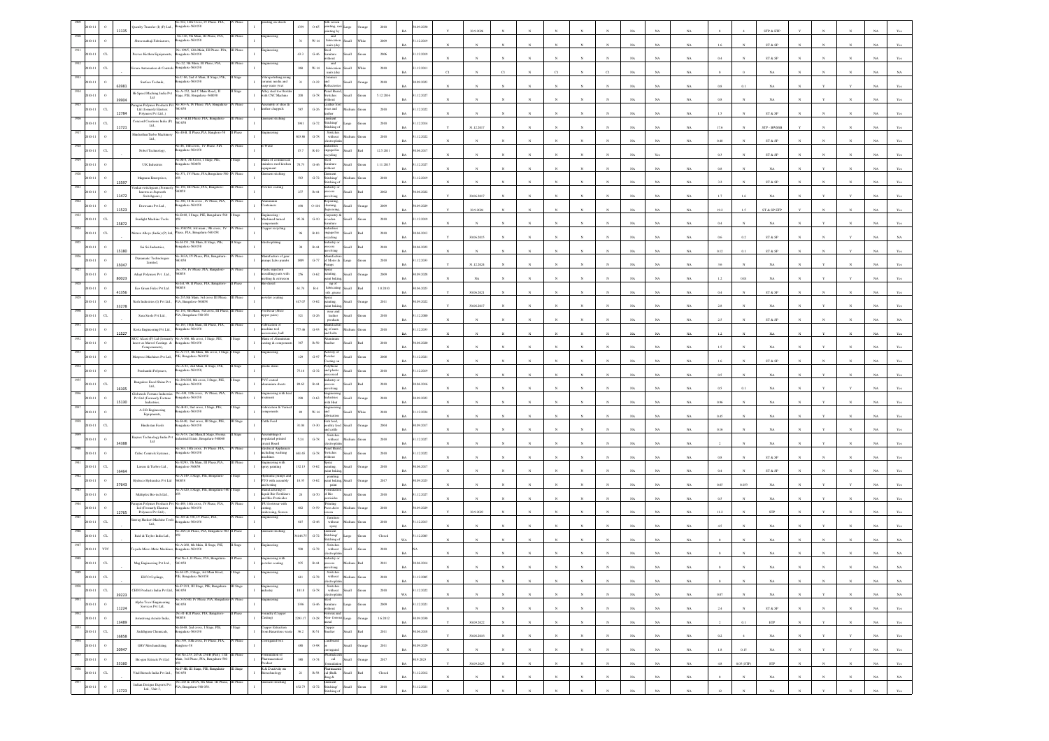| | | | | | | | | | | | | | | | | | | | | | | | | | | | | | | | | | | | | |
|---|---|---|---|---|---|---|---|---|---|---|---|---|---|---|---|---|---|---|---|---|---|---|---|---|---|---|---|---|---|---|---|---|---|---|---|---|
| 1909 | 2010-11 | O | 13135 | Quantity Transfer (I) (P) Ltd., | No.562, 10th Cross, IV Phase, PIA, Bengaluru-560 058 | IV Phase | I | printing on sheets | 1399 | O-65 | Silk screen printing, sari printing by | Large | Orange | 2010 | BA | 30.09.2030 | Y | 30.9.2026 | N | N | N | N | N | N | NA | NA | NA | 8 | 4 | STP & ETP | Y | N | N | N | NA | Yes |
| 1910 | 2010-11 | O | | Sharavathi Fabricators | No.140, 9th Main, III Phase, PIA, Bengaluru-560 058 | III Phase | I | Engineering | 31 | W-14 | and fabrication units (dry) | Small | White | 2009 | BA | 31.12.2019 | N | N | N | N | N | N | N | N | NA | NA | NA | 1.6 | N | ST & SP | N | N | N | N | NA | Yes |
| 1911 | 2010-11 | CL | | Peecee Kechess Equipments | No.139/5, 12th Main, III Phase, PIA, Bengaluru-560 058 | III Phase | I | Engineering | 61.3 | G-46 | Steel furniture without | Small | Green | 2006 | BA | 31.12.2019 | N | N | N | N | N | N | N | N | NA | NA | NA | 0.4 | N | ST & SP | N | N | N | N | NA | Yes |
| 1912 | 2010-11 | CL | | Sivaro Automation & Controls | No.22, 9th Main, III Phase, PIA, Bengaluru-560 058 | III Phase | I | Engineering | 260 | W-14 | and fabrication units (dry) | Small | White | 2010 | BA | 31.12.2011 | CI | N | CI | N | CI | N | CI | N | NA | NA | NA | 0 | 0 | NA | N | N | N | N | NA | NA |
| 1913 | 2010-11 | O | 63983 | Surface Technik | No.C-86, 2nd A Main, II Stage, PIE, Bengaluru-560 058 | II Stage | I | Vibro polishing using ceramic media and soap water | 31 | O-22 | Ceramics and Refractories | Small | Orange | 2010 | BA | 30.09.2023 | N | N | N | N | N | N | N | N | NA | NA | NA | 0.8 | 0.1 | NA | N | Y | Y | N | NA | Yes |
| 1914 | 2010-11 | O | 39904 | Hi-Speed Machining India Pvt Ltd. | No.A-152, 2nd C Main Road, II Stage, PIE, Bengaluru -560058 | II Stage | I | Alloy steel tool holder with CNC Machine | 200 | G-78 | Panel Board, Switches without | Small | Green | 5.12.2016 | BA | 31.12.2027 | N | N | N | N | N | N | N | N | NA | NA | NA | 0.8 | N | NA | N | Y | N | N | NA | Yes |
| 1915 | 2010-11 | CL | 12784 | Paragon Polymer Products Pvt Ltd (formerly Elastrex Polymers Pvt Ltd.,) | No.363-A, IV Phase, PIA, Bengaluru-560 058 | IV Phase | I | Assembly of shoe & leather chappals | 587 | G-26 | Finished leather | Medium | Green | 2010 | BA | 31.12.2022 | N | N | N | N | N | N | N | N | NA | NA | NA | 1.5 | N | ST & SP | N | N | N | N | NA | Yes |
| 1916 | 2010-11 | CL | 11721 | Concord Creations India (P) Ltd., | No.57-B, III Phase, PIA, Bengaluru-560 058 | III Phase | I | Garment stitching | 1941 | G-72 | Garment Stitching/ Stitching of | Large | Green | 2010 | BA | 31.12.2014 | Y | 31.12.2017 | N | N | N | N | N | N | NA | NA | NA | 17.6 | N | STP - BWSSB | Y | N | N | N | NA | Yes |
| 1917 | 2010-11 | O | | Hindusthan Turbo Machinery Ltd., | No.49-B, II Phase, PIA, Bengaluru-58 | II Phase | I | Engineering | 503.86 | G-78 | Switches without electroplating | Medium | Green | 2010 | BA | 31.12.2022 | N | N | N | N | N | N | N | N | NA | NA | NA | 0.08 | N | ST & SP | N | N | N | N | NA | Yes |
| 1918 | 2010-11 | CL | | Nobel Technology | No.46, 10th cross, IV Phase, PIA, Bengaluru-560 058 | IV Phase | I | E-Waste | 15.7 | R-10 | Industries engaged in recycling | Small | Red | 12.5.2011 | BA | 30.06.2017 | N | N | N | N | N | N | N | N | Yes | NA | NA | 0.3 | N | ST & SP | N | N | N | N | NA | Yes |
| 1919 | 2010-11 | O | | U.K. Industries | No.88-B, 7th Cross, I Stage, PIE, Bengaluru-560058 | I Stage | I | Manu of commercial stainless steel kitchen equipment | 78.73 | G-46 | Steel furniture without | Small | Green | 1.11.2013 | BA | 31.12.2027 | N | N | N | N | N | N | N | N | NA | NA | NA | 0.8 | N | NA | N | Y | N | N | NA | Yes |
| 1920 | 2010-11 | O | 13597 | Magnum Enterprises | No.371, IV Phase, PIA, Bengaluru-560 058 | IV Phase | I | Garment stitching | 563 | G-72 | Garment Stitching/ Stitching of | Medium | Green | 2010 | BA | 31.12.2019 | N | N | N | N | N | N | N | N | NA | NA | NA | 3.2 | N | ST & SP | N | N | N | N | NA | Yes |
| 1921 | 2010-11 | O | 11472 | Venkateswara Fertilizers (Formerly known as Supreeth Fertilisers) | No.258, III Phase, PIA, Bengaluru-560058 | III Phase | I | Powder coating | 237 | R-44 | Industry or process involving | Small | Red | 2002 | BA | 30.06.2022 | Y | 30.06.2017 | N | N | N | N | N | N | NA | NA | NA | 1.7 | 1.6 | NA | N | Y | N | N | NA | Yes |
| 1922 | 2010-11 | O | 11523 | Dravyams Pvt Ltd., | No.390, 10th cross, IV Phase, PIA, Bengaluru-560 058 | IV Phase | I | Aluminium Containers | 490 | O-104 | Repairing, cleaning, degreasing | Small | Orange | 2009 | BA | 30.09.2029 | Y | 30.9.2024 | N | N | N | N | N | N | NA | NA | NA | 19.2 | 1.5 | ST & SP STP | Y | N | N | N | NA | Yes |
| 1923 | 2010-11 | CL | 25872 | Sunlight Machine Tools | No.B-68, I Stage, PIE, Bengaluru-560 058 | I Stage | I | Engineering Machined turned components | 95.36 | G-10 | Carpentry & wooden furniture | Small | Green | 2010 | BA | 31.12.2019 | N | N | N | N | N | N | N | N | NA | NA | NA | 0.4 | N | NA | N | Y | N | N | NA | Yes |
| 1924 | 2010-11 | CL | | Metnox Alloys (India) (P) Ltd., | No.358/359, 3rd main, 9th cross, IV Phase, PIA, Bengaluru-560 058 | IV Phase | I | Copper recycling | 96 | R-10 | Industries engaged in recycling | Small | Red | 2010 | BA | 30.06.2013 | Y | 30.06.2017 | N | N | N | N | N | N | NA | NA | NA | 0.6 | 0.2 | ST & SP | N | N | Y | N | NA | NA |
| 1925 | 2010-11 | O | 15180 | Sai Sri Industries | No.H-131, 5th Main, II Stage, PIE, Bengaluru-560 058 | II Stage | I | Electroplating | 38 | R-44 | Industry or process involving | Small | Red | 2010 | BA | 30.06.2022 | N | N | N | N | N | N | N | N | NA | NA | NA | 0.12 | 0.1 | ST & SP | N | N | N | N | NA | Yes |
| 1926 | 2010-11 | O | 35047 | Dynamatic Technologies Limited | No.363A, IV Phase, PIA, Bengaluru-560 058 | IV Phase | I | Manufacture of gear pumps Lube panels | 1889 | G-77 | Manufacture of Motor & Pumps | Large | Green | 2010 | BA | 31.12.2033 | Y | 31.12.2024 | N | N | N | N | N | N | NA | NA | NA | 3.6 | N | NA | N | Y | N | N | NA | Yes |
| 1927 | 2010-11 | O | 80023 | Adept Polymers Pvt Ltd. | No.355, IV Phase, PIA, Bengaluru-560058 | IV Phase | I | Plastic injection moulding parts with melting & extrusion | 256 | O-62 | Spray painting, paint baking | Small | Orange | 2009 | BA | 30.09.2028 | N | NA | N | N | N | N | N | N | NA | NA | NA | 1.2 | 0.01 | NA | N | Y | N | N | NA | Yes |
| 1928 | 2010-11 | O | 41356 | Eco Green Fuels Pvt Ltd. | No.G4, 39, II Phase, PIA, Bengaluru-560058 | II Phase | I | Bio-diesel | 61.74 | R-4 | Re-refining of lubricating oils, greases | Small | Red | 1.8.2010 | BA | 30.06.2023 | Y | 30.06.2021 | N | N | N | N | N | N | NA | NA | NA | 0.4 | N | ST & SP | N | N | N | N | NA | Yes |
| 1929 | 2010-11 | O | 33278 | Nash Industries (I) Pvt Ltd., | No.235, 8th Main, 3rd cross, III Phase, PIA, Bengaluru-560058 | III Phase | I | powder coating | 417.07 | O-62 | Spray painting, paint baking | Small | Orange | 2011 | BA | 30.09.2022 | Y | 30.09.2017 | N | N | N | N | N | N | NA | NA | NA | 2.8 | N | NA | N | Y | N | N | NA | Yes |
| 1930 | 2010-11 | CL | | Sara Steels Pvt Ltd., | No.134, 4th Main, 3rd cross, III Phase, PIA, Bengaluru-560 058 | III Phase | I | Footwear (Shoe upper parts) | 321 | G-26 | Finished leather products | Small | Green | 2010 | BA | 31.12.2030 | N | N | N | N | N | N | N | N | NA | NA | NA | 2.5 | N | ST & SP | N | N | N | N | NA | NA |
| 1931 | 2010-11 | O | 11527 | Keerti Engineering Pvt Ltd., | No.161, 10th Main, III Phase, PIA, Bengaluru-560 058 | III Phase | I | Fabrication of machine tool accessories, bolt | 777.48 | G-93 | Manufacturing of nuts and bolts | Medium | Green | 2010 | BA | 31.12.2019 | N | N | N | N | N | N | N | N | NA | NA | NA | 1.2 | N | NA | N | Y | N | N | NA | Yes |
| 1932 | 2010-11 | O | | MCC Alcast (P) Ltd (formerly known as Marvel Castings & Components) | No.A-306, 8th cross, I Stage, PIE, Bengaluru-560 058 | I Stage | I | Manu of Aluminium casting & components | 367 | R-50 | Aluminium Smelter | Small | Red | 2010 | BA | 30.06.2020 | N | N | N | N | N | N | N | N | NA | NA | NA | 1.5 | N | NA | N | Y | N | N | NA | Yes |
| 1933 | 2010-11 | O | | Mingrace Machines Pvt Ltd., | No.A-373, 4th Main, 8th cross, I Stage, PIE, Bengaluru-560 058 | I Stage | I | Engineering | 129 | G-97 | Activity of Powder Coating on | Small | Green | 2008 | BA | 31.12.2021 | N | N | N | N | N | N | N | N | NA | NA | NA | 1.6 | N | ST & SP | N | N | N | N | NA | Yes |
| 1934 | 2010-11 | O | | Prashanthi Polymers | No.A-82, 2nd Main, II Stage, PIE, Bengaluru-560 058 | II Stage | I | plastic items | 75.16 | G-32 | Polythene and plastic processed | Small | Green | 2010 | BA | 31.12.2019 | N | N | N | N | N | N | N | N | NA | NA | NA | 0.5 | N | NA | N | Y | N | N | NA | Yes |
| 1935 | 2010-11 | CL | 16105 | Bangalore Excel Shoes Pvt Ltd., | No.291/292, 8th cross, I Stage, PIE, Bengaluru-560 058 | I Stage | I | PVC coated aluminium sheets | 89.62 | R-44 | Industry or process involving | Small | Red | 2010 | BA | 30.06.2016 | N | N | N | N | N | N | N | N | NA | NA | NA | 0.5 | 0.1 | NA | N | Y | Y | N | NA | Yes |
| 1936 | 2010-11 | O | 15130 | Globetech Fortune Industries Pvt Ltd (Formerly Fortune Industries) | No.G-98, 12th cross, IV Phase, PIA, Bengaluru-560 058 | IV Phase | I | Engineering with heat treatment | 298 | O-63 | Engineering Industries with Heat | Small | Orange | 2010 | BA | 30.09.2023 | N | N | N | N | N | N | N | N | NA | NA | NA | 0.96 | N | NA | N | Y | N | N | NA | Yes |
| 1937 | 2010-11 | O | | A.S.R Engineering Equipments | No.B-85, 2nd cross, I Stage, PIE, Bengaluru-560058 | I Stage | I | Fabrication & Turned components | 89 | W-14 | Engineering and fabrication | Small | White | 2010 | BA | 31.12.2016 | N | N | N | N | N | N | N | N | NA | NA | NA | 0.45 | N | NA | N | Y | N | N | NA | Yes |
| 1938 | 2010-11 | CL | | Hindustan Foods | No.H-80, 2nd cross, III Stage, PIE, Bengaluru-560058 | III Stage | I | Cattle feed | 31.04 | O-30 | Fish feed, poultry feed and cattle | Small | Orange | 2004 | BA | 30.09.2017 | N | N | N | N | N | N | N | N | NA | NA | NA | 0.16 | N | NA | N | Y | N | N | NA | Yes |
| 1939 | 2010-11 | O | 34388 | Kaynes Technology India Pvt Ltd | No.A-33, 2nd Main, II Stage, Peenya Industrial Estate, Bengaluru-560058 | II Stage | I | Assembling of populated printed circuit Board | 5.24 | G-78 | Switches without electroplating | Medium | Green | 2010 | BA | 31.12.2027 | N | N | N | N | N | N | N | N | NA | NA | NA | 2 | N | NA | N | Y | N | N | NA | Yes |
| 1940 | 2010-11 | O | | Cubic Controls Systems., | No.363, 10th cross, IV Phase, PIA, Bengaluru-560 058 | IV Phase | I | Electrical Appliances including washing machines | 461.65 | G-78 | Panel Board, Switches without | Small | Green | 2010 | BA | 31.12.2022 | N | N | N | N | N | N | N | N | NA | NA | NA | 0.8 | N | ST & SP | N | N | N | N | NA | Yes |
| 1941 | 2010-11 | CL | 16464 | Larsen & Turbro Ltd., | No.92/93, 7th Main, III Phase, PIA, Bengaluru-560058 | III Phase | I | Engineering with spray painting | 132.13 | O-62 | Spray painting, paint baking | Small | Orange | 2010 | BA | 30.09.2017 | N | N | N | N | N | N | N | N | NA | NA | NA | 0.4 | N | ST & SP | N | N | N | N | NA | Yes |
| 1942 | 2010-11 | O | 37643 | Hydroco Hydraulics Pvt Ltd | No.A-149, I Stage, PIE, Bengaluru-560058 | I Stage | I | Hydraulic pumps and PTO with assembly and testing | 18.35 | O-62 | painting, paint baking, paint | Small | Orange | 2017 | BA | 30.09.2023 | N | N | N | N | N | N | N | N | NA | NA | NA | 0.85 | 0.033 | NA | N | Y | Y | N | NA | Yes |
| 1943 | 2010-11 | O | | Multiplex Bio-tech Ltd., | No.A-420, I Stage, PIE, Bengaluru-560 058 | I Stage | I | Manufacturing of liquid Bio-Fertilizers and Bio-Pesticides | 24 | G-70 | Formulation of Bio-pesticides | Small | Green | 2010 | BA | 31.12.2027 | N | N | N | N | N | N | N | N | NA | NA | NA | 0.5 | N | NA | N | Y | N | N | NA | Yes |
| 1944 | 2010-11 | O | 12765 | Paragon Polymer Products Pvt Ltd (Formerly Elastrex Polymers Pvt Ltd), | No.499, 10th cross, IV Phase, PIA, Bengaluru-560 058 | IV Phase | I | PU footwear with cutting, embossing, Screen | 662 | O-59 | Printing Press &/or screen | Medium | Orange | 2010 | BA | 30.09.2029 | Y | 30.9.2023 | N | N | N | N | N | N | NA | NA | NA | 11.2 | N | STP | N | Y | N | N | NA | Yes |
| 1945 | 2010-11 | CL | | Sheeraj Hecker Machine Tools Ltd., | No.349 & 350, IV Phase, PIA, Bengaluru-560058 | IV Phase | I | Engineering | 615 | G-46 | Furniture without spray | Medium | Green | 2010 | BA | 31.12.2013 | N | N | N | N | N | N | N | N | NA | NA | NA | 4.5 | N | NA | N | N | N | N | NA | Yes |
| 1946 | 2010-11 | CL | | Reid & Taylor India Ltd., | No.283, II Phase, PIA, Bengaluru-560 058 | II Phase | I | Garment stitching | 34140.75 | G-72 | Garment Stitching/ Stitching of | Large | Green | Closed | WA | 31.12.2003 | N | N | N | N | N | N | N | N | NA | NA | NA | 0 | N | NA | N | N | N | N | NA | NA |
| 1947 | 2010-11 | YTC | | Toyoda Micro Matic Machinery | No.A-306, 6th Main, II Stage, PIE, Bengaluru-560 058 | II Stage | I | | 508 | G-78 | Switches without electroplating | Small | Green | 2010 | BA | NA | N | N | N | N | N | N | N | N | NA | NA | NA | 0 | N | NA | N | N | N | N | NA | NA |
| 1948 | 2010-11 | CL | | Mag Engineering Pvt Ltd., | Plot No.C-8, II Phase, PIA, Bengaluru-560 058 | II Phase | I | Engineering with powder coating | 595 | R-44 | Industry or process involving | Medium | Red | 2011 | BA | 30.06.2014 | N | N | N | N | N | N | N | N | NA | NA | NA | 0 | N | NA | N | N | N | N | NA | NA |
| 1949 | 2010-11 | CL | | EICO Couplings | No.B-325, I Stage, 3rd Main Road, PIE, Bengaluru-560 058 | I Stage | I | Engineering | 611 | G-78 | Switches without electroplating | Medium | Green | 2010 | BA | 31.12.2005 | N | N | N | N | N | N | N | N | NA | NA | NA | 0 | N | NA | N | N | N | N | NA | NA |
| 1950 | 2010-11 | CL | 39233 | CEIV Products India Pvt Ltd. | No.P-21/1, III Stage, PIE, Bengaluru-560 058 | III Stage | I | Engineering industry | 101.8 | G-78 | Switches without electroplating | Small | Green | 2010 | WA | 31.12.2022 | N | N | N | N | N | N | N | N | NA | NA | NA | 0.07 | N | NA | N | N | N | N | NA | Yes |
| 1951 | 2010-11 | CL | 11224 | Alpha Tool Engineering Services Pvt Ltd. | No.335/340, IV Phase, PIA, Bengaluru-560 058 | IV Phase | I | Engineering | 1336 | G-46 | Steel furniture without | Large | Green | 2009 | BA | 31.12.2021 | N | N | N | N | N | N | N | N | NA | NA | NA | 2.4 | N | ST & SP | N | N | N | N | NA | Yes |
| 1952 | 2010-11 | O | 13489 | Armstrong Acoustic India | No.43-B, II Phase, PIA, Bengaluru-560058 | II Phase | I | Foundry (Copper Casting) | 2291.17 | O-28 | Ferrous and Non-Ferrous metal | Large | Orange | 1.8.2012 | BA | 30.09.2030 | Y | 30.09.2022 | N | N | N | N | N | N | NA | NA | NA | 2 | 0.1 | ETP | N | Y | N | N | NA | Yes |
| 1953 | 2010-11 | CL | 16858 | Siddhigiri Chemicals | No.B-68, 2nd cross, I Stage, PIE, Bengaluru-560 058 | I Stage | I | Copper Extraction from Hazardous waste | 36.2 | R-51 | Copper Smelter | Small | Red | 2011 | BA | 30.06.2019 | Y | 30.06.2016 | N | N | N | N | N | N | NA | NA | NA | 0.2 | 4 | NA | N | N | N | N | NA | Yes |
| 1954 | 2010-11 | O | 20947 | GRV Merchandising | No.393, 10th cross, IV Phase, PIA, Bengaluru-58 | IV Phase | I | Corrugated box | 480 | O-98 | Cardboard or corrugated | Small | Orange | 2011 | BA | 30.09.2029 | N | N | N | N | N | N | N | N | NA | NA | NA | 1.8 | 0.15 | NA | N | Y | Y | N | NA | Yes |
| 1955 | 2010-11 | O | 33160 | Biogen Extracts Pvt Ltd | Plot No.23/1, 23/3 & 23/4B (Part), 11th Main, 3rd Phase, PIA, Bengaluru-560 058 | III Phase | I | Formulation of Pharmaceutical Product | 388 | O-74 | Pharmaceutical formulation | Small | Orange | 2017 | BA | 30.9.2023 | Y | 30.09.2023 | N | N | N | N | N | N | NA | NA | NA | 4.8 | 0.05 (STP) | STP | N | N | N | N | NA | Yes |
| 1956 | 2010-11 | CL | | Vital Biotech India Pvt Ltd., | No.F-88, III Stage, PIE, Bengaluru-560 058 | III Stage | I | R & D activity in Biotechnology | 21 | R-58 | Pharmaceuticals (Bulk drug & | Small | Red | Closed | BA | 31.12.2012 | N | N | N | N | N | N | N | N | NA | NA | NA | 0 | N | NA | N | N | N | N | NA | NA |
| 1957 | 2010-11 | O | 11723 | Indian Designs Exports Pvt Ltd., Unit-3, | No.253 & 253A, 8th Main, III Phase, PIA, Bengaluru-560 058 | III Phase | I | Garment stitching | 432.73 | G-72 | Garment Stitching/ Stitching of | Small | Green | 2010 | BA | 31.12.2021 | N | N | N | N | N | N | N | N | NA | NA | NA | 12 | N | NA | N | Y | N | N | NA | Yes |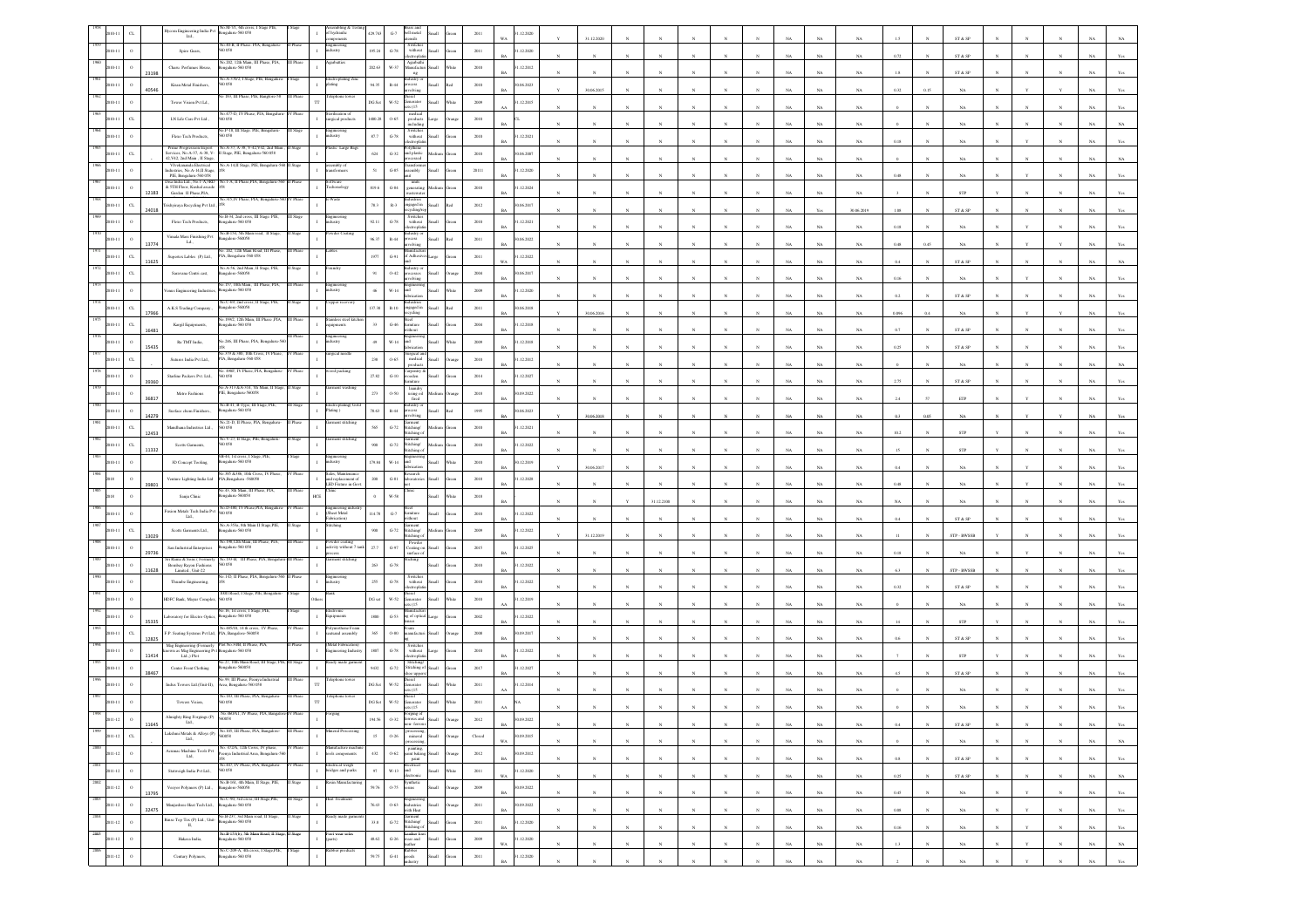| | | | | | | | | | | | | | | | | | | | | | | | | | | | | | | | | | | |
|---|---|---|---|---|---|---|---|---|---|---|---|---|---|---|---|---|---|---|---|---|---|---|---|---|---|---|---|---|---|---|---|---|---|---|
| 1958 | 2010-11 | CL | | Hycon Engineering India Pvt Ltd., | No.M-75, 5th cross, I Stage PIE, Bangalore-560 058 | I Stage | I | Assembling & testing of hydraulic components | 629.743 | G-7 | Small | Green | 2011 | WA | 31.12.2020 | Y | 31.12.2020 | N | N | N | N | N | N | N | NA | NA | NA | 1.5 | N | ST & SP | N | N | NA | NA |
| 1959 | 2010-11 | O | | Spiro Gears, | No.80-B, II Phase, PIA, Bangalore-560 058 | II Phase | I | Engineering industry | 195.28 | G-78 | Small | Green | 2011 | BA | 31.12.2020 | N | N | N | N | N | N | N | N | N | NA | NA | NA | 0.72 | N | ST & SP | N | N | NA | Yes |
| 1960 | 2010-11 | O | 23198 | Chaitr Perfumes House, | No.202, 12th Main, III Phase, PIA, Bangalore-560 058 | III Phase | I | Agarbathis | 202.63 | W-37 | Small | White | 2010 | BA | 31.12.2011 | N | N | N | N | N | N | N | N | N | NA | NA | NA | 1.8 | N | ST & SP | N | N | NA | Yes |
| 1961 | 2010-11 | O | 40546 | Kiran Metal Finishers, | No.A-379/2, I Stage, PIE, Bangalore-560 058 | I Stage | I | Electro plating/ zinc plating | 94.35 | R-44 | Small | Red | 2010 | BA | 30.06.2023 | Y | 30.06.2015 | N | N | N | N | N | N | N | NA | NA | NA | 0.32 | 0.15 | NA | N | Y | Y | NA | Yes |
| 1962 | 2010-11 | O | | Tower Vision Pvt Ltd., | No.351, III Phase, PIA, Bangalore-58 | III Phase | TT | Telephone tower | DG Set | W-52 | Small | White | 2009 | AA | 31.12.2015 | N | N | N | N | N | N | N | N | N | NA | NA | NA | 0 | N | NA | N | N | NA | Yes |
| 1963 | 2010-11 | CL | | L.N.Life Care Pvt Ltd., | No.473-D, IV Phase, PIA, Bangalore-560 058 | IV Phase | I | Sterilization of surgical products | 1480.28 | O-65 | Large | Orange | 2010 | BA | CL | N | N | N | N | N | N | N | N | N | NA | NA | NA | 0 | N | NA | N | N | NA | NA |
| 1964 | 2010-11 | O | | Flexo Tech Products, | No.F-78, III Stage, PIE, Bangalore-560 058 | III Stage | I | Engineering industry | 83.7 | G-78 | Small | Green | 2010 | BA | 31.12.2021 | N | N | N | N | N | N | N | N | N | NA | NA | NA | 0.18 | N | NA | N | Y | NA | Yes |
| 1965 | 2010-11 | CL | | Prime Progression Export Services, No.A-57, A-48, V-41,V42, 2nd Main, II Stage, PIE, Bangalore-560 058 | No.A-57, A-48, V-41,V42, 2nd Main II Stage, PIE, Bangalore-560 058 | II Stage | I | Plastic Large Bags | 624 | G-32 | Medium | Green | 2010 | BA | 30.06.2007 | N | N | N | N | N | N | N | N | N | NA | NA | NA | 0 | N | NA | N | N | NA | NA |
| 1966 | 2010-11 | O | | V.Pohunanda Electrical Industries, No.A-14,II Stage, PIE, Bangalore-560 058 | No.A-14,II Stage, PIE, Bangalore-560 058 | II Stage | I | Assembly of transformers | 51 | G-85 | Small | Green | 20111 | BA | 31.12.2020 | N | N | N | N | N | N | N | N | N | NA | NA | NA | 0.48 | N | NA | N | Y | NA | Yes |
| 1967 | 2010-11 | O | 12183 | Chandrika Sol. No.1-A, 1&1 & YTH Floor, Kushal arcade Garden, II Phase,PIA | No.1-A, II Phase,PIA, Bangalore-560 058 | II Phase | I | Software Technology | 819.6 | G-84 | Medium | Green | 2010 | BA | 31.12.2021 | N | N | N | N | N | N | N | N | N | NA | NA | NA | 3 | N | STP | Y | N | NA | Yes |
| 1968 | 2010-11 | CL | 24018 | Vaishnavya Recycling Pvt Ltd., | No.315 IV Phase, PIA, Bangalore-560 058 | IV Phase | I | E-Waste | 78.3 | R-3 | Small | Red | 2012 | BA | 30.06.2017 | N | N | N | N | N | N | N | N | N | NA | Yes | 30.06.2019 | 1.08 | N | ST & SP | N | N | NA | NA |
| 1969 | 2010-11 | O | | Flexo Tech Products, | No.B-96, 2nd cross, III Stage, PIE, Bangalore-560 058 | III Stage | I | Engineering industry | 92.11 | G-78 | Small | Green | 2010 | BA | 31.12.2021 | N | N | N | N | N | N | N | N | N | NA | NA | NA | 0.18 | N | NA | N | Y | NA | Yes |
| 1970 | 2010-11 | O | 13774 | Vinada Mate Finishing Pvt Ltd., | No.B-176, 9th Main road, II Stage, Bangalore-560058 | II Stage | I | Powder Coating | 96.37 | R-44 | Small | Red | 2011 | BA | 30.06.2022 | N | N | N | N | N | N | N | N | N | NA | NA | NA | 0.48 | 0.45 | NA | N | Y | Y | NA | Yes |
| 1971 | 2010-11 | CL | 11625 | Superior Labels (P) Ltd., | No. 202, 12th Main Road, III Phase, PIA, Bangalore-560 058 | III Phase | I | Labels | 1977 | G-41 | Large | Green | 2011 | WA | 31.12.2022 | N | N | N | N | N | N | N | N | N | NA | NA | NA | 0.4 | N | ST & SP | N | N | NA | NA |
| 1972 | 2010-11 | CL | | Sureswara Gratis cast, | No.A-56, 2nd Main, II Stage, PIE, Bangalore-560058 | II Stage | I | Foundry | 91 | O-42 | Small | Orange | 2004 | BA | 30.06.2017 | N | N | N | N | N | N | N | N | N | NA | NA | NA | 0.16 | N | NA | N | Y | NA | NA |
| 1973 | 2010-11 | O | | Venus Engineering Industries, | No.372, 10th Main, III Phase, PIA, Bangalore-560 058 | III Phase | I | Engineering industry | 46 | W-14 | Small | White | 2009 | BA | 31.12.2020 | N | N | N | N | N | N | N | N | N | NA | NA | NA | 0.2 | N | ST & SP | N | N | NA | Yes |
| 1974 | 2010-11 | CL | 17966 | A.K.S Trading Company, | No.C-69, 2nd cross, II Stage, PIE, Bangalore-560058 | II Stage | I | Copper recovery | 137.38 | R-10 | Small | Red | 2011 | BA | 30.06.2018 | Y | 30.06.2016 | N | N | N | N | N | N | N | NA | NA | NA | 0.096 | 0.4 | NA | N | Y | Y | NA | Yes |
| 1975 | 2010-11 | CL | 16483 | Kargil Equipments, | No.196/2, 12th Main, III Phase, PIA, Bangalore-560 058 | III Phase | I | Stainless steel kitchen equipments | 33 | G-46 | Small | Green | 2004 | BA | 31.12.2018 | N | N | N | N | N | N | N | N | N | NA | NA | NA | 0.7 | N | ST & SP | N | N | NA | Yes |
| 1976 | 2010-11 | O | 35435 | Sri TMT India, | No. 246, III Phase, PIA, Bangalore-560 058 | III Phase | I | Engineering industry | 49 | W-14 | Small | White | 2009 | BA | 31.12.2018 | N | N | N | N | N | N | N | N | N | NA | NA | NA | 0.25 | N | ST & SP | N | N | NA | Yes |
| 1977 | 2010-11 | CL | | Sumeer India Pvt Ltd., | No. 379 & 380, 10th Cross, IV Phase, PIA, Bangalore-560 058 | IV Phase | I | Surgical needle | 230 | O-65 | Small | Orange | 2010 | BA | 31.12.2012 | N | N | N | N | N | N | N | N | N | NA | NA | NA | 0 | N | NA | N | N | NA | NA |
| 1978 | 2010-11 | O | 39360 | Starline Packers Pvt. Ltd., | No. 498F, IV Phase, PIA, Bangalore-560 058 | IV Phase | I | Wood packing | 27.82 | G-33 | Small | Green | 2014 | BA | 31.12.2027 | N | N | N | N | N | N | N | N | N | NA | NA | NA | 2.75 | N | ST & SP | N | N | NA | Yes |
| 1979 | 2010-11 | O | 36817 | Mitra Fashions | No.A-313 & A-314, 5th Main, II Stage, PIE, Bangalore-560058 | II Stage | I | Garment washing | 273 | O-50 | Medium | Orange | 2010 | BA | 30.09.2022 | N | N | N | N | N | N | N | N | N | NA | NA | NA | 2.4 | 57 | ETP | N | Y | NA | Yes |
| 1980 | 2010-11 | O | 14279 | Surface chem Finishers, | No.B-41, II Type, III Stage, PIE, Bangalore-560 058 | III Stage | I | Electroplating( Gold Plating ) | 78.63 | R-44 | Small | Red | 1995 | BA | 30.06.2023 | Y | 30.06.2023 | N | N | N | N | N | N | N | NA | NA | NA | 0.3 | 0.05 | NA | N | Y | Y | NA | Yes |
| 1981 | 2010-11 | CL | 12453 | Mandhana Industries Ltd., | No.21-D, II Phase, PIA, Bangalore-560 058 | II Phase | I | Garment stitching | 565 | G-72 | Medium | Green | 2010 | BA | 31.12.2021 | N | N | N | N | N | N | N | N | N | NA | NA | NA | 10.2 | N | STP | Y | N | NA | Yes |
| 1982 | 2010-11 | CL | 11332 | Scotts Garments, | No.V-27, II Stage, PIE, Bangalore-560 058 | II Stage | I | Garment stitching | 908 | G-72 | Medium | Green | 2010 | BA | 31.12.2022 | N | N | N | N | N | N | N | N | N | NA | NA | NA | 15 | N | STP | Y | N | NA | Yes |
| 1983 | 2010-11 | O | | 3D Concept Tooling, | SB-93, 1st cross, I Stage, PIE, Bangalore-560 058 | I Stage | I | Engineering industry | 179.08 | W-14 | Small | White | 2010 | BA | 30.12.2019 | Y | 30.06.2017 | N | N | N | N | N | N | N | NA | NA | NA | 0.4 | N | NA | N | Y | NA | Yes |
| 1984 | 2010 | O | 39801 | Venture Lighting India Ltd | No. 385 & 386, 10th Cross, IV Phase, PIA,Bengaluru -560058 | IV Phase | I | Sales, Maintenance and replacement of LED Fixture in Govt. | 208 | G-81 | Small | Green | 2010 | BA | 31.12.2029 | N | N | N | N | N | N | N | N | N | NA | NA | NA | 0.48 | N | NA | N | Y | NA | Yes |
| 1985 | 2010 | O | | Sanju Clinic | No.43, 5th Main, III Phase, PIA, Bangalore-560058 | III Phase | HCE | Clinic | 0 | W-58 | Small | White | 2010 | BA | N | N | Y | 31.12.2108 | N | N | N | N | N | N | NA | NA | NA | NA | N | NA | N | N | NA | Yes |
| 1986 | 2010-11 | O | | Fortrom Metals Tech India Pvt Ltd., | No.D-188, IV Phase,PIA, Bangalore-560 058 | IV Phase | I | Engineering industry (Sheet Metal Fabrication) | 114.78 | G-7 | Small | Green | 2010 | BA | 31.12.2022 | N | N | N | N | N | N | N | N | N | NA | NA | NA | 0.4 | N | ST & SP | N | N | NA | Yes |
| 1987 | 2010-11 | CL | 13029 | Scotts Garments Ltd., | No.A-55A, 5th Main II Stage,PIE, Bangalore-560 058 | II Stage | I | Stitching | 908 | G-72 | Medium | Green | 2009 | BA | 31.12.2022 | Y | 31.12.2019 | N | N | N | N | N | N | N | NA | NA | NA | 11 | N | STP - BWSSB | Y | N | NA | Yes |
| 1988 | 2010-11 | O | 29736 | Sun Industrial Enterprises | No.198,12th Main, III Phase, PIA, Bangalore-560 058 | III Phase | I | Powder coating activity without 7 tank process | 27.7 | G-97 | Small | Green | 2015 | BA | 31.12.2025 | N | N | N | N | N | N | N | N | N | NA | NA | NA | 0.18 | N | NA | N | Y | NA | Yes |
| 1989 | 2010-11 | O | 11628 | Sri Ranka & Sons ( Formerly Bombay Rayon Fashions Limited , Unit-12 | No. 193-K, III Phase, PIA, Bangalore-560 058 | III Phase | I | Garment stitching | 263 | G-78 | Small | Green | 2010 | BA | 31.12.2022 | N | N | N | N | N | N | N | N | N | NA | NA | NA | 6.3 | N | STP - BWSSB | N | N | NA | Yes |
| 1990 | 2010-11 | O | | Threeho Engineering, | No.1-D, II Phase, PIA, Bangalore-560 058 | II Phase | I | Engineering industry | 255 | G-78 | Small | Green | 2010 | BA | 31.12.2021 | N | N | N | N | N | N | N | N | N | NA | NA | NA | 0.32 | N | ST & SP | N | N | NA | Yes |
| 1991 | 2010-11 | O | | HDFC Bank, Major Complex, | 100ft Road, I Stage, PIE, Bangalore-560 058 | I Stage | Others | Bank | DG set | W-52 | Small | White | 2010 | AA | 31.12.2019 | N | N | N | N | N | N | N | N | N | NA | NA | NA | 0 | N | NA | N | N | NA | Yes |
| 1992 | 2010-11 | O | 35335 | Laboratory for Electro Optics, | No.18, 1st cross, I Stage, PIE, Bangalore-560 058 | I Stage | I | Electronic Equipments | 1080 | G-53 | Large | Green | 2010 | BA | 31.12.2022 | N | N | N | N | N | N | N | N | N | NA | NA | NA | 14 | N | STP | N | N | NA | Yes |
| 1993 | 2010-11 | CL | 12825 | F.P. Seating Systems Pvt Ltd., | No.485/18, 14 th cross, IV Phase, PIA, Bangalore-560058 | IV Phase | I | Polyurethane Foam (seat assembly) | 365 | O-80 | Small | Orange | 2008 | BA | 30.09.2017 | N | N | N | N | N | N | N | N | N | NA | NA | NA | 0.6 | N | ST & SP | N | N | NA | Yes |
| 1994 | 2010-11 | O | 13414 | Mtg Engineering (Formerly known as Mtg Engineering Pvt Ltd.,) Plot | Plot No.#4M, II Phase, PIA, Bangalore-560 058 | II Phase | I | (Metal Fabrication) Engineering Industry | 1807 | G-78 | Large | Green | 2010 | BA | 31.12.2022 | N | N | N | N | N | N | N | N | N | NA | NA | NA | 7 | N | STP | Y | N | NA | Yes |
| 1995 | 2010-11 | O | 38467 | Center Front Clothing | No.27, 10th Main Road, III Stage, PIE, Bangalore-560058 | III Stage | I | Ready made garment | 9432 | G-72 | Small | Green | 2017 | BA | 31.12.2027 | N | N | N | N | N | N | N | N | N | NA | NA | NA | 4.5 | N | ST & SP | N | N | NA | Yes |
| 1996 | 2010-11 | O | | Indus Towers Ltd.(Unit-II), | No.99, III Phase, Peenya Industrial Area, Bangalore-560 058 | III Phase | TT | Telephone tower | DG Set | W-52 | Small | White | 2010 | AA | 31.12.2014 | N | N | N | N | N | N | N | N | N | NA | NA | NA | 0 | N | NA | N | N | NA | Yes |
| 1997 | 2010-11 | O | | Towers Vision, | No.185, III Phase, PIA, Bangalore-560 058 | III Phase | TT | Telephone tower | DG Set | W-52 | Small | White | 2011 | AA | NA | N | N | N | N | N | N | N | N | N | NA | NA | NA | 0 | N | NA | N | N | NA | Yes |
| 1998 | 2011-12 | O | 11645 | Almighty Ring Forgings (P) Ltd., | No.384/A3, IV Phase, PIA, Bangalore-560058 | IV Phase | I | Forging | 194.58 | O-32 | Small | Orange | 2012 | BA | 30.09.2022 | N | N | N | N | N | N | N | N | N | NA | NA | NA | 0.4 | N | ST & SP | N | N | NA | Yes |
| 1999 | 2011-12 | CL | | Lakshmi Metals & Alloys (P) Ltd., | No.105, III Phase, PIA, Bangalore-560058 | III Phase | I | Mineral Processing | 15 | O-26 | Small | Orange | Closed | WA | 30.09.2015 | N | N | N | N | N | N | N | N | N | NA | NA | NA | 0 | N | NA | N | N | NA | NA |
| 2000 | 2011-12 | O | | Aramus Machine Tools Pvt Ltd., | No.-372/A, 12th Cross, IV phase, Peenya Industrial Area, Bangalore-560 058 | IV Phase | I | Manufacture machine tools components | 432 | O-62 | Small | Orange | 2012 | BA | 30.09.2012 | N | N | N | N | N | N | N | N | N | NA | NA | NA | 0.8 | N | ST & SP | N | N | NA | Yes |
| 2001 | 2011-12 | O | | Statweigh India Pvt Ltd., | No.183, IV Phase, PIA, Bangalore-560 058 | IV Phase | I | Electrical weigh bridges and parts | 87 | W-13 | Small | White | 2011 | WA | 31.12.2020 | N | N | N | N | N | N | N | N | N | NA | NA | NA | 0.25 | N | ST & SP | N | N | NA | NA |
| 2002 | 2011-12 | O | 13795 | Vezyer Polymers (P) Ltd., | No.B-104, 4th Main, II Stage, PIE, Bangalore-560058 | II Stage | I | Resin Manufacturing | 59.76 | O-75 | Small | Orange | 2009 | BA | 30.09.2022 | N | N | N | N | N | N | N | N | N | NA | NA | NA | 0.45 | N | NA | N | Y | NA | Yes |
| 2003 | 2011-12 | O | 32475 | Manjushree Heat Tech Ltd., | No.C-59, 3rd cross, III Stage, PIE, Bangalore-560 058 | III Stage | I | Heat Treatment | 76.43 | O-63 | Small | Orange | 2011 | BA | 30.09.2022 | N | N | N | N | N | N | N | N | N | NA | NA | NA | 0.08 | N | NA | N | Y | NA | Yes |
| 2004 | 2011-12 | O | | Bairis Top Tex (P) Ltd., Unit-II, | No.B-277, 3rd Main road, II Stage, Bangalore-560 058 | II Stage | I | Ready made garments | 33.8 | G-72 | Small | Green | 2011 | BA | 31.12.2020 | N | N | N | N | N | N | N | N | N | NA | NA | NA | 0.16 | N | NA | N | Y | NA | Yes |
| 2005 | 2011-12 | O | | Hakera India, | No.B-124(b), 5th Main Road, II Stage, Bangalore-560 058 | II Stage | I | Foot wear soles (parts) | 49.62 | G-26 | Small | Green | 2009 | WA | 31.12.2020 | N | N | N | N | N | N | N | N | N | NA | NA | NA | 1.3 | N | NA | N | Y | NA | NA |
| 2006 | 2011-12 | O | | Century Polymers, | No.C-209 A, 4th cross, I Stage,PIE, Bangalore-560 058 | I Stage | I | Rubber products | 59.75 | G-41 | Small | Green | 2011 | BA | 31.12.2020 | N | N | N | N | N | N | N | N | N | NA | NA | NA | 2 | N | NA | N | Y | NA | Yes |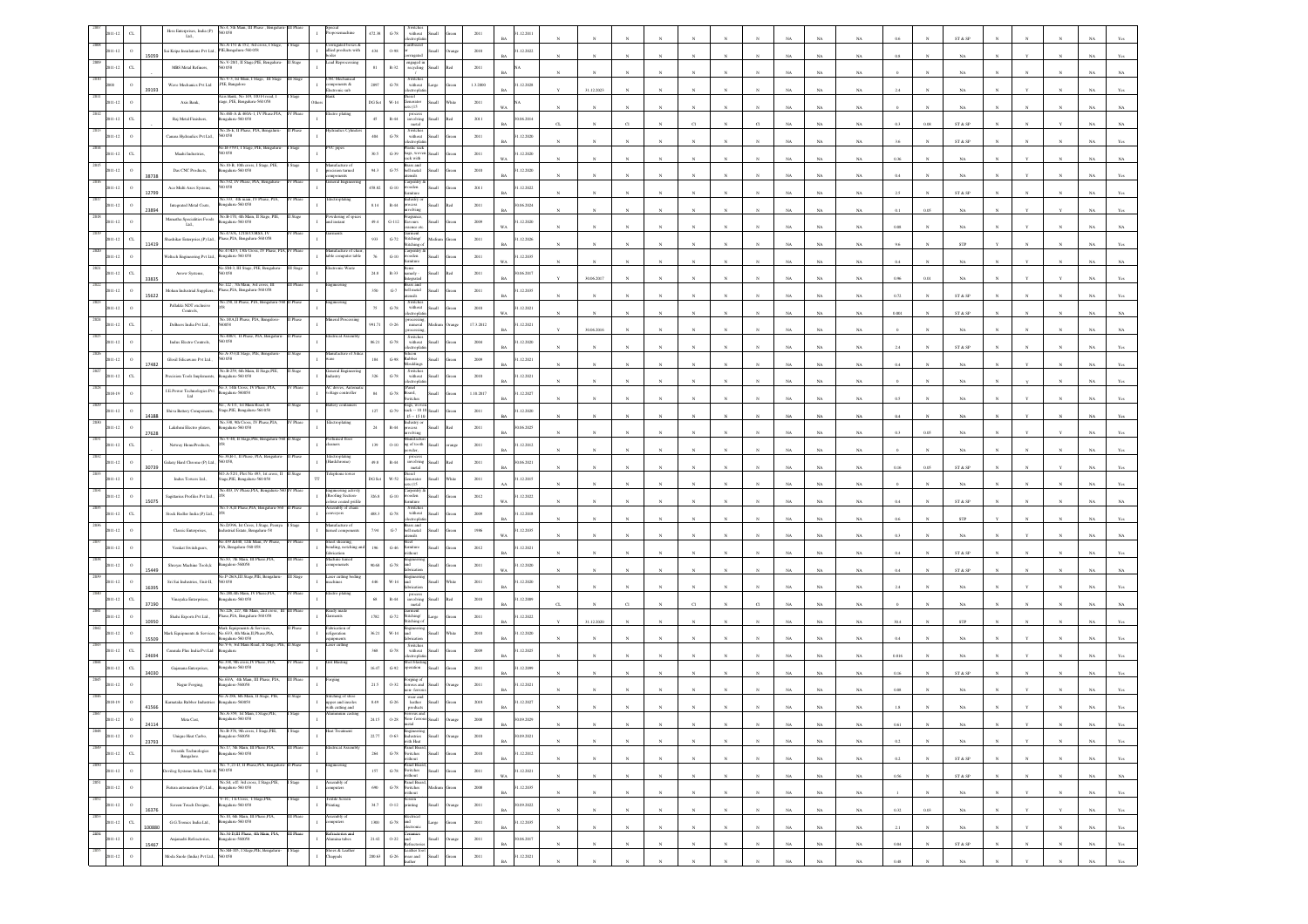| | 2011-12 | CL | | Hosi Enterprises, India (P) Ltd., | No.4, 5th Main, III Phase, Bangalore 560 058 | III Phase | I | Special Purposemachine | 372.38 | G-78 | 3 switches without electroplatin | Small | Green | 2011 | BA | 31.12.2011 | N | N | N | N | N | N | N | N | NA | NA | NA | 0.6 | N | ST & SP | N | N | NA | Yes |
|---|---|---|---|---|---|---|---|---|---|---|---|---|---|---|---|---|---|---|---|---|---|---|---|---|---|---|---|---|---|---|---|---|---|---|---|
| 2808 | 2011-12 | O | 35059 | Sai Kripa Insulations Pvt Ltd., | No.A-331 & 332, 3rd cross, I Stage, PIE,Bangalore-560 058 | I Stage | I | Corrugated boxes & allied products with wastes | 434 | O-98 | Cardboard, corrugated | Small | Orange | 2010 | BA | 31.12.2022 | N | N | N | N | N | N | N | N | NA | NA | NA | 0.8 | N | NA | N | N | NA | Yes |
| 2809 | 2011-12 | CL | | MBS Metal Refiners, | No.V-281, II Stage,PIE, Bangalore 560 058 | II Stage | I | Lead Reprocessing | 81 | R-32 | engaged in recycling | Small | Red | 2011 | BA | NA | N | N | N | N | N | N | N | N | NA | NA | NA | 0 | N | NA | N | Y | NA | NA |
| 2810 | 2009 | O | 39193 | Wave Mechanics Pvt Ltd | No.V-7/ 10 Main, I Stage, III Stage PIE, Bangalore | III Stage | I | CNC Mechanical components & Electronic sub | 2897 | G-78 | Switches without electroplatin | Large | Green | 1.3.2009 | BA | 31.12.2028 | Y | 31.12.2023 | N | N | N | N | N | N | NA | NA | NA | 2.4 | N | NA | N | Y | NA | Yes |
| 2811 | 2011-12 | O | | Axis Bank, | Axis Bank, No. 459, III/10 road, I stage, PIE, Bangalore 560 058 | I Stage | Others | Bank | DG Set | W-14 | Diesel Generator sets (15 | Small | White | 2011 | WA | NA | N | N | N | N | N | N | N | N | NA | NA | NA | 0 | N | NA | N | N | NA | NA |
| 2812 | 2011-12 | CL | | Raj Metal Finishers, | No.466-A & 466A-1, IV Phase,PIA, Bangalore-560 058 | IV Phase | I | Electro plating | 45 | R-44 | process involving metal | Small | Red | 2011 | BA | 30.06.2014 | CL | N | Cl | N | Cl | N | Cl | N | NA | NA | NA | 0.3 | 0.08 | ST & SP | N | Y | NA | NA |
| 2813 | 2011-12 | O | | Canara Hydraulics Pvt Ltd., | No.29-6, II Phase, PIA, Bangalore 560 058 | II Phase | I | Hydraulics Cylinders | 404 | G-78 | Switches without electroplatin | Small | Green | 2011 | BA | 31.12.2020 | N | N | N | N | N | N | N | N | NA | NA | NA | 3.6 | N | ST & SP | N | N | NA | Yes |
| 2814 | 2011-12 | CL | | Manhi Industries, | Sy.Id 1591, I Stage, PIE, Bangalore 560 058 | I Stage | I | PVC pipes | 30.5 | G-39 | Plastic sack bags, woven sack with | Small | Green | 2011 | WA | 31.12.2020 | N | N | N | N | N | N | N | N | NA | NA | NA | 0.36 | N | NA | N | Y | NA | NA |
| 2815 | 2011-12 | O | 38738 | Dus CNC Products, | No.10-B, 10th cross, I Stage, PIE, Bangalore-560 058 | I Stage | I | Manufacture of precision turned components | 94.3 | G-75 | Brass and bell metal utensils | Small | Green | 2010 | BA | 31.12.2020 | N | N | N | N | N | N | N | N | NA | NA | NA | 0.4 | N | NA | N | Y | NA | NA |
| 2816 | 2011-12 | O | 12799 | Ace Multi Axes Systems, | No.352, IV Phase, PIA, Bangalore 560 058 | IV Phase | I | General Engineering | 458.02 | G-33 | Carpentry & wooden furniture | Small | Green | 2011 | BA | 31.12.2022 | N | N | N | N | N | N | N | N | NA | NA | NA | 2.5 | N | ST & SP | N | N | NA | Yes |
| 2817 | 2011-12 | O | 23894 | Integrated Metal Coats, | No.333, 8th main, IV Phase, PIA, Bangalore-560 058 | IV Phase | I | Electroplating | 8.14 | R-44 | Industry or process involving | Small | Red | 2011 | BA | 30.06.2024 | N | N | N | N | N | N | N | N | NA | NA | NA | 0.1 | 0.05 | NA | N | Y | NA | Yes |
| 2818 | 2011-12 | O | | Mamatha Specialities Foods Ltd., | No.B-170, 4th Main, II Stage, PIE, Bangalore-560 058 | II Stage | I | Powdering of spices and instant | 49.4 | G-112 | Fragrances, flavours essence etc. | Small | Green | 2009 | WA | 31.12.2020 | N | N | N | N | N | N | N | N | NA | NA | NA | 0.09 | N | NA | N | Y | NA | NA |
| 2819 | 2011-12 | CL | 11419 | Shashikar Enterprises (P) Ltd., | No.C/326, 12/18/13(A)/3, IV Phase, PIA, Bangalore-560 058 | IV Phase | I | Garments | 933 | G-72 | Garment Stitching/ Stitching of | Medium | Green | 2011 | BA | 31.12.2026 | N | N | N | N | N | N | N | N | NA | NA | NA | 9.6 | N | STP | Y | N | NA | Yes |
| 2820 | 2011-12 | O | | Webtech Engineering Pvt Ltd., | No. C/82/3, 13th Cross, IV Phase, PIA, Bangalore 560 058 | IV Phase | I | Manufacture of chairs, table computer table | 76 | G-33 | Carpentry & wooden furniture | Small | Green | 2011 | WA | 31.12.2035 | N | N | N | N | N | N | N | N | NA | NA | NA | 0.4 | N | NA | N | Y | NA | NA |
| 2821 | 2011-12 | CL | 33835 | Arrow Systems, | No.334-3, III Stage, PIE, Bangalore 560 058 | III Stage | I | Electronic Waste | 28.8 | R-33 | Items assembly / integrated | Small | Red | 2011 | BA | 30.06.2017 | Y | 30.06.2017 | N | N | N | N | N | N | NA | NA | NA | 0.96 | 0.01 | NA | Y | Y | NA | Yes |
| 2822 | 2011-12 | O | 15622 | Mohan Industrial Suppliers, | No.322, 7th Main, 3rd cross, III Phase, PIA, Bangalore-560 058 | III Phase | I | Engineering | 350 | G-7 | Brass and bell metal utensils | Small | Green | 2011 | BA | 31.12.2035 | N | N | N | N | N | N | N | N | NA | NA | NA | 0.72 | N | ST & SP | N | N | NA | Yes |
| 2823 | 2011-12 | O | | Palladio NDT exclusive Controls, | No.258, II Phase, PIA, Bangalore 560 058 | II Phase | I | Engineering | 75 | G-78 | Switches without electroplatin | Small | Green | 2010 | WA | 31.12.2021 | N | N | N | N | N | N | N | N | NA | NA | NA | 0.481 | N | ST & SP | N | N | NA | NA |
| 2824 | 2011-12 | CL | | Dellness India Pvt Ltd., | No. 169-D, II Phase, PIA, Bangalore 560058 | II Phase | I | Mineral Processing | 991.71 | O-26 | processing, mineral processing | Medium | Orange | 17.3.2012 | BA | 31.12.2021 | Y | 30.06.2016 | N | N | N | N | N | N | NA | NA | NA | 0 | N | NA | N | N | NA | Yes |
| 2825 | 2011-12 | O | | Indus Electro Controls, | No.408/3, IV Phase, PIA, Bangalore 560 058 | II Phase | I | Electrical Assembly | 86.21 | G-78 | Switches without electroplatin | Small | Green | 2004 | BA | 31.12.2020 | N | N | N | N | N | N | N | N | NA | NA | NA | 2.4 | N | ST & SP | N | N | NA | Yes |
| 2826 | 2011-12 | O | 17482 | Glowl Silicones Pvt Ltd., | No.A-453/B Stage, PIE, Bangalore 560 058 | II Stage | I | Manufacture of Silicon units | 184 | G-98 | Silicon Rubber Mouldings | Small | Green | 2009 | BA | 31.12.2021 | N | N | N | N | N | N | N | N | NA | NA | NA | 0.4 | N | NA | N | Y | NA | Yes |
| 2827 | 2011-12 | CL | | Precision Tools Implements, | No.B-259, 6th Main, II Stage,PIE, Bangalore-560 058 | II Stage | I | General Engineering industry | 326 | G-78 | Switches without electroplatin | Small | Green | 2010 | BA | 31.12.2021 | N | N | N | N | N | N | N | N | NA | NA | NA | 0 | N | NA | N | Y | NA | NA |
| 2828 | 2018-19 | O | | I.E.Power Technologies Pvt Ltd | No.3, 16th Cross, IV Phase, PIA, Bangalore 560058 | IV Phase | I | AC drives, Automatic voltage controller | 84 | G-78 | Printed Board, Switches | Small | Green | 1.10.2017 | BA | 31.12.2027 | N | N | N | N | N | N | N | N | NA | NA | NA | 0.5 | N | NA | N | Y | NA | Yes |
| 2829 | 2011-12 | O | 14288 | Shiva Battery Components, | No., A-131, 1st Main Road, II Stage, PIE, Bangalore-560 058 | II Stage | I | Battery containers | 127 | G-79 | rings, rivets, nuts, ~ 10 10, 45 ~ 15 16 | Small | Green | 2011 | BA | 31.12.2020 | N | N | N | N | N | N | N | N | NA | NA | NA | 0.4 | N | NA | N | Y | NA | Yes |
| 2830 | 2011-12 | O | 27628 | Lakshmi Electro platers, | No.338, 9th Cross, IV Phase, PIA, Bangalore 560 058 | IV Phase | I | Electroplating | 24 | R-44 | Industry or process involving | Small | Red | 2011 | BA | 30.06.2025 | N | N | N | N | N | N | N | N | NA | NA | NA | 0.3 | 0.05 | NA | N | Y | NA | Yes |
| 2831 | 2011-12 | CL | | Nutrisy Home Products, | No.V-69, II Stage,PIE, Bangalore-560 058 | II Stage | I | Perfumed floor cleaners | 139 | O-10 | Manufacturing of tooth powder, | Small | orange | 2011 | BA | 31.12.2012 | N | N | N | N | N | N | N | N | NA | NA | NA | 0 | N | NA | N | N | NA | NA |
| 2832 | 2011-12 | O | 30739 | Galaxy Hard Chrome (P) Ltd., | No.39-B/1, II Phase, PIA, Bangalore 560 058 | II Phase | I | Electroplating (Hardchrome) | 49.8 | R-44 | process involving metal | Small | Red | 2011 | BA | 30.06.2021 | N | N | N | N | N | N | N | N | NA | NA | NA | 0.16 | 0.05 | ST & SP | N | Y | NA | Yes |
| 2833 | 2011-12 | O | | Indus Towers Ltd., | NO.A-321, Plot No.183, 1st cross, II Stage, PIE, Bangalore-560 058 | II Stage | TT | Telephone tower | DG Set | W-52 | Diesel Generator sets (15 | Small | White | 2011 | AA | 31.12.2015 | N | N | N | N | N | N | N | N | NA | NA | NA | 0 | N | NA | N | N | NA | Yes |
| 2834 | 2011-12 | O | 15075 | Sagittarius Profiles Pvt Ltd., | No.401, IV Phase,PIA, Bangalore-560 058 | IV Phase | I | Engineering activity (Roofing Sections colour coated profile | 326.8 | G-33 | Carpentry & wooden furniture | Small | Green | 2012 | WA | 31.12.2022 | N | N | N | N | N | N | N | N | NA | NA | NA | 0.4 | N | ST & SP | N | N | NA | NA |
| 2835 | 2011-12 | CL | | Stock Roller India (P) Ltd., | No.1-A,II Phase,PIA, Bangalore 560 058 | II Phase | I | Assembly of chain conveyors | 888.3 | G-78 | Switches without electroplatin | Small | Green | 2009 | BA | 31.12.2018 | N | N | N | N | N | N | N | N | NA | NA | NA | 0.6 | N | STP | Y | N | NA | Yes |
| 2836 | 2011-12 | O | | Classic Enterprises, | No.D-996, 1st Cross, I Stage, Peenya Industrial Estate, Bangalore 58 | I Stage | I | Manufacture of turned components | 7.94 | G-7 | Brass and bell metal utensils | Small | Green | 1986 | WA | 31.12.2035 | N | N | N | N | N | N | N | N | NA | NA | NA | 0.3 | N | NA | N | Y | NA | NA |
| 2837 | 2011-12 | O | | Venkat Steels(guest), | No.455 &458, 12th Main, IV Phase, PIA, Bengaluru-560 058 | IV Phase | I | Sheet shearing, bending, notching and fabrication | 196 | G-46 | Steel furniture without | Small | Green | 2012 | BA | 31.12.2021 | N | N | N | N | N | N | N | N | NA | NA | NA | 0.4 | N | ST & SP | N | N | NA | Yes |
| 2838 | 2011-12 | O | 15449 | Shreyas Machine Tools, | No.83, 7th Main, III Phase, PIA, Bangalore-560058 | III Phase | I | Machine turned components | 90.68 | G-78 | Engineering and fabrication | Small | Green | 2011 | WA | 31.12.2020 | N | N | N | N | N | N | N | N | NA | NA | NA | 0.4 | N | ST & SP | N | N | NA | NA |
| 2839 | 2011-12 | O | 16395 | Sri Sai Industries, Unit-II, | No.P-26/A,III Stage, PIE, Bengaluru 560 058 | III Stage | I | Laser cutting bending machines | 446 | W-14 | Engineering and fabrication | Small | White | 2011 | BA | 31.12.2020 | N | N | N | N | N | N | N | N | NA | NA | NA | 2.4 | N | NA | N | Y | NA | Yes |
| 2840 | 2011-12 | CL | 37190 | Vinayaka Enterprises, | No.298, 8th Main, IV Phase,PIA, Bangalore-560 058 | IV Phase | I | Electro plating | 88 | R-44 | process involving metal | Small | Red | 2010 | BA | 31.12.2009 | CL | N | Cl | N | Cl | N | Cl | N | NA | NA | NA | 0 | N | NA | N | N | NA | NA |
| 2841 | 2011-12 | O | 10950 | Shahi Exports Pvt Ltd., | No.226, 227, 5th Main, 2nd cross, III Phase, PIA, Bangalore-560 058 | III Phase | I | Ready made Garments | 1782 | G-72 | Garment Stitching/ Stitching of | Large | Green | 2011 | BA | 31.12.2022 | Y | 31.12.2020 | N | N | N | N | N | N | NA | NA | NA | 10.4 | N | STP | N | N | NA | Yes |
| 2842 | 2011-12 | O | 15500 | Mark Equipments & Services, | Mark Equipments & Services, No.43/3, 4th Main,II Phase,PIA, Bangalore-560 058 | II Phase | I | Fabrication of refrigeration equipments | 36.23 | W-14 | Engineering and fabrication | Small | White | 2010 | BA | 31.12.2020 | N | N | N | N | N | N | N | N | NA | NA | NA | 0.4 | N | NA | N | Y | NA | Yes |
| 2843 | 2011-12 | CL | 24694 | Centrals Plus India Pvt Ltd., | No.V-9, 3rd Main Road, II Stage, PIE, Bangalore, | II Stage | I | Laser cutting | 360 | G-78 | Switches without electroplatin | Small | Green | 2009 | BA | 31.12.2025 | N | N | N | N | N | N | N | N | NA | NA | NA | 0.016 | N | NA | N | Y | NA | Yes |
| 2844 | 2011-12 | CL | 34030 | Gajanana Enterprises, | No.358, 9th cross,IV Phase, PIA, Bangalore-560 058 | IV Phase | I | Grit Blasting | 16.07 | G-92 | Shot blasting operation | Small | Green | 2011 | BA | 31.12.2099 | N | N | N | N | N | N | N | N | NA | NA | NA | 0 | N | NA | N | N | NA | Yes |
| 2845 | 2011-12 | O | | Nagas Forging, | No.63/A, 4th Main, III Phase, PIA, Bangalore-560058 | III Phase | I | Forging | 21.5 | O-32 | Forging of ferrous and non- ferrous | Small | Orange | 2011 | BA | 31.12.2021 | N | N | N | N | N | N | N | N | NA | NA | NA | 0.16 | N | ST & SP | N | N | NA | Yes |
| 2846 | 2018-19 | O | 41566 | Karnataka Rubber Industries | No.A-208, 4th Main, II Stage, PIE, Bangalore 560058 | II Stage | I | Stitching of shoe uppers and insoles with cutting and | 8.49 | G-26 | Shoe and leather products | Small | Green | 2018 | BA | 31.12.2027 | N | N | N | N | N | N | N | N | NA | NA | NA | 0.08 | N | NA | N | Y | NA | Yes |
| 2847 | 2011-12 | O | 24114 | Meta Cast, | No.A-338, 1st Main, I Stage,PIE, Bangalore-560 058 | I Stage | I | Aluminium casting | 24.15 | O-28 | Ferrous and Non- ferrous metal | Small | Orange | 2008 | BA | 30.09.2029 | N | N | N | N | N | N | N | N | NA | NA | NA | 1.8 | N | NA | N | Y | NA | Yes |
| 2848 | 2011-12 | O | 23703 | Unique Heat Carbo, | No.B-376, 9th cross, I Stage,PIE, Bangalore-560058 | I Stage | I | Heat Treatment | 22.77 | O-63 | Engineering Industries with Heat | Small | Orange | 2010 | BA | 30.09.2021 | N | N | N | N | N | N | N | N | NA | NA | NA | 0.2 | N | NA | N | Y | NA | Yes |
| 2849 | 2011-12 | CL | | Swastik Technologies Bangalore | No.17, 5th Main, III Phase,PIA, Bangalore-560 058 | III Phase | I | Electrical Assembly | 284 | G-78 | Panel Board, Switches without | Small | Green | 2010 | BA | 31.12.2012 | N | N | N | N | N | N | N | N | NA | NA | NA | 0.2 | N | ST & SP | N | N | NA | Yes |
| 2850 | 2011-12 | O | | Deroling Systems India, Unit-II, | No. 5 -22/-H, II Phase,PIA, Bangalore 560 058 | II Phase | I | Engineering | 157 | G-78 | Panel Board, Switches without | Small | Green | 2011 | WA | 31.12.2021 | N | N | N | N | N | N | N | N | NA | NA | NA | 0.56 | N | ST & SP | N | N | NA | NA |
| 2851 | 2011-12 | O | | Future automation (P) Ltd., | No.S4, rll 3rd cross, I Stage,PIE, Bangalore-560 058 | I Stage | I | Assembly of computers | 690 | G-78 | Panel Board, Switches without | Medium | Green | 2008 | BA | 31.12.2035 | N | N | N | N | N | N | N | N | NA | NA | NA | 1 | N | NA | N | N | NA | Yes |
| 2852 | 2011-12 | O | 36376 | Screen Touch Designs, | V-1C, 1A Cross, I Stage,PIE, Bangalore-560 058 | I Stage | I | Textile Screen Printing | 34.7 | O-12 | Screen printing | Small | Orange | 2011 | BA | 30.09.2022 | N | N | N | N | N | N | N | N | NA | NA | NA | 0.32 | 0.03 | NA | Y | Y | NA | Yes |
| 2853 | 2011-12 | CL | 100880 | G.G.Tronics India Ltd., | No.18, 6th Main, III Phase,PIA, Bangalore-560 058 | III Phase | I | Assembly of computers | 1300 | G-78 | Electrical and electronic | Large | Green | 2011 | BA | 31.12.2035 | N | N | N | N | N | N | N | N | NA | NA | NA | 2.1 | N | NA | N | Y | NA | Yes |
| 2854 | 2011-12 | O | 15467 | Anjaneaks Refractories, | No.50-D,III Phase, 4th Main, PIA, Bangalore-560058 | III Phase | I | Refractories and Alumina tubes | 21.02 | O-22 | Ceramics and Refractories | Small | Orange | 2011 | BA | 30.06.2017 | N | N | N | N | N | N | N | N | NA | NA | NA | 0.04 | N | ST & SP | N | N | NA | Yes |
| 2855 | 2011-12 | O | | Media Suede (India) Pvt Ltd., | No.SM 185, I Stage,PIE, Bangalore 560 058 | I Stage | I | Shoes & Leather Chappals | 200.65 | G-26 | Leather foot wear and leather | Small | Green | 2011 | BA | 31.12.2021 | N | N | N | N | N | N | N | N | NA | NA | NA | 0.48 | N | NA | N | Y | NA | Yes |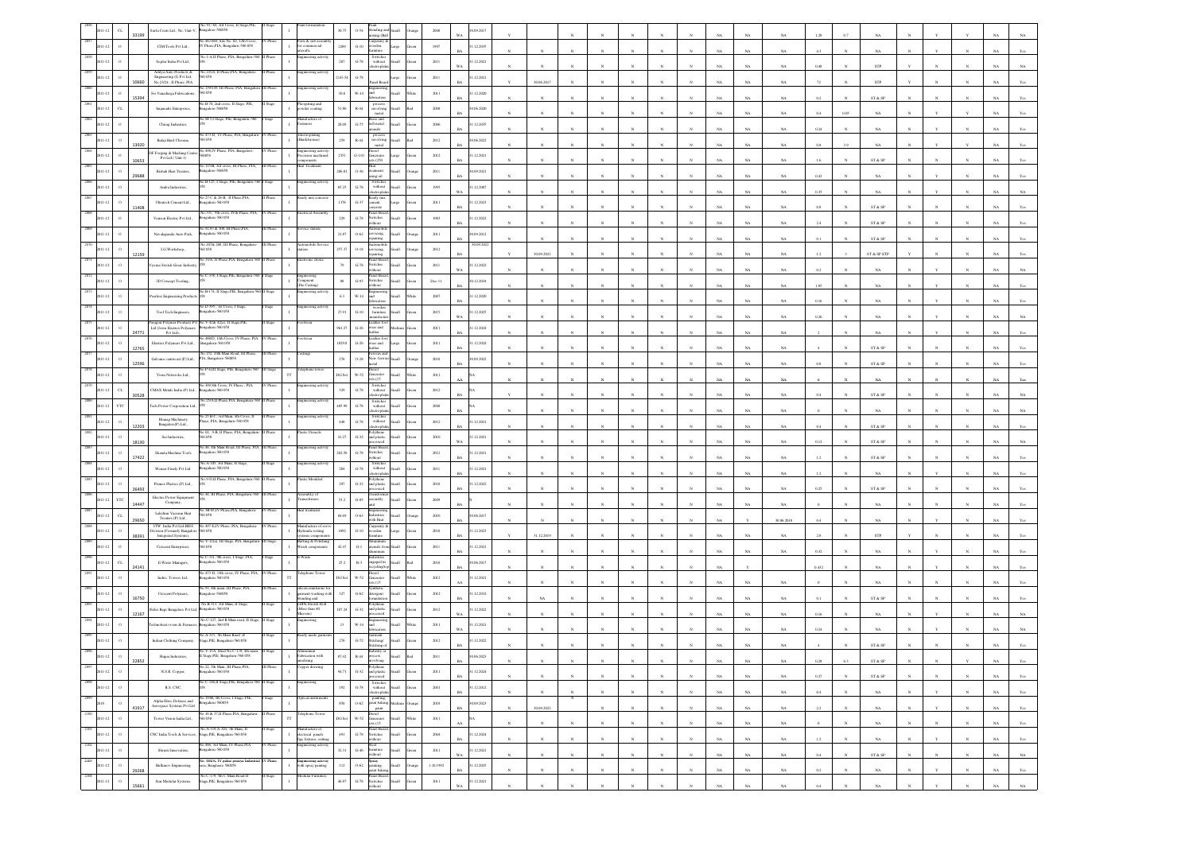| | | | | | | | | | | | | | | | | | | | | | | | | | | | | | | | | | | | | |
|---|---|---|---|---|---|---|---|---|---|---|---|---|---|---|---|---|---|---|---|---|---|---|---|---|---|---|---|---|---|---|---|---|---|---|---|---|
| 2856 | 2011-12 | CL | 33199 | Sarla Coats Ltd., No. Unit V | No.95/98, 3rd Cross, II Stage,PIE, Bangalore-560058 | II Stage | I | Paint formulation | 30.75 | O-54 | Paint blending and mixing (Ball mill) | Small | Orange | 2008 | WA | 30.09.2017 | Y | | N | N | N | N | N | N | N | NA | NA | NA | 1.20 | 0.7 | NA | N | Y | Y | NA | NA |
| 2857 | 2011-12 | O | | ITM Tools Pvt Ltd., | No.40/1989, Site No. B3, 12th Cross, IV Phase PIA, Bangalore-560 058 | IV Phase | I | Parts & sub assembly for commercial aircrafts | 2269 | G-10 | Carpentry & wooden furniture | Large | Green | 1997 | BA | 31.12.2035 | N | | N | N | N | N | N | N | N | NA | NA | NA | 4.3 | N | NA | N | Y | N | NA | Yes |
| 2858 | 2011-12 | O | | Sophia India Pvt Ltd., | No.1-A II Phase, PIA, Bangalore-560058 | II Phase | I | Engineering activity | 287 | G-78 | Switches without electroplating | Small | Green | 2011 | BA | 31.12.2021 | N | | N | N | N | N | N | N | N | NA | NA | NA | 0.48 | N | STP | N | N | N | NA | NA |
| 2859 | 2011-12 | O | 30660 | Aditya Auto Products & Engineering (I) Pvt Ltd. No.23/24, II Phase, PIA | No.23/24, II Phase,PIA, Bangalore-560 058 | II Phase | I | Engineering activity | 2143.34 | G-78 | Switches without electroplating | Large | Green | 2011 | BA | 31.12.2021 | Y | 30.06.2017 | N | N | N | N | N | N | N | NA | NA | NA | 7.2 | N | STP | Y | N | N | NA | Yes |
| 2860 | 2011-12 | O | 15394 | Sri Vinayaka Fabrications | No.139/149, III Phase, PIA, Bangalore-560 058 | III Phase | I | Engineering activity | 10.6 | W-14 | Engineering and fabrication | Small | White | 2011 | BA | 31.12.2020 | N | | N | N | N | N | N | N | N | NA | NA | NA | 0.2 | N | ST & SP | N | N | N | NA | Yes |
| 2861 | 2011-12 | CL | | Angamuthu Enterprises | No.H-76, 2nd cross, II Stage, PIE, Bangalore-560058 | II Stage | I | Phosphating and powder coating | 51.86 | R-44 | process involving metal | Small | Red | 2009 | BA | 30.06.2020 | N | | N | N | N | N | N | N | N | NA | NA | NA | 0.4 | 0.05 | NA | N | Y | Y | NA | Yes |
| 2862 | 2011-12 | O | | Charaj Industries, | No.54 X I Stage, PIE, Bangalore-560 058 | I Stage | I | Manufacture of fasteners | 28.09 | G-75 | Rivets and self metal utensils | Small | Green | 2006 | BA | 31.12.2035 | N | | N | N | N | N | N | N | N | NA | NA | NA | 0.24 | N | NA | N | Y | N | NA | Yes |
| 2863 | 2011-12 | O | 13920 | Balaji Hard Chrome, | No.473-11, IV Phase, PIA, Bangalore-560 058 | IV Phase | I | Hard chrome (Hard chrome) | 259 | R-44 | process involving metal | Small | Red | 2012 | BA | 30.06.2022 | N | | N | N | N | N | N | N | N | NA | NA | NA | 0.8 | 1.9 | NA | N | Y | Y | NA | Yes |
| 2864 | 2011-12 | O | 30653 | DF Forging & Machining Centre Pvt Ltd ( Unit-1) | No.498/29 Phase, PIA, Bangalore-560058 | IV Phase | I | Engineering activity Precision machined components | 2351 | G-110 | Diesel Generator sets (250) | Large | Green | 2012 | BA | 31.12.2021 | N | | N | N | N | N | N | N | N | NA | NA | NA | 1.6 | N | ST & SP | N | N | N | NA | Yes |
| 2865 | 2011-12 | O | 20688 | Reshab Heat Treaters | No.11/58, 3rd cross, III Phase, PIA, Bangalore-560058 | III Phase | I | Heat Treatment | 200.01 | O-36 | Heat treatment using oil | Small | Orange | 2011 | BA | 30.09.2021 | N | | N | N | N | N | N | N | N | NA | NA | NA | 0.43 | N | NA | N | Y | N | NA | Yes |
| 2866 | 2011-12 | O | | Arabi Industries, | No.B-125, I Stage, PIE, Bangalore-560 058 | I Stage | I | Engineering activity | 85.25 | G-78 | Switches without electroplating | Small | Green | 1995 | WA | 31.12.2007 | N | | N | N | N | N | N | N | N | NA | NA | NA | 0.35 | N | NA | N | Y | N | NA | NA |
| 2867 | 2011-12 | O | 11408 | Ultratech Cement Ltd., | No.27-C & 28-B, II Phase,PIA, Bangalore-560 058 | II Phase | I | Ready mix concrete | 1358 | G-37 | Ready mix cement concrete | Large | Green | 2011 | BA | 31.12.2023 | N | | N | N | N | N | N | N | N | NA | NA | NA | 0.9 | N | ST & SP | N | N | N | NA | Yes |
| 2868 | 2011-12 | O | | Vemson Electric Pvt Ltd., | No.331, 9th cross, IVth Phase, PIA, Bangalore-560 058 | IV Phase | I | Electrical Assembly | 229 | G-78 | Panel Board, Switches without | Small | Green | 1983 | BA | 31.12.2022 | N | | N | N | N | N | N | N | N | NA | NA | NA | 2.4 | N | ST & SP | N | N | N | NA | Yes |
| 2869 | 2011-12 | O | | Navalagunda Auto Park, | No.51/9 & 108, III Phase, PIA, Bangalore-560 058 | III Phase | I | Service station | 21.85 | O-62 | Automobile servicing, repairing | Small | Orange | 2011 | BA | 30.09.2012 | N | | N | N | N | N | N | N | N | NA | NA | NA | 0.1 | N | ST & SP | N | N | N | NA | Yes |
| 2870 | 2011-12 | O | 12159 | L.G.Workshop., | No.107 & 208, III Phase, Bangalore-560 058 | III Phase | I | Automobile Service station | 257.37 | O-18 | Automobile servicing, repairing | Small | Orange | 2012 | BA | 30.09.2021 | Y | 30.09.2021 | N | N | N | N | N | N | N | NA | NA | NA | 1.2 | 3 | ST & SP STP | Y | N | N | NA | Yes |
| 2871 | 2011-12 | O | | Vyoma Switch Gear Industry, | No.33/A, II Phase PIA, Bangalore-560 058 | II Phase | I | Electronic choke | 79 | G-78 | Panel Board, Switches without | Small | Green | 2011 | WA | 31.12.2022 | N | | N | N | N | N | N | N | N | NA | NA | NA | 0.2 | N | NA | N | Y | N | NA | NA |
| 2872 | 2011-12 | O | | 3D Concept Tooling, | No.C-338, I Stage, PIE, Bangalore-560 058 | I Stage | I | Engineering Component (Die Casting) | 88 | G-93 | Panel Board, Switches without | Small | Green | Dec-11 | BA | 30.12.2034 | N | | N | N | N | N | N | N | N | NA | NA | NA | 1.65 | N | NA | N | Y | N | NA | Yes |
| 2873 | 2011-12 | O | | Peerless Engineering Products | No.B-178, II Stage,PIE, Bangalore-560 058 | II Stage | I | Engineering activity | 6.3 | W-14 | Engineering and fabrication | Small | White | 2007 | BA | 31.12.2020 | N | | N | N | N | N | N | N | N | NA | NA | NA | 0.16 | N | NA | N | Y | N | NA | Yes |
| 2874 | 2011-12 | O | | Tool Tech Engineers, | No.D-395, 1st Cross, I Stage, Bangalore-560 058 | I Stage | I | Engineering activity | 27.91 | G-10 | wooden furniture manufacture | Small | Green | 2013 | WA | 31.12.2025 | N | | N | N | N | N | N | N | N | NA | NA | NA | 0.4 | N | NA | N | Y | N | NA | NA |
| 2875 | 2011-12 | O | 24771 | Paragon Polymer Products Pvt Ltd (Unit Electro Polymers Pvt Ltd) | No.9-42 & 42(a), II Stage,PIE, Bangalore-560 058 | II Stage | I | Footwear | 961.27 | G-26 | Leather foot wear and leather | Medium | Green | 2011 | BA | 31.12.2024 | N | | N | N | N | N | N | N | N | NA | NA | NA | 2 | N | NA | N | Y | N | NA | Yes |
| 2876 | 2011-12 | O | 12765 | Electro Polymers Pvt Ltd., | No.488/D, 14th Cross, IV Phase, PIA, Bangalore-560 058 | IV Phase | I | Footwear | 1839.8 | G-26 | Leather foot wear and leather | Large | Green | 2011 | BA | 31.12.2024 | N | | N | N | N | N | N | N | N | NA | NA | NA | 4 | N | ST & SP | N | N | N | NA | Yes |
| 2877 | 2011-12 | O | 12596 | Galvano coatings (P) Ltd., | No.152, 10th Main Road, III Phase, PIA, Bangalore-560058 | III Phase | I | Coatings | 276 | O-28 | Ferrous and Non-ferrous metal | Small | Orange | 2018 | BA | 30.09.2022 | N | | N | N | N | N | N | N | N | NA | NA | NA | 0.8 | N | ST & SP | N | N | N | NA | Yes |
| 2878 | 2011-12 | O | | Viom Networks Ltd., | No.P-8(II) Stage, PIE, Bangalore-560 058 | III Stage | TT | Telephone tower | DG Set | W-52 | Diesel Generator sets (15) | Small | White | 2011 | AA | NA | N | | N | N | N | N | N | N | N | NA | NA | NA | 0 | N | NA | N | N | N | NA | Yes |
| 2879 | 2011-12 | CL | 30528 | CMAX Metals India (P) Ltd., | No.89/5th Cross, IV Phase , PIA, Bangalore-560 058 | IV Phase | I | Engineering activity | 329 | G-78 | Switches without electroplating | Small | Green | 2012 | BA | NA | Y | | N | N | N | N | N | N | N | NA | NA | NA | 0.4 | N | ST & SP | N | N | N | NA | NA |
| 2880 | 2011-12 | YTC | | Tech Power Corporation Ltd | No.255,II Phase, PIA, Bangalore-560 058 | II Phase | I | Engineering activity | 685.99 | G-78 | Switches without electroplating | Small | Green | 2008 | BA | NA | N | | N | N | N | N | N | N | N | NA | NA | NA | 0 | N | NA | N | N | N | NA | Yes |
| 2881 | 2011-12 | O | 12203 | Hemraj Machinery Bangalore(P) Ltd., | No.27-B/C, 3rd Main, III Cross, II Phase, PIA, Bangalore-560 058 | II Phase | I | Engineering activity | 448 | G-78 | Switches without electroplating | Small | Green | 2012 | BA | 31.12.2021 | N | | N | N | N | N | N | N | N | NA | NA | NA | 0.4 | N | ST & SP | N | N | N | NA | Yes |
| 2882 | 2011-12 | O | 18130 | Jai Industries, | No.02, 9-B, II Phase, PIA, Bangalore-560 058 | III Phase | I | Plastic Utensils | 41.25 | G-32 | Polythene and plastic processed | Small | Green | 2010 | WA | 31.12.2021 | N | | N | N | N | N | N | N | N | NA | NA | NA | 0.12 | N | ST & SP | N | N | N | NA | NA |
| 2883 | 2011-12 | O | 17422 | Skanda Machine Tools | No.46, 4th Main Road, III Phase, PIA, Bangalore-560 058 | III Phase | I | Engineering activity | 202.58 | G-78 | Panel Board, Switches without | Small | Green | 2012 | BA | 31.12.2021 | N | | N | N | N | N | N | N | N | NA | NA | NA | 1.2 | N | ST & SP | N | N | N | NA | Yes |
| 2884 | 2011-12 | O | | Wenner Fitedy Pvt Ltd | No.A-185, 3rd Main, II Stage, Bangalore-560 058 | II Stage | I | Engineering activity | 286 | G-78 | Switches without electroplating | Small | Green | 2011 | BA | 31.12.2021 | N | | N | N | N | N | N | N | N | NA | NA | NA | 1.2 | N | NA | N | Y | N | NA | Yes |
| 2885 | 2011-12 | O | 26493 | Primex Plastics (P) Ltd., | No.3-D,II Phase, PIA, Bangalore-560 058 | II Phase | I | Plastic Moulded | 297 | G-32 | Polythene and plastic processed | Small | Green | 2010 | BA | 31.12.2022 | N | | N | N | N | N | N | N | N | NA | NA | NA | 0.25 | N | ST & SP | N | Y | N | NA | Yes |
| 2886 | 2011-12 | YTC | 14447 | Electro Power Equipment Company, | No.61, III Phase, PIA, Bangalore-560 058 | III Phase | I | Assembling of Transformers | 53.2 | G-85 | Transformer assembly unit | Small | Green | 2009 | BA | | N | | N | N | N | N | N | N | N | NA | NA | NA | 0 | N | NA | N | N | N | NA | Yes |
| 2887 | 2011-12 | CL | 29650 | Lakshmi Vacuum Heat Treaters (P) Ltd., | No.HB-85 IV Phase, PIA, Bangalore-560 058 | IV Phase | I | Heat treatment | 84.69 | O-63 | Engineering industries with Heat | Small | Orange | 2010 | BA | 30.06.2017 | N | | N | N | N | N | N | N | N | NA | Y | 30.06.2018 | 0.4 | N | NA | N | Y | N | NA | Yes |
| 2888 | 2011-12 | O | 38391 | TTW India Pvt Ltd-BESS Division (Formerly Bangalore Integrated Systems) | No.497 & IV Phase, PIA, Bangalore-560 058 | IV Phase | I | Manufacture of servo Hydraulic testing systems components | 1092 | G-10 | Carpentry & wooden furniture | Large | Green | 2018 | BA | 31.12.2023 | Y | 31.12.2019 | N | N | N | N | N | N | N | NA | NA | NA | 2.9 | N | STP | Y | N | N | NA | Yes |
| 2889 | 2011-12 | O | | Crescent Enterprises, | No.Y-122(A) III Stage, PIA, Bangalore-560 058 | III Stage | I | Rolling & Polishing Watch components | 42.07 | G-1 | Aluminum utensils from aluminium | Small | Green | 2011 | BA | 31.12.2021 | N | | N | N | N | N | N | N | N | NA | NA | NA | 0.32 | N | NA | N | Y | N | NA | Yes |
| 2890 | 2011-12 | CL | 24141 | E-Waste Managers, | No.C-311, 5th cross, I Stage, PIE, Bangalore-560 058 | I Stage | I | E-Waste | 25.2 | R-3 | E-Waste dismantling/recycling | Small | Red | 2018 | BA | 30.09.2017 | N | | N | N | N | N | N | N | N | NA | Y | NA | 0.432 | N | NA | N | Y | N | NA | Yes |
| 2891 | 2011-12 | O | | Indus Towers Ltd., | No.473-D, 14th cross, IV Phase, PIA, Bangalore-560 058 | IV Phase | TT | Telephone Tower | DG Set | W-52 | Diesel Generator sets (15) | Small | White | 2011 | AA | 31.12.2021 | N | | N | N | N | N | N | N | N | NA | NA | NA | 0 | N | NA | N | N | N | NA | Yes |
| 2892 | 2011-12 | O | 16750 | Crescent Polymers, | No.99, 4th main, III Phase, PIA, Bangalore-560058 | III Phase | I | Silicon emulsions for garment washing & bonding and | 327 | G-62 | Synthetic detergent formulation | Small | Green | 2012 | BA | 31.12.2032 | N | NA | N | N | N | N | N | N | N | NA | NA | NA | 0.1 | N | ST & SP | N | N | N | NA | Yes |
| 2893 | 2011-12 | O | 12167 | Globe Bags Bangalore Pvt Ltd, | No.B-113, 3rd Main, II Stage, Bangalore-560 058 | II Stage | I | LDPE Stretch Roll (More than 40 Microns) | 107.24 | G-32 | Polythene and plastic processed | Small | Green | 2012 | WA | 31.12.2022 | N | | N | N | N | N | N | N | N | NA | NA | NA | 0.16 | N | NA | N | Y | N | NA | NA |
| 2894 | 2011-12 | O | | Technobest ovens & Furnaces | No.C-127, 2nd B Main road, II Stage, Bangalore-560 058 | II Stage | I | Engineering | 13 | W-14 | Engineering and fabrication | Small | White | 2011 | WA | 31.12.2021 | N | | N | N | N | N | N | N | N | NA | NA | NA | 0.24 | N | NA | N | Y | N | NA | NA |
| 2895 | 2011-12 | O | | Indian Clothing Company, | No.A-315, 5th Main Road, II Stage, PIE, Bangalore-560 058 | II Stage | I | Ready made garments | 270 | G-72 | Garment Stitching/ Stitching of | Small | Green | 2012 | BA | 31.12.2022 | N | | N | N | N | N | N | N | N | NA | NA | NA | 4 | N | ST & SP | N | N | N | NA | Yes |
| 2896 | 2011-12 | O | 22852 | Shapa Industries, | No.Y-27A, Shed No.C-178, 7th main, II Stage,PIE, Bangalore-560 058 | II Stage | I | Aluminium Fabrication with anodizing | 87.42 | R-44 | Industry or process involving metal | Small | Red | 2011 | BA | 30.06.2023 | N | | N | N | N | N | N | N | N | NA | NA | NA | 0.28 | 0.3 | ST & SP | N | N | Y | NA | Yes |
| 2897 | 2011-12 | O | | S.S.R. Copper, | No.22, 5th Main, III Phase, PIA, Bangalore-560 058 | III Phase | I | Copper drawing | 94.71 | G-32 | Polythene and plastic processed | Small | Green | 2011 | BA | 31.12.2020 | N | | N | N | N | N | N | N | N | NA | NA | NA | 0.27 | N | ST & SP | N | N | N | NA | Yes |
| 2898 | 2011-12 | O | | R.S. CNC | No.C-186,II Stage,PIE, Bangalore-560 058 | II Stage | I | Engineering | 192 | G-78 | Switches without electroplating | Small | Green | 2001 | BA | 31.12.2012 | N | | N | N | N | N | N | N | N | NA | NA | NA | 0.4 | N | NA | N | Y | N | NA | Yes |
| 2899 | 2018 | O | 41017 | Alpha Elsec Defence and Aerospace Systems Pvt Ltd | No.39/40, 4th Cross, I Stage, PIE, Bangalore-560058 | I Stage | I | Optical instruments | 850 | O-62 | painting, paint baking | Medium | Orange | 2019 | BA | 30.09.2023 | N | 30.09.2023 | N | N | N | N | N | N | N | NA | NA | NA | 2.2 | N | NA | N | Y | N | NA | Yes |
| 2900 | 2011-12 | O | | Tower Vision India Ltd., | No.36 & 37,II Phase PIA, Bangalore-560 058 | II Phase | TT | Telephone Tower | DG Set | W-52 | Diesel Generator sets (15) | Small | White | 2011 | AA | NA | N | | N | N | N | N | N | N | N | NA | NA | NA | 0 | N | NA | N | N | N | NA | Yes |
| 2901 | 2011-12 | O | | CNC India Tools & Services | No.A-378/A-322, 5th Main, II Stage, PIE, Bangalore-560 058 | II Stage | I | Manufacture of electrical panels, light fixtures, ceiling | 691 | G-78 | Panel Board, Switches without | Small | Green | 2004 | BA | 31.12.2024 | N | | N | N | N | N | N | N | N | NA | NA | NA | 1.2 | N | NA | N | Y | N | NA | Yes |
| 2902 | 2011-12 | O | | Shruti Innovations, | No.466, 3rd Main, IV Phase, PIA, Bangalore-560 058 | IV Phase | I | Engineering activity | 32.31 | G-46 | Steel furniture without | Small | Green | 2011 | WA | 31.12.2021 | N | | N | N | N | N | N | N | N | NA | NA | NA | 0.4 | N | ST & SP | N | N | N | NA | NA |
| 2903 | 2011-12 | O | 29268 | Brilliance Engineering, | No.486/A, IV phase peenya Industrial Area, Bangalore-560058 | IV Phase | I | Engineering activity with spray painting | 112 | O-62 | Spray painting, paint baking | Small | Orange | 1.10.1992 | BA | 31.12.2025 | N | | N | N | N | N | N | N | N | NA | NA | NA | 0.2 | N | NA | N | N | N | NA | Yes |
| 2904 | 2011-12 | O | 15661 | Sun Modular Systems, | No.C-379, 5th C Main Road II Stage, PIE, Bangalore-560 058 | II Stage | I | Modular Furniture | 46.87 | G-78 | Panel Board, Switches without | Small | Green | 2011 | WA | 31.12.2021 | N | | N | N | N | N | N | N | N | NA | NA | NA | 0.4 | N | NA | N | Y | N | NA | NA |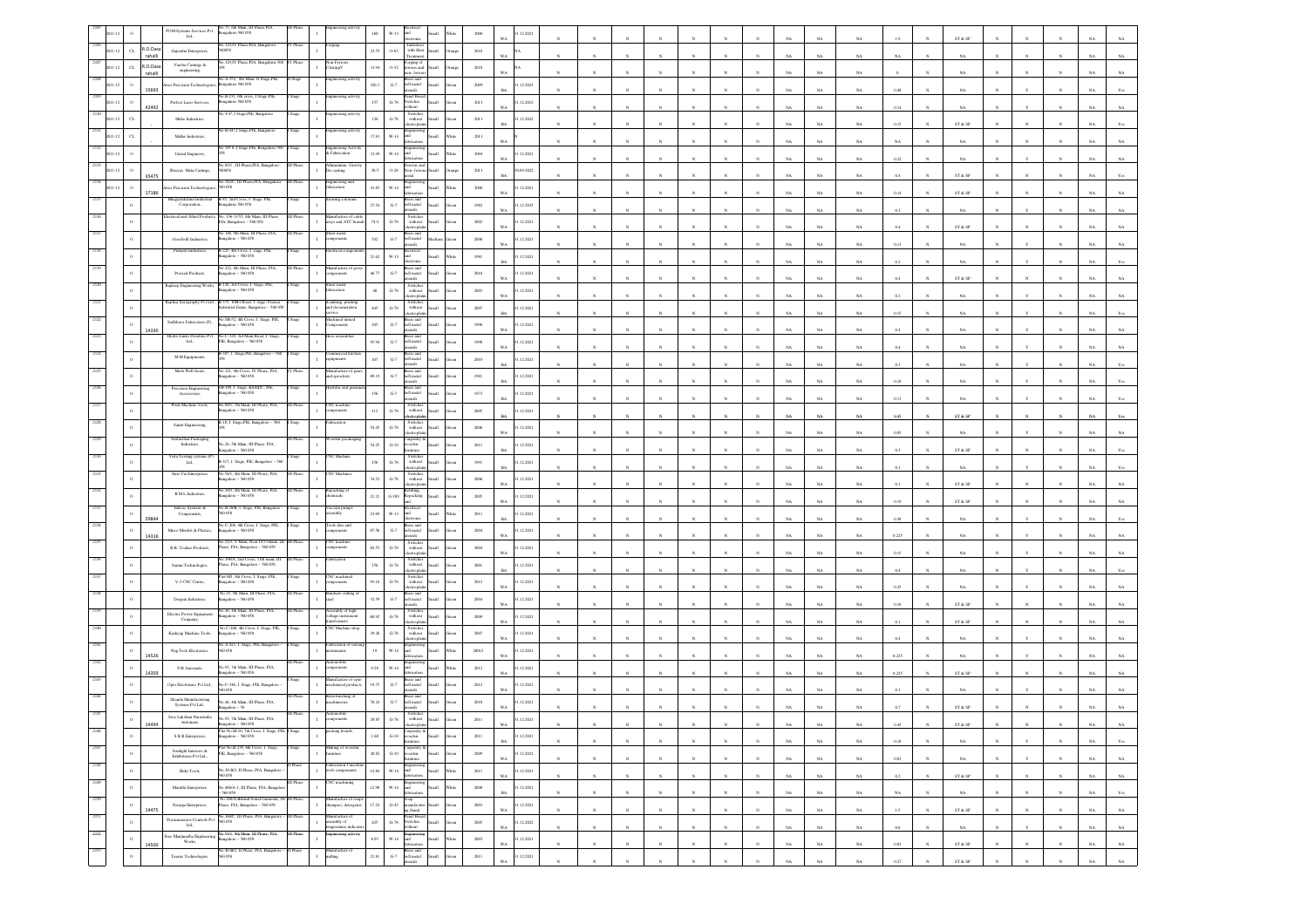| | | | | | | | | | | | | | | | | | | | | | | | | | | | | | | | | | | | | |
|---|---|---|---|---|---|---|---|---|---|---|---|---|---|---|---|---|---|---|---|---|---|---|---|---|---|---|---|---|---|---|---|---|---|---|---|---|
| 2301 | 2011-12 | O | | PGM Systems Services Pvt. Ltd., | No.35, 6th Main, III Phase,PIA, Bangalore-560 058 | III Phase | I | Engineering activity | 100 | W-13 | Electrical and electronic | Small | White | 2006 | WA | 31.12.2021 | N | N | N | N | N | N | N | N | N | NA | NA | NA | 1.9 | N | ST & SP | N | N | N | NA | NA |
| 2302 | 2011-12 | CL | R.O.Dasarahalli | Ganesha Enterprises, | No.125,IV Phase,PIA, Bangalore-560058 | IV Phase | I | Forging | 23.55 | O-63 | Industries with Heat Treatment | Small | Orange | 2010 | WA | NA | N | N | N | N | N | N | N | N | N | NA | NA | NA | NA | N | NA | N | N | N | NA | NA |
| 2303 | 2011-12 | CL | R.O.Dasarahalli | Varsha Castings & engineering, | No.125,IV Phase,PIA, Bangalore-560 058 | IV Phase | I | Non-Ferrous Casting | 31.94 | O-32 | Forging of ferrous and non-ferrous | Small | Orange | 2010 | WA | NA | N | N | N | N | N | N | N | N | N | NA | NA | NA | 0 | N | NA | N | N | N | NA | NA |
| 2304 | 2011-12 | O | 35693 | Aries Precision Technologies, | No.A-372, 5th Main, II Stage,PIE, Bangalore-560 058 | II Stage | I | Engineering activity | 326.3 | G-7 | Brass and bell metal utensils | Small | Green | 2009 | BA | 31.12.2023 | N | N | N | N | N | N | N | N | N | NA | NA | NA | 0.48 | N | NA | N | Y | N | NA | Yes |
| 2305 | 2011-12 | O | 42492 | Perfect Laser Services, | No.B-231, 6th cross, I Stage,PIE, Bangalore-560 058 | I Stage | I | Engineering activity | 157 | G-78 | Panel Board, Switches without | Small | Green | 2011 | WA | 31.12.2012 | N | N | N | N | N | N | N | N | N | NA | NA | NA | 0.14 | N | NA | N | Y | N | NA | NA |
| 2306 | 2011-12 | CL | | Mahe Industries, | No.T-P, I Stage,PIE, Bangalore | I Stage | I | Engineering activity | 120 | G-78 | Switches without electroplating | Small | Green | 2011 | BA | 31.12.2022 | N | N | N | N | N | N | N | N | N | NA | NA | NA | 0.15 | N | ST & SP | N | N | N | NA | Yes |
| 2307 | 2011-12 | CL | | Mallar Industries, | No.B-187, I Stage,PIE, Bangalore | I Stage | I | Engineering activity | 17.01 | W-14 | Engineering and fabrication | Small | White | 2011 | WA | NA | N | N | N | N | N | N | N | N | N | NA | NA | NA | NA | N | NA | N | N | N | NA | NA |
| 2308 | 2011-12 | O | | United Engineers, | No.5P-9, I Stage,PIE, Bangalore-560 058 | I Stage | I | Engineering Activity & Fabrication | 12.49 | W-14 | Engineering and fabrication | Small | White | 2004 | WA | 31.12.2021 | N | N | N | N | N | N | N | N | N | NA | NA | NA | 0.22 | N | NA | N | Y | N | NA | NA |
| 2309 | 2011-12 | O | 35475 | Shreyas Mata Castings, | No.81/1, III Phase,PIA, Bangalore-560058 | III Phase | I | Aluminium, Ferrous Die casting | 36.5 | O-28 | Ferrous and Non-ferrous metal | Small | Orange | 2011 | BA | 30.09.2022 | N | N | N | N | N | N | N | N | N | NA | NA | NA | 0.4 | N | ST & SP | N | N | N | NA | Yes |
| 2310 | 2011-12 | O | 37186 | Aries Precision Technologies, | No.382C, III Phase,PIA, Bangalore-560 058 | III Phase | I | Engineering and fabrication | 41.85 | W-14 | Engineering and fabrication | Small | White | 2006 | BA | 31.12.2021 | N | N | N | N | N | N | N | N | N | NA | NA | NA | 0.14 | N | ST & SP | N | N | N | NA | NA |
| 2311 | | O | | Bhagyalakshmi Industrial Corporation, | B-85, 2nd Cross, I Stage, PIE, Bangalore-560 058 | I Stage | I | Steering columns | 27.54 | G-7 | Brass and bell metal utensils | Small | Green | 1982 | WA | 31.12.2035 | N | N | N | N | N | N | N | N | N | NA | NA | NA | 0.3 | N | NA | N | Y | N | NA | NA |
| 2312 | | O | | Electrical and Allied Products, | No. 138-13/35, 8th Main, III Phase, PIA, Bangalore – 560 058 | III Phase | I | Manufacture of cable assys and ATC boards | 74.4 | G-78 | Switches without electroplating | Small | Green | 2002 | WA | 31.12.2021 | N | N | N | N | N | N | N | N | N | NA | NA | NA | 0.4 | N | ST & SP | N | N | N | NA | NA |
| 2313 | | O | | Goodwill Industries, | No.188, 9th Main, III Phase, PIA, Bangalore – 560 058 | III Phase | I | Sheet metal components | 542 | G-7 | Brass and bell metal utensils | Medium | Green | 2008 | WA | 31.12.2021 | N | N | N | N | N | N | N | N | N | NA | NA | NA | 0.13 | N | NA | N | Y | N | NA | NA |
| 2314 | | O | | Prakash Industries, | B-225, 4th Cross, I Stage, PIE, Bangalore – 560 058 | I Stage | I | Electrical components | 23.62 | W-13 | Electrical and electronic | Small | White | 1981 | WA | 31.12.2021 | N | N | N | N | N | N | N | N | N | NA | NA | NA | 0.2 | N | NA | N | Y | N | NA | Yes |
| 2315 | | O | | Prasad Products, | No.222, 8th Main, III Phase, PIA, Bangalore G – 560 058 | III Phase | I | Manufacture of press components | 46.77 | G-7 | Brass and bell metal utensils | Small | Green | 2010 | WA | 31.12.2021 | N | N | N | N | N | N | N | N | N | NA | NA | NA | 0.4 | N | ST & SP | N | N | N | NA | NA |
| 2316 | | O | | Rajdeep Engineering Works, | B-128, 3rd Cross, I Stage, PIE, Bangalore – 560 058 | I Stage | I | Sheet metal fabrication | 40 | G-78 | Switches without electroplating | Small | Green | 2003 | WA | 31.12.2021 | N | N | N | N | N | N | N | N | N | NA | NA | NA | 0.2 | N | NA | N | Y | N | NA | NA |
| 2317 | | O | | Reptica Xerography Pvt Ltd., | B-375, 10th Road, I stage, Peenya Industrial Estate, Bangalore – 560 058 | I Stage | I | Scanning, printing and documentation service | 445 | G-78 | Switches without electroplating | Small | Green | 2007 | BA | 31.12.2021 | N | N | N | N | N | N | N | N | N | NA | NA | NA | 0.15 | N | NA | N | Y | N | NA | Yes |
| 2318 | | O | 14330 | Sadbhava Fabricators (P) Ltd., | No.SB-52, 4th Cross, I Stage, PIE, Bangalore – 560 058 | I Stage | I | Machined turned Components | 205 | G-7 | Brass and bell metal utensils | Small | Green | 1996 | WA | 31.12.2021 | N | N | N | N | N | N | N | N | N | NA | NA | NA | 0.4 | N | NA | N | Y | N | NA | NA |
| 2319 | | O | | Hydro Links Flexibles Pvt Ltd., | No.C-329, 3rd Main Road, I Stage, PIE, Bangalore – 560 058 | I Stage | I | Hose assemblies | 95.94 | G-7 | Brass and bell metal utensils | Small | Green | 1998 | WA | 31.12.2021 | N | N | N | N | N | N | N | N | N | NA | NA | NA | 0.4 | N | NA | N | Y | N | NA | NA |
| 2320 | | O | | M M Equipments, | B-387, I Stage,PIE, Bangalore – 560 058 | I Stage | I | Commercial kitchen equipments | 107 | G-7 | Brass and bell metal utensils | Small | Green | 2003 | BA | 31.12.2021 | N | N | N | N | N | N | N | N | N | NA | NA | NA | 0.3 | N | NA | N | Y | N | NA | Yes |
| 2321 | | O | | Mech Well Gears, | No.225, 9th Cross, IV Phase, PIA, Bangalore – 560 058 | IV Phase | I | Manufacture of gears and sprockets | 89.15 | G-7 | Brass and bell metal utensils | Small | Green | 1981 | BA | 31.12.2021 | N | N | N | N | N | N | N | N | N | NA | NA | NA | 0.3 | N | NA | N | Y | N | NA | Yes |
| 2322 | | O | | Precision Engineering Accessories, | SB-108, I Stage, KSSIDC, PIE, Bangalore – 560 058 | I Stage | I | Hydraulic and pneumatic | 156 | G-7 | Brass and bell metal utensils | Small | Green | 1973 | BA | 31.12.2021 | N | N | N | N | N | N | N | N | N | NA | NA | NA | 0.18 | N | NA | N | Y | N | NA | Yes |
| 2323 | | O | | Pride Machine Tools, | No.89/1, 7th Main, III Phase, PIA, Bangalore – 560 058 | III Phase | I | CNC machine components | 113 | G-78 | Switches without electroplating | Small | Green | 2005 | BA | 31.12.2021 | N | N | N | N | N | N | N | N | N | NA | NA | NA | 0.13 | N | NA | N | Y | N | NA | Yes |
| 2324 | | O | | Samit Engineering, | B-18, I Stage,PIE, Bangalore – 560 058 | I Stage | I | Fabrication | 54.45 | G-78 | Switches without electroplating | Small | Green | 2008 | BA | 31.12.2021 | N | N | N | N | N | N | N | N | N | NA | NA | NA | 0.45 | N | ST & SP | N | N | N | NA | Yes |
| 2325 | | O | | Srilakshmi Packaging Industries, | No.26, 5th Main, III Phase, PIA, Bangalore – 560 058 | III Phase | I | Wooden packaging | 54.25 | G-33 | Carpentry & wooden furniture | Small | Green | 2011 | WA | 31.12.2021 | N | N | N | N | N | N | N | N | N | NA | NA | NA | 0.65 | N | NA | N | Y | N | NA | NA |
| 2326 | | O | | Veta Testing systems (P) Ltd., | B-317, I Stage, PIE, Bangalore – 560 058 | I Stage | I | CNC Machine | 156 | G-78 | Switches without electroplating | Small | Green | 1991 | BA | 31.12.2021 | N | N | N | N | N | N | N | N | N | NA | NA | NA | 0.3 | N | NA | N | Y | N | NA | Yes |
| 2327 | | O | | Auto Cut Enterprises, | No.543, 4th Main, III Phase, PIA, Bangalore – 560 058 | III Phase | I | CNC Machines | 34.52 | G-78 | Switches without electroplating | Small | Green | 2006 | WA | 31.12.2021 | N | N | N | N | N | N | N | N | N | NA | NA | NA | 0.1 | N | ST & SP | N | N | N | NA | NA |
| 2328 | | O | | B M L Industries, | No.393, 4th Main, III Phase, PIA, Bangalore – 560 058 | III Phase | I | Repacking of chemicals | 21.21 | G-109 | Refilling, Repacking | Small | Green | 2005 | WA | 31.12.2021 | N | N | N | N | N | N | N | N | N | NA | NA | NA | 0.19 | N | ST & SP | N | N | N | NA | NA |
| 2329 | | O | 29844 | InEvac Systems & Components, | No.B-265, I Stage, PIE, Bangalore – 560 058 | I Stage | I | Vaccum pumps assembly | 23.69 | W-13 | Electrical and electronic | Small | White | 2011 | BA | 31.12.2021 | N | N | N | N | N | N | N | N | N | NA | NA | NA | 0.38 | N | NA | N | Y | N | NA | Yes |
| 2330 | | O | 14316 | Micro Models & Plastics, | No.C-206, 4th Cross, I Stage, PIE, Bangalore – 560 058 | I Stage | I | Tools dies and components | 87.58 | G-7 | Brass and bell metal utensils | Small | Green | 2004 | WA | 31.12.2021 | N | N | N | N | N | N | N | N | N | NA | NA | NA | 0.225 | N | NA | N | Y | N | NA | NA |
| 2331 | | O | | R.R. Techno Products, | No.23/3, V Main, III Phase, PIA, Bangalore – 560 058 | III Phase | I | CNC machine components | 82.55 | G-78 | Switches without electroplating | Small | Green | 2004 | WA | 31.12.2021 | N | N | N | N | N | N | N | N | N | NA | NA | NA | 0.15 | N | NA | N | Y | N | NA | NA |
| 2332 | | O | | Sanmi Technologies, | No.39/A, 2nd Cross, 11th main, III Phase, PIA, Bangalore – 560 058 | III Phase | I | Fabrication | 150 | G-78 | Switches without electroplating | Small | Green | 2001 | BA | 31.12.2021 | N | N | N | N | N | N | N | N | N | NA | NA | NA | 0.4 | N | NA | N | Y | N | NA | Yes |
| 2333 | | O | | V-J CNC Centre, | Plot-M1, 4th Cross, I Stage, PIE, Bangalore – 560 058 | I Stage | I | CNC machined components | 93.18 | G-78 | Switches without electroplating | Small | Green | 2012 | WA | 31.12.2021 | N | N | N | N | N | N | N | N | N | NA | NA | NA | 0.25 | N | NA | N | Y | N | NA | NA |
| 2334 | | O | | Deepak Industries, | No.15, 7th Main, III Phase, PIA, Bangalore – 560 058 | III Phase | I | Hardness coiling of steel | 32.59 | G-7 | Brass and bell metal utensils | Small | Green | 2004 | WA | 31.12.2021 | N | N | N | N | N | N | N | N | N | NA | NA | NA | 0.18 | N | ST & SP | N | N | N | NA | NA |
| 2335 | | O | | Electric Power Equipment Company, | No.41, 6th Main, III Phase, PIA, Bangalore – 560 058 | III Phase | I | Assembly of high voltage instrument transformers | 60.92 | G-78 | Switches without electroplating | Small | Green | 2009 | WA | 31.12.2021 | N | N | N | N | N | N | N | N | N | NA | NA | NA | 0.1 | N | ST & SP | N | N | N | NA | NA |
| 2336 | | O | | Kashyap Machine Tools, | No.C-208, 4th Cross, I Stage, PIE, Bangalore – 560 058 | I Stage | I | CNC Machine shop | 39.26 | G-78 | Switches without electroplating | Small | Green | 2007 | WA | 31.12.2021 | N | N | N | N | N | N | N | N | N | NA | NA | NA | 0.4 | N | NA | N | Y | N | NA | NA |
| 2337 | | O | 14526 | Nag Tech Electronics, | No.A-421, I Stage, PIE, Bangalore – 560 058 | I Stage | I | Fabrication of sensing instruments | 19 | W-14 | Engineering and fabrication | Small | White | 2012 | WA | 31.12.2021 | N | N | N | N | N | N | N | N | N | NA | NA | NA | 0.225 | N | NA | N | N | N | NA | NA |
| 2338 | | O | 14359 | N R Automats, | No.55, 7th Main, III Phase, PIA, Bangalore – 560 058 | III Phase | I | Automobile components | 9.23 | W-14 | Engineering and fabrication | Small | White | 2012 | WA | 31.12.2021 | N | N | N | N | N | N | N | N | N | NA | NA | NA | 0.225 | N | ST & SP | N | N | N | NA | NA |
| 2339 | | O | | Opto Electronics Pvt Ltd., | No.C-166, I Stage, PIE, Bangalore – 560 058 | I Stage | I | Manufacture of opto-mechanical products | 19.75 | G-7 | Brass and bell metal utensils | Small | Green | 2012 | WA | 31.12.2021 | N | N | N | N | N | N | N | N | N | NA | NA | NA | 0.3 | N | NA | N | Y | N | NA | NA |
| 2340 | | O | | Skanda Manufacturing Systems Pvt Ltd., | No.46, 4th Main, III Phase, PIA, Bangalore – 58 | III Phase | I | Refurbishing of machineries | 78.24 | G-7 | Brass and bell metal utensils | Small | Green | 2010 | BA | 31.12.2021 | N | N | N | N | N | N | N | N | N | NA | NA | NA | 0.7 | N | ST & SP | N | N | N | NA | NA |
| 2341 | | O | 14494 | Sree Lakshmi Narasimha Automats, | No.55, 7th Main, III Phase, PIA, Bangalore – 560 058 | III Phase | I | Automobile components | 29.85 | G-78 | Switches without electroplating | Small | Green | 2011 | WA | 31.12.2021 | N | N | N | N | N | N | N | N | N | NA | NA | NA | 0.45 | N | ST & SP | N | N | N | NA | NA |
| 2342 | | O | | S R R Enterprises, | Plot No.M-33, 7th Cross, I Stage, PIE, Bangalore – 560 058 | I Stage | I | packing boards | 1.69 | G-33 | Carpentry & wooden furniture | Small | Green | 2011 | BA | 31.12.2021 | N | N | N | N | N | N | N | N | N | NA | NA | NA | 0.18 | N | NA | N | N | N | NA | Yes |
| 2343 | | O | | Sunlight Interiors & Exhibitions Pvt Ltd., | Plot No.M-259, 9th Cross, I Stage, PIE, Bangalore – 560 058 | I Stage | I | Making of wooden furniture | 28.02 | G-33 | Carpentry & wooden furniture | Small | Green | 2009 | WA | 31.12.2021 | N | N | N | N | N | N | N | N | N | NA | NA | NA | 0.03 | N | NA | N | N | N | NA | NA |
| 2344 | | O | | Hafsi Tools, | No.38-B/2, II Phase, PIA, Bangalore – 560 058 | II Phase | I | Fabrication / machine tools components | 14.88 | W-14 | Engineering and fabrication | Small | White | 2011 | WA | 31.12.2021 | N | N | N | N | N | N | N | N | N | NA | NA | NA | 0.2 | N | ST & SP | N | N | N | NA | NA |
| 2345 | | O | | Maruthi Enterprises, | No.400/A-1, III Phase, PIA, Bangalore – 560 058 | III Phase | I | CNC machining | 12.98 | W-14 | Engineering and fabrication | Small | White | 2008 | BA | 31.12.2021 | N | N | N | N | N | N | N | N | N | NA | NA | NA | NA | N | NA | N | N | N | NA | Yes |
| 2346 | | O | 14475 | Nisarga Enterprises, | No.386/A,Behind Sona Garments, III Phase, PIA, Bangalore – 560 058 | III Phase | I | Manufacture of soaps, shampoo, detergents | 17.22 | G-43 | Soap manufacturing (hand made) | Small | Green | 2003 | WA | 31.12.2021 | N | N | N | N | N | N | N | N | N | NA | NA | NA | 1.5 | N | ST & SP | N | N | N | NA | NA |
| 2347 | | O | | Precimeasures Controls Pvt Ltd., | No.398F, III Phase, PIA, Bangalore – 560 058 | III Phase | I | Manufacture of assembly of temperature indicators | 425 | G-78 | Panel Board, Switches without | Small | Green | 2005 | WA | 31.12.2022 | N | N | N | N | N | N | N | N | N | NA | NA | NA | 0.8 | N | NA | N | Y | N | NA | NA |
| 2348 | | O | 14500 | Sree Manjunatha Engineering Works, | No.53/A, 8th Main, III Phase, PIA, Bangalore – 560 058 | III Phase | I | Engineering activity | 6.95 | W-14 | Engineering and fabrication | Small | White | 2003 | WA | 31.12.2021 | N | N | N | N | N | N | N | N | N | NA | NA | NA | 0.03 | N | ST & SP | N | N | N | NA | NA |
| 2349 | | O | | Taurus Technologies, | No.B-402, II Phase, PIA, Bangalore – 560 058 | II Phase | I | Manufacture of milling | 21.81 | G-7 | Brass and bell metal utensils | Small | Green | 2011 | WA | 31.12.2021 | N | N | N | N | N | N | N | N | N | NA | NA | NA | 0.25 | N | ST & SP | N | N | N | NA | NA |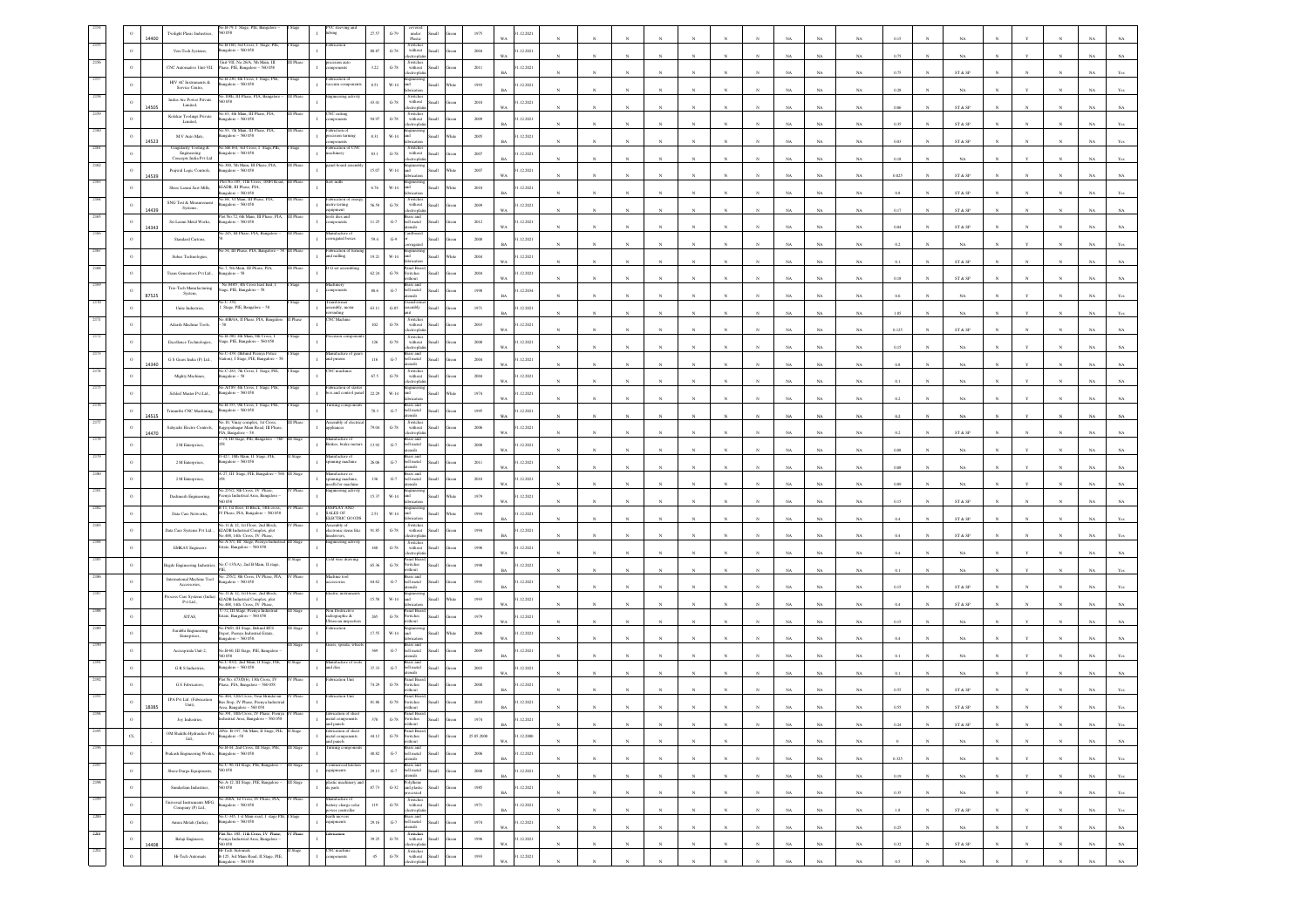| | | | | | | | | | | | | | | | | | | | | | | | | | | | | | | | | | | | |
|---|---|---|---|---|---|---|---|---|---|---|---|---|---|---|---|---|---|---|---|---|---|---|---|---|---|---|---|---|---|---|---|---|---|---|---|
| 2154 | O | 14400 | Twilight Plastic Industries | No.B-79, I Stage, PIE, Bangalore – 560 058 | I Stage | I | CNC sleeving and tubing | 27.57 | G-79 | covered under Plastic | Small | Green | 1975 | WA | 1.12.2021 | N | N | N | N | N | N | N | N | N | NA | NA | NA | 0.15 | N | NA | N | Y | N | NA | NA |
| 2155 | O | | Vees Tech Systems, | No.B-100, 3rd Cross, I Stage, PIE, Bangalore – 560 058 | I Stage | I | Fabrication | 48.87 | G-78 | Switches without electroplating | Small | Green | 2004 | WA | 1.12.2021 | N | N | N | N | N | N | N | N | N | NA | NA | NA | 0.75 | N | NA | N | Y | N | NA | NA |
| 2156 | O | | CNC Automative Unit-VII, | Unit-VII, No.26/A, 5th Main, III Phase, PIE, Bangalore – 560 058 | III Phase | I | precision auto components | 3.22 | G-78 | Switches without electroplating | Small | Green | 2011 | BA | 1.12.2021 | N | N | N | N | N | N | N | N | N | NA | NA | NA | 0.75 | N | ST & SP | N | N | N | NA | Yes |
| 2157 | O | | HIV AC Instruments & Service Centre, | No.B-239, 6th Cross, I Stage, PIE, Bangalore – 560 058 | I Stage | I | Fabrication of vaccum components | 8.51 | W-14 | Engineering and fabrication | Small | White | 1993 | BA | 1.12.2021 | N | N | N | N | N | N | N | N | N | NA | NA | NA | 0.28 | N | NA | N | Y | N | NA | Yes |
| 2158 | O | 14505 | Indus Arc Power Private Limited, | No. B96, III Phase, PIA, Bangalore – 560 058 | III Phase | I | Engineering activity | 43.41 | G-78 | Switches without electroplating | Small | Green | 2010 | WA | 1.12.2021 | N | N | N | N | N | N | N | N | N | NA | NA | NA | 0.06 | N | ST & SP | N | N | N | NA | NA |
| 2159 | O | | Kohlstar Toolings Private Limited, | No.63, 4th Main, III Phase, PIA, Bangalore – 560 058 | III Phase | I | CNC tooling components | 94.97 | G-78 | Switches without electroplating | Small | Green | 2009 | BA | 1.12.2021 | N | N | N | N | N | N | N | N | N | NA | NA | NA | 0.35 | N | ST & SP | N | N | N | NA | Yes |
| 2160 | O | 14523 | M.V. Auto Mate, | No.59, 7th Main, III Phase, PIA, Bangalore – 560 058 | III Phase | I | Fabrication of precision turning components | 8.51 | W-14 | Engineering and fabrication | Small | White | 2005 | BA | 1.12.2021 | N | N | N | N | N | N | N | N | N | NA | NA | NA | 0.03 | N | ST & SP | N | N | N | NA | Yes |
| 2161 | O | | Gangalaxmy Tooling & Engineering Concepts India Pvt Ltd | No.SB-164, 3rd Cross, I Stage PIE, Bangalore – 560 058 | I Stage | I | Fabrication of CNC machinery | 83.1 | G-78 | Switches without electroplating | Small | Green | 2007 | BA | 1.12.2021 | N | N | N | N | N | N | N | N | N | NA | NA | NA | 0.18 | N | NA | N | Y | N | NA | Yes |
| 2162 | O | 14539 | Prayoul Logic Controls, | No.300, 5th Main, III Phase, PIA, Bangalore – 560 058 | III Phase | I | panel board assembly | 15.07 | W-14 | Engineering and fabrication | Small | White | 2007 | WA | 1.12.2021 | N | N | N | N | N | N | N | N | N | NA | NA | NA | 0.025 | N | ST & SP | N | N | N | NA | NA |
| 2163 | O | | Shree Laxmi Saw Mills, | Plot No.189, 11th Cross, 100ft Road, KIADB, III Phase, PIA, Bangalore – 560 058 | III Phase | I | Saw mills | 6.76 | W-14 | Engineering and fabrication | Small | White | 2018 | BA | 1.12.2021 | N | N | N | N | N | N | N | N | N | NA | NA | NA | 0.8 | N | ST & SP | N | N | N | NA | Yes |
| 2164 | O | 14439 | SNG Test & Measurement Systems, | No.69, 3rd Main, III Phase, PIA, Bangalore – 560 058 | III Phase | I | Fabrication of energy meter testing equipment | 56.58 | G-78 | Switches without electroplating | Small | Green | 2009 | WA | 1.12.2021 | N | N | N | N | N | N | N | N | N | NA | NA | NA | 0.17 | N | ST & SP | N | N | N | NA | NA |
| 2165 | O | 14341 | Sri Laxmi Metal Works, | Plot No.72, 6th Main, III Phase, PIA, Bangalore – 560 058 | III Phase | I | tools dies and components | 11.25 | G-7 | Brass and bell metal utensils | Small | Green | 2012 | WA | 1.12.2021 | N | N | N | N | N | N | N | N | N | NA | NA | NA | 0.04 | N | ST & SP | N | N | N | NA | NA |
| 2166 | O | | Standard Cartons, | No.265, III Phase, PIA, Bangalore – 58 | III Phase | I | Manufacture of corrugated boxes | 58.4 | G-9 | Cardboard or corrugated | Small | Green | 2008 | BA | 1.12.2021 | N | N | N | N | N | N | N | N | N | NA | NA | NA | 0.2 | N | NA | N | Y | N | NA | Yes |
| 2167 | O | | Suhas Technologies, | No.51, III Phase, PIA, Bangalore – 58 | III Phase | I | Fabrication of turning and milling | 19.25 | W-14 | Engineering and fabrication | Small | White | 2004 | BA | 1.12.2021 | N | N | N | N | N | N | N | N | N | NA | NA | NA | 0.1 | N | ST & SP | N | N | N | NA | Yes |
| 2168 | O | | Trans Generators Pvt Ltd., | No.7, 5th Main, III Phase, PIA, Bangalore – 58 | III Phase | I | D G set assembling | 62.24 | G-78 | Panel Board, Switches without | Small | Green | 2004 | WA | 1.12.2021 | N | N | N | N | N | N | N | N | N | NA | NA | NA | 0.18 | N | ST & SP | N | N | N | NA | NA |
| 2169 | O | 87525 | Tree-Tech Manufacturing System, | No.B/409, 4th Cross East End, I Stage, PIE, Bangalore – 58 | I Stage | I | Machinery components | 80.6 | G-7 | Brass and bell metal utensils | Small | Green | 1998 | BA | 1.12.2024 | N | N | N | N | N | N | N | N | N | NA | NA | NA | 0.6 | N | NA | N | Y | N | NA | Yes |
| 2170 | O | | Unin Industries, | No.C-350, I Stage, PIE, Bangalore – 58 | I Stage | I | Transformer assembly, motor rewinding | 63.13 | G-63 | Transformer assembly and | Small | Green | 1971 | BA | 1.12.2021 | N | N | N | N | N | N | N | N | N | NA | NA | NA | 1.05 | N | NA | N | Y | N | NA | Yes |
| 2171 | O | | Adarsh Machine Tools, | No.B-80/A, II Phase, PIA, Bangalore – 58 | II Phase | I | CNC Machine | 102 | G-78 | Switches without electroplating | Small | Green | 2003 | WA | 1.12.2021 | N | N | N | N | N | N | N | N | N | NA | NA | NA | 0.125 | N | ST & SP | N | N | N | NA | NA |
| 2172 | O | | Excellence Technologies, | No.B-390, 6th Main, 5th Cross, I Stage, PIE, Bangalore – 560 058 | I Stage | I | Precision components | 126 | G-78 | Switches without electroplating | Small | Green | 2008 | WA | 1.12.2021 | N | N | N | N | N | N | N | N | N | NA | NA | NA | 0.15 | N | NA | N | Y | N | NA | NA |
| 2173 | O | 14340 | G S Gears India (P) Ltd., | No.C-135, (Behind Peenya Police Station), I Stage, PIE, Bangalore – 58 | I Stage | I | Manufacture of gears and pinions | 116 | G-7 | Brass and bell metal utensils | Small | Green | 2004 | BA | 1.12.2021 | N | N | N | N | N | N | N | N | N | NA | NA | NA | 0.8 | N | NA | N | Y | N | NA | Yes |
| 2174 | O | | Mighty Machines, | No.C-283, 7th Cross, I Stage, PIE, Bangalore – 58 | I Stage | I | CNC machines | 67.5 | G-78 | Switches without electroplating | Small | Green | 2004 | WA | 1.12.2021 | N | N | N | N | N | N | N | N | N | NA | NA | NA | 0.5 | N | NA | N | Y | N | NA | NA |
| 2175 | O | | Schlief Marine Pvt Ltd., | No.A/199, 4th Cross, I Stage, PIE, Bangalore – 560 058 | I Stage | I | Fabrication of starter box and control panel | 22.29 | W-14 | Engineering and fabrication | Small | White | 1974 | WA | 1.12.2021 | N | N | N | N | N | N | N | N | N | NA | NA | NA | 0.1 | N | NA | N | Y | N | NA | NA |
| 2176 | O | 14515 | Trimurthi CNC Machining, | No.B-357, 9th Cross, I Stage, PIE, Bangalore – 560 058 | I Stage | I | Turning components | 78.3 | G-7 | Brass and bell metal utensils | Small | Green | 1995 | WA | 1.12.2021 | N | N | N | N | N | N | N | N | N | NA | NA | NA | 0.2 | N | NA | N | Y | N | NA | NA |
| 2177 | O | 14470 | Sahyadri Electro Controls, | No.30, Vinay complex, 1st Cross, Rajgopalnagar Main Road, III Phase, PIA, Bangalore – 58 | III Phase | I | Assembly of electrical appliances | 79.04 | G-78 | Switches without electroplating | Small | Green | 2008 | WA | 1.12.2021 | N | N | N | N | N | N | N | N | N | NA | NA | NA | 0.2 | N | ST & SP | N | N | N | NA | NA |
| 2178 | O | | J M Enterprises, | C-74, III Stage, PIE, Bangalore – 560 058 | III Stage | I | Manufacture of Brakes, brake motors | 13.92 | G-7 | Brass and bell metal utensils | Small | Green | 2008 | BA | 1.12.2021 | N | N | N | N | N | N | N | N | N | NA | NA | NA | 0.08 | N | NA | N | Y | N | NA | NA |
| 2179 | O | | J M Enterprises, | C-417, 10th Main, II Stage, PIE, Bangalore – 560 058 | II Stage | I | Manufacture of spinning machine | 26.06 | G-7 | Brass and bell metal utensils | Small | Green | 2011 | WA | 1.12.2021 | N | N | N | N | N | N | N | N | N | NA | NA | NA | 0.08 | N | NA | N | Y | N | NA | NA |
| 2180 | O | | J M Enterprises, | A-27, III Stage, PIE, Bangalore – 560 058 | III Stage | I | Manufacture of spinning machine, needle for machine | 136 | G-7 | Brass and bell metal utensils | Small | Green | 2010 | WA | 1.12.2021 | N | N | N | N | N | N | N | N | N | NA | NA | NA | 0.09 | N | NA | N | Y | N | NA | NA |
| 2181 | O | | Dashmesh Engineering, | No.25/12, 8th Cross, IV Phase, Peenya Industrial Area, Bangalore – 560 058 | IV Phase | I | Engineering activity | 15.37 | W-14 | Engineering and fabrication | Small | White | 1979 | WA | 1.12.2021 | N | N | N | N | N | N | N | N | N | NA | NA | NA | 0.15 | N | ST & SP | N | N | N | NA | NA |
| 2182 | O | | Data Care Networks, | B-11, 1st floor, II Block, 10th cross, IV Phase, PIA, Bangalore – 560 058 | IV Phase | I | DISPLAY AND SALES OF ELECTRIC GOODS | 2.51 | W-14 | Engineering and fabrication | Small | White | 1994 | BA | 1.12.2021 | N | N | N | N | N | N | N | N | N | NA | NA | NA | 0.4 | N | ST & SP | N | N | N | NA | Yes |
| 2183 | O | | Data Care Systems Pvt Ltd., | No.11 & 12, 1st Floor, 2nd Block, KIADB Industrial Complex, plot No.498, 10th Cross, IV Phase, | IV Phase | I | Assembly of electronic items like hardwares | 91.85 | G-78 | Switches without electroplating | Small | Green | 1994 | BA | 1.12.2021 | N | N | N | N | N | N | N | N | N | NA | NA | NA | 0.4 | N | ST & SP | N | N | N | NA | Yes |
| 2184 | O | | EMKAY Engineers | No.A-53, III Stage, Peenya Industrial Estate, Bangalore – 560 058 | III Stage | I | Engineering activity | 160 | G-78 | Switches without electroplating | Small | Green | 1996 | WA | 1.12.2021 | N | N | N | N | N | N | N | N | N | NA | NA | NA | 0.4 | N | NA | N | Y | N | NA | NA |
| 2185 | O | | Hegde Engineering Industries, | No.C-135(A), 2nd Main, II stage, PIE, | II Stage | I | Cold wire drawing | 65.16 | G-78 | Panel Board, Switches without | Small | Green | 1998 | BA | 1.12.2021 | N | N | N | N | N | N | N | N | N | NA | NA | NA | 0.1 | N | NA | N | Y | N | NA | Yes |
| 2186 | O | | International Machine Tool Accessories, | No.255/2, 8th Cross, IV Phase, PIA, Bangalore – 560 058 | IV Phase | I | Machine tool accessories | 64.62 | G-7 | Brass and bell metal utensils | Small | Green | 1991 | BA | 1.12.2021 | N | N | N | N | N | N | N | N | N | NA | NA | NA | 0.15 | N | ST & SP | N | N | N | NA | Yes |
| 2187 | O | | Process Care Systems (India) Pvt Ltd., | No.11 & 12, 1st Floor, 2nd Block, KIADB Industrial Complex, plot No.498, 10th Cross, IV Phase, | IV Phase | I | Electric instruments | 15.58 | W-14 | Engineering and fabrication | Small | White | 1993 | WA | 1.12.2021 | N | N | N | N | N | N | N | N | N | NA | NA | NA | 0.4 | N | ST & SP | N | N | N | NA | NA |
| 2188 | O | | SITAS, | C-72, III Stage, Peenya Industrial Estate, Bangalore – 560 058 | III Stage | I | Non Destructive radiographic & Ultrasonic inspection | 265 | G-78 | Panel Board, Switches without | Small | Green | 1979 | WA | 1.12.2021 | N | N | N | N | N | N | N | N | N | NA | NA | NA | 0.15 | N | NA | N | Y | N | NA | NA |
| 2189 | O | | Surabhi Engineering Enterprises, | No.PMD, III Stage, Behind BTS Depot, Peenya Industrial Estate, Bangalore – 560 058 | III Stage | I | Fabrication | 17.55 | W-14 | Engineering and fabrication | Small | White | 2006 | WA | 1.12.2021 | N | N | N | N | N | N | N | N | N | NA | NA | NA | 0.4 | N | NA | N | Y | N | NA | NA |
| 2190 | O | | Accropetals Unit-1, | No.B-60, III Stage, PIE, Bangalore – 560 058 | III Stage | I | Gears, spindle, wheels | 369 | G-7 | Brass and bell metal utensils | Small | Green | 2009 | BA | 1.12.2021 | N | N | N | N | N | N | N | N | N | NA | NA | NA | 0.1 | N | NA | N | Y | N | NA | Yes |
| 2191 | O | | G R S Industries, | No.C-53/2, 2nd Main, II Stage, PIE, Bangalore – 560 058 | II Stage | I | Manufacture of tools and dies | 37.33 | G-7 | Brass and bell metal utensils | Small | Green | 2003 | WA | 1.12.2021 | N | N | N | N | N | N | N | N | N | NA | NA | NA | 0.1 | N | NA | N | Y | N | NA | NA |
| 2192 | O | | G S Fabricators, | Plot No. 473/D(b), 13th Cross, IV Phase, PIA, Bangalore – 560 058 | IV Phase | I | Fabrication Unit | 74.29 | G-78 | Panel Board, Switches without | Small | Green | 2008 | BA | 1.12.2021 | N | N | N | N | N | N | N | N | N | NA | NA | NA | 0.55 | N | ST & SP | N | N | N | NA | Yes |
| 2193 | O | 18385 | IPA Pvt Ltd. (Fabrication Unit), | No.466, 12th Cross, Near Hindustan Bus Stop, IV Phase, Peenya Industrial Area, Bangalore – 560 058 | IV Phase | I | Fabrication Unit | 81.86 | G-78 | Panel Board, Switches without | Small | Green | 2010 | BA | 1.12.2021 | N | N | N | N | N | N | N | N | N | NA | NA | NA | 0.55 | N | ST & SP | N | N | N | NA | Yes |
| 2194 | O | | Joy Industries, | No.378, 10th Cross, IV Phase, Peenya Industrial Area, Bangalore – 560 058 | IV Phase | I | Fabrication of sheet metal components and panels | 378 | G-78 | Panel Board, Switches without | Small | Green | 1978 | BA | 1.12.2021 | N | N | N | N | N | N | N | N | N | NA | NA | NA | 0.24 | N | ST & SP | N | N | N | NA | Yes |
| 2195 | CL | - | OM Shakthi Hydraulics Pvt Ltd., | SINo. B-197, 5th Main, II Stage, PIE, Bangalore – 58 | II Stage | I | Fabrication of sheet metal components and panels | 44.12 | G-78 | Panel Board, Switches without | Small | Green | 25.05.2008 | WA | 1.12.2008 | N | N | N | N | N | N | N | N | N | NA | NA | NA | 0 | N | NA | N | N | N | NA | NA |
| 2196 | O | | Prakash Engineering Works, | No.B-68, 2nd Cross, III Stage, PIE, Bangalore – 560 058 | III Stage | I | Turning components | 48.82 | G-7 | Brass and bell metal utensils | Small | Green | 2006 | BA | 1.12.2021 | N | N | N | N | N | N | N | N | N | NA | NA | NA | 0.325 | N | NA | N | Y | N | NA | Yes |
| 2197 | O | | Shree Durga Equipments, | No.C-96, III Stage, PIE, Bangalore – 560 058 | III Stage | I | Commercial kitchen equipments | 29.13 | G-7 | Brass and bell metal utensils | Small | Green | 2008 | BA | 1.12.2021 | N | N | N | N | N | N | N | N | N | NA | NA | NA | 0.19 | N | NA | N | Y | N | NA | Yes |
| 2198 | O | | Sundaralam Industries, | No.A-12, III Stage, PIE, Bangalore – 560 058 | III Stage | I | plastic machinery and its parts | 87.73 | G-32 | Polythene and plastic processed | Small | Green | 1985 | BA | 1.12.2021 | N | N | N | N | N | N | N | N | N | NA | NA | NA | 0.35 | N | NA | N | Y | N | NA | Yes |
| 2199 | O | | Universal Instruments MFG Company (P) Ltd., | No.208A, 1st Cross, IV Phase, PIA, Bangalore – 560 058 | IV Phase | I | Manufacture of battery charge solar power controller | 119 | G-78 | Switches without electroplating | Small | Green | 1971 | BA | 1.12.2021 | N | N | N | N | N | N | N | N | N | NA | NA | NA | 1.9 | N | ST & SP | N | N | N | NA | Yes |
| 2200 | O | | Amara Metals (India), | No.C-305, 1st Main road, I stage PIE, Bangalore – 560 058 | I Stage | I | Earth movers equipments | 29.16 | G-7 | Brass and bell metal utensils | Small | Green | 1974 | WA | 1.12.2021 | N | N | N | N | N | N | N | N | N | NA | NA | NA | 0.25 | N | NA | N | Y | N | NA | NA |
| 2201 | O | 14408 | Balaji Engineers, | Plot No. 395, 11th Cross, IV Phase, Peenya Industrial Area, Bangalore – 560 058 | IV Phase | I | Fabrication | 39.25 | G-78 | Switches without electroplating | Small | Green | 1996 | WA | 1.12.2021 | N | N | N | N | N | N | N | N | N | NA | NA | NA | 0.32 | N | ST & SP | N | N | N | NA | NA |
| 2202 | O | | Hi-Tech Automats | Hi-Tech Automats B-125, 3rd Main Road, II Stage, PIE, Bangalore – 560 058 | II Stage | I | CNC machine components | 45 | G-78 | Switches without electroplating | Small | Green | 1993 | WA | 1.12.2021 | N | N | N | N | N | N | N | N | N | NA | NA | NA | 0.5 | N | NA | N | Y | N | NA | NA |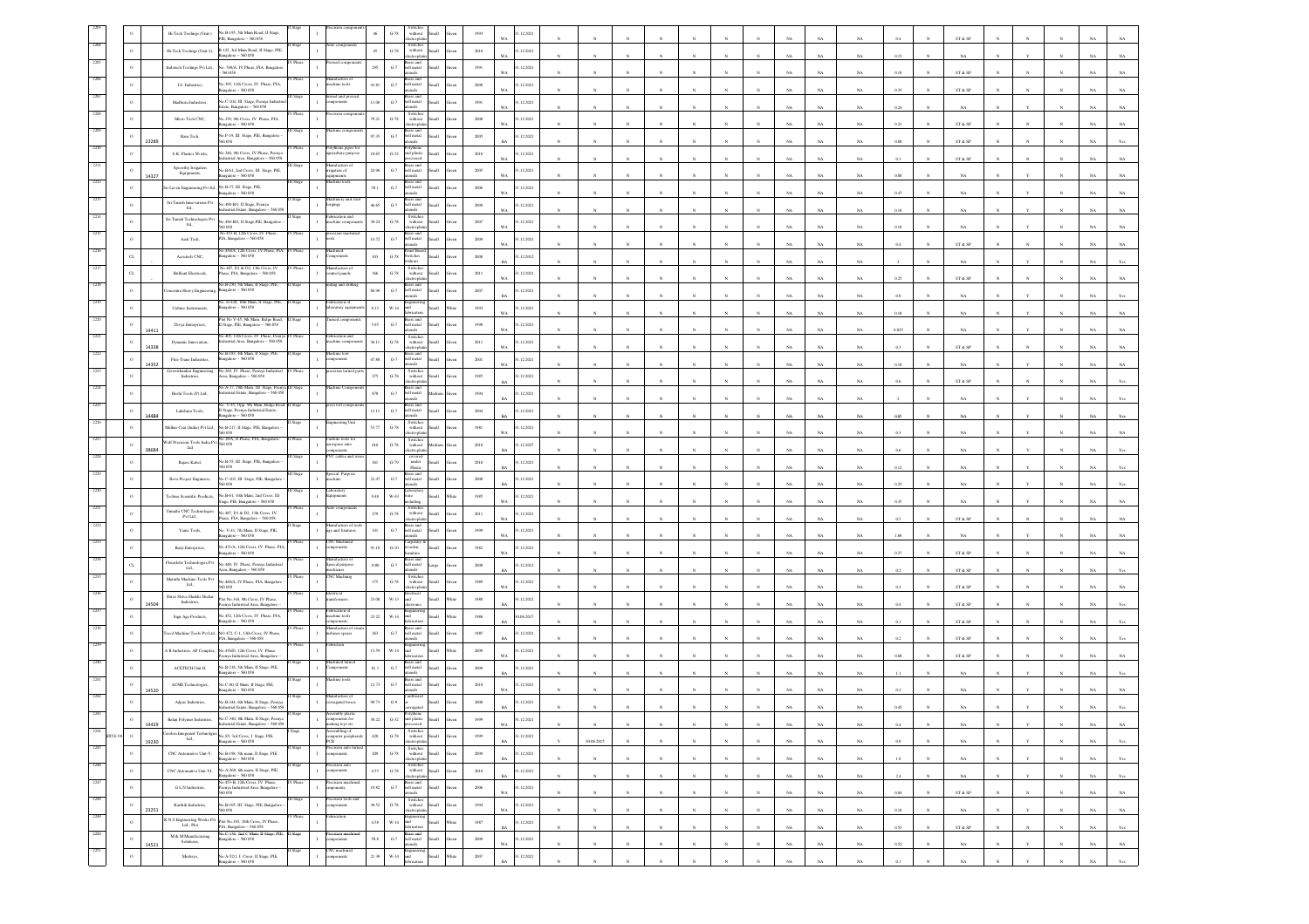| | | | | | | | | | | | | | | | | | | | | | | | | | | | | | | | | | | | |
|---|---|---|---|---|---|---|---|---|---|---|---|---|---|---|---|---|---|---|---|---|---|---|---|---|---|---|---|---|---|---|---|---|---|---|---|
| 2203 | | O | | Hi-Tech Toolings (Unit-) | No.B-195, 5th Main Road, II Stage, PIE, Bangalore – 560 058 | II Stage | I | Precision components | 46 | G-78 | Switches without electroplating | Small | Green | 1993 | WA | 31.12.2021 | N | N | N | N | N | N | N | N | NA | NA | NA | 0.4 | N | ST & SP | N | N | N | NA | NA |
| 2204 | | O | | Hi-Tech Toolings (Unit 2), | No.125, 3rd Main Road, II Stage, PIE, Bangalore – 560 058 | II Stage | I | Auto components | 45 | G-78 | Switches without electroplating | Small | Green | 2010 | WA | 31.12.2021 | N | N | N | N | N | N | N | N | NA | NA | NA | 0.15 | N | NA | N | Y | N | NA | NA |
| 2205 | | O | | Indotech Toolings Pvt Ltd., | No. 549/A, IV Phase, PIA, Bangalore – 560 058 | IV Phase | I | Pressed components | 295 | G-7 | Brass and bell metal utensils | Small | Green | 1991 | WA | 31.12.2021 | N | N | N | N | N | N | N | N | NA | NA | NA | 0.18 | N | ST & SP | N | N | N | NA | NA |
| 2206 | | O | | J.S. Industries, | No.395, 11th Cross, IV Phase, PIA, Bangalore – 560 058 | IV Phase | I | Manufacture of machine tools | 43.83 | G-7 | Brass and bell metal utensils | Small | Green | 2008 | WA | 31.12.2021 | N | N | N | N | N | N | N | N | NA | NA | NA | 0.35 | N | ST & SP | N | N | N | NA | NA |
| 2207 | | O | | Madhuan Industries, | No.C-106, III Stage, Peenya Industrial Estate, Bangalore – 560 058 | III Stage | I | Sinterd and precised components | 11.08 | G-7 | Brass and bell metal utensils | Small | Green | 1991 | WA | 31.12.2021 | N | N | N | N | N | N | N | N | NA | NA | NA | 0.24 | N | NA | N | Y | N | NA | NA |
| 2208 | | O | | Micro Tech CNC, | No.339, 9th Cross, IV Phase, PIA, Bangalore – 560 058 | IV Phase | I | Precision components | 79.21 | G-78 | Switches without electroplating | Small | Green | 2000 | WA | 31.12.2021 | N | N | N | N | N | N | N | N | NA | NA | NA | 0.23 | N | ST & SP | N | N | N | NA | NA |
| 2209 | | O | 23289 | Ram Tech, | No.P-19, III Stage, PIE, Bangalore – 560 058 | III Stage | I | Machine components | 97.35 | G-7 | Brass and bell metal utensils | Small | Green | 2005 | BA | 31.12.2021 | N | N | N | N | N | N | N | N | NA | NA | NA | 0.08 | N | ST & SP | N | N | N | NA | Yes |
| 2210 | | O | | S.K. Plastics Works, | No.366, 9th Cross, IV Phase, Peenya Industrial Area, Bangalore – 560 058 | IV Phase | I | Polythene pipes for agriculture purpose | 18.65 | G-32 | Polythene and plastic processed | Small | Green | 2010 | WA | 31.12.2021 | N | N | N | N | N | N | N | N | NA | NA | NA | 0.1 | N | ST & SP | N | N | N | NA | NA |
| 2211 | | O | 14327 | Speedfig Irrigation Equipments, | No.B-61, 2nd Cross, III Stage, PIE, Bangalore – 560 058 | III Stage | I | Manufacture of irrigation of equipments | 24.96 | G-7 | Brass and bell metal utensils | Small | Green | 2005 | WA | 31.12.2021 | N | N | N | N | N | N | N | N | NA | NA | NA | 0.08 | N | NA | N | Y | N | NA | NA |
| 2212 | | O | | Sri Lavan Engineering Pvt ltd, | No.B-37, III Stage, PIE, Bangalore – 560 058 | III Stage | I | Machine tools | 58.1 | G-7 | Brass and bell metal utensils | Small | Green | 2006 | WA | 31.12.2021 | N | N | N | N | N | N | N | N | NA | NA | NA | 0.47 | N | NA | N | Y | N | NA | NA |
| 2213 | | O | | Sri Tanish Innovations Pvt Ltd., | No.490-B1, II Stage, Peenya Industrial Estate, Bangalore – 560 058 | II Stage | I | Machinery and steel forgings | 46.65 | G-7 | Brass and bell metal utensils | Small | Green | 2009 | WA | 31.12.2021 | N | N | N | N | N | N | N | N | NA | NA | NA | 0.18 | N | NA | N | Y | N | NA | NA |
| 2214 | | O | | Sri Tanish Technologies Pvt Ltd., | No.490-B2, II Stage, PIE, Bangalore – 560 058 | II Stage | I | Fabrication and machine components | 98.28 | G-78 | Switches without electroplating | Small | Green | 2007 | WA | 31.12.2021 | N | N | N | N | N | N | N | N | NA | NA | NA | 0.19 | N | NA | N | Y | N | NA | NA |
| 2215 | | O | | Audi Tech, | No.453-B, 12th Cross, IV Phase, PIA, Bangalore – 560 058 | IV Phase | I | processes machined tools | 14.72 | G-7 | Brass and bell metal utensils | Small | Green | 2009 | WA | 31.12.2021 | N | N | N | N | N | N | N | N | NA | NA | NA | 0.4 | N | ST & SP | N | N | N | NA | NA |
| 2216 | | CL | | Accutech CNC, | No.450/A, 12th Cross, IV Phase, PIA, Bangalore – 560 058 | IV Phase | I | Machined Components | 103 | G-78 | Panel Boards, Switches without | Small | Green | 2008 | BA | 31.12.2012 | N | N | N | N | N | N | N | N | NA | NA | NA | 2 | N | NA | N | Y | N | NA | Yes |
| 2217 | | CL | | Brilliant Electricals, | No.487, D1 & D2, 14th Cross, IV Phase, PIA, Bangalore – 560 058 | IV Phase | I | Manufacture of control panels | 166 | G-78 | Switches without electroplating | Small | Green | 2011 | WA | 31.12.2021 | N | N | N | N | N | N | N | N | NA | NA | NA | 0.25 | N | ST & SP | N | N | N | NA | NA |
| 2218 | | O | | Concentra Heavy Engineering, | No.B-230, 5th Main, II Stage, PIE, Bangalore – 560 058 | II Stage | I | milling and drilling | 68.96 | G-7 | Brass and bell metal utensils | Small | Green | 2007 | BA | 31.12.2021 | N | N | N | N | N | N | N | N | NA | NA | NA | 0.8 | N | NA | N | Y | N | NA | Yes |
| 2219 | | O | | Culture Instruments, | No. D-428, 10th Main, II Stage, PIE, Bangalore – 560 058 | II Stage | I | Fabrication of laboratory equipments | 8.13 | W-14 | Engineering and fabrication | Small | White | 1993 | WA | 31.12.2021 | N | N | N | N | N | N | N | N | NA | NA | NA | 0.18 | N | NA | N | Y | N | NA | NA |
| 2220 | | O | 14411 | Divya Enterprises, | Plot No.V-45, 9th Main, Ridge Road, II Stage, PIE, Bangalore – 560 058 | II Stage | I | Turned components | 5.65 | G-7 | Brass and bell metal utensils | Small | Green | 1998 | WA | 31.12.2021 | N | N | N | N | N | N | N | N | NA | NA | NA | 0.025 | N | NA | N | Y | N | NA | NA |
| 2221 | | O | 14338 | Dynamic Innovation, | No.405, 11th Cross, IV Phase, Peenya Industrial Area, Bangalore – 560 058 | IV Phase | I | Fabrication and machine components | 36.11 | G-78 | Switches without electroplating | Small | Green | 2011 | WA | 31.12.2021 | N | N | N | N | N | N | N | N | NA | NA | NA | 0.3 | N | ST & SP | N | N | N | NA | NA |
| 2222 | | O | 14352 | Flexi Trans Industries, | No.B-187, 4th Main, II Stage, PIE, Bangalore – 560 058 | II Stage | I | Machine tool components | 47.08 | G-7 | Brass and bell metal utensils | Small | Green | 2001 | WA | 31.12.2021 | N | N | N | N | N | N | N | N | NA | NA | NA | 0.18 | N | NA | N | Y | N | NA | NA |
| 2223 | | O | | Gowrishankar Engineering Industries, | No.209, IV Phase, Peenya Industrial Area, Bangalore – 560 058 | IV Phase | I | processes turned parts | 275 | G-78 | Switches without electroplating | Small | Green | 1985 | BA | 31.12.2021 | N | N | N | N | N | N | N | N | NA | NA | NA | 0.6 | N | ST & SP | N | N | N | NA | Yes |
| 2224 | | O | | Hoshi Tools (P) Ltd., | No.A-37, 10th Main, III Stage, Peenya Industrial Estate, Bangalore – 560 058 | III Stage | I | Machine Components | 870 | G-7 | Brass and bell metal utensils | Medium | Green | 1994 | BA | 31.12.2021 | N | N | N | N | N | N | N | N | NA | NA | NA | 2 | N | NA | N | Y | N | NA | Yes |
| 2225 | | O | 14484 | Lakshmi Tools, | No. V-53, Opp. 9th Main, Ridge Road, II Stage, Peenya Industrial Estate, Bangalore – 560 058 | II Stage | I | press tool components | 12.11 | G-7 | Brass and bell metal utensils | Small | Green | 2004 | BA | 31.12.2021 | N | N | N | N | N | N | N | N | NA | NA | NA | 0.05 | N | NA | N | Y | N | NA | Yes |
| 2226 | | O | | Mellior Cast (India) Pvt Ltd, | No.B-217, II Stage, PIE, Bangalore – 560 058 | II Stage | I | Engineering Unit | 53.77 | G-78 | Switches without electroplating | Small | Green | 1991 | WA | 31.12.2021 | N | N | N | N | N | N | N | N | NA | NA | NA | 0.3 | N | NA | N | Y | N | NA | NA |
| 2227 | | O | 38684 | Wolf Precision Tools India Pvt Ltd | No.19/A, II Phase, PIA, Bangalore – 560 058 | II Phase | I | Carbide tools for aerospace auto components | 610 | G-78 | Switches without electroplating | Medium | Green | 2010 | BA | 31.12.2027 | N | N | N | N | N | N | N | N | NA | NA | NA | 0.6 | N | NA | N | Y | N | NA | Yes |
| 2228 | | O | | Rajani Kabel, | No.B-55, III, Stage, PIE, Bangalore – 560 058 | III Stage | I | PVC cables and wires | 161 | G-79 | covered under Plastic | Small | Green | 2010 | BA | 31.12.2021 | N | N | N | N | N | N | N | N | NA | NA | NA | 0.12 | N | NA | N | Y | N | NA | Yes |
| 2229 | | O | | Reva Project Engineers, | No.C-103, III Stage, PIE, Bangalore – 560 058 | III Stage | I | Special Purpose machine | 22.47 | G-7 | Brass and bell metal utensils | Small | Green | 2000 | BA | 31.12.2021 | N | N | N | N | N | N | N | N | NA | NA | NA | 0.25 | N | NA | N | Y | N | NA | Yes |
| 2230 | | O | | Techno Scientific Products, | No.B-61, 10th Main, 2nd Cross, III Stage, PIE, Bangalore – 560 058 | III Stage | I | Laboratory Equipments | 9.48 | W-43 | Laboratory ware including | Small | White | 1985 | WA | 31.12.2021 | N | N | N | N | N | N | N | N | NA | NA | NA | 0.35 | N | NA | N | Y | N | NA | NA |
| 2231 | | O | | Umadhi CNC Technologies Pvt Ltd, | No.487, D1 & D2, 14th Cross, IV Phase, PIA, Bangalore – 560 058 | IV Phase | I | Auto components | 279 | G-78 | Switches without electroplating | Small | Green | 2011 | WA | 31.12.2021 | N | N | N | N | N | N | N | N | NA | NA | NA | 0.5 | N | ST & SP | N | N | N | NA | NA |
| 2232 | | O | | Yamo Tools, | No. V-41, 7th Main, II Stage, PIE, Bangalore – 560 058 | II Stage | I | Manufacture of tools jigs and fixtures | 141 | G-7 | Brass and bell metal utensils | Small | Green | 1999 | WA | 31.12.2021 | N | N | N | N | N | N | N | N | NA | NA | NA | 1.68 | N | NA | N | Y | N | NA | NA |
| 2233 | | O | | Burji Enterprises, | No.471/A, 12th Cross, IV Phase, PIA, Bangalore – 560 058 | IV Phase | I | CNC Machined components | 91.18 | G-10 | Carpentry & wooden furniture | Small | Green | 1982 | WA | 31.12.2021 | N | N | N | N | N | N | N | N | NA | NA | NA | 0.27 | N | ST & SP | N | N | N | NA | NA |
| 2234 | | CL | | Fluidelite Technologies Pvt Ltd., | No.440, IV Phase, Peenya Industrial Area, Bangalore – 560 058 | IV Phase | I | Manufacture of Special purpose machines | 1100 | G-7 | Brass and bell metal utensils | Large | Green | 2000 | BA | 31.12.2012 | N | N | N | N | N | N | N | N | NA | NA | NA | 0.2 | N | ST & SP | N | N | N | NA | Yes |
| 2235 | | O | | Maruthi Machine Tools Pvt Ltd., | No.460/A, IV Phase, PIA, Bangalore – 560 058 | IV Phase | I | CNC Machining | 175 | G-78 | Switches without electroplating | Small | Green | 1989 | WA | 31.12.2021 | N | N | N | N | N | N | N | N | NA | NA | NA | 0.2 | N | ST & SP | N | N | N | NA | NA |
| 2236 | | O | 14504 | Shree Shiva Shakthi Shakar Industries, | Plot No.344, 9th Cross, IV Phase, Peenya Industrial Area, Bangalore – | IV Phase | I | Electrical transformers | 23.08 | W-13 | Electrical and electronic | Small | White | 1988 | BA | 31.12.2012 | N | N | N | N | N | N | N | N | NA | NA | NA | 0.4 | N | ST & SP | N | N | N | NA | Yes |
| 2237 | | O | | Sign Agro Products, | No.452, 12th Cross, IV Phase, PIA, Bangalore – 560 058 | IV Phase | I | Fabrication of machine tools components | 23.22 | W-14 | Engineering and fabrication | Small | White | 1986 | BA | 30.09.2017 | N | N | N | N | N | N | N | N | NA | NA | NA | 0.1 | N | ST & SP | N | N | N | NA | Yes |
| 2238 | | O | | Excel Machine Tools Pvt Ltd, | NO.472, C-1, 13th Cross, IV Phase, PIA, Bangalore – 560 058 | IV Phase | I | Manufacture of machine spares | 263 | G-7 | Brass and bell metal utensils | Small | Green | 1985 | BA | 31.12.2021 | N | N | N | N | N | N | N | N | NA | NA | NA | 0.2 | N | ST & SP | N | N | N | NA | Yes |
| 2239 | | O | | A R Industries, AP Complex, | No.470/D, 12th Cross, IV Phase, Peenya Industrial Area, Bangalore – | IV Phase | I | Fabrication | 13.59 | W-14 | Engineering and fabrication | Small | White | 2009 | WA | 31.12.2021 | N | N | N | N | N | N | N | N | NA | NA | NA | 0.08 | N | ST & SP | N | N | N | NA | NA |
| 2240 | | O | | ACETECH Unit II, | No.B-29, 5th Main, II Stage, PIE, Bangalore – 560 058 | II Stage | I | Machined turned Components | 81.3 | G-7 | Brass and bell metal utensils | Small | Green | 2009 | BA | 31.12.2021 | N | N | N | N | N | N | N | N | NA | NA | NA | 1.1 | N | NA | N | Y | N | NA | Yes |
| 2241 | | O | 14520 | ACME Technologies, | No.C-90, II Main, II Stage, PIE, Bangalore – 560 058 | II Stage | I | Machine tools | 12.73 | G-7 | Brass and bell metal utensils | Small | Green | 2010 | WA | 31.12.2021 | N | N | N | N | N | N | N | N | NA | NA | NA | 0.2 | N | NA | N | Y | N | NA | NA |
| 2242 | | O | | Adpac Industries, | No.B-248, 6th Main, II Stage, Peenya Industrial Estate, Bangalore – 560 058 | II Stage | I | Manufacture of corrugated boxes | 98.73 | G-9 | Cardboard or corrugated | Small | Green | 2000 | BA | 31.12.2021 | N | N | N | N | N | N | N | N | NA | NA | NA | 0.45 | N | NA | N | Y | N | NA | Yes |
| 2243 | | O | 14429 | Balaji Polymer Industries, | No.C-340, 8th Main, II Stage, Peenya Industrial Estate, Bangalore – 560 058 | II Stage | I | Assembly plastic components for making toys etc | 30.22 | G-32 | Polythene and plastic processed | Small | Green | 1999 | WA | 31.12.2021 | N | N | N | N | N | N | N | N | NA | NA | NA | 0.4 | N | NA | N | Y | N | NA | NA |
| 2244 | 2013-14 | O | 10230 | Cerebra Integrated Technologies Ltd., | No.S5, 3rd Cross, I Stage, PIE, Bangalore – 560 058 | I Stage | I | Assembling of computer peripherals PCB | 828 | G-78 | Switches without electroplating | Small | Green | 1999 | BA | 31.12.2021 | Y | 30.06.2015 | N | N | N | N | N | N | NA | NA | NA | 0.8 | N | NA | N | Y | N | NA | Yes |
| 2245 | | O | | CNC Automotive Unit-V, | No.B-196, 5th main, II Stage, PIE, Bangalore – 560 058 | II Stage | I | Precision auto turned components | 209 | G-78 | Switches without electroplating | Small | Green | 2009 | BA | 31.12.2021 | N | N | N | N | N | N | N | N | NA | NA | NA | 1.8 | N | NA | N | Y | N | NA | Yes |
| 2246 | | O | | CNC Automotive Unit-VI, | No.A-268, 6th main, II Stage, PIE, Bangalore – 560 058 | II Stage | I | Precision auto components | 455 | G-78 | Switches without electroplating | Small | Green | 2010 | BA | 31.12.2021 | N | N | N | N | N | N | N | N | NA | NA | NA | 2.4 | N | NA | N | Y | N | NA | Yes |
| 2247 | | O | | G L N Industries, | No.453-B, 12th Cross, IV Phase, Peenya Industrial Area, Bangalore – 560 058 | IV Phase | I | Precision machined components | 19.82 | G-7 | Brass and bell metal utensils | Small | Green | 2010 | WA | 31.12.2021 | N | N | N | N | N | N | N | N | NA | NA | NA | 0.08 | N | ST & SP | N | N | N | NA | NA |
| 2248 | | O | 23251 | Karthik Industries, | No.B-105, III Stage, PIE, Bangalore – 560 058 | III Stage | I | Precision tools and components | 36.52 | G-78 | Switches without electroplating | Small | Green | 1994 | WA | 31.12.2021 | N | N | N | N | N | N | N | N | NA | NA | NA | 0.18 | N | NA | N | Y | N | NA | NA |
| 2249 | | O | | K N S Engineering Works Pvt Ltd., Plot | Plot No.383, 10th Cross, IV Phase, PIA, Bangalore – 560 058 | IV Phase | I | Fabrication | 6.58 | W-14 | Engineering and fabrication | Small | White | 1987 | BA | 31.12.2021 | N | N | N | N | N | N | N | N | NA | NA | NA | 0.55 | N | ST & SP | N | N | N | NA | Yes |
| 2250 | | O | 14521 | M & M Manufacturing Solutions, | No.C-136, 2nd C Main, II Stage, PIE, Bangalore – 560 058 | II Stage | I | Precision machined components | 58.8 | G-7 | Brass and bell metal utensils | Small | Green | 2009 | WA | 31.12.2021 | N | N | N | N | N | N | N | N | NA | NA | NA | 0.52 | N | NA | N | Y | N | NA | NA |
| 2251 | | O | | Mechsys, | No.A-321, I Cross, II Stage, PIE, Bangalore – 560 058 | II Stage | I | CNC machined components | 21.39 | W-14 | Engineering and fabrication | Small | White | 2007 | BA | 31.12.2021 | N | N | N | N | N | N | N | N | NA | NA | NA | 0.1 | N | NA | N | Y | N | NA | Yes |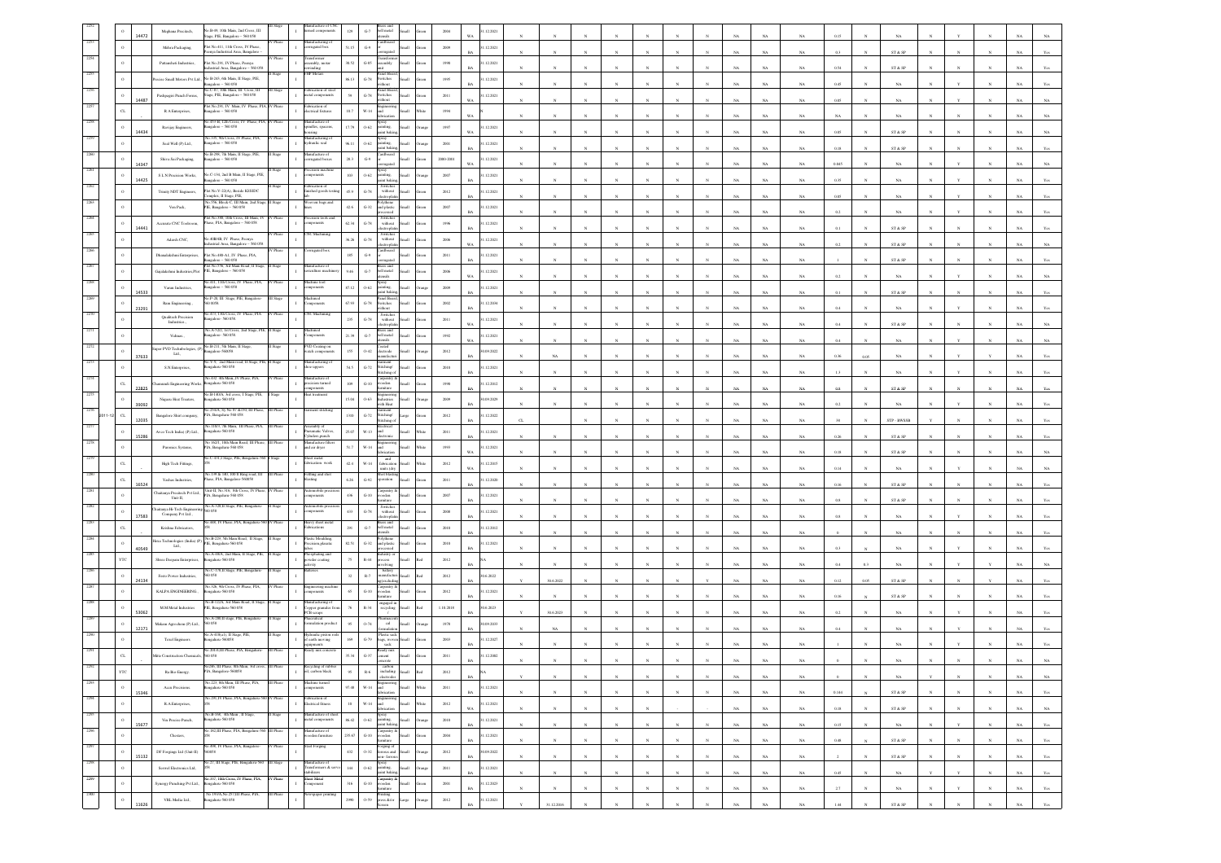| | | | | | | | | | | | | | | | | | | | | | | | | | | | | | | | | | | |
|---|---|---|---|---|---|---|---|---|---|---|---|---|---|---|---|---|---|---|---|---|---|---|---|---|---|---|---|---|---|---|---|---|---|---|
| 2252 | O | | 14472 | Meghana Precitech, | No.B-69, 10th Main, 2nd Cross, III Stage, PIE, Bangalore – 560 058 | III Stage | I | Manufacture of CNC turned components | 129 | G-7 | Small | Green | 2004 | WA | 31.12.2021 | N | N | N | N | N | N | N | N | N | NA | NA | NA | 0.15 | N | NA | N | Y | N | NA | NA |
| 2253 | O | | | Mahen Packaging, | Plot No.411, 11th Cross, IV Phase, Peenya Industrial Area, Bangalore – | IV Phase | I | Manufacturing of corrugated box | 51.15 | G-9 | Small | Green | 2009 | BA | 31.12.2021 | N | N | N | N | N | N | N | N | N | NA | NA | NA | 0.3 | N | ST & SP | N | N | N | NA | Yes |
| 2254 | O | | | Pattambeh Industries, | Plot No.293, IV Phase, Peenya Industrial Area, Bangalore – 560 058 | IV Phase | I | Transformer assembly, motor rewinding | 38.52 | G-85 | Small | Green | 1998 | BA | 31.12.2021 | N | N | N | N | N | N | N | N | N | NA | NA | NA | 0.54 | N | ST & SP | N | N | N | NA | Yes |
| 2255 | O | | | Process Small Motors Pvt Ltd, | No.B-243, 6th Main, II Stage, PIE, Bangalore – 560 058 | II Stage | I | FHP Motors | 86.13 | G-78 | Small | Green | 1995 | BA | 31.12.2021 | N | N | N | N | N | N | N | N | N | NA | NA | NA | 0.45 | N | NA | N | Y | N | NA | Yes |
| 2256 | O | | 14487 | Pushpagiri Punch Forms, | No.C-87, 10th Main, III Cross, III Stage, PIE, Bangalore – 560 058 | III Stage | I | Fabrication of sheet metal components | 58 | G-78 | Small | Green | 2011 | WA | 31.12.2021 | N | N | N | N | N | N | N | N | N | NA | NA | NA | 0.05 | N | NA | N | Y | N | NA | NA |
| 2257 | CL | | | R.A Enterprises, | Plot No.293, IV Main, IV Phase, PIA, Bangalore – 560 058 | IV Phase | I | Fabrication of electrical fixtures | 18.7 | W-14 | Small | White | 1994 | WA | N | | | | | | | | | | | | | | | | | | | | |
| 2258 | O | | 14434 | Raviraj Engineers, | No.453-B, 12th Cross, IV Phase, PIA, Bangalore – 560 058 | IV Phase | I | Manufacture of spindles, spacers, housing | 17.78 | O-62 | Small | Orange | 1997 | WA | 31.12.2021 | N | N | N | N | N | N | N | N | N | NA | NA | NA | 0.05 | N | ST & SP | N | N | N | NA | NA |
| 2259 | O | | | Seal Well (P) Ltd., | No.3-D, 9th Cross, IV Phase, PIA, Bangalore – 560 058 | IV Phase | I | Manufacturing of hydraulic seal | 96.11 | O-62 | Small | Orange | 2001 | BA | 31.12.2021 | N | N | N | N | N | N | N | N | N | NA | NA | NA | 0.18 | N | ST & SP | N | N | N | NA | Yes |
| 2260 | O | | 14347 | Shiva Sai Packaging | No.B-296, 7th Main, II Stage, PIE, Bangalore – 560 058 | II Stage | I | Manufacture of corrugated boxes | 28.3 | G-9 | Small | Green | 2000-2001 | WA | 31.12.2021 | N | N | N | N | N | N | N | N | N | NA | NA | NA | 0.045 | N | NA | N | Y | N | NA | NA |
| 2261 | O | | 14425 | S.L.N Precision Works, | No.C-134, 2nd B Main, II Stage, PIE, Bangalore – 560 058 | II Stage | I | Precision machine components | 103 | O-62 | Small | Orange | 2007 | BA | 31.12.2021 | N | N | N | N | N | N | N | N | N | NA | NA | NA | 0.35 | N | NA | N | N | N | NA | Yes |
| 2262 | O | | | Trinity NDT Engineers, | Plot No.V-22(A), Beside KSSIDC Complex, II Stage, PIE, | II Stage | I | Inspection of finished goods testing lab | 45.9 | G-78 | Small | Green | 2012 | BA | 31.12.2021 | N | N | N | N | N | N | N | N | N | NA | NA | NA | 0.05 | N | NA | N | Y | N | NA | Yes |
| 2263 | O | | | Ven-Pack, | No.356, Block C, III Main, 2nd Stage, PIE, Bangalore – 560 058 | II Stage | I | Woven bags and liners | 42.6 | G-32 | Small | Green | 2007 | BA | 31.12.2021 | N | N | N | N | N | N | N | N | N | NA | NA | NA | 0.2 | N | NA | N | Y | N | NA | Yes |
| 2264 | O | | 14441 | Accurate CNC Toolroom, | Plot No.348, 10th Cross, II Main, IV Phase, PIA, Bangalore – 560 058 | IV Phase | I | Precision tools and components | 62.34 | G-78 | Small | Green | 1996 | BA | 31.12.2021 | N | N | N | N | N | N | N | N | N | NA | NA | NA | 0.1 | N | ST & SP | N | N | N | NA | Yes |
| 2265 | O | | | Adarsh CNC, | No. 80B/1B, IV Phase, Peenya Industrial Area, Bangalore – 560 058 | IV Phase | I | CNC Machining | 36.26 | G-78 | Small | Green | 2008 | WA | 31.12.2021 | N | N | N | N | N | N | N | N | N | NA | NA | NA | 0.2 | N | ST & SP | N | N | N | NA | NA |
| 2266 | O | | | Dhanalakshmi Enterprises, | Plot No.408-A1, IV Phase, PIA, Bangalore – 560 058 | IV Phase | I | Corrugated box | 185 | G-9 | Small | Green | 2011 | BA | 31.12.2021 | N | N | N | N | N | N | N | N | N | NA | NA | NA | 1 | N | ST & SP | N | N | N | NA | Yes |
| 2267 | O | | | Gajalakshmi Industries Pvt, | Plot No.378, 3rd Main Road, II Stage, PIE, Bangalore – 560 058 | II Stage | I | Manufacture of agriculture machinery | 9.46 | G-7 | Small | Green | 2006 | WA | 31.12.2021 | N | N | N | N | N | N | N | N | N | NA | NA | NA | 0.2 | N | NA | N | Y | N | NA | NA |
| 2268 | O | | 14533 | Varun Industries, | No.411, 11th Cross, IV Phase, PIA, Bangalore – 560 058 | IV Phase | I | Machine tool components | 87.12 | O-62 | Small | Orange | 2009 | BA | 31.12.2021 | N | N | N | N | N | N | N | N | N | NA | NA | NA | 0.1 | N | ST & SP | N | N | N | NA | Yes |
| 2269 | O | | 23201 | Ram Engineering, | No.P-28, III Stage, PIE, Bangalore – 560 058 | III Stage | I | Machined Components | 67.93 | G-78 | Small | Green | 2002 | BA | 31.12.2030 | N | N | N | N | N | N | N | N | N | NA | NA | NA | 0.4 | N | NA | N | Y | N | NA | Yes |
| 2270 | O | | | Qualitech Precision Industries, | No.471, 10th Cross, IV Phase, PIA, Bangalore – 560 058 | IV Phase | I | CNC Machining | 235 | G-78 | Small | Green | 2011 | WA | 31.12.2021 | N | N | N | N | N | N | N | N | N | NA | NA | NA | 0.4 | N | ST & SP | N | N | N | NA | NA |
| 2271 | O | | | Volman, | No.A-5/21, 1st Cross, 2nd Stage, PIE, Bangalore – 560 058 | II Stage | I | Machined Components | 21.34 | G-7 | Small | Green | 1992 | WA | 31.12.2021 | N | N | N | N | N | N | N | N | N | NA | NA | NA | 0.4 | N | NA | N | Y | N | NA | NA |
| 2272 | O | | 37633 | Super PVD Technologies (P) Ltd., | No.B-211, 5th Main, II Stage, Bangalore-560058 | II Stage | I | PVD Coating on watch components | 155 | O-42 | Small | Orange | 2012 | BA | 30.09.2022 | N | NA | N | N | N | N | N | N | N | NA | NA | NA | 0.36 | 0.05 | NA | N | Y | Y | NA | Yes |
| 2273 | O | | | S.N Enterprises, | No.V-9, 2nd Main road, II Stage, PIE, Bangalore-560 058 | II Stage | I | Manufacturing of shoe uppers | 54.5 | G-72 | Small | Green | 2010 | BA | 31.12.2021 | N | N | N | N | N | N | N | N | N | NA | NA | NA | 1.3 | N | NA | N | N | N | NA | Yes |
| 2274 | CL | | 22825 | Chamundi Engineering Works, | No.442, 4th Main, IV Phase, PIA, Bangalore-560 058 | IV Phase | I | Manufacture of precision turned components | 109 | G-10 | Small | Green | 1996 | BA | 31.12.2012 | N | N | N | N | N | N | N | N | N | NA | NA | NA | 0.8 | N | ST & SP | N | N | N | NA | Yes |
| 2275 | O | | 39092 | Nijaara Heat Treaters, | No.B-189A, 3rd cross, I Stage, PIE, Bangalore-560 058 | I Stage | I | Heat treatment | 15.08 | O-63 | Small | Orange | 2009 | BA | 30.09.2029 | N | N | N | N | N | N | N | N | N | NA | NA | NA | 0.2 | N | NA | N | Y | N | NA | Yes |
| 2276 | CL | 2011-12 | 12035 | Bangalore Shirt company, | No.294/A, Sy.No.97 & 101, III Phase, PIA, Bangalore-560 058 | III Phase | I | Garment stitching | 1368 | G-72 | Large | Green | 2012 | BA | 31.12.2022 | CL | N | N | N | N | N | N | N | N | NA | NA | NA | 38 | N | STP - 8WSSB | Y | N | N | NA | Yes |
| 2277 | O | | 15286 | Asco Tech India (P) Ltd., | No.118/3, 5th Main, III Phase, PIA, Bangalore-560 058 | III Phase | I | Assembly of Pneumatic Valves, Cylinders pneum | 25.07 | W-13 | Small | White | 2011 | BA | 31.12.2021 | N | N | N | N | N | N | N | N | N | NA | NA | NA | 0.26 | N | ST & SP | N | N | N | NA | Yes |
| 2278 | O | | | Pneumax Systems, | No.162/3, 10th Main Road, III Phase, PIA, Bangalore-560 058 | III Phase | I | Manufacture filters and air dryer | 51.7 | W-14 | Small | White | 1993 | WA | 31.12.2021 | N | N | N | N | N | N | N | N | N | NA | NA | NA | 0.18 | N | ST & SP | N | N | N | NA | NA |
| 2279 | CL | | | High Tech Fittings, | No.C-431, I Stage, PIE, Bangalore-560 058 | I Stage | I | Sheet metal fabrication work | 42.4 | W-14 | Small | White | 2012 | WA | 31.12.2015 | N | N | N | N | N | N | N | N | N | NA | NA | NA | 0.14 | N | NA | N | Y | N | NA | NA |
| 2280 | CL | | 16524 | Yashas Industries, | No.139 & 140, 100 ft Ring road, III Phase, PIA, Bangalore-560058 | III Phase | I | Grilling and shot blasting | 6.26 | G-92 | Small | Green | 2011 | BA | 31.12.2020 | N | N | N | N | N | N | N | N | N | NA | NA | NA | 0.16 | N | ST & SP | N | N | N | NA | Yes |
| 2281 | O | | | Chaitanya Precitech Pvt Ltd, Unit II, | Unit II, No.316, 8th Cross, IV Phase, PIA, Bangalore-560 058 | IV Phase | I | Automobile precision components | 436 | G-10 | Small | Green | 2007 | BA | 31.12.2021 | N | N | N | N | N | N | N | N | N | NA | NA | NA | 0.8 | N | ST & SP | N | N | N | NA | Yes |
| 2282 | O | | 17583 | Chaitanya Hi-Tech Engineering Company Pvt Ltd., | No.A-328, II Stage, PIE, Bangalore-560 058 | II Stage | I | Automobile precision components | 433 | G-78 | Small | Green | 2008 | BA | 31.12.2021 | N | N | N | N | N | N | N | N | N | NA | NA | NA | 0.8 | N | NA | N | Y | N | NA | Yes |
| 2283 | CL | | | Krishna Fabricators, | No.449, IV Phase, PIA, Bangalore-560 058 | IV Phase | I | Heavy sheet metal Fabrications | 201 | G-7 | Small | Green | 2010 | BA | 31.12.2012 | N | N | N | N | N | N | N | N | N | NA | NA | NA | 0.8 | N | NA | N | N | N | NA | Yes |
| 2284 | O | | 40549 | Hexa Technologies (India) (P) Ltd., | No.B-229, 5th Main Road, II Stage, PIE, Bangalore-560 058 | II Stage | I | Plastic Moulding, Precision plastic tubes | 82.51 | G-32 | Small | Green | 2010 | BA | 31.12.2021 | N | N | N | N | N | N | N | N | N | NA | NA | NA | 0.3 | N | NA | N | N | N | NA | Yes |
| 2285 | YTC | | | Shree Deepam Enterprises, | No.A-48/A, 2nd Main, II Stage, PIE, Bangalore-560 058 | II Stage | I | Phosphating and powder coating activity | 75 | R-54 | Small | Red | 2012 | BA | NA | N | N | N | N | N | N | N | N | N | NA | NA | NA | 0.4 | 0.3 | NA | N | Y | Y | NA | NA |
| 2286 | O | | 24134 | Fedo Power Industries, | No.C-178, II Stage, PIE, Bangalore-560 058 | II Stage | I | Batteries | 32 | R-7 | Small | Red | 2012 | BA | 30.6.2022 | N | N | N | N | N | N | N | N | N | NA | NA | NA | 0.12 | 0.05 | ST & SP | N | Y | N | NA | Yes |
| 2287 | O | | | KALPA ENGINEERING, | No.326, 9th Cross, IV Phase, PIA, Bangalore-560 058 | IV Phase | I | Engineering machine components | 65 | G-10 | Small | Green | 2012 | BA | 31.12.2021 | N | N | N | N | N | N | N | N | N | NA | NA | NA | 0.16 | N | ST & SP | N | N | N | NA | Yes |
| 2288 | O | | 53062 | M.M Metal Industries | No.B-122A, 3rd Main Road, II Stage, PIE, Bangalore-560 058 | II Stage | I | Manufacturing of Copper granules from PCB scraps | 78 | R-54 | Small | Red | 1.10.2010 | BA | 30.6.2023 | Y | 30.6.2023 | N | N | N | N | N | N | N | NA | NA | NA | 0.2 | N | NA | N | Y | N | NA | Yes |
| 2289 | O | | 12171 | Makam Agrochem (P) Ltd., | No.A-180 II stage, PIE, Bangalore-560 058 | II Stage | I | Pharmaceutical formulation product | 95 | O-54 | Small | Orange | 1978 | BA | 30.09.2033 | N | NA | N | N | N | N | N | N | N | NA | NA | NA | 0.4 | N | NA | N | Y | N | NA | Yes |
| 2290 | O | | | Tesol Engineers | No.A-418(A), II Stage, PIE, Bangalore-560058 | II Stage | I | Hydraulic piston rods of earth moving equipments | 169 | G-79 | Small | Green | 2003 | BA | 31.12.2027 | N | N | N | N | N | N | N | N | N | NA | NA | NA | 1 | N | NA | N | Y | N | NA | Yes |
| 2291 | CL | | | Mitra Construction Chemicals, | No.2H/4,III Phase, PIA, Bangalore-560 058 | III Phase | I | Ready mix concrete | 39.34 | G-37 | Small | Green | 2011 | BA | 31.12.2002 | N | N | N | N | N | N | N | N | N | NA | NA | NA | 0 | N | NA | N | N | N | NA | NA |
| 2292 | YTC | | | Ra Bio Energy | No.266, III Phase, 8th Main, 3rd cross, PIA, Bangalore-560058 | III Phase | I | Recycling of rubber oil, carbon black | 95 | R-6 | Small | Red | 2012 | BA | NA | Y | N | N | N | N | N | N | N | N | NA | NA | NA | 0 | N | NA | Y | N | N | NA | NA |
| 2293 | O | | 15346 | Acee Precisions | No.223, 4th Main, III Phase, PIA, Bangalore-560 058 | III Phase | I | Machine turned components | 97.48 | W-14 | Small | White | 2011 | BA | 31.12.2021 | N | N | N | N | N | N | N | N | N | NA | NA | NA | 0.144 | N | ST & SP | N | N | N | NA | Yes |
| 2294 | O | | | R.A Enterprises, | No.293, IV Phase, PIA, Bangalore-560 058 | IV Phase | I | Fabrication of Electrical fitures | 18 | W-14 | Small | White | 2012 | WA | 31.12.2021 | N | N | N | N | N | N | N | N | N | NA | NA | NA | 0.18 | N | ST & SP | N | N | N | NA | NA |
| 2295 | O | | 15677 | Ven Precise Punch, | No.B-198, 4th Main, II Stage, Bangalore-560 058 | II Stage | I | Manufacture of sheet metal components | 86.02 | O-62 | Small | Orange | 2010 | BA | 31.12.2021 | N | N | N | N | N | N | N | N | N | NA | NA | NA | 0.15 | N | NA | N | Y | N | NA | Yes |
| 2296 | O | | | Clectors, | No. 3G,III Phase, PIA, Bangalore-560 058 | III Phase | I | Manufacture of wooden furniture | 235.65 | G-10 | Small | Green | 2004 | BA | 31.12.2021 | N | N | N | N | N | N | N | N | N | NA | NA | NA | 0.48 | N | ST & SP | N | N | N | NA | Yes |
| 2297 | O | | 15132 | DF Forgings Ltd (Unit-II) | No.498, IV Phase, PIA, Bangalore-560058 | IV Phase | I | Steel Forging | 432 | O-32 | Small | Orange | 2012 | BA | 30.09.2022 | N | N | N | N | N | N | N | N | N | NA | NA | NA | 2 | N | ST & SP | N | N | N | NA | Yes |
| 2298 | O | | | Surreal Electronics Ltd, | No.21, III Stage, PIE, Bangalore-560 058 | III Stage | I | Manufacture of Transformers & servo stabilizers | 144 | O-62 | Small | Orange | 2011 | BA | 31.12.2021 | N | N | N | N | N | N | N | N | N | NA | NA | NA | 0.45 | N | NA | Y | Y | N | NA | Yes |
| 2299 | O | | | Synergy Punching Pvt Ltd, | No.337, 10th Cross, IV Phase, PIA, Bangalore-560 058 | IV Phase | I | Sheet Metal Component | 316 | G-10 | Small | Green | 2001 | BA | 31.12.2023 | N | N | N | N | N | N | N | N | N | NA | NA | NA | 2.7 | N | NA | N | Y | N | NA | Yes |
| 2300 | O | | 11626 | VRL Media Ltd., | No.19/3A,No.27 III Phase, PIA, Bangalore-560 058 | III Phase | I | Newspaper printing | 2980 | O-59 | Large | Orange | 2012 | BA | 31.12.2021 | Y | 31.12.2016 | N | N | N | N | N | N | N | NA | NA | NA | 1.44 | N | ST & SP | N | N | N | NA | Yes |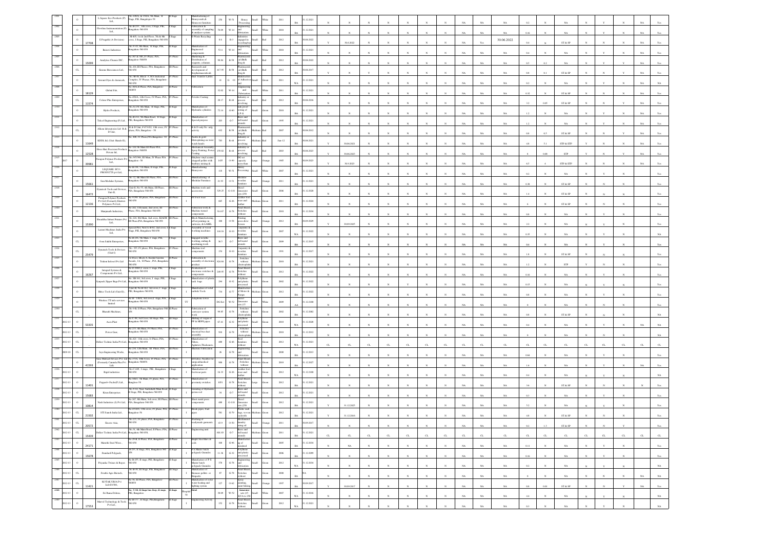| | | | | | | | | | | | | | | | | | | | | | | | | | | | | | | | | | |
|---|---|---|---|---|---|---|---|---|---|---|---|---|---|---|---|---|---|---|---|---|---|---|---|---|---|---|---|---|---|---|---|---|---|
| | O | | L Square Eco Products (P) Ltd., | No.1/80A & 1/80A, 5th Main, II Stage, PIE, Bangalore-58 | II Stage | I | Manufacturing of Honeycomb & Honeycomb furniture | 258 | W-51 | Honey Processing | Small | White | 2011 | BA | 31.12.2021 | N | N | N | N | N | N | N | N | NA | NA | NA | 0.2 | N | NA | N | Y | N | NA | Yes |
| | O | | Flowline Instrumentation (P) Ltd., | No.B-235, 6th cross, I Stage, PIE, Bengaluru-560 058 | I Stage | I | Fabrication & assembly of sampling & analyser systems | 78.09 | W-14 | Engineering and fabrication | Small | White | 2010 | BA | 31.12.2021 | N | N | N | N | N | N | N | N | NA | NA | NA | 0.16 | N | NA | N | Y | N | NA | Yes |
| | O | 17708 | E Pragathi (A-Division) | M-403, 1st & 2nd Floor, 7th & 8th cross, I Stage, PIE, Bangalore-560 058 | I Stage | I | E-Waste Recycling | 8.6 | R-3 | Industries engaged in recycling | Small | Red | 2012 | BA | 30.06.2022 | Y | 30.6.2022 | N | N | N | N | N | N | NA | Yes | 30.06.2022 | 0.4 | N | ST & SP | N | N | N | NA | Yes |
| | O | | Beaver Industries | No.Y-55, 8th Main, II Stage, PIE, Bengaluru-560 058 | II Stage | I | Manufacture of Engineering components | 53.4 | W-14 | Engineering and fabrication | Small | White | 2010 | BA | 31.12.2021 | N | N | N | N | N | N | N | N | NA | NA | NA | 0.4 | N | NA | N | Y | N | NA | Yes |
| | O | 15099 | Analytica Chemie INC. | No.337 & 348, IV Phase, PIA, Bangalore-560058 | IV Phase | I | Marketing & Distribution of reagents, columns | 98.88 | R-58 | Pharmaceutical (Bulk drug & | Small | Red | 2012 | BA | 30.06.2022 | N | N | N | N | N | N | N | N | NA | NA | NA | 0.5 | 0.2 | NA | N | Y | N | NA | Yes |
| | CL | | Enzene Biosciences Ltd., | No.101, III Phase, PIA, Bengaluru-560 058 | III Phase | I | Research and development of biopharmaceuticals | 417.95 | R-58 | Pharmaceutical (Bulk drug & | Small | Red | 2012 | BA | 30.06.2017 | Y | N | Y | N | N | N | N | N | NA | NA | NA | 0.8 | 0.1 | ST & SP | N | Y | N | NA | Yes |
| | O | | Amruti Dyes & chemicals | No.SB-86, Block -3, SSI Industrial Complex, IV Phase, PIA, Bengaluru-560 058 | IV Phase | I | Heat Transfer Labels | 41 | G-93 | Manufacture of Adhesives and | Small | Green | 2011 | WA | 31.12.2021 | N | N | N | N | N | N | N | N | NA | NA | NA | 0.2 | N | NA | N | Y | N | NA | NA |
| | O | 18129 | Global Fab, | No.419, II Phase, PIA, Bangalore-560058 | II Phase | I | Fabrication | 32.02 | W-14 | Engineering and Fabrication | Small | White | 2011 | BA | 31.12.2021 | N | N | N | N | N | N | N | N | NA | NA | NA | 0.32 | N | ST & SP | N | N | N | NA | Yes |
| | CL | 11574 | Colour Plus Enterprises, | No.450/A, 12th Cross, IV Phase, PIA, Bengaluru-560 058 | IV Phase | I | Powder Coating | 28.17 | R-44 | Industry or process involving | Small | Red | 2012 | BA | 30.06.2016 | N | N | N | N | N | N | N | N | NA | NA | NA | 1.2 | 0.05 | ST & SP | N | Y | N | NA | Yes |
| | O | | Hydro Products, | No.A-2/B, 6th Main, II Stage, PIE, Bengaluru-560 058 | II Stage | I | Manufacture of Hydraulic cylinders | 72.14 | G-60 | Leak proof testing of L.P.G. | Small | Green | 2010 | BA | 31.12.2021 | N | N | N | N | N | N | N | N | NA | NA | NA | 1.2 | N | NA | N | Y | N | NA | Yes |
| | O | | Takral Engineering (P) Ltd., | No.B-212, 5th Main Road, II Stage, PIE, Bengaluru-560 058 | II Stage | I | Manufacture of Special purpose | 203 | G-7 | Brass and bell metal utensils | Small | Green | 1995 | BA | 31.12.2021 | N | N | N | N | N | N | N | N | NA | NA | NA | 1.2 | N | NA | N | Y | N | NA | Yes |
| | CL | | Alkem laboratories Ltd. R & D Unit, | R & D Unit, # 473-D2, 14th cross, IV Phase, PIA, Bangalore - 58 | IV Phase | I | R & D only No mfg activity | 632 | R-58 | Pharmaceutical (Bulk drug & | Medium | Red | 2007 | BA | 30.06.2012 | N | N | N | N | N | N | N | N | NA | NA | NA | 0.9 | 0.5 | ST & SP | N | Y | N | NA | Yes |
| | O | 11649 | KDDL ltd, (Unit: Hands II), | No. 408, IV Phase,PIA Bangalore- 58 | IV Phase | I | Nickle & gold Electroplating on wrist watch hands | 783 | R-44 | Industry or process involving | Medium | Red | Jan-12 | BA | 30.06.2021 | Y | 30.06.2021 | N | N | N | N | N | N | NA | NA | NA | 4.8 | 5.1 | STP & ETP | Y | N | N | NA | Yes |
| | O | 12528 | Shree Hari Precision Products Private ltd, | No. 123,7th Main III Phase PIA, Bangalore-560058 | III Phase | I | Mechanical Assembly, Epoxy Painting, Powder Coating | 159.82 | R-44 | Industry or process involving | Small | Red | 2003 | BA | 30.06.2023 | Y | 30.06.2023 | N | N | N | N | N | N | NA | NA | NA | 8 | 0.08 | STP | Y | N | N | NA | Yes |
| | O | 39981 | Paragon Polymer Products Pvt Ltd., | No. 385/399, III Main, IV Phase PIA, Bangalore - 58 | IV Phase | I | Ethylene vinyl acetate chappal pellets with auxiliary mixing & | 1435 | O-99 | Oil mill capacity more than | Large | Orange | 1985 | BA | 30.09.2023 | Y | 30.9.2023 | N | N | N | N | N | N | NA | NA | NA | 6.5 | 4 | STP & ETP | N | N | N | NA | Yes |
| | O | | LSQUARE ECO-PRODUCTS pvt Ltd., | No.B-198, 5 th Main, II stage, PIE, Bengaluru-560 058 | II Stage | I | Manufacturing Honeycomb | 118 | W-51 | Honey Processing | Small | White | 2007 | BA | 31.12.2021 | N | N | N | N | N | N | N | N | NA | NA | NA | 0.2 | N | NA | N | Y | N | NA | Yes |
| | O | 15661 | Sun Modular Systems, | No.72, 8th Main III Phase, PIA, Bengaluru-560 058 | III Phase | I | Manufacturing of Modular Furniture | 21.93 | O-51 | Modular wooden furniture | Small | Orange | 2011 | BA | 31.12.2021 | N | N | N | N | N | N | N | N | NA | NA | NA | 0.38 | N | ST & SP | N | N | N | NA | Yes |
| | O | 16472 | Dynatech Tools and Devices, Unit II, | Unit II, No.75, 8th Main, III Phase, PIA, Bengaluru-560 058 | III Phase | I | Machine tools and accessories | 329.25 | G-110 | Diesel Generator sets (250 | Small | Green | 2006 | BA | 31.12.2020 | N | N | N | N | N | N | N | N | NA | NA | NA | 1.4 | N | ST & SP | N | N | N | NA | Yes |
| | O | 12136 | Paragon Polymer Products Pvt Ltd (Formerly Elastoo Polymers Pvt Ltd), | No.91/98, III phase, PIA, Bengaluru-560 058 | III Phase | I | PU foot wear | 660 | G-26 | Leather foot wear and leather | Medium | Green | 2011 | BA | 31.12.2024 | N | N | N | N | N | N | N | N | NA | NA | NA | 6 | N | ST & SP | N | N | N | NA | Yes |
| | O | | Manjunath Industries, | No.282, 11th main, 2nd cross, III Phase, PIA, Bengaluru-560 058 | III Phase | I | Fabrication works & Machine turned components | 314.67 | G-78 | Panel Board, Switches without | Small | Green | 2010 | BA | 31.12.2034 | N | N | N | N | N | N | N | N | NA | NA | NA | 0.8 | N | NA | N | Y | N | NA | Yes |
| | O | 15390 | Shraddha Saburi Printers Pvt Ltd, | No.124, 8th Main, 2nd cross, KIADB III Phase,PIA, Bengaluru-560 058 | III Phase | I | Block Manufacturing, offset printing on cartoons, & LABEL | 108 | O-58 | Printing press &/or Screen | Small | Orange | 2012 | BA | 30.09.2025 | Y | 30.09.2025 | N | N | N | N | N | N | NA | NA | NA | 2.2 | N | NA | N | Y | N | NA | Yes |
| | O | | Laxmi Machines India Pvt Ltd., | Special Plot, Next to B-92, 2nd cross, I Stage, PIE, Bengaluru-560 058 | I Stage | I | Assembly of wood working machines | 104.18 | G-10 | Carpentry & wooden furniture | Small | Green | 2007 | WA | 31.12.2022 | N | N | N | N | N | N | N | N | NA | NA | NA | 0.35 | N | NA | N | N | N | NA | NA |
| | CL | | Oem Saikh Enterprises, | No.B-296, 5th Main, I stage, PIE, Bengaluru-560 058 | I Stage | I | Engaged in lathe working, milling & machining work | 36.5 | G-7 | Brass and bell metal utensils | Small | Green | 2009 | BA | 31.12.2015 | N | N | N | N | N | N | N | N | NA | NA | NA | 0.4 | N | NA | N | Y | N | NA | Yes |
| | CL | 25470 | Dynatech Tools & Devices (Unit-I) | No. 355, IV phase, PIA, Bengaluru-560 058 | IV Phase | I | Machine tool components | 154 | G-10 | Carpentry & wooden furniture | Small | Green | 1991 | BA | 31.12.2017 | N | N | N | N | N | N | N | N | NA | NA | NA | 1.8 | N | ST & SP | N | N | N | NA | Yes |
| | O | | Trident Infosol Pvt Ltd | 1st Floor, Block A, Kushal Garden Arcade, 1A, II Phase, PIA, Bengaluru-560 058 | II Phase | I | Fabrication & assembly of electronic product | 824.04 | G-78 | Switches without electroplatin | Medium | Green | 2010 | BA | 31.12.2021 | N | N | N | N | N | N | N | N | NA | NA | NA | 1.2 | N | STP | Y | N | N | NA | Yes |
| | O | 16267 | Integral Systems & Components Pvt Ltd, | No.D-308/1,1 cross, I stage, PIE, Bengaluru-560 058 | I Stage | I | Production of electronic switches & components | 249.95 | G-78 | Panel Board, Switches without | Small | Green | 2012 | BA | 31.12.2022 | N | N | N | N | N | N | N | N | NA | NA | NA | 0.16 | N | NA | N | Y | N | NA | Yes |
| | O | | Synpack Zipper Bags Pvt Ltd, | No. SB 161, 3rd cross, I stage, PIE, Bengaluru-560 058 | I Stage | I | Manufacture of plastic sack bags | 294 | G-32 | Polythene and plastic processed | Small | Green | 2002 | BA | 31.12.2022 | N | N | N | N | Y | N | N | N | NA | NA | NA | 0.15 | N | NA | N | Y | N | NA | Yes |
| | O | | Bitzer Tools Ltd (Unit II), | Unit-II No.M-162, 3rd cross, I stage, PIE, Bengaluru-560 058, | I Stage | I | Manufacture of rotary carbide Tools | 734 | G-77 | Manufacture of Motor & Pumps | Medium | Green | 2012 | BA | 31.12.2022 | N | N | N | N | N | N | N | N | NA | NA | NA | 0.8 | N | NA | N | Y | N | NA | Yes |
| | O | | Wireless TT info services limited | No.B - 158/A, 3rd cross,I stage, PIE, Bengaluru-560 058 | I Stage | TT | Telephone tower | DG Set | W-52 | Diesel Generator sets (15 | Small | White | 2009 | AA | 31.12.2100 | N | N | N | N | N | N | N | N | NA | NA | NA | 0 | N | NA | N | N | N | NA | NA |
| | CL | | Bharath Machines, | No.Y-8, II Phase, PIA, Bengaluru-560 058 | II Phase | I | Fabrication of conveyor system work | 99.85 | G-78 | Switches without electroplatin | Small | Green | 2002 | BA | 31.12.2002 | N | N | N | N | N | N | N | N | NA | NA | NA | 0.8 | N | ST & SP | N | N | N | NA | NA |
| 2012-13 | O | 53335 | Accu Plast | No.C-96, 3rd Cross, III Stage, PIE, Bengaluru-560 058 | III Stage | I | Milling of virgin of PP & HDPE pipes | 67.41 | G-32 | Polythene and plastic processed | Small | Green | 2010 | WA | 31.12.2028 | N | N | N | N | N | N | N | N | NA | NA | NA | 0.4 | N | NA | N | Y | N | NA | NA |
| 2012-13 | CL | | Power Gear, | No.275, 4th Main, IV Phase, PIA, Bengaluru-560 058 | IV Phase | I | Manufacture of electrical bus duct assembly | 918 | G-78 | Switches without electroplatin | Medium | Green | 2010 | BA | 31.12.2012 | N | N | N | N | N | N | N | N | NA | NA | NA | 0 | N | NA | N | N | N | NA | NA |
| 2012-13 | CL | | Delkor Technic India Pvt Ltd, | No.421, 11th cross, IV Phase, PIA, Bengaluru-560 058 | IV Phase | I | Manufacture of Filters, Agitators,Thickeners, | 488 | G-46 | Steel furniture without | Small | Green | 2012 | WA | 31.12.2021 | CL | CL | CL | CL | CL | CL | CL | CL | CL | CL | CL | CL | CL | CL | CL | CL | CL | CL | CL |
| 2009-10 | CL | | Jaya Engineering Works, | No.234, 12th Main, III Phase, PIA, Bengaluru-560 058 | III Phase | I | Machine Fabrication | 26 | G-78 | Engineering and fabrication | Small | Green | 2008 | BA | 31.12.2013 | N | N | N | N | N | N | N | N | NA | NA | NA | 0.64 | N | NA | N | Y | N | NA | Yes |
| | O | 41593 | Auxi Medical Devises Pvt Ltd (Formerly Cannula Plus Pvt Ltd) | No.375/A, 10th Cross, IV Phase, PIA, Bengaluru-560058. | IV Phase | I | ICD tubes, Needles for surgical/medical applications | 508 | G-78 | Panel Board, Switches without | Medium | Green | 2010 | BA | 31.12.2027 | N | N | N | N | N | N | N | N | NA | NA | NA | 1.6 | N | NA | N | Y | N | NA | Yes |
| 2012-13 | O | | Rigid industries | No.C-408, I stage, PIE, Bengaluru-560 058 | I Stage | I | Manufacture of footwear parts | 16.33 | G-26 | Leather foot wear and leather | Small | Green | 2012 | WA | 31.12.2100 | N | N | N | N | N | N | N | N | NA | NA | NA | 0.4 | N | NA | N | Y | N | NA | NA |
| 2012-13 | O | 13401 | Pepperl+ Fuchs(P) Ltd, | No.368/1, 5th Main, IV phase, PIA, Bangalore-58 | IV Phase | I | Manufacture of proximity switches | 1951 | G-78 | Panel Board, Switches without | Large | Green | 2012 | BA | 31.12.2021 | N | N | N | N | N | N | N | N | NA | NA | NA | 3.6 | N | ST & SP | N | N | N | N | Yes |
| 2012-13 | O | 15683 | Kiran Enterprises | No.Y-91, Near Ambedkar Main Road II Stage, PIE, Bengaluru-560 058 | II Stage | I | Grinding of Hydraulic piston rod | 34 | G-7 | Brass and bell metal utensils | Small | Green | 2012 | BA | 31.12.2021 | N | N | N | N | N | N | N | N | NA | NA | NA | 0.5 | N | NA | N | Y | N | NA | Yes |
| 2012-13 | O | 10814 | Nash Industries (I) Pvt Ltd, | No.247, 8th Main, 3rd cross, III Phase, PIA, Bengaluru-560 058 | III Phase | I | Sheet metal press components | 488 | G-110 | Diesel Generator sets (250 | Small | Green | 2012 | BA | 31.12.2021 | Y | 31.12.2025 | N | N | N | N | N | N | NA | NA | NA | 5.2 | N | NA | N | Y | N | NA | Yes |
| 2012-13 | CL | 21502 | STI Sanoh India Ltd., | No.475/D1, 13th cross, IV phase, PIA, Bangalore-58 | IV Phase | I | Break pipes, Fuel pipes | 581 | G-79 | Plastic sack bags, woven sack with | Medium | Green | 2012 | BA | 31.12.2021 | Y | 31.12.2016 | N | N | N | N | N | N | NA | NA | NA | 4.8 | N | ST & SP | N | N | N | NA | Yes |
| 2012-13 | CL | 20572 | Encore Arts, | No.275, IV phase, PIA, Bengaluru-560 058 | IV Phase | I | Washing of readymade garments | 43.9 | O-50 | Mechanised laundry using oil | Small | Orange | 2011 | BA | 30.09.2017 | N | N | N | N | N | N | N | N | NA | NA | NA | 0.2 | 1.3 | ST & SP | N | N | Y | NA | Yes |
| 2012-13 | CL | 15439 | Delkor Technic India Pvt Ltd, | No.51, 6th Main Road, II Phase, PIA, Bengaluru-560 058, | II Phase | I | Engineering unit | 602.83 | G-7 | Brass and bell metal utensils | Medium | Green | 2011 | BA | 31.12.2021 | CL | CL | CL | CL | CL | CL | CL | CL | CL | CL | CL | CL | CL | CL | CL | CL | CL | CL | CL |
| 2012-13 | O | 24171 | Marathi Steel Wires | No.29-B, II Phase, PIA, Bengaluru-560 058 | II Phase | I | Bright Steel Bars & rods | 100 | G-96 | Manufacture ing of insulated | Small | Green | 2005 | BA | 31.12.2034 | N | NA | N | N | N | N | N | N | NA | NA | NA | 0.11 | N | NA | N | N | N | NA | Yes |
| 2012-13 | O | 15678 | Standard Polypack, | B-253, II Stage, PIA, Bengaluru-560 058 | II Stage | I | P E Master batch polypack Granules | 11.36 | G-32 | Polythene and plastic processed | Small | Green | 2006 | BA | 31.12.2099 | N | N | N | N | N | N | N | N | NA | NA | NA | 0.16 | N | NA | N | Y | N | NA | Yes |
| 2012-13 | O | | Priyanka Twines & Ropes | No.B-253, II Stage, PIE, Bengaluru-560 058 | II Stage | I | Manufacture of P.E. Master batch polypack Granules | 378 | G-78 | Engineering and fabrication | Small | Green | 2012 | WA | 31.12.2034 | N | N | N | N | N | N | N | N | NA | NA | NA | 0.2 | N | NA | N | Y | N | NA | NA |
| 2012-13 | O | | Swathi Agro Biotech, | No.B-30, III Stage, PIE, Bengaluru-560 058 | III Stage | I | Manufacture of Biomass pellets or briquette | 87 | G-78 | Panel Board, Switches without | Small | Green | 2008 | BA | NA | N | N | N | N | N | N | N | N | NA | NA | NA | 0 | N | NA | N | N | N | NA | NA |
| 2012-13 | CL | 13421 | KOTAK URJA Pvt Ltd-01500, | No.56, III Phase, PIA, Bengaluru-560058 | III Phase | I | Manufacture of solar water heating and lighting system | 127 | O-62 | Spray painting, paint baking, | Small | Orange | 1997 | BA | 30.09.2017 | Y | 30.09.2017 | N | N | N | N | N | N | NA | NA | NA | 0.8 | 0.01 | ST & SP | N | N | Y | NA | Yes |
| 2012-13 | O | | Sri Rama Deluxe, | No. Y-58, II Stage bus Stop, II stage, PIE, Bangalore | II Stage | Hospital | Hotel | 39.09 | W-52 | Generator sets (15 KVA to 250 | Small | White | 2007 | WA | 31.12.2016 | N | N | N | N | N | N | N | N | NA | NA | NA | 0.4 | N | NA | N | Y | N | NA | NA |
| 2012-13 | O | 17553 | Marvel Technology & Tools Pvt Ltd. | No.M-177, II Stage, PIE,Bengaluru-560 058 | II Stage | I | Engineering Activity | 152 | G-78 | Panel Board, Switches without | Small | Green | 2012 | WA | 31.12.2021 | N | N | N | N | N | N | N | N | NA | NA | NA | 0.3 | N | NA | N | Y | N | NA | NA |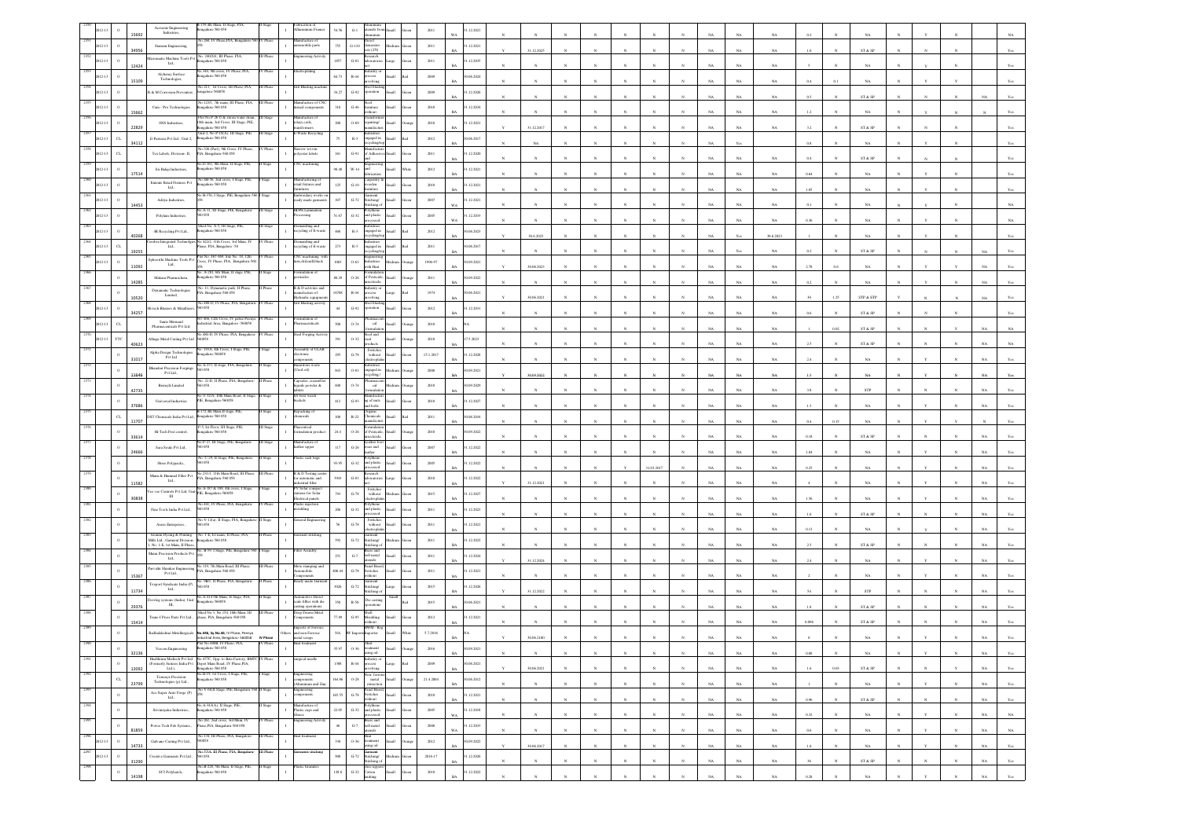| | | | | | | | | | | | | | | | | | | | | | | | | | | | | | | | | | | |
|---|---|---|---|---|---|---|---|---|---|---|---|---|---|---|---|---|---|---|---|---|---|---|---|---|---|---|---|---|---|---|---|---|---|---|
| 2350 | 2012-13 | O | 15692 | Accurate Engineering Industries | B-139, 8th Main, II Stage, PIA, Bangalore-560 058 | II Stage | I | Fabrication of Aluminium Frames | 54.56 | G-1 | Aluminium utensils from aluminium | Small | Green | 2011 | WA | 31.12.2021 | N | N | N | N | N | N | N | N | NA | NA | NA | 0.2 | N | NA | N | Y | N | NA |
| 2351 | 2012-13 | O | 34056 | Sharan Engineering | No.268, IV Phase,PIA, Bangalore-560 058 | IV Phase | I | Manufacture of automobile parts | 755 | G-110 | Automobile parts | Medium | Green | 2011 | BA | 31.12.2021 | Y | 31.12.2025 | N | N | N | N | N | N | NA | NA | NA | 1.6 | N | ST & SP | N | N | N | NA | Yes |
| 2352 | 2012-13 | O | 12424 | Micromatic Machine Tools Pvt Ltd | No. 240/241, III Phase, PIA, Bangalore-560 058 | III Phase | I | Engineering Activity | 1857 | G-81 | Research laboratories | Large | Green | 2011 | BA | 31.12.2035 | N | N | N | N | N | N | N | N | NA | NA | NA | 5 | N | NA | N | Y | N | NA | Yes |
| 2353 | 2012-13 | O | 35109 | Alchemy Surface Technologies | No.384, 9th cross, IV Phase, PIA, Bangalore-560 058 | IV Phase | I | Electro-plating | 64.73 | R-44 | Industry or process involving | Small | Red | 2009 | BA | 30.06.2024 | N | N | N | N | N | N | N | N | NA | NA | NA | 0.4 | 0.1 | NA | N | Y | N | NA | Yes |
| 2354 | 2012-13 | O | | R & M Corrosion Preventers | No.22-C, 1st Cross, III Phase, PIA, Bangalore 560058 | III Phase | I | Grit Blasting machine | 34.25 | G-92 | Shot blasting operation | Small | Green | 2009 | BA | 31.12.2026 | N | N | N | N | N | N | N | N | NA | NA | NA | 0.5 | N | ST & SP | N | N | N | NA | Yes |
| 2355 | 2012-13 | O | 15662 | Cam - Pro Technologies | No.12A/1, 7th main, III Phase, PIA, Bangalore-560 058 | III Phase | I | Manufacture of CNC turned components | 310 | G-46 | Steel furniture without | Small | Green | 2010 | BA | 31.12.2034 | N | N | N | N | N | N | N | N | NA | NA | NA | 1.2 | N | NA | N | Y | N | NA | Yes |
| 2356 | 2012-13 | O | 22829 | SNS Industries | Plot No.P-26 G & corner water drain 10th main, 3rd Cross, III Stage, PIE, Bangalore-560 058 | III Stage | I | Manufacture of relays, coils, transformers | 208 | O-60 | Transformers repairing/ manufacture | Small | Orange | 2010 | BA | 31.12.2021 | Y | 31.12.2017 | N | N | N | N | N | N | NA | NA | NA | 3.2 | N | ST & SP | N | N | N | NA | Yes |
| 2357 | 2012-13 | CL | 34112 | E-Parisara Pvt Ltd., Unit-2 | Unit-2, No.P-19(A), III Stage, PIE, Bangalore-560 058 | III Stage | I | E-Waste Recycling | 75 | R-3 | Industries engaged in recycling/rep | Small | Red | 2012 | BA | 30.06.2017 | N | NA | N | N | N | N | N | N | NA | NA | Yes | 0.8 | N | NA | N | Y | N | NA | Yes |
| 2358 | 2012-13 | CL | | Tex Labels Division-II | No.326 (Part), 9th Cross, IV Phase, PIA, Bangalore-560 058 | IV Phase | I | Narrow woven polyester labels | 161 | G-91 | Manufacture of Adhesive tape | Small | Green | 2011 | BA | 31.12.2020 | N | N | N | N | N | N | N | N | NA | NA | NA | 0.4 | N | ST & SP | N | N | N | NA | Yes |
| 2359 | 2012-13 | O | 17534 | Sri Balaji Industries | No.D-301, 8th Main, II Stage, PIA, Bangalore-560 058 | II Stage | I | CNC machining | 98.48 | W-14 | Engineering and fabrication | Small | White | 2012 | BA | 31.12.2021 | N | N | N | N | N | N | N | N | NA | NA | NA | 0.64 | N | NA | N | Y | N | NA | Yes |
| 2360 | 2012-13 | O | | Eminent Retail Fixtures Pvt Ltd | No.SM-96, 2nd cross, I Stage, PIE, Bangalore-560 058 | I Stage | I | Manufacturing of retail fixtures and furnitures | 125 | G-10 | Carpentry & wooden furniture | Small | Green | 2010 | BA | 31.12.2021 | N | N | N | N | N | N | N | N | NA | NA | NA | 1.05 | N | NA | N | Y | N | NA | Yes |
| 2361 | 2012-13 | O | 34453 | Aditya Industries | No.B-356, I Stage, PIE, Bangalore-560 058 | I Stage | I | Embroidery works on ready made garments | 107 | G-72 | Garment Stitching/ Stitching of | Small | Green | 2007 | WA | 31.12.2021 | N | N | N | N | N | N | N | N | NA | NA | NA | 0.1 | N | NA | N | Y | N | NA | NA |
| 2362 | 2012-13 | O | | Polyline Industries | No.A-31, III Stage, PIE, Bangalore-560 058 | III Stage | I | HDPE Lamination Processing | 51.63 | G-32 | Polythene and plastic processed | Small | Green | 2005 | WA | 31.12.2033 | N | N | N | N | N | N | N | N | NA | NA | NA | 0.36 | N | NA | N | Y | N | NA | NA |
| 2363 | 2012-13 | O | 40268 | 4R Recycling Pvt Ltd | Shed No.A-5, III Stage, PIE, Bangalore-560 058 | III Stage | I | Dismantling and recycling of E-waste | 460 | R-3 | Industries engaged in recycling/rep | Small | Red | 2012 | BA | 30.06.2023 | Y | 30.6.2023 | N | N | N | N | N | N | NA | Yes | 30.6.2023 | 1 | N | NA | N | Y | N | NA | Yes |
| 2364 | 2012-13 | CL | 19255 | Cerebra Integrated Technologies Ltd | No.422/2, 11th Cross, 3rd Main, IV Phase, PIA, Bangalore -58 | IV Phase | I | Dismantling and recycling of E-waste | 273 | R-3 | Industries engaged in recycling/rep | Small | Red | 2011 | BA | 30.06.2017 | N | N | N | N | N | N | N | N | NA | Yes | NA | 0.2 | N | ST & SP | N | N | N | NA | Yes |
| 2365 | 2012-13 | O | 11092 | Spikesoft Machine Tools Pvt Ltd | Plot No. 467-469, Site No. 18, 12th Cross, IV Phase, PIA, Bangalore-560 058 | IV Phase | I | CNC machining, with turn,drill,mill,hack | 1003 | O-63 | Engineering Industries with Heat | Medium | Orange | 1996-97 | BA | 30.09.2021 | Y | 30.06.2023 | N | N | N | N | N | N | NA | NA | NA | 2.78 | 0.6 | NA | N | Y | Y | NA | Yes |
| 2366 | | O | 14285 | Mahaan Pharmachem | No. A-281, 8th Main, II Stage, PIE, Bangalore-560 058 | II Phase | I | Formulation of pesticides | 86.29 | O-26 | Formulation of Pesticides, insecticides | Small | Orange | 2011 | BA | 30.09.2022 | N | N | N | N | N | N | N | N | NA | NA | NA | 0.2 | N | NA | N | Y | N | NA | Yes |
| 2367 | | O | 10520 | Dynamatic Technologies Limited | No. 11, Dynamatic park, II Phase, PIA, Bangalore-560 058 | II Phase | I | R & D activities and manufacture of Hydraulic equipments | 16788 | R-44 | Industry or process involving | Large | Red | 1974 | BA | 30.06.2021 | Y | 30.06.2021 | N | N | N | N | N | N | NA | NA | NA | 39 | 1.25 | STP & ETP | Y | N | N | NA | Yes |
| 2368 | 2012-13 | O | 34257 | Hi-tech Blasters & Metallisers | No.408-D, IV Phase, PIA, Bangalore-560 058 | IV Phase | I | Grit Blasting Activity | 44 | G-92 | Shot blasting operation | Small | Green | 2012 | BA | 31.12.2031 | N | N | N | N | N | N | N | N | NA | NA | NA | 0.6 | N | ST & SP | N | N | N | NA | Yes |
| 2369 | 2012-13 | CL | | Santh Mermaid Pharmaceuticals Pvt Ltd | No. 406, 13th Cross, IV peenya Phase, Industrial Area, Bangalore -560058 | IV Phase | I | Formulation of Pharmaceuticals | 500 | O-74 | Pharmaceuticals formulation | Small | Orange | 2010 | BA | NA | N | N | N | N | N | N | N | N | NA | NA | NA | 1 | 0.02 | ST & SP | N | N | Y | NA | NA |
| 2370 | 2012-13 | YTC | 40623 | Allage Metal Casting Pvt Ltd | No.480-D, IV Phase, PIA, Bangalore-560058 | IV Phase | I | Steel Forging Activity | 391 | O-32 | Steel and steel products | Small | Orange | 2018 | BA | 17.5.2023 | N | N | N | N | N | N | N | N | NA | NA | NA | 2.5 | N | ST & SP | N | N | N | NA | NA |
| 2371 | | O | 31017 | Alpha Design Technologies Pvt Ltd | No. 7/9/A, 6th Cross, I Stage, PIE, Bangalore-560058 | I Stage | I | Assembly of VLSR electronic components | 295 | G-78 | Switches without electroplating | Small | Green | 15.1.2017 | BA | 31.12.2028 | N | N | N | N | N | N | N | N | NA | NA | NA | 2.4 | N | NA | N | Y | N | NA | Yes |
| 2372 | | O | 12646 | Bharathan Precision Forgings Pvt Ltd | No.A-273, II stage, PIA, Bangalore-560 058 | II Stage | I | Hazardous waste (Used oil) | 563 | O-81 | Industries engaged in recycling / | Medium | Orange | 2006 | BA | 30.09.2021 | Y | 30.09.2022 | N | N | N | N | N | N | NA | NA | NA | 1.5 | N | NA | N | Y | N | NA | Yes |
| 2373 | | O | 42735 | Biocycle Limited | No. 21-D, II Phase, PIA, Bangalore-560 058 | II Phase | I | Capsules, ointment/Gel liquids powder & tablets | 600 | O-74 | Pharmaceuticals formulation | Medium | Orange | 2010 | BA | 30.09.2029 | N | N | N | N | N | N | N | N | NA | NA | NA | 3.8 | N | STP | N | N | N | NA | Yes |
| 2374 | | O | 37686 | Universal Industries | No.Y-52/A, 10th Main Road, II Stage, PIE, Bangalore-560058 | II Stage | I | Pin bush metals products | 412 | G-63 | Manufacturing of nuts and bolts | Small | Green | 2010 | BA | 31.12.2027 | N | N | N | N | N | N | N | N | NA | NA | NA | 1.3 | N | NA | N | Y | N | NA | Yes |
| 2375 | | CL | 11707 | DST Chemicals India Pvt Ltd | B-13, 8th Main, II stage, PIE, Bangalore-560 058 | II Stage | I | Repacking of chemicals | 100 | R-22 | Organic Chemicals manufacture | Small | Red | 2011 | BA | 30.06.2016 | N | N | N | N | N | N | N | N | NA | NA | NA | 0.4 | 0.15 | NA | N | Y | Y | N | Yes |
| 2376 | | O | 33634 | Hi-Tech Pest control | P-5, 1st Floor, III Stage, PIE, Bangalore-560 058 | III Stage | I | Pesticidal formulation product | 24.4 | O-26 | Formulation of Pesticides, insecticides | Small | Orange | 2010 | BA | 30.09.2022 | N | N | N | N | N | N | N | N | NA | NA | NA | 0.18 | N | ST & SP | N | N | N | NA | Yes |
| 2377 | | O | 24666 | Sara Seals Pvt Ltd | No.P-27, III Stage, PIE, Bangalore-560 058 | III Stage | I | Manufacture of leather upper | 117 | G-26 | Leather foot wear and leather | Small | Green | 2007 | BA | 31.12.2022 | N | N | N | N | N | N | N | N | NA | NA | NA | 1.84 | N | NA | N | Y | N | NA | Yes |
| 2378 | | O | | Shree Polypacks | No. C-29, II Stage, PIE, Bangalore-560 058 | II Stage | I | Plastic sack bags | 93.95 | G-32 | Polythene and plastic processed | Small | Green | 2005 | BA | 31.12.2022 | N | N | N | N | N | Y | 31.03.2017 | N | NA | NA | NA | 0.25 | N | NA | N | Y | N | NA | Yes |
| 2379 | | O | 11582 | Mann & Hummel Filter Pvt Ltd | No.23/11, 11th Main Road, III Phase, PIA, Bangalore-560 058 | III Phase | I | R & D Testing centre for automotive and industrial filter | 3943 | G-81 | Research laboratories | Large | Green | 2010 | BA | 31.12.2022 | Y | 31.12.2021 | N | N | N | N | N | N | NA | NA | NA | 4 | N | NA | N | Y | N | NA | Yes |
| 2380 | | O | 30838 | Vee vee Controls Pvt Ltd Unit III | No.A-267 & 196, 6th cross, I Stage, PIE, Bangalore-560058 | I Stage | I | PV Solar compact lantern for Solar electrical panels | 793 | G-78 | Switches without electroplating | Medium | Green | 2015 | BA | 31.12.2027 | N | N | N | N | N | N | N | N | NA | NA | NA | 1.56 | N | NA | N | Y | N | NA | Yes |
| 2381 | | O | | Fine Tech India Pvt Ltd | No.441, IV Phase, PIA, Bangalore-560 058 | IV Phase | I | Plastic injection moulding | 206 | G-32 | Polythene and plastic processed | Small | Green | 2011 | BA | 31.12.2023 | N | N | N | N | N | N | N | N | NA | NA | NA | 1.6 | N | ST & SP | N | N | N | NA | Yes |
| 2382 | | O | | Asees Enterprises | No.V-12(a), II Stage, PIE, Bangalore-560 058 | II Stage | I | General Engineering | 56 | G-78 | Switches without electroplating | Small | Green | 2011 | BA | 31.12.2021 | N | N | N | N | N | N | N | N | NA | NA | NA | 0.13 | N | NA | N | Y | N | NA | Yes |
| 2383 | | O | | Gemini Dyeing & Printing Mills Ltd., Garment Division-1, No. 1-A, 1st Main, II Phase | No. 1-A, 1st main, II Phase, PIA, Bangalore-560 058 | II Phase | I | Garment stitching | 592 | G-72 | Garment Stitching/ Stitching of | Medium | Green | 2011 | BA | 31.12.2022 | N | N | N | N | N | N | N | N | NA | NA | NA | 2.5 | N | ST & SP | N | N | N | NA | Yes |
| 2384 | | O | | Mani Precision Products Pvt Ltd | No. B-99, I Stage, PIE, Bangalore-560 058 | I Stage | I | Filter Assembly | 251 | G-7 | Bakery and fabricated products | Small | Green | 2011 | BA | 31.12.2024 | Y | 31.12.2024 | N | N | N | N | N | N | NA | NA | NA | 2.4 | N | NA | N | Y | N | NA | Yes |
| 2385 | | O | 15367 | Parvathi Shankar Engineering Pvt Ltd | No. 119, 7th Main Road, III Phase, PIA, Bangalore-560 058 | III Phase | I | Sheet stamping and Automobile Components | 406.44 | G-78 | Panel Board, Switches without | Small | Green | 2011 | BA | 31.12.2021 | N | N | N | N | N | N | N | N | NA | NA | NA | 2 | N | NA | N | Y | N | NA | Yes |
| 2386 | | O | 11734 | Texport Syndicate India (P) Ltd | No. 38(P), II Phase, PIA, Bangalore-560 058 | II Phase | I | Ready made Garment | 3926 | G-72 | Garment Stitching/ Stitching of | Large | Green | 2015 | BA | 31.12.2026 | Y | 31.12.2022 | N | N | N | N | N | N | NA | NA | NA | 54 | N | STP | N | N | N | NA | Yes |
| 2387 | | O | 29376 | Cooling systems (India), Unit-III | No.A-41/196 Main, II Stage, PIA, Bangalore-560058 | II Stage | I | Automotive Diesel, oil cooler with die casting operations | 158 | R-50 | Die casting operations | Small | Red | 2015 | BA | 30.06.2021 | N | N | N | N | N | N | N | N | NA | NA | NA | 1.5 | N | ST & SP | N | N | N | NA | Yes |
| 2388 | | O | 15414 | Trans-Fiver Parts Pvt Ltd | Shed No.3, No.154, 10th Main, III phase, PIA, Bangalore-560 058 | III Phase | I | Deep Drawn Metal Components | 77.09 | G-93 | Plastic Moulding without | Small | Green | 2012 | BA | 31.12.2021 | N | N | N | N | N | N | N | N | NA | NA | NA | 0.094 | N | ST & SP | N | N | N | NA | Yes |
| 2389 | | O | | Radhakrishna Metallurgicals | No. 69A, Sy No. 69, IV Phase, Peenya Industrial Area, Bangalore- 560058 | IV Phase | Others | Imports of Ferrous and non-Ferrous metal scraps | NA | W Importing | HWM - Reg importer | Small | White | 5.7.2016 | BA | NA | Y | 30.06.2100 | N | N | N | N | N | N | NA | NA | NA | 0 | N | NA | N | Y | N | NA | Yes |
| 2390 | | O | 32136 | Vessess Engineering | Plot No.498B, IV Phase, PIA, Bangalore-560 058 | IV Phase | I | Heat treatment | 35.97 | O-36 | Heat treatment using oil | Small | Orange | 2016 | BA | 30.09.2021 | N | N | N | N | N | N | N | N | NA | NA | NA | 0.88 | N | NA | N | Y | N | NA | Yes |
| 2391 | | O | 12092 | Healthium Medtech Pvt Ltd (Formerly Sutures India Pvt Ltd.) | No. 47/C, Opp: to Bata Factory, BMTC Depot Main Road, IV Phase, PIA, Bangalore-560 058 | IV Phase | I | Surgical needle | 1388 | R-44 | Industry or process involving | Large | Red | 2009 | BA | 30.06.2021 | Y | 30.06.2021 | N | N | N | N | N | N | NA | NA | NA | 1.6 | 0.03 | ST & SP | N | Y | N | NA | Yes |
| 2392 | | CL | 23799 | Toinsyn Precision Technologies (p) Ltd | No.M-15, 3rd Cross, I Stage, PIE, Bangalore-560 058 | I Stage | I | Engineering components (Aluminium and Zinc | 184.98 | O-28 | Non- ferrous metal extraction | Small | Orange | 21.4.2004 | BA | 30.06.2012 | N | N | N | N | N | N | N | N | NA | NA | NA | 1 | N | NA | N | Y | N | NA | Yes |
| 2393 | | O | | Ace Super Auto Forge (P) Ltd | No.V-68-D, Stage, PIE, Bangalore-560058 | II Stage | I | Engineering components | 165.55 | G-78 | Panel Board, Switches without | Small | Green | 2010 | BA | 31.12.2021 | N | N | N | N | N | N | N | N | NA | NA | NA | 0.96 | N | ST & SP | N | N | N | NA | Yes |
| 2394 | | O | | Sriranga Industries | No.A-30(A), II Stage, PIE, Bangalore-560 058 | II Stage | I | Manufacture of Plastic cups and Glasses | 22.05 | G-32 | Polythene and plastic processed | Small | Green | 2005 | WA | 31.12.2030 | N | N | N | N | N | N | N | N | NA | NA | NA | 0.32 | N | NA | N | Y | N | NA | NA |
| 2395 | | O | 81859 | Power Tech Fab Systems | No.382, 2nd cross, 3rd Main, IV Phase,PIA, Bangalore-560 058 | IV Phase | I | Engineering Activity | 46 | G-7 | Bakery and fabricated products | Small | Green | 2008 | WA | 31.12.2033 | N | N | N | N | N | N | N | N | NA | NA | NA | 0.6 | N | NA | N | Y | N | NA | NA |
| 2396 | 2012-13 | O | 14733 | Galvano Casting Pvt Ltd | No.158, III Phase, PIA, Bangalore-560058 | III Phase | I | Heat treatment | 338 | O-36 | Heat treatment using oil | Small | Orange | 2012 | BA | 30.09.2022 | Y | 30.09.2017 | N | N | N | N | N | N | NA | NA | NA | 1.6 | N | NA | N | Y | N | NA | Yes |
| 2397 | 2012-13 | O | 31290 | Creative Garments Pvt Ltd | No.37/A, III Phase, PIA, Bangalore-560 058 | III Phase | I | Garments stitching | 900 | G-72 | Garment Stitching/ Stitching of | Medium | Green | 2016-17 | BA | 31.12.2026 | N | N | N | N | N | N | N | N | NA | NA | NA | 36 | N | ST & SP | N | N | N | NA | Yes |
| 2398 | | O | 14198 | SCJ Polybatch | No.B-228, 5th Main, II Stage, PIE, Bangalore-560 058 | II Stage | I | Plastic Granules | 128.6 | G-32 | Polythene and plastic processed | Small | Green | 2010 | BA | 31.12.2022 | N | N | N | N | N | N | N | N | NA | NA | NA | 0.28 | N | NA | N | Y | N | NA | Yes |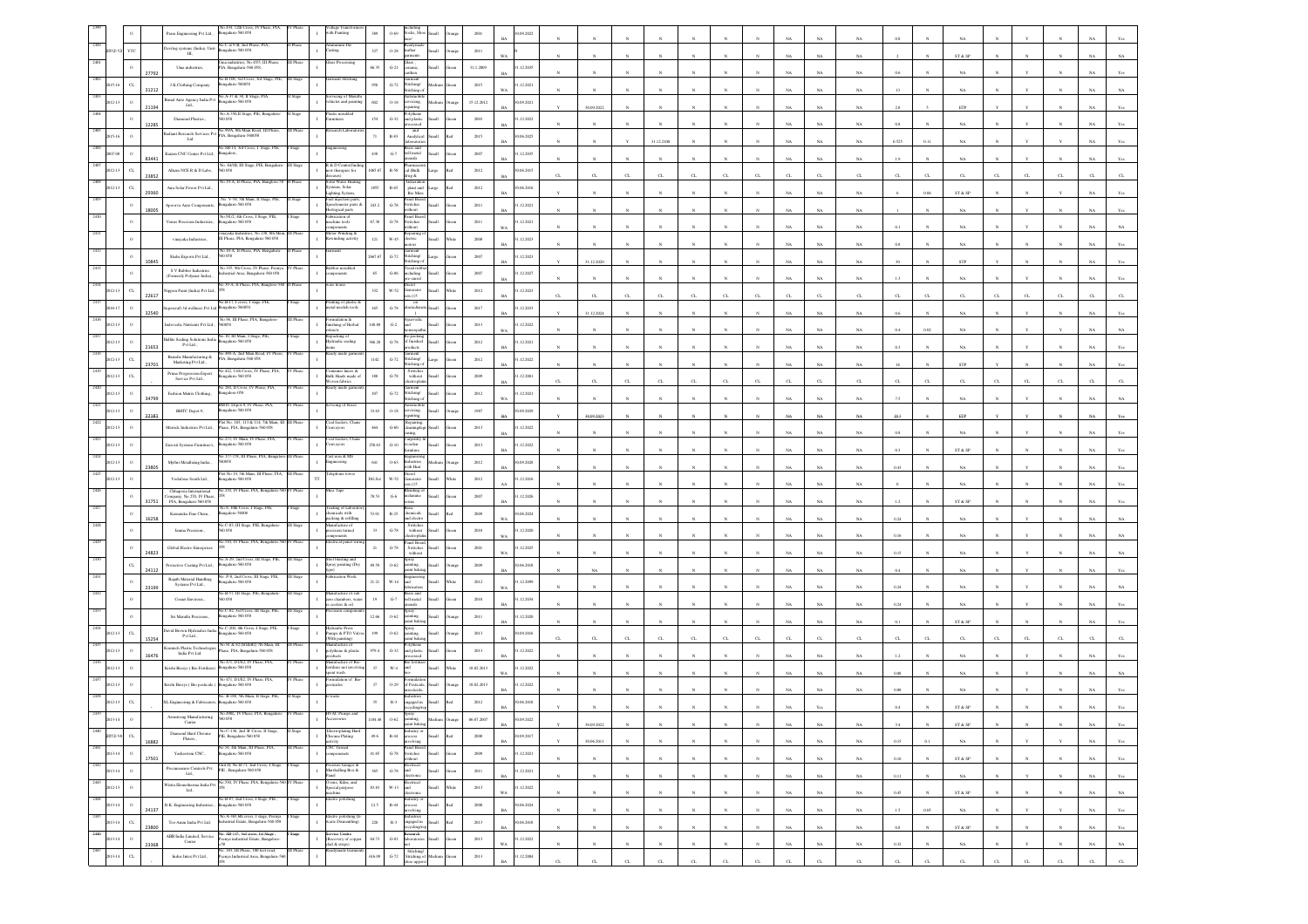| 2399 | | O | | Paras Engineering Pvt Ltd., | No.434, 12th Cross, IV Phase, PIA, Bangalore-560 058 | IV Phase | I | Voltage Transformers with Painting | 389 | O-69 | including bodies, Stove | Small | Orange | 2001 | BA | 30.09.2022 | N | N | N | N | N | N | N | N | NA | NA | NA | 0.8 | N | NA | N | Y | N | NA | Yes |
|---|---|---|---|---|---|---|---|---|---|---|---|---|---|---|---|---|---|---|---|---|---|---|---|---|---|---|---|---|---|---|---|---|---|---|---|
| 2400 | 2012-13 | YTC | | Duving systems (India), Unit-III, | No.C-4/5-B, 2nd Phase, PIA, Bangalore-560 058 | II Phase | I | Aluminium Die Casting | 327 | O-28 | Readymade leather garments | Small | Orange | 2011 | WA | | N | | | | | | | | NA | NA | NA | 2 | N | ST & SP | N | N | N | NA | NA |
| 2401 | | O | 27792 | Uma industries, | Uma industries, No.45/3, III Phase, PIA, Bangalore-560 058, | III Phase | I | Glass Processing | 66.35 | G-21 | Glass ceramics, earthen | Small | Green | 31.1.2009 | BA | 31.12.2035 | N | N | N | N | N | N | N | N | NA | NA | NA | 0.6 | N | NA | N | Y | N | NA | Yes |
| 2402 | 2015-16 | CL | 31212 | J.K.Clothing Company | No.B-186, 3rd Cross, 3rd Stage, PIA, Bangalore-560058 | III Stage | I | Garment Stitching | 956 | G-72 | Garment Stitching/ Stitching of | Medium | Green | 2015 | WA | 31.12.2021 | N | N | N | N | N | N | N | N | NA | NA | NA | 13 | N | NA | N | N | N | NA | NA |
| 2403 | | O | 21194 | Bansal Auto Agency India Pvt Ltd., | No.A-37 & 38, II Stage, PIA, Bangalore-560 058 | II Stage | I | Servicing of Motor Vehicles and painting | 602 | O-18 | Automobile servicing, repairing | Medium | Orange | 17.12.2012 | BA | 30.09.2021 | Y | 30.09.2022 | N | N | N | N | N | N | NA | NA | NA | 2.8 | Y | ETP | Y | Y | N | NA | Yes |
| 2404 | | O | 12285 | Diamond Plastics., | No.A-398,II Stage, PIE, Bangalore-560 058 | II Stage | I | Plastic moulded Furnitures | 154 | G-32 | Polythene and plastic processed | Small | Green | 2003 | BA | 31.12.2022 | N | N | N | N | N | N | N | N | NA | NA | NA | 0.8 | N | NA | N | Y | N | NA | Yes |
| 2405 | 2015-16 | O | | Radiant Research Services Pvt Ltd | No.99/A, 8th Main Road, III Phase, PIA, Bangalore-560058 | III Phase | I | Research Laboratories | 71 | R-83 | and Analytical laboratories | Small | Red | 2015 | BA | 30.06.2025 | N | N | Y | 31.12.2100 | N | N | N | N | NA | NA | NA | 0.515 | 0.11 | NA | N | Y | Y | NA | Yes |
| 2406 | 2007-08 | O | 83441 | Kaizen CNC Center Pvt Ltd., | No.SB-18, 3rd Cross, I Stage, PIE, Bangalore, | I Stage | I | Engineering | 438 | G-7 | Brass and bell metal utensils | Small | Green | 2007 | BA | 31.12.2035 | N | N | N | N | N | N | N | N | NA | NA | NA | 1.9 | N | NA | N | N | N | NA | Yes |
| 2407 | 2012-13 | CL | 23852 | Alkem NCE R & D Labs, | No. 64/1B, III Stage, PIE Bangalore-560 058 | III Stage | I | R & D Center(finding new therapies for diseases) | 1065.67 | R-58 | Pharmaceuticals (Bulk drug &amp; | Large | Red | 2012 | BA | 30.06.2015 | CL | CL | CL | CL | CL | CL | CL | CL | CL | CL | CL | CL | CL | CL | CL | CL | CL | CL | CL |
| 2408 | 2012-13 | CL | 29360 | Aura Solar Power Pvt Ltd., | No.19-A, II Phase, PIA, Bangalore-58 | II Phase | I | Solar Water Heating Systems, Solar Lighting Systems, | 1455 | R-65 | Generation plant and Bio Mass | Large | Red | 2012 | BA | 30.06.2016 | N | N | N | N | N | N | N | N | NA | NA | NA | 6 | 0.06 | ST & SP | N | N | Y | NA | Yes |
| 2409 | | O | 18005 | Apoorva Auto Components, | No. V-59, 5th Main, II Stage, PIE Bangalore-560 058 | II Stage | I | Fuel injection parts, Speedometer parts & Biological parts | 243.2 | G-78 | Panel Board, Switches without | Small | Green | 2011 | BA | 31.12.2021 | N | N | N | N | N | N | N | N | NA | NA | NA | 1 | N | NA | N | Y | N | NA | Yes |
| 2410 | | O | | Venus Precision Industries, | No.50/2, 4th Cross, I Stage, PIE, Bangalore-560 058 | I Stage | I | Fabrication of machine tools components | 67.38 | G-78 | Panel Board, Switches without | Small | Green | 2011 | WA | 31.12.2021 | N | N | N | N | N | N | N | N | NA | NA | NA | 0.1 | N | NA | N | N | N | NA | NA |
| 2411 | | O | | vinayaka Industries., | vinayaka Industries, No.C/8, 8th Main, III Phase, PIA, Bangalore-560 058 | III Phase | I | Motor Winding & Rewinding activity | 121 | W-45 | Repairing of electric motor | Small | White | 2008 | BA | 31.12.2023 | N | N | N | N | N | N | N | N | NA | NA | NA | 0.8 | N | NA | N | N | N | NA | Yes |
| 2412 | | O | 10845 | Shahi Exports Pvt Ltd., | No. 87-A, II Phase, PIA, Bangalore-560 058 | II Phase | I | Garment | 2667.67 | G-72 | Garment Stitching/ Stitching of | Large | Green | 2007 | BA | 31.12.2023 | Y | 31.12.2020 | N | N | N | N | N | N | NA | NA | NA | 30 | N | STP | Y | N | N | NA | Yes |
| 2413 | | O | | S V Rubber Industries (Formerly Polymer India)., | No.335, 9th Cross, IV Phase, Peenya Industrial Area, Bangalore-560 058 | IV Phase | I | Rubber moulded components | 65 | G-86 | Tread rubber including pre-cured | Small | Green | 2007 | BA | 31.12.2027 | N | N | N | N | N | N | N | N | NA | NA | NA | 1.3 | N | NA | N | Y | N | NA | Yes |
| 2414 | 2012-13 | CL | 22617 | Nippon Paint (India) Pvt Ltd., | No.39-A, II Phase, PIA, Bangalore-560 058 | II Phase | I | Ware house | 392 | W-52 | Diesel Generator sets (15 | Small | White | 2012 | BA | 31.12.2023 | CL | CL | CL | CL | CL | CL | CL | CL | CL | CL | CL | CL | CL | CL | CL | CL | CL | CL | CL |
| 2415 | 2016-17 | O | 32540 | Supercraft 3d wellness Pvt Ltd | No.B-17, I cross, I stage, PIE, Bangalore 560058. | I Stage | I | Printing of plastic & metal models tools | 165 | G-78 | on plates/sheets | Small | Green | 2017 | BA | 31.12.2033 | Y | 31.12.2026 | N | N | N | N | N | N | NA | NA | NA | 0.6 | N | NA | N | Y | N | NA | Yes |
| 2416 | 2012-13 | O | | Indo vedic Nutrients Pvt Ltd., | No.96, III Phase, PIA, Bangalore-560058 | III Phase | I | Formulation & finishing of Herbal extracts | 148.88 | G-2 | Ayurvedic and homeopathic | Small | Green | 2013 | WA | 31.12.2022 | N | N | N | N | N | N | N | N | NA | NA | NA | 0.4 | 0.02 | NA | N | Y | Y | NA | NA |
| 2417 | | O | 21653 | Hallite Sealing Solutions India Pvt Ltd., | No. 81, III Main, I Stage, PIE, Bangalore-560 058 | I Stage | I | Repacking of Hydraulic sealing items | 166.26 | G-78 | Re-packing of finished products | Small | Green | 2012 | BA | 31.12.2021 | N | N | N | N | N | N | N | N | NA | NA | NA | 0.3 | N | NA | N | Y | N | NA | Yes |
| 2418 | 2012-13 | CL | 23701 | Brandix Manufacturing & Marketing Pvt Ltd., | No.490-A, 2nd Main Road, IV Phase, PIA, Bangalore-560 058 | IV Phase | I | Ready made garments | 3142 | G-72 | Garment Stitching/ Stitching of | Large | Green | 2012 | BA | 31.12.2023 | N | N | N | N | N | N | N | N | NA | NA | NA | 16 | N | STP | Y | N | N | NA | Yes |
| 2419 | 2012-13 | CL | | Prime Progression Export Service Pvt Ltd., | No.422, 11th Cross, IV Phase, PIA, Bangalore-560 058 | IV Phase | I | Costume linens & Bulk Heads made of Woven fabrics | 188 | G-78 | Switches without electroplatin | Small | Green | 2009 | BA | 31.12.2001 | CL | CL | CL | CL | CL | CL | CL | CL | CL | CL | CL | CL | CL | CL | CL | CL | CL | CL | CL |
| 2420 | 2012-13 | O | 34799 | Fashion Matrix Clothing., | No.284, II Cross, IV Phase, PIA, Bangalore-058 | IV Phase | I | Ready made garments | 107 | G-72 | Garment Stitching/ Stitching of | Small | Green | 2012 | WA | 31.12.2021 | N | N | N | N | N | N | N | N | NA | NA | NA | 7.5 | N | NA | N | N | N | NA | NA |
| 2421 | 2012-13 | O | 22182 | BMTC Depot-9, | BMTC Depot-9, IV Phase, PIA, Bangalore-560 058 | IV Phase | I | Servicing of buses | 33.63 | O-18 | Automobile servicing, repairing | Small | Orange | 1987 | BA | 30.09.2029 | Y | 30.09.2023 | N | N | N | N | N | N | NA | NA | NA | 20.3 | Y | ETP | Y | Y | N | NA | Yes |
| 2422 | 2012-13 | O | | Motrek Industries Pvt Ltd., | Plot No. 103, 113 & 114, 7th Main, III Phase, PIA, Bangalore-560 058 | III Phase | I | Coal feeders, Chain Conveyors | 464 | G-60 | Repairing, cleaning/pre- coating | Small | Green | 2013 | BA | 31.12.2021 | N | N | N | N | N | N | N | N | NA | NA | NA | 0.8 | N | NA | N | Y | N | NA | Yes |
| 2423 | 2012-13 | O | | Encon Systems Fumaturck, | No.275, IV Main, IV Phase, PIA, Bangalore-560 058 | IV Phase | I | Coal feeders, Chain Conveyors | 258.65 | G-31 | Carpentry & wooden furniture | Small | Green | 2013 | BA | 31.12.2022 | N | N | N | N | N | N | N | N | NA | NA | NA | 0.3 | N | ST & SP | N | N | N | NA | Yes |
| 2424 | 2012-13 | O | 23805 | Mythri Metallizing India., | No.171/158, III Phase, PIA, Bangalore-560058 | III Phase | I | Coal trees & HX Engineering | 641 | O-63 | Engineering Industries with Heat | Medium | Orange | 2012 | BA | 30.09.2026 | N | N | N | N | N | N | N | N | NA | NA | NA | 0.43 | N | NA | N | N | N | NA | Yes |
| 2425 | 2012-13 | O | | Vodafone South Ltd., | Plot No.19, 5th Main, III Phase, PIA, Bangalore-560 058 | III Phase | TT | Telephone tower | DG Set | W-52 | Diesel Generator sets (15 | Small | White | 2012 | AA | 31.12.2016 | N | N | N | N | N | N | N | N | NA | NA | NA | 0 | N | NA | N | N | N | NA | Yes |
| 2426 | | O | 31751 | Chhaperia International Company, No.270, IV Phase, PIA, Bangalore-560 058 | No.270, IV Phase, PIA, Bangalore-560 058 | IV Phase | I | Mica Tape | 78.53 | G-6 | Blending of melamine resins | Small | Green | 2007 | BA | 31.12.2026 | N | N | N | N | N | N | N | N | NA | NA | NA | 1.2 | N | ST & SP | N | N | N | NA | Yes |
| 2427 | | O | 16258 | Karnataka Fine Chem., | No.8, 10th Cross, I Stage, PIE, Bangalore-56008 | I Stage | I | Trading of Laboratory chemicals with packing & refilling | 53.01 | R-25 | Basic chemicals and electro | Small | Red | 2004 | WA | 30.06.2024 | N | N | N | N | N | N | N | N | NA | NA | NA | 0.24 | N | NA | N | N | N | NA | NA |
| 2428 | | O | | Jasmay Precision., | No.C-83, III Stage, PIE, Bangalore-560 058 | III Stage | I | Manufacture of precision turned components | 33 | G-78 | Switches without electroplatin | Small | Green | 2010 | WA | 31.12.2020 | N | N | N | N | N | N | N | N | NA | NA | NA | 0.06 | N | NA | N | Y | N | NA | NA |
| 2429 | | O | 24823 | Global Electro Enterprises | No.310, IV Phase, PIA, Bangalore-560 058 | IV Phase | I | Electrical panel wiring | 21 | G-78 | Panel Board, Switches without | Small | Green | 2001 | WA | 31.12.2025 | N | N | N | N | N | N | N | N | NA | NA | NA | 0.15 | N | NA | N | Y | N | NA | NA |
| 2430 | | CL | 24112 | Protective Coating Pvt Ltd., | No.A-29, 2nd Cross, III Stage, PIE, Bangalore-560 058 | III Stage | I | Shot blasting and Spray painting (Dry type) | 89.59 | O-62 | Spray painting, paint baking | Small | Orange | 2009 | BA | 30.06.2018 | N | NA | N | N | N | N | N | N | NA | NA | NA | 0.4 | N | NA | N | N | N | NA | Yes |
| 2431 | | O | 23199 | Rajath Material Handling Systems Pvt Ltd., | No. P-9, 2nd Cross, III Stage, PIE, Bangalore-560 058 | III Stage | I | Fabrication Work | 21.21 | W-14 | Engineering and fabrications | Small | White | 2012 | WA | 31.12.2099 | N | N | N | N | N | N | N | N | NA | NA | NA | 0.24 | N | NA | N | N | N | NA | NA |
| 2432 | | O | | Comet Environs., | No.B-57, III Stage, PIE, Bangalore-560 058 | III Stage | I | Manufacture of air cure chandlers, water re-coolers & oil | 19 | G-7 | Brass and bell metal utensils | Small | Green | 2010 | BA | 31.12.2034 | N | N | N | N | N | N | N | N | NA | NA | NA | 0.24 | N | NA | N | Y | N | NA | Yes |
| 2433 | | O | | Sri Maruthi Processors., | No.C-82, 3rd Cross, III Stage, PIE, Bangalore-560 058 | III Stage | I | Precision components | 12.66 | O-62 | Spray painting, paint baking | Small | Orange | 2011 | BA | 31.12.2020 | N | N | N | N | N | N | N | N | NA | NA | NA | 0.1 | N | ST & SP | N | N | N | NA | Yes |
| 2434 | 2012-13 | CL | 15254 | David Brown Hydraulics India Pvt Ltd., | No.C-204, 4th Cross, I Stage, PIE, Bangalore-560 058 | I Stage | I | Hydraulic Press, Pumps & PTO Valves (With painting) | 199 | O-62 | Spray painting, paint baking | Small | Orange | 2013 | BA | 30.09.2016 | CL | CL | CL | CL | CL | CL | CL | CL | CL | CL | CL | CL | CL | CL | CL | CL | CL | CL | CL |
| 2435 | 2012-13 | O | 16476 | Kamtech Plastic Technologies India Pvt Ltd. | No.91 & 92 (Block-II), 3rd Main, III Phase, PIA, Bangalore-560 058 | III Phase | I | Manufacture of polythene & plastic products | 979.4 | G-32 | Polythene and plastic processed | Small | Green | 2013 | BA | 31.12.2022 | N | N | N | N | N | N | N | N | NA | NA | NA | 1.2 | N | NA | N | Y | N | NA | Yes |
| 2436 | 2012-13 | O | | Kruthi Biosys ( Bio Fertilizers) | No.473, D1/82, IV Phase, PIA, Bangalore-560 058 | IV Phase | I | Manufacture of Bio-fertilizer not involving spent wash | 37 | W-6 | Bio fertilizer and | Small | White | 18.02.2013 | WA | 31.12.2022 | N | N | N | N | N | N | N | N | NA | NA | NA | 0.08 | N | NA | N | N | N | NA | NA |
| 2437 | 2012-13 | O | | Kruthi Biosys ( Bio pesticide) | No.473, D1/82, IV Phase, PIA, Bangalore-560 058 | IV Phase | I | Formulation of Bio-pesticides | 37 | O-29 | Formulation of Pesticide, insecticides | Small | Orange | 18.02.2013 | BA | 31.12.2022 | N | N | N | N | N | N | N | N | NA | NA | NA | 0.08 | N | NA | N | N | N | NA | Yes |
| 2438 | 2012-13 | CL | | XL Engineering & Fabricators, | No. B-108, 5th Main, II Stage, PIE, Bangalore-560 058 | II Stage | I | E-waste | 35 | R-3 | Industries engaged in recycling/rep | Small | Red | 2012 | BA | 30.06.2018 | Y | N | N | N | N | N | N | N | NA | Yes | NA | 0.4 | N | ST & SP | N | N | N | NA | Yes |
| 2439 | 2013-14 | O | | Armstrong Manufacturing Center | No.09B, IV Phase, PIA, Bangalore-560 058 | IV Phase | I | HVAC Pumps and Accessories | 1104.48 | O-62 | Spray painting, paint baking | Medium | Orange | 06.07.2007 | BA | 30.09.2022 | Y | 30.09.2022 | N | N | N | N | N | N | NA | NA | NA | 3.4 | N | ST & SP | N | N | N | NA | Yes |
| 2440 | 2013-14 | CL | 16882 | Diamond Hard Chrome Platers, | No.C-130, 2nd 'B' Cross, II Stage, PIE, Bangalore-560 058 | II Stage | I | Electroplating Hard Chrome Plating activity | 49.6 | R-44 | Industry or process involving | Small | Red | 2008 | BA | 30.09.2017 | Y | 30.06.2011 | N | N | N | N | N | N | NA | NA | NA | 0.15 | 0.1 | NA | N | Y | Y | NA | Yes |
| 2441 | 2013-14 | O | 17501 | Yashaswini CNC, | No.34, 4th Main, III Phase, PIA, Bangalore-560 058 | III Phase | I | CNC Turned components | 41.65 | G-78 | Panel Board, Switches without | Small | Green | 2009 | BA | 31.12.2021 | N | N | N | N | N | N | N | N | NA | NA | NA | 0.06 | N | ST & SP | N | N | N | NA | Yes |
| 2442 | 2013-14 | O | | Proximamatic Controls Pvt Ltd., | Shed-II, No.B-71, 2nd Cross, I Stage, PIE, Bangalore-560 058 | I Stage | I | Pressure Gauges & Marshalling Box & Panel | 305 | G-78 | Electrical and electronic | Small | Green | 2011 | BA | 31.12.2021 | N | N | N | N | N | N | N | N | NA | NA | NA | 0.11 | N | NA | N | Y | N | NA | Yes |
| 2443 | 2013-14 | O | | Winter Hauserheim India Pvt Ltd., | No.330, IV Phase, PIA, Bangalore-560 058 | IV Phase | I | Ovens, Kilns, and Special purpose machine | 83.83 | W-13 | Electrical and electronic | Small | White | 2013 | WA | 31.12.2022 | N | N | N | N | N | N | N | N | NA | NA | NA | 0.45 | N | ST & SP | N | N | N | NA | NA |
| 2444 | 2013-14 | O | 24137 | R.K. Engineering Industries., | No.B-67, 2nd Cross, I Stage, PIE, Bangalore-560 058 | I Stage | I | Electro polishing | 12.5 | R-44 | Industry or process involving | Small | Red | 2008 | BA | 30.06.2024 | N | N | N | N | N | N | N | N | NA | NA | NA | 1.5 | 0.05 | NA | N | Y | Y | NA | Yes |
| 2445 | 2013-14 | CL | 23800 | Tes-Amm India Pvt Ltd., | No.A-068, 6th cross, I stage, Peenya Industrial Estate, Bangalore-560 058 | I Stage | I | Electro polishing (E-waste Dismantling) | 228 | R-3 | Industries engaged in recycling/rep | Small | Red | 2013 | BA | 30.06.2018 | N | N | N | N | N | N | N | N | NA | NA | NA | 0.8 | N | ST & SP | N | N | N | NA | Yes |
| 2446 | 2013-14 | O | 23368 | ABB India Limited, Service Center | No. SB 117, 3rd cross, 1st Stage, Peenya industrial Estate, Bangalore-058 | I Stage | I | Service Center (Recovery of copper clad & strips) | 64.73 | G-91 | Research laboratories and | Small | Green | 2013 | WA | 31.12.2022 | N | N | N | N | N | N | N | N | NA | NA | NA | 0.32 | N | NA | N | Y | N | NA | NA |
| 2447 | 2013-14 | CL | | Indus Intex Pvt Ltd., | No. 185, III Phase, 100 feet road, Peenya Industrial Area, Bangalore-560 058 | III Phase | I | Readymade Garments | 618.09 | G-72 | Stitching/ Stitching of shoe uppers/ | Medium | Green | 2013 | BA | 31.12.2004 | CL | CL | CL | CL | CL | CL | CL | CL | CL | CL | CL | CL | CL | CL | CL | CL | CL | CL | CL |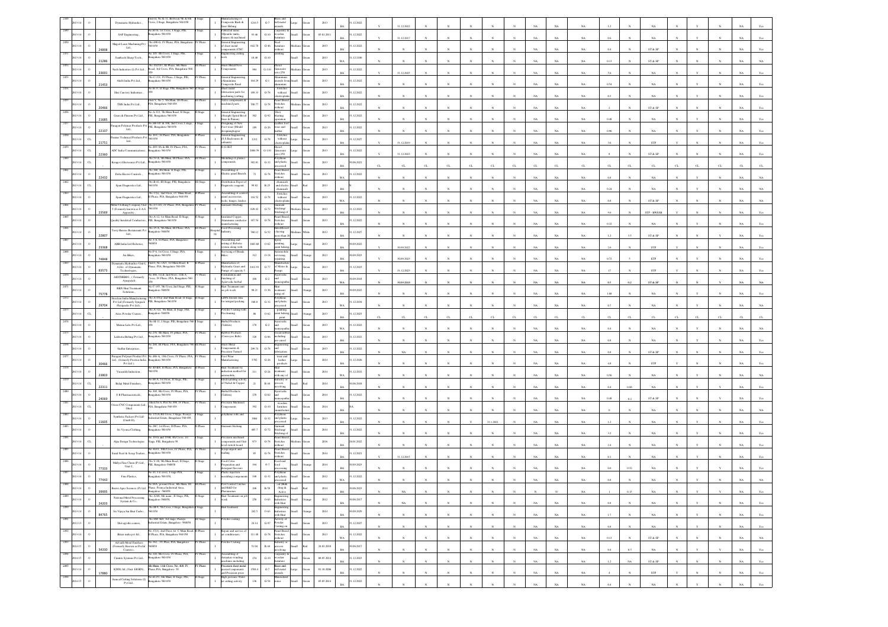| | | | | | | | | | | | | | | | | | | | | | | | | | | | | | | | | | | | |
|---|---|---|---|---|---|---|---|---|---|---|---|---|---|---|---|---|---|---|---|---|---|---|---|---|---|---|---|---|---|---|---|---|---|---|---|
| 2489 | 2013-14 | O | | Dynamatic Hydraulics | Unit II, No.K-11, Between 5th & 6th Cross, I Stage, Bengaluru-560 058 | I Stage | I | Manufacturing of Composite Bush & Gear Hobing | 1216.5 | G-7 | Large | Green | 2013 | BA | 31.12.2022 | Y | 31.12.2022 | N | N | N | N | N | N | N | NA | NA | NA | 1.2 | N | NA | N | Y | N | NA | Yes |
| 2490 | 2013-14 | O | | SAP Engineering | No.M-18, 1st Cross, I Stage, PIE, Bengaluru-560 058 | I Stage | I | Fabricated items (Hydraulic tanks, frames) & machined | 93.06 | G-10 | Small | Green | 05.01.2011 | BA | 31.12.2022 | Y | 31.12.2017 | N | N | N | N | N | N | N | NA | NA | NA | 0.6 | N | NA | N | Y | N | NA | Yes |
| 2491 | 2013-14 | O | 24808 | Magod Laser Machining Pvt Ltd. | No.498-G, IV Phase, PIA, Bengaluru 560 058 | IV Phase | I | General Engineering of sheet metal components (CNC) | 642.78 | G-46 | Medium | Green | 2013 | BA | 31.12.2022 | N | N | N | N | N | N | N | N | N | NA | NA | NA | 0.4 | N | ST & SP | N | Y | N | NA | Yes |
| 2492 | 2013-14 | O | 21286 | Santhosh Sharp Tools | No.B5, 4th Cross, I Stage, PIE, Bengaluru-560 058 | I Stage | I | Engineering cutting tools | 18.48 | G-10 | Small | Green | 2013 | WA | 31.12.2100 | N | N | N | N | N | N | N | N | N | NA | NA | NA | 0.13 | N | ST & SP | N | Y | N | NA | Yes |
| 2493 | 2013-14 | O | 23691 | Nash Industries (I) Pvt Ltd. | No.382/183, III Phase, 6th Main Road, 3rd Cross, PIA Bengaluru-560 058 | III Phase | I | Sheet Metal Press Components | 984 | G-110 | Medium | Green | 2013 | BA | 31.12.2022 | Y | 31.12.2025 | N | N | N | N | N | N | N | NA | NA | NA | 5.6 | N | NA | N | Y | N | NA | Yes |
| 2494 | 2013-14 | O | 21453 | Alubi India Pvt Ltd. | No.C-331, IV Phase, I Stage, PIE, Bengaluru-560 058 | IV Phase | I | General Engineering Aluminium Composite Panel | 184.29 | G-1 | Small | Green | 2013 | BA | 31.12.2022 | N | N | N | N | N | N | N | N | N | NA | NA | NA | 0.54 | N | NA | N | Y | N | NA | Yes |
| 2495 | 2013-14 | O | | Shri Cauvery Industries | No.M-03, II Stage, PIE, Bengaluru-560 058 | II Stage | I | Sheet metal fabrication parts for machining (cutting) | 189.33 | G-78 | Small | Green | 2013 | BA | 31.12.2022 | N | N | N | N | N | N | N | N | N | NA | NA | NA | 0.3 | N | NA | N | Y | N | NA | Yes |
| 2496 | 2013-14 | O | 20466 | TMS India Pvt Ltd. | Unit V, No.3, 5th Main, III Phase, PIA, Bengaluru-560 058 | III Phase | I | Valve components & machined parts | 798.77 | G-78 | Medium | Green | 2013 | BA | 31.12.2022 | N | N | N | N | N | N | N | N | N | NA | NA | NA | 2 | N | ST & SP | N | Y | N | NA | Yes |
| 2497 | 2013-14 | O | 21685 | Gears & Pinions Pvt Ltd. | No.A-323, 5th Main Road, II Stage, PIE, Bengaluru-560 058 | II Stage | I | General Engineering (Straight Spiral Bevel Gear & Pinion) | 562 | G-92 | Small | Green | 2013 | BA | 31.12.2022 | N | N | N | N | N | N | N | N | N | NA | NA | NA | 0.48 | N | NA | N | Y | N | NA | Yes |
| 2498 | 2013-14 | O | 22107 | Paragon Polymer Products Pvt Ltd. | No.SB-185 & 186, 2nd Cross, I Stage, PIE, Bengaluru-560 058 | I Stage | I | Designing of New Foot wear (Model designing) | 189 | G-26 | Small | Green | 2013 | BA | 31.12.2022 | N | N | N | N | N | N | N | N | N | NA | NA | NA | 0.96 | N | NA | N | Y | N | NA | Yes |
| 2499 | 2013-14 | CL | 21751 | Pentair Technical Products Pvt Ltd. | No.B-9, II Phase, PIA, Bengaluru-560 058 | II Phase | I | General Engineering (S.S Enclosures & cabinets) | 1212 | G-78 | Large | Green | 2013 | BA | 31.12.2027 | Y | 31.12.2029 | N | N | N | N | N | N | N | NA | NA | NA | 3.6 | N | STP | Y | N | N | NA | Yes |
| 2500 | 2013-14 | CL | 22360 | ADC India Communications | No.485/10 & 8B, IV Phase, PIA, Bengaluru-560 058 | IV Phase | I | D G SET | 2080.59 | G-110 | Large | Green | 2013 | BA | 31.12.2022 | Y | 31.12.2023 | N | N | N | N | N | N | N | NA | NA | NA | 9 | N | ST & SP | N | N | N | NA | Yes |
| 2501 | 2013-14 | CL | | Kongovi Electronics Pvt Ltd. | No.53-A, 4th Main, III Phase, PIA, Bengaluru-560 058 | III Phase | I | Moulding of plastic components | 582.81 | G-32 | Small | Green | 2013 | BA | 30.06.2021 | CL | CL | CL | CL | CL | CL | CL | CL | CL | CL | CL | CL | CL | CL | CL | CL | CL | CL | CL | CL |
| 2502 | 2013-14 | O | 22432 | Delta Electro Controls | No.190, 4th Main, II Stage, PIE, Bengaluru-560 058 | II Stage | I | Assembling of Electric panel Boards | 72 | G-78 | Small | Green | 2013 | WA | 31.12.2022 | N | N | N | N | N | N | N | N | N | NA | NA | NA | 0.8 | N | NA | N | Y | N | NA | NA |
| 2503 | 2013-14 | CL | | Span Diagnostics Ltd. | No.B-42, III Stage, PIE, Bengaluru 560 058 | III Stage | I | Distribution Depot of Diagnostic reagents | 99.92 | R-25 | Small | Red | 2013 | BA | | N | N | N | N | N | N | N | N | N | NA | NA | NA | 0.24 | N | NA | N | Y | N | NA | NA |
| 2504 | 2013-14 | O | | Span Diagnostics Ltd. | No.17/1, 2nd Floor, 1C Main Road, II Phase, PIA, Bengaluru-560 058 | II Phase | I | Assembling of control panel accessories, locks, hinges, latches | 116.52 | G-78 | Small | Green | 2013 | WA | 31.12.2022 | N | N | N | N | N | N | N | N | N | NA | NA | NA | 0.8 | N | ST & SP | N | Y | N | NA | Yes |
| 2505 | 2013-14 | O | 23500 | Mitsui Clothing Company Unit I (Formerly known as S.A.S Apparels) | No.433-D, IV Phase, PIA, Bengaluru 560 058 | IV Phase | I | Garment Stitching | 620.42 | G-72 | Medium | Green | 2013 | BA | 31.12.2022 | N | N | N | N | N | N | N | N | N | NA | NA | NA | 9.6 | N | STP : 10KLD | Y | N | N | NA | Yes |
| 2506 | 2013-14 | O | | Quality Insulated Conductors | No.A-12, 1st Main Road, II Stage, PIE, Bengaluru-560 058 | II Stage | I | Insulated Copper, Aluminium conductor manufacturing | 187.54 | G-78 | Small | Green | 2013 | BA | 31.12.2022 | N | N | N | N | N | N | N | N | N | NA | NA | NA | 0.32 | N | NA | N | Y | N | NA | Yes |
| 2507 | 2013-14 | O | 22807 | Terry Harries Restaurants Pvt Ltd. | No.27-A, 5th Main, III Phase, PIA, Bengaluru-560058 | III Phase | Hospitality | Food Processing Industry | 760.12 | G-52 | Medium | White | 2013 | BA | 31.12.2027 | N | N | N | N | N | N | N | N | N | NA | NA | NA | 1.2 | 1.5 | ST & SP | N | Y | N | NA | Yes |
| 2508 | 2013-14 | O | 23368 | ABB India Ltd Robotics | No.1-A, II Phase, PIA, Bengaluru-560058 | II Phase | I | Assembling and testing of Robotic system along with | 1661.68 | O-62 | Large | Orange | 2013 | BA | 30.09.2022 | Y | 30.09.2022 | N | N | N | N | N | N | N | NA | NA | NA | 2.6 | N | STP | Y | N | N | NA | Yes |
| 2509 | 2013-14 | O | 74848 | Jai Bikes | No.P-6, 1st Cross, I Stage, PIE, Bengaluru-560 058 | I Stage | I | Servicing of Honda Bikes | 312 | O-18 | Small | Orange | 2013 | BA | 30.09.2023 | Y | 30.09.2023 | N | N | N | N | N | N | N | NA | NA | NA | 0.72 | 5 | ETP | N | Y | N | NA | Yes |
| 2510 | 2013-14 | O | 83573 | Dynamatic Hydraulics Unit-I, A Div. of Dynamatic Technologies | Unit I, No.15/3, 1st Main Road, II Phase, PIA, Bengaluru-560 058 | II Phase | I | Manufacture of Hydraulic Gears and Pumps of capacity 5 | 2412.91 | G-77 | Large | Green | 2013 | BA | 31.12.2023 | Y | 31.12.2023 | N | N | N | N | N | N | N | NA | NA | NA | 17 | N | STP | Y | N | N | NA | Yes |
| 2511 | 2013-14 | O | | AESTHERO.. (Formerly Ayurpeak) | No.486, 1st & 2nd Floor, 12th A Cross, IV Phase, PIA, Bengaluru-560 058 | IV Phase | I | Formulation and finishing of Ayurvedic herbal | 108 | G-2 | Small | Green | 2013 | WA | 30.09.2018 | N | 30.09.2018 | N | N | N | N | N | N | N | NA | NA | NA | 0.5 | 0.2 | ST & SP | N | Y | N | NA | NA |
| 2512 | 2013-14 | O | 75778 | BKN Heat Treatment Solutions | No.C-105, 5th Cross, 2nd Stage, PIE, Bengaluru-560058 | II Stage | I | Heat Treatment and no job work | 98.21 | O-36 | Small | Orange | 2013 | BA | 30.09.2022 | N | N | N | N | N | N | N | N | N | NA | NA | NA | 1.08 | N | NA | N | Y | N | NA | Yes |
| 2513 | 2013-14 | O | 20704 | Structure India Manufacturing Pvt Ltd (Formerly Synpack Flexipacks Pvt Ltd.) | No.A-93/A, 2nd Main Road, II Stage, PIE, Bengaluru 560 058 | II Stage | I | LDPE Stretch film for integral packing | 188.8 | G-32 | Small | Green | 2013 | WA | 31.12.2034 | N | N | N | N | N | N | N | N | N | NA | NA | NA | 0.7 | N | NA | N | Y | N | NA | Yes |
| 2514 | 2013-14 | CL | | Artex Powder Coaters | No.A-324, 5th Main, II Stage, PIE, Bengaluru-560058 | II Stage | I | Powder Coating with Pretreating | 86 | O-62 | Small | Orange | 2013 | BA | 31.12.2023 | CL | CL | CL | CL | CL | CL | CL | CL | CL | CL | CL | CL | CL | CL | CL | CL | CL | CL | CL | CL |
| 2515 | 2013-14 | O | | Mutton Labs Pvt Ltd. | No.M-11, I Stage, PIE, Bengaluru-560 058 | I Stage | I | Herbal Products (Tablets) | 178 | G-2 | Small | Green | 2013 | WA | 31.12.2022 | N | N | N | N | N | N | N | N | N | NA | NA | NA | 0.4 | N | NA | N | Y | N | NA | Yes |
| 2516 | 2013-14 | O | | Lokkrita Belting Pvt Ltd. | No.239, 4th Main, IV Phase, PIA, Bengaluru-560 058 | IV Phase | I | Rubber Products (Conveyor Belts) | 320 | G-86 | Small | Green | 2013 | BA | 31.12.2022 | N | N | N | N | N | N | N | N | N | NA | NA | NA | 0.8 | N | NA | N | Y | N | NA | Yes |
| 2517 | 2013-14 | O | | Sudhar Enterprises | No.204, III Phase, PIA, Bengaluru-560 058 | III Phase | I | Sheet Metal Components & Precision Turned | 209.78 | G-78 | Small | Green | 2013 | BA | 31.12.2022 | N | NA | N | N | N | N | N | N | N | NA | NA | NA | 0.8 | N | ST & SP | N | Y | N | NA | Yes |
| 2518 | 2013-14 | O | 30466 | Paragon Polymer Product Pvt Ltd., (formerly Pyrexon Indian Pvt Ltd.) | No.496-A, 12th Cross, IV Phase, PIA, Bengaluru-560 058 | IV Phase | I | Foot Wear Manufacturing | 3782 | G-26 | Large | Green | 2014 | BA | 31.12.2026 | N | N | N | N | N | N | N | N | N | NA | NA | NA | 4.8 | N | STP | Y | N | N | NA | Yes |
| 2519 | 2013-14 | O | 23803 | Varanshi Induction | No.B-8/8, II Phase, PIA, Bengaluru-560 058 | II Phase | I | Heat Treatment by induction method for automobile | 311 | O-21 | Small | Orange | 2014 | WA | 31.12.2032 | N | N | N | N | N | N | N | N | N | NA | NA | NA | 0.56 | N | NA | N | Y | N | NA | NA |
| 2520 | 2013-14 | CL | 22311 | Balaji Metal Finishers | No.88-A, 1st Floor, II Stage, PIE, Bengaluru-560 058 | II Stage | I | Electroplating activity of Nickel & Copper | 21 | R-44 | Small | Red | 2014 | BA | 30.06.2019 | N | N | N | N | N | N | N | N | N | NA | NA | NA | 0.4 | 0.06 | NA | N | Y | N | NA | Yes |
| 2521 | 2013-14 | O | 24060 | S.R Pharmaceuticals | No.306, 6th Cross, IV Phase, PIA, Bengaluru-560 058 | IV Phase | I | Herbal Products (Tablets) | 270 | G-02 | Small | Green | 2014 | BA | 31.12.2022 | N | N | N | N | N | N | N | N | N | NA | NA | NA | 0.48 | 0.2 | ST & SP | N | Y | N | NA | Yes |
| 2522 | 2013-14 | CL | | Green CNC Components Ltd, Shed | Shed No.6, Plot No.109, IV Phase, PIA, Bengaluru-560 058 | IV Phase | I | Precision Machined Components | 392 | G-10 | Small | Green | 2014 | BA | NA | N | N | N | N | N | N | N | N | N | NA | NA | NA | 0 | N | NA | N | N | N | NA | NA |
| 2523 | 2013-14 | O | 11605 | Synthetic Packers Pvt Ltd (Unit-II) | No.37/2A, 6th Cross, I Stage, Peenya Industrial Estate, Bengaluru-560 058 | I Stage | I | polythene rolls and bags | 1864 | G-32 | Large | Green | 2013 | BA | 31.12.2022 | N | N | N | N | N | N | Y | 31.1.2021 | N | NA | NA | NA | 1.2 | N | NA | N | Y | N | NA | Yes |
| 2524 | 2013-14 | O | | Sri Vyoma Clothing | No.297, 1st Floor, II Phase, PIA, Bengaluru-560 058 | II Phase | I | Garment Stitching | 485.7 | G-72 | Small | Green | 2014 | BA | 31.12.2022 | N | N | N | N | N | N | N | N | N | NA | NA | NA | 3.2 | N | NA | N | Y | N | NA | Yes |
| 2525 | 2013-14 | CL | | Alpa Design Technologies | No.33/A and 33/B, 4th Cross, 1st Stage, PIE, Bengaluru 58 | I Stage | I | Precision machined components and Unit level switch board | 873 | G-78 | Medium | Green | 2016 | BA | 28.01.2022 | N | N | N | N | N | N | N | N | N | NA | NA | NA | 2.4 | N | NA | N | Y | N | NA | Yes |
| 2526 | 2013-14 | O | | Sunil Steel & Scrap Traders | No.36/1, 10th Cross, IV Phase, PIA, Bengaluru-560 058 | IV Phase | I | Scrap import and trading | 85 | G-78 | Small | Green | 2014 | BA | 31.12.2021 | N | N | N | N | N | N | N | N | N | NA | NA | NA | 0.4 | N | NA | N | Y | N | NA | Yes |
| 2527 | 2013-14 | O | 77333 | Mallya Fine Chem (P) Ltd, Unit-2 | No.V-60, 9th Main Road, II Stage, PIE, Bengaluru-560058 | II Stage | I | Food Color Preparation and detergent flavours | 191 | O-7 | Small | Orange | 2014 | BA | 30.09.2023 | Y | 31.12.2023 | N | N | N | N | N | N | N | NA | NA | NA | 0.6 | 0.52 | NA | N | Y | N | NA | Yes |
| 2528 | 2013-14 | O | 77443 | Fine Plastics | No.45, 1st cross, I Stage PIA, Bengaluru-560 058 | I Stage | I | Plastic injection moulding components | 198 | G-32 | Small | Green | 2012 | WA | 31.12.2022 | N | N | N | N | N | N | N | N | N | NA | NA | NA | 0.6 | N | NA | N | Y | N | NA | NA |
| 2529 | 2013-14 | O | 39995 | Bastin Agro Sciences (P) Ltd | No.80A, ground Floor, 8th Main, III Phase, Peenya Industrial Area, Bengaluru -560058 | III Phase | I | Pest Control Catches and R&D for Pheromones | 106 | R-58 | Small | Red | 2014 | BA | 30.06.2023 | N | NA | N | N | N | N | N | N | N | N | N | NA | 1 | 0.15 | NA | N | Y | Y | NA | Yes |
| 2530 | 2013-14 | O | 24203 | National Metal Processing Systems & Co. | No.A-88, 5th main, II Stage, PIE, Bengaluru-560058 | II Stage | I | Heat Treatment on job work | 250 | O-63 | Small | Orange | 2012 | BA | 30.06.2017 | N | NA | N | N | N | N | N | N | N | NA | NA | NA | 0.8 | N | NA | N | Y | N | NA | Yes |
| 2531 | 2013-14 | O | 84765 | Sri Vijaya Sai Heat Carbo. | No.M-9, 5th Cross, I Stage, Bengaluru-560 058 | I Stage | I | Heat treatment | 242.5 | O-63 | Small | Orange | 2014 | BA | 30.09.2029 | N | N | N | N | N | N | N | N | N | NA | NA | NA | 1.7 | N | NA | N | Y | N | NA | Yes |
| 2532 | 2012-13 | O | | Shivagiridh coaters | No.S88/A/B, 3rd stage, Peenya Industrial Estate, Bengaluru -560058 | III Stage | I | Powder coating | 24.18 | G-97 | Small | Green | 2013 | BA | 31.12.2027 | N | N | N | N | N | N | N | N | N | NA | NA | NA | 0.8 | N | NA | N | Y | N | NA | Yes |
| 2533 | 2013-14 | O | | Bitzer india pvt ltd. | No.17/1, 2nd Floor, 1st C Main Road, II Phase, PIA, Bengaluru-560 058 | II Phase | I | Repair and service of air conditioners | 111.48 | G-78 | Small | Green | 2013 | WA | 31.12.2022 | N | N | N | N | N | N | N | N | N | NA | NA | NA | 0.13 | N | ST & SP | N | Y | N | NA | NA |
| 2534 | 2014-15 | O | 34230 | Advaith Metal Finishers (Formerly Known as Prefab Coaters) | No.362, IV Phase, PIA, Bengaluru-560058 | IV Phase | I | Powder Coating | 51.08 | R-44 | Small | Red | 24.02.2010 | BA | 30.06.2017 | N | N | N | N | N | N | N | N | N | NA | NA | NA | 0.4 | 0.5 | NA | N | Y | N | NA | Yes |
| 2535 | 2014-15 | O | | Cuttetix Systems Pvt Ltd. | No.320, 4th Cross, IV Phase, PIA, Bengaluru-560 058 | IV Phase | I | Assembling of Armature winding machines including | 154 | G-10 | Small | Green | 08.05.2014 | BA | 31.12.2023 | N | N | N | N | N | N | N | N | N | NA | NA | NA | 1.2 | NA | ST & SP | N | Y | N | NA | Yes |
| 2536 | 2013-14 | O | 17880 | KDDL Ltd. (Unit: EIGEN) | 4th Main, 11th Cross, No. 48B, IV Phase, PIA, Bangalore- 58 | IV Phase | I | Precision sheet metal pressed components and Precision press | 1584.6 | G-7 | Large | Green | 01.10.2006 | BA | 31.12.2022 | N | N | N | N | N | N | N | N | N | NA | NA | NA | 4 | N | STP | Y | N | N | NA | Yes |
| 2537 | 2014-15 | O | | Samrat Cutting Solutions (I) Pvt Ltd. | No.M-273, 6th Main, II Stage, PIE, Bengaluru-560 058 | II Stage | I | High pressure Water jet cutting activity | 136 | G-54 | Small | Green | 05.03.2014 | BA | 31.12.2022 | N | N | N | N | N | N | N | N | N | NA | NA | NA | 0.4 | N | NA | N | Y | N | NA | Yes |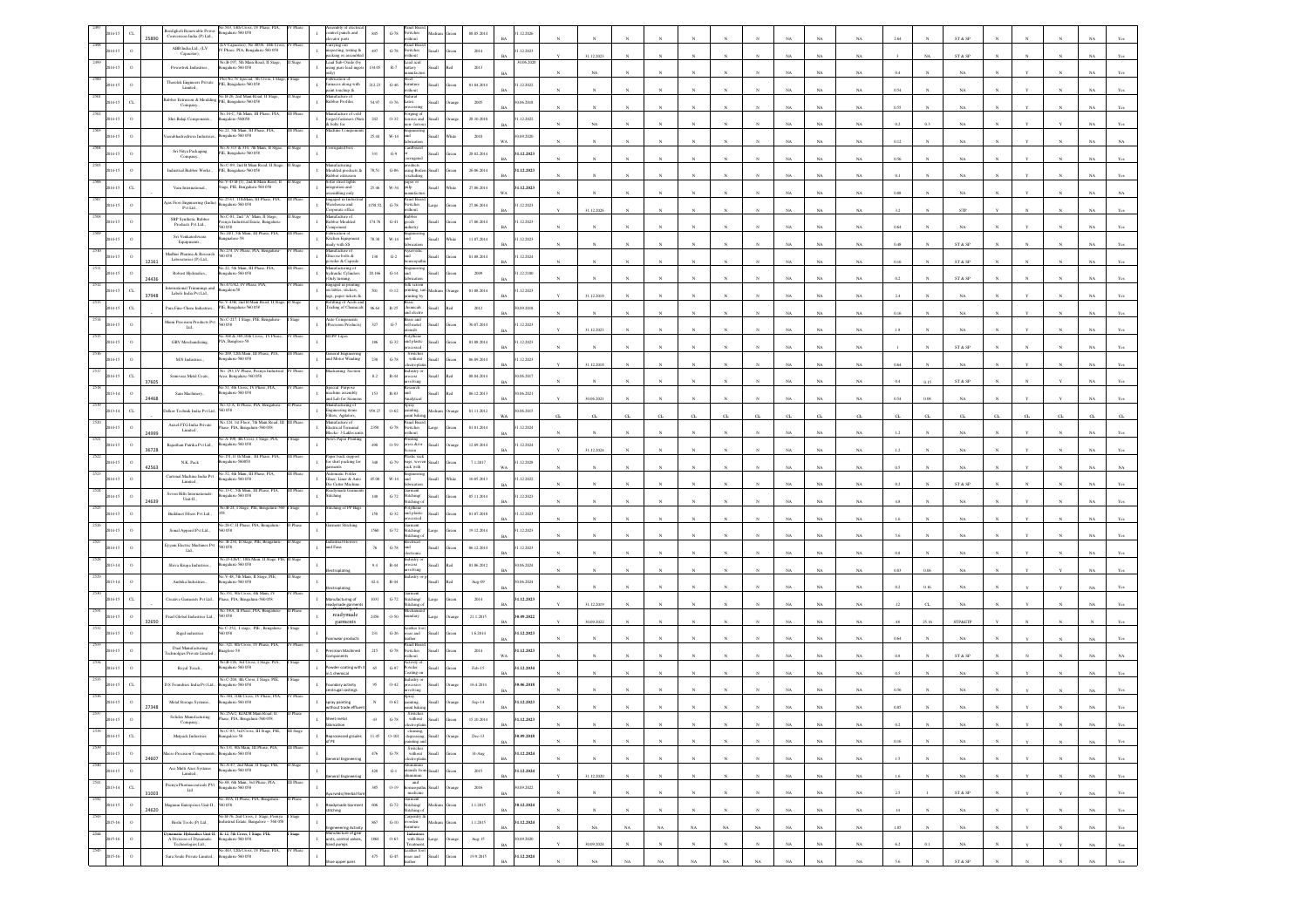| Sl. No. | Year | Status | ID | Name of the Industry | Address | Area | Type | Activity | Investment | Category | Size | Colour | Date of Establishment | | Validity | Water (KLD) | Effluent | Treatment | | Remarks |
|---|---|---|---|---|---|---|---|---|---|---|---|---|---|---|---|---|---|---|---|---|
| 2497 | 2014-15 | CL | 25890 | Boodigheli Renewable Power Conversion India (P) Ltd., | No.54/1, 18th Cross, IV Phase, PIA, Bangalore-560 058 | IV Phase | I | Assembly of electrical control panels and elevator parts | 815 | G-78 | Medium | Green | 08.05.2014 | BA | 31.12.2026 | 2.64 | N | ST & SP | NA | Yes |
| 2498 | 2014-15 | O | | ABB India Ltd., (LV Capacitor), | (LV Capacitor), No. 489/B, 18th Cross, IV Phase, PIA, Bangalore 560 058 | IV Phase | I | Carrying out inspecting, testing & packing as assembled | 497 | G-78 | Small | Green | 2014 | BA | 31.12.2023 | 3 | NA | ST & SP | NA | Yes |
| 2499 | 2014-15 | O | | Powertrek Industries, | No.B-197, 5th Main Road, II Stage, Bangalore-560 058 | II Stage | I | Lead Sub-Oxide (by using pure lead ingots only) | 134.05 | R-7 | Small | Red | 2013 | BA | 30.06.2020 | 0.4 | N | NA | NA | Yes |
| 2500 | 2014-15 | O | | Threelek Engineers Private Limited, | Plot No.19 Special, 7th Cross, I Stage, PIE, Bangalore-560 058 | I Stage | I | Fabrication of furnaces along with paint touchup & | 212.23 | G-46 | Small | Green | 01.04.2014 | BA | 31.12.2022 | 0.54 | N | NA | NA | Yes |
| 2501 | 2014-15 | CL | | Rubber Extrusion & Moulding Company, | No.B-26, 2nd Main Road, II Stage, PIE, Bangalore-560 058 | II Stage | I | Manufacture of Rubber Profiles | 54.97 | O-76 | Small | Orange | 2005 | BA | 30.06.2018 | 0.55 | N | NA | NA | Yes |
| 2502 | 2014-15 | O | | Shri Balaji Components, | No.14-C, 7th Main, III Phase, PIA, Bangalore-560058 | III Phase | I | Manufacture of cold forged fasteners (Nuts & bolts for | 242 | O-32 | Small | Orange | 29.10.2010 | BA | 31.12.2022 | 0.2 | 0.3 | NA | NA | Yes |
| 2503 | 2014-15 | O | | Varadabadrodeeva Industries, | No.21, 5th Main, III Phase, PIA, Bangalore-560 058 | III Phase | I | Machine Components | 25.46 | W-14 | Small | White | 2010 | WA | 30.09.2020 | 0.12 | N | NA | NA | NA |
| 2504 | 2014-15 | O | | Sri Nitya Packaging Company, | No.A-313 & 314, 7th Main, II Stage, PIE, Bangalore-560 058 | II Stage | I | Corrugated box | 331 | G-9 | Small | Green | 29.02.2014 | BA | 31.12.2023 | 0.56 | N | NA | NA | Yes |
| 2505 | 2014-15 | O | | Industrial Rubber Works, | No.C-89, 2nd B Main Road, II Stage, PIE, Bangalore-560 058 | II Stage | I | Manufacturing Moulded products & Rubber extrusion | 78.51 | G-46 | Small | Green | 26.06.2014 | BA | 31.12.2023 | 0.1 | N | NA | NA | Yes |
| 2506 | 2014-15 | CL | | Vaxa International, | No.Y-49 (F1), 2nd B Main Road, II Stage, PIE, Bangalore-560 058 | II Stage | I | Solar street lights integration and assembling only | 25.16 | W-34 | Small | White | 27.06.2014 | WA | 31.12.2023 | 0.08 | N | NA | NA | NA |
| 2507 | 2014-15 | O | | Ajax Fiori Engineering (India) Pvt Ltd., | No.253/1, 11th Main, III Phase, PIA, Bangalore-560 058 | III Phase | I | Engaged in Industrial Warehouse and Corporate office | 1158.52 | G-78 | Large | Green | 27.06.2014 | BA | 31.12.2023 | 3.2 | N | STP | NA | Yes |
| 2508 | 2014-15 | O | | SRP Synthetic Rubber Products Pvt Ltd., | No.C-91, 2nd "A" Main, II Stage, Peenya Industrial Estate, Bangalore-560 058 | II Stage | I | Manufacture of Rubber Moulded Component | 174.78 | G-41 | Small | Green | 17.06.2014 | BA | 31.12.2023 | 0.64 | N | NA | NA | Yes |
| 2509 | 2014-15 | O | | Sri Venkateshwara Equipments, | No.203, 7th Main, III Phase, PIA, Bangalore-58 | III Phase | I | Fabrication of Kitchen Equipment made with SS | 78.38 | W-14 | Small | White | 11.07.2014 | BA | 31.12.2023 | 0.48 | N | ST & SP | NA | Yes |
| 2510 | 2014-15 | O | 32182 | Madhur Pharma & Research Laboratories (P) Ltd., | No.278, IV Phase, PIA, Bangalore 560 058 | IV Phase | I | Manufacture of Glucose bottle & powder & Capsule | 138 | G-2 | Small | Green | 01.08.2014 | BA | 31.12.2024 | 0.16 | N | ST & SP | NA | Yes |
| 2511 | 2014-15 | O | 24436 | Robust Hydraulics, | No.22, 5th Main, III Phase, PIA, Bangalore-560 058 | III Phase | I | Manufacturing of hydraulic Cylinders (Only turning) | 20.166 | G-14 | Small | Green | 2009 | BA | 31.12.2100 | 0.2 | N | ST & SP | NA | Yes |
| 2512 | 2014-15 | CL | 37948 | International Trimmings and Labels India Pvt Ltd., | No.470/A2, IV Phase, PIA, Bangalore-58 | IV Phase | I | Engaged in printing on fabric, stickers, tags, paper tickets & | 500 | O-12 | Medium | Orange | 01.08.2014 | BA | 31.12.2023 | 2.4 | N | NA | NA | Yes |
| 2513 | 2014-15 | CL | | Pure Fine Chem Industries, | No.Y-43/E, 2nd B Main Road, II Stage, PIE, Bangalore-560 058 | II Stage | I | Refilling of Acids and Trading of Chemicals | 96.64 | R-25 | Small | Red | 2012 | BA | 30.09.2018 | 0.16 | N | NA | NA | Yes |
| 2514 | 2014-15 | O | | Mann Precision Products Pvt Ltd., | No.C-217, I Stage, PIE, Bangalore 560 058 | I Stage | I | Auto Components (Precision Products) | 327 | G-7 | Small | Green | 30.07.2014 | BA | 31.12.2023 | 1.9 | N | NA | NA | Yes |
| 2515 | 2014-15 | O | | GRV Merchandising, | No.390 & 389, 10th Cross, IV Phase, PIA, Banglore-58 | IV Phase | I | HDPE Tapes | 106 | G-32 | Small | Green | 01.09.2014 | BA | 31.12.2023 | 1 | N | ST & SP | NA | Yes |
| 2516 | 2014-15 | O | | M/N Industries, | No.209, 12th Main, III Phase, PIA, Bangalore-560 058 | III Phase | I | General Engineering and Motor Winding | 230 | G-78 | Small | Green | 06.09.2014 | BA | 31.12.2023 | 0.64 | N | NA | NA | Yes |
| 2517 | 2014-15 | CL | 37605 | Sumerasa Metal Coats, | No. 293, IV Phase, Peenya Industrial Area, Bangalore-560 058 | IV Phase | I | Blackening Section | 8.2 | R-44 | Small | Red | 09.04.2014 | BA | 30.06.2017 | 0.4 | 0.15 | ST & SP | NA | Yes |
| 2518 | 2013-14 | O | 24468 | Sana Machinery, | No.31, 4th Cross, IV Phase, PIA, Bangalore-560 058 | IV Phase | I | Special Purpose machine assembly and Lab for Siemens | 153 | R-83 | Small | Red | 06.12.2013 | BA | 30.06.2021 | 0.54 | 0.08 | NA | NA | Yes |
| 2519 | 2013-14 | CL | | Delkor Technik India Pvt Ltd., | No.32-A, II Phase, PIA, Bangalore 560 058 | II Phase | I | Manufacturing of Engineering items Filters, Agitators, | 959.27 | O-62 | Medium | Orange | 01.11.2012 | WA | 30.06.2015 | CL | CL | CL | CL | CL |
| 2520 | 2014-15 | O | 24999 | Amrel FTG India Private Limited, | No.124, 1st Floor, 7th Main Road, III Phase, PIA, Bangalore-560 058 | III Phase | I | Manufacture of Electrical Terminal Blocks - 3 Lakhs units | 2159 | G-78 | Large | Green | 01.01.2014 | BA | 31.12.2024 | 1.2 | N | NA | NA | Yes |
| 2521 | 2014-15 | O | 36728 | Rajasthan Patrika Pvt Ltd., | No.A-308, 4th Cross, I Stage, PIA, Bangalore-560 058 | I Stage | I | News Paper Printing | 490 | O-59 | Small | Orange | 12.09.2014 | BA | 31.12.2023 | 1.2 | N | NA | NA | Yes |
| 2522 | 2014-15 | O | 42563 | N.K. Pack | No.19, 11 St Main, III Phase, PIA, Bangalore-560058 | III Phase | I | Paper back support for shirt packing for garments | 348 | G-79 | Small | Green | 7.1.2017 | WA | 31.12.2026 | 0.5 | N | NA | NA | Yes |
| 2523 | 2014-15 | O | | Cardinal Machine India Pvt Limited., | No.52, 4th Main, III Phase, PIA, Bangalore-560 058 | III Phase | I | Automatic Folder Gluer, Liner & Auto Die Cutter Machine | 45.08 | W-14 | Small | White | 10.05.2013 | BA | 31.12.2022 | 0.2 | N | ST & SP | NA | Yes |
| 2524 | 2014-15 | O | 24639 | Seven Hills Internationals Unit II., | No.13-C, 5th Main, III Phase, PIA, Bangalore-560 058 | III Phase | I | Readymade Garments Stitching | 140 | G-72 | Small | Green | 07.11.2014 | BA | 31.12.2023 | 0.8 | N | NA | NA | Yes |
| 2525 | 2014-15 | O | | Buildmet Fibers Pvt Ltd., | No.B-25, I Stage, PIE, Bangalore-560 058 | I Stage | I | Stitching of PP Bags | 158 | G-32 | Small | Green | 01.07.2010 | BA | 31.12.2023 | 1.6 | N | NA | NA | Yes |
| 2526 | 2014-15 | O | | Sonal Apparel (P) Ltd., | No.26-C, II Phase, PIA, Bangalore-560 058 | II Phase | I | Garment Stitching | 1560 | G-72 | Large | Green | 19.12.2014 | BA | 31.12.2023 | 5.6 | N | NA | NA | Yes |
| 2527 | 2014-15 | O | | Erymn Electric Machines Pvt Ltd., | No.B-238, II Stage, PIE, Bangalore-560 058 | II Stage | I | Industrial Heaters and Fans | 76 | G-78 | Small | Green | 06.12.2014 | BA | 31.12.2023 | 0.8 | N | NA | NA | Yes |
| 2528 | 2013-14 | O | | Shiva Krupa Industries, | No.D-126/C, 10th Main, II Stage, PIE, Bangalore-560 058 | II Stage | I | Electroplating | 9.4 | R-44 | Small | Red | 01.06.2012 | BA | 30.06.2024 | 0.03 | 0.06 | NA | NA | Yes |
| 2529 | 2013-14 | O | | Ambika Industries, | No.Y-49, 5th Main, II Stage, PIE, Bangalore-560 058 | II Stage | I | Electroplating | 42.4 | R-44 | Small | Red | Aug-09 | BA | 30.09.2024 | 0.2 | 0.16 | NA | NA | Yes |
| 2530 | 2014-15 | CL | | Creative Garments Pvt Ltd., | No.351, 9th Cross, 4th Main, IV Phase, PIA, Bangalore-560 058 | IV Phase | I | Manufacturing of readymade garments | 1031 | G-72 | Large | Green | 2014 | BA | 31.12.2023 | 12 | CL | NA | NA | Yes |
| 2531 | 2014-15 | O | 32650 | Pearl Global Industries Ltd., | No.18/C-8 Phase, PIA, Bangalore-560 058 | II Phase | I | readymade garments | 2456 | O-50 | Large | Orange | 21.1.2015 | BA | 30.09.2022 | 48 | 25.16 | STP&ETP | NA | Yes |
| 2532 | 2014-15 | O | | Rigid industries | No.C-252, I stage, PIE, Bangalore-560 058 | I Stage | I | Footwear products | 231 | G-26 | Small | Green | 1.6.2014 | BA | 31.12.2023 | 0.64 | N | NA | NA | Yes |
| 2533 | 2014-15 | O | | Dual Manufacturing Technologies Private Limited, | No. 321, 8th Cross, IV Phase, PIA, Banglore-58 | IV Phase | I | Precision Machined components | 215 | G-78 | Small | Green | 2014 | WA | 31.12.2023 | 0.8 | N | ST & SP | NA | NA |
| 2534 | 2014-15 | O | | Royal Touch., | No.B-126, 3rd Cross, I Stage, PIA, Bangalore-560 058 | I Stage | I | Powder coating with out chemical | 65 | G-97 | Small | Green | Feb-15 | BA | 31.12.2034 | 0.1 | N | NA | NA | Yes |
| 2535 | 2014-15 | CL | | D.S. Foundries India Pvt Ltd., | No.C-204, 4th Cross, I Stage, PIE, Bangalore-560 058 | I Stage | I | Foundary activity centrugal castings | 95 | O-42 | Small | Orange | 16.6.2014 | BA | 30.06.2018 | 0.5 | N | NA | NA | Yes |
| 2536 | 2014-15 | O | 27348 | Metal Storage Systems, | No.384, 10th Cross, IV Phase, PIA, Bangalore-560 058 | IV Phase | I | Spray painting without trade effluent | 1 | O-62 | Small | Orange | Sep-14 | BA | 31.12.2023 | 0.05 | N | NA | NA | Yes |
| 2537 | 2014-15 | O | | Solutex Manufacturing Company, | No.15/C2, KIADB Main Road, II Phase, PIA, Bangalore-560 058 | II Phase | I | Sheet metal fabrication | 43 | G-78 | Small | Green | 15.10.2014 | BA | 31.12.2023 | 0.2 | N | NA | NA | Yes |
| 2538 | 2014-15 | CL | | Mulpack Industries | No.C-65, 3rd Cross, III Stage, PIE, Bangalore-58 | III Stage | I | Reprocessed greases of #4 | 11.45 | O-101 | Small | Orange | Dec-13 | BA | 30.09.2018 | 0.16 | N | NA | NA | Yes |
| 2539 | 2014-15 | O | 24607 | Micro Precision Components, | No.131, 8th Main, III Phase, PIA, Bangalore-560 058 | III Phase | I | General Engineering | 676 | G-78 | Small | Green | 16-Aug | BA | 31.12.2024 | 1.5 | N | NA | NA | Yes |
| 2540 | 2014-15 | O | | Ace Multi Axes Systems Limited, | No.A-67, 2nd Main, II Stage, PIE, Bangalore-560 058 | II Stage | I | General Engineering | 820 | G-1 | Small | Green | 2015 | BA | 31.12.2024 | 1.6 | N | NA | NA | Yes |
| 2541 | 2014-15 | CL | 31003 | Pooriya Pharmaceuticals (P) Ltd | No.68, 6th Main, 3rd Phase, PIA, Bangalore-560 058 | III Phase | I | Ayurvedic/Herbal form | 385 | O-19 | Small | Orange | 2016 | BA | 30.09.2022 | 2.5 | 1 | ST & SP | NA | Yes |
| 2542 | 2014-15 | O | 24620 | Magnum Enterprises Unit-II., | No.30/A, II Phase, PIA, Bangalore-560 058 | II Phase | I | Readymade Garment stitching | 606 | G-72 | Medium | Green | 1.1.2015 | BA | 30.12.2024 | 14 | N | NA | NA | Yes |
| 2543 | 2015-16 | O | | Heelis Tools (P) Ltd., | No.B-76, 2nd Cross, I Stage, Peenya Industrial Estate, Bangalore-560 058 | I Stage | I | Engineering Activity | 367 | G-30 | Medium | Green | 1.1.2015 | BA | 31.12.2024 | 1.05 | N | NA | NA | Yes |
| 2544 | 2015-16 | O | | Dynamatic Hydraulics Unit II, A Division of Dynamatic Technologies Ltd., | B-12, 7th Cross, I Stage, PIE, Bangalore-560 058 | I Stage | I | Manufacture of gear parts, control valves, hand pumps | 1984 | O-63 | Large | Orange | Aug-15 | BA | 30.09.2020 | 6.2 | 0.1 | NA | NA | Yes |
| 2545 | 2015-16 | O | | Sara Seals Private Limited, | No.443, 12th Cross, IV Phase, PIA, Bangalore-560 058 | IV Phase | I | Shoe upper parts | 475 | G-45 | Small | Green | 19.9.2015 | BA | 31.12.2024 | 5.6 | N | ST & SP | NA | Yes |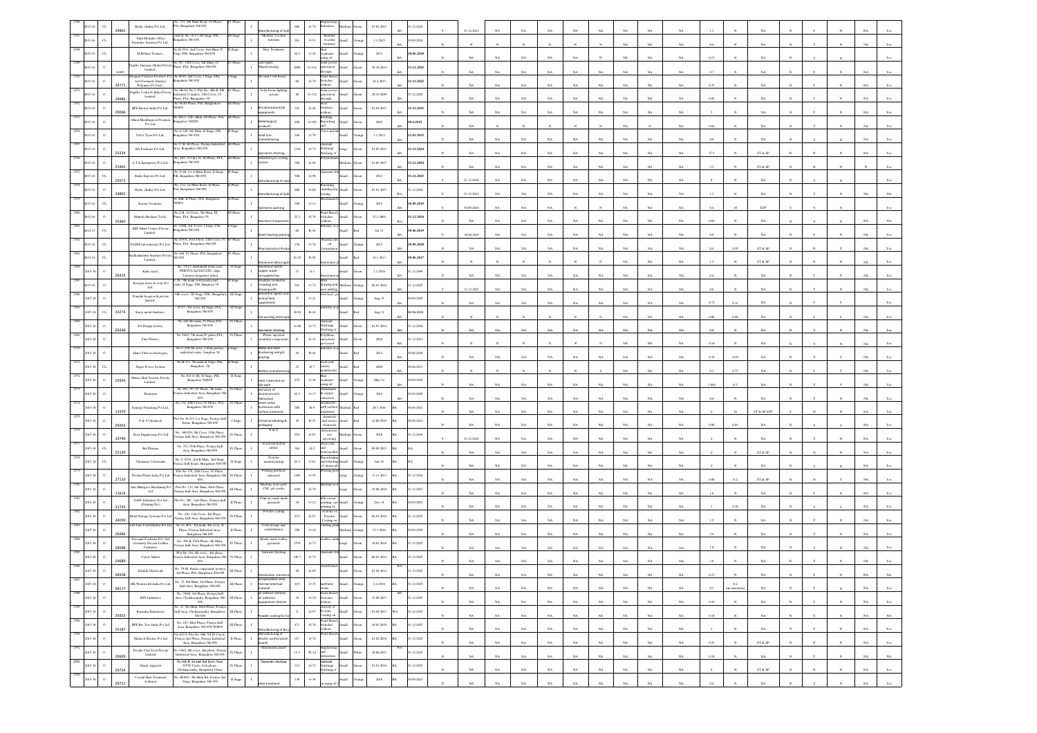| | | | | | | | | | | | | | | | | | | | | | | | | | | | | | | | | |
|---|---|---|---|---|---|---|---|---|---|---|---|---|---|---|---|---|---|---|---|---|---|---|---|---|---|---|---|---|---|---|---|---|
| 2546 | 2015-16 | CL | 24865 | Hydac (India) Pvt Ltd., | No. 233, 8th Main Road, IV Phase, PIA, Bengaluru-560 058 | IV Phase | I | Manufacturing of hydr | 606 | G-78 | Engineering industries | Medium | Green | 01.02.2015 | BA | 31.12.2021 | Y | 31.12.2021 | NA | NA | NA | NA | NA | NA | NA | NA | NA | 1.2 | N | NA | N | Y | N | NA | Yes |
| 2547 | 2015-16 | CL | | Tulsi Modular Office Furniture Systems Pvt Ltd., | Unit II, No. A-17, III Stage, PIE, Bengaluru-560 058 | III Stage | I | Modular wooden kitchens | 201 | O-51 | Modular wooden furniture | Small | Orange | 1.1.2015 | BA | 30.09.2018 | N | N | N | N | N | N | N | NA | NA | NA | 0.4 | N | NA | N | Y | N | NA | Yes |
| 2548 | 2015-16 | CL | | M.M.Heat Treaters., | No.B-25/A, 2nd Cross, 2nd Main, II Stage, PIE, Bengaluru-560 058 | II Stage | I | Heat Treatment | 64.5 | O-36 | Heat treatment using oil | Small | Orange | 2013 | BA | 30.06.2018 | N | NA | NA | NA | NA | N | NA | NA | NA | NA | 0.15 | N | NA | N | Y | N | NA | Yes |
| 2549 | 2015-16 | O | 24983 | Ocpelle Energetic Global Private Limited., | No. 597, 10th Cross, 4th Main, IV Phase, PIA, Bengaluru-560 058 | IV Phase | I | LED lights Manufacturing | 2090 | G-114 | Solar power generation through | Small | Green | 29.10.2014 | BA | 31.12.2025 | N | NA | NA | NA | NA | NA | NA | NA | NA | NA | 0.7 | N | NA | N | Y | N | NA | Yes |
| 2550 | 2015-16 | O | 24771 | Paragon Polymer Products Pvt Ltd (Formerly Electro Polymers Pvt Ltd)., | No. B-69, 2nd Cross, I Stage, PIE, Bengaluru-560 058 | I Stage | I | Hot and Cold moulds | 69 | G-78 | Panel Board, Switches without | Small | Green | 24.4.2015 | BA | 31.12.2025 | N | NA | NA | NA | NA | NA | NA | NA | NA | NA | 0.75 | N | NA | N | Y | N | NA | Yes |
| 2551 | 2015-16 | O | 24986 | Ocpelle Controls India Private Limited., | No. 8b-08, No. 3, Flat No.-4B-B, MB Industrial Complex, 14th Cross, IV Phase, PIA, Bengaluru-58 | IV Phase | I | Solar home lighting system | 48 | G-114 | Solar power generation through | Small | Green | 20.10.2009 | BA | 31.12.2024 | N | NA | NA | NA | NA | NA | NA | NA | NA | NA | 0.05 | N | NA | N | Y | N | NA | Yes |
| 2552 | 2015-16 | O | 29066 | BPE Bioteco India Pvt Ltd., | No.98,III Phase, PIA, Bengaluru-560058 | III Phase | I | Bio pharmaceutical equipments | 345 | G-46 | Steel furniture without | Small | Green | 01.04.2015 | BA | 31.12.2025 | N | NA | NA | NA | NA | NA | NA | NA | NA | NA | 2 | N | NA | N | Y | N | NA | Yes |
| 2553 | 2015-16 | O | | Allied Metallurgical Products Pvt Ltd., | No.20-D, 12th Main, III Phase, PIA, Bengaluru-560058 | III Phase | I | Metallurgical products | 400 | G-109 | Welding, Repacking and | Small | Green | 2007 | BA | 30.6.2019 | N | N | N | N | N | N | N | NA | N | NA | 0.64 | N | NA | N | Y | N | NA | Yes |
| 2554 | 2015-16 | O | | Volco Tyres Pvt Ltd., | No.A-145, 4th Main, II Stage, PIE, Bengaluru-560 058 | II Stage | I | Solid tyre manufacturing | 160 | O-70 | Tyres and tub | Small | Orange | 1.1.2015 | BA | 12.01.2023 | N | NA | NA | NA | NA | NA | NA | NA | NA | NA | 0.8 | N | NA | N | Y | N | NA | Yes |
| 2555 | 2015-16 | O | 25334 | RA Fashions Pvt Ltd., | No.27-B, III Phase, Peenya Industrial Area, Bengaluru-560 058 | III Phase | I | Garments stitching | 1216 | G-72 | Garment Stitching/ Stitching of | Large | Green | 01.07.2015 | BA | 31.12.2024 | N | NA | NA | NA | NA | NA | NA | NA | NA | NA | 17.5 | N | ST & SP | N | Y | N | NA | Yes |
| 2556 | 2015-16 | O | 25465 | A.T.S Enterprises Pvt Ltd., | No. 181, D-C & 181, III Phase, PIA, Bengaluru-560 058 | III Phase | I | Industrial pvc cooling system | 780 | G-90 | Polyurethane | Medium | Green | 01.09.2015 | BA | 31.12.2024 | N | NA | NA | NA | NA | NA | NA | NA | NA | NA | 3.2 | N | ST & SP | N | N | N | N | Yes |
| 2557 | 2015-16 | CL | 25072 | Shahi Exports Pvt Ltd., | No.V-98, 1st A Main Road, II Stage, PIE, Bengaluru-560 058 | II Stage | I | Manufacturing of ready | 508 | G-98 | Garments Stit | Small | Green | 2012 | BA | 31.12.2025 | Y | 31.12.2020 | NA | NA | NA | NA | NA | NA | NA | NA | NA | 9 | N | NA | N | Y | N | NA | Yes |
| 2558 | 2015-16 | O | 24865 | Hydac (India) Pvt Ltd., | No. 133, 1st Main Road, II Phase, PIA, Bengaluru-560 058 | II Phase | I | Manufacturing of hydr | 486 | G-60 | Repairing, cleaning (by sawing) | Small | Green | 01.01.2015 | WA | 31.12.2021 | Y | 31.12.2021 | NA | NA | NA | NA | NA | NA | NA | NA | NA | 1.3 | N | NA | N | Y | N | NA | Yes |
| 2559 | 2015-16 | CL | | Aamani Creations, | No. 80B, II Phase, PIA, Bengaluru-560058 | II Phase | I | Garments washing | 390 | O-13 | Mechanised l | Small | Orange | 2015 | BA | 30.09.2019 | Y | 30.09.2020 | NA | NA | NA | N | N | NA | NA | NA | NA | 0.4 | 18 | ETP | Y | Y | N | | Yes |
| 2560 | 2015-16 | O | 25460 | Mahesh Machine Tools., | No.2-B, 1st Cross, 5th Main, III Phase, PIA, Bengaluru-58 | III Phase | I | Machine Components | 25.2 | G-78 | Panel Board, Switches without | Small | Green | 25.2.2016 | WA | 31.12.2024 | N | NA | NA | NA | NA | NA | NA | NA | NA | NA | 0.04 | N | NA | N | NA | N | NA | NA |
| 2561 | 2014-15 | CL | | MIX Metal Coaters Private Limited., | No.329B, 3rd Cross, I Stage, PIE, Bengaluru-560 058 | I Stage | I | Sheet blasting painting | 66 | R-04 | Industry or p | Small | Red | Jul-14 | BA | 30.06.2018 | Y | 30.06.2019 | NA | NA | NA | NA | NA | NA | NA | NA | NA | 0.8 | N | NA | N | Y | N | NA | Yes |
| 2562 | 2015-16 | CL | | PADM Laboratories Pvt Ltd., | No.45/1/3, First Floor, 12th Cross, IV Phase, PIA, Bengaluru-560 058 | IV Phase | I | Pharmaceutical Produ | 158 | O-74 | Pharmaceuti cal formulation | Small | Orange | 2015 | BA | 30.09.2020 | N | NA | NA | NA | NA | NA | NA | NA | NA | NA | 0.4 | 0.05 | ST & SP | N | Y | N | NA | Yes |
| 2563 | 2013-14 | CL | | Radhalakshmi Smelters Private Limited., | No.446, IV Phase, PIA, Bengaluru-560 058 | IV Phase | I | Aluminium alloy ingots | 65.45 | R-50 | Aluminium sh | Small | Red | 16.1.2013 | BA | 30.06.2017 | N | N | N | N | N | N | N | N | NA | NA | 1.2 | N | ST & SP | N | Y | N | NA | Yes |
| 2564 | 2015-16 | O | 26425 | Kaku steels, | No. 53/11, Andrahalli main road, PEENYA 2nd ESTATE- stage 2,peenya,bangalore urban | II Stage | I | Aluminium ladder copper nickle corrugated box | 15 | G-1 | Aluminium ut | Small | Green | 1.1.2016 | BA | 31.12.2099 | N | NA | NA | NA | NA | NA | NA | NA | NA | NA | 0.4 | N | NA | N | Y | N | NA | Yes |
| 2565 | 2015-16 | O | | Norogen wires & cods Pvt Ltd., | V-28, 5th main road peenya ind estate, II Stage, PIE ,Banglore-58 | II Stage | I | Insulated conductor including wire drawing with | 541 | O-72 | Wire drawing and wire netting | Medium | Orange | 04.01.2016 | BA | 31.12.2025 | Y | 31.12.2025 | NA | NA | NA | NA | NA | NA | NA | NA | NA | 0.8 | N | NA | N | Y | N | NA | Yes |
| 2566 | 2015-16 | O | | Ponalab biogrowth private limited., | 18th cross , III Stage, PIE, Bengaluru-560 058 | III Stage | I | Biocontrol agents and animal feed supplements | 73 | O-21 | Fish feed, po | Small | Orange | Aug-15 | BA | 30.09.2029 | N | NA | NA | NA | NA | NA | NA | NA | NA | NA | 0.72 | 0.31 | NA | N | Y | Y | NA | Yes |
| 2567 | 2015-16 | CL | 33274 | Surya metal finishers, | P-17 , 3rd cross, III Stage ,PIA, Bengaluru-560 058 | III Stage | I | Job working electropla | 30.88 | R-04 | Industry or p | Small | Red | Aug-11 | BA | 30.06.2016 | N | N | N | N | N | N | N | N | NA | NA | 0.08 | 0.08 | NA | N | Y | N | NA | Yes |
| 2568 | 2015-16 | O | 25226 | SG Design factory, | No.108, 8th main, IV Phase,PIA Bengaluru-560 058 | IV Phase | I | Garments stitching | 21.66 | G-72 | Garment Stitching/ Stitching of | Small | Green | 01.07.2014 | BA | 31.12.2024 | N | NA | NA | NA | NA | NA | NA | NA | NA | NA | 0.8 | N | NA | N | Y | N | NA | Yes |
| 2569 | 2015-16 | O | | Fine Plastics, | No.546/2, 7th main IV phase PIA Bengaluru-560 058 | IV Phase | I | Plastic injection moulded components | N | G-32 | Polythene and plastic processed | Small | Green | 2010 | BA | 31.12.2021 | N | N | N | N | N | N | N | N | NA | NA | 0.36 | N | NA | N | Y | N | NA | Yes |
| 2570 | 2015-16 | O | | Harre Vibro technologies, | No.C-248,5th cross, I Stage,peenya industrial estate ,banglore-58 | I Stage | I | Metal and steel blackening and grit blasting | 18 | R-04 | Industry or p | Small | Red | 2012 | BA | 30.06.2020 | N | NA | NA | NA | NA | NA | NA | NA | NA | NA | 0.16 | 0.03 | NA | N | Y | N | NA | Yes |
| 2571 | 2015-16 | CL | | Super Power System, | No.B-151, 5th main,II Stage, PIE, Bangalore- 58 | II Stage | I | Battery manufacturing | 23 | R-7 | Lead acid battery manufacture | Small | Red | 2009 | BA | 30.06.2011 | N | N | N | N | N | Y | N | NA | NA | NA | 0.2 | 0.75 | NA | N | Y | N | NA | Yes |
| 2572 | 2015-16 | O | 25924 | Master Heat Treaters Private Limited., | No. B32-A (B), II Stage, PIE, Bengaluru-560058 | II Stage | I | Heat Treatment on job work | 472 | O-36 | Heat treatment using oil | Small | Orange | May-14 | BA | 30.09.2029 | N | NA | NA | NA | NA | NA | NA | NA | NA | NA | 1.014 | 0.2 | NA | N | Y | Y | NA | Yes |
| 2573 | 2015-16 | O | | Heatronix | No 296, 191, IV Phase, 5th main, Peenya Industrial Area, Bengaluru 560 058 | IV Phase | I | Extrusion of aluminium and fabrication | 42.9 | O-17 | Aluminium & copper extraction | Small | Orange | 2014 | BA | 30.09.2020 | N | NA | NA | NA | NA | NA | NA | NA | NA | NA | 0.6 | N | NA | N | Y | N | NA | Yes |
| 2574 | 2015-16 | O | 13470 | Synergy Punching Pvt Ltd., | No.331, 10th Cross, IV Phase, PIA, Bengaluru-560 058 | IV Phase | I | Sheet metal enclosures with surface treatment | 288 | R-9 | Enclosures with surface treatment | Medium | Red | 28.7.2010 | BA | 30.06.2022 | N | NA | NA | NA | NA | NA | NA | NA | NA | NA | 6 | 10 | ST & SP ETP | Y | Y | N | NA | Yes |
| 2575 | 2015-16 | O | 29203 | P & S Chemtech | Plot No. B-221, I st Stage, Peenya Indl Estate, Bengaluru-560 058 | I Stage | I | Chemical blending & packaging | 58 | R-25 | chemicals and electro chemicals | Small | Red | 22.08.2016 | BA | 30.06.2021 | N | NA | NA | NA | NA | NA | NA | NA | NA | NA | 0.08 | 0.01 | NA | N | Y | Y | NA | Yes |
| 2576 | 2015-16 | O | 24749 | Stest Engineering Pvt Ltd | No. 349/350, 9th Cross, IVth Phase, Peenya Indl Area, Bengaluru-560 058 | IV Phase | I | R & D | 654 | G-81 | Laboratories not involving | Medium | Green | 2010 | BA | 31.12.2024 | Y | 31.12.2024 | NA | NA | NA | NA | NA | NA | NA | NA | NA | 4 | N | NA | N | Y | N | NA | Yes |
| 2577 | 2015-16 | CL | 25139 | Bel Pharma | No. 271, IVth Phase, Peenya Indl Area, Bengaluru-560 058 | IV Phase | I | Food and herbal tablets | 364 | G-2 | Ayurvedic and homeopathic | Small | Green | 09.09.2015 | BA | NA | N | NA | NA | NA | NA | NA | NA | NA | NA | NA | 0 | N | ST & SP | N | Y | N | NA | Yes |
| 2578 | 2015-16 | CL | | Chadanga Cottonsans | No. C-93/A, 2nd B Main, 2nd Stage, Peenya Indl Estate, Bengaluru-560 058 | II Stage | I | Powder manufacturing | 85.2 | O-81 | Re-packaging and blending of chemicals | Small | Orange | Jan-16 | BA | NA | N | NA | NA | NA | NA | NA | NA | NA | NA | NA | 0 | N | NA | N | Y | N | NA | Yes |
| 2579 | 2015-16 | O | 27130 | Thrilani Prints India Pvt Ltd | Plot No.379, 10th Cross, IV Phase, Peenya Industrial Area, Bengaluru 560 058 | IV Phase | I | Printing publicity material | 1285 | O-59 | Printing pres | Large | Orange | 13.11.2013 | BA | 31.12.2024 | N | NA | NA | NA | NA | NA | NA | NA | NA | NA | 0.08 | 0.2 | ST & SP | N | Y | N | NA | Yes |
| 2580 | 2015-16 | O | 13616 | Anu Bhargava Machining Pvt Ltd | Plot No. 132, 8th Main, IIIrd Phase, Peenya Indl Area, Bengaluru-560 058 | III Phase | I | Machine tools parts CNC job works | 1039 | G-78 | Machine tool | Large | Green | 19.08.2010 | BA | 31.12.2027 | N | NA | NA | NA | NA | NA | NA | NA | NA | NA | 1.8 | N | NA | N | Y | N | NA | Yes |
| 2581 | 2015-16 | O | 31743 | SAFL Industries Pvt Ltd (Printing Div) | Plot No. 287, 2nd Phase, Peenya Indl Area, Bengaluru-560 058 | II Phase | I | Print on ready made garments | 24 | O-32 | Silk screen printing, sari printing by | Small | Orange | Dec-14 | BA | 30.09.2021 | N | NA | NA | NA | NA | NA | NA | NA | NA | NA | 1 | 0.39 | NA | N | Y | Y | NA | Yes |
| 2582 | 2015-16 | O | 24059 | Metal Storage Systems Pvt Ltd | No. 410, 11th Cross, 4th Phase, Peenya Indl Area, Bengaluru-560 058 | IV Phase | I | Powder coating | 474 | G-97 | Activity of Powder Coating on | Small | Green | 06.01.2016 | BA | 31.12.2025 | N | NA | NA | NA | NA | NA | NA | NA | NA | NA | 1.5 | N | NA | N | Y | N | NA | Yes |
| 2583 | 2015-16 | O | 26986 | Lalit Lane Food (India) Pvt Ltd | No 25, B-5, 3rd main, 4th cross, II Phase, Peenya Industrial Area, Bengaluru 560 058 | II Phase | I | Cold storage and sadaratimation | 700 | O-10 | Chilling plant | Medium | Orange | 15.3.2016 | BA | 30.09.2030 | N | NA | NA | NA | NA | NA | NA | NA | NA | NA | 2.9 | N | NA | N | Y | N | NA | Yes |
| 2584 | 2015-16 | O | 28588 | Deccapril Fashions Pvt. Ltd (formerly Deccan Leather Fashions) | No. 306-B, IVth Phase, 4th Main, Peenya Indl Area, Bengaluru-560 058 | IV Phase | I | Ready made leather garments | 1578 | G-72 | Leather cutti | Large | Green | 10.03.2016 | BA | 31.12.2025 | N | NA | NA | NA | NA | NA | NA | NA | NA | NA | 1.8 | N | NA | N | Y | N | NA | Yes |
| 2585 | 2015-16 | O | 24680 | Colors Matrix | Plot No 310, 9th cross, 4th phase, Peenya Industrial Area, Bengaluru 560 058 | IV Phase | I | Garment Stiching | 240.5 | G-72 | Garments Sti | Small | Green | 06.01.2014 | BA | 31.12.2025 | N | NA | NA | NA | NA | NA | NA | NA | NA | NA | 3.8 | N | NA | N | Y | N | NA | Yes |
| 2586 | 2015-16 | O | 28508 | Karthik Electricals | No. 79-B1 Ranjit compound, peenya 3rd Phase, PIA, Bengaluru-560 058 | III Phase | I | Distribution transforme | 48 | G-63 | Transformer | Small | Green | 01.04.2014 | WA | 31.12.2025 | N | NA | NA | NA | NA | NA | NA | NA | NA | NA | 0.15 | N | NA | N | Y | N | NA | Yes |
| 2587 | 2015-16 | O | 28137 | HK Wentworth India Pvt Ltd | No. 73, 8th Main, 3rd Phase, Peenya Indl Area, Bengaluru-560 058 | III Phase | I | Encapsulation resin, thermal interface material | 833 | O-75 | Synthetic resins | Small | Orange | 2.4.2016 | BA | 31.12.2025 | N | NA | NA | NA | NA | NA | NA | NA | NA | NA | 0.5 | 0.2 (incineration) | NA | N | Y | N | NA | Yes |
| 2588 | 2015-16 | O | | RPS Industries | No. 78/B1, 3rd Phase, Peenya Indl Area, Chokkasandra, Bengaluru-560 058 | III Phase | I | Air exhaust systems, air pollution equipments, kitchen | 29 | G-78 | Panel Board, Switches without | Small | Green | 12.09.2015 | BA | 31.12.2025 | N | NA | NA | NA | NA | NA | NA | NA | NA | NA | 0.16 | N | NA | N | Y | N | NA | Yes |
| 2589 | 2015-16 | O | 29353 | Rajendra Enterprises | No. 23, 5th Main, IIIrd Phase, Peenya Indl Area, Chokkasandra, Bengaluru-560 058 | III Phase | I | Powder coating for far | 8 | G-97 | Activity of Powder Coating on | Small | Green | 01.04.2013 | WA | 31.12.2025 | N | NA | NA | NA | NA | NA | NA | NA | NA | NA | 0.18 | N | NA | N | Y | N | NA | NA |
| 2590 | 2015-16 | O | 25187 | BPE Bio Teo India Pvt Ltd | No. 105, IIIrd Phase, Peenya Indl Area, Bengaluru-560 058-560058 | III Phase | I | Manufacturing of Bio | 671 | G-78 | Panel Board, Switches without | Small | Green | 16.05.2016 | BA | 31.12.2025 | N | NA | NA | NA | NA | NA | NA | NA | NA | NA | 2 | N | NA | N | Y | N | NA | Yes |
| 2591 | 2015-16 | O | | Nikitech Electric Pvt Ltd | No.62/10, Plot No.36B, NTTF Circle, Peenya 2nd Phase, Peenya Industrial Area, Bengaluru-560 058 | II Phase | I | Manufacturing of electric control panel boards | 317 | G-78 | Panel Board | Small | Green | 01.02.2016 | BA | 31.12.2025 | N | NA | NA | NA | NA | NA | NA | NA | NA | NA | 0.25 | N | ST & SP | N | Y | N | NA | Yes |
| 2592 | 2015-16 | O | 29699 | Facade Clad Tech Private Limited | No 349/2, 9th cross, 4th phase, Peenya Industrial Area, Bengaluru-560 058 | IV Phase | I | Aluminium panels | 13.2 | W-14 | Engineering and fabrication | Small | White | 20.06.2013 | WA | 31.12.2025 | N | NA | NA | NA | NA | NA | NA | NA | NA | NA | 0.18 | N | NA | N | N | N | NA | NA |
| 2593 | 2015-16 | O | 29724 | Akash Apparels | No.468 B, Ist and 2nd floor, Near NTTF Circle, Ivth phase, Chokkasandra, Bengaluru Urban | IV Phase | I | Garments stitching | 112 | G-72 | Garment Stitching/ Stitching of | Small | Green | 01.01.2016 | BA | 31.12.2025 | N | NA | NA | NA | NA | NA | NA | NA | NA | NA | 6 | N | ST & SP | N | N | N | NA | Yes |
| 2594 | 2015-16 | O | 29722 | Coastal Heat Treatment Solution | No. B105/3, 5th Main Rd, Peenya 2nd Stage, Bengaluru-560 058 | II Stage | I | Heat treatment | 138 | O-36 | Heat treatment using oil | Small | Orange | 2016 | BA | 30.09.2023 | N | NA | NA | NA | NA | NA | NA | NA | NA | NA | 0.4 | N | NA | N | Y | N | NA | Yes |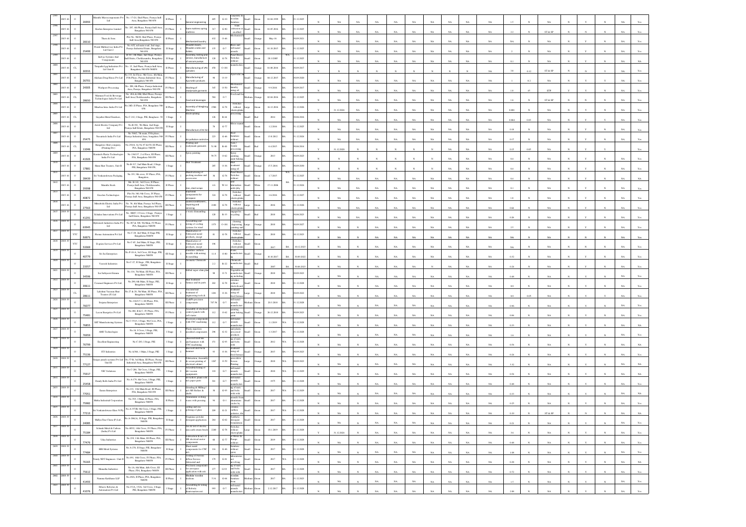| | | | | | | | | | | | | | | | | | | | | | | | | | | | | | | | | | | | |
|---|---|---|---|---|---|---|---|---|---|---|---|---|---|---|---|---|---|---|---|---|---|---|---|---|---|---|---|---|---|---|---|---|---|---|---|
| 2595 | 2015-16 | O | 26003 | Maruthi Microcomponents Pvt Ltd | No. 17 G1, IInd Phase, Peenya Indl Area, Bangalore-560 058 | II Phase | I | General engineering | 485 | G-33 | Carpentry & wooden furniture | Small | Green | 01.08.1999 | BA | 31.12.2025 | N | NA | NA | NA | NA | NA | NA | NA | NA | NA | NA | 1.5 | N | NA | N | Y | N | NA | Yes |
| 2596 | 2015-16 | O | | Kurlon Enterprise Limited | No. 287, 4th Phase, Peenya Indl Area, Bangalore-560 058 | IV Phase | I | Foam mattress spring mattress | 317 | G-90 | Foam extrusion or moulding | Small | Green | 01.05.2016 | BA | 31.12.2025 | N | NA | NA | NA | NA | NA | NA | NA | NA | NA | NA | 2.2 | N | ST & SP | N | N | N | NA | Yes |
| 2597 | 2015-16 | O | 28310 | Thanu & Sons | Plot No. 98/20, IInd Phase, Peenya Indl Area Bangalore-560 058 | II Phase | I | Mechanised laundry | 432 | O-46 | Mechanised laundry | Small | Orange | May-15 | BA | 30.09.2021 | N | NA | NA | NA | NA | NA | NA | NA | NA | NA | NA | NA | N | NA | N | Y | N | NA | Yes |
| 2598 | 2015-16 | O | 25409 | Prasuk Multiservice India Pvt Ltd Unit-2 | No A52, industrial road, 2nd stage, Peenya Industrial Estate, Bangalore 560 058 | II Stage | I | Wooden boxes, wooden crates and pallets | 135 | G-7 | Brass and bell metal utensils | Small | Green | 01.10.2015 | BA | 31.12.2025 | N | NA | NA | NA | NA | NA | NA | NA | NA | NA | NA | 2 | N | NA | N | Y | N | NA | Yes |
| 2599 | 2015-16 | O | | Indvac Systems And Components | B-97, 4th Main, 2nd Stage, Peenya Indl Estate, Chokkasandra, Bangalore 560 058 | II Stage | I | Assembly, testing and service, manufacture of vacuum pumps | 128 | G-78 | Panel Board, Switches without electroplating | Small | Green | 28.11.2005 | WA | 31.12.2025 | N | NA | NA | NA | NA | NA | NA | NA | NA | NA | NA | 0.1 | N | NA | N | N | N | NA | NA |
| 2600 | 2015-16 | CL | 30555 | Tanjavila Lpg Industries Pvt Ltd Unit-II | No. 15, 2nd Phase, Peenya Indl Area, Bangalore 560 058 | II Phase | I | Manufacturing of LPG cylinders | 450 | O-101 | Industries manufacture | Small | Orange | 01.08.2016 | BA | 30.09.2017 | Y | N | N | N | N | N | N | N | N | N | NA | 3.8 | 0.12 | ST & SP | N | N | N | NA | Yes |
| 2601 | 2015-16 | O | 26701 | Akshara Drug House Pvt Ltd | No.3/3, 1st Floor, 9th Cross, 4th Main, IVth Phase, Peenya Industrial Area, Bangalore 560 058 | IV Phase | I | Manufacturing of Ayurvedic products | 98 | O-19 | Ayurvedic | Small | Orange | 04.12.2015 | BA | 30.09.2020 | N | NA | NA | NA | NA | NA | NA | NA | NA | NA | NA | 1 | 0.2 | NA | N | Y | Y | NA | Yes |
| 2602 | 2015-16 | O | 24305 | Workpool Processing | No. 288, 4th Phase, Peenya Industrial Area, Bangalore 560 058 | IV Phase | I | Washing of readymade garments | 345 | O-50 | Mechanised laundry using oil | Small | Orange | 9.9.2016 | BA | 30.09.2017 | N | NA | NA | NA | NA | NA | NA | NA | NA | NA | NA | 1.8 | 45 | ETP | Y | Y | N | NA | Yes |
| 2603 | 2015-16 | CL | 28650 | Marmaon Food & Beverage Technologies India Pvt Ltd | No. 49A & 49B, IIIrd Phase, Peenya Indl Area Chokkasandra, Bangalore 560 058 | III Phase | I | Food and beverages | 584 | O-7 | Food and | Medium | Orange | 02.04.2016 | BA | 30.09.2017 | N | NA | NA | NA | NA | NA | NA | NA | NA | NA | NA | 1.6 | N | ST & SP | N | N | N | NA | Yes |
| 2604 | 2015-16 | O | | Minebea Intec India Pvt Ltd | No.28D, II Phase, PIA, Bangalore-560 058 | II Phase | I | Assembly of Weighing Machine | 2500 | G-78 | Switches without electroplating | Large | Green | 16.12.2016 | BA | 31.12.2026 | Y | 31.12.2026 | NA | NA | NA | NA | NA | NA | NA | NA | NA | 0.003 | N | NA | N | Y | N | NA | Yes |
| 2605 | 2015-16 | CL | | Gayathri Metal Finishers | No.C-212, I Stage, PIE, Bangalore -58 | I Stage | I | Electroplating | 126 | R-81 | Electroplating processing | Small | Red | 2014 | BA | 30.06.2016 | N | NA | NA | NA | NA | NA | NA | NA | NA | NA | NA | NA | N | NA | N | N | N | NA | Yes |
| 2606 | 2015-16 | O | | Ashok Electric Company Pvt Ltd | No.B-301, 7th Main, 2nd Stage, Peenya Indl Estate, Bangalore 560 058 | II Stage | I | Motor manual | 76 | G-77 | Motor manual | Small | Green | 1.2.2016 | BA | 31.12.2025 | N | NA | NA | NA | NA | NA | NA | NA | NA | NA | NA | 0.064 | 0.09 | NA | Y | Y | N | NA | Yes |
| 2607 | 2015-16 | O | 25475 | Navashakti India Pvt Ltd | No 568/1, 7th main, IVth phase, Peenya Industrial Area, Bangalore 560 058 | IV Phase | I | Air pollution control devices | 223 | G-46 | Steel furniture without | Small | Green | 13.8.2012 | BA | 31.12.2024 | N | NA | NA | NA | NA | NA | NA | NA | NA | NA | NA | 0.17 | N | NA | N | Y | N | NA | Yes |
| 2608 | 2015-16 | CL | 31046 | Bangalore Shirt company (Printing Div) | No 2563A, Sy No 87 & 150, III Phase, PIA, Bangalore 560 058 | III Phase | I | Printing and readymade garments | 51.98 | R-60 | Fabric/textile processing | Small | Red | 6.4.2015 | BA | 30.06.2016 | Y | 31.12.2020 | N | N | N | N | N | N | N | N | NA | 0.15 | 0.05 | NA | N | Y | Y | NA | Yes |
| 2609 | 2015-16 | O | 41505 | Kennitech Plastic Technologies India Pvt Ltd | No 136/137, 1st Floor, III Phase, PIA, Bangalore 560 058 | III Phase | I | Spray painting | 58.75 | O-62 | Spray painting, paint baking | Small | Orange | 2013 | BA | 30.09.2023 | N | N | N | N | N | N | N | N | N | N | NA | 0.4 | N | NA | N | Y | N | NA | Yes |
| 2610 | 2015-16 | O | 17881 | Hema Heat Treaters, Unit II | No B-317, 2nd Main Road, I Stage, PIE, Bangalore 560 058 | I Stage | I | Heat Treatment | 205 | O-36 | Heat treatment using oil | Small | Orange | 15.5.2016 | BA | 30.09.2030 | N | N | N | N | N | N | N | N | N | N | NA | 0.4 | N | NA | N | Y | N | NA | Yes |
| 2611 | 2015-16 | O | 28439 | Sri Venkateshwara Packaging | No 333, 9th cross, IV Phase, PIA, Bangalore | IV Phase | I | Manufacturing of packing machine and accessories | 36 | G-78 | Panel Board, Switches without | Small | Green | 1.7.2015 | WA | 31.12.2025 | N | NA | NA | NA | NA | NA | NA | NA | NA | NA | NA | 0.4 | N | NA | N | Y | N | NA | NA |
| 2612 | 2015-16 | O | 29308 | Maruthi Steels | Site: B-141, 3rd Cross, II Phase, Peenya Indl Area, Chokkasandra, Bangalore 560 058 | II Phase | I | Iron, steel scraps | 4.6 | W-14 | Fabrication units | Small | White | 17.11.2006 | BA | 31.12.2024 | N | NA | NA | NA | NA | NA | NA | NA | NA | NA | NA | 0.1 | N | NA | N | Y | N | NA | Yes |
| 2613 | 2015-16 | O | 40872 | Excelon Technologies | Plot No. 391, 9th Cross, IV Phase, Peenya Indl Area, Bangalore 560 058 | IV Phase | I | Machined components for aerospace | 324 | G-78 | Switches without electroplating | Small | Green | 1.8.2016 | BA | 31.12.2027 | N | NA | NA | NA | NA | NA | NA | NA | NA | NA | NA | 1.8 | N | NA | N | Y | N | NA | Yes |
| 2614 | 2015-16 | O | 27563 | Mitsubishi Electric India Pvt Ltd | No. 56, 8th Main, Peenya 3rd Phase, Peenya Indl Area, Bangalore 560 058 | III Phase | I | Sales/Air conditioners, repairing and servicing | 2100 | G-78 | Switches without electroplating | Large | Green | 2016 | BA | 31.12.2026 | N | NA | NA | NA | NA | NA | NA | NA | NA | NA | NA | 0.64 | N | NA | N | Y | N | NA | Yes |
| 2615 | 2018-19 | O | 41291 | Echelon Innovations Pvt Ltd | No. SB837, I Cross, I Stage, Peenya Indl Estate, Bangalore 560 058 | I Stage | I | e-waste dismantling | 128 | R-33 | engaged in recycling | Small | Red | 2018 | BA | 30.06.2023 | N | NA | NA | NA | NA | NA | NA | NA | NA | NA | NA | 0.26 | N | NA | N | Y | N | NA | Yes |
| 2616 | 2018-19 | O | 63045 | Hydratech Industries India Pvt Ltd | No. 307 & 308, 5th Main, IV Phase, PIA, Bangalore-560 058 | IV Phase | I | Assembling and testing of cooling systems for wind | 1570 | O-101 | cleaning, degreasing, painting | Large | Orange | 2018 | BA | 30.09.2027 | N | NA | NA | NA | NA | NA | NA | NA | NA | NA | NA | 2.5 | N | NA | N | Y | N | NA | Yes |
| 2617 | 2018-19 | YTC | 53371 | Sheuaa Automation Pvt Ltd | No C-28, 2nd Main, II Stage PIE, Bangalore 560 058 | II Stage | I | Manufacture of fabricated metal products, except | 81 | G-78 | Switches without electroplating | Small | Green | 2018 | BA | 03.12.2023 | N | NA | NA | NA | NA | NA | NA | NA | NA | NA | NA | NA | N | NA | N | N | N | NA | Yes |
| 2618 | 2018-19 | YTC | 53369 | Evgrain Services Pvt Ltd | No C-85, 2nd Main, II Stage, PIE, Bangalore 560 058 | II Stage | I | Manufacture of fabricated metal products, except | 196 | | Switches without electroplating | Small | Green | 2017 | BA | 03.12.2023 | N | NA | NA | NA | NA | NA | NA | NA | NA | NA | NA | NA | N | NA | N | N | N | NA | Yes |
| 2619 | 2018-19 | O | 40779 | Sri Sai Enterprises | No P-10-A, 1st Cross, III Stage, PIE, Bangalore 560 058 | III Stage | I | Plastics moulds with mixing & moulding | 11.8 | O-80 | | Small | Orange | 30.10.2017 | BA | 30.09.2022 | N | NA | NA | NA | NA | NA | NA | NA | NA | NA | NA | 0.32 | N | NA | N | Y | N | NA | Yes |
| 2620 | 2018-19 | O | 23357 | Veeresh Industries | No C-27, II Stage, PIE, Bangalore 560 058 | II Stage | I | Aromatic Chemicals | 2.2 | R-21 | Chemicals manufacture | Small | Red | 2007 | BA | 30.06.2023 | N | NA | NA | NA | NA | NA | NA | NA | NA | NA | NA | 0.24 | N | NA | N | Y | N | NA | Yes |
| 2621 | 2018-19 | O | 34596 | Sai Sathguru Exports | No 116, 7th Main, III Phase, PIA, Bangalore 560 058 | III Phase | I | Edible super oilen plant | 98 | O-71 | Vegetable oil manufacturing including | Small | Orange | 2018 | BA | 30.09.2023 | N | NA | NA | NA | NA | NA | NA | NA | NA | NA | NA | 0.48 | N | NA | N | Y | N | NA | Yes |
| 2622 | 2018-19 | O | 39611 | Coronoal Engineers Pvt Ltd | No 290, 6th Main, II Stage, PIE, Bangalore 560 058 | II Stage | I | Heat treatment furnace and its parts | 202 | G-78 | Switches without electroplating | Small | Green | 2018 | BA | 31.12.2028 | N | NA | NA | NA | NA | NA | NA | NA | NA | NA | NA | 0.9 | N | NA | N | Y | N | NA | Yes |
| 2623 | 2018-19 | CL | 28611 | Lakshmi Vacuum Heat Treaters (P) Ltd | No 27 & 28, 5th Main, III Phase, PIA, Bangalore 560 058 | III Phase | I | Vacuum heat treatment of engineering tools & | 1281 | O-36 | Heat treatment using oil fired furnace | Large | Orange | 2018 | BA | 30.09.2023 | N | NA | NA | NA | NA | NA | NA | NA | NA | NA | NA | 0.8 | 0.05 | NA | N | Y | N | NA | Yes |
| 2624 | 2018-19 | O | 76077 | Sriganna Enterprises | No 116/117-1, III Phase, PIA, Bangalore 560 058 | III Phase | I | Cadd/Precision components | 747.56 | G-7 | Bell metal utensils manufacture | Medium | Green | 20.3.2018 | BA | 31.12.2028 | N | NA | NA | NA | NA | NA | NA | NA | NA | NA | NA | 0.68 | N | NA | N | Y | N | NA | Yes |
| 2625 | 2018-19 | O | 75481 | Lucon Enterprises Pvt Ltd | No 484, B & C, IV Phase, PIA, Bangalore 560 058 | IV Phase | I | Assembly of electrical control panels with soft starter | 312 | O-62 | Spray painting, paint baking, paint | Small | Orange | 26.12.2018 | BA | 30.09.2023 | N | NA | NA | NA | NA | NA | NA | NA | NA | NA | NA | 0.04 | N | NA | N | Y | N | NA | Yes |
| 2626 | 2018-19 | O | 76855 | SET Manufacturing Systems | No C-351/1, I Stage, 9th Cross, PIA, Bangalore 560 058 | I Stage | I | Precision components with CNC machining | 112 | G-7 | Bell metal utensils manufacture | Small | Green | 1.1.2019 | WA | 31.12.2028 | N | NA | NA | NA | NA | NA | NA | NA | NA | NA | NA | 0.33 | N | NA | N | Y | N | NA | Yes |
| 2627 | 2018-19 | O | 76959 | AMS Technologies | No 16, I Cross, I Stage, PIE, Bangalore 560 058 | I Stage | I | Plastic injection moulded components | 296 | G-32 | Plastic processed products | Small | Green | 1.3.2017 | BA | 31.12.2028 | N | NA | NA | NA | NA | NA | NA | NA | NA | NA | NA | 1.6 | N | NA | N | Y | N | NA | Yes |
| 2628 | 2018-19 | O | 76799 | Excellent Engineering | No C-293, I Stage, PIE | I Stage | I | Heavy drill bit and hammers with CNC machining | 151 | G-93 | Forging of nuts and bolts with | Small | Green | 2012 | WA | 31.12.2028 | N | NA | NA | NA | NA | NA | NA | NA | NA | NA | NA | 0.54 | N | NA | N | Y | N | NA | NA |
| 2629 | 2018-19 | O | 75136 | STJ Industries | No A/561, I Main, I Stage, PIE | I Stage | I | Heavy drill bit & hammer | 30 | O-36 | Heat treatment using oil fired furnace | Small | Orange | 2015 | BA | 30.09.2023 | N | NA | NA | NA | NA | NA | NA | NA | NA | NA | NA | 0.24 | N | NA | N | Y | N | NA | Yes |
| 2630 | 2018-19 | O | 77127 | Unique panels systems Pvt Ltd Unit III | No 53-B, 3rd Main, III Phase, Peenya Industrial Area, Bangalore 560 058 | III Phase | I | Fabrication, Assembly & screen printing of electrical cabinet | 1287 | O-59 | Printing | Large | Orange | 2018 | WA | 30.09.2023 | N | NA | NA | NA | NA | NA | NA | NA | NA | NA | NA | 3.32 | N | NA | N | Y | N | NA | Yes |
| 2631 | 2018-19 | O | 75017 | VBC Solutions | No C-284, 7th Cross, I Stage, PIE, Bangalore 560 058 | I Stage | I | Assembly/testing of lab vacuum equipments | 118 | G-7 | Bell metal utensils manufacture | Small | Green | 2018 | WA | 31.12.2029 | N | NA | NA | NA | NA | NA | NA | NA | NA | NA | NA | 0.54 | N | NA | N | Y | N | NA | Yes |
| 2632 | 2018-19 | O | 25458 | Dandy Bolts India Pvt Ltd | No A-179, 4th Cross, I Stage, PIE, Bangalore 560 058 | I Stage | I | Hi-tech plastic rolls, paper parts | 301 | G-7 | Bell metal utensils manufacture | Small | Green | 1975 | BA | 31.12.2028 | N | NA | NA | NA | NA | NA | NA | NA | NA | NA | NA | 0.48 | N | NA | N | Y | N | NA | Yes |
| 2633 | 2018-19 | O | 77051 | Easun Enterprises | No 231, 11th Main Road, III Phase, PIA, Bangalore 560 058 | III Phase | I | Grinding & Milling / m/c MS Rollers & shafts | 38 | G-93 | Forging of nuts and bolts with | Small | Green | 2017 | WA | 31.12.2029 | N | NA | NA | NA | NA | NA | NA | NA | NA | NA | NA | 0.13 | N | NA | N | Y | N | NA | NA |
| 2634 | 2018-19 | O | 75982 | Mehta Industrial Corporation | No 35/1, I Main, II Phase, PIA, Bangalore 560 058 | II Phase | I | Aluminium cooking wares with pressing | 94 | G-1 | Utensils from aluminium circles by | Small | Green | 2017 | BA | 31.12.2028 | N | NA | NA | NA | NA | NA | NA | NA | NA | NA | NA | 0.25 | N | NA | N | Y | N | NA | Yes |
| 2635 | 2018-19 | O | 77213 | Sri Venkateshwara Glass N Ply | No A-355B, 9th Cross, I Stage, PIE, Bangalore 560 058 | I Stage | I | Cutting and circ polishing of glass | 209 | G-21 | Ceramic earthen pottery, tile | Small | Green | 2017 | WA | 31.12.2028 | N | NA | NA | NA | NA | NA | NA | NA | NA | NA | NA | 0.39 | N | ST & SP | N | N | N | NA | NA |
| 2636 | 2018-19 | O | 24085 | Mallya Fine Chem (P) Ltd | No A-286(A), II Stage, PIE, Bangalore 560 058 | II Stage | I | Fragrance powder detergent application | 264 | G-62 | Synthetic detergent formulation | Small | Green | 2017 | BA | 31.12.2028 | N | NA | NA | NA | NA | NA | NA | NA | NA | NA | NA | 0.21 | N | NA | N | Y | N | NA | NA |
| 2637 | 2018-19 | O | 75184 | Schunk Metal & Carbon (India) Pvt Ltd | No 405/2, 14th Cross, IV Phase, PIA, Bangalore 560 058 | IV Phase | I | Mfg & test of electro non-earth return brush | 2248 | G-78 | Switches without electroplating | Large | Green | 19.1.2019 | BA | 31.12.2028 | Y | 31.12.2026 | NA | NA | NA | NA | NA | NA | NA | NA | NA | 3.6 | N | NA | N | Y | N | NA | Yes |
| 2638 | 2018-19 | O | 77476 | Uday Industries | No 239, 13th Main, III Phase, PIA, Bangalore 560 058 | III Phase | I | Fabrication & m/c of HB electrical motor components | 68 | G-77 | Motor & Pumps without | Small | Green | 2019 | BA | 31.12.2028 | N | NA | NA | NA | NA | NA | NA | NA | NA | NA | NA | 0.49 | N | NA | N | Y | N | NA | Yes |
| 2639 | 2018-19 | O | 77484 | BIR Metal Systems | No A-276, II Stage, PIE, Bangalore 560 058 | II Stage | I | Sheet metal components for CNC | 116 | G-46 | Furniture without spray | Small | Green | 2017 | BA | 31.12.2028 | N | NA | NA | NA | NA | NA | NA | NA | NA | NA | NA | 1.08 | N | NA | N | Y | N | NA | Yes |
| 2640 | 2018-19 | O | 76165 | Trinity NDT Engineers - Unit II | No 491, 14th Cross, IV Phase, PIA, Bangalore 560 058 | IV Phase | I | Testing of Ferrous & Non Ferrous fabricated and | 179 | G-41 | Laboratories involving | Small | Green | 2017 | WA | 31.12.2028 | N | NA | NA | NA | NA | NA | NA | NA | NA | NA | NA | 0.28 | N | NA | N | Y | N | NA | NA |
| 2641 | 2018-19 | O | 75612 | Maruthe Industries | No 1A, 6th Main, 4th Cross, III Phase, PIA, Bangalore 560 058 | III Phase | I | Precision components for aerospace application with no | 277 | G-93 | Forging of nuts and bolts with | Small | Green | 2017 | BA | 31.12.2028 | N | NA | NA | NA | NA | NA | NA | NA | NA | NA | NA | 0.72 | N | NA | N | Y | N | NA | Yes |
| 2642 | 2018-19 | O | 41403 | Namma Karkhane LLP | No 69/A, II Phase, PIA, Bangalore 560 058 | II Phase | I | Modular wooden cabinet | 5.34 | G-64 | Wooden furniture from | Medium | Green | 2017 | BA | 31.12.2023 | N | NA | NA | NA | NA | NA | NA | NA | NA | NA | NA | 1.5 | N | NA | N | Y | N | NA | Yes |
| 2643 | 2018-19 | O | 41076 | Difacto Robotics & Automation Pvt Ltd | No 151A, 151A, 3rd Cross, I Stage, PIE, Bangalore 560 058 | I Stage | I | Assembling & testing of Robotic Automation etc | 993 | G-7 | Bell metal utensils manufacture | Medium | Green | 2.12.2017 | BA | 31.12.2028 | N | NA | NA | NA | NA | NA | NA | NA | NA | NA | NA | 2.88 | N | NA | N | Y | N | NA | Yes |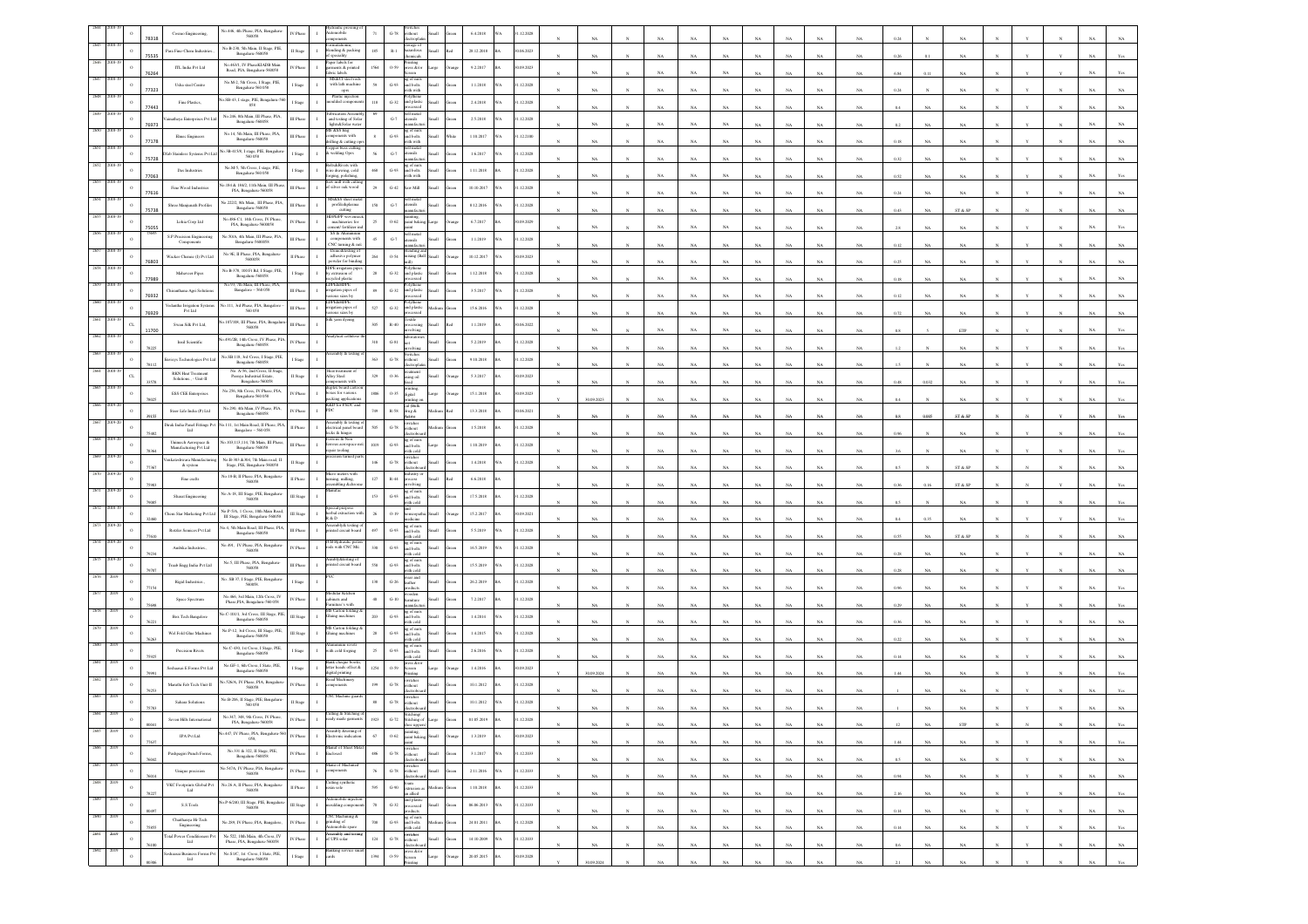| | | | | | | | | | | | | | | | | | | | | | | | | | | | | | | | | | | |
|---|---|---|---|---|---|---|---|---|---|---|---|---|---|---|---|---|---|---|---|---|---|---|---|---|---|---|---|---|---|---|---|---|---|---|
| 2844 | 2018-19 | O | 78318 | Cosmo Engineering | No.446, 4th Phase, PIA, Bangalore 560058 | IV Phase | I | Mechanic pressing of Automobile components | 71 | G-78 | Switches without electroplating | Small | Green | 6.4.2018 | WA | 31.12.2028 | N | NA | N | NA | NA | NA | NA | NA | NA | NA | 0.24 | N | NA | N | Y | N | NA | NA |
| 2845 | 2018-19 | O | 75535 | Para Fine Chem Industries | No.B-230, 5th Main, II Stage, PIE, Bangalore 560058 | II Stage | I | Formulations, blending & packing of speciality | 185 | R-1 | storage of hazardous chemicals | Small | Red | 28.12.2018 | BA | 30.06.2023 | N | NA | N | NA | NA | NA | NA | NA | NA | NA | 0.26 | 0.1 | NA | N | Y | Y | NA | Yes |
| 2846 | 2018-19 | O | 76264 | ITL India Pvt Ltd | No.463/3, IV Phase KIADB Main Road, PIA, Bangalore 560058 | IV Phase | I | Paper labels for garments & printed fabric labels | 1564 | O-59 | Printing press &/or screen printing | Large | Orange | 9.2.2017 | BA | 30.09.2023 | N | NA | N | NA | NA | NA | NA | NA | NA | NA | 6.84 | 0.11 | NA | N | Y | N | NA | Yes |
| 2847 | 2018-19 | O | 77323 | Usha steel Centre | No.M-2, 5th Cross, I Stage, PIE, Bangalore 560 058 | I Stage | I | TMKGs steel rods with bolt machine opns | 59 | G-93 | Mfg of nuts and bolts with cold | Small | Green | 1.1.2018 | WA | 31.12.2028 | N | NA | N | NA | NA | NA | NA | NA | NA | NA | 0.24 | N | NA | N | Y | N | NA | NA |
| 2848 | 2018-19 | O | 77443 | Fine Plastics, | No.SB-43, I stage, PIE, Bengaluru-560058 | I Stage | I | Plastic injection moulded components | 118 | G-32 | Polythene and plastic processed | Small | Green | 2.4.2018 | WA | 31.12.2028 | N | NA | N | NA | NA | NA | NA | NA | NA | NA | 0.4 | NA | NA | N | Y | N | NA | NA |
| 2849 | 2018-19 | O | 76973 | Vainathaya Enterprises Pvt Ltd | No.246, 4th Main, III Phase, PIA, Bangalore 560058 | III Phase | I | Fabrication Assembly and testing of Solar lights&Solar water | 69 | G-7 | Still metal utensils manufacture | Small | Green | 2.5.2018 | WA | 31.12.2028 | N | NA | N | NA | NA | NA | NA | NA | NA | NA | 0.2 | NA | NA | N | Y | N | NA | NA |
| 2850 | 2018-19 | O | 77178 | Elmec Engineers | No.14, 5th Main, III Phase, PIA, Bangalore 560058 | III Phase | I | MS &SS Mng components with drilling & cutting opns | 8 | G-93 | Mfg of nuts and bolts with cold | Small | White | 1.10.2017 | WA | 31.12.2100 | N | NA | N | NA | NA | NA | NA | NA | NA | NA | 0.18 | NA | NA | N | Y | N | NA | NA |
| 2851 | 2018-19 | O | 75728 | Fab Standard Systems Pvt Ltd | No.SB-415/1, I stage, PIE, Bangalore 560 058 | I Stage | I | Copper Bars cutting & welding Opns. | 56 | G-7 | Still metal utensils manufacture | Small | Green | 1.6.2017 | WA | 31.12.2028 | N | NA | N | NA | NA | NA | NA | NA | NA | NA | 0.32 | NA | NA | N | Y | N | NA | NA |
| 2852 | 2018-19 | O | 77063 | Das Industries | No.M-5, 5th Cross, I stage, PIE, Bangalore 560 058 | I Stage | I | Bolts&Rivets with wire drawing, cold forging, polishing, | 460 | G-93 | Mfg of nuts and bolts with cold | Small | Green | 1.11.2010 | WA | 31.12.2028 | N | NA | N | NA | NA | NA | NA | NA | NA | NA | 0.52 | NA | NA | N | Y | N | NA | Yes |
| 2853 | 2018-19 | O | 77610 | Four Wood Industries | No.184-E, 100 2, 11th Main, III Phase, PIA, Bengaluru-560058 | III Phase | I | Saw mill with cutting of silver oak wood | 29 | G-42 | Saw Mill | Small | Green | 01.01.2017 | WA | 31.12.2028 | N | NA | N | NA | NA | NA | NA | NA | NA | NA | 0.24 | NA | NA | N | Y | N | NA | NA |
| 2854 | 2018-19 | O | 75738 | Shree Manjunath Profiles | No.222/2, 8th Main, III Phase, PIA, Bangalore 560058 | III Phase | I | MS&SS Sheet metal profile&plasma cutting | 158 | G-7 | Still metal utensils manufacture | Small | Green | 9.12.2016 | WA | 31.12.2028 | N | NA | N | NA | NA | NA | NA | NA | NA | NA | 0.45 | NA | ST & SP | N | Y | N | NA | NA |
| 2855 | 2018-19 | O | 75055 | Lohia Corp Ltd | No.468-C1, 10th Cross, IV Phase, PIA, Bangalore 560058 | IV Phase | I | HDPE/PP woven sack machineries for cement/ fertilizer ind | 25 | O-62 | Painting, paint baking paint | Large | Orange | 6.7.2017 | BA | 30.09.2029 | N | NA | N | NA | NA | NA | NA | NA | NA | NA | 2.8 | NA | NA | N | Y | N | NA | Yes |
| 2856 | 2018-19 | O | 75053 | S P Precision Engineering Components | No.70/A, 4th Main, III Phase, PIA, Bangalore 560058 | III Phase | I | SS & Aluminium components with CNC turning & mfg | 45 | G-7 | Still metal utensils manufacture | Small | Green | 1.1.2019 | WA | 31.12.2028 | N | NA | N | NA | NA | NA | NA | NA | NA | NA | 0.12 | NA | NA | N | Y | N | NA | NA |
| 2857 | 2018-19 | O | 76803 | Wacker Chemie (I) Pvt Ltd | No.9K, II Phase, PIA, Bangalore 560058 | II Phase | I | Dilute/rearing of adhesive polymer powder for binding | 264 | O-54 | Blending and mixing (Ball mills) | Small | Orange | 01.12.2017 | WA | 30.09.2023 | N | NA | N | NA | NA | NA | NA | NA | NA | NA | 0.25 | NA | NA | N | Y | N | NA | NA |
| 2858 | 2018-19 | O | 77986 | Mahaveer Pipes | No.B-378, 100 Ft Rd, I Stage, PIE, Bangalore 560058 | I Stage | I | HDPE irrigation pipes by extrusion of recycled plastic | 28 | G-32 | Polythene and plastic processed | Small | Green | 1.12.2018 | WA | 31.12.2028 | N | NA | N | NA | NA | NA | NA | NA | NA | NA | 0.18 | NA | NA | N | Y | N | NA | NA |
| 2859 | 2018-19 | O | 76932 | Chinnathana Agri Solutions | No.93, 7th Main, III Phase, PIA, Bangalore – 560 058 | III Phase | I | LDPE&HDPE irrigation pipes of various sizes by | 89 | G-32 | Polythene and plastic processed | Small | Green | 3.5.2017 | WA | 31.12.2028 | N | NA | N | NA | NA | NA | NA | NA | NA | NA | 0.12 | NA | NA | N | Y | N | NA | NA |
| 2860 | 2018-19 | O | 76929 | Vedantha Irrigation Systems Pvt Ltd | No.111, 3rd Phase, PIA, Bangalore 560 058 | III Phase | I | LDPE&HDPE irrigation pipes of various sizes by | 527 | G-32 | Polythene and plastic processed | Medium | Green | 15.6.2016 | WA | 31.12.2028 | N | NA | N | NA | NA | NA | NA | NA | NA | NA | 0.72 | NA | NA | N | Y | N | NA | NA |
| 2861 | 2018-19 | CL | 13700 | Swan Silk Pvt Ltd, | No.107/108, III Phase, PIA, Bangalore 560058 | III Phase | I | Silk yarn dyeing | 305 | R-80 | Textile processing involving | Small | Red | 1.1.2019 | BA | 30.06.2023 | N | NA | N | NA | NA | NA | NA | NA | NA | NA | 0.9 | 5 | ETP | N | Y | N | NA | Yes |
| 2862 | 2018-19 | O | 78225 | Iesil Scientific | No.493/2B, 14th Cross, IV Phase, PIA, Bangalore 560058 | IV Phase | I | Analytical solutions for | 310 | G-91 | Laboratories not involving | Small | Green | 5.2.2019 | BA | 31.12.2028 | N | NA | N | NA | NA | NA | NA | NA | NA | NA | 0.3 | NA | NA | N | Y | N | NA | Yes |
| 2863 | 2018-19 | O | 78112 | Envays Technologies Pvt Ltd | No.SB-118, 3rd Cross, I Stage, PIE, Bengaluru-560058 | I Stage | I | Assembly & testing of | 363 | G-78 | Switches without electroplating | Small | Green | 9.10.2018 | BA | 31.12.2028 | N | NA | N | NA | NA | NA | NA | NA | NA | NA | 1.5 | N | NA | N | Y | N | NA | Yes |
| 2864 | 2018-19 | CL | 16576 | HKN Heat Treatment Solutions, - Unit II | No. A-36, 2nd Cross, II Stage, Peenya Industrial Estate, Bangalore 560058 | II Stage | I | Heat treatment of Alloy Steel components with | 329 | O-36 | Heat treatment using oil fired | Small | Orange | 5.3.2017 | BA | 30.09.2023 | N | NA | N | NA | NA | NA | NA | NA | NA | NA | 0.48 | 0.032 | NA | N | Y | Y | NA | Yes |
| 2865 | 2018-19 | O | 78025 | E&S CSE Enterprises | No.256, 8th Cross, IV Phase, PIA, Bangalore 560 058 | IV Phase | I | Duplex board carton boxes for various packing applications | 1686 | O-35 | Printing press digital printing on | Large | Orange | 15.1.2018 | BA | 30.09.2023 | Y | 30.09.2023 | N | NA | NA | NA | NA | NA | NA | NA | 0.4 | N | NA | N | Y | N | NA | Yes |
| 2866 | 2018-19 | O | 80155 | Sree Life India (P) Ltd | No.296, 4th Main, IV Phase, PIA, Bangalore 560058 | IV Phase | I | R&D for PSOC and PDC | 749 | R-58 | Col (Bulk drug & Active | Medium | Red | 13.3.2018 | BA | 30.06.2021 | N | NA | N | NA | NA | NA | NA | NA | NA | NA | 0.8 | 0.005 | ST & SP | N | N | Y | NA | Yes |
| 2867 | 2018-19 | O | 75482 | Dinik India Panel Fittings Pvt Ltd | No.111, 1st Main Road, II Phase, PIA, Bangalore – 560 058 | II Phase | I | Assembly & testing of electrical panel board racks & hinges | 505 | G-78 | Switches without electroplating | Medium | Green | 1.5.2018 | BA | 31.12.2028 | N | NA | N | NA | NA | NA | NA | NA | NA | NA | 0.96 | N | NA | N | Y | N | NA | Yes |
| 2868 | 2018-19 | O | 78364 | Unimech Aerospace & Manufacturing Pvt Ltd | No.103,113,114, 7th Main, III Phase, Bangalore 560058 | III Phase | I | Precision & Non precision aerospace mfg, repair testing | 1019 | G-93 | Mfg of nuts and bolts with cold | Large | Green | 1.10.2019 | BA | 31.12.2028 | N | NA | N | NA | NA | NA | NA | NA | NA | NA | 3.6 | N | NA | N | Y | N | NA | Yes |
| 2869 | 2018-19 | O | 77367 | Venkateshwara Manufacturing & system | No.B-383 & 384, 7th Main road, II Stage, PIE, Bangalore 560058 | II Stage | I | processes turned parts | 196 | G-78 | Switches without electroboard | Small | Green | 1.4.2019 | WA | 31.12.2028 | N | NA | N | NA | NA | NA | NA | NA | NA | NA | 0.3 | N | ST & SP | N | Y | N | NA | Yes |
| 2870 | 2018-19 | O | 75903 | Fine crafts | No.10-B, II Phase, PIA, Bangalore 560058 | II Phase | I | Micro motors with turning, milling, assembling, &chrome | 127 | R-44 | Industry or process involving | Small | Red | 6.6.2018 | BA | | N | NA | N | NA | NA | NA | NA | NA | NA | NA | 0.36 | 0.16 | ST & SP | N | Y | N | NA | Yes |
| 2871 | 2018-19 | O | 79085 | Shiran Engineering | No.A-19, III Stage, PIE, Bengaluru 560058 | III Stage | I | Manufac | 153 | G-93 | Mfg of nuts and bolts with cold | Small | Green | 17.5.2018 | BA | 31.12.2028 | N | NA | N | NA | NA | NA | NA | NA | NA | NA | 0.3 | N | NA | N | Y | N | NA | Yes |
| 2872 | 2018-19 | O | 32460 | Chem Star Marketing Pvt Ltd | No.P-5/A, I Cross, 10th Main Road, III Stage, PIE, Bengaluru 560058 | III Stage | I | Special purpose herbal extraction with R & D | 26 | O-19 | Ayurvedic and homeopathic medicines | Small | Orange | 15.2.2017 | BA | 30.09.2021 | N | NA | N | NA | NA | NA | NA | NA | NA | NA | 0.4 | 0.35 | NA | N | Y | N | NA | Yes |
| 2873 | 2018-20 | O | 77610 | Rotolite Sensors Pvt Ltd | No.4, 5th Main Road, III Phase, PIA, Bangalore 560058 | III Phase | I | Assembly& testing of printed circuit board | 497 | G-93 | Mfg of nuts and bolts with cold | Small | Green | 5.5.2019 | WA | 31.12.2028 | N | NA | N | NA | NA | NA | NA | NA | NA | NA | 0.55 | NA | ST & SP | N | Y | N | NA | NA |
| 2874 | 2018-20 | O | 78234 | Ambika Industries, | No.491, IV Phase, PIA, Bangalore 560058 | IV Phase | I | FAB Hydraulic piston rods with CNC M/c | 390 | G-93 | Mfg of nuts and bolts with cold | Small | Green | 16.5.2019 | WA | 31.12.2028 | N | NA | N | NA | NA | NA | NA | NA | NA | NA | 0.28 | NA | NA | N | Y | N | NA | NA |
| 2875 | 2018-20 | O | 79507 | Teash Engg India Pvt Ltd | No.5, III Phase, PIA, Bangalore 560058 | III Phase | I | Assembly&testing of printed circuit board | 558 | G-93 | Mfg of nuts and bolts with cold | Small | Green | 15.5.2019 | WA | 31.12.2028 | N | NA | N | NA | NA | NA | NA | NA | NA | NA | 0.28 | NA | NA | N | Y | N | NA | NA |
| 2876 | 2019 | O | 73154 | Regal Industries, | No. SB 37, I Stage, PIE, Bengaluru 560058 | I Stage | I | PVC | 130 | G-26 | Shoes and leather products | Small | Green | 26.2.2019 | BA | 31.12.2028 | N | NA | N | NA | NA | NA | NA | NA | NA | NA | 0.98 | NA | NA | N | Y | N | NA | Yes |
| 2877 | 2019 | O | 79490 | Space Spectrum | No.466, 3rd Main, 12th Cross, IV Phase PIA, Bangalore 560058 | IV Phase | I | Modular Kitchen cabinets and furniture's with | 40 | G-10 | Wooden furniture manufacture | Small | Green | 7.2.2017 | BA | 31.12.2028 | N | NA | N | NA | NA | NA | NA | NA | NA | NA | 0.29 | NA | NA | N | Y | N | NA | Yes |
| 2878 | 2019 | O | 76221 | Brit Tech Bangalore | No.C-101/1, 3rd Cross, III Stage, PIE, Bangalore 560058 | III Stage | I | SB Carton folding & filming machines | 203 | G-93 | Mfg of nuts and bolts with cold | Small | Green | 1.4.2014 | WA | 31.12.2028 | N | NA | N | NA | NA | NA | NA | NA | NA | NA | 0.36 | NA | NA | N | Y | N | NA | NA |
| 2879 | 2019 | O | 76263 | Wel Fold Gluo Machines | No.P-12, 3rd Cross, III Stage, PIE, Bangalore 560058 | III Stage | I | SB Carton folding & filming machines | 20 | G-93 | Mfg of nuts and bolts with cold | Small | Green | 1.4.2015 | WA | 31.12.2028 | N | NA | N | NA | NA | NA | NA | NA | NA | NA | 0.22 | NA | NA | N | Y | N | NA | NA |
| 2880 | 2019 | O | 75925 | Precision Rivets | No.C-430, 1st Cross, I Stage, PIE, Bangalore 560058 | I Stage | I | Aluminium rivets with cold forging | 25 | G-93 | Mfg of nuts and bolts with cold | Small | Green | 2.6.2016 | WA | 31.12.2028 | N | NA | N | NA | NA | NA | NA | NA | NA | NA | 0.14 | NA | NA | N | Y | N | NA | NA |
| 2881 | 2019 | O | 76991 | Sreharsan E-Forms Pvt Ltd | No.SP-1, 6th Cross, I State, PIE, Bangalore 560058 | I Stage | I | Bank cheque books, letter heads of bill & digital printing | 1258 | O-59 | Printing press &/or Screen Printing | Large | Orange | 1.4.2016 | BA | 30.09.2023 | Y | 30.09.2024 | N | NA | NA | NA | NA | NA | NA | NA | 1.44 | NA | NA | N | Y | N | NA | Yes |
| 2882 | 2019 | O | 76253 | Maruthi Fab Tech Unit II | No.326/A, IV Phase, PIA, Bengaluru 560058 | IV Phase | I | Road Machinery components | 199 | G-78 | Switches without electroboard | Small | Green | 10.1.2012 | WA | 31.12.2028 | N | NA | N | NA | NA | NA | NA | NA | NA | NA | 1 | NA | NA | N | Y | N | NA | NA |
| 2883 | 2019 | O | 75783 | Sahana Solutions | No.B-286, II Stage, PIE, Bengaluru 560 058 | II Stage | I | CNC Machine guards | 80 | G-78 | Switches without electroboard | Small | Green | 10.1.2012 | WA | 31.12.2029 | N | NA | N | NA | NA | NA | NA | NA | NA | NA | 1 | NA | NA | N | Y | N | NA | NA |
| 2884 | 2019 | O | 80041 | Seven Hills International | No.367, 368, 9th Cross, IV Phase, PIA, Bengaluru 560058 | IV Phase | I | Cutting & Stitching of ready made garments | 1923 | G-72 | Stitching/ Stitching of shoe uppers/ | Large | Green | 01.05.2019 | BA | 31.12.2028 | N | NA | N | NA | NA | NA | NA | NA | NA | NA | 12 | NA | STP | N | Y | N | NA | Yes |
| 2885 | 2019 | O | 77637 | IPA Pvt Ltd | No.447, IV Phase, PIA, Bengaluru 560 058, | IV Phase | I | Assembly &testing of Electronic indication | 67 | O-62 | Painting, paint baking paint | Small | Orange | 1.3.2019 | BA | 30.09.2023 | N | NA | N | NA | NA | NA | NA | NA | NA | NA | 1.44 | NA | NA | N | Y | N | NA | NA |
| 2886 | 2019 | O | 76042 | Pushpagiri Panels Forms, | No.331 & 322, II Stage, PIE, Bengaluru-560058 | IV Phase | I | Manuf of Sheet Metal Enclosed | 486 | G-78 | Switches without electroboard | Small | Green | 3.1.2017 | WA | 31.12.2033 | N | NA | N | NA | NA | NA | NA | NA | NA | NA | 0.5 | NA | NA | N | Y | N | NA | NA |
| 2887 | 2019 | O | 78814 | Unique precisions | No.547/A, IV Phase, PIA, Bengaluru 560058 | IV Phase | I | Manu of Machined components | 76 | G-78 | Switches without electroboard | Small | Green | 2.11.2016 | WA | 31.12.2033 | N | NA | N | NA | NA | NA | NA | NA | NA | NA | 0.94 | NA | NA | N | Y | N | NA | NA |
| 2888 | 2019 | O | 78227 | VKC Footprints Global Pvt Ltd | No.18 A, II Phase, PIA, Bengaluru 560058 | II Phase | I | Cutting synthetic resin sole | 595 | G-90 | Shoes footwears as other allied | Medium | Green | 1.10.2018 | BA | 31.12.2033 | N | NA | N | NA | NA | NA | NA | NA | NA | NA | 2.16 | NA | NA | N | Y | N | NA | Yes |
| 2889 | 2019 | O | 80497 | S.S Tools | No.P-6/280, III Stage, PIE, Bengaluru 560058 | III Stage | I | Automobile injection moulding components | 78 | G-32 | Polythene and plastic processed products | Small | Green | 06.06.2013 | WA | 31.12.2033 | N | NA | N | NA | NA | NA | NA | NA | NA | NA | 0.14 | NA | NA | N | Y | N | NA | NA |
| 2890 | 2019 | O | 75455 | Chaithanya Hi-Tech Engineering | No.209, IV Phase, PIA, Bangalore, | IV Phase | I | CNC Machining & grinding of Automobile spare | 708 | G-93 | Mfg of nuts and bolts with cold | Medium | Green | 24.01.2011 | BA | 31.12.2033 | N | NA | N | NA | NA | NA | NA | NA | NA | NA | 0.14 | NA | NA | N | Y | N | NA | Yes |
| 2891 | 2019 | O | 76400 | Total Power Conditioners Pvt Ltd | No.522, 10th Main, 4th Cross, IV Phase, PIA, Bengaluru-560058 | IV Phase | I | Assembly and testing of UPS solar | 121 | G-78 | Switches without electroboard | Small | Green | 14.10.2009 | WA | 31.12.2033 | N | NA | N | NA | NA | NA | NA | NA | NA | NA | 0.6 | NA | NA | N | Y | N | NA | NA |
| 2892 | 2019 | O | 40306 | Sreharsan Business Forms Pvt Ltd | No.S-07, 1st Cross, I State, PIE, Bangalore 560058 | I Stage | I | Banking service smart cards | 1394 | O-59 | Printing press &/or Screen Printing | Large | Orange | 20.03.2015 | BA | 30.09.2028 | Y | 30.09.2024 | N | NA | NA | NA | NA | NA | NA | NA | 2.1 | NA | NA | N | Y | N | NA | Yes |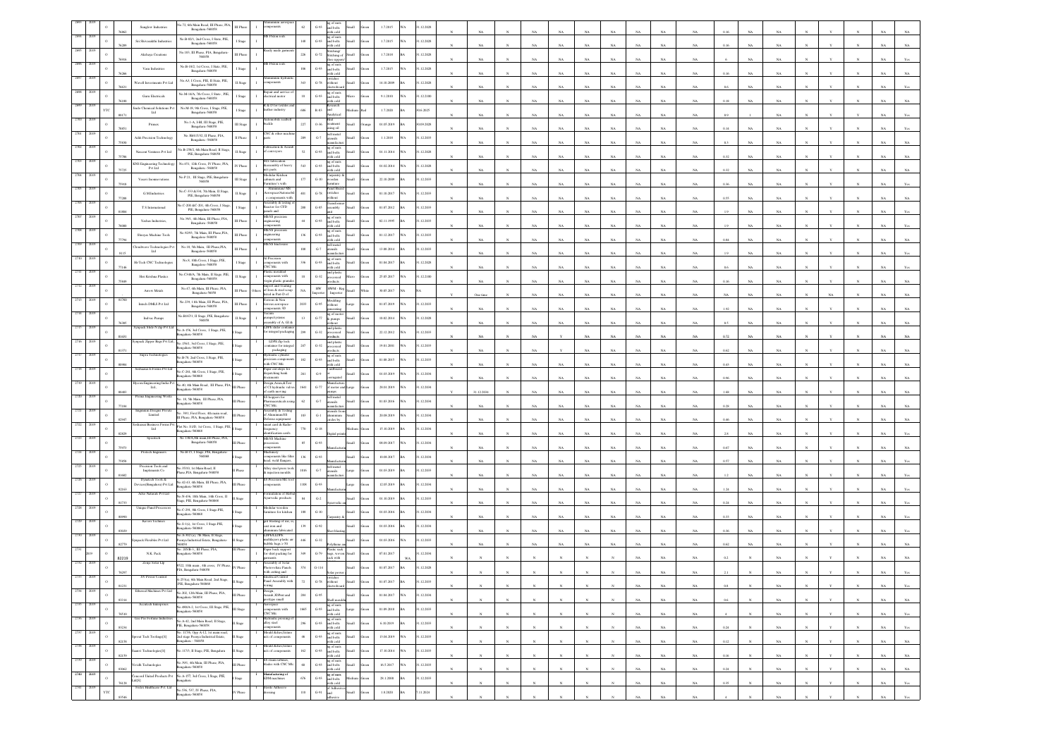| | | | | | | | | | | | | | | | | | | | | | | | | | | | | | | | | | | | |
|---|---|---|---|---|---|---|---|---|---|---|---|---|---|---|---|---|---|---|---|---|---|---|---|---|---|---|---|---|---|---|---|---|---|---|---|
| 2693 | 2019 | O | 76862 | Sunglow Industries | No.72, 6th Main Road, III Phase, PIA, Bengaluru-560058 | III Phase | I | Aluminium aerospace components | 62 | G-93 | Engg of nuts and bolts with cold | Small | Green | 1.7.2015 | WA | 31.12.2028 | | | | | | | | | | | | | | | | | | | |
| 2694 | 2019 | O | 76289 | Sri Shivashakthi Industries | No.B-85/1, 2nd Cross, I State, PIE, Bengaluru-560058 | I Stage | I | HB Piston rods | 180 | G-93 | Engg of nuts and bolts with cold | Small | Green | 1.7.2015 | WA | 31.12.2028 | N | NA | N | NA | NA | NA | NA | NA | NA | NA | NA | 0.16 | NA | NA | N | Y | N | NA | NA |
| 2695 | 2019 | O | 76916 | Akshaya Creations | No.103, III Phase, PIA, Bengaluru-560058 | III Phase | I | Ready made garments | 226 | G-72 | Stitching/Stitching of shoe uppers | Small | Green | 1.7.2019 | BA | 31.12.2029 | N | NA | N | NA | NA | NA | NA | NA | NA | NA | NA | 6 | NA | NA | N | Y | N | NA | Yes |
| 2696 | 2019 | O | 76286 | Vasu Industries | No.B-18/2, 1st Cross, I State, PIE, Bengaluru-560058 | I Stage | I | HB Piston rods | 106 | G-93 | Engg of nuts and bolts with cold | Small | Green | 1.7.2015 | WA | 31.12.2028 | N | NA | N | NA | NA | NA | NA | NA | NA | NA | NA | 0.16 | NA | NA | N | Y | N | NA | NA |
| 2697 | 2019 | O | 76631 | Wavell Investments Pvt Ltd | No.A3, I Cross, PIE, II State, PIE, Bengaluru-560058 | II Stage | I | Aluminium hydraulic components | 343 | G-78 | Switches without electroplating | Small | Green | 14.10.2009 | BA | 31.12.2028 | N | NA | N | NA | NA | NA | NA | NA | NA | NA | NA | 0.6 | NA | NA | N | Y | N | NA | Yes |
| 2698 | 2019 | O | 76180 | Guru Electricals | No.38-14/A, 7th Cross, I State, PIE, Bengaluru-560058 | I Stage | I | Repair and service of electrical motor | 18 | G-93 | Engg of nuts and bolts with cold | Micro | Green | 9.1.2010 | WA | 31.12.2100 | N | NA | N | NA | NA | NA | NA | NA | NA | NA | NA | 0.18 | NA | NA | N | Y | N | NA | NA |
| 2699 | 2019 | YTC | 80171 | Sindu Chemical Solutions Pvt Ltd | No.M-19, 9th Cross, I Stage, PIE, Bengaluru-560058 | I Stage | I | R & D for textiles and leather industry | 690 | R-83 | Research and Analytical | Medium | Red | 1.7.2020 | BA | 30.6.2025 | N | NA | N | NA | NA | NA | NA | NA | NA | NA | NA | 0.9 | NA | NA | N | Y | Y | NA | Yes |
| 2700 | 2019 | O | 78051 | Pramax | No.1-A, I-M, III Stage, PIE, Bengaluru-560058 | III Stage | I | Automobile seatbelt buckle | 227 | O-36 | Heat treatment using oil | Small | Orange | 01.05.2019 | BA | 30.09.2028 | N | NA | N | NA | NA | NA | NA | NA | NA | NA | NA | 0.18 | NA | NA | N | Y | N | NA | NA |
| 2701 | 2019 | O | 75830 | Aditi Precision Technology | No. B-81/3/32, II Phase, PIA, Bengaluru-560058 | II Phase | I | CNC & other machine parts | 289 | G-7 | Sheet metal utensils manufacture | Small | Green | 1.1.2018 | WA | 31.12.2033 | N | NA | N | NA | NA | NA | NA | NA | NA | NA | NA | 0.3 | NA | NA | N | Y | N | NA | NA |
| 2702 | 2019 | O | 75786 | Nascent Ventures Pvt Ltd | No.B-258/2, 6th Main Road, II Stage, PIE, Bengaluru-560058 | II Stage | I | Fabrication & Assembly of conveyors | 52 | G-93 | Engg of nuts and bolts with cold | Small | Green | 01.11.2014 | WA | 31.12.2028 | N | NA | N | NA | NA | NA | NA | NA | NA | NA | NA | 0.32 | NA | NA | N | Y | N | NA | NA |
| 2703 | 2019 | O | 75725 | KNS Engineering Technology Pvt Ltd | No.451, 12th Cross, IV Phase, PIA, Bengaluru-560058 | IV Phase | I | SS fabrication Assembly of heavy m/c parts | 543 | G-93 | Engg of nuts and bolts with cold | Small | Green | 01.04.2014 | WA | 31.12.2028 | N | NA | N | NA | NA | NA | NA | NA | NA | NA | NA | 0.32 | NA | NA | N | Y | N | NA | NA |
| 2704 | 2019 | O | 75910 | Vasavi Incorporations | No.P-31, III Stage, PIE, Bengaluru-560058 | III Stage | I | Modular Kitchen cabinets and furniture's work | 177 | G-83 | Carpentry & wooden furniture | Small | Green | 22.10.2009 | BA | 31.12.2033 | N | NA | N | NA | NA | NA | NA | NA | NA | NA | NA | 0.16 | NA | NA | N | Y | N | NA | Yes |
| 2705 | 2019 | O | 77288 | G.M.Industries | No.C-331 & 334, 7th Main, II Stage, PIE, Bengaluru-560058 | II Stage | I | Aluminium/MS Aerospace/Automobile components with | 401 | G-78 | Panel Board switches without | Small | Green | 01.10.2017 | WA | 31.12.2033 | N | NA | N | NA | NA | NA | NA | NA | NA | NA | NA | 0.55 | NA | NA | N | Y | N | NA | NA |
| 2706 | 2019 | O | 81084 | T.S International | No.C-200 &C-201, 4th Cross, I Stage, PIE, Bengaluru-560058 | I Stage | I | Assembly & testing of Reactor for CFD panels and | 288 | G-93 | Transformer assembly | Small | Green | 01.07.2012 | BA | 31.12.2033 | N | NA | N | NA | NA | NA | NA | NA | NA | NA | NA | 1.9 | NA | NA | N | Y | N | NA | Yes |
| 2707 | 2019 | O | 76080 | Yashas Industries | No.39/1, 4th Main, III Phase, PIA, Bengaluru-560058 | III Phase | I | MS/SS precision engineering components | 84 | G-93 | Engg of nuts and bolts with cold | Small | Green | 02.11.1999 | BA | 31.12.2033 | N | NA | N | NA | NA | NA | NA | NA | NA | NA | NA | 1.9 | NA | NA | N | Y | N | NA | Yes |
| 2708 | 2019 | O | 77794 | Shreyas Machine Tools | No.92/93, 7th Main, III Phase PIA, Bengaluru-560058 | III Phase | I | MS/SS precision engineering components | 136 | G-93 | Engg of nuts and bolts with cold | Small | Green | 01.12.2017 | WA | 31.12.2033 | N | NA | N | NA | NA | NA | NA | NA | NA | NA | NA | 0.84 | NA | NA | N | Y | N | NA | NA |
| 2709 | 2019 | O | 8113 | Cloudwave Technologies Pvt Ltd | No.18, 5th Main, III Phase,PIA, Bengaluru-560058 | III Phase | I | MS/SS Enclosure | 108 | G-7 | Sheet metal utensils manufacture | Small | Green | 13.09.2014 | BA | 31.12.2033 | N | NA | N | NA | NA | NA | NA | NA | NA | NA | NA | 1.9 | NA | NA | N | Y | N | NA | Yes |
| 2710 | 2019 | O | 77146 | Hi-Tech CNC Technologies | No.9, 10th Cross, I Stage, PIE, Bengaluru-560058 | I Stage | I | Al Precision components with CNC Mc | 336 | G-93 | Engg of nuts and bolts with cold | Small | Green | 01.04.2017 | BA | 31.12.2028 | N | NA | N | NA | NA | NA | NA | NA | NA | NA | NA | 0.6 | NA | NA | N | Y | N | NA | Yes |
| 2711 | 2019 | O | 75849 | Shri Krishna Plastics | No.C348/A, 7th Main, II Stage, PIE, Bengaluru-560058 | II Stage | I | Plastic moulded components with virgin plastic granules | 18 | G-32 | Plastic processed products | Micro | Green | 25.05.2017 | WA | 31.12.2100 | N | NA | N | NA | NA | NA | NA | NA | NA | NA | NA | 0.18 | NA | NA | N | Y | N | NA | NA |
| 2712 | 2019 | O | - | Aaron Metals | No.67, 4th Main, III Phase, PIA, Bengaluru-560058 | III Phase | Others | Import and Trading of Non-ferrous scrap listed in Part-D of | NA | HW Importer | HWM - Reg Importer | Small | White | 30.05.2017 | NA | NA | Y | One time | N | NA | N | NA | NA | NA | NA | NA | NA | NA | NA | NA | N | NA | N | N | NA | NA |
| 2713 | 2019 | O | 81701 | Intech DMLS Pvt Ltd | No.219, 11th Main, III Phase, PIA, Bengaluru-560058 | III Phase | I | Ferrous & Non-ferrous aerospace components 3D | 2033 | G-93 | Moulding without processing | Large | Green | 01.07.2019 | WA | 31.12.2033 | N | NA | N | NA | NA | NA | NA | NA | NA | NA | NA | 1.92 | NA | NA | N | Y | N | NA | NA |
| 2714 | 2019 | O | 76385 | Indrize Pumps | No.B55/31, II Stage, PIE, Bengaluru-560058 | II Stage | I | Vacuum pumps/pistons assembly of A | 13 | G-77 | Assembly of motor & pumps without | Small | Green | 10.02.2014 | WA | 31.12.2028 | N | NA | N | NA | NA | NA | NA | NA | NA | NA | NA | 0.5 | NA | NA | N | Y | N | NA | NA |
| 2715 | 2019 | O | 81683 | Synpack Shield-N-Zip Pvt Ltd | No.A-156, 3rd Cross, I Stage, PIE, Bengaluru-560058 | I Stage | I | LDPE sheet containers for integral packaging | 299 | G-32 | Plastic processed products | Small | Green | 22.12.2012 | WA | 31.12.2033 | N | NA | N | NA | Y | NA | NA | NA | NA | NA | NA | 0.72 | NA | NA | N | Y | N | NA | NA |
| 2716 | 2019 | O | 81371 | Synpack Zipper Bags Pvt Ltd | No.156/1, 3rd Cross, I Stage, PIE, Bengaluru-560058 | I Stage | I | LDPE Zip lock container for integral packaging | 247 | G-32 | Plastic processed products | Small | Green | 19.01.2001 | WA | 31.12.2033 | N | NA | N | NA | Y | NA | NA | NA | NA | NA | NA | 0.62 | NA | NA | N | Y | N | NA | NA |
| 2717 | 2019 | O | 80984 | Supra Technologies | No.B-78, 2nd Cross, I Stage, PIE, Bengaluru-560058 | I Stage | I | Hydraulics cylinder precision components with CNC Mc | 182 | G-93 | Engg of nuts and bolts with cold | Small | Green | 01.08.2015 | WA | 31.12.2033 | N | NA | N | NA | NA | NA | NA | NA | NA | NA | NA | 0.43 | NA | NA | N | Y | N | NA | NA |
| 2718 | 2019 | O | | Sridhanus E-Forms Pvt Ltd | No.C-261, 6th Cross, I Stage, PIE, Bengaluru-560058 | I Stage | I | Paper envelopes for dispatching bank documents | 261 | G-9 | Cardboard or corrugated | Small | Green | 01.03.2019 | WA | 31.12.2034 | N | NA | N | NA | NA | NA | NA | NA | NA | NA | NA | 0.96 | NA | NA | N | Y | N | NA | NA |
| 2719 | 2019 | O | 80403 | Hycon Engineering India Pvt Ltd | No.40, 4th Main Road, III Phase, PIA, Bengaluru-560058 | III Phase | I | Design, Assm.&Test of CI hydraulic valves of earth moving | 1641 | G-77 | Manufacture of motor and pumps | Large | Green | 28.01.2019 | WA | 31.12.2034 | Y | 31.12.2034 | N | NA | N | NA | NA | NA | NA | NA | NA | 1.68 | NA | NA | N | Y | N | NA | NA |
| 2720 | 2019 | O | 77184 | Prima Engineering Works | No.18, 5th Main, III Phase, PIA, Bengaluru-560058 | III Phase | I | SS hoppers for Pharmaceuticals using CNC Mc | 62 | G-7 | Sheet metal utensils manufacture | Small | Green | 01.03.2016 | WA | 31.12.2034 | N | NA | N | NA | NA | NA | NA | NA | NA | NA | NA | 0.28 | NA | NA | N | Y | N | NA | NA |
| 2721 | 2019 | O | 82947 | Imgemini Designs Private Limited | No.39/1, First Floor, 4th main road, III Phase, PIA, Bengaluru-560058 | III Phase | I | Assembly & Testing of Aluminium/SS Defense equipment | 183 | G-1 | Assembly of air coolers | Small | Green | 20.08.2019 | WA | 31.12.2034 | N | NA | N | NA | NA | NA | NA | NA | NA | NA | NA | 0.46 | NA | NA | N | Y | N | NA | NA |
| 2722 | 2019 | O | 82829 | Seshasayee Business Forms Pvt Ltd | Plot No. S1/D, 1st Cross, I Stage, PIE, Bengaluru-560058 | I Stage | I | Smart card & Radio frequency identification cards | 778 | G-18 | Digital printing | Medium | Green | 15.10.2019 | BA | 31.12.2034 | N | NA | N | NA | NA | NA | NA | NA | NA | NA | NA | 2.8 | NA | NA | N | Y | N | NA | Yes |
| 2723 | 2019 | O | 75973 | Speedtech | No.138/A,5th main,III Phase, PIA, Bengaluru-560058 | III Phase | I | MS/SS Machine precision components | 85 | G-93 | Manufacturing | Small | Green | 08.09.2017 | WA | 31.12.2034 | N | NA | N | NA | NA | NA | NA | NA | NA | NA | NA | 0.67 | NA | NA | N | Y | N | NA | NA |
| 2724 | 2019 | O | 75858 | Pratech Engineers | No.B-15, I Stage, PIE, Bengaluru-560058 | I Stage | I | Machinery components like filter head, weld flanges | 136 | G-93 | Manufacturing | Small | Green | 10.09.2017 | WA | 31.12.2034 | N | NA | N | NA | NA | NA | NA | NA | NA | NA | NA | 0.57 | NA | NA | N | Y | N | NA | NA |
| 2725 | 2019 | O | 81682 | Precision Tools and Implements Co | No.37/39, 1st Main Road, II Phase, PIA, Bengaluru-560058 | II Phase | I | Alloy steel press tools & injection moulds | 1810 | G-7 | Sheet metal utensils manufacture | Large | Green | 01.03.2019 | BA | 31.12.2033 | N | NA | N | NA | NA | NA | NA | NA | NA | NA | NA | 1.2 | NA | NA | N | Y | N | NA | Yes |
| 2726 | 2019 | O | 82163 | Dynatech Tools & Devices(Bengaluru) Pvt Ltd | No.42-43, 4th Main, III Phase, PIA, Bengaluru-560058 | III Phase | I | SS Precision M/C tool components | 1108 | G-93 | Manufacturing | Large | Green | 12.03.2019 | BA | 31.12.2034 | N | NA | N | NA | NA | NA | NA | NA | NA | NA | NA | 1.24 | NA | NA | N | Y | N | NA | Yes |
| 2727 | 2019 | O | 81733 | Arbor Naturals Pvt Ltd | No.N-436, 10th Main, 10th Cross, II Stage, PIE, Bengaluru-560058 | II Stage | I | Formulation of Herbal Ayurvedic products | 84 | G-2 | Ayurvedic | Small | Green | 01.10.2019 | BA | 31.12.2033 | N | NA | N | NA | NA | NA | NA | NA | NA | NA | NA | 0.24 | NA | NA | N | Y | N | NA | NA |
| 2728 | 2019 | O | 80990 | Unique Panel Processors | No.C-291, 6th Cross, I Stage, PIE, Bengaluru-560058 | I Stage | I | Modular wooden furniture for kitchen | 188 | G-83 | Carpentry & | Small | Green | 01.03.2016 | BA | 31.12.2034 | N | NA | N | NA | NA | NA | NA | NA | NA | NA | NA | 0.33 | NA | NA | N | Y | N | NA | Yes |
| 2729 | 2019 | O | 83020 | Kavers Technics | No.S-1/A, 3rd Cross, I Stage, PIE, Bengaluru-560058 | I Stage | I | grit blasting of ms, cs, cast iron and aluminium fabricated | 139 | G-92 | Shot blasting | Small | Green | 01.03.2016 | BA | 31.12.2034 | N | NA | N | NA | NA | NA | NA | NA | NA | NA | NA | 0.36 | NA | NA | N | Y | N | NA | Yes |
| 2730 | 2019 | O | 82779 | Synpack Flexibles Pvt Ltd | No.A-8/2(a), 7th Main, II Stage, Peenya Industrial Estate, Bengaluru-560058 | II Stage | I | LDPE/LLDPE multilayer plastic air bubble bags ≥ 50 | 846 | G-32 | Polythene and | Small | Green | 01.03.2016 | WA | 31.12.2033 | N | NA | N | NA | NA | NA | NA | NA | NA | NA | NA | 0.62 | NA | NA | N | Y | N | NA | NA |
| 2731 | 2019 | O | 82218 | N.K. Pack | No. 2/E/B/3, III Phase, PIA, Bengaluru-560058 | III Phase | I | Paper back support for shirt packing for garments | 349 | G-79 | Plastic sack bags, woven sack with | Small | Green | 07.01.2017 | WA | 31.12.2034 | N | N | N | N | N | N | N | N | NA | NA | NA | 0.2 | N | N | N | N | N | NA | NA |
| 2732 | 2019 | O | 76297 | Zenju Solar Llp | #322, 10th main, 4th cross, IV Phase, PIA, Bengaluru-560058 | IV Phase | I | Assembly of Solar Photovoltaic Panels with cutting and | 574 | G-114 | Solar power | Small | Green | 01.07.2017 | BA | 31.12.2028 | N | N | N | N | N | N | N | N | NA | NA | NA | 2.1 | N | N | N | Y | N | NA | Yes |
| 2733 | 2019 | O | 81231 | SV Power Control | A-25/(a), 6th Main Road, 2nd Stage, PIE, Bengaluru-560058 | II Stage | I | Electrical Control Panel Assembly with wiring | 72 | G-78 | Switches without electroplating | Small | Green | 01.07.2017 | BA | 31.12.2033 | N | N | N | N | N | N | N | N | NA | NA | NA | 0.8 | N | N | N | Y | N | NA | Yes |
| 2734 | 2019 | O | 83334 | Ethereal Machines Pvt Ltd | No.202, 12th Main, III Phase, PIA, Bengaluru-560058 | III Phase | I | Design, Assmb.,3DPrint and prototype small | 284 | G-95 | Shell moulding | Small | Green | 01.04.2017 | WA | 31.12.2034 | N | N | N | N | N | N | N | N | NA | NA | NA | 0.6 | N | N | N | Y | N | NA | NA |
| 2735 | 2019 | O | 76510 | Accutech Enterprises | No.480/A-2, 1st Cross, III Stage, PIE, Bengaluru-560058 | III Stage | I | Aerospace components with CNC Mc | 1665 | G-93 | Engg of nuts and bolts with cold | Large | Green | 01.09.2018 | BA | 31.12.2033 | N | N | N | N | N | N | N | N | NA | NA | NA | 4 | N | N | N | Y | N | NA | Yes |
| 2736 | 2019 | O | 83234 | Gas Fire Systems Industries | No.A-42, 2nd Main Road, II Stage, PIE, Bengaluru-560058 | II Stage | I | Machining, pressing of alloy steel components | 296 | G-93 | Engg of nuts and bolts with cold | Small | Green | 6.10.2019 | BA | 31.12.2033 | N | N | N | N | N | N | N | N | NA | NA | NA | 0.24 | N | N | N | Y | N | NA | Yes |
| 2737 | 2019 | O | 82158 | Speed Tech Tooling[3] | No. 117/6, Opp A-12, 1st main road, 2nd stage Peenya Industrial Estate, Bengaluru-560058 | II Stage | I | Mould dealers, fixtures, m/c of components | 48 | G-93 | Engg of nuts and bolts with cold | Small | Green | 13.06.2019 | WA | 31.12.2033 | N | N | N | N | N | N | N | N | NA | NA | NA | 0.12 | N | N | N | Y | N | NA | NA |
| 2738 | 2019 | O | 82159 | Saanvi Technologies[3] | No.117/3, II Stage, PIE, Bengaluru | II Stage | I | Mould dealers, fixtures m/c of components | 162 | G-93 | Engg of nuts and bolts with cold | Small | Green | 17.10.2014 | WA | 31.12.2033 | N | N | N | N | N | N | N | N | NA | NA | NA | 0.16 | N | N | N | Y | N | NA | NA |
| 2739 | 2019 | O | 83062 | Vrudhi Technologies | No.39/1, 4th Main, III Phase, PIA, Bengaluru-560058 | III Phase | I | SS steam sensor, blades with CNC Mc | 68 | G-93 | Engg of nuts and bolts with cold | Small | Green | 16.5.2017 | WA | 31.12.2033 | N | N | N | N | N | N | N | N | NA | NA | NA | 0.24 | N | N | N | Y | N | NA | NA |
| 2740 | 2019 | O | 78428 | Concord United Products Pvt Ltd[4] | No.A-157, 3rd Cross, I Stage, PIE, Bengaluru | I Stage | I | Manufacturing of EDM machines | 676 | G-93 | Engg of nuts and bolts with cold | Medium | Green | 28.1.2008 | BA | 31.12.2033 | N | N | N | N | N | N | N | N | NA | NA | NA | 0.35 | N | N | N | Y | N | NA | Yes |
| 2741 | 2019 | YTC | 83546 | Sutiri Healthcare Pvt Ltd | No.536, 537, IV Phase, PIA, Bengaluru-560058 | IV Phase | I | Sterile Adhesive dressing | 118 | G-91 | Mfg of Adhesive tapes and adhesive | Small | Green | 1.8.2020 | BA | 7.11.2024 | N | N | N | N | N | N | N | N | NA | NA | NA | 4 | N | N | N | Y | N | NA | Yes |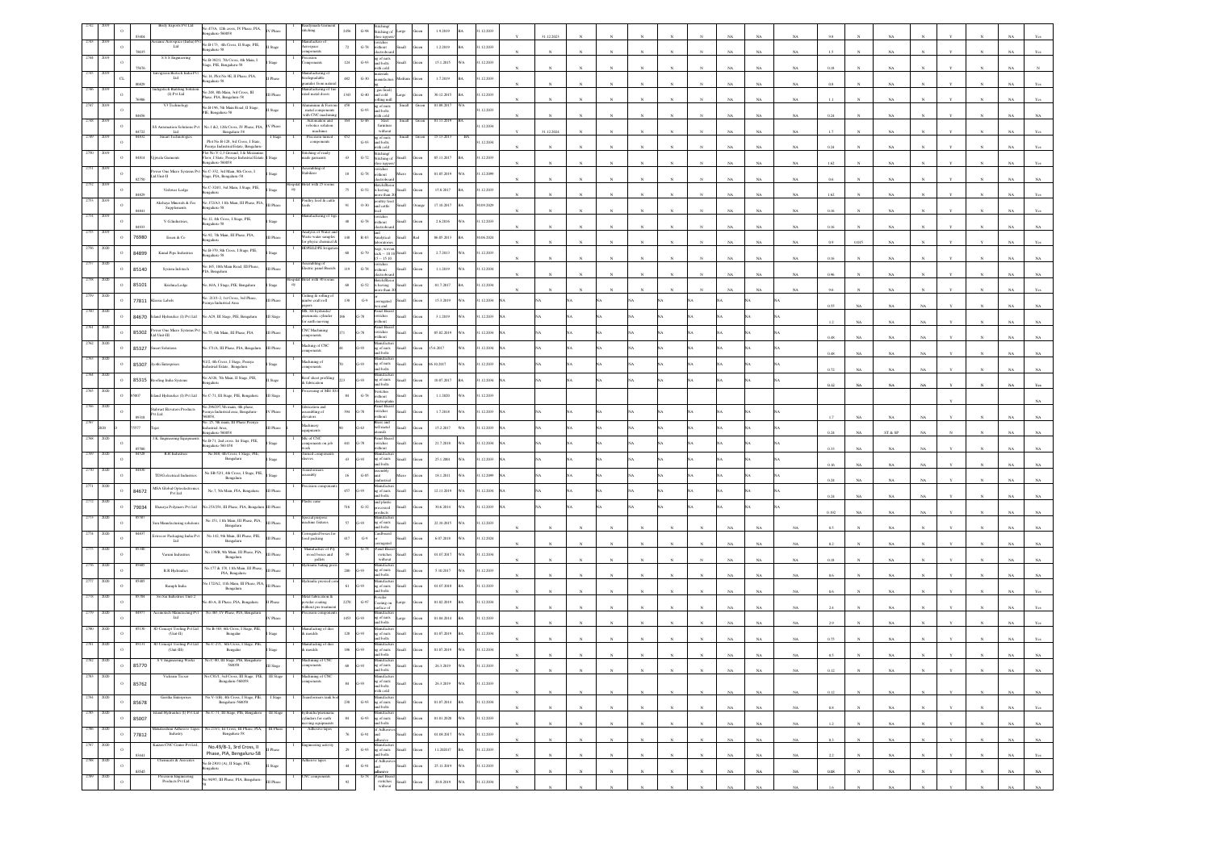| 2742 | 2019 | O | 83088 | Body Exports Pvt Ltd | No.47/A, 12th cross, IV Phase, PIA, Bangalore-560058 | IV Phase | I | Readymade Garment stitching | 2458 | G-58 | Stitching/ Stitching of shoe uppers | Large | Green | 1.9.2019 | BA | 31.12.2033 | Y | 31.12.2023 | N | N | N | N | N | N | NA | NA | NA | 9.8 | N | NA | N | Y | N | NA | Yes |
|---|---|---|---|---|---|---|---|---|---|---|---|---|---|---|---|---|---|---|---|---|---|---|---|---|---|---|---|---|---|---|---|---|---|---|---|
| 2743 | 2019 | O | 78035 | Aviatnics Aerospace (India) Pvt Ltd | No.B-171, 4th Cross, II Stage, PIE, Bengaluru-58 | II Stage | I | Manufacture of Aerospace components | 72 | G-78 | switches without electroboard | Small | Green | 1.2.2019 | BA | 31.12.2033 | N | N | N | N | N | N | N | NA | NA | NA | 1.5 | N | NA | N | Y | N | NA | Yes |
| 2744 | 2019 | O | 75636 | S S S Engineering | No.B-302/1, 7th Cross, 4th Main, I Stage, PIE, Bengaluru-58 | I Stage | I | Precision Components | 124 | G-93 | ng of nuts and bolts with cold | Small | Green | 15.1.2015 | WA | 31.12.2033 | N | N | N | N | N | N | N | NA | NA | NA | 0.18 | N | NA | N | Y | N | NA | N |
| 2745 | 2019 | CL | 80829 | Jaivaprem Biotech India Pvt Ltd | No.14, Plot No.9E, II Phase, PIA, Bengaluru-58 | II Phase | I | Manufacturing of biodegradable granules from natural | 482 | G-30 | materials manufacture | Medium | Green | 1.7.2019 | BA | 31.12.2033 | N | N | N | N | N | N | N | NA | NA | NA | 0.8 | N | NA | N | Y | N | NA | Yes |
| 2746 | 2019 | O | 76986 | Intelligent Building Solutions (I) Pvt Ltd | No.248, 8th Main, 3rd Cross, III Phase, PIA, Bengaluru-58 | III Phase | I | Manufacturing of hot rolled metal doors | 1343 | G-80 | pure metal) and cold rolling mill | Large | Green | 30.12.2015 | BA | 31.12.2033 | N | N | N | N | N | N | N | NA | NA | NA | 1.1 | N | NA | N | Y | N | NA | Yes |
| 2747 | 2019 | O | 84656 | VJ Technology | No.B-196, 5th Main Road, II Stage, PIE, Bengaluru-58 | II Stage | I | Aluminium & Ferrous metal components with CNC machining | 430 | G-93 | ng of nuts and bolts with cold | Small | Green | 01.08.2017 | WA | 31.12.2033 | N | N | N | N | N | N | N | NA | NA | NA | 0.24 | N | NA | N | Y | N | NA | Yes |
| 2748 | 2019 | O | 84722 | SS Automation Solutions Pvt Ltd | No.1 &2, 12th Cross, IV Phase, PIA, Bengaluru-58 | IV Phase | I | Automation and robotics solution machines | 384 | G-46 | Steel furniture without | Small | Green | 01.11.2019 | BA | 31.12.2034 | Y | 31.12.2024 | N | N | N | N | N | N | NA | NA | NA | 1.7 | N | NA | N | Y | N | NA | Yes |
| 2749 | 2019 | O | 84842 | Smart Technologies | Plot No.B-128, 3rd Cross, I Stage, Peenya Industrial Estate, Bengaluru | I Stage | I | Precision turned components | 452 | G-93 | ng of nuts and bolts with cold | Small | Green | 15.11.2019 | BA | 31.12.2034 | N | N | N | N | N | N | N | NA | NA | NA | 0.24 | N | NA | N | Y | N | NA | Yes |
| 2750 | 2019 | O | 84814 | Ujwala Garments | Plot No.V-2-3 Ground, I & Mezzanine Floor, I Stage, Peenya Industrial Estate, Bengaluru-560058 | I Stage | I | Stitching of ready made garments | 43 | G-72 | Stitching/ Stitching of shoe uppers | Small | Green | 05.11.2017 | BA | 31.12.2033 | N | N | N | N | N | N | N | NA | NA | NA | 1.62 | N | NA | N | Y | N | NA | Yes |
| 2751 | 2019 | O | 82750 | Power One Micro Systems Pvt Ltd Unit-II | No.C-332, 3rd Main, 8th Cross, I Stage, PIA, Bengaluru-58 | I Stage | I | Assembling of Stabilizer | 18 | G-78 | switches without electroboard | Micro | Green | 01.05.2019 | WA | 31.12.2099 | N | N | N | N | N | N | N | NA | NA | NA | 0.6 | N | NA | N | Y | N | NA | NA |
| 2752 | 2019 | O | 84829 | Vidhatas Lodge | No.C-320/1, 3rd Main, I Stage, PIE, Bengaluru | I Stage | Hospital/ H | Hotel with 25 rooms | 75 | G-52 | Hotels/Resorts having more than 20 | Small | Green | 15.8.2017 | BA | 31.12.2033 | N | N | N | N | N | N | N | NA | NA | NA | 1.62 | N | NA | N | Y | N | NA | Yes |
| 2753 | 2019 | O | 84841 | Akshaya Minerals & Fire Supplements | No.172/A3, 11th Main, III Phase, PIA, Bengaluru-58 | III Phase | I | Poultry feed & cattle feeds | 91 | O-30 | poultry feed and cattle feed | Small | Orange | 17.10.2017 | BA | 30.09.2029 | N | N | N | N | N | N | N | NA | NA | NA | 0.16 | N | NA | N | Y | N | NA | NA |
| 2754 | 2019 | O | 84933 | V.G.Industries, | No.12, 6th Cross, I Stage, PIE, Bengaluru-58 | I Stage | I | Manufacturing of lugs | 48 | G-78 | switches without electroboard | Small | Green | 2.6.2016 | WA | 31.12.2033 | N | N | N | N | N | N | N | NA | NA | NA | 0.16 | N | NA | N | Y | N | NA | NA |
| 2755 | 2019 | O | 76980 | Essen & Co | No.92, 7th Main, III Phase, PIA, Bengaluru | III Phase | I | Analysis of Water and Waste water samples for physio chemical & | 140 | R-83 | Analytical laboratories | Small | Red | 06.05.2013 | BA | 30.06.2024 | N | N | N | N | N | N | N | NA | NA | NA | 0.9 | 0.015 | NA | N | Y | Y | NA | Yes |
| 2756 | 2020 | O | 84899 | Kamal Pipe Industries | No.B-379, 8th Cross, I Stage, PIE, Bengaluru-58 | I Stage | I | HDPE&LDPE Irrigation pipe, woven sack – 10-15 (5 – 15.1) | 68 | G-79 | pipe, woven sack – 10-15 (5 – 15.1) | Small | Green | 2.7.2013 | WA | 31.12.2033 | N | N | N | N | N | N | N | NA | NA | NA | 0.16 | N | NA | N | Y | N | NA | NA |
| 2757 | 2020 | O | 85140 | System Infotech | No.165, 10th Main Road, III Phase, PIA, Bengaluru | III Phase | I | Assembling of Electric panel boards | 119 | G-78 | switches without electroboard | Small | Green | 1.1.2019 | WA | 31.12.2034 | N | N | N | N | N | N | N | NA | NA | NA | 0.96 | N | NA | N | Y | N | NA | NA |
| 2758 | 2020 | O | 85101 | Krishna Lodge | No.16/A, I Stage, PIE, Bengaluru | I Stage | Hospital/ H | Hotel with 40 rooms | 60 | G-52 | Hotels/Resorts having more than 20 | Small | Green | 01.7.2017 | BA | 31.12.2034 | N | N | N | N | N | N | N | NA | NA | NA | 9.6 | N | NA | N | Y | N | NA | Yes |
| 2759 | 2020 | O | 77811 | Kassor Labels | No.21/4-2, 1st Cross, 3rd Phase, Peenya Industrial Area | III Phase | I | Cutting & rolling of marble craft roll papers | 138 | G-9 | corrugated box and | Small | Green | 15.3.2019 | WA | 31.12.2034 | NA | NA | NA | NA | NA | NA | NA | NA | NA | NA | 0.55 | NA | NA | NA | Y | N | NA | NA |
| 2760 | 2020 | O | 84670 | Island Hydraulics (I) Pvt Ltd | No.A29, III Stage, PIE, Bengaluru | III Stage | I | Mfr. Of hydraulic/ pneumatic cylinder for earth moving | 198 | G-78 | Panel Board switches without | Small | Green | 3.1.2019 | WA | 31.12.2034 | NA | NA | NA | NA | NA | NA | NA | NA | NA | NA | 1.2 | NA | NA | NA | Y | N | NA | NA |
| 2761 | 2020 | O | 85302 | Power One Micro Systems Pvt Ltd Unit-III | No.75, 6th Main, III Phase, PIA | III Phase | I | CNC Machining components | 171 | G-78 | Panel Board switches without | Small | Green | 05.02.2019 | WA | 31.12.2034 | NA | NA | NA | NA | NA | NA | NA | NA | NA | NA | 0.48 | NA | NA | NA | Y | N | NA | NA |
| 2762 | 2020 | O | 85327 | Smart Solutions | No.171/A, III Phase, PIA, Bengaluru | III Phase | I | Maching of CNC components | 44 | G-93 | Manufacturing of nuts and bolts | Small | Green | 15.6.2017 | WA | 31.12.2034 | NA | NA | NA | NA | NA | NA | NA | NA | NA | NA | 0.48 | NA | NA | NA | Y | N | NA | NA |
| 2763 | 2020 | O | 85307 | Jyothi Enterprises | N1/2, 4th Cross, I Stage, Peenya Industrial Estate, Bengaluru | I Stage | I | Machining of components | 70 | G-93 | Manufacturing of nuts and bolts | Small | Green | 06.10.2017 | WA | 31.12.2034 | NA | NA | NA | NA | NA | NA | NA | NA | NA | NA | 0.72 | NA | NA | NA | Y | N | NA | NA |
| 2764 | 2020 | O | 85315 | Roofing India Systems | No.A526, 7th Main, II Stage, PIE, Bengaluru | II Stage | I | Roof sheet profiling & fabrication | 223 | G-93 | Manufacturing of nuts and bolts | Small | Green | 10.07.2017 | BA | 31.12.2034 | NA | NA | NA | NA | NA | NA | NA | NA | NA | NA | 0.42 | NA | NA | NA | Y | N | NA | Yes |
| 2765 | 2020 | O | 85807 | Island Hydraulics (I) Pvt Ltd | No.C-71, III Stage, PIE, Bengaluru | III Stage | I | Processing of MS/ SS | 84 | G-78 | Switches without electroplating | Small | Green | 1.1.2020 | WA | 31.12.2033 | | | | | | | | | | | | | | | Y | | | NA |
| 2766 | 2020 | O | 89318 | Stalwart Elevators Products Pvt Ltd | No.206/297,9th main, 4th phase, Peenya Industrial area, Bengaluru 560058 | IV Phase | I | fabrication and assembling of elevators | 394 | G-78 | Panel Board switches without | Small | Green | 1.7.2018 | WA | 31.12.2033 | NA | NA | NA | NA | NA | NA | NA | NA | NA | NA | 1.7 | NA | NA | NA | Y | N | NA | NA |
| 2767 | 2020 | O | 75577 | Tejas | No. 25, 5th main, III Phase Peenya Industrial Area, Bengaluru 560058 | III Phase | I | Machinery equipments | 90 | G-63 | Steel and steel metal utensils | Small | Green | 15.2.2017 | WA | 31.12.2033 | NA | NA | NA | NA | NA | NA | NA | NA | NA | NA | 0.24 | NA | ST & SP | NA | N | N | NA | NA |
| 2768 | 2020 | O | 85586 | J K Engineering Equipments | No.B-71, 2nd cross, Ist Stage, PIE, Bengaluru 560 058 | I Stage | I | Mfc of CNC components on job work | 610 | G-78 | Panel Board switches without | Small | Green | 21.7.2018 | WA | 31.12.2034 | NA | NA | NA | NA | NA | NA | NA | NA | NA | NA | 0.33 | NA | NA | NA | Y | N | NA | NA |
| 2769 | 2020 | O | 81628 | K.R Industries | No.304, 4th Cross, I Stage, PIE, Bengaluru | I Stage | I | Turned components Sleeves | 43 | G-93 | Manufacturing of nuts and bolts | Small | Green | 25.1.2001 | WA | 31.12.2033 | NA | NA | NA | NA | NA | NA | NA | NA | NA | NA | 0.16 | NA | NA | NA | Y | N | NA | NA |
| 2770 | 2020 | O | 80006 | TDH electrical Industries | No.SB-52/1, 4th Cross, I Stage, PIE, Bengaluru | I Stage | I | Transformers assembly | 16 | G-83 | assembly and industrial | Micro | Green | 18.1.2011 | WA | 31.12.2099 | NA | NA | NA | NA | NA | NA | NA | NA | NA | NA | 0.24 | NA | NA | NA | Y | N | NA | NA |
| 2771 | 2020 | O | 84672 | MSA Global Optoelectronics Pvt Ltd | No.7, 5th Main, PIA, Bengaluru | III Phase | I | Precision components | 457 | G-93 | Manufacturing of nuts and bolts | Small | Green | 12.11.2019 | WA | 31.12.2034 | NA | NA | NA | NA | NA | NA | NA | NA | NA | NA | 0.24 | NA | NA | NA | Y | N | NA | NA |
| 2772 | 2020 | O | 79034 | Ramya Polymers Pvt Ltd | No.253/254, III Phase, PIA, Bengaluru | III Phase | I | Plastic cans | 716 | G-32 | and plastic processed products | Small | Green | 30.6.2014 | WA | 31.12.2033 | NA | NA | NA | NA | NA | NA | NA | NA | NA | NA | 0.192 | NA | NA | NA | Y | N | NA | NA |
| 2773 | 2020 | O | 85585 | Sun Manufacturing solutions | No.151, 11th Main, III Phase, PIA, Bengaluru | III Phase | I | Special purpose machine fixtures | 57 | G-93 | Manufacturing of nuts and bolts | Small | Green | 22.10.2015 | WA | 31.12.2033 | N | N | N | N | N | N | N | NA | NA | NA | 0.5 | N | NA | N | Y | N | NA | NA |
| 2774 | 2020 | O | 84837 | Evercare Packaging India Pvt Ltd | No.142, 9th Main, III Phase, PIE, Bengaluru | III Phase | I | Corrugated boxes for food packing | 417 | G-9 | Cardboard or corrugated | Small | Green | 6.07.2010 | WA | 31.12.2024 | N | N | N | N | N | N | N | NA | NA | NA | 0.2 | N | NA | N | Y | N | NA | NA |
| 2775 | 2020 | O | 85198 | Varsini Industries | No.198/B, 9th Main, III Phase, PIA, Bengaluru | III Phase | I | Manufacture of Ply wood boxes and pallets | 59 | G-78 | Panel Board switches without | Small | Green | 01.07.2017 | WA | 31.12.2034 | N | N | N | N | N | N | N | NA | NA | NA | 0.18 | N | NA | N | Y | N | NA | NA |
| 2776 | 2020 | O | 85485 | K.R.Hydraulics | No.177 & 178, 11th Main, III Phase, PIA, Bengaluru | III Phase | I | Hydraulic baling press | 288 | G-93 | Manufacturing of nuts and bolts | Small | Green | 5.10.2017 | WA | 31.12.2033 | N | N | N | N | N | N | N | NA | NA | NA | 0.6 | N | NA | N | Y | N | NA | NA |
| 2777 | 2020 | O | 85485 | Ramph India | No.172/A2, 11th Main, III Phase, PIA, Bengaluru | III Phase | I | Hydraulic pressed com | 61 | G-93 | Manufacturing of nuts and bolts | Small | Green | 01.07.2018 | BA | 31.12.2033 | N | N | N | N | N | N | N | NA | NA | NA | 0.6 | N | NA | N | Y | N | NA | Yes |
| 2778 | 2020 | O | 85783 | Sri Sai Industries Unit-2 | No.40-A, II Phase, PIA, Bengaluru | II Phase | I | Metal fabrication & powder coating without pre treatment | 2276 | G-97 | Powder Coating on surface of | Large | Green | 01.02.2019 | BA | 31.12.2034 | N | N | N | N | N | N | N | NA | NA | NA | 2.4 | N | NA | N | Y | N | NA | Yes |
| 2779 | 2020 | O | 80957 | Accumech Manufacturing Pvt Ltd | No.465, IV Phase, PIA, Bengaluru | IV Phase | I | Precision components | 1453 | G-93 | Manufacturing of nuts and bolts | Large | Green | 01.04.2014 | BA | 31.12.2033 | N | N | N | N | N | N | N | NA | NA | NA | 2.9 | N | NA | N | Y | N | NA | Yes |
| 2780 | 2020 | O | 85136 | 3D Concept Tooling Pvt Ltd (Unit-II) | No.B-383, 8th Cross, I Stage, PIE, Bengalur | I Stage | I | Manufacturing of dies & moulds | 128 | G-93 | Manufacturing of nuts and bolts | Small | Green | 01.07.2019 | BA | 31.12.2034 | N | N | N | N | N | N | N | NA | NA | NA | 0.75 | N | NA | N | Y | N | NA | Yes |
| 2781 | 2020 | O | 85135 | 3D Concept Tooling Pvt Ltd (Unit-III) | No.C-2/3, 4th Cross, I Stage, PIE, Bengalur | I Stage | I | Manufacturing of dies & moulds | 106 | G-93 | Manufacturing of nuts and bolts | Small | Green | 01.07.2019 | WA | 31.12.2034 | N | N | N | N | N | N | N | NA | NA | NA | 0.5 | N | NA | N | Y | N | NA | NA |
| 2782 | 2020 | O | 85770 | S V Engineering Works | No.C-80, III Stage, PIE, Bengaluru-560058 | III Stage | I | Machining of CNC components | 68 | G-93 | Manufacturing of nuts and bolts | Small | Green | 26.3.2019 | WA | 31.12.2033 | N | N | N | N | N | N | N | NA | NA | NA | 0.12 | N | NA | N | Y | N | NA | NA |
| 2783 | 2020 | O | 85762 | Vishnun Techno | No.C30/3, 3rd Cross, II Stage, PIE, Bengaluru-560058 | II Stage | I | Machining of CNC components | 84 | G-93 | Manufacturing of nuts and bolts with cold | Small | Green | 26.3.2019 | WA | 31.12.2033 | N | N | N | N | N | N | N | NA | NA | NA | 0.12 | N | NA | N | Y | N | NA | NA |
| 2784 | 2020 | O | 85678 | Geetha Enterprises | No.V-1(B), 4th Cross, I Stage, PIE, Bengaluru-560058 | I Stage | I | Transformers tank bolt | 230 | G-93 | Manufacturing of nuts and bolts | Small | Green | 01.07.2014 | BA | 31.12.2034 | N | N | N | N | N | N | N | NA | NA | NA | 0.9 | N | NA | N | Y | N | NA | Yes |
| 2785 | 2020 | O | 85007 | Island Hydraulics (I) Pvt Ltd | No.C-71, III Stage, PIE, Bengaluru | III Stage | I | hydraulic/pneumatic cylinders for earth moving equipments | 84 | G-93 | Manufacturing of nuts and bolts | Small | Green | 01.01.2020 | WA | 31.12.2033 | N | N | N | N | N | N | N | NA | NA | NA | 1.2 | N | NA | N | Y | N | NA | NA |
| 2786 | 2020 | O | 77812 | Mahalakshmi Adhesive Tapes Industry | No.213/3, 1st Cross, III Phase, PIA, Bengaluru-58 | III Phase | I | Adhesives tapes | 76 | G-91 | Manufacturing of Adhesives and adhesive | Small | Green | 01.08.2017 | WA | 31.12.2033 | N | N | N | N | N | N | N | NA | NA | NA | 0.3 | N | NA | N | Y | N | NA | NA |
| 2787 | 2020 | O | 83441 | Kaizen UNC Centre Pvt Ltd, | No.49/B-1, 3rd Cross, II Phase, PIA, Bengaluru-58 | II Phase | I | Engineering activity | 29 | G-93 | Manufacturing of nuts and bolts | Small | Green | 11.202017 | BA | 31.12.2033 | N | N | N | N | N | N | N | NA | NA | NA | 2.1 | N | NA | N | Y | N | NA | Yes |
| 2788 | 2020 | O | 83542 | Chemicals & Associates | No.B-280/1 (A), II Stage, PIE, Bengaluru | II Stage | I | Adhesive tapes | 44 | G-91 | Manufacturing of Adhesives and adhesive | Small | Green | 25.11.2019 | WA | 31.12.2033 | N | N | N | N | N | N | N | NA | NA | NA | 0.08 | N | NA | N | Y | N | NA | NA |
| 2789 | 2020 | O | | Precision Engineering Products Pvt Ltd | No.94/97, III Phase, PIA, Bengaluru-58 | III Phase | I | CNC components | 92 | G-78 | Panel Board switches without | Small | Green | 20.8.2019 | WA | 31.12.2034 | N | N | N | N | N | N | N | NA | NA | NA | 1.6 | N | NA | N | Y | N | NA | NA |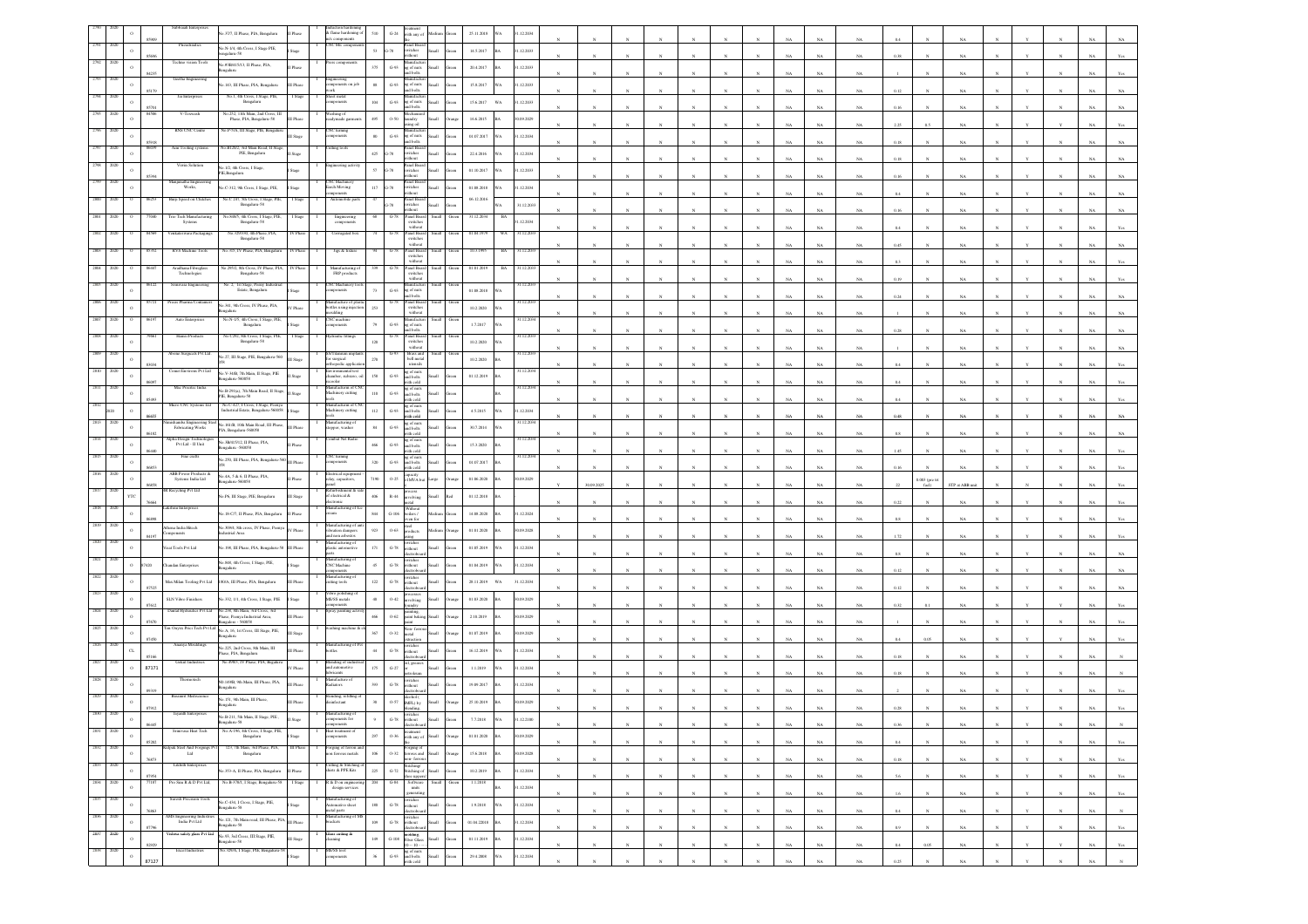| | | | | | | | | | | | | | | | | | | | | | | | | | | | | | | | | | | |
|---|---|---|---|---|---|---|---|---|---|---|---|---|---|---|---|---|---|---|---|---|---|---|---|---|---|---|---|---|---|---|---|---|---|---|
| 2790 | 2020 | O | 85969 | Subhnath Enterprises | No.37?, II Phase, PIA, Bengaluru | II Phase | I | Induction hardening & flame hardening of m/c components | 510 | G-24 | Treatment with any of | Medium | Green | 25.11.2019 | WA | 31.12.2034 | N | N | N | N | N | N | N | N | N | NA | NA | NA | 0.4 | N | NA | N | Y | N | NA | NA |
| 2791 | 2020 | O | 85666 | Precisionaire | No.N-1/4, 4th Cross, I Stage PIE, Bengaluru-58 | I Stage | I | CNC, SBL components | 53 | G-78 | Panel Board switches without | Small | Green | 14.5.2017 | BA | 31.12.2033 | N | N | N | N | N | N | N | N | N | NA | NA | NA | 0.18 | N | NA | N | Y | N | NA | Yes |
| 2792 | 2020 | O | 84235 | Techno vision Tools | No.P-B415/13, II Phase, PIA, Bengaluru | II Phase | I | Press components | 175 | G-93 | Manufacturing of nuts and bolts | Small | Green | 20.4.2017 | BA | 31.12.2033 | N | N | N | N | N | N | N | N | N | NA | NA | NA | 1 | N | NA | N | Y | N | NA | Yes |
| 2793 | 2020 | O | 85179 | Geetha Engineering | No.163, III Phase, PIA, Bengaluru | III Phase | I | Engineering components on job work | 80 | G-93 | Manufacturing of nuts and bolts | Small | Green | 15.8.2017 | WA | 31.12.2033 | N | N | N | N | N | N | N | N | N | NA | NA | NA | 0.12 | N | NA | N | Y | N | NA | NA |
| 2794 | 2020 | O | 85704 | Jai Enterprises | No.1, 4th Cross, I Stage, PIE, Bengaluru | I Stage | I | Sheet metal components | 104 | G-93 | Manufacturing of nuts and bolts | Small | Green | 15.6.2017 | WA | 31.12.2033 | N | N | N | N | N | N | N | N | N | NA | NA | NA | 0.16 | N | NA | N | Y | N | NA | NA |
| 2795 | 2020 | O | 84586 | V Textwash | No.252, 11th Main, 2nd Cross, III Phase, PIA, Bengaluru-58 | III Phase | I | Washing of readymade garments | 495 | O-50 | Mechanised laundry using oil | Small | Orange | 16.6.2015 | BA | 30.09.2029 | N | N | N | N | N | N | N | N | N | NA | NA | NA | 2.25 | 0.5 | NA | N | Y | Y | NA | Yes |
| 2796 | 2020 | O | 85918 | RNS CNC Centre | No.P-58A, III Stage, PIE, Bengaluru | III Stage | I | CNC turning components | 80 | G-93 | Manufacturing of nuts and bolts | Small | Green | 04.07.2017 | WA | 31.12.2034 | N | N | N | N | N | N | N | N | N | NA | NA | NA | 0.18 | N | NA | N | Y | N | NA | Yes |
| 2797 | 2020 | O | 86035 | Arun Tooling systems | No.B128/2, 3rd Main Road, II Stage PIE, Bengaluru | II Stage | I | Cutting tools | 625 | G-78 | Panel Board switches without | Small | Green | 22.4.2016 | WA | 31.12.2034 | N | N | N | N | N | N | N | N | N | NA | NA | NA | 0.18 | N | NA | N | Y | N | NA | NA |
| 2798 | 2020 | O | 85394 | Vertex Solution | No.1/2, 4th Cross, I Stage, PIE, Bengaluru | I Stage | I | Engineering activity | 57 | G-78 | Panel Board switches without | Small | Green | 01.10.2017 | WA | 31.12.2033 | N | N | N | N | N | N | N | N | N | NA | NA | NA | 0.16 | N | NA | N | Y | N | NA | NA |
| 2799 | 2020 | O | | Manjunatha Engineering Works, | No.C-312, 9th Cross, I Stage, PIE | I Stage | I | CNC Machinery Earth Moving components | 117 | G-78 | Panel Board switches without | Small | Green | 01.08.2018 | WA | 31.12.2034 | N | N | N | N | N | N | N | N | N | NA | NA | NA | 0.4 | N | NA | N | Y | N | NA | NA |
| 2800 | 2020 | O | 86253 | Ramp Speed on Children | No.C-243, 5th Cross, I Stage, PIE Bengaluru-58 | I Stage | I | Automobile parts | 67 | G-78 | Panel Board switches without | Small | Green | 06.12.2016 | WA | 31.12.2033 | N | N | N | N | N | N | N | N | N | NA | NA | NA | 0.16 | N | NA | N | Y | N | NA | NA |
| 2801 | 2020 | O | 77048 | Tess Tech Manufacturing Systems | No.N46/5, 4th Cross, I Stage PIE, Bengaluru-58 | I Stage | I | Engineering components | 68 | G-78 | Panel Board switches without | Small | Green | 31.12.2014 | BA | 31.12.2034 | N | N | N | N | N | N | N | N | N | NA | NA | NA | 0.4 | N | NA | N | Y | N | NA | Yes |
| 2802 | 2020 | O | 85389 | Venkateshwara Packagings | No.420/310, 4th Phase, PIA, Bengaluru-58 | IV Phase | I | Corrugated box | 74 | G-78 | Panel Board switches without | Small | Green | 01.04.1979 | WA | 31.12.2033 | N | N | N | N | N | N | N | N | N | NA | NA | NA | 0.45 | N | NA | N | Y | N | NA | NA |
| 2803 | 2020 | O | 85352 | RVS Machine Tools | No.315, IV Phase, PIA, Bengaluru | IV Phase | I | Jigs & fixture | 94 | G-78 | Panel Board switches without | Small | Green | 10.3.1995 | BA | 31.12.2033 | N | N | N | N | N | N | N | N | N | NA | NA | NA | 0.3 | N | NA | N | Y | N | NA | Yes |
| 2804 | 2020 | O | 86447 | Aradhana Fibreglass Technologies | No.295/2, 8th Cross, IV Phase, PIA, Bengaluru-58 | IV Phase | I | Manufacturing of FRP products | 139 | G-78 | Panel Board switches without | Small | Green | 01.01.2019 | BA | 31.12.2033 | N | N | N | N | N | N | N | N | N | NA | NA | NA | 0.19 | N | NA | N | Y | N | NA | NA |
| 2805 | 2020 | O | 86122 | Srinivasa Engineering | No.-2, 1st Stage, Peenya Industrial Estate, Bengaluru | I Stage | I | CNC Machinery tools components | 73 | G-93 | Manufacturing of nuts and bolts | Small | Green | 01.08.2018 | WA | 31.12.2033 | N | N | N | N | N | N | N | N | N | NA | NA | NA | 0.24 | N | NA | N | Y | N | NA | NA |
| 2806 | 2020 | O | 85731 | Precis Plastics Containers | No.341, 9th Cross, IV Phase, PIA, Bengaluru | IV Phase | I | Manufacture of plastic bottles using injection moulding | 253 | G-78 | Panel Board switches without | Small | Green | 10.2.2020 | WA | 31.12.2033 | N | N | N | N | N | N | N | N | N | NA | NA | NA | 1 | N | NA | N | Y | N | NA | NA |
| 2807 | 2020 | O | 86197 | Auto Enterprises | No.N-3/5, 4th Cross, I Stage, PIE, Bengaluru | I Stage | I | CNC machine components | 79 | G-93 | Manufacturing of nuts and bolts | Small | Green | 1.7.2017 | WA | 31.12.2034 | N | N | N | N | N | N | N | N | N | NA | NA | NA | 0.28 | N | NA | N | Y | N | NA | NA |
| 2808 | 2020 | O | 79461 | Sharan Products | No.C-292, 8th Cross, I Stage, PIE, Bengaluru-58 | I Stage | I | Hydraulic fittings | 128 | G-78 | Panel Board switches without | Small | Green | 10.2.2020 | WA | 31.12.2033 | N | N | N | N | N | N | N | N | N | NA | NA | NA | 1 | N | NA | N | Y | N | NA | NA |
| 2809 | 2020 | O | 85034 | Meenar Surgicals Pvt Ltd | No.27, III Stage, PIE, Bengaluru-560 058 | III Stage | I | SS/Titanium implants for surgical orthopedic application | 278 | G-93 | Brass and bell metal utensils | Small | Green | 10.2.2020 | BA | 31.12.2033 | N | N | N | N | N | N | N | N | N | NA | NA | NA | 0.4 | N | NA | N | Y | N | NA | Yes |
| 2810 | 2020 | O | 86097 | Comet Envirosys Pvt Ltd | No.V-34/B, 7th Main, II Stage, PIE, Bengaluru-560058 | II Stage | I | Environmental test chamber, rubsys, oil recorder | 158 | G-93 | Manufacturing of nuts and bolts with cold | Small | Green | 01.12.2019 | BA | 31.12.2034 | N | N | N | N | N | N | N | N | N | NA | NA | NA | 0.4 | N | NA | N | Y | N | NA | Yes |
| 2811 | 2020 | O | 85490 | Max Precise India | No.B-291(a), 7th Main Road, II Stage PIE, Bengaluru-58 | II Stage | I | Manufacture of CNC Machinery cutting tools | 118 | G-93 | Manufacturing of nuts and bolts with cold | Small | Green | | BA | 31.12.2034 | N | N | N | N | N | N | N | N | N | NA | NA | NA | 0.4 | N | NA | N | Y | N | NA | Yes |
| 2812 | 2020 | O | 86655 | Macro CNC Systems Ltd | No.C-423, I Cross, I Stage, Peenya Industrial Estate, Bengaluru-560058 | I Stage | I | Manufacture of CNC Machinery cutting tools | 112 | G-93 | Manufacturing of nuts and bolts with cold | Small | Green | 4.5.2015 | WA | 31.12.2034 | N | N | N | N | N | N | N | N | N | NA | NA | NA | 0.48 | N | NA | N | Y | N | NA | NA |
| 2813 | 2020 | O | 86182 | Narasimha Engineering Steel Fabricating Works | No.164/B, 10th Main Road, III Phase, PIA, Bengaluru-560058 | III Phase | I | Manufacturing of stopper, washer | 84 | G-93 | Manufacturing of nuts and bolts with cold | Small | Green | 30.7.2011 | WA | 31.12.2034 | N | N | N | N | N | N | N | N | N | NA | NA | NA | 0.8 | N | NA | N | Y | N | NA | NA |
| 2814 | 2020 | O | 86440 | Alpha Design Technologies Pvt Ltd - II Unit | No.3B/B5/12, II Phase, PIA, Bengaluru-560058 | II Phase | I | Combat Net Radio | 466 | G-93 | Manufacturing of nuts and bolts with cold | Small | Green | 15.3.2020 | BA | 31.12.2034 | N | N | N | N | N | N | N | N | N | NA | NA | NA | 1.45 | N | NA | N | Y | N | NA | Yes |
| 2815 | 2020 | O | 86853 | Fine crafts | No.25S, III Phase, PIA, Bengaluru-560 058 | III Phase | I | CNC turning components | 120 | G-93 | Manufacturing of nuts and bolts with cold | Small | Green | 04.07.2017 | WA | 31.12.2034 | N | N | N | N | N | N | N | N | N | NA | NA | NA | 0.16 | N | NA | N | Y | N | NA | Yes |
| 2816 | 2020 | O | 86858 | ABB Power Products & Systems India Ltd | No.4A, 5 & 6, II Phase, PIA, Bengaluru-560058 | II Phase | I | Electrical equipment / relay, capacitors, panel | 7190 | O-25 | capacity <1MVA but | Large | Orange | 01.06.2020 | BA | 30.09.2029 | Y | 30.09.2025 | N | N | N | N | N | N | N | NA | NA | NA | 22 | 0.083 (pro rit lud) | STP in ABB unit | N | N | N | NA | Yes |
| 2817 | 2020 | YTC | 76664 | JR Recycling Pvt Ltd | No.F9, III Stage, PIE, Bengaluru | III Stage | I | Refurbishment & sale of electrical & electronic | 406 | R-44 | process involving metal | Small | Red | 01.12.2018 | BA | | N | N | N | N | N | N | N | N | N | NA | NA | NA | 0.22 | N | NA | N | Y | N | NA | Yes |
| 2818 | 2020 | O | 86898 | Lakshmi enterprises | No.18-C/7, II Phase, PIA, Bengaluru | II Phase | I | Manufacturing of Ice creams | 568 | G-106 | Without boilers / oven for | Medium | Green | 14.08.2020 | BA | 31.12.2024 | N | N | N | N | N | N | N | N | N | NA | NA | NA | 0.8 | N | NA | N | Y | N | NA | Yes |
| 2819 | 2020 | O | 84197 | Athena India Hitech Components | No.308/4, 5th cross, IV Phase, Peenya Industrial Area | IV Phase | I | Manufacturing of anti vibration dampers and non-asbestos | 923 | O-63 | steel products using | Medium | Orange | 01.01.2020 | BA | 30.09.2029 | N | N | N | N | N | N | N | N | N | NA | NA | NA | 1.72 | N | NA | N | Y | N | NA | Yes |
| 2820 | 2020 | O | | Vinal Tools Pvt Ltd | No.198, III Phase, PIA, Bengaluru-58 | III Phase | I | Manufacturing of plastic automotive parts | 171 | G-78 | switches without electroboard | Small | Green | 01.05.2019 | WA | 31.12.2034 | N | N | N | N | N | N | N | N | N | NA | NA | NA | 0.8 | N | NA | N | Y | N | NA | NA |
| 2821 | 2020 | O | 87420 | Chandan Enterprises | No.508, 4th Cross, I Stage, PIE, Bengaluru | I Stage | I | Manufacturing of CNC Machine components | 45 | G-78 | switches without electroboard | Small | Green | 01.04.2019 | WA | 31.12.2034 | N | N | N | N | N | N | N | N | N | NA | NA | NA | 0.12 | N | NA | N | Y | N | NA | NA |
| 2822 | 2020 | O | 87525 | Max Milan Tooling Pvt Ltd | 300A, III Phase, PIA, Bengaluru | III Phase | I | Manufacturing of cutting tools | 122 | G-78 | switches without electroboard | Small | Green | 28.11.2019 | WA | 31.12.2034 | N | N | N | N | N | N | N | N | N | NA | NA | NA | 0.12 | N | NA | N | Y | N | NA | NA |
| 2823 | 2020 | O | 87612 | SLN Vibro Finishers | No.332, I/1, 4th Cross, I Stage, PIE | I Stage | I | Vibro polishing of MS/SS metals components | 48 | O-42 | processes involving foundry | Small | Orange | 01.03.2020 | BA | 30.09.2029 | N | N | N | N | N | N | N | N | N | NA | NA | NA | 0.32 | 0.1 | NA | N | Y | Y | NA | Yes |
| 2824 | 2020 | O | 87670 | Durital Hydraulics Pvt Ltd | No.238, 4th Main, 3rd Cross, 3rd Phase, Peenya Industrial Area, Bengaluru - 560058 | III Phase | I | Spray painting activity | 466 | O-62 | painting, spray painting, baking, paint | Small | Orange | 2.10.2019 | BA | 30.09.2029 | N | N | N | N | N | N | N | N | N | NA | NA | NA | 1 | N | NA | N | Y | N | NA | Yes |
| 2825 | 2020 | O | 87450 | Tori Ourys Prec Tech Pvt Ltd | No.A-16, 1st Cross, III Stage, PIE, Bengaluru | III Stage | I | Stitching machine & oil | 367 | O-32 | Non-ferrous metal extraction | Small | Orange | 01.07.2019 | BA | 30.09.2029 | N | N | N | N | N | N | N | N | N | NA | NA | NA | 0.4 | 0.05 | NA | N | Y | Y | NA | Yes |
| 2826 | 2020 | CL | 85166 | Ananya Mouldings | No.225, 2nd Cross, 5th Main, III Phase, PIA, Bengaluru | III Phase | I | Manufacturing of PU bottles | 48 | G-78 | switches without electroboard | Small | Green | 16.12.2019 | WA | 31.12.2034 | N | N | N | N | N | N | N | N | N | NA | NA | NA | 0.18 | N | NA | N | Y | N | NA | N |
| 2827 | 2020 | O | 87171 | Guttal Industries | No.498/3, IV Phase, PIA, Bengaluru | IV Phase | I | Blending of industrial and automotive lubricants | 175 | G-27 | oil, greases | Small | Green | 1.1.2019 | WA | 31.12.2034 | N | N | N | N | N | N | N | N | N | NA | NA | NA | 0.18 | N | NA | N | Y | N | NA | N |
| 2828 | 2020 | O | 86319 | Thermotech | NH-109B, 9th Main, III Phase, PIA, Bengaluru | III Phase | I | Manufacture of Radiators | 393 | G-78 | switches without electroboard | Small | Green | 19.09.2017 | BA | 31.12.2034 | N | N | N | N | N | N | N | N | N | NA | NA | NA | 2 | N | NA | N | Y | N | NA | Yes |
| 2829 | 2020 | O | 87912 | Basaanti Multiscience | No.151, 9th Main, III Phase, Bengaluru | III Phase | I | Blending, refilling of disinfectant | 38 | O-57 | alcohol (IMFL) by blending | Small | Orange | 25.10.2019 | BA | 30.09.2029 | N | N | N | N | N | N | N | N | N | NA | NA | NA | 0.28 | N | NA | N | Y | N | NA | Yes |
| 2830 | 2020 | O | 86445 | Jayanth Enterprises | No.B-211, 5th Main, II Stage, PIE, Bengaluru-58 | II Stage | I | Manufacturing of components for components | 9 | G-78 | switches without electroboard | Small | Green | 7.7.2018 | WA | 31.12.2100 | N | N | N | N | N | N | N | N | N | NA | NA | NA | 0.36 | N | NA | N | Y | N | NA | N |
| 2831 | 2020 | O | 87282 | Sreenivasa Heat Tech | No.A-190, 4th Cross, I Stage, PIE, Bengaluru | I Stage | I | Heat treatment of components | 297 | O-36 | treatment with any of the | Small | Orange | 01.01.2020 | BA | 30.09.2029 | N | N | N | N | N | N | N | N | N | NA | NA | NA | 0.4 | N | NA | N | Y | N | NA | Yes |
| 2832 | 2020 | O | 76873 | Kalyani Steel And Forgings Pvt Ltd | 123, 7th Main, 3rd Phase, PIA, Bengaluru | III Phase | I | Forging of ferrous and non-ferrous metals | 106 | O-32 | Forging of ferrous and non-ferrous | Small | Orange | 15.6.2010 | BA | 30.09.2029 | N | N | N | N | N | N | N | N | N | NA | NA | NA | 0.18 | N | NA | N | Y | N | NA | Yes |
| 2833 | 2020 | O | 87954 | Lakshmi Enterprises | No.353-A, II Phase, PIA, Bengaluru | II Phase | I | Cutting & Stitching of sheets & PPE Kits | 225 | G-72 | Stitching / Stitching of shoe uppers | Small | Green | 10.2.2019 | BA | 31.12.2034 | N | N | N | N | N | N | N | N | N | NA | NA | NA | 5.6 | N | NA | N | Y | N | NA | Yes |
| 2834 | 2020 | O | 77107 | Pro Sim R & D Pvt Ltd | No.B-378/3, I Stage, Bengaluru-58 | I Stage | I | R & D on engineering design services | 291 | G-84 | Software units generating | Small | Green | 1.1.2018 | BA | 31.12.2034 | N | N | N | N | N | N | N | N | N | NA | NA | NA | 1.6 | N | NA | N | Y | N | NA | Yes |
| 2835 | 2020 | O | 76463 | Suresh Precision Tools | No.C-434, I Cross, I Stage, PIE, Bengaluru-58 | I Stage | I | Manufacturing of Automotive sheet metal parts | 188 | G-78 | switches without electroboard | Small | Green | 1.9.2018 | WA | 31.12.2034 | N | N | N | N | N | N | N | N | N | NA | NA | NA | 0.4 | N | NA | N | Y | N | NA | N |
| 2836 | 2020 | O | 87796 | AMS Engineering Industries India Pvt Ltd | No.121, 7th Main road, III Phase, PIA, Bengaluru-58 | III Phase | I | Manufacturing of MS brackets | 109 | G-78 | switches without electroboard | Small | Green | 01.04.2019 | BA | 31.12.2034 | N | N | N | N | N | N | N | N | N | NA | NA | NA | 0.9 | N | NA | N | Y | N | NA | Yes |
| 2837 | 2020 | O | 82920 | Vedanta safety glass Pvt Ltd | No.93, 3rd Cross, III Stage, PIE, Bengaluru-58 | III Stage | I | Glass cutting & cleaning | 149 | G-109 | molding, Fiber Glass (O -- 10 -- | Small | Green | 01.11.2019 | BA | 31.12.2034 | N | N | N | N | N | N | N | N | N | NA | NA | NA | 0.4 | 0.05 | NA | N | Y | Y | NA | Yes |
| 2838 | 2020 | O | 87127 | Excel Industries | No.426/A, I Stage, PIE, Bengaluru-58 | I Stage | I | MS/SS fast components | 36 | G-93 | Manufacturing of nuts and bolts with cold | Small | Green | 29.4.2008 | WA | 31.12.2034 | N | N | N | N | N | N | N | N | N | NA | NA | NA | 0.25 | N | NA | N | Y | N | NA | N |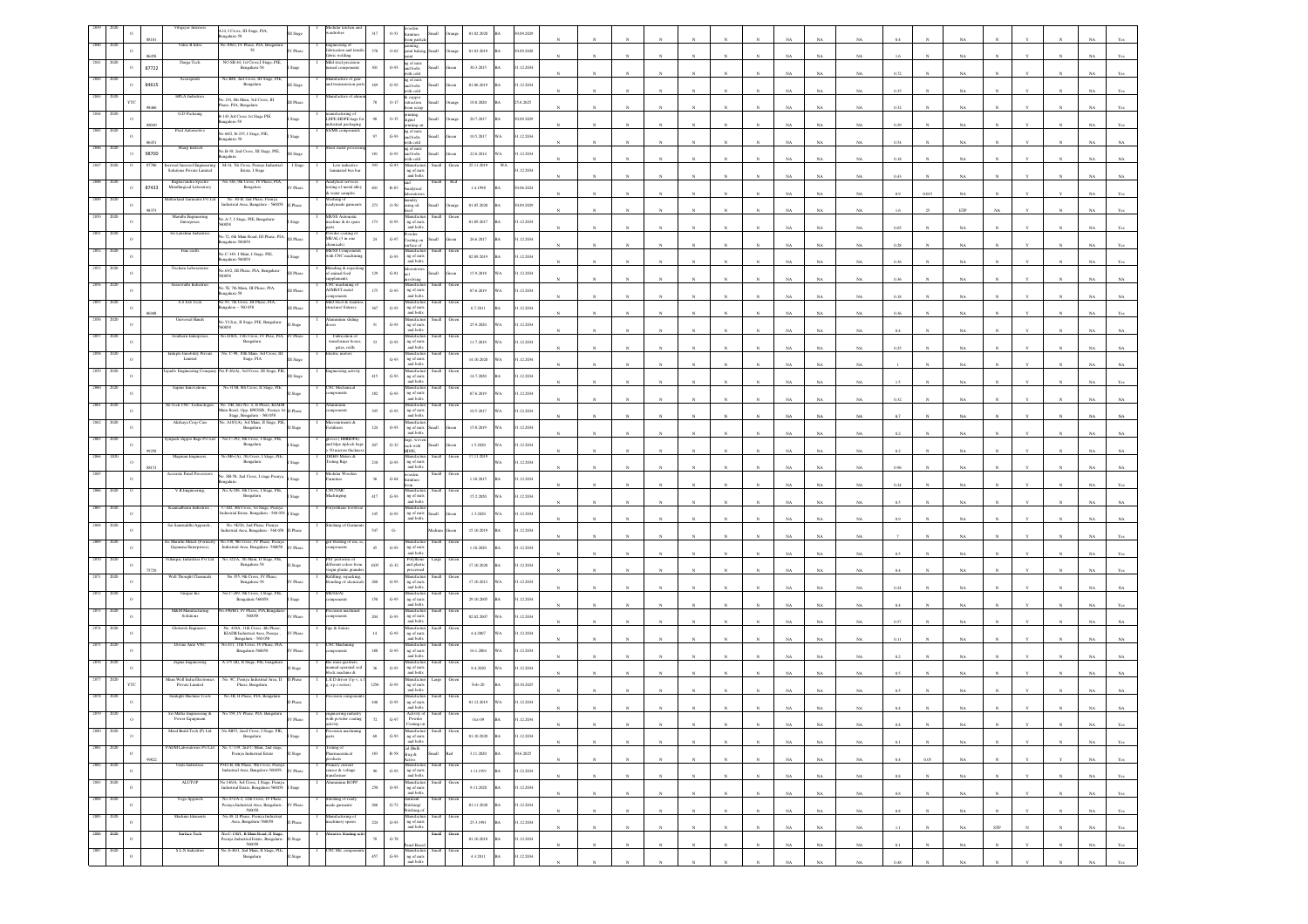| | | | | | | | | | | | | | | | | | | | | | | | | | | | | | | | | | | | | |
|---|---|---|---|---|---|---|---|---|---|---|---|---|---|---|---|---|---|---|---|---|---|---|---|---|---|---|---|---|---|---|---|---|---|---|---|---|
| 2879 | 2020 | O | 88181 | Vinayaga Interiors | A-11, I Cross, III Stage, PIA, Bangalore-58 | III Stage | I | Modular kitchen and wardrobes | 317 | O-51 | Wooden furniture | Small | Orange | 01.02.2020 | BA | 30.09.2029 | N | N | N | N | N | N | N | N | N | N | NA | NA | NA | 0.4 | N | NA | N | Y | N | NA | Yes |
| 2880 | 2020 | O | 86459 | Value-B India | No. 908/2, IV Phase, PIA, Bangalore-58 | IV Phase | I | Engineering of fabrication and tensile fabric welding | 378 | O-62 | Foam particle bonding, metal baking | Small | Orange | 01.03.2019 | BA | 30.09.2028 | N | N | N | N | N | N | N | N | N | N | NA | NA | NA | 1.6 | N | NA | N | Y | N | NA | Yes |
| 2881 | 2020 | O | 87722 | Durga Tech | NO SH-64, 1st Cross, I Stage, PIE, Bangalore 58 | I Stage | I | Mild steel precision turned components | 301 | G-93 | Mfg of nuts and bolts with cold | Small | Green | 30.3.2015 | BA | 31.12.2034 | N | N | N | N | N | N | N | N | N | N | NA | NA | NA | 0.72 | N | NA | N | Y | N | NA | Yes |
| 2882 | 2020 | O | 84615 | Accuspeed | No. 888, 2nd Cross, III Phase, PIA, Bengaluru | III Stage | I | Manufacture of gear and transmission parts | 169 | G-93 | Mfg of nuts and bolts with cold | Small | Green | 01.06.2019 | BA | 31.12.2034 | N | N | N | N | N | N | N | N | N | N | NA | NA | NA | 0.35 | N | NA | N | Y | N | NA | Yes |
| 2883 | 2020 | YTC | 88466 | BPLA Industries | No. 134, 8th Main, 3rd Cross, III Phase, PIA, Bangalore | III Phase | I | Manufacture of aluminium | 78 | O-17 | Dry copper extraction from scrap | Small | Orange | 18.8.2020 | BA | 25.8.2025 | N | N | N | N | N | N | N | N | N | N | NA | NA | NA | 0.32 | N | NA | N | Y | N | NA | Yes |
| 2884 | 2020 | O | 88049 | G.D Packaging | B-143 3rd Cross 1st Stage PIE Bangalore-58 | I Stage | I | Manufacturing of LDPE/HDPE bags for industrial packaging | 90 | O-35 | Printing, digital printing on | Small | Orange | 20.7.2017 | BA | 30.09.2029 | N | N | N | N | N | N | N | N | N | N | NA | NA | NA | 0.20 | N | NA | N | Y | N | NA | Yes |
| 2885 | 2020 | O | 86451 | Pixel Automotives | No.60/2, B-255, I Stage, PIE, Bengaluru-58 | I Stage | I | AS/MS components | 97 | G-93 | Mfg of nuts and bolts with cold | Small | Green | 10.5.2017 | WA | 31.12.2034 | N | N | N | N | N | N | N | N | N | N | NA | NA | NA | 0.54 | N | NA | N | Y | N | NA | NA |
| 2886 | 2020 | O | 98700 | Sharp Intech | No.B-38, 2nd Cross, III Stage, PIE, Bengaluru | III Stage | I | Sheet metal processing | 101 | G-93 | Mfg of nuts and bolts with cold | Small | Green | 22.6.2014 | WA | 31.12.2034 | N | N | N | N | N | N | N | N | N | N | NA | NA | NA | 0.18 | N | NA | N | Y | N | NA | NA |
| 2887 | 2020 | O | 87706 | Everest Electrical Engineering Solutions Private Limited | 3H-14, 5th Cross, Peenya Industrial Estate, I Stage | I Stage | I | Low inductive laminated bus bar | 393 | G-93 | Manufacturing of nuts and bolts | Small | Green | 25.11.2019 | WA | 31.12.2034 | N | N | N | N | N | N | N | N | N | N | NA | NA | NA | 0.18 | N | NA | N | Y | N | NA | NA |
| 2888 | 2020 | O | 87433 | Raghavendra Spectro Metallurgical Laboratory | No. 526, 5th Cross, IV Phase, PIA, Bengaluru | IV Phase | I | Analytical services testing of metal alloy & water samples | 801 | R-83 | Analytical laboratories | Small | Red | 1.4.1998 | BA | 30.06.2021 | N | N | N | N | N | N | N | N | N | N | NA | NA | NA | 0.9 | 0.015 | NA | N | Y | Y | NA | Yes |
| 2889 | 2020 | O | 88373 | Motherland Garments Pvt Ltd | No. 88-H, 2nd Phase, Peenya Industrial Area, Bengaluru - 560058 | II Phase | I | Washing of readymade garments | 273 | O-50 | Laundry using oil fired | Small | Orange | 01.05.2020 | BA | 30.09.2029 | N | N | N | N | N | N | N | N | N | N | NA | NA | NA | 1.6 | 25 | ETP | NA | Y | N | NA | Yes |
| 2890 | 2020 | O | | Maruthi Engineering Enterprises | No.A-7, I Stage, PIE, Bengaluru-560058 | I Stage | I | SB/SS Automatic machine & its spare parts | 173 | G-93 | Manufacturing of nuts and bolts | Small | Green | 01.09.2017 | BA | 31.12.2034 | N | N | N | N | N | N | N | N | N | N | NA | NA | NA | 0.65 | N | NA | N | Y | N | NA | Yes |
| 2891 | 2020 | O | | Sri Lakshmi Industries | No.72, 6th Main Road, III Phase, PIA, Bengaluru 560058 | III Phase | I | Powder coating of MS/AL (3 in one chemicals) | 24 | G-97 | Powder coating on surface of | Small | Green | 26.6.2017 | BA | 31.12.2034 | N | N | N | N | N | N | N | N | N | N | NA | NA | NA | 0.28 | N | NA | N | Y | N | NA | Yes |
| 2892 | 2020 | O | | Fine crafts | No.C-349, I Main, I Stage, PIE, Bengaluru 560058 | I Stage | I | SB/SS Components with CNC machining | | G-93 | Manufacturing of nuts and bolts | Small | Green | 02.09.2019 | BA | 31.12.2034 | N | N | N | N | N | N | N | N | N | N | NA | NA | NA | 0.28 | N | NA | N | Y | N | NA | Yes |
| 2893 | 2020 | O | | Trichem Laboratories | No.63/2, III Phase, PIA, Bengaluru-560058 | III Phase | I | Blending & repacking of animal feed supplements | 129 | G-91 | Laboratories not involving | Small | Green | 15.9.2018 | WA | 31.12.2034 | N | N | N | N | N | N | N | N | N | N | NA | NA | NA | 0.36 | N | NA | N | Y | N | NA | NA |
| 2894 | 2020 | O | | Saraswathi Industries | No.78, 7th Main, III Phase, PIA, Bengaluru-58 | III Phase | I | CNC machining of AL/MS/CI metal components | 175 | G-93 | Manufacturing of nuts and bolts | Small | Green | 07.6.2019 | BA | 31.12.2034 | N | N | N | N | N | N | N | N | N | N | NA | NA | NA | 0.36 | N | NA | N | Y | N | NA | NA |
| 2895 | 2020 | O | 86948 | A.S Fab Tech | No.53, 5th Cross, III Phase, PIA, Bangalore - 560 058 | III Phase | I | Mild Steel & stainless structure fixtures | 367 | G-93 | Manufacturing of nuts and bolts | Small | Green | 6.7.2011 | BA | 31.12.2034 | N | N | N | N | N | N | N | N | N | N | NA | NA | NA | 0.36 | N | NA | N | Y | N | NA | Yes |
| 2896 | 2020 | O | | Universal Hands | No.V12(a), II Stage, PIE, Bengaluru 560058 | II Stage | I | Aluminium sliding doors | 31 | G-93 | Manufacturing of nuts and bolts | Small | Green | 25.9.2020 | WA | 31.12.2034 | N | N | N | N | N | N | N | N | N | N | NA | NA | NA | 0.4 | N | NA | N | Y | N | NA | NA |
| 2897 | 2020 | O | | Southern Enterprises | No.418A, 11th Cross, IV Phase, PIA, Bengaluru | IV Phase | I | Fabrication of transformer boxes, gates, grills | 33 | G-93 | Manufacturing of nuts and bolts | Small | Green | 11.7.2019 | WA | 31.12.2034 | N | N | N | N | N | N | N | N | N | N | NA | NA | NA | 0.4 | N | NA | N | Y | N | NA | NA |
| 2898 | 2020 | O | | Raksha Innofinity Private Limited | No. C-96, 8th Main, 3rd Cross, III Stage, PIA | III Stage | I | Electric motors | | G-93 | Manufacturing of nuts and bolts | Small | Green | 14.10.2020 | WA | 31.12.2034 | N | N | N | N | N | N | N | N | N | N | NA | NA | NA | 0.25 | N | NA | N | Y | N | NA | NA |
| 2899 | 2020 | O | | Jayashri Engineering Company | No.P-26(A), 3rd Cross, III Stage, PIE | III Stage | I | Engineering activity | 415 | G-93 | Manufacturing of nuts and bolts | Small | Green | 14.7.2020 | WA | 31.12.2034 | N | N | N | N | N | N | N | N | N | N | NA | NA | NA | 1 | N | NA | N | Y | N | NA | NA |
| 2900 | 2020 | O | | Sapient Innovations | No.315B, 8th Cross, II Stage, PIE | II Stage | I | CNC Mechanical components | 182 | G-93 | Manufacturing of nuts and bolts | Small | Green | 07.6.2019 | WA | 31.12.2034 | N | N | N | N | N | N | N | N | N | N | NA | NA | NA | 1.5 | N | NA | N | Y | N | NA | NA |
| 2901 | 2020 | O | | Hi-Tech CNC Technologies | No. 158, Site No. 8, II Phase, KIADB Main Road, Opp. BWSSB, Peenya 1st Stage, Bengaluru - 560 058 | I Stage | I | Aluminium components | 395 | G-93 | Manufacturing of nuts and bolts | Small | Green | 10.5.2017 | WA | 31.12.2034 | N | N | N | N | N | N | N | N | N | N | NA | NA | NA | 0.32 | N | NA | N | Y | N | NA | NA |
| 2902 | 2020 | O | | Akshaya Crop Care | No. A-83(A), 3rd Main, II Stage, PIE, Bengaluru | II Stage | I | Micronutrients & fertilizers | 125 | G-93 | Manufacturing of nuts and bolts | Small | Green | 15.8.2019 | WA | 31.12.2034 | N | N | N | N | N | N | N | N | N | N | NA | NA | NA | 0.7 | N | NA | N | Y | N | NA | NA |
| 2903 | 2020 | O | 89258 | Sympatic Zipper Bags Pvt Ltd | No.C-261, 8th Cross, I Stage, PIE, Bengaluru | I Stage | I | Gloves (HDPE/PE) and blips zip lock bags > 50 micron thickness | 207 | G-32 | Bags, woven sack with HDPE | Small | Green | 1.5.2020 | WA | 31.12.2034 | N | N | N | N | N | N | N | N | N | N | NA | NA | NA | 0.2 | N | NA | N | Y | N | NA | NA |
| 2904 | 2020 | O | 88131 | Magnum Engineers | No.086(A), 7th Cross, I Stage, PIE, Bengaluru | I Stage | I | TRHO Meters & Testing Rigs | 210 | G-93 | Manufacturing of nuts and bolts | Small | Green | 17.11.2019 | WA | 31.12.2034 | N | N | N | N | N | N | N | N | N | N | NA | NA | NA | 0.2 | N | NA | N | Y | N | NA | NA |
| 2905 | 2020 | O | | Accurate Panel Processors | No. SH-58, 2nd Cross, I stage Peenya, Bengaluru | I Stage | I | Modular Wooden furniture | 36 | G-64 | Wooden furniture from | Small | Green | 1.10.2015 | BA | 31.12.2034 | N | N | N | N | N | N | N | N | N | N | NA | NA | NA | 0.96 | N | NA | N | Y | N | NA | Yes |
| 2906 | 2020 | O | | V.R Engineering | No.A-196, 6th Cross, I Stage, PIE, Bengaluru | I Stage | I | CNC/VMC Machinings | 417 | G-93 | Manufacturing of nuts and bolts | Small | Green | 15.2.2018 | WA | 31.12.2034 | N | N | N | N | N | N | N | N | N | N | NA | NA | NA | 0.24 | N | NA | N | Y | N | NA | NA |
| 2907 | 2020 | O | | Kaamadhenu Industries | C-182, 4th Cross, 1st Stage, Peenya Industrial Estate, Bengaluru - 560 058 | I Stage | I | Polyurethane footwear | 145 | G-93 | Manufacturing of nuts and bolts | Small | Green | 1.3.2020 | WA | 31.12.2034 | N | N | N | N | N | N | N | N | N | N | NA | NA | NA | 0.5 | N | NA | N | Y | N | NA | NA |
| 2908 | 2020 | O | | Sai Samruddhi Apparels | No. 98/20, 2nd Phase, Peenya Industrial Area, Bengaluru - 560 058 | II Phase | I | Stitching of Garments | 547 | G | | Medium | Green | 15.10.2019 | WA | 31.12.2034 | N | N | N | N | N | N | N | N | N | N | NA | NA | NA | 0.9 | N | NA | N | Y | N | NA | NA |
| 2909 | 2020 | O | | Sri Maruthi Metals (Formerly Gayatree Enterprises) | No.538, 9th Cross, IV Phase, Peenya Industrial Area, Bengaluru - 560058 | IV Phase | I | Grit blasting of ms, ss components | 45 | G-93 | Manufacturing of nuts and bolts | Small | Green | 1.10.2020 | WA | 31.12.2034 | N | N | N | N | N | N | N | N | N | N | NA | NA | NA | 7 | N | NA | N | Y | N | NA | NA |
| 2910 | 2020 | O | 79729 | Nilampus Industries Pvt Ltd | No. 322/A, 5th Main, II Stage, PIE, Bengaluru 58 | II Stage | I | PET preforms of different colors from virgin plastic granules | 1035 | G-32 | Polythene and plastic processed | Large | Green | 17.10.2020 | WA | 31.12.2034 | N | N | N | N | N | N | N | N | N | N | NA | NA | NA | 0.5 | N | NA | N | Y | N | NA | NA |
| 2911 | 2020 | O | | Well Thought Chemicals | No. 355, 9th Cross, IV Phase, Bengaluru 58 | IV Phase | I | Refilling, repacking, blending of chemicals | 200 | G-93 | Manufacturing of nuts and bolts | Small | Green | 17.10.2012 | WA | 31.12.2034 | N | N | N | N | N | N | N | N | N | N | NA | NA | NA | 0.4 | N | NA | N | Y | N | NA | Yes |
| 2912 | 2020 | O | | Unique Inc. | No.C-209, 9th Cross, I Stage, PIE, Bengaluru-560058 | I Stage | I | SB/SS/Al components | 158 | G-93 | Manufacturing of nuts and bolts | Small | Green | 29.10.2005 | BA | 31.12.2034 | N | N | N | N | N | N | N | N | N | N | NA | NA | NA | 0.24 | N | NA | N | Y | N | NA | Yes |
| 2913 | 2020 | O | | M&M Manufacturing Solutions | No.490/491, IV Phase, PIA, Bengaluru-560058 | IV Phase | I | Precision machined components | 204 | G-93 | Manufacturing of nuts and bolts | Small | Green | 02.02.2007 | WA | 31.12.2034 | N | N | N | N | N | N | N | N | N | N | NA | NA | NA | 0.4 | N | NA | N | Y | N | NA | NA |
| 2914 | 2020 | O | | Globetek Engineers | No. 418A, 11th Cross, 4th Phase, KIADB Industrial Area, Peenya Bengaluru - 560 058 | IV Phase | I | Jigs & fixtures | 14 | G-93 | Manufacturing of nuts and bolts | Small | Green | 4.4.2007 | WA | 31.12.2034 | N | N | N | N | N | N | N | N | N | N | NA | NA | NA | 0.57 | N | NA | N | Y | N | NA | NA |
| 2915 | 2020 | O | | Divine Auto VMC | No.613, 11th Cross, IV Phase, PIA, Bengaluru-560058 | IV Phase | I | CNC Machining components | 188 | G-93 | Manufacturing of nuts and bolts | Small | Green | 16.1.2004 | WA | 31.12.2034 | N | N | N | N | N | N | N | N | N | N | NA | NA | NA | 0.11 | N | NA | N | Y | N | NA | NA |
| 2916 | 2020 | O | | Zigma Engineering | A-275 (B), II Stage, PIE, Bengaluru | II Stage | I | Bio mass gasifiers, manual operated soil block machine & | 36 | G-93 | Manufacturing of nuts and bolts | Small | Green | 8.4.2020 | WA | 31.12.2034 | N | N | N | N | N | N | N | N | N | N | NA | NA | NA | 0.2 | N | NA | N | Y | N | NA | NA |
| 2917 | 2020 | YTC | | Mass Well India Electronics Private Limited | No. 9C, Peenya Industrial Area, II Phase, Bengaluru | II Phase | I | L.E.D driver (lp-1, g, up a series) | 1256 | G-93 | Manufacturing of nuts and bolts | Large | Green | Feb-20 | BA | 20.10.2025 | N | N | N | N | N | N | N | N | N | N | NA | NA | NA | 0.5 | N | NA | N | Y | N | NA | NA |
| 2918 | 2020 | O | | Starlight Machine Tools | No.3B, II Phase, PIA, Bengaluru | II Phase | I | Precision components | 406 | G-93 | Manufacturing of nuts and bolts | Small | Green | 01.12.2019 | WA | 31.12.2034 | N | N | N | N | N | N | N | N | N | N | NA | NA | NA | 0.5 | N | NA | N | Y | N | NA | NA |
| 2919 | 2020 | O | | Sri Murthy Engineering & Power Equipment | No.599, IV Phase, PIA, Bengaluru | IV Phase | I | Engineering industry with powder coating activity | 72 | G-97 | Activity of Powder Coating on | Small | Green | Oct-09 | BA | 31.12.2034 | N | N | N | N | N | N | N | N | N | N | NA | NA | NA | 0.4 | N | NA | N | Y | N | NA | NA |
| 2920 | 2020 | O | | Metal Build Tech (P) Ltd | No.88/C3, 2nd Cross, I Stage, PIE, Bengaluru | I Stage | I | Precision machining parts | 60 | G-93 | Manufacturing of nuts and bolts | Small | Green | 01.10.2020 | WA | 31.12.2034 | N | N | N | N | N | N | N | N | N | N | NA | NA | NA | 0.4 | N | NA | N | Y | N | NA | Yes |
| 2921 | 2020 | O | 89022 | YASHi Laboratories Pvt Ltd | No. C-139, 2nd C-Main, 2nd stage, Peenya Industrial Estate | I Stage | I | Testing of Pharmaceutical products | 103 | R-58 | Bulk drug & Active | Small | Red | 3.11.2020 | BA | 30.6.2025 | N | N | N | N | N | N | N | N | N | N | NA | NA | NA | 0.1 | N | NA | N | Y | Y | NA | NA |
| 2922 | 2020 | O | | Unile Industries | P302-B, II Phase, Peenya Industrial Area, Bengaluru-560058 | II Phase | I | Primary current sensor & voltage transformer | 96 | G-93 | Manufacturing of nuts and bolts | Small | Green | 1.11.1991 | BA | 31.12.2034 | N | N | N | N | N | N | N | N | N | N | NA | NA | NA | 0.4 | 0.05 | NA | N | Y | N | NA | Yes |
| 2923 | 2020 | O | | ALUTOP | No.140/A, 3rd Cross, I Stage, Peenya Industrial Estate, Bengaluru-560058 | I Stage | I | Aluminium ROPP | 250 | G-93 | Manufacturing of nuts and bolts | Small | Green | 9.11.2018 | BA | 31.12.2034 | N | N | N | N | N | N | N | N | N | N | NA | NA | NA | 0.8 | N | NA | N | Y | N | NA | Yes |
| 2924 | 2020 | O | | Yoga Apparels | No.A/16/2, 12th Cross, IV Phase, Peenya Industrial Area, Bengaluru 560058 | IV Phase | I | Stitching of ready made garments | 266 | G-72 | Garment Stitching/Stitching of | Small | Green | 01.11.2020 | BA | 31.12.2034 | N | N | N | N | N | N | N | N | N | N | NA | NA | NA | 0.8 | N | NA | N | Y | N | NA | Yes |
| 2925 | 2020 | O | | Machine Elements | No. 38, II Peenya Industrial Area, Bengaluru-560058 | II Phase | I | Manufacturing of machinery spares | 224 | G-93 | Manufacturing of nuts and bolts | Small | Green | 25.3.1991 | BA | 31.12.2034 | N | N | N | N | N | N | N | N | N | N | NA | NA | NA | 0.8 | N | NA | N | Y | N | NA | Yes |
| 2926 | 2020 | O | | Surface Tech | No.C-138/1, II Main Road, II Stage, Peenya Industrial Estate, Bengaluru 560058 | II Stage | I | Abrasive blasting activity | 78 | G-78 | Bead Blasting | Small | Green | 01.10.2010 | BA | 31.12.2034 | N | N | N | N | N | N | N | N | N | N | NA | NA | NA | 1.1 | N | NA | STP | NA | N | NA | Yes |
| 2927 | 2020 | O | | S.L.N Industries | No.A-403, 2nd Main, II Stage, PIE, Bengaluru | II Stage | I | CNC M/c components | 457 | G-93 | Manufacturing of nuts and bolts | Small | Green | 4.3.2011 | BA | 31.12.2034 | N | N | N | N | N | N | N | N | N | N | NA | NA | NA | 0.48 | N | NA | N | Y | N | NA | Yes |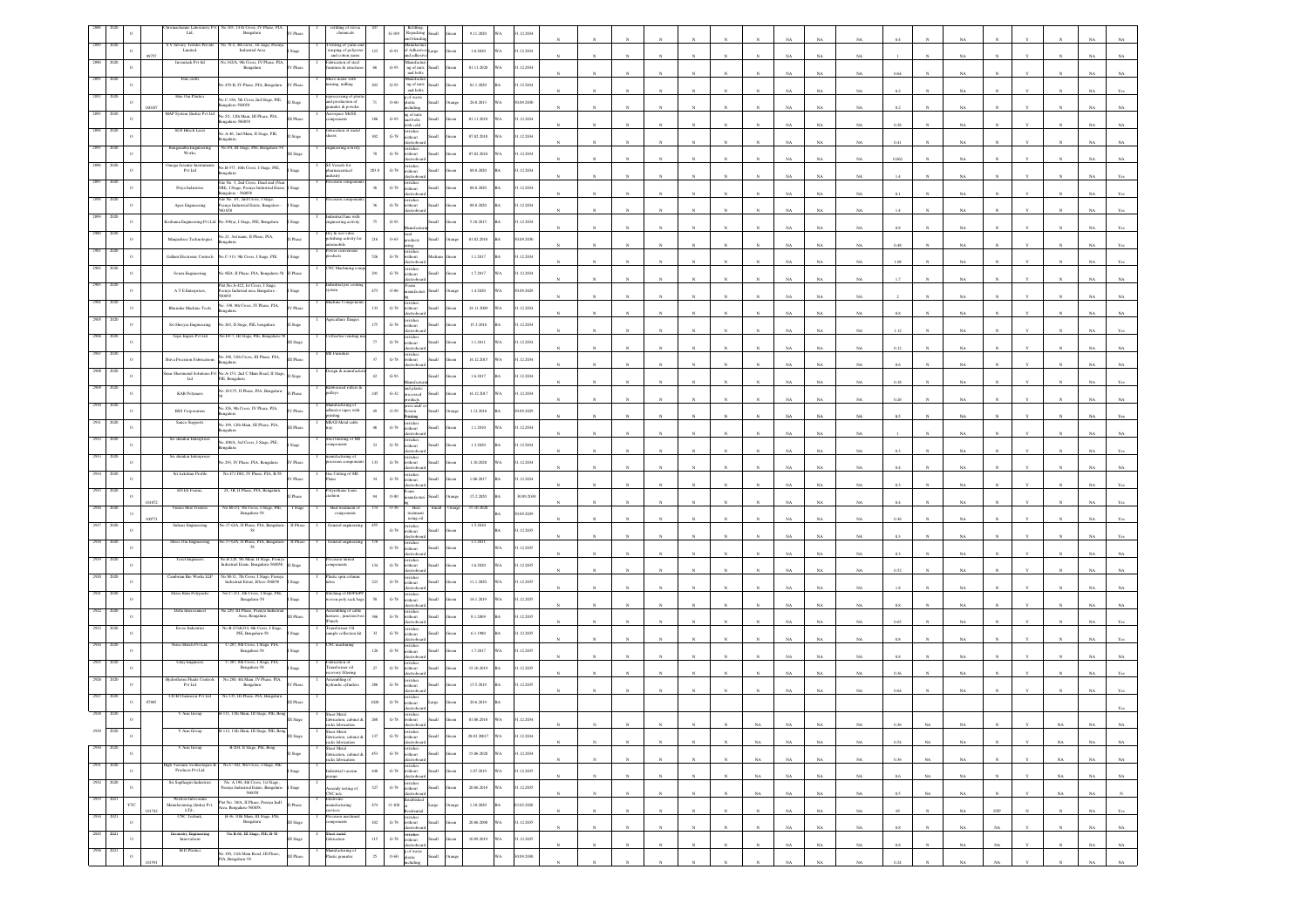| Sl. No. | Year | Category | ID | Name of the Industry | Address | Area | Product / Activity | Investment | Category Code | Type of Industry | Size | Colour | Date of Establishment | Status | Validity | Value |
|---|---|---|---|---|---|---|---|---|---|---|---|---|---|---|---|---|
| 2889 | 2020 | O | | Chromachemic Laboratory Pvt Ltd. | No.105, 14th Cross, IV Phase, PIA, Bangalore | IV Phase | refilling of excess chemicals | 207 | G-109 | Relabeling, Repacking and blending | Small | Green | 9.11.2020 | WA | 31.12.2034 | 0.4 |
| 2890 | 2020 | O | 86757 | S V Steady Textiles Private Limited. | No. N-2, 4th cross, 1st stage, Peenya Industrial Area | I Stage | Twisting of yarn and warping of polyester and cotton yarns | 123 | G-91 | Manufacture of Adhesives and adhesives | Large | Green | 1.8.2020 | WA | 31.12.2034 | 1 |
| 2891 | 2020 | O | | Invenlink Pvt Ltd | No.302/A, 4th Cross, IV Phase, PIA, Bangalore | IV Phase | Fabrication of steel furniture & structures | 66 | G-93 | Manufacturing of nuts and bolts | Small | Green | 01.11.2020 | WA | 31.12.2034 | 0.64 |
| 2892 | 2020 | O | | Four crafts | No.470-B, IV Phase, PIA, Bangalore | IV Phase | Sheet metal with bending, milling | 203 | G-93 | Manufacturing of nuts and bolts | Small | Green | 01.1.2020 | BA | 31.12.2034 | |
| 2893 | 2020 | O | 100107 | Shiv Om Plastics | No.C-364, 5th Cross, 3rd Stage, Bangalore-560058 | II Stage | reprocessing of plastic and production of granules & powder | 71 | O-60 | Manufacture of plastic including | Small | Orange | 26.8.2013 | WA | 30.09.2030 | 0.2 |
| 2894 | 2020 | O | | MAP Systems (India) Pvt Ltd | No.51, 12th Main, III Phase, PIA, Bangalore-560058 | III Phase | Aerospace MeSS components | 106 | G-93 | Manufacturing of nuts and bolts with cold | Small | Green | 01.11.2010 | WA | 31.12.2034 | |
| 2895 | 2020 | O | | SLN Hitech Laser | No.A-46, 2nd Main, II Stage, PIE, Bangalore | II Stage | fabrication of metal sheets | 302 | G-78 | Industries without electroboard | Small | Green | 07.02.2010 | WA | 31.12.2034 | 0.41 |
| 2896 | 2020 | O | | Ranganatha Engineering Works. | No.P-9, III Stage, PIE, Bangalore-58 | III Stage | engineering activity | 70 | G-78 | Industries without electroboard | Small | Green | 07.02.2010 | WA | 31.12.2034 | |
| 2897 | 2020 | O | | Omega Scientific Instruments Pvt Ltd | No.B-377, 10th Cross, I Stage, PIE, Bangalore | I Stage | SS Vessels for pharmaceutical industry | 283.8 | G-78 | Industries without electroboard | Small | Green | 09.8.2020 | BA | 31.12.2034 | 0.062 |
| 2898 | 2020 | O | | Priya Industries | Site No. 3, 2nd Cross, Dead end (Near SBI), I Stage, Peenya Industrial Estate, Bangalore – 560058 | I Stage | Precision components | 36 | G-78 | Industries without electroboard | Small | Green | 09.8.2020 | BA | 31.12.2034 | 1 |
| 2899 | 2020 | O | | Apex Engineering | Site No. 3/1, 2nd Cross, I Stage, Peenya Industrial Estate, Bangalore – 560058 | I Stage | Precision components | 36 | G-78 | Industries without electroboard | Small | Green | 09.8.2020 | BA | 31.12.2034 | 0.1 |
| 2900 | 2020 | O | | Keshava Engineering Pvt Ltd | No. 398/a, I Stage, PIE, Bangalore | I Stage | Industrial fans with engineering activity | 75 | G-93 | Manufacturing | Small | Green | 5.10.2015 | BA | 31.12.2034 | 1.4 |
| 2901 | 2020 | O | | Manjushree Technologies | No.21, 3rd main, II Phase, PIA, Bangalore | II Phase | Dry & wet vibro polishing activity for automobile | 216 | O-63 | Steel products using | Small | Orange | 01.02.2010 | BA | 30.09.2030 | 0.8 |
| 2902 | 2020 | O | | Gallant Electronic Controls | No.C-313, 9th Cross, I Stage, PIE | I Stage | Power conversion products | 526 | G-78 | Industries without electroboard | Medium | Green | 1.1.2017 | BA | 31.12.2034 | 0.48 |
| 2903 | 2020 | O | | Sivaa Engineering | No.98/E, II Phase, PIA, Bengaluru-58 | II Phase | CNC Machining components | 291 | G-78 | Industries without electroboard | Small | Green | 1.7.2017 | WA | 31.12.2034 | 1.08 |
| 2904 | 2020 | O | | A T E Enterprises, | Plot No.A-422, 1st Cross, I Stage, Peenya Industrial area, Bangalore – 560058 | I Stage | Industrial pre cooking system | 473 | O-96 | Foam manufacturing | Small | Orange | 1.4.2020 | WA | 30.09.2029 | 1.7 |
| 2905 | 2020 | O | | Bhuvana Machine Tools | No. 318, 9th Cross, IV Phase, PIA, Bangalore | IV Phase | Machine Components | 133 | G-78 | Industries without electroboard | Small | Green | 28.11.2009 | WA | 31.12.2034 | 2 |
| 2906 | 2020 | O | | Sri Shreyas Engineering | No.263, II Stage, PIE, bengaluru | II Stage | Agriculture flanges | 175 | G-78 | Industries without electroboard | Small | Green | 15.3.2018 | BA | 31.12.2034 | 0.8 |
| 2907 | 2020 | O | | Tejas Impex Pvt Ltd | No.F-7, III Stage, PIE, Bengaluru-58 | III Stage | Coffee/tea vending machine | 77 | G-78 | Industries without electroboard | Small | Green | 1.1.2011 | WA | 31.12.2034 | 1.12 |
| 2908 | 2020 | O | | Harsa Precision Fabrications | No.398, 12th Cross, III Phase, PIA, Bengaluru | III Phase | MS Furniture | 37 | G-78 | Industries without electroboard | Small | Green | 16.12.2015 | WA | 31.12.2034 | 0.12 |
| 2909 | 2020 | O | | Swaar Shortmetal Solutions Pvt Ltd | No. A-153, 2nd C Main Road, II Stage, PIE, Bengaluru | II Stage | Design & manufacture | 42 | G-93 | | Small | Green | 1.8.2017 | BA | 31.12.2034 | 0.6 |
| 2910 | 2020 | O | | KAR Polymers | No.16-C/5, II Phase, PIA, Bengaluru-58 | II Phase | Rubberised rollers & pulleys | 245 | G-32 | Manufacturing and plastic processed products | Small | Green | 16.12.2017 | WA | 31.12.2034 | 0.18 |
| 2911 | 2020 | O | | BSS Corporation | No.326, 9th Cross, IV Phase, PIA, Bengaluru | IV Phase | Manufacturing of adhesive tapes with printing | 89 | O-59 | Printing press and/or Screen Printing | Small | Orange | 1.12.2016 | BA | 30.09.2029 | 0.26 |
| 2912 | 2020 | O | | Samco Supports | No.399, 12th Main, III Phase, PIA, Bengaluru | III Phase | MS/GI Metal cable tray | 46 | G-78 | Industries without electroboard | Small | Green | 1.1.2010 | WA | 31.12.2034 | 0.5 |
| 2913 | 2020 | O | | Sri shankar Enterprises | No. 808/A, 3rd Cross, I Stage, PIE, Bengaluru | I Stage | Shot blasting of MS components | 31 | G-78 | Industries without electroboard | Small | Green | 1.3.2020 | BA | 31.12.2034 | 1 |
| 2914 | 2020 | O | | Sri shankar Enterprises | No.293, IV Phase, PIA, Bengaluru | IV Phase | manufacturing of precision components | 133 | G-78 | Industries without electroboard | Small | Green | 1.10.2020 | WA | 31.12.2034 | 0.3 |
| 2915 | 2020 | O | | Sri Lakshmi Profile | No.471 DEF, IV Phase, PIA, B-58 | IV Phase | Gas Cutting of MS Plates | 34 | G-78 | Industries without electroboard | Small | Green | 1.06.2017 | BA | 31.12.2034 | 0.4 |
| 2916 | 2020 | O | 101072 | SIVES Foams | 24, 3B II Phase, PIA, Bengaluru | II Phase | Polyurethane foam cushion | 94 | O-96 | Foam manufacturing | Small | Orange | 15.2.2018 | BA | 30.09.2030 | 0.3 |
| 2917 | 2020 | O | 100771 | Vasavi Heat Treaters | No.M-21, 5th Cross, I Stage, PIE, Bengaluru-58 | I Stage | Heat treatment of components | 174 | O-56 | Heat treatment using oil | Small | Orange | 15.10.2020 | BA | 30.09.2029 | 0.4 |
| 2918 | 2020 | O | | Suhasr Engineering | No.17-G/A, II Phase, PIA, Bengaluru-58 | II Phase | General engineering | 455 | G-78 | Industries without electroboard | Small | Green | 1.5.2010 | BA | 31.12.2035 | 0.46 |
| 2919 | 2020 | O | | Shree Om Engineering | No.17-G/A, II Phase, PIA, Bengaluru-58 | II Phase | General engineering | 179 | G-78 | Industries without electroboard | Small | Green | 1.1.2011 | WA | 31.12.2035 | 0.3 |
| 2920 | 2020 | O | | Teral Engineers | No.B-228, 5th Main, II Stage, Peenya Industrial Estate, Bengaluru-560058 | II Stage | Precision turned components | 134 | G-78 | Industries without electroboard | Small | Green | 1.6.2020 | WA | 31.12.2035 | 0.3 |
| 2921 | 2020 | O | | Cambrian Bio Works LLP | No.M-11, 7th Cross, I Stage, Peenya Industrial Estate, B'luru-560058 | I Stage | Plastic spin column tubes | 223 | G-78 | Industries without electroboard | Small | Green | 11.1.2020 | WA | 31.12.2035 | 0.52 |
| 2922 | 2020 | O | | Shree Ram Polypacks | No.C-271, 8th Cross, I Stage, PIE, Bengaluru-58 | I Stage | Stitching of HDPE/PP woven poly sack bags | 58 | G-78 | Industries without electroboard | Small | Green | 16.1.2019 | WA | 31.12.2035 | 1.8 |
| 2923 | 2020 | O | | Delta Interconnect | No.239, III Phase, Peenya Industrial Area, Bengaluru | III Phase | Assembling of cable harness, junction box Panels | 306 | G-78 | Industries without electroboard | Small | Green | 8.1.2009 | BA | 31.12.2035 | 0.8 |
| 2924 | 2020 | O | | Ereus Industries | No.B-274&234, 6th Cross, I Stage, PIE, Bengaluru-58 | I Stage | Transformer Oil sample collection kit | 32 | G-78 | Industries without electroboard | Small | Green | 6.1.1990 | BA | 31.12.2035 | 0.65 |
| 2925 | 2020 | O | | Naxo Motels Pvt Ltd. | C-287, 9th Cross, I Stage, PIA, Bengaluru-58 | I Stage | CNC machining | 126 | G-78 | Industries without electroboard | Small | Green | 1.7.2017 | WA | 31.12.2035 | 0.8 |
| 2926 | 2020 | O | | Uday Engineers | C-287, 9th Cross, I Stage, PIA, Bengaluru-58 | I Stage | Fabrication of Transformer oil recovery filtering | 27 | G-78 | Industries without electroboard | Small | Green | 15.10.2019 | BA | 31.12.2035 | 0.8 |
| 2927 | 2020 | O | | Hydrotherm Fluidr Controls Pvt Ltd | No.280, 4th Main, IV Phase, PIA, Bengaluru | IV Phase | Assembling of hydraulic cylinders | 286 | G-78 | Industries without electroboard | Small | Green | 15.5.2019 | BA | 31.12.2035 | 0.36 |
| 2928 | 2020 | O | 87665 | CICR Controls Pvt Ltd | No.135, III Phase, PIA, Bengaluru | III Phase | | 1020 | G-78 | Industries without electroboard | Large | Green | 20.6.2019 | BA | | 0.64 |
| 2929 | 2020 | O | | V Ann Group | B-131, 12th Main, III Stage, PIE, Beng | III Stage | Sheet Metal fabrication, cabinet & racks fabrication | 260 | G-78 | Industries without electroboard | Small | Green | 01.06.2019 | WA | 31.12.2034 | 0.36 |
| 2930 | 2020 | O | | V Ann Group | B-132, 11th Main, III Stage, PIE, Beng | III Stage | Sheet Metal fabrication, cabinet & racks fabrication | 137 | G-78 | Industries without electroboard | Small | Green | 20.01.20017 | WA | 31.12.2034 | 0.54 |
| 2931 | 2020 | O | | V Ann Group | B-201, II Stage, PIE, Beng | II Stage | Sheet Metal fabrication, cabinet & racks fabrication | 453 | G-78 | Industries without electroboard | Small | Green | 15.06.2020 | WA | 31.12.2034 | 0.36 |
| 2932 | 2020 | O | | High Vacuum Technologies & Products Pvt Ltd | No.C-402, 9th Cross, I Stage, PIE, Bengaluru | I Stage | Industrial vaccum pumps | 448 | G-78 | Industries without electroboard | Small | Green | 1.07.2019 | WA | 31.12.2035 | 0.6 |
| 2933 | 2020 | O | | Sri Sapthagiri Industries | No. A-196, 4th Cross, 1st Stage, Peenya Industrial Estate, Bengaluru-560058 | I Stage | Assembly testing of CNC m/c | 327 | G-78 | Industries without electroboard | Small | Green | 20.06.2018 | WA | 31.12.2035 | 0.5 |
| 2934 | 2021 | YTC | 101742 | Western Infocomm Manufacturing (India) Pvt LTd. | Plot No. 38/A, II Phase, Peenya Indl Area, Bengaluru-560058 | II Phase | manufacturing services | 474 | O-100 | Establishment/Residential | Large | Orange | 1.10.2020 | BA | 30.09.2026 | 85 |
| 2935 | 2021 | O | | CNC Technik | B-91, 10th Main, III Stage, PIE, Bengaluru | III Stage | Precision machined components | 102 | G-78 | Industries without electroboard | Small | Green | 20.06.2006 | WA | 31.12.2035 | 0.8 |
| 2936 | 2021 | O | | Geometry Engineering Innovations | No.B-66, III Stage, PIE, B-58 | III Stage | Sheet metal fabrication | 115 | G-78 | Industries without electroboard | Small | Green | 10.09.2019 | WA | 31.12.2035 | 0.8 |
| 2937 | 2021 | O | 104591 | M.D Plastics | No.190, 11th Main Road, III Phase, PIA, Bengaluru-58 | III Phase | Manufacturing of Plastic granules | 25 | O-60 | Manufacture of plastic including | Small | Orange | | WA | 30.09.2030 | 0.24 |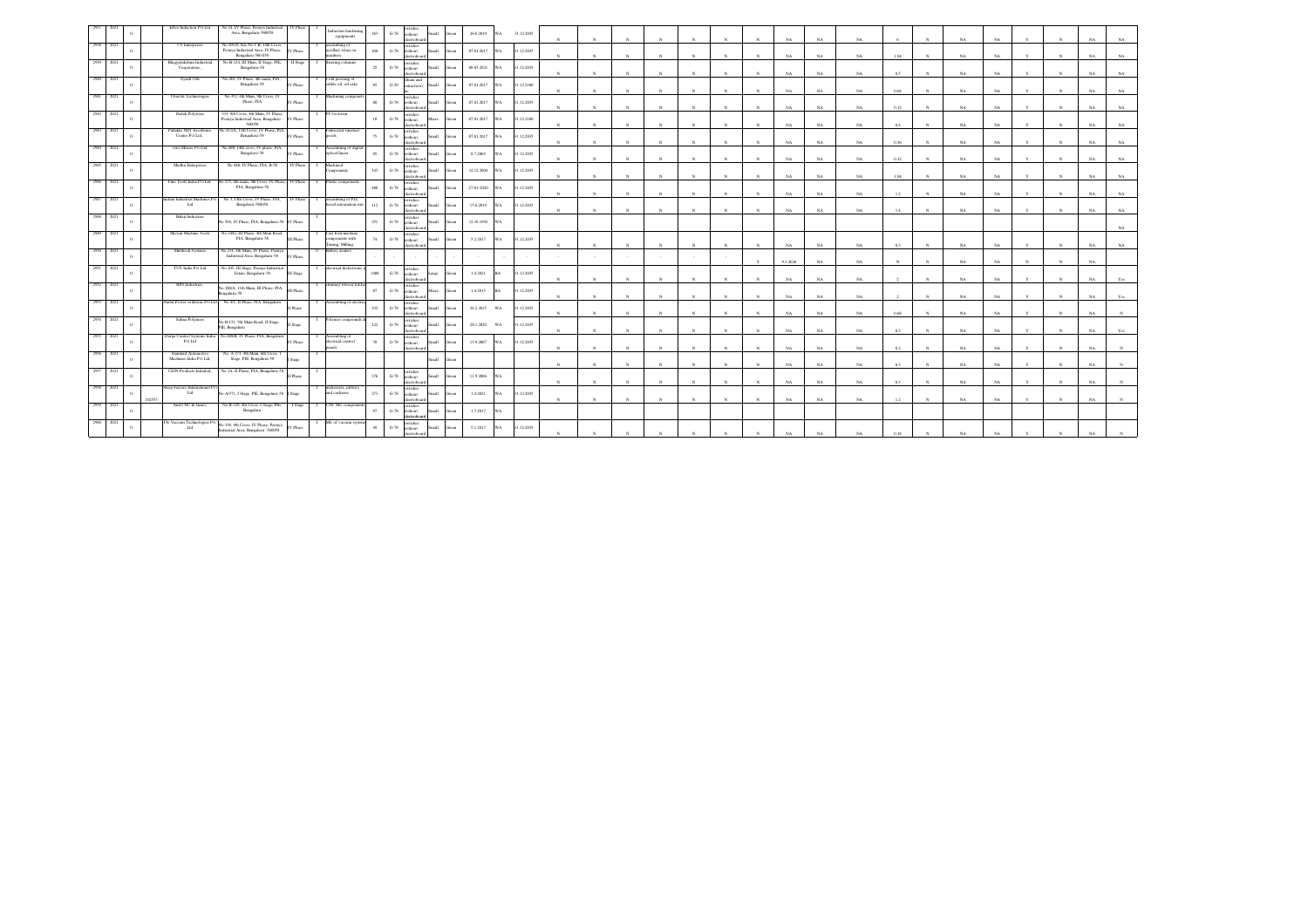| | | | | | | | | | | | | | | | | | | | | | | | | | | | | | | | | | | |
|---|---|---|---|---|---|---|---|---|---|---|---|---|---|---|---|---|---|---|---|---|---|---|---|---|---|---|---|---|---|---|---|---|---|---|
| 2957 | 2021 | O | | Elite Induction Pvt Ltd | No.18, IV Phase, Peenya Industrial Area, Bengaluru-560058 | IV Phase | I | Induction hardening equipments | 163 | G-78 | switches without electroboard | Small | Green | 26.6.2019 | WA | 31.12.2035 | N | N | N | N | N | N | N | NA | NA | NA | 6 | N | NA | NA | Y | N | NA | NA |
| 2958 | 2021 | O | | J S Enterprises | No.405/8, Site No.1-B, 10th Cross, Peenya Industrial Area, IV Phase, Bengaluru-560 058 | IV Phase | I | Assembling of auxiliary relays in numbers | 108 | G-78 | switches without electroboard | Small | Green | 07.01.2017 | WA | 31.12.2035 | N | N | N | N | N | N | N | NA | NA | NA | 1.68 | N | NA | NA | Y | N | NA | NA |
| 2959 | 2021 | O | | Bhagyalakshmi Industrial Corporation. | No.B-124, III Main, II Stage, PIE, Bengaluru-58 | II Stage | I | Steering columns | 25 | G-78 | switches without electroboard | Small | Green | 08.03.2021 | WA | 31.12.2035 | N | N | N | N | N | N | N | NA | NA | NA | 0.5 | N | NA | NA | Y | N | NA | NA |
| 2960 | 2021 | O | | Ayush Oils | No.383, IV Phase, 8th main, PIA, Bengaluru-58 | IV Phase | I | Cold pressing of edible oil, oil cake | 45 | G-29 | | Small | Green | 07.01.2017 | WA | 31.12.2100 | N | N | N | N | N | N | N | NA | NA | NA | 0.68 | N | NA | NA | Y | N | NA | NA |
| 2961 | 2021 | O | | Chartek Technologies | No.372, 6th Main, 9th Cross, IV Phase, PIA | IV Phase | I | Machining components | 80 | G-78 | switches without electroboard | Small | Green | 07.01.2017 | WA | 31.12.2035 | N | N | N | N | N | N | N | NA | NA | NA | 0.12 | N | NA | NA | Y | N | NA | NA |
| 2962 | 2021 | O | | Dudak Polymer | 333, 9th Cross, 6th Main, IV Phase, Peenya Industrial Area, Bengaluru-560058 | IV Phase | I | PU footwear | 10 | G-78 | switches without electroboard | Micro | Green | 07.01.2017 | WA | 31.12.2100 | N | N | N | N | N | N | N | NA | NA | NA | 0.4 | N | NA | NA | Y | N | NA | NA |
| 2963 | 2021 | O | | Pathakka NDT Excellence Centre Pvt Ltd., | No.411/A, 11th Cross, IV Phase, PIA, Bengaluru-58 | IV Phase | I | Fabricated finished goods | 75 | G-78 | switches without electroboard | Small | Green | 07.01.2017 | WA | 31.12.2035 | N | N | N | N | N | N | N | NA | NA | NA | 0.46 | N | NA | NA | Y | N | NA | NA |
| 2964 | 2021 | O | | Givi Motors Pvt Ltd | No.488, 14th cross, IV phase, PIA, Bangalore-58 | IV Phase | I | Assembling of digital optical linear | 85 | G-78 | switches without electroboard | Small | Green | 8.7.2003 | WA | 31.12.2035 | N | N | N | N | N | N | N | NA | NA | NA | 0.32 | N | NA | NA | Y | N | NA | NA |
| 2965 | 2021 | O | | Madhu Enterprises | No.466, IV Phase, PIA, B-58 | IV Phase | I | Machined Components | 143 | G-78 | switches without electroboard | Small | Green | 14.12.2004 | WA | 31.12.2035 | N | N | N | N | N | N | N | NA | NA | NA | 1.04 | N | NA | NA | Y | N | NA | NA |
| 2966 | 2021 | O | | Fine Tools India Pvt Ltd | No.375, 4th main, 4th Cross, IV Phase, PIA, Bengaluru-58 | IV Phase | I | Plastic components | 498 | G-78 | switches without electroboard | Small | Green | 27-01-2020 | WA | 31.12.2035 | N | N | N | N | N | N | N | NA | NA | NA | 1.2 | N | NA | NA | Y | N | NA | NA |
| 2967 | 2021 | O | | Bolton Industrial Machines Pvt Ltd | No.3, 10th Cross, IV Phase, PIA, Bengaluru-560058 | IV Phase | I | Assembling of PLC based automation unit | 112 | G-78 | switches without electroboard | Small | Green | 15.6.2019 | WA | 31.12.2035 | N | N | N | N | N | N | N | NA | NA | NA | 1.4 | N | NA | NA | Y | N | NA | NA |
| 2968 | 2021 | O | | Balaji Industries | No.504, IV Phase, PIA, Bengaluru-58 | IV Phase | I | | 251 | G-78 | switches without electroboard | Small | Green | 12.10.1992 | WA | | | | | | | | | | | | | | | | | | | | NA |
| 2969 | 2021 | O | | Micron Machine Tools | No.9/H1, III Phase, 4th Main Road, PIA, Bengaluru-58 | III Phase | I | Cnd Steel machine components with Turning, Milling, | 74 | G-78 | switches without electroboard | Small | Green | 5.2.2017 | WA | 31.12.2035 | N | N | N | N | N | N | N | NA | NA | NA | 0.5 | N | NA | NA | Y | N | NA | NA |
| 2970 | 2021 | O | | Multitech Systems | No.274, 4th Main, IV Phase, Peenya Industrial Area, Bengaluru-58 | IV Phase | O | Battery dealers | - | - | - | - | - | - | - | - | - | - | - | - | - | - | Y | 9.3.2026 | NA | NA | N | N | NA | NA | N | N | NA | |
| 2971 | 2021 | O | | TUV India Pvt Ltd | No.105, III Stage, Peenya Industrial Estate, Bengaluru-58 | III Stage | I | electrical thelectronic p | 1400 | G-78 | switches without electroboard | Large | Green | 1.4.2021 | RA | 31.12.2035 | N | N | N | N | N | N | N | NA | NA | NA | 2 | N | NA | NA | Y | N | NA | Yes |
| 2972 | 2021 | O | | BPS Industries, | No. 960/A, 11th Main, III Phase, PIA, Bengaluru-58. | III Phase | I | dummy brown knobs | 87 | G-78 | switches without electroboard | Micro | Green | 1.4.2015 | RA | 31.12.2035 | N | N | N | N | N | N | N | NA | NA | NA | 2 | N | NA | NA | Y | N | NA | Yes |
| 2973 | 2021 | O | | Nutint Power solutions PVT.LTD | No.4/1, II Phase, PIA, Bengaluru | II Phase | I | Assembling of electrical | 232 | G-78 | switches without electroboard | Small | Green | 26.2.2015 | WA | 31.12.2035 | N | N | N | N | N | N | N | NA | NA | NA | 0.68 | N | NA | NA | Y | N | NA | N |
| 2974 | 2021 | O | | Saltau Polymers | No.B-151, 5th Main Road, II Stage, PIE, Bengaluru. | II Stage | I | Polymer compounds & | 122 | G-78 | switches without electroboard | Small | Green | 28.1.2020 | WA | 31.12.2035 | N | N | N | N | N | N | N | NA | NA | NA | 0.5 | N | NA | NA | Y | N | NA | Yes |
| 2975 | 2021 | O | | Usage Control Systems India Pvt Ltd | No.489/B, IV Phase, PIA, Bengaluru | IV Phase | I | Assembling of electrical control panels | 78 | G-78 | switches without electroboard | Small | Green | 15.9.2007 | WA | 31.12.2035 | N | N | N | N | N | N | N | NA | NA | NA | 0.2 | N | NA | NA | Y | N | NA | N |
| 2976 | 2021 | O | | Standard Automotive Machines India Pvt Ltd, | No. A-3/3, 4th Main, 4th Cross, I Stage, PIE, Bengaluru-58 | I Stage | I | | | | | Small | Green | | | | N | N | N | N | N | N | N | NA | NA | NA | 0.5 | N | NA | NA | Y | N | NA | N |
| 2977 | 2021 | O | | CSDN Products India Ltd, | No.3A, II Phase, PIA, Bengaluru-58 | II Phase | I | | 176 | G-78 | switches without electroboard | Small | Green | 11.9.2006 | WA | | N | N | N | N | N | N | N | NA | NA | NA | 0.5 | N | NA | NA | Y | N | NA | N |
| 2978 | 2021 | O | 102573 | Sharp Factory International Pvt Ltd | No.A/371, I Stage, PIE, Bengaluru-58 | I Stage | I | mannequins, pillows and cushions | 273 | G-78 | switches without electroboard | Small | Green | 1.4.2021 | WA | 31.12.2035 | N | N | N | N | N | N | N | NA | NA | NA | 1.2 | N | NA | NA | Y | N | NA | N |
| 2979 | 2021 | O | | Anil CNC & Gears, | No.B-128, 4th Cross, I Stage, PIE, Bengaluru | I Stage | I | CNC Mc. components | 97 | G-78 | switches without electroboard | Small | Green | 1.7.2017 | WA | | | | | | | | | | | | | | | | | | | | |
| 2980 | 2021 | O | | Fly Vacuum Technologies Pvt Ltd | No.338, 9th Cross, IV Phase, Peenya Industrial Area, Bengaluru -560058 | IV Phase | I | Mfr of vacuum systems | 49 | G-78 | switches without electroboard | Small | Green | 5.1.2017 | WA | 31.12.2035 | N | N | N | N | N | N | N | NA | NA | NA | 0.18 | N | NA | NA | Y | N | NA | N |